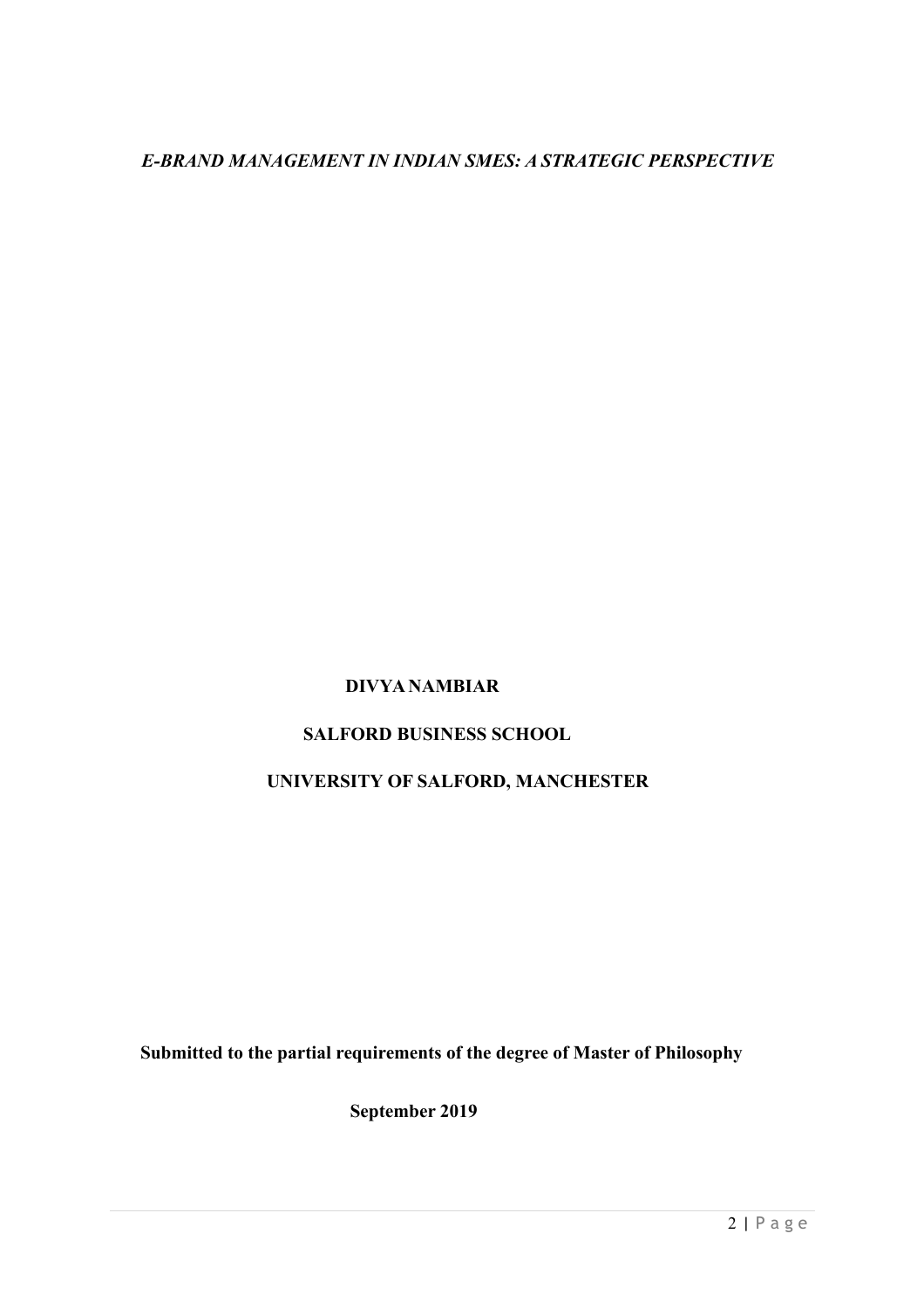*E-BRAND MANAGEMENT IN INDIAN SMES: A STRATEGIC PERSPECTIVE*

**DIVYA NAMBIAR**

**SALFORD BUSINESS SCHOOL**

**UNIVERSITY OF SALFORD, MANCHESTER**

**Submitted to the partial requirements of the degree of Master of Philosophy**

**September 2019**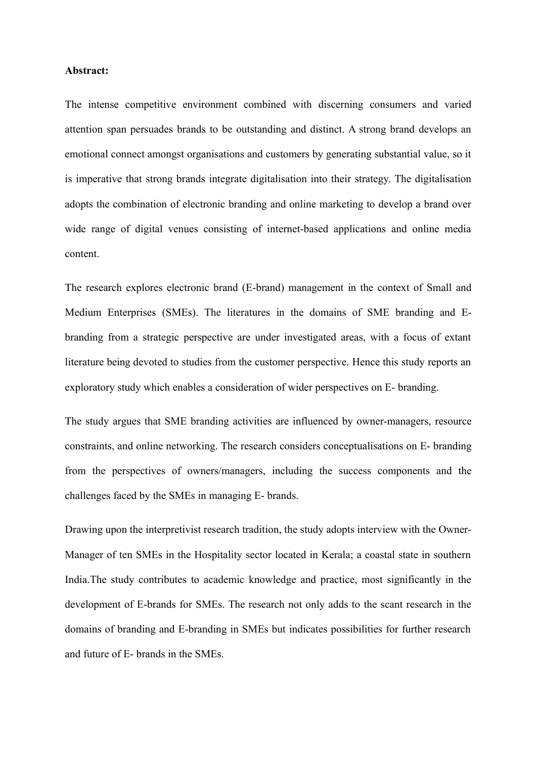**Abstract:**

The intense competitive environment combined with discerning consumers and varied attention span persuades brands to be outstanding and distinct. A strong brand develops an emotional connect amongst organisations and customers by generating substantial value, so it is imperative that strong brands integrate digitalisation into their strategy. The digitalisation adopts the combination of electronic branding and online marketing to develop a brand over wide range of digital venues consisting of internet-based applications and online media content.

The research explores electronic brand (E-brand) management in the context of Small and Medium Enterprises (SMEs). The literatures in the domains of SME branding and E-branding from a strategic perspective are under investigated areas, with a focus of extant literature being devoted to studies from the customer perspective. Hence this study reports an exploratory study which enables a consideration of wider perspectives on E- branding.

The study argues that SME branding activities are influenced by owner-managers, resource constraints, and online networking. The research considers conceptualisations on E- branding from the perspectives of owners/managers, including the success components and the challenges faced by the SMEs in managing E- brands.

Drawing upon the interpretivist research tradition, the study adopts interview with the Owner-Manager of ten SMEs in the Hospitality sector located in Kerala; a coastal state in southern India.The study contributes to academic knowledge and practice, most significantly in the development of E-brands for SMEs. The research not only adds to the scant research in the domains of branding and E-branding in SMEs but indicates possibilities for further research and future of E- brands in the SMEs.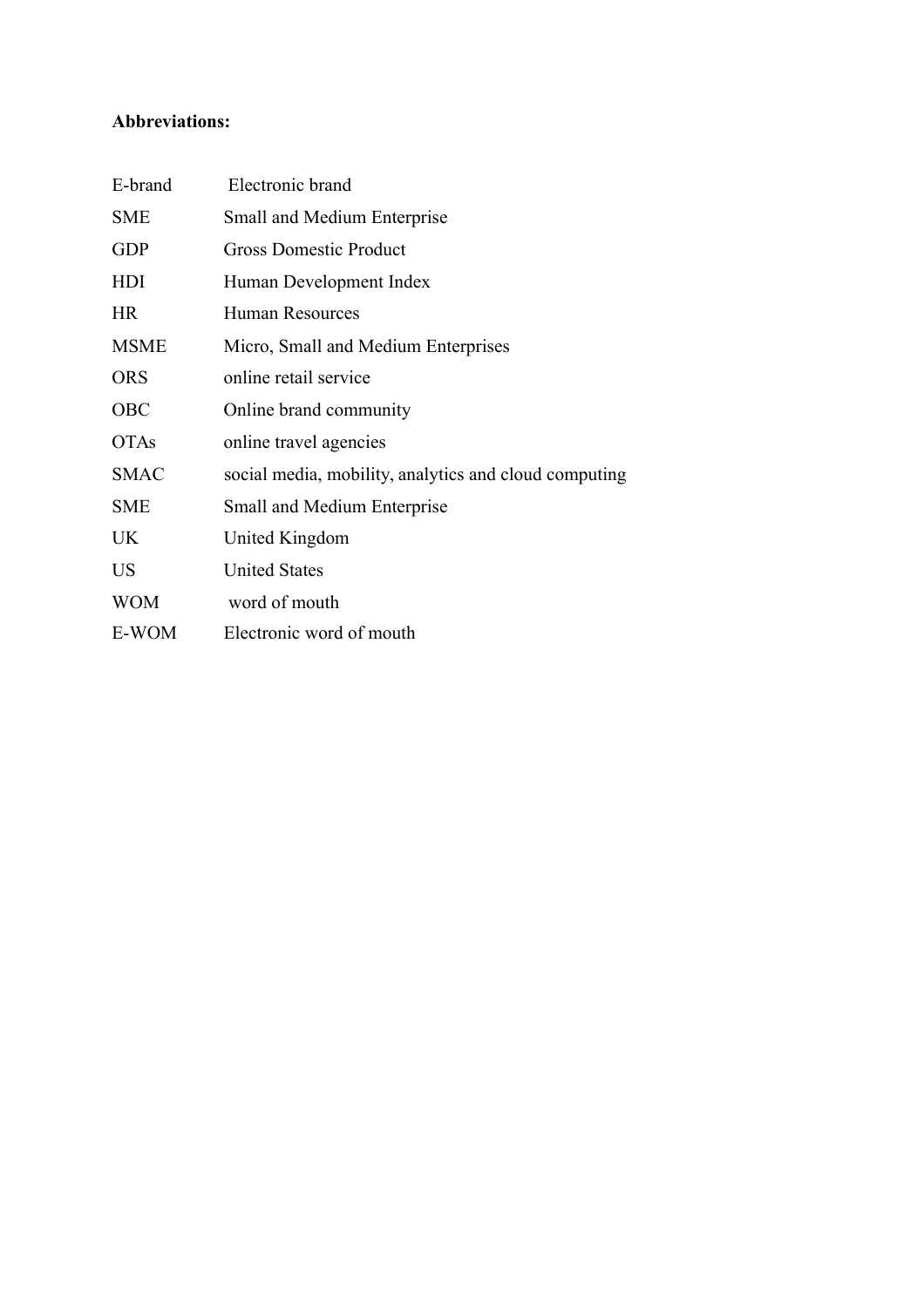**Abbreviations:**

| | |
|---|---|
| E-brand | Electronic brand |
| SME | Small and Medium Enterprise |
| GDP | Gross Domestic Product |
| HDI | Human Development Index |
| HR | Human Resources |
| MSME | Micro, Small and Medium Enterprises |
| ORS | online retail service |
| OBC | Online brand community |
| OTAs | online travel agencies |
| SMAC | social media, mobility, analytics and cloud computing |
| SME | Small and Medium Enterprise |
| UK | United Kingdom |
| US | United States |
| WOM | word of mouth |
| E-WOM | Electronic word of mouth |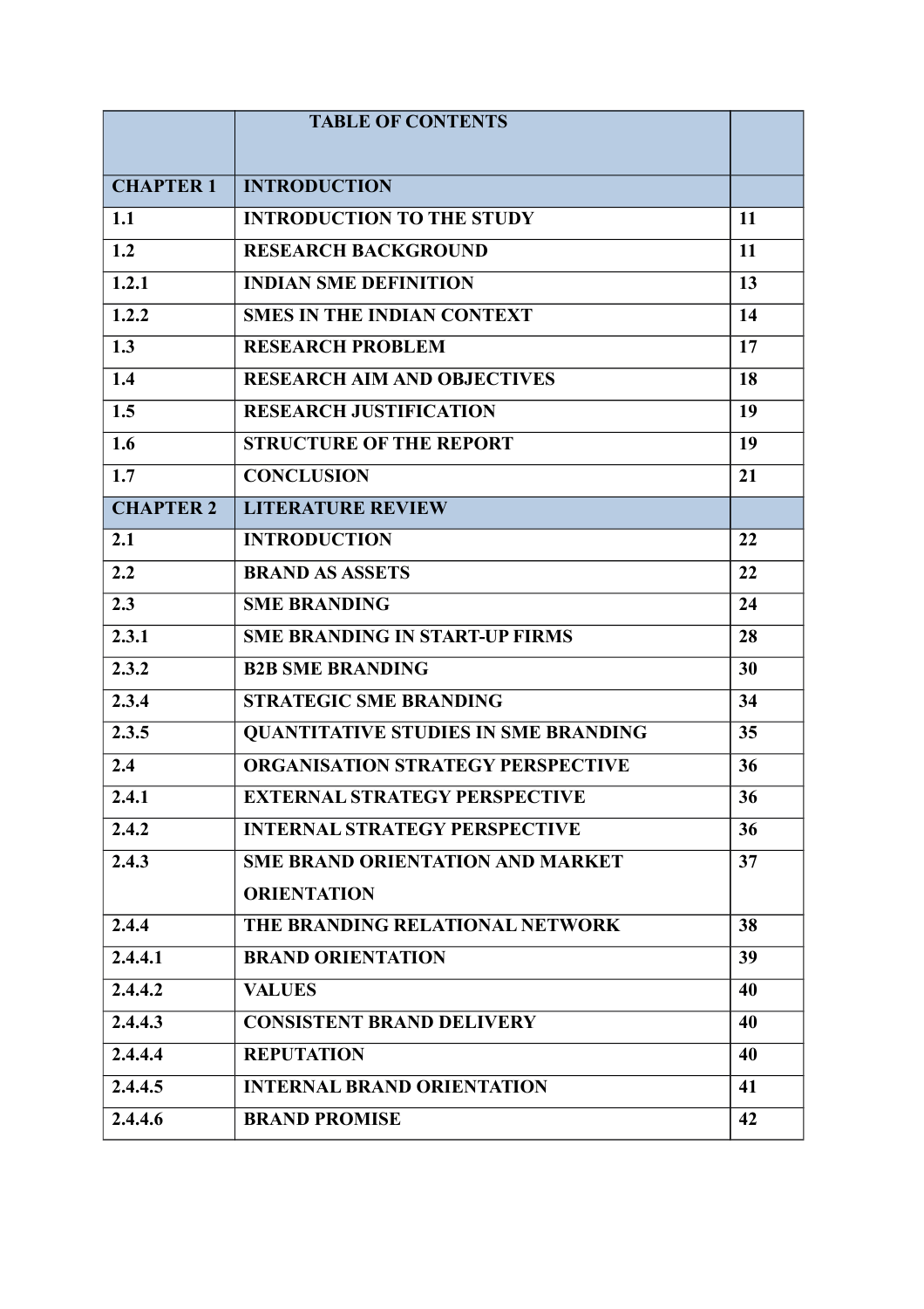| | TABLE OF CONTENTS | |
|---|---|---|
| **CHAPTER 1** | **INTRODUCTION** | |
| 1.1 | INTRODUCTION TO THE STUDY | 11 |
| 1.2 | RESEARCH BACKGROUND | 11 |
| 1.2.1 | INDIAN SME DEFINITION | 13 |
| 1.2.2 | SMES IN THE INDIAN CONTEXT | 14 |
| 1.3 | RESEARCH PROBLEM | 17 |
| 1.4 | RESEARCH AIM AND OBJECTIVES | 18 |
| 1.5 | RESEARCH JUSTIFICATION | 19 |
| 1.6 | STRUCTURE OF THE REPORT | 19 |
| 1.7 | CONCLUSION | 21 |
| **CHAPTER 2** | **LITERATURE REVIEW** | |
| 2.1 | INTRODUCTION | 22 |
| 2.2 | BRAND AS ASSETS | 22 |
| 2.3 | SME BRANDING | 24 |
| 2.3.1 | SME BRANDING IN START-UP FIRMS | 28 |
| 2.3.2 | B2B SME BRANDING | 30 |
| 2.3.4 | STRATEGIC SME BRANDING | 34 |
| 2.3.5 | QUANTITATIVE STUDIES IN SME BRANDING | 35 |
| 2.4 | ORGANISATION STRATEGY PERSPECTIVE | 36 |
| 2.4.1 | EXTERNAL STRATEGY PERSPECTIVE | 36 |
| 2.4.2 | INTERNAL STRATEGY PERSPECTIVE | 36 |
| 2.4.3 | SME BRAND ORIENTATION AND MARKET ORIENTATION | 37 |
| 2.4.4 | THE BRANDING RELATIONAL NETWORK | 38 |
| 2.4.4.1 | BRAND ORIENTATION | 39 |
| 2.4.4.2 | VALUES | 40 |
| 2.4.4.3 | CONSISTENT BRAND DELIVERY | 40 |
| 2.4.4.4 | REPUTATION | 40 |
| 2.4.4.5 | INTERNAL BRAND ORIENTATION | 41 |
| 2.4.4.6 | BRAND PROMISE | 42 |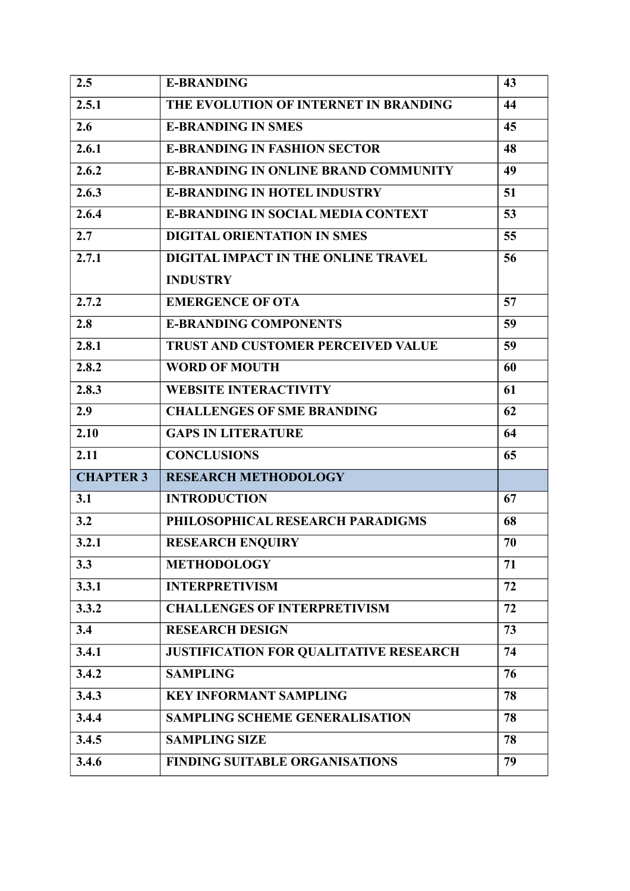| | | |
|---|---|---|
| **2.5** | **E-BRANDING** | **43** |
| **2.5.1** | **THE EVOLUTION OF INTERNET IN BRANDING** | **44** |
| **2.6** | **E-BRANDING IN SMES** | **45** |
| **2.6.1** | **E-BRANDING IN FASHION SECTOR** | **48** |
| **2.6.2** | **E-BRANDING IN ONLINE BRAND COMMUNITY** | **49** |
| **2.6.3** | **E-BRANDING IN HOTEL INDUSTRY** | **51** |
| **2.6.4** | **E-BRANDING IN SOCIAL MEDIA CONTEXT** | **53** |
| **2.7** | **DIGITAL ORIENTATION IN SMES** | **55** |
| **2.7.1** | **DIGITAL IMPACT IN THE ONLINE TRAVEL INDUSTRY** | **56** |
| **2.7.2** | **EMERGENCE OF OTA** | **57** |
| **2.8** | **E-BRANDING COMPONENTS** | **59** |
| **2.8.1** | **TRUST AND CUSTOMER PERCEIVED VALUE** | **59** |
| **2.8.2** | **WORD OF MOUTH** | **60** |
| **2.8.3** | **WEBSITE INTERACTIVITY** | **61** |
| **2.9** | **CHALLENGES OF SME BRANDING** | **62** |
| **2.10** | **GAPS IN LITERATURE** | **64** |
| **2.11** | **CONCLUSIONS** | **65** |
| **CHAPTER 3** | **RESEARCH METHODOLOGY** | |
| **3.1** | **INTRODUCTION** | **67** |
| **3.2** | **PHILOSOPHICAL RESEARCH PARADIGMS** | **68** |
| **3.2.1** | **RESEARCH ENQUIRY** | **70** |
| **3.3** | **METHODOLOGY** | **71** |
| **3.3.1** | **INTERPRETIVISM** | **72** |
| **3.3.2** | **CHALLENGES OF INTERPRETIVISM** | **72** |
| **3.4** | **RESEARCH DESIGN** | **73** |
| **3.4.1** | **JUSTIFICATION FOR QUALITATIVE RESEARCH** | **74** |
| **3.4.2** | **SAMPLING** | **76** |
| **3.4.3** | **KEY INFORMANT SAMPLING** | **78** |
| **3.4.4** | **SAMPLING SCHEME GENERALISATION** | **78** |
| **3.4.5** | **SAMPLING SIZE** | **78** |
| **3.4.6** | **FINDING SUITABLE ORGANISATIONS** | **79** |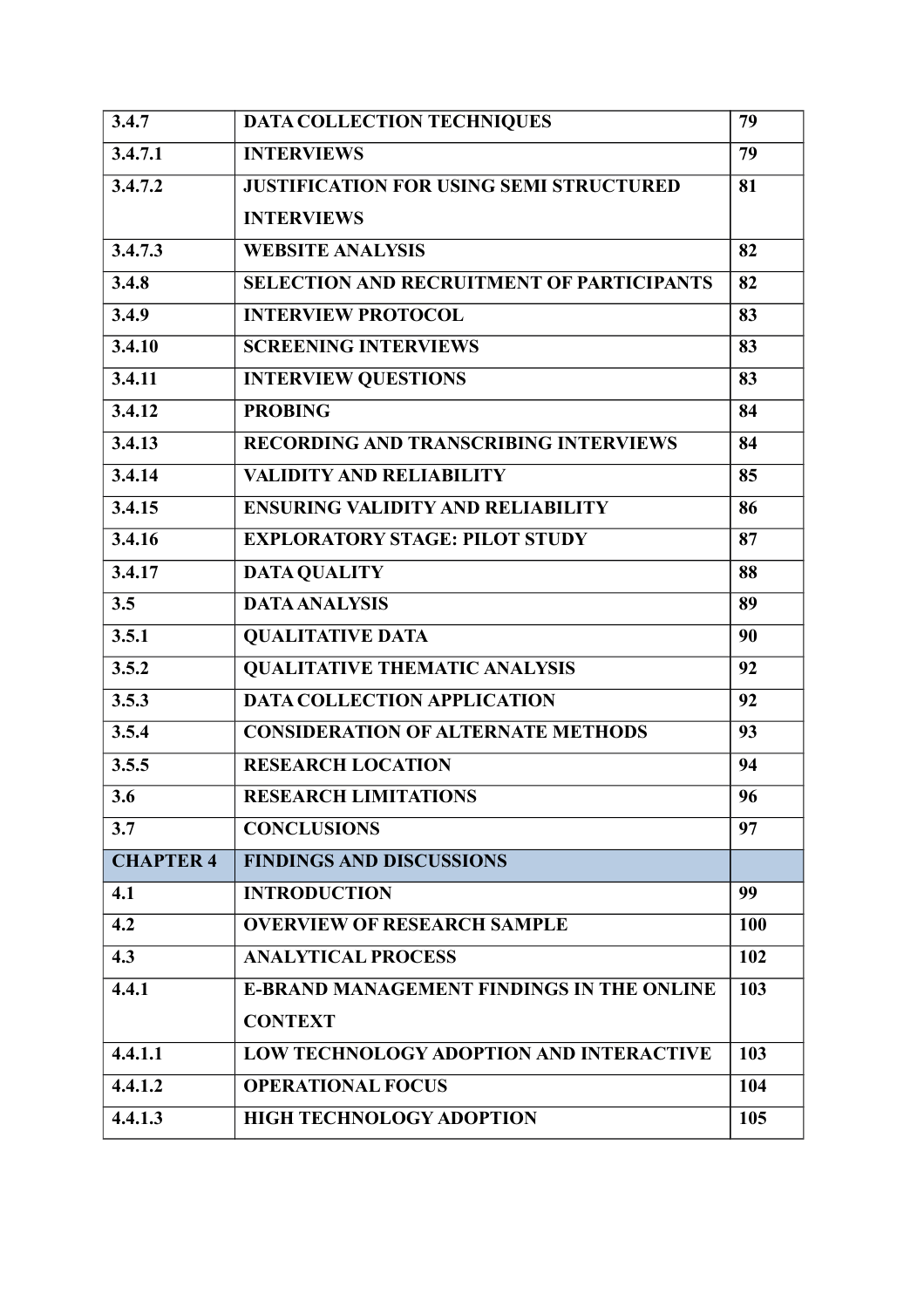| 3.4.7 | DATA COLLECTION TECHNIQUES | 79 |
|---|---|---|
| 3.4.7.1 | INTERVIEWS | 79 |
| 3.4.7.2 | JUSTIFICATION FOR USING SEMI STRUCTURED INTERVIEWS | 81 |
| 3.4.7.3 | WEBSITE ANALYSIS | 82 |
| 3.4.8 | SELECTION AND RECRUITMENT OF PARTICIPANTS | 82 |
| 3.4.9 | INTERVIEW PROTOCOL | 83 |
| 3.4.10 | SCREENING INTERVIEWS | 83 |
| 3.4.11 | INTERVIEW QUESTIONS | 83 |
| 3.4.12 | PROBING | 84 |
| 3.4.13 | RECORDING AND TRANSCRIBING INTERVIEWS | 84 |
| 3.4.14 | VALIDITY AND RELIABILITY | 85 |
| 3.4.15 | ENSURING VALIDITY AND RELIABILITY | 86 |
| 3.4.16 | EXPLORATORY STAGE: PILOT STUDY | 87 |
| 3.4.17 | DATA QUALITY | 88 |
| 3.5 | DATA ANALYSIS | 89 |
| 3.5.1 | QUALITATIVE DATA | 90 |
| 3.5.2 | QUALITATIVE THEMATIC ANALYSIS | 92 |
| 3.5.3 | DATA COLLECTION APPLICATION | 92 |
| 3.5.4 | CONSIDERATION OF ALTERNATE METHODS | 93 |
| 3.5.5 | RESEARCH LOCATION | 94 |
| 3.6 | RESEARCH LIMITATIONS | 96 |
| 3.7 | CONCLUSIONS | 97 |
| CHAPTER 4 | FINDINGS AND DISCUSSIONS | |
| 4.1 | INTRODUCTION | 99 |
| 4.2 | OVERVIEW OF RESEARCH SAMPLE | 100 |
| 4.3 | ANALYTICAL PROCESS | 102 |
| 4.4.1 | E-BRAND MANAGEMENT FINDINGS IN THE ONLINE CONTEXT | 103 |
| 4.4.1.1 | LOW TECHNOLOGY ADOPTION AND INTERACTIVE | 103 |
| 4.4.1.2 | OPERATIONAL FOCUS | 104 |
| 4.4.1.3 | HIGH TECHNOLOGY ADOPTION | 105 |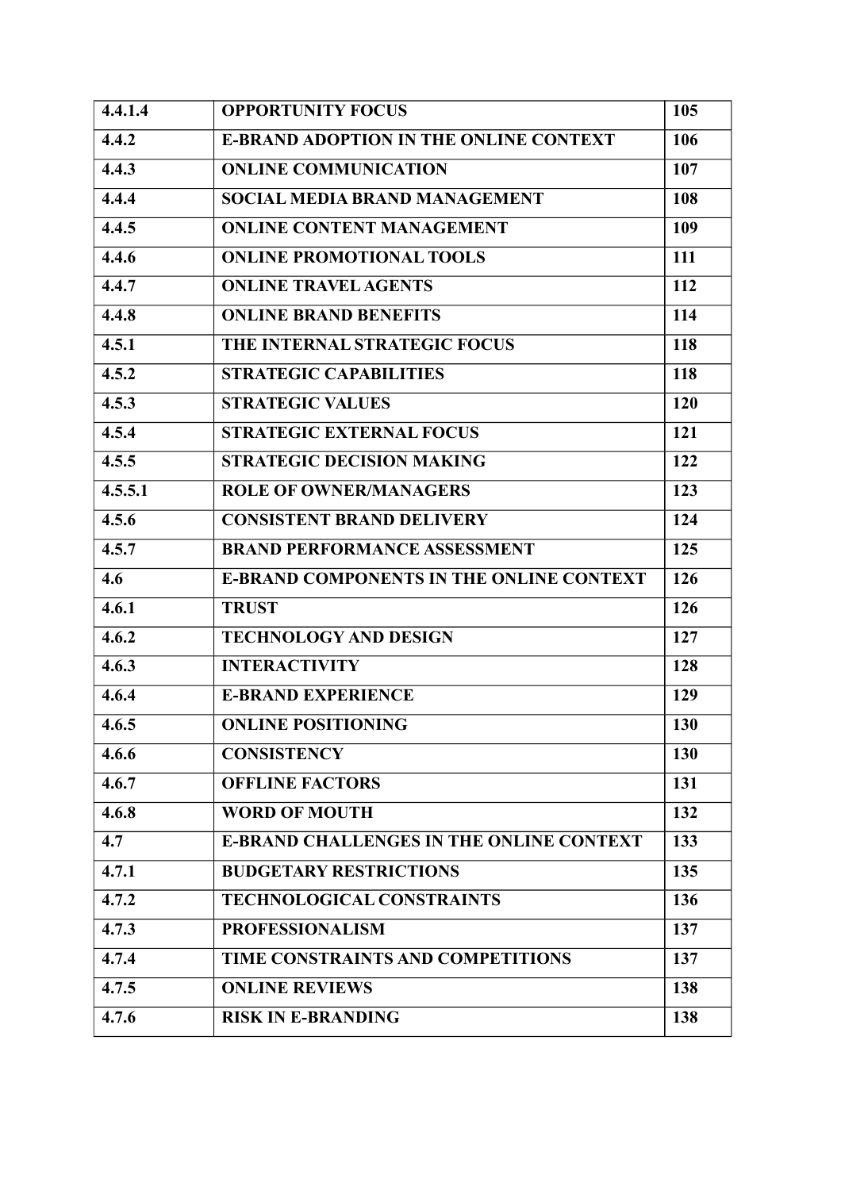| 4.4.1.4 | OPPORTUNITY FOCUS | 105 |
|---|---|---|
| 4.4.2 | E-BRAND ADOPTION IN THE ONLINE CONTEXT | 106 |
| 4.4.3 | ONLINE COMMUNICATION | 107 |
| 4.4.4 | SOCIAL MEDIA BRAND MANAGEMENT | 108 |
| 4.4.5 | ONLINE CONTENT MANAGEMENT | 109 |
| 4.4.6 | ONLINE PROMOTIONAL TOOLS | 111 |
| 4.4.7 | ONLINE TRAVEL AGENTS | 112 |
| 4.4.8 | ONLINE BRAND BENEFITS | 114 |
| 4.5.1 | THE INTERNAL STRATEGIC FOCUS | 118 |
| 4.5.2 | STRATEGIC CAPABILITIES | 118 |
| 4.5.3 | STRATEGIC VALUES | 120 |
| 4.5.4 | STRATEGIC EXTERNAL FOCUS | 121 |
| 4.5.5 | STRATEGIC DECISION MAKING | 122 |
| 4.5.5.1 | ROLE OF OWNER/MANAGERS | 123 |
| 4.5.6 | CONSISTENT BRAND DELIVERY | 124 |
| 4.5.7 | BRAND PERFORMANCE ASSESSMENT | 125 |
| 4.6 | E-BRAND COMPONENTS IN THE ONLINE CONTEXT | 126 |
| 4.6.1 | TRUST | 126 |
| 4.6.2 | TECHNOLOGY AND DESIGN | 127 |
| 4.6.3 | INTERACTIVITY | 128 |
| 4.6.4 | E-BRAND EXPERIENCE | 129 |
| 4.6.5 | ONLINE POSITIONING | 130 |
| 4.6.6 | CONSISTENCY | 130 |
| 4.6.7 | OFFLINE FACTORS | 131 |
| 4.6.8 | WORD OF MOUTH | 132 |
| 4.7 | E-BRAND CHALLENGES IN THE ONLINE CONTEXT | 133 |
| 4.7.1 | BUDGETARY RESTRICTIONS | 135 |
| 4.7.2 | TECHNOLOGICAL CONSTRAINTS | 136 |
| 4.7.3 | PROFESSIONALISM | 137 |
| 4.7.4 | TIME CONSTRAINTS AND COMPETITIONS | 137 |
| 4.7.5 | ONLINE REVIEWS | 138 |
| 4.7.6 | RISK IN E-BRANDING | 138 |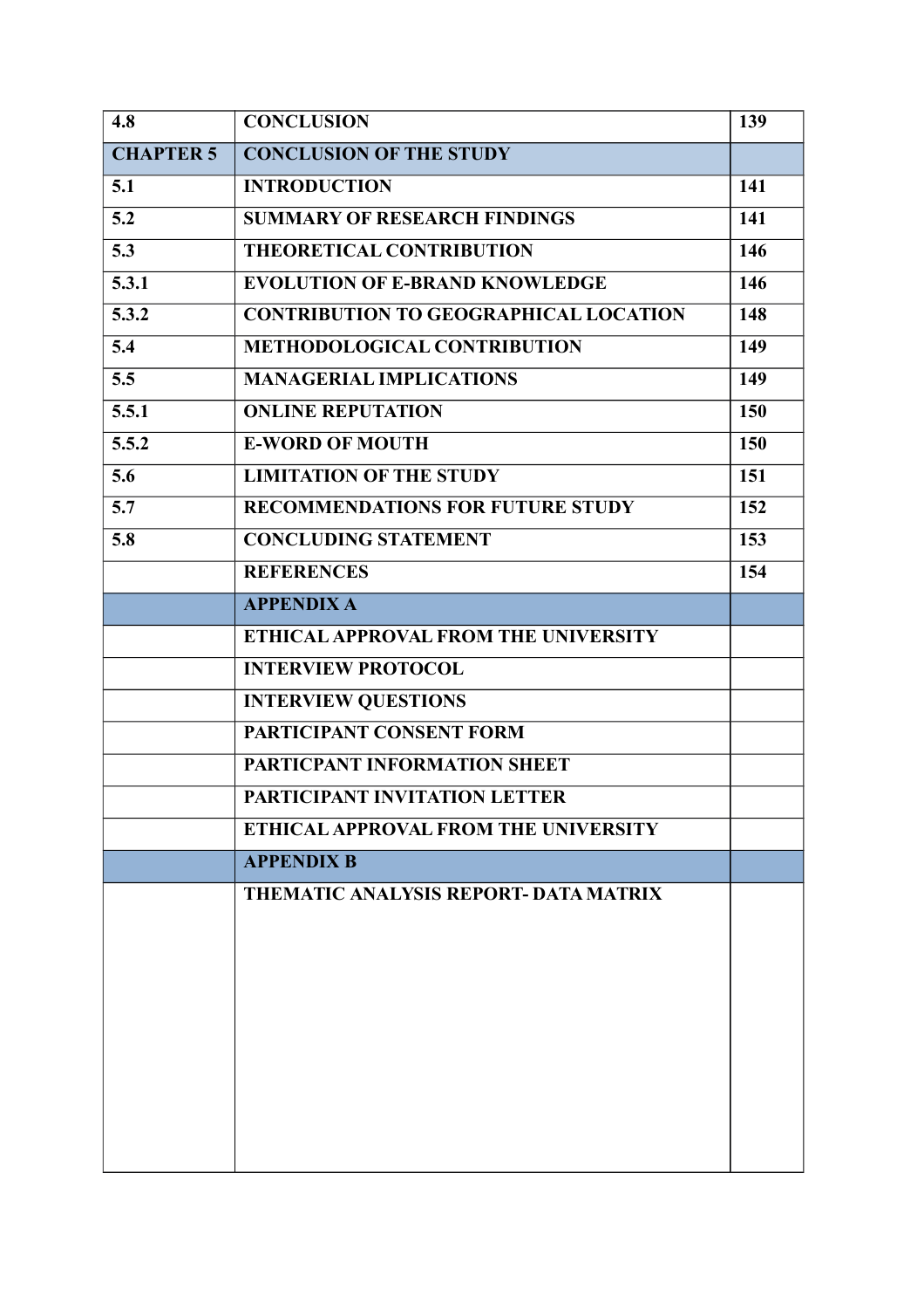| 4.8 | CONCLUSION | 139 |
| --- | --- | --- |
| **CHAPTER 5** | **CONCLUSION OF THE STUDY** | |
| 5.1 | INTRODUCTION | 141 |
| 5.2 | SUMMARY OF RESEARCH FINDINGS | 141 |
| 5.3 | THEORETICAL CONTRIBUTION | 146 |
| 5.3.1 | EVOLUTION OF E-BRAND KNOWLEDGE | 146 |
| 5.3.2 | CONTRIBUTION TO GEOGRAPHICAL LOCATION | 148 |
| 5.4 | METHODOLOGICAL CONTRIBUTION | 149 |
| 5.5 | MANAGERIAL IMPLICATIONS | 149 |
| 5.5.1 | ONLINE REPUTATION | 150 |
| 5.5.2 | E-WORD OF MOUTH | 150 |
| 5.6 | LIMITATION OF THE STUDY | 151 |
| 5.7 | RECOMMENDATIONS FOR FUTURE STUDY | 152 |
| 5.8 | CONCLUDING STATEMENT | 153 |
| | REFERENCES | 154 |
| | **APPENDIX A** | |
| | ETHICAL APPROVAL FROM THE UNIVERSITY | |
| | INTERVIEW PROTOCOL | |
| | INTERVIEW QUESTIONS | |
| | PARTICIPANT CONSENT FORM | |
| | PARTICPANT INFORMATION SHEET | |
| | PARTICIPANT INVITATION LETTER | |
| | ETHICAL APPROVAL FROM THE UNIVERSITY | |
| | **APPENDIX B** | |
| | THEMATIC ANALYSIS REPORT- DATA MATRIX | |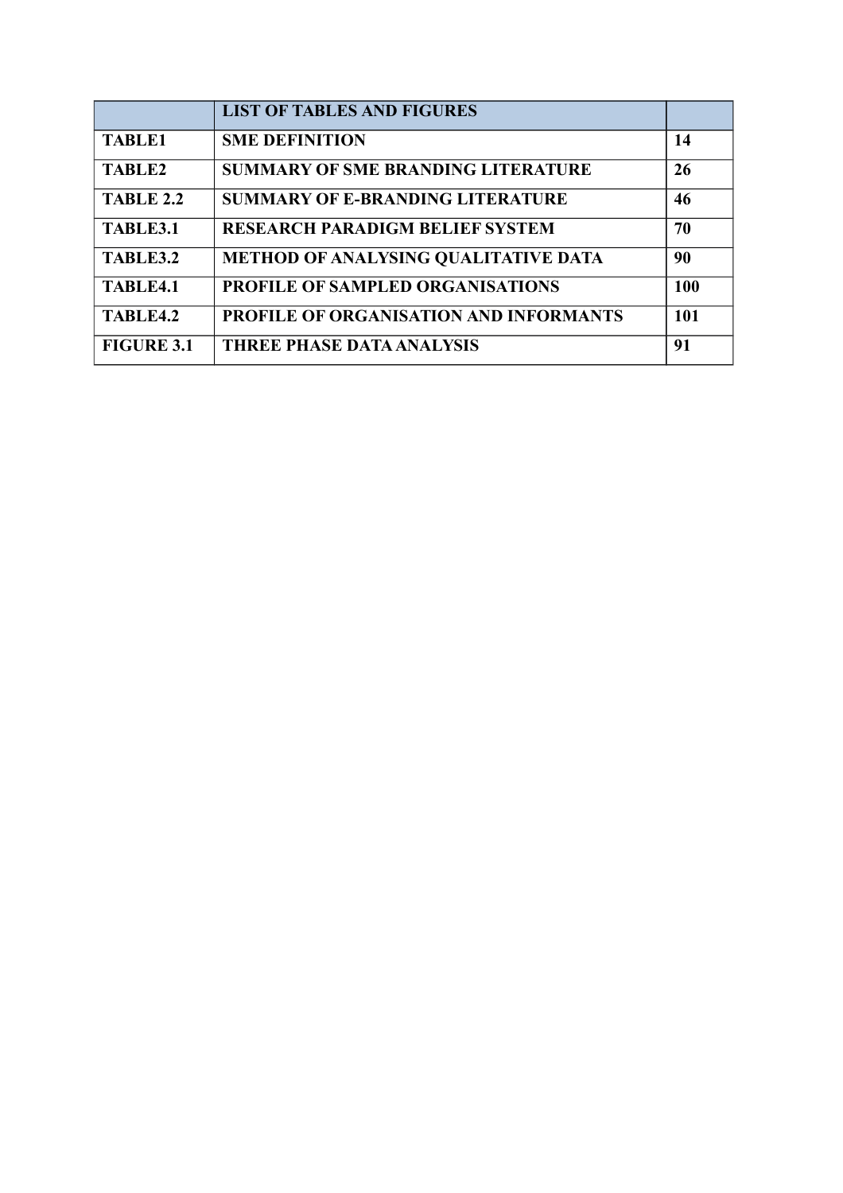| | LIST OF TABLES AND FIGURES | |
|---|---|---|
| TABLE1 | SME DEFINITION | 14 |
| TABLE2 | SUMMARY OF SME BRANDING LITERATURE | 26 |
| TABLE 2.2 | SUMMARY OF E-BRANDING LITERATURE | 46 |
| TABLE3.1 | RESEARCH PARADIGM BELIEF SYSTEM | 70 |
| TABLE3.2 | METHOD OF ANALYSING QUALITATIVE DATA | 90 |
| TABLE4.1 | PROFILE OF SAMPLED ORGANISATIONS | 100 |
| TABLE4.2 | PROFILE OF ORGANISATION AND INFORMANTS | 101 |
| FIGURE 3.1 | THREE PHASE DATA ANALYSIS | 91 |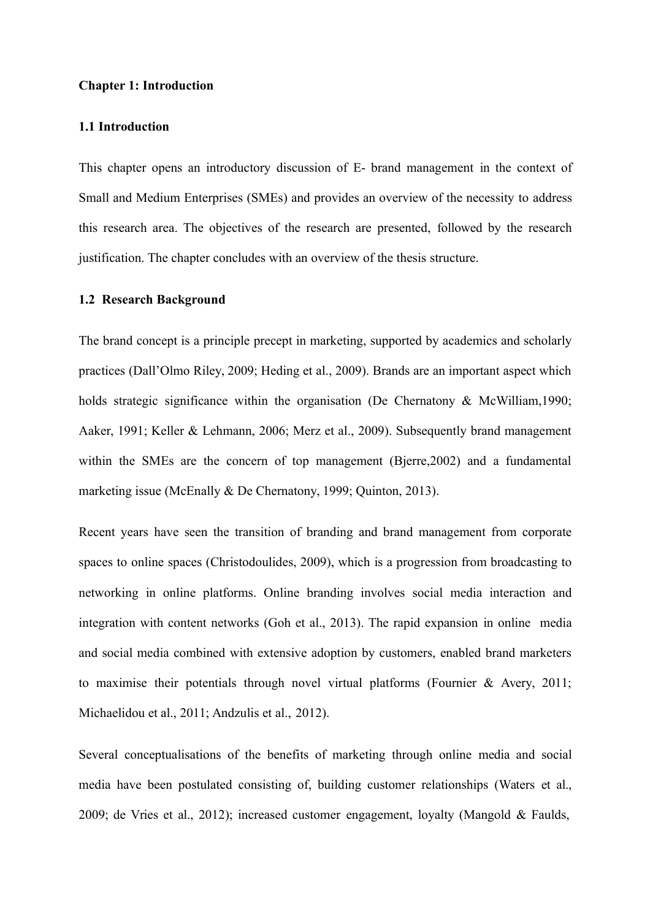**Chapter 1: Introduction**

**1.1 Introduction**

This chapter opens an introductory discussion of E- brand management in the context of Small and Medium Enterprises (SMEs) and provides an overview of the necessity to address this research area. The objectives of the research are presented, followed by the research justification. The chapter concludes with an overview of the thesis structure.

**1.2 Research Background**

The brand concept is a principle precept in marketing, supported by academics and scholarly practices (Dall'Olmo Riley, 2009; Heding et al., 2009). Brands are an important aspect which holds strategic significance within the organisation (De Chernatony & McWilliam,1990; Aaker, 1991; Keller & Lehmann, 2006; Merz et al., 2009). Subsequently brand management within the SMEs are the concern of top management (Bjerre,2002) and a fundamental marketing issue (McEnally & De Chernatony, 1999; Quinton, 2013).

Recent years have seen the transition of branding and brand management from corporate spaces to online spaces (Christodoulides, 2009), which is a progression from broadcasting to networking in online platforms. Online branding involves social media interaction and integration with content networks (Goh et al., 2013). The rapid expansion in online media and social media combined with extensive adoption by customers, enabled brand marketers to maximise their potentials through novel virtual platforms (Fournier & Avery, 2011; Michaelidou et al., 2011; Andzulis et al., 2012).

Several conceptualisations of the benefits of marketing through online media and social media have been postulated consisting of, building customer relationships (Waters et al., 2009; de Vries et al., 2012); increased customer engagement, loyalty (Mangold & Faulds,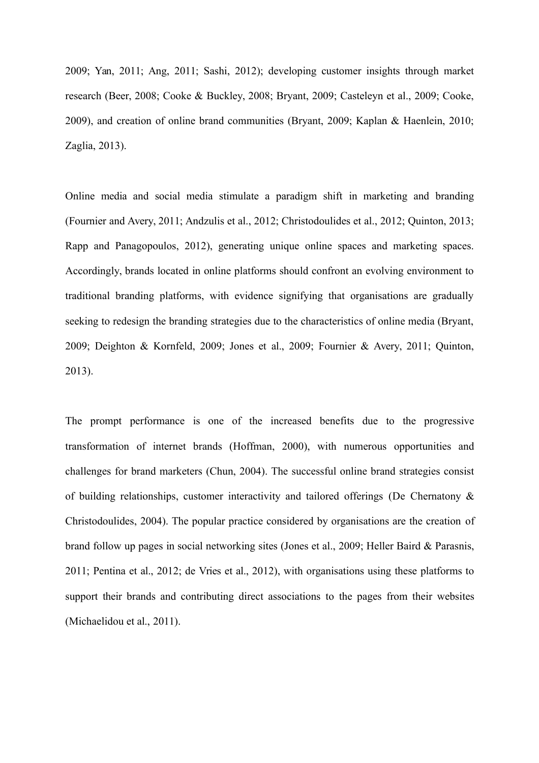2009; Yan, 2011; Ang, 2011; Sashi, 2012); developing customer insights through market research (Beer, 2008; Cooke & Buckley, 2008; Bryant, 2009; Casteleyn et al., 2009; Cooke, 2009), and creation of online brand communities (Bryant, 2009; Kaplan & Haenlein, 2010; Zaglia, 2013).

Online media and social media stimulate a paradigm shift in marketing and branding (Fournier and Avery, 2011; Andzulis et al., 2012; Christodoulides et al., 2012; Quinton, 2013; Rapp and Panagopoulos, 2012), generating unique online spaces and marketing spaces. Accordingly, brands located in online platforms should confront an evolving environment to traditional branding platforms, with evidence signifying that organisations are gradually seeking to redesign the branding strategies due to the characteristics of online media (Bryant, 2009; Deighton & Kornfeld, 2009; Jones et al., 2009; Fournier & Avery, 2011; Quinton, 2013).

The prompt performance is one of the increased benefits due to the progressive transformation of internet brands (Hoffman, 2000), with numerous opportunities and challenges for brand marketers (Chun, 2004). The successful online brand strategies consist of building relationships, customer interactivity and tailored offerings (De Chernatony & Christodoulides, 2004). The popular practice considered by organisations are the creation of brand follow up pages in social networking sites (Jones et al., 2009; Heller Baird & Parasnis, 2011; Pentina et al., 2012; de Vries et al., 2012), with organisations using these platforms to support their brands and contributing direct associations to the pages from their websites (Michaelidou et al., 2011).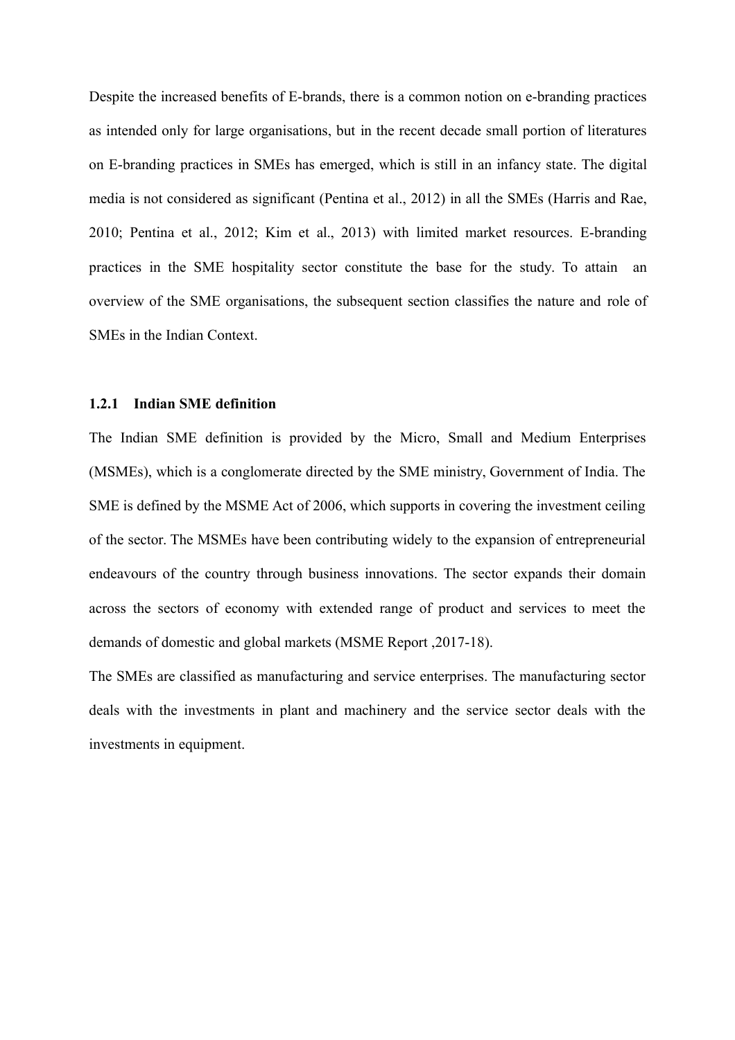Despite the increased benefits of E-brands, there is a common notion on e-branding practices as intended only for large organisations, but in the recent decade small portion of literatures on E-branding practices in SMEs has emerged, which is still in an infancy state. The digital media is not considered as significant (Pentina et al., 2012) in all the SMEs (Harris and Rae, 2010; Pentina et al., 2012; Kim et al., 2013) with limited market resources. E-branding practices in the SME hospitality sector constitute the base for the study. To attain an overview of the SME organisations, the subsequent section classifies the nature and role of SMEs in the Indian Context.

### 1.2.1 Indian SME definition

The Indian SME definition is provided by the Micro, Small and Medium Enterprises (MSMEs), which is a conglomerate directed by the SME ministry, Government of India. The SME is defined by the MSME Act of 2006, which supports in covering the investment ceiling of the sector. The MSMEs have been contributing widely to the expansion of entrepreneurial endeavours of the country through business innovations. The sector expands their domain across the sectors of economy with extended range of product and services to meet the demands of domestic and global markets (MSME Report ,2017-18).

The SMEs are classified as manufacturing and service enterprises. The manufacturing sector deals with the investments in plant and machinery and the service sector deals with the investments in equipment.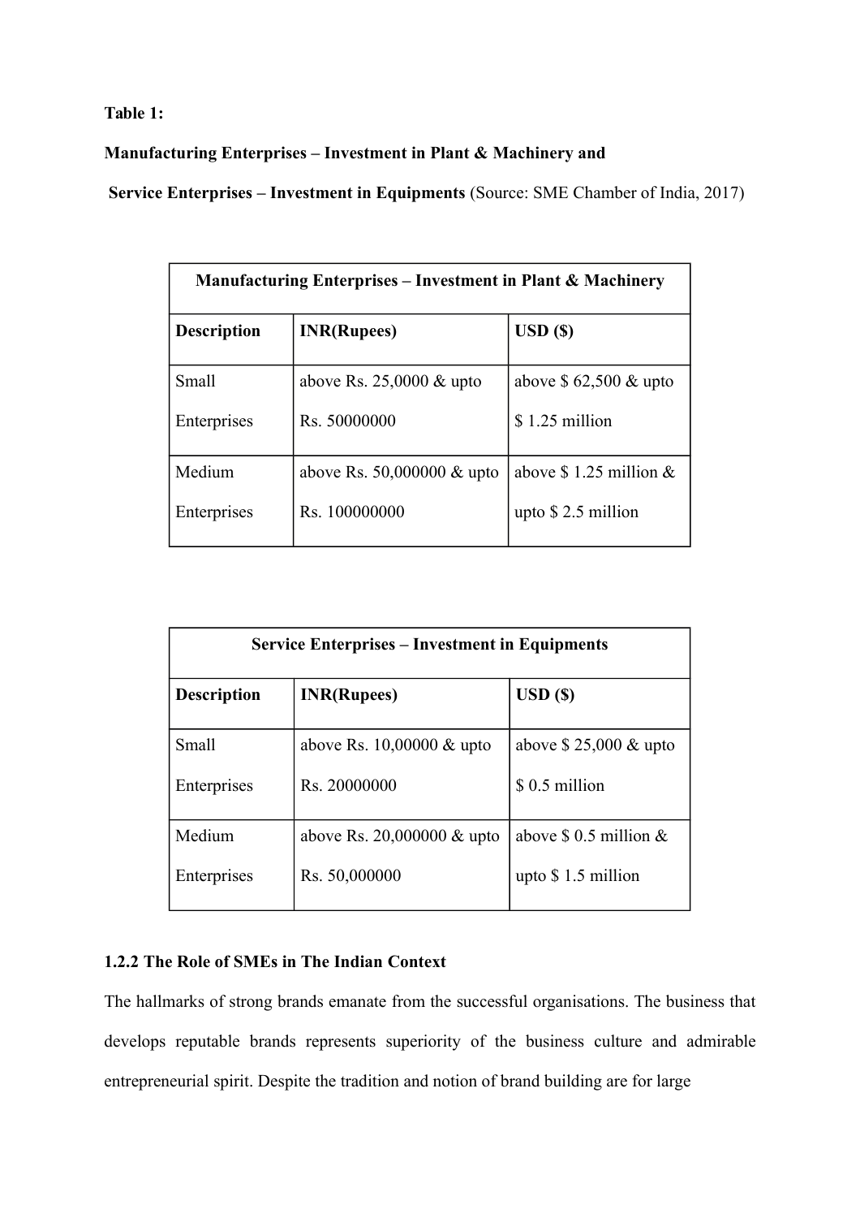**Table 1:**

**Manufacturing Enterprises – Investment in Plant & Machinery and**

**Service Enterprises – Investment in Equipments** (Source: SME Chamber of India, 2017)

| **Manufacturing Enterprises – Investment in Plant & Machinery** | | |
|---|---|---|
| **Description** | **INR(Rupees)** | **USD ($)** |
| Small Enterprises | above Rs. 25,0000 & upto Rs. 50000000 | above $ 62,500 & upto $ 1.25 million |
| Medium Enterprises | above Rs. 50,000000 & upto Rs. 100000000 | above $ 1.25 million & upto $ 2.5 million |

| **Service Enterprises – Investment in Equipments** | | |
|---|---|---|
| **Description** | **INR(Rupees)** | **USD ($)** |
| Small Enterprises | above Rs. 10,00000 & upto Rs. 20000000 | above $ 25,000 & upto $ 0.5 million |
| Medium Enterprises | above Rs. 20,000000 & upto Rs. 50,000000 | above $ 0.5 million & upto $ 1.5 million |

### 1.2.2 The Role of SMEs in The Indian Context

The hallmarks of strong brands emanate from the successful organisations. The business that develops reputable brands represents superiority of the business culture and admirable entrepreneurial spirit. Despite the tradition and notion of brand building are for large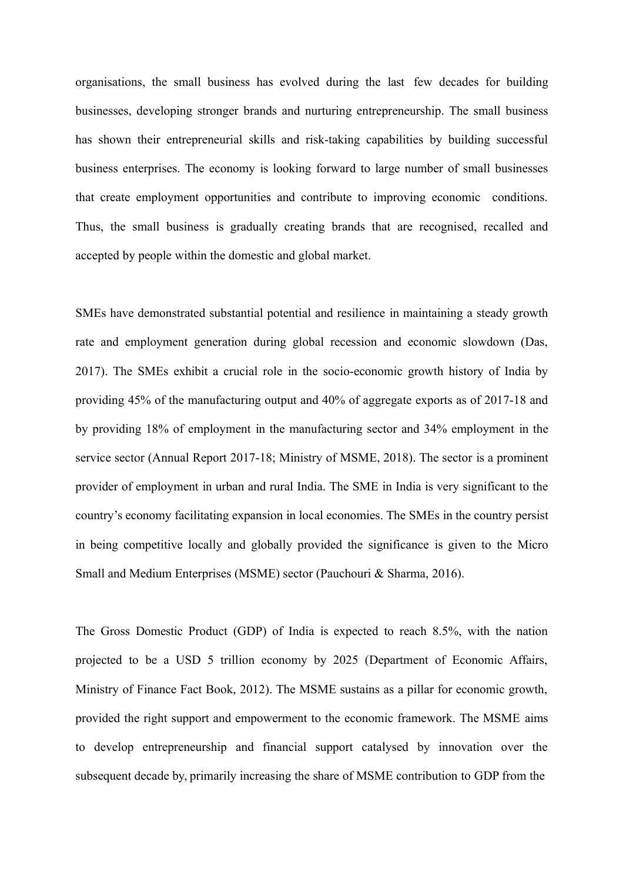organisations, the small business has evolved during the last few decades for building businesses, developing stronger brands and nurturing entrepreneurship. The small business has shown their entrepreneurial skills and risk-taking capabilities by building successful business enterprises. The economy is looking forward to large number of small businesses that create employment opportunities and contribute to improving economic conditions. Thus, the small business is gradually creating brands that are recognised, recalled and accepted by people within the domestic and global market.

SMEs have demonstrated substantial potential and resilience in maintaining a steady growth rate and employment generation during global recession and economic slowdown (Das, 2017). The SMEs exhibit a crucial role in the socio-economic growth history of India by providing 45% of the manufacturing output and 40% of aggregate exports as of 2017-18 and by providing 18% of employment in the manufacturing sector and 34% employment in the service sector (Annual Report 2017-18; Ministry of MSME, 2018). The sector is a prominent provider of employment in urban and rural India. The SME in India is very significant to the country's economy facilitating expansion in local economies. The SMEs in the country persist in being competitive locally and globally provided the significance is given to the Micro Small and Medium Enterprises (MSME) sector (Pauchouri & Sharma, 2016).

The Gross Domestic Product (GDP) of India is expected to reach 8.5%, with the nation projected to be a USD 5 trillion economy by 2025 (Department of Economic Affairs, Ministry of Finance Fact Book, 2012). The MSME sustains as a pillar for economic growth, provided the right support and empowerment to the economic framework. The MSME aims to develop entrepreneurship and financial support catalysed by innovation over the subsequent decade by, primarily increasing the share of MSME contribution to GDP from the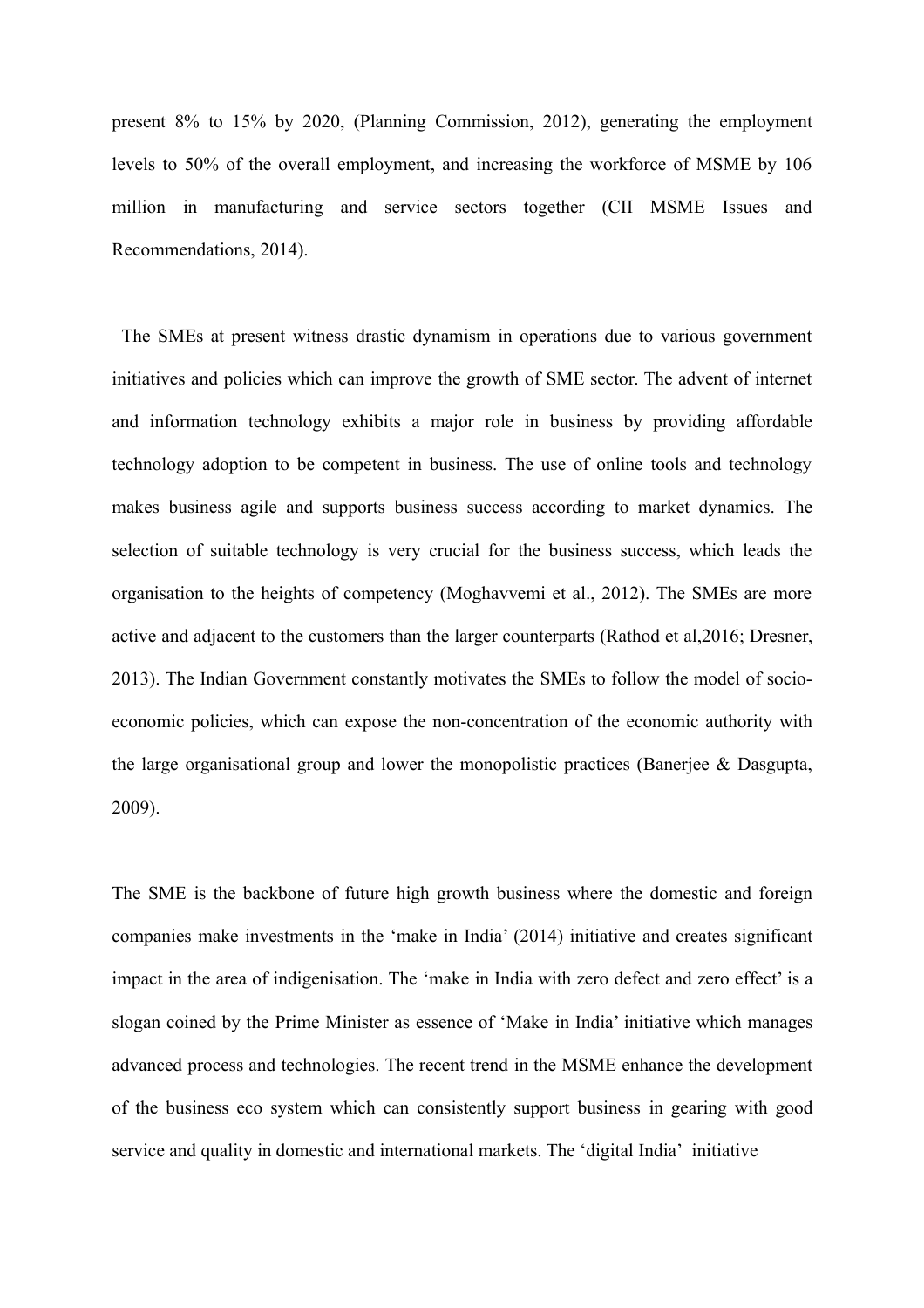present 8% to 15% by 2020, (Planning Commission, 2012), generating the employment levels to 50% of the overall employment, and increasing the workforce of MSME by 106 million in manufacturing and service sectors together (CII MSME Issues and Recommendations, 2014).

The SMEs at present witness drastic dynamism in operations due to various government initiatives and policies which can improve the growth of SME sector. The advent of internet and information technology exhibits a major role in business by providing affordable technology adoption to be competent in business. The use of online tools and technology makes business agile and supports business success according to market dynamics. The selection of suitable technology is very crucial for the business success, which leads the organisation to the heights of competency (Moghavvemi et al., 2012). The SMEs are more active and adjacent to the customers than the larger counterparts (Rathod et al,2016; Dresner, 2013). The Indian Government constantly motivates the SMEs to follow the model of socio-economic policies, which can expose the non-concentration of the economic authority with the large organisational group and lower the monopolistic practices (Banerjee & Dasgupta, 2009).

The SME is the backbone of future high growth business where the domestic and foreign companies make investments in the 'make in India' (2014) initiative and creates significant impact in the area of indigenisation. The 'make in India with zero defect and zero effect' is a slogan coined by the Prime Minister as essence of 'Make in India' initiative which manages advanced process and technologies. The recent trend in the MSME enhance the development of the business eco system which can consistently support business in gearing with good service and quality in domestic and international markets. The 'digital India' initiative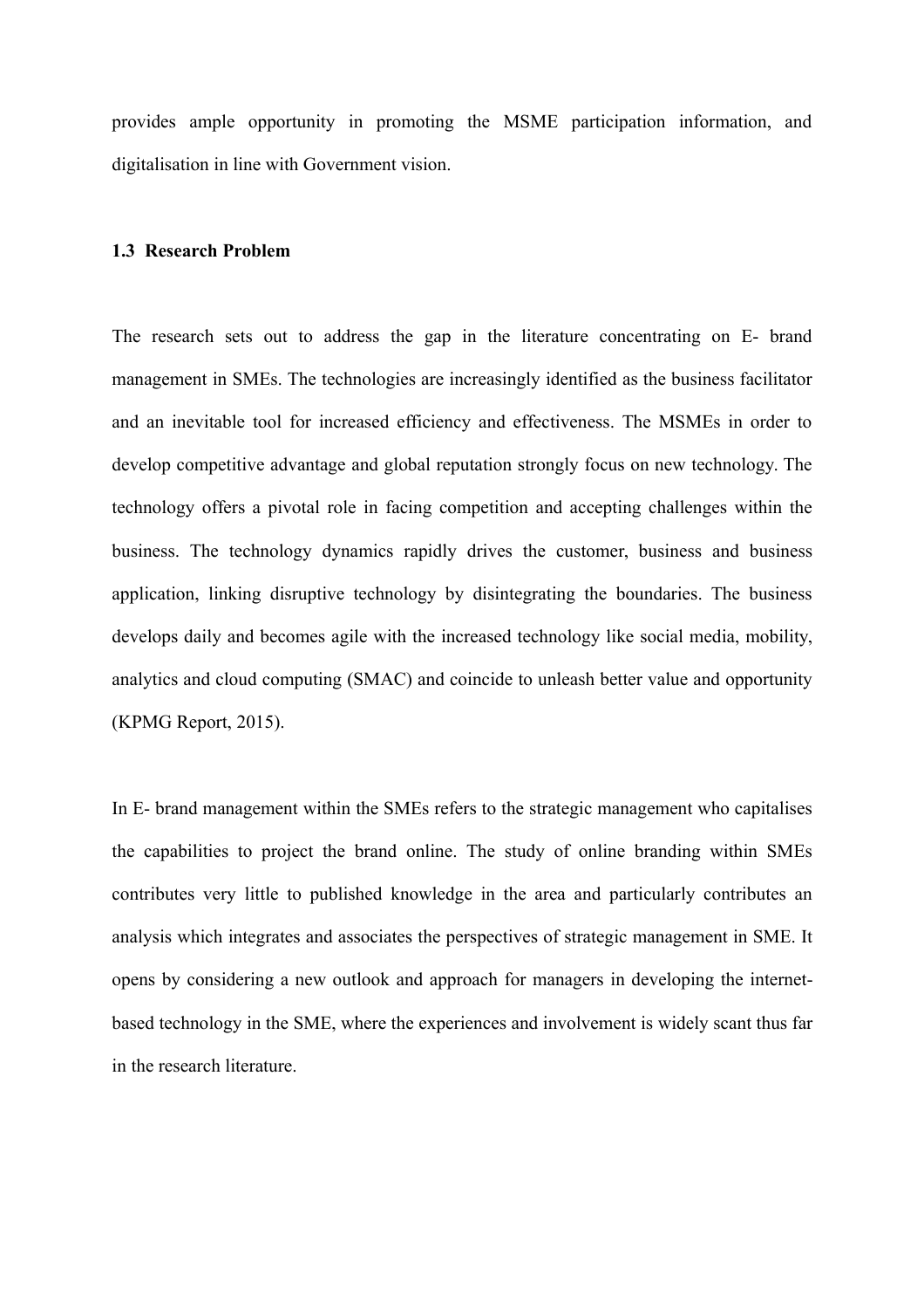provides ample opportunity in promoting the MSME participation information, and digitalisation in line with Government vision.

### 1.3 Research Problem

The research sets out to address the gap in the literature concentrating on E- brand management in SMEs. The technologies are increasingly identified as the business facilitator and an inevitable tool for increased efficiency and effectiveness. The MSMEs in order to develop competitive advantage and global reputation strongly focus on new technology. The technology offers a pivotal role in facing competition and accepting challenges within the business. The technology dynamics rapidly drives the customer, business and business application, linking disruptive technology by disintegrating the boundaries. The business develops daily and becomes agile with the increased technology like social media, mobility, analytics and cloud computing (SMAC) and coincide to unleash better value and opportunity (KPMG Report, 2015).

In E- brand management within the SMEs refers to the strategic management who capitalises the capabilities to project the brand online. The study of online branding within SMEs contributes very little to published knowledge in the area and particularly contributes an analysis which integrates and associates the perspectives of strategic management in SME. It opens by considering a new outlook and approach for managers in developing the internet-based technology in the SME, where the experiences and involvement is widely scant thus far in the research literature.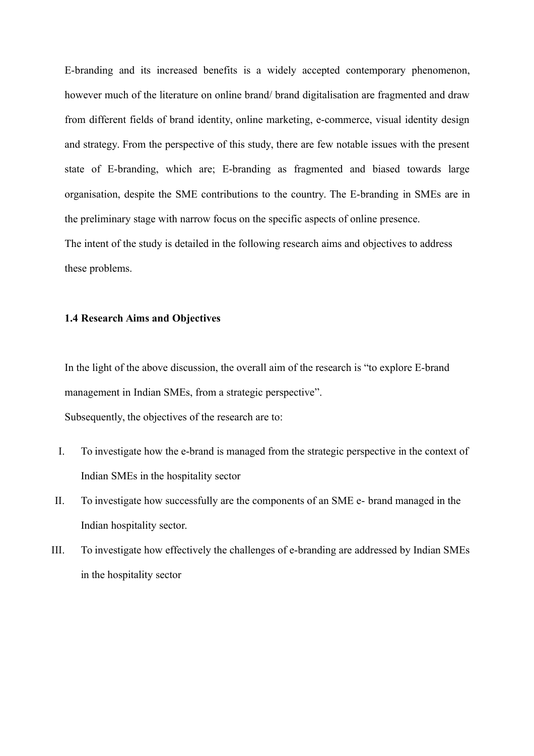E-branding and its increased benefits is a widely accepted contemporary phenomenon, however much of the literature on online brand/ brand digitalisation are fragmented and draw from different fields of brand identity, online marketing, e-commerce, visual identity design and strategy. From the perspective of this study, there are few notable issues with the present state of E-branding, which are; E-branding as fragmented and biased towards large organisation, despite the SME contributions to the country. The E-branding in SMEs are in the preliminary stage with narrow focus on the specific aspects of online presence.

The intent of the study is detailed in the following research aims and objectives to address these problems.

### 1.4 Research Aims and Objectives

In the light of the above discussion, the overall aim of the research is "to explore E-brand management in Indian SMEs, from a strategic perspective".

Subsequently, the objectives of the research are to:

I. To investigate how the e-brand is managed from the strategic perspective in the context of Indian SMEs in the hospitality sector

II. To investigate how successfully are the components of an SME e- brand managed in the Indian hospitality sector.

III. To investigate how effectively the challenges of e-branding are addressed by Indian SMEs in the hospitality sector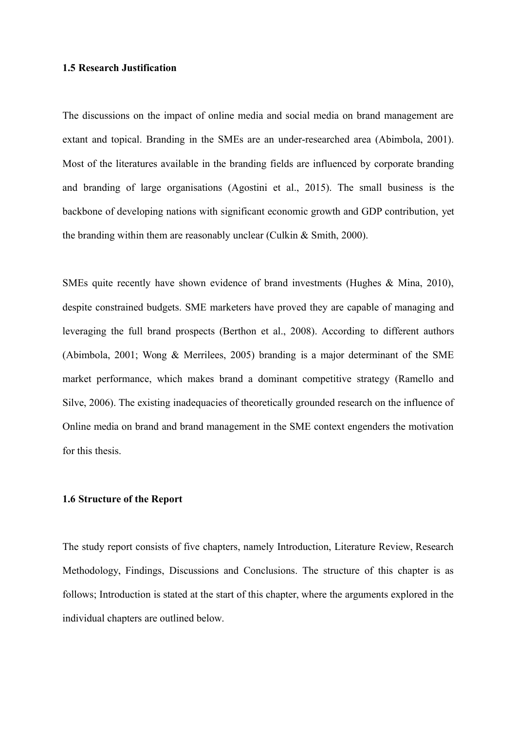### 1.5 Research Justification

The discussions on the impact of online media and social media on brand management are extant and topical. Branding in the SMEs are an under-researched area (Abimbola, 2001). Most of the literatures available in the branding fields are influenced by corporate branding and branding of large organisations (Agostini et al., 2015). The small business is the backbone of developing nations with significant economic growth and GDP contribution, yet the branding within them are reasonably unclear (Culkin & Smith, 2000).

SMEs quite recently have shown evidence of brand investments (Hughes & Mina, 2010), despite constrained budgets. SME marketers have proved they are capable of managing and leveraging the full brand prospects (Berthon et al., 2008). According to different authors (Abimbola, 2001; Wong & Merrilees, 2005) branding is a major determinant of the SME market performance, which makes brand a dominant competitive strategy (Ramello and Silve, 2006). The existing inadequacies of theoretically grounded research on the influence of Online media on brand and brand management in the SME context engenders the motivation for this thesis.

### 1.6 Structure of the Report

The study report consists of five chapters, namely Introduction, Literature Review, Research Methodology, Findings, Discussions and Conclusions. The structure of this chapter is as follows; Introduction is stated at the start of this chapter, where the arguments explored in the individual chapters are outlined below.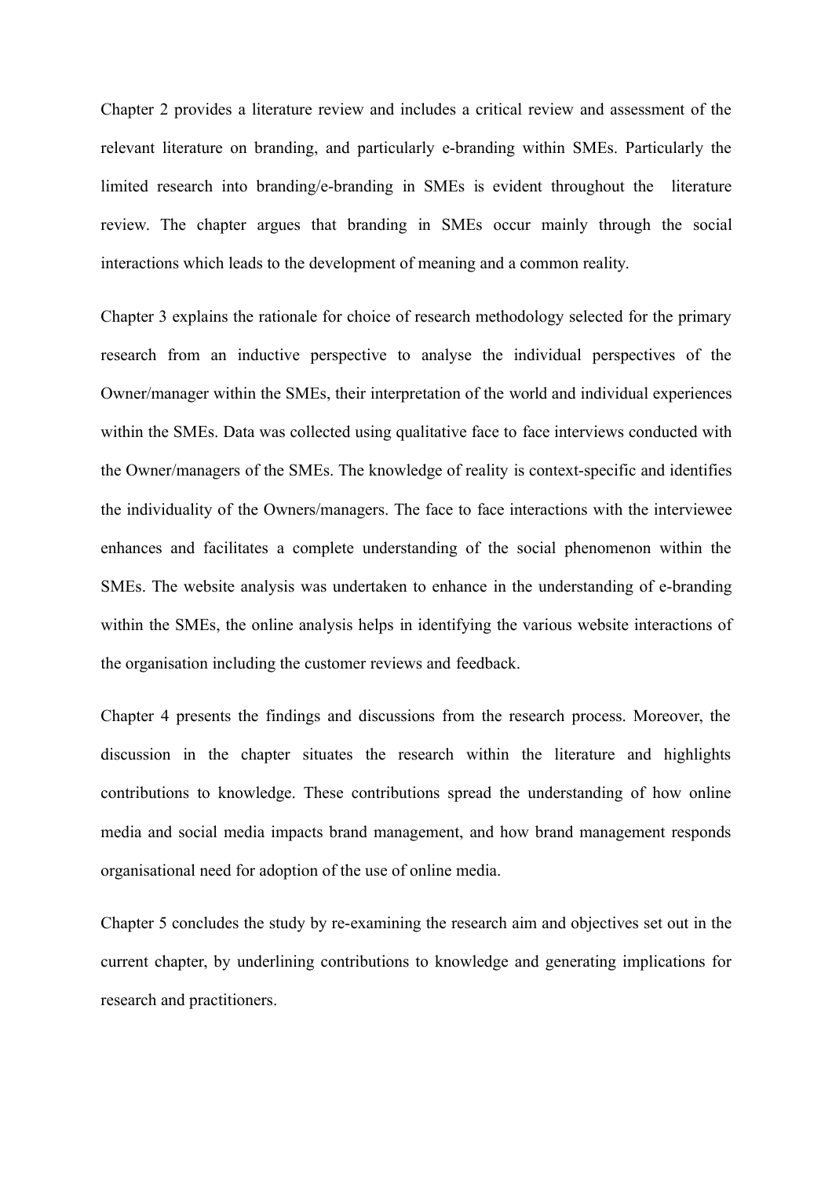Chapter 2 provides a literature review and includes a critical review and assessment of the relevant literature on branding, and particularly e-branding within SMEs. Particularly the limited research into branding/e-branding in SMEs is evident throughout the literature review. The chapter argues that branding in SMEs occur mainly through the social interactions which leads to the development of meaning and a common reality.

Chapter 3 explains the rationale for choice of research methodology selected for the primary research from an inductive perspective to analyse the individual perspectives of the Owner/manager within the SMEs, their interpretation of the world and individual experiences within the SMEs. Data was collected using qualitative face to face interviews conducted with the Owner/managers of the SMEs. The knowledge of reality is context-specific and identifies the individuality of the Owners/managers. The face to face interactions with the interviewee enhances and facilitates a complete understanding of the social phenomenon within the SMEs. The website analysis was undertaken to enhance in the understanding of e-branding within the SMEs, the online analysis helps in identifying the various website interactions of the organisation including the customer reviews and feedback.

Chapter 4 presents the findings and discussions from the research process. Moreover, the discussion in the chapter situates the research within the literature and highlights contributions to knowledge. These contributions spread the understanding of how online media and social media impacts brand management, and how brand management responds organisational need for adoption of the use of online media.

Chapter 5 concludes the study by re-examining the research aim and objectives set out in the current chapter, by underlining contributions to knowledge and generating implications for research and practitioners.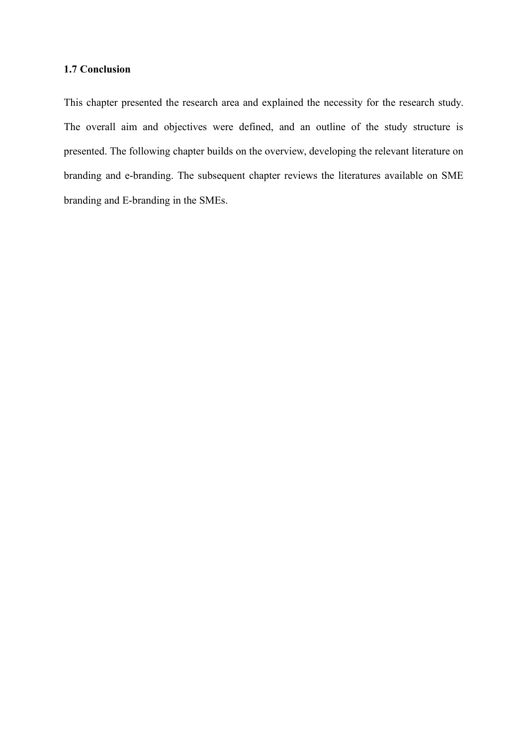### 1.7 Conclusion

This chapter presented the research area and explained the necessity for the research study. The overall aim and objectives were defined, and an outline of the study structure is presented. The following chapter builds on the overview, developing the relevant literature on branding and e-branding. The subsequent chapter reviews the literatures available on SME branding and E-branding in the SMEs.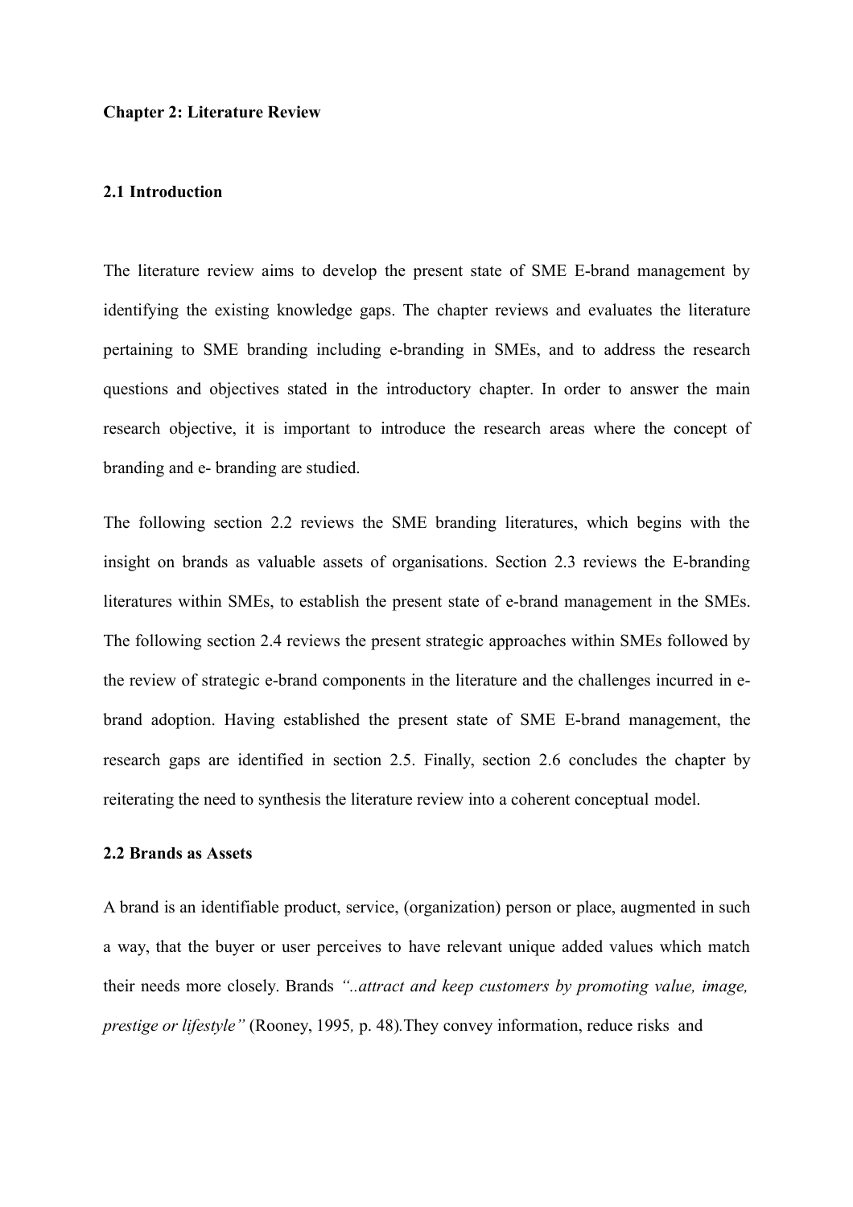# Chapter 2: Literature Review

## 2.1 Introduction

The literature review aims to develop the present state of SME E-brand management by identifying the existing knowledge gaps. The chapter reviews and evaluates the literature pertaining to SME branding including e-branding in SMEs, and to address the research questions and objectives stated in the introductory chapter. In order to answer the main research objective, it is important to introduce the research areas where the concept of branding and e- branding are studied.

The following section 2.2 reviews the SME branding literatures, which begins with the insight on brands as valuable assets of organisations. Section 2.3 reviews the E-branding literatures within SMEs, to establish the present state of e-brand management in the SMEs. The following section 2.4 reviews the present strategic approaches within SMEs followed by the review of strategic e-brand components in the literature and the challenges incurred in e-brand adoption. Having established the present state of SME E-brand management, the research gaps are identified in section 2.5. Finally, section 2.6 concludes the chapter by reiterating the need to synthesis the literature review into a coherent conceptual model.

## 2.2 Brands as Assets

A brand is an identifiable product, service, (organization) person or place, augmented in such a way, that the buyer or user perceives to have relevant unique added values which match their needs more closely. Brands *"..attract and keep customers by promoting value, image, prestige or lifestyle"* (Rooney, 1995*,* p. 48)*.*They convey information, reduce risks and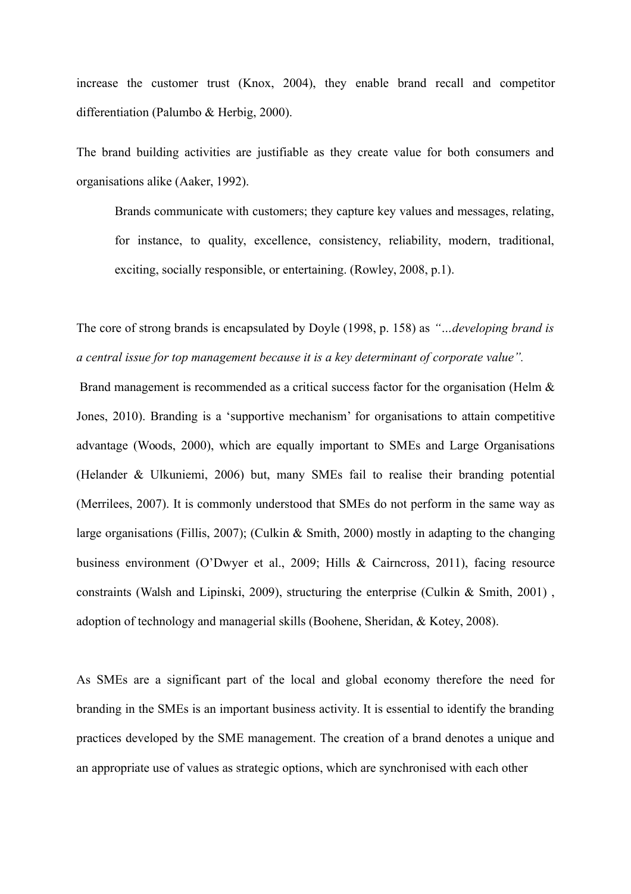increase the customer trust (Knox, 2004), they enable brand recall and competitor differentiation (Palumbo & Herbig, 2000).

The brand building activities are justifiable as they create value for both consumers and organisations alike (Aaker, 1992).

> Brands communicate with customers; they capture key values and messages, relating, for instance, to quality, excellence, consistency, reliability, modern, traditional, exciting, socially responsible, or entertaining. (Rowley, 2008, p.1).

The core of strong brands is encapsulated by Doyle (1998, p. 158) as *"…developing brand is a central issue for top management because it is a key determinant of corporate value".*

Brand management is recommended as a critical success factor for the organisation (Helm & Jones, 2010). Branding is a 'supportive mechanism' for organisations to attain competitive advantage (Woods, 2000), which are equally important to SMEs and Large Organisations (Helander & Ulkuniemi, 2006) but, many SMEs fail to realise their branding potential (Merrilees, 2007). It is commonly understood that SMEs do not perform in the same way as large organisations (Fillis, 2007); (Culkin & Smith, 2000) mostly in adapting to the changing business environment (O'Dwyer et al., 2009; Hills & Cairncross, 2011), facing resource constraints (Walsh and Lipinski, 2009), structuring the enterprise (Culkin & Smith, 2001) , adoption of technology and managerial skills (Boohene, Sheridan, & Kotey, 2008).

As SMEs are a significant part of the local and global economy therefore the need for branding in the SMEs is an important business activity. It is essential to identify the branding practices developed by the SME management. The creation of a brand denotes a unique and an appropriate use of values as strategic options, which are synchronised with each other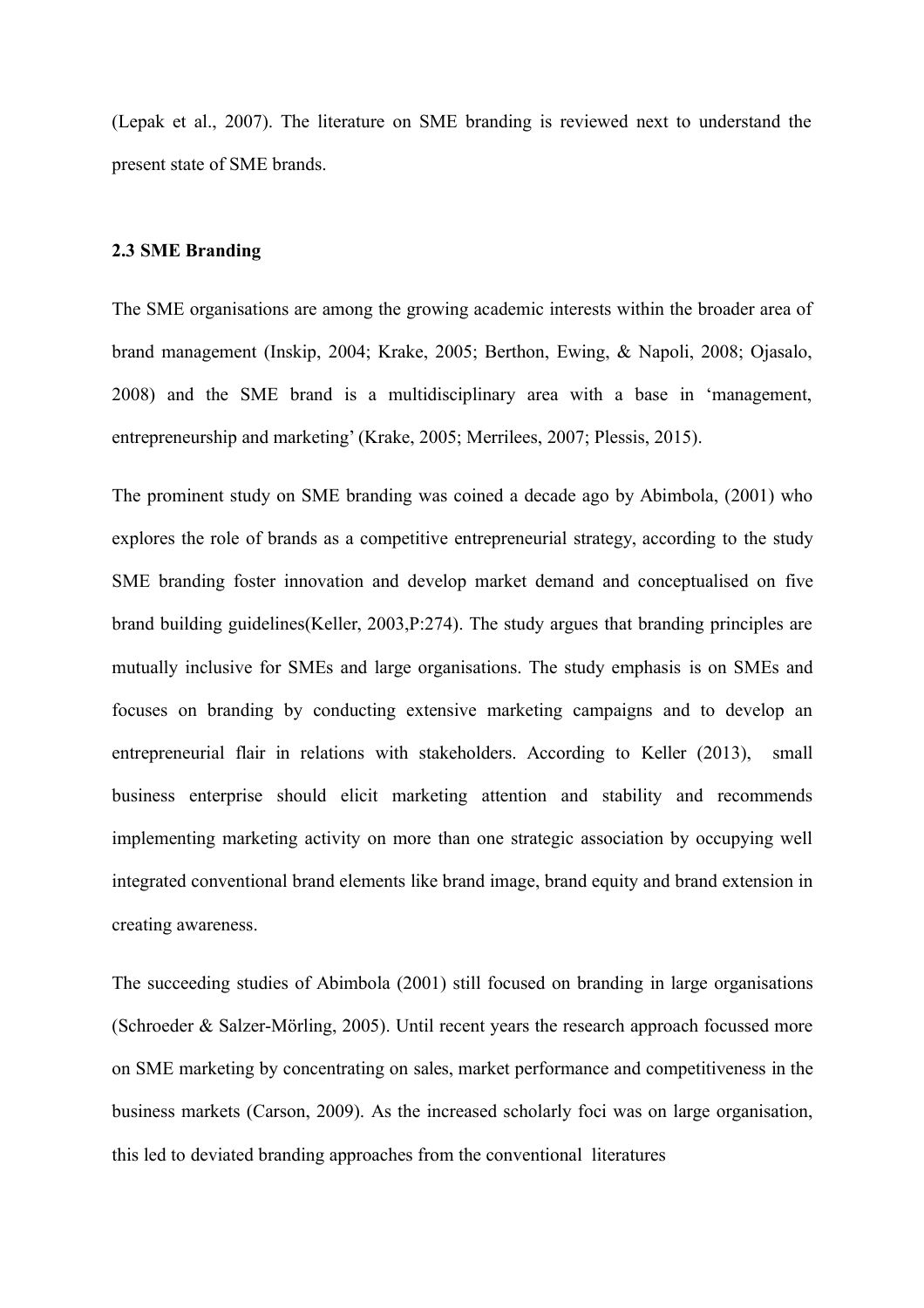(Lepak et al., 2007). The literature on SME branding is reviewed next to understand the present state of SME brands.

### 2.3 SME Branding

The SME organisations are among the growing academic interests within the broader area of brand management (Inskip, 2004; Krake, 2005; Berthon, Ewing, & Napoli, 2008; Ojasalo, 2008) and the SME brand is a multidisciplinary area with a base in 'management, entrepreneurship and marketing' (Krake, 2005; Merrilees, 2007; Plessis, 2015).

The prominent study on SME branding was coined a decade ago by Abimbola, (2001) who explores the role of brands as a competitive entrepreneurial strategy, according to the study SME branding foster innovation and develop market demand and conceptualised on five brand building guidelines(Keller, 2003,P:274). The study argues that branding principles are mutually inclusive for SMEs and large organisations. The study emphasis is on SMEs and focuses on branding by conducting extensive marketing campaigns and to develop an entrepreneurial flair in relations with stakeholders. According to Keller (2013), small business enterprise should elicit marketing attention and stability and recommends implementing marketing activity on more than one strategic association by occupying well integrated conventional brand elements like brand image, brand equity and brand extension in creating awareness.

The succeeding studies of Abimbola (2001) still focused on branding in large organisations (Schroeder & Salzer-Mörling, 2005). Until recent years the research approach focussed more on SME marketing by concentrating on sales, market performance and competitiveness in the business markets (Carson, 2009). As the increased scholarly foci was on large organisation, this led to deviated branding approaches from the conventional literatures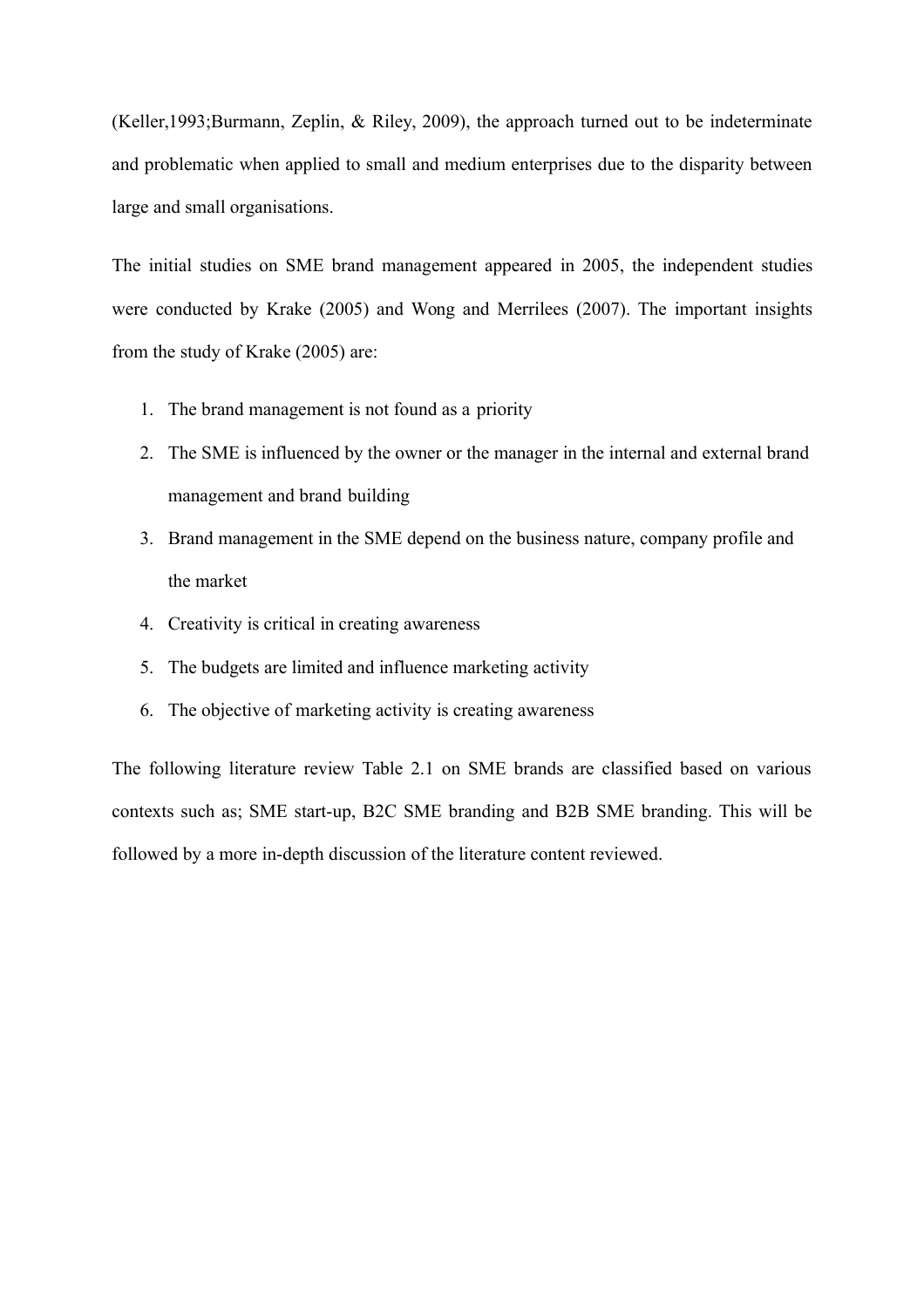(Keller,1993;Burmann, Zeplin, & Riley, 2009), the approach turned out to be indeterminate and problematic when applied to small and medium enterprises due to the disparity between large and small organisations.

The initial studies on SME brand management appeared in 2005, the independent studies were conducted by Krake (2005) and Wong and Merrilees (2007). The important insights from the study of Krake (2005) are:

1. The brand management is not found as a priority
2. The SME is influenced by the owner or the manager in the internal and external brand management and brand building
3. Brand management in the SME depend on the business nature, company profile and the market
4. Creativity is critical in creating awareness
5. The budgets are limited and influence marketing activity
6. The objective of marketing activity is creating awareness

The following literature review Table 2.1 on SME brands are classified based on various contexts such as; SME start-up, B2C SME branding and B2B SME branding. This will be followed by a more in-depth discussion of the literature content reviewed.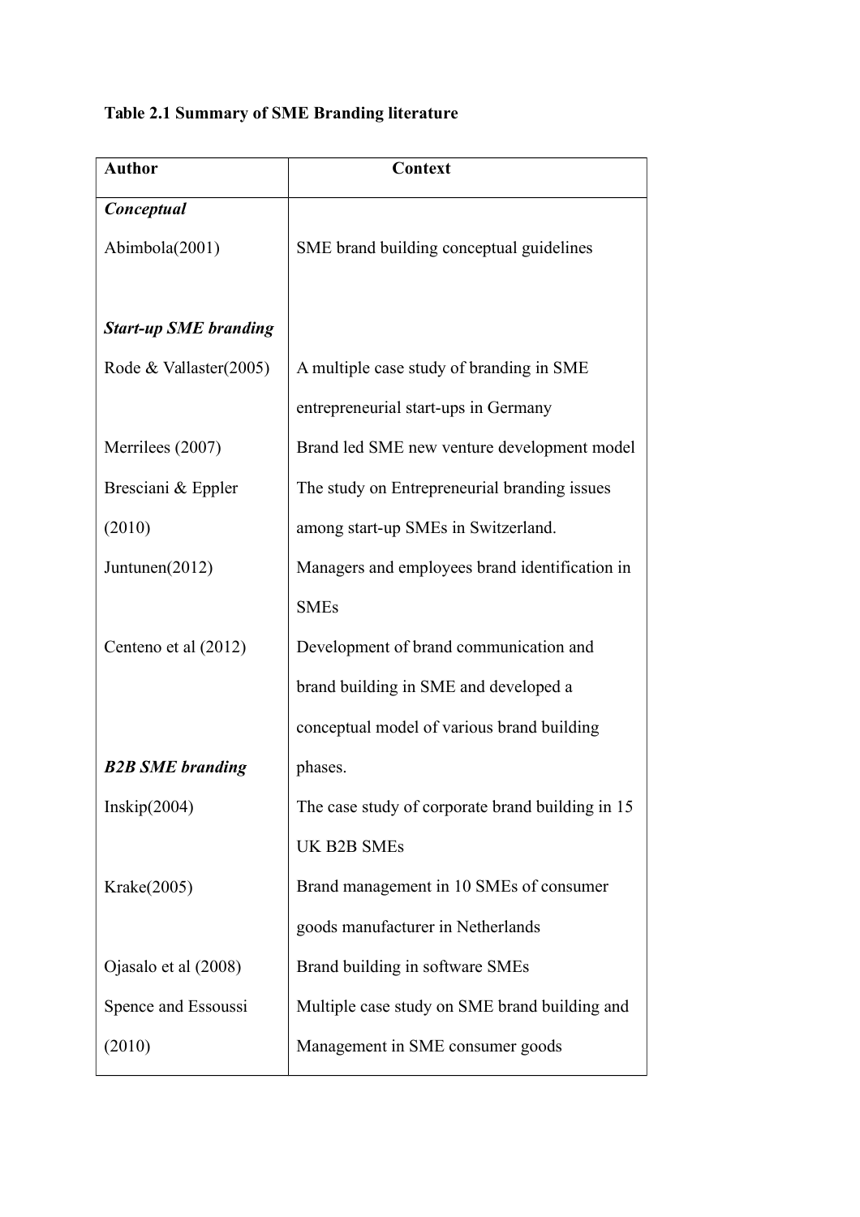**Table 2.1 Summary of SME Branding literature**

| Author | Context |
|---|---|
| ***Conceptual*** | |
| Abimbola(2001) | SME brand building conceptual guidelines |
| ***Start-up SME branding*** | |
| Rode & Vallaster(2005) | A multiple case study of branding in SME entrepreneurial start-ups in Germany |
| Merrilees (2007) | Brand led SME new venture development model |
| Bresciani & Eppler (2010) | The study on Entrepreneurial branding issues among start-up SMEs in Switzerland. |
| Juntunen(2012) | Managers and employees brand identification in SMEs |
| Centeno et al (2012) | Development of brand communication and brand building in SME and developed a conceptual model of various brand building phases. |
| ***B2B SME branding*** | |
| Inskip(2004) | The case study of corporate brand building in 15 UK B2B SMEs |
| Krake(2005) | Brand management in 10 SMEs of consumer goods manufacturer in Netherlands |
| Ojasalo et al (2008) | Brand building in software SMEs |
| Spence and Essoussi (2010) | Multiple case study on SME brand building and Management in SME consumer goods |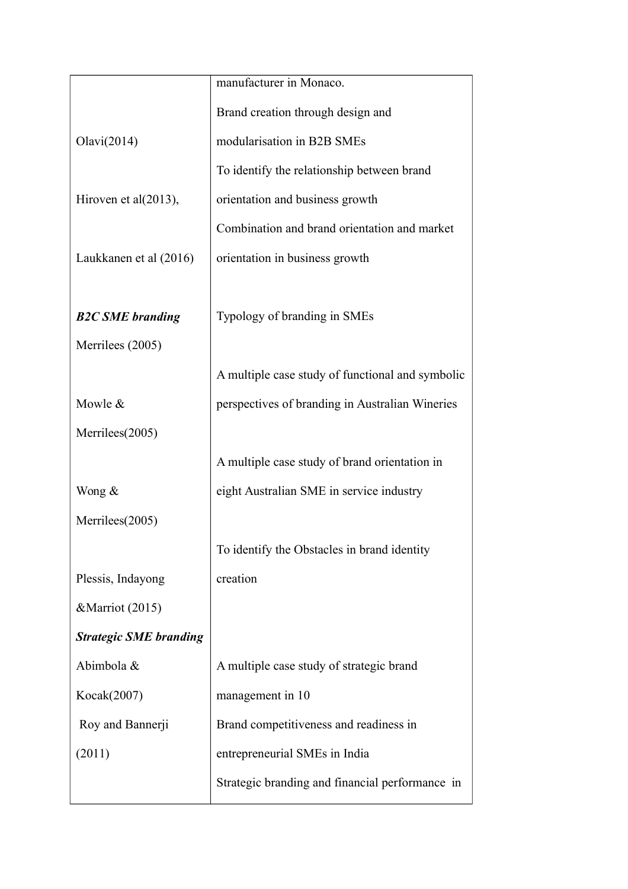| | |
|---|---|
| | manufacturer in Monaco. |
| Olavi(2014) | Brand creation through design and modularisation in B2B SMEs |
| Hiroven et al(2013), | To identify the relationship between brand orientation and business growth |
| Laukkanen et al (2016) | Combination and brand orientation and market orientation in business growth |
| ***B2C SME branding*** | |
| Merrilees (2005) | Typology of branding in SMEs |
| Mowle & Merrilees(2005) | A multiple case study of functional and symbolic perspectives of branding in Australian Wineries |
| Wong & Merrilees(2005) | A multiple case study of brand orientation in eight Australian SME in service industry |
| Plessis, Indayong &Marriot (2015) | To identify the Obstacles in brand identity creation |
| ***Strategic SME branding*** | |
| Abimbola & Kocak(2007) | A multiple case study of strategic brand management in 10 |
| Roy and Bannerji (2011) | Brand competitiveness and readiness in entrepreneurial SMEs in India |
| | Strategic branding and financial performance in |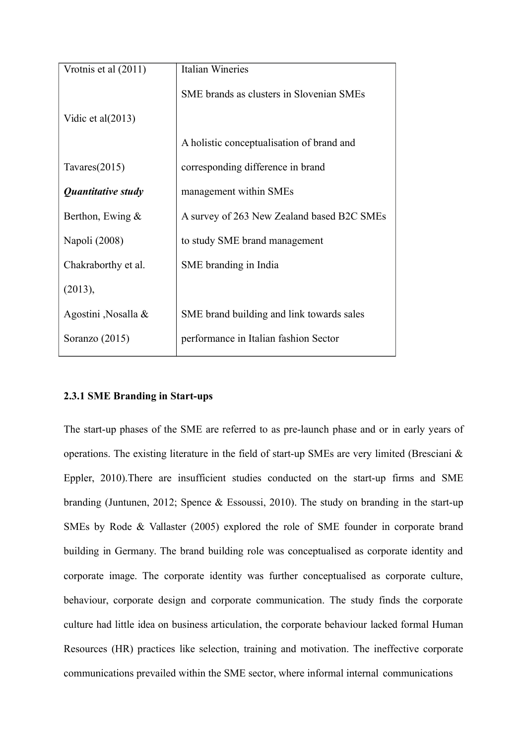| | |
|---|---|
| Vrotnis et al (2011) | Italian Wineries |
| Vidic et al(2013) | SME brands as clusters in Slovenian SMEs |
| Tavares(2015) | A holistic conceptualisation of brand and corresponding difference in brand management within SMEs |
| ***Quantitative study*** | |
| Berthon, Ewing & Napoli (2008) | A survey of 263 New Zealand based B2C SMEs to study SME brand management |
| Chakraborthy et al. (2013), | SME branding in India |
| Agostini ,Nosalla & Soranzo (2015) | SME brand building and link towards sales performance in Italian fashion Sector |

### 2.3.1 SME Branding in Start-ups

The start-up phases of the SME are referred to as pre-launch phase and or in early years of operations. The existing literature in the field of start-up SMEs are very limited (Bresciani & Eppler, 2010).There are insufficient studies conducted on the start-up firms and SME branding (Juntunen, 2012; Spence & Essoussi, 2010). The study on branding in the start-up SMEs by Rode & Vallaster (2005) explored the role of SME founder in corporate brand building in Germany. The brand building role was conceptualised as corporate identity and corporate image. The corporate identity was further conceptualised as corporate culture, behaviour, corporate design and corporate communication. The study finds the corporate culture had little idea on business articulation, the corporate behaviour lacked formal Human Resources (HR) practices like selection, training and motivation. The ineffective corporate communications prevailed within the SME sector, where informal internal communications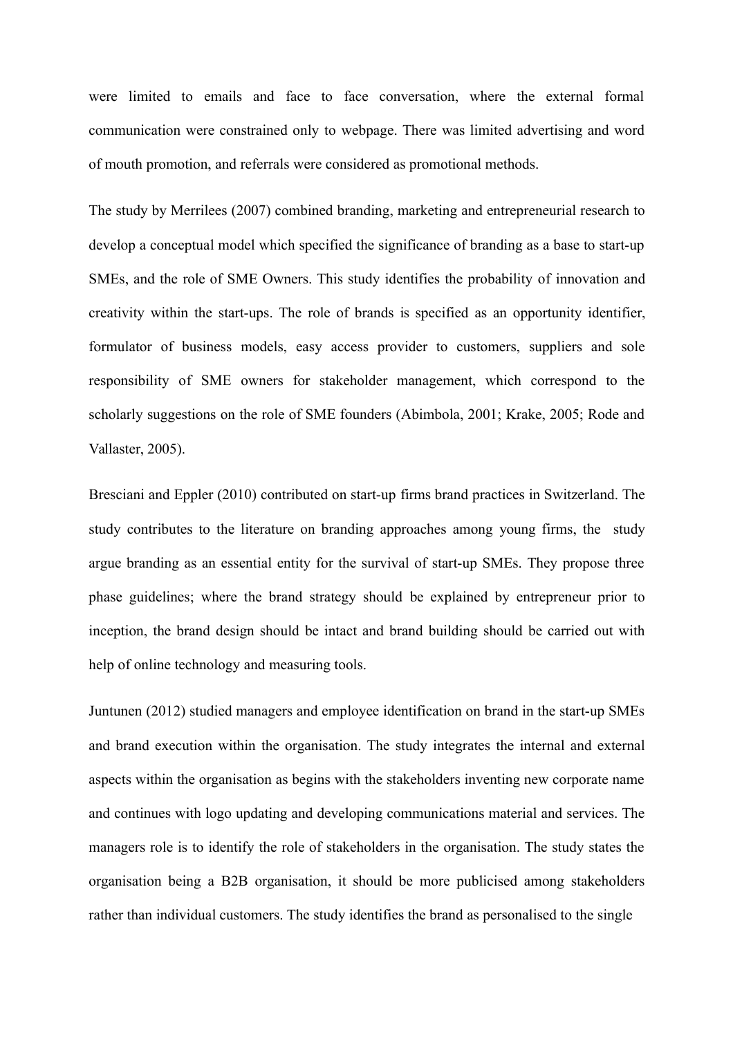were limited to emails and face to face conversation, where the external formal communication were constrained only to webpage. There was limited advertising and word of mouth promotion, and referrals were considered as promotional methods.

The study by Merrilees (2007) combined branding, marketing and entrepreneurial research to develop a conceptual model which specified the significance of branding as a base to start-up SMEs, and the role of SME Owners. This study identifies the probability of innovation and creativity within the start-ups. The role of brands is specified as an opportunity identifier, formulator of business models, easy access provider to customers, suppliers and sole responsibility of SME owners for stakeholder management, which correspond to the scholarly suggestions on the role of SME founders (Abimbola, 2001; Krake, 2005; Rode and Vallaster, 2005).

Bresciani and Eppler (2010) contributed on start-up firms brand practices in Switzerland. The study contributes to the literature on branding approaches among young firms, the study argue branding as an essential entity for the survival of start-up SMEs. They propose three phase guidelines; where the brand strategy should be explained by entrepreneur prior to inception, the brand design should be intact and brand building should be carried out with help of online technology and measuring tools.

Juntunen (2012) studied managers and employee identification on brand in the start-up SMEs and brand execution within the organisation. The study integrates the internal and external aspects within the organisation as begins with the stakeholders inventing new corporate name and continues with logo updating and developing communications material and services. The managers role is to identify the role of stakeholders in the organisation. The study states the organisation being a B2B organisation, it should be more publicised among stakeholders rather than individual customers. The study identifies the brand as personalised to the single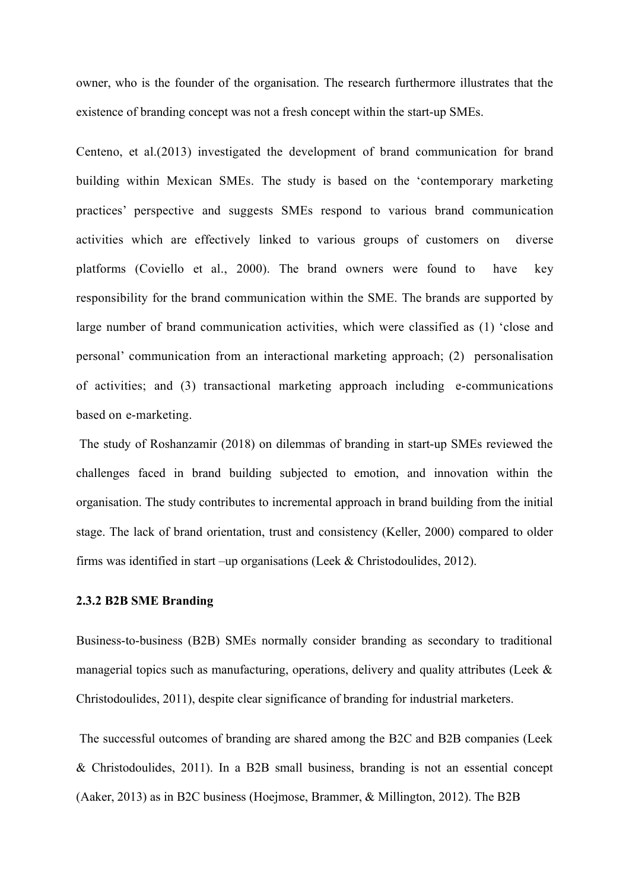owner, who is the founder of the organisation. The research furthermore illustrates that the existence of branding concept was not a fresh concept within the start-up SMEs.

Centeno, et al.(2013) investigated the development of brand communication for brand building within Mexican SMEs. The study is based on the 'contemporary marketing practices' perspective and suggests SMEs respond to various brand communication activities which are effectively linked to various groups of customers on diverse platforms (Coviello et al., 2000). The brand owners were found to have key responsibility for the brand communication within the SME. The brands are supported by large number of brand communication activities, which were classified as (1) 'close and personal' communication from an interactional marketing approach; (2) personalisation of activities; and (3) transactional marketing approach including e-communications based on e-marketing.

The study of Roshanzamir (2018) on dilemmas of branding in start-up SMEs reviewed the challenges faced in brand building subjected to emotion, and innovation within the organisation. The study contributes to incremental approach in brand building from the initial stage. The lack of brand orientation, trust and consistency (Keller, 2000) compared to older firms was identified in start –up organisations (Leek & Christodoulides, 2012).

### 2.3.2 B2B SME Branding

Business-to-business (B2B) SMEs normally consider branding as secondary to traditional managerial topics such as manufacturing, operations, delivery and quality attributes (Leek & Christodoulides, 2011), despite clear significance of branding for industrial marketers.

The successful outcomes of branding are shared among the B2C and B2B companies (Leek & Christodoulides, 2011). In a B2B small business, branding is not an essential concept (Aaker, 2013) as in B2C business (Hoejmose, Brammer, & Millington, 2012). The B2B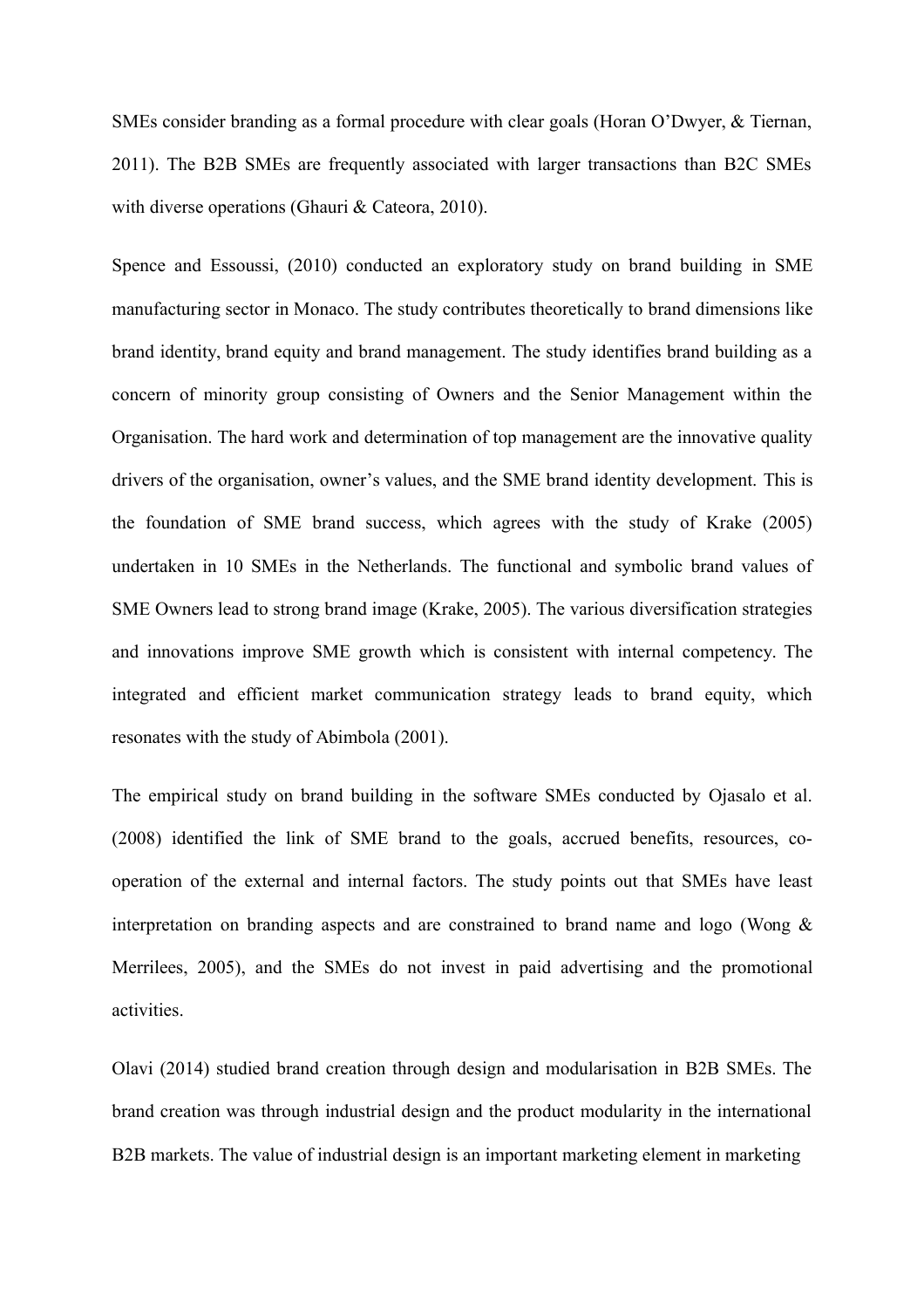SMEs consider branding as a formal procedure with clear goals (Horan O'Dwyer, & Tiernan, 2011). The B2B SMEs are frequently associated with larger transactions than B2C SMEs with diverse operations (Ghauri & Cateora, 2010).

Spence and Essoussi, (2010) conducted an exploratory study on brand building in SME manufacturing sector in Monaco. The study contributes theoretically to brand dimensions like brand identity, brand equity and brand management. The study identifies brand building as a concern of minority group consisting of Owners and the Senior Management within the Organisation. The hard work and determination of top management are the innovative quality drivers of the organisation, owner's values, and the SME brand identity development. This is the foundation of SME brand success, which agrees with the study of Krake (2005) undertaken in 10 SMEs in the Netherlands. The functional and symbolic brand values of SME Owners lead to strong brand image (Krake, 2005). The various diversification strategies and innovations improve SME growth which is consistent with internal competency. The integrated and efficient market communication strategy leads to brand equity, which resonates with the study of Abimbola (2001).

The empirical study on brand building in the software SMEs conducted by Ojasalo et al. (2008) identified the link of SME brand to the goals, accrued benefits, resources, co-operation of the external and internal factors. The study points out that SMEs have least interpretation on branding aspects and are constrained to brand name and logo (Wong & Merrilees, 2005), and the SMEs do not invest in paid advertising and the promotional activities.

Olavi (2014) studied brand creation through design and modularisation in B2B SMEs. The brand creation was through industrial design and the product modularity in the international B2B markets. The value of industrial design is an important marketing element in marketing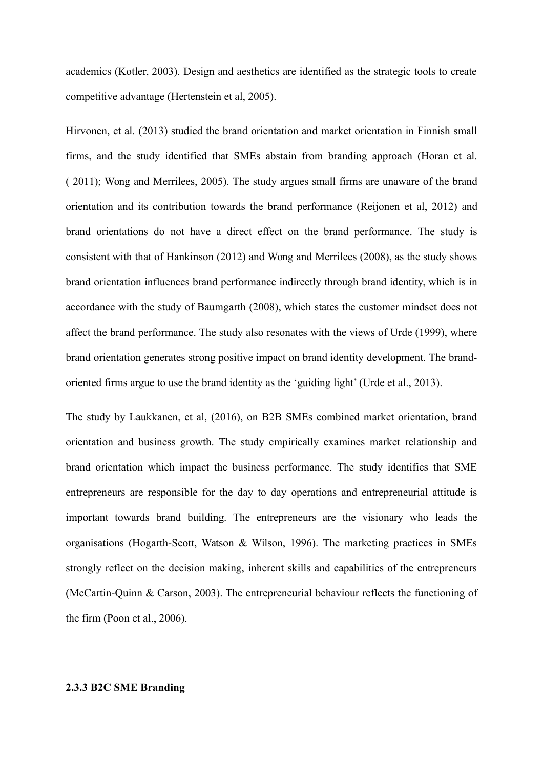academics (Kotler, 2003). Design and aesthetics are identified as the strategic tools to create competitive advantage (Hertenstein et al, 2005).

Hirvonen, et al. (2013) studied the brand orientation and market orientation in Finnish small firms, and the study identified that SMEs abstain from branding approach (Horan et al. ( 2011); Wong and Merrilees, 2005). The study argues small firms are unaware of the brand orientation and its contribution towards the brand performance (Reijonen et al, 2012) and brand orientations do not have a direct effect on the brand performance. The study is consistent with that of Hankinson (2012) and Wong and Merrilees (2008), as the study shows brand orientation influences brand performance indirectly through brand identity, which is in accordance with the study of Baumgarth (2008), which states the customer mindset does not affect the brand performance. The study also resonates with the views of Urde (1999), where brand orientation generates strong positive impact on brand identity development. The brand-oriented firms argue to use the brand identity as the 'guiding light' (Urde et al., 2013).

The study by Laukkanen, et al, (2016), on B2B SMEs combined market orientation, brand orientation and business growth. The study empirically examines market relationship and brand orientation which impact the business performance. The study identifies that SME entrepreneurs are responsible for the day to day operations and entrepreneurial attitude is important towards brand building. The entrepreneurs are the visionary who leads the organisations (Hogarth-Scott, Watson & Wilson, 1996). The marketing practices in SMEs strongly reflect on the decision making, inherent skills and capabilities of the entrepreneurs (McCartin-Quinn & Carson, 2003). The entrepreneurial behaviour reflects the functioning of the firm (Poon et al., 2006).

### 2.3.3 B2C SME Branding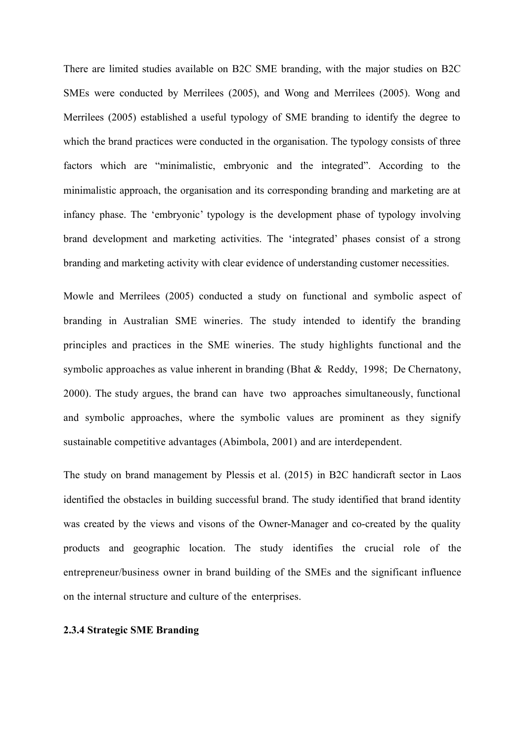There are limited studies available on B2C SME branding, with the major studies on B2C SMEs were conducted by Merrilees (2005), and Wong and Merrilees (2005). Wong and Merrilees (2005) established a useful typology of SME branding to identify the degree to which the brand practices were conducted in the organisation. The typology consists of three factors which are "minimalistic, embryonic and the integrated". According to the minimalistic approach, the organisation and its corresponding branding and marketing are at infancy phase. The 'embryonic' typology is the development phase of typology involving brand development and marketing activities. The 'integrated' phases consist of a strong branding and marketing activity with clear evidence of understanding customer necessities.

Mowle and Merrilees (2005) conducted a study on functional and symbolic aspect of branding in Australian SME wineries. The study intended to identify the branding principles and practices in the SME wineries. The study highlights functional and the symbolic approaches as value inherent in branding (Bhat & Reddy, 1998; De Chernatony, 2000). The study argues, the brand can have two approaches simultaneously, functional and symbolic approaches, where the symbolic values are prominent as they signify sustainable competitive advantages (Abimbola, 2001) and are interdependent.

The study on brand management by Plessis et al. (2015) in B2C handicraft sector in Laos identified the obstacles in building successful brand. The study identified that brand identity was created by the views and visons of the Owner-Manager and co-created by the quality products and geographic location. The study identifies the crucial role of the entrepreneur/business owner in brand building of the SMEs and the significant influence on the internal structure and culture of the enterprises.

### 2.3.4 Strategic SME Branding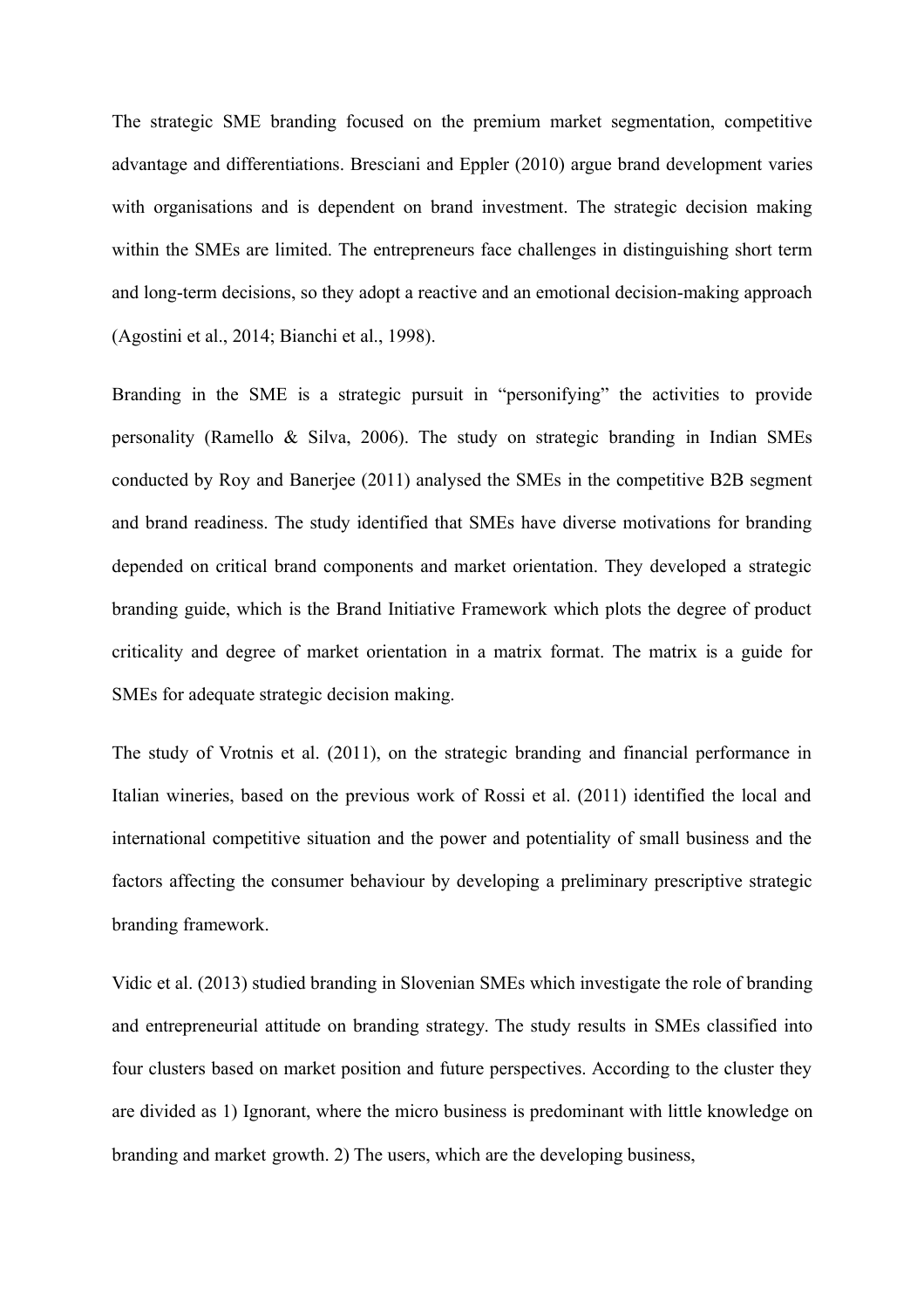The strategic SME branding focused on the premium market segmentation, competitive advantage and differentiations. Bresciani and Eppler (2010) argue brand development varies with organisations and is dependent on brand investment. The strategic decision making within the SMEs are limited. The entrepreneurs face challenges in distinguishing short term and long-term decisions, so they adopt a reactive and an emotional decision-making approach (Agostini et al., 2014; Bianchi et al., 1998).

Branding in the SME is a strategic pursuit in "personifying" the activities to provide personality (Ramello & Silva, 2006). The study on strategic branding in Indian SMEs conducted by Roy and Banerjee (2011) analysed the SMEs in the competitive B2B segment and brand readiness. The study identified that SMEs have diverse motivations for branding depended on critical brand components and market orientation. They developed a strategic branding guide, which is the Brand Initiative Framework which plots the degree of product criticality and degree of market orientation in a matrix format. The matrix is a guide for SMEs for adequate strategic decision making.

The study of Vrotnis et al. (2011), on the strategic branding and financial performance in Italian wineries, based on the previous work of Rossi et al. (2011) identified the local and international competitive situation and the power and potentiality of small business and the factors affecting the consumer behaviour by developing a preliminary prescriptive strategic branding framework.

Vidic et al. (2013) studied branding in Slovenian SMEs which investigate the role of branding and entrepreneurial attitude on branding strategy. The study results in SMEs classified into four clusters based on market position and future perspectives. According to the cluster they are divided as 1) Ignorant, where the micro business is predominant with little knowledge on branding and market growth. 2) The users, which are the developing business,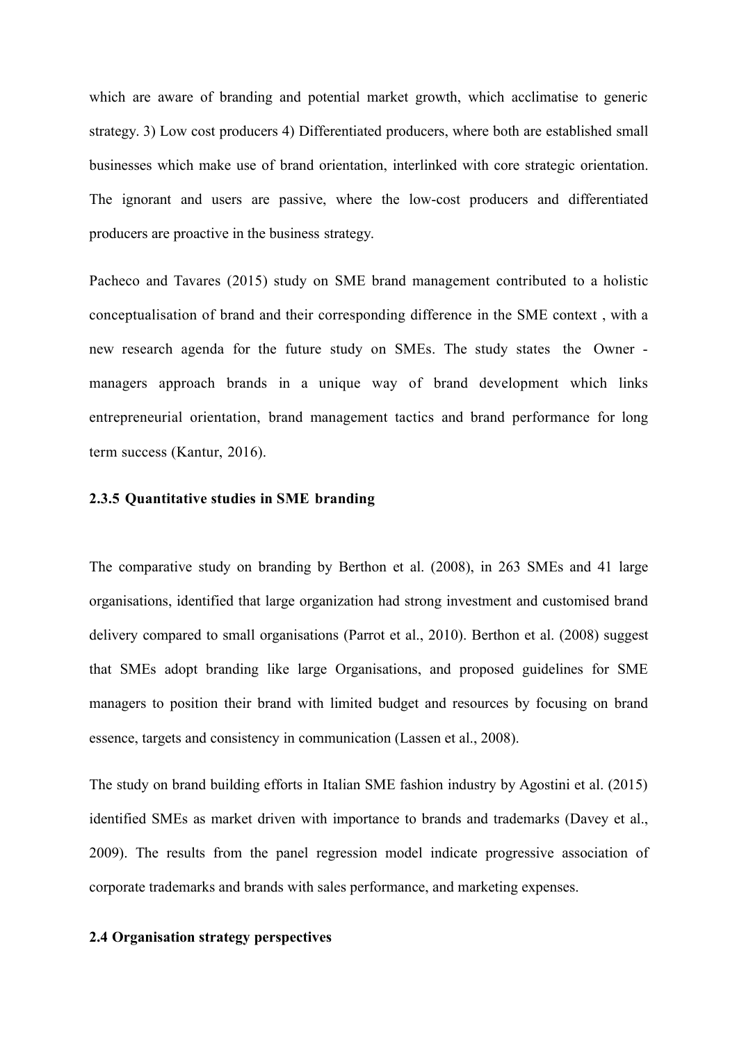which are aware of branding and potential market growth, which acclimatise to generic strategy. 3) Low cost producers 4) Differentiated producers, where both are established small businesses which make use of brand orientation, interlinked with core strategic orientation. The ignorant and users are passive, where the low-cost producers and differentiated producers are proactive in the business strategy.

Pacheco and Tavares (2015) study on SME brand management contributed to a holistic conceptualisation of brand and their corresponding difference in the SME context , with a new research agenda for the future study on SMEs. The study states the Owner - managers approach brands in a unique way of brand development which links entrepreneurial orientation, brand management tactics and brand performance for long term success (Kantur, 2016).

### 2.3.5 Quantitative studies in SME branding

The comparative study on branding by Berthon et al. (2008), in 263 SMEs and 41 large organisations, identified that large organization had strong investment and customised brand delivery compared to small organisations (Parrot et al., 2010). Berthon et al. (2008) suggest that SMEs adopt branding like large Organisations, and proposed guidelines for SME managers to position their brand with limited budget and resources by focusing on brand essence, targets and consistency in communication (Lassen et al., 2008).

The study on brand building efforts in Italian SME fashion industry by Agostini et al. (2015) identified SMEs as market driven with importance to brands and trademarks (Davey et al., 2009). The results from the panel regression model indicate progressive association of corporate trademarks and brands with sales performance, and marketing expenses.

## 2.4 Organisation strategy perspectives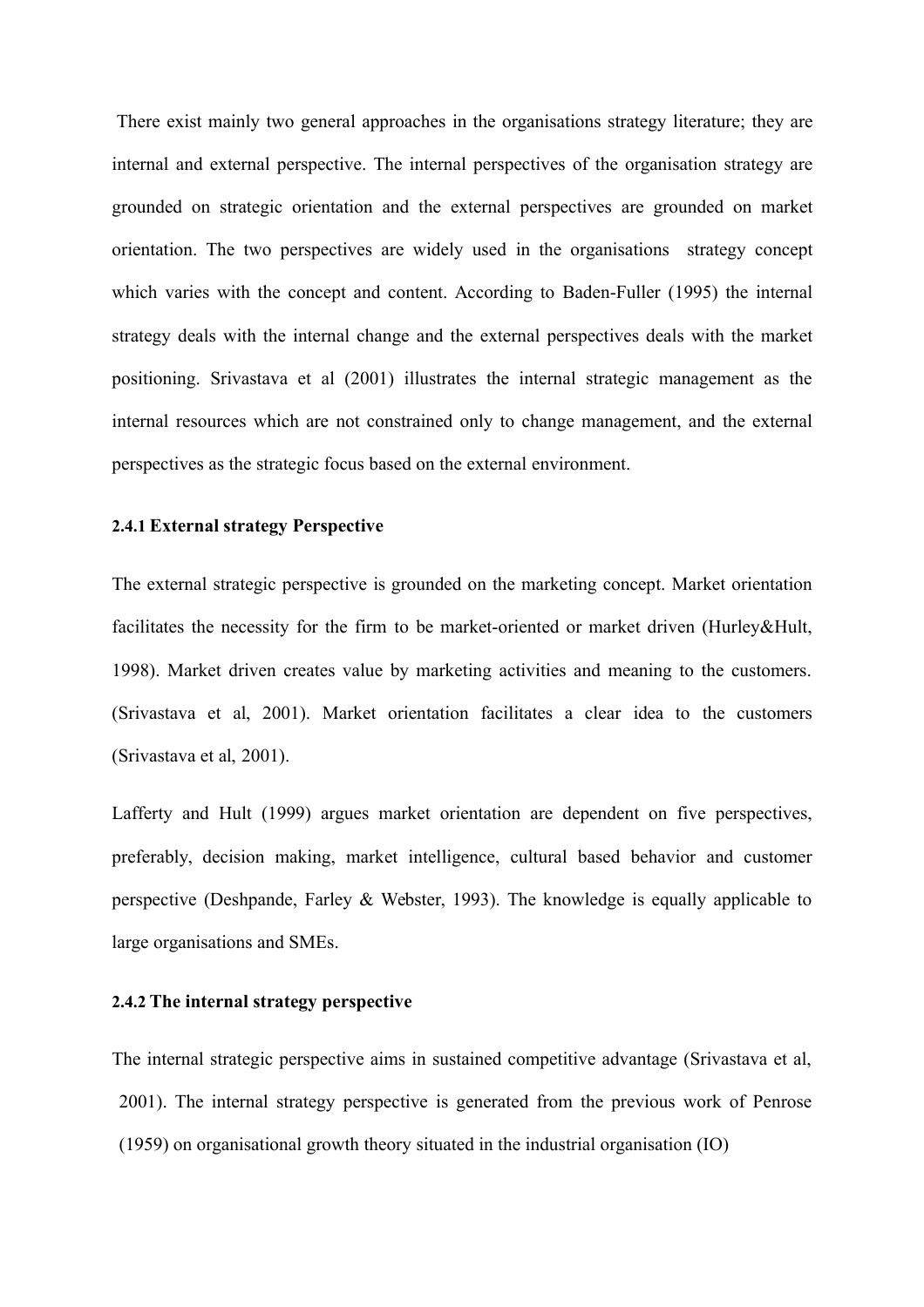There exist mainly two general approaches in the organisations strategy literature; they are internal and external perspective. The internal perspectives of the organisation strategy are grounded on strategic orientation and the external perspectives are grounded on market orientation. The two perspectives are widely used in the organisations strategy concept which varies with the concept and content. According to Baden-Fuller (1995) the internal strategy deals with the internal change and the external perspectives deals with the market positioning. Srivastava et al (2001) illustrates the internal strategic management as the internal resources which are not constrained only to change management, and the external perspectives as the strategic focus based on the external environment.

#### 2.4.1 External strategy Perspective

The external strategic perspective is grounded on the marketing concept. Market orientation facilitates the necessity for the firm to be market-oriented or market driven (Hurley&Hult, 1998). Market driven creates value by marketing activities and meaning to the customers. (Srivastava et al, 2001). Market orientation facilitates a clear idea to the customers (Srivastava et al, 2001).

Lafferty and Hult (1999) argues market orientation are dependent on five perspectives, preferably, decision making, market intelligence, cultural based behavior and customer perspective (Deshpande, Farley & Webster, 1993). The knowledge is equally applicable to large organisations and SMEs.

#### 2.4.2 The internal strategy perspective

The internal strategic perspective aims in sustained competitive advantage (Srivastava et al, 2001). The internal strategy perspective is generated from the previous work of Penrose (1959) on organisational growth theory situated in the industrial organisation (IO)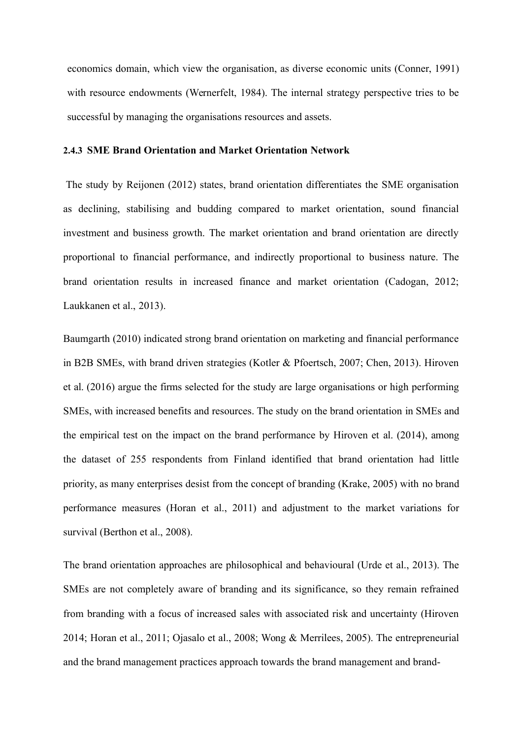economics domain, which view the organisation, as diverse economic units (Conner, 1991) with resource endowments (Wernerfelt, 1984). The internal strategy perspective tries to be successful by managing the organisations resources and assets.

#### 2.4.3 SME Brand Orientation and Market Orientation Network

The study by Reijonen (2012) states, brand orientation differentiates the SME organisation as declining, stabilising and budding compared to market orientation, sound financial investment and business growth. The market orientation and brand orientation are directly proportional to financial performance, and indirectly proportional to business nature. The brand orientation results in increased finance and market orientation (Cadogan, 2012; Laukkanen et al., 2013).

Baumgarth (2010) indicated strong brand orientation on marketing and financial performance in B2B SMEs, with brand driven strategies (Kotler & Pfoertsch, 2007; Chen, 2013). Hiroven et al. (2016) argue the firms selected for the study are large organisations or high performing SMEs, with increased benefits and resources. The study on the brand orientation in SMEs and the empirical test on the impact on the brand performance by Hiroven et al. (2014), among the dataset of 255 respondents from Finland identified that brand orientation had little priority, as many enterprises desist from the concept of branding (Krake, 2005) with no brand performance measures (Horan et al., 2011) and adjustment to the market variations for survival (Berthon et al., 2008).

The brand orientation approaches are philosophical and behavioural (Urde et al., 2013). The SMEs are not completely aware of branding and its significance, so they remain refrained from branding with a focus of increased sales with associated risk and uncertainty (Hiroven 2014; Horan et al., 2011; Ojasalo et al., 2008; Wong & Merrilees, 2005). The entrepreneurial and the brand management practices approach towards the brand management and brand-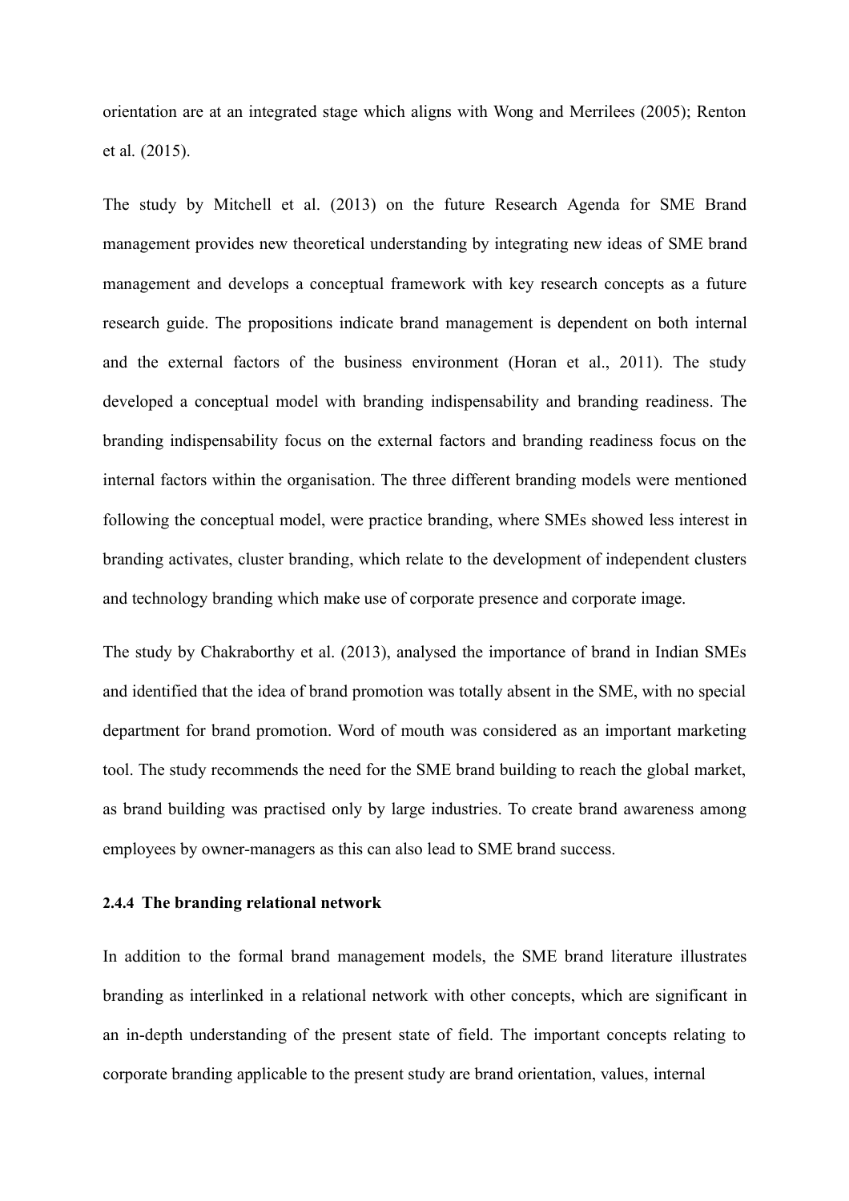orientation are at an integrated stage which aligns with Wong and Merrilees (2005); Renton et al. (2015).

The study by Mitchell et al. (2013) on the future Research Agenda for SME Brand management provides new theoretical understanding by integrating new ideas of SME brand management and develops a conceptual framework with key research concepts as a future research guide. The propositions indicate brand management is dependent on both internal and the external factors of the business environment (Horan et al., 2011). The study developed a conceptual model with branding indispensability and branding readiness. The branding indispensability focus on the external factors and branding readiness focus on the internal factors within the organisation. The three different branding models were mentioned following the conceptual model, were practice branding, where SMEs showed less interest in branding activates, cluster branding, which relate to the development of independent clusters and technology branding which make use of corporate presence and corporate image.

The study by Chakraborthy et al. (2013), analysed the importance of brand in Indian SMEs and identified that the idea of brand promotion was totally absent in the SME, with no special department for brand promotion. Word of mouth was considered as an important marketing tool. The study recommends the need for the SME brand building to reach the global market, as brand building was practised only by large industries. To create brand awareness among employees by owner-managers as this can also lead to SME brand success.

#### 2.4.4 The branding relational network

In addition to the formal brand management models, the SME brand literature illustrates branding as interlinked in a relational network with other concepts, which are significant in an in-depth understanding of the present state of field. The important concepts relating to corporate branding applicable to the present study are brand orientation, values, internal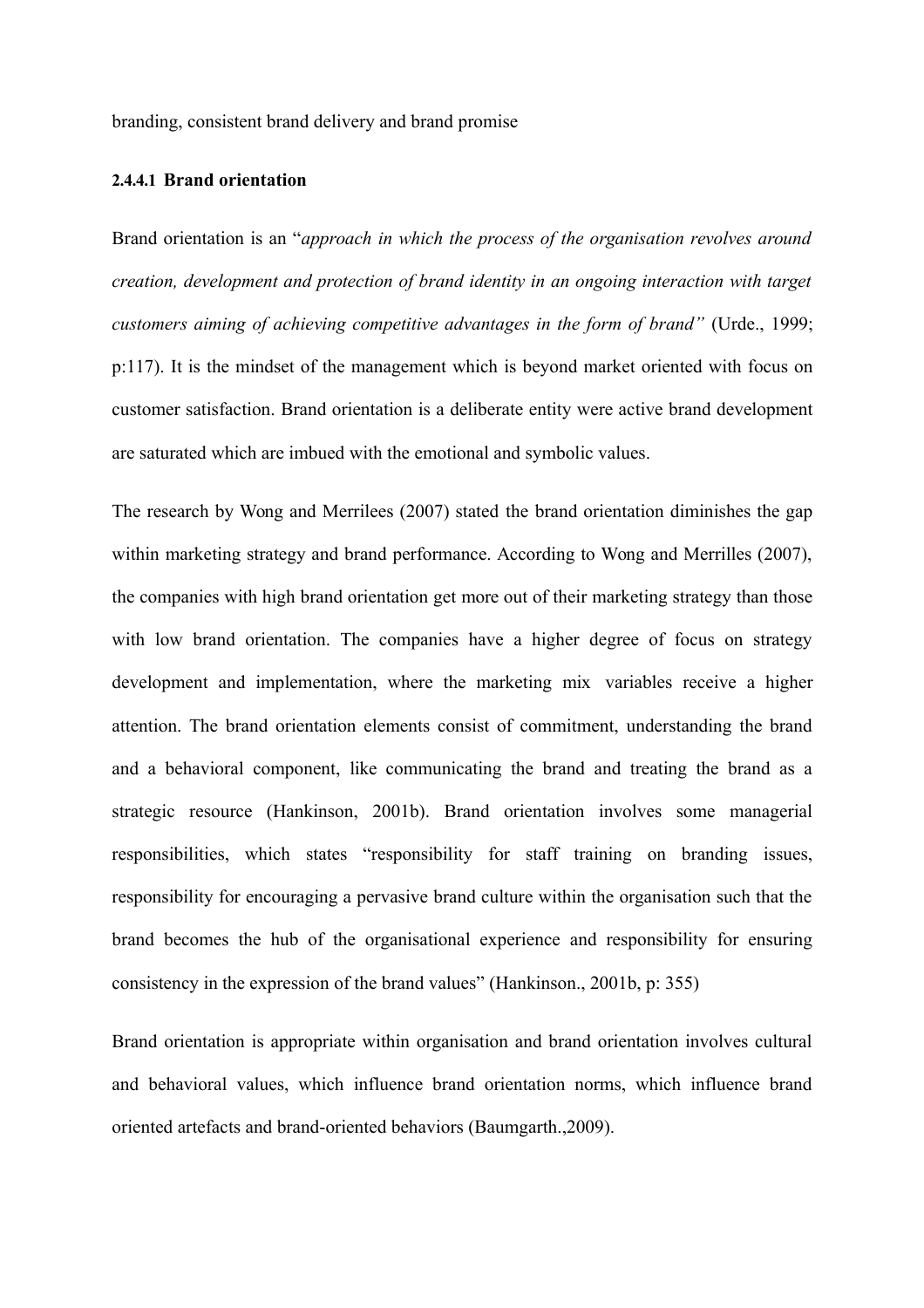branding, consistent brand delivery and brand promise

#### 2.4.4.1 Brand orientation

Brand orientation is an "*approach in which the process of the organisation revolves around creation, development and protection of brand identity in an ongoing interaction with target customers aiming of achieving competitive advantages in the form of brand"* (Urde., 1999; p:117). It is the mindset of the management which is beyond market oriented with focus on customer satisfaction. Brand orientation is a deliberate entity were active brand development are saturated which are imbued with the emotional and symbolic values.

The research by Wong and Merrilees (2007) stated the brand orientation diminishes the gap within marketing strategy and brand performance. According to Wong and Merrilles (2007), the companies with high brand orientation get more out of their marketing strategy than those with low brand orientation. The companies have a higher degree of focus on strategy development and implementation, where the marketing mix variables receive a higher attention. The brand orientation elements consist of commitment, understanding the brand and a behavioral component, like communicating the brand and treating the brand as a strategic resource (Hankinson, 2001b). Brand orientation involves some managerial responsibilities, which states "responsibility for staff training on branding issues, responsibility for encouraging a pervasive brand culture within the organisation such that the brand becomes the hub of the organisational experience and responsibility for ensuring consistency in the expression of the brand values" (Hankinson., 2001b, p: 355)

Brand orientation is appropriate within organisation and brand orientation involves cultural and behavioral values, which influence brand orientation norms, which influence brand oriented artefacts and brand-oriented behaviors (Baumgarth.,2009).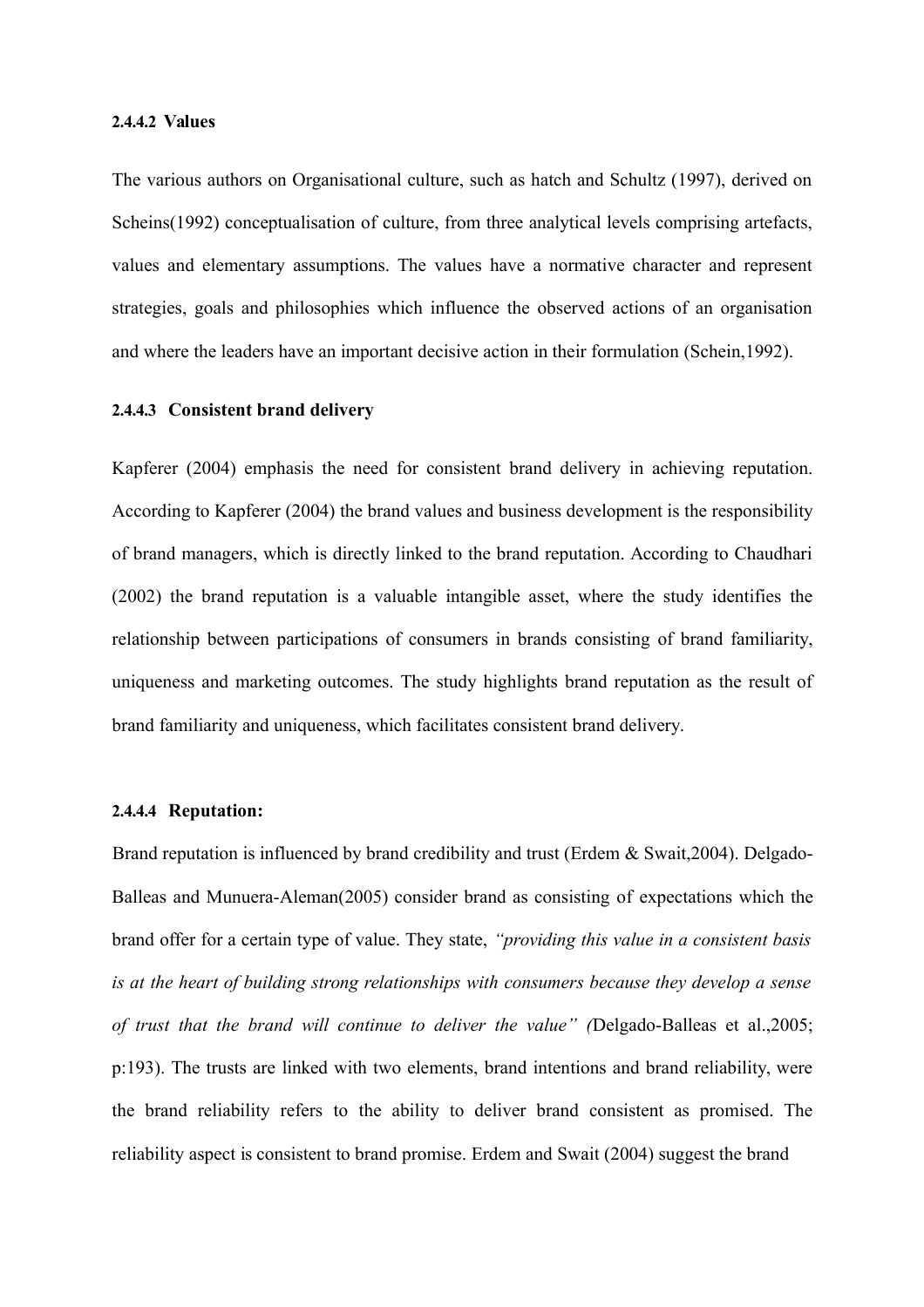#### 2.4.4.2 Values

The various authors on Organisational culture, such as hatch and Schultz (1997), derived on Scheins(1992) conceptualisation of culture, from three analytical levels comprising artefacts, values and elementary assumptions. The values have a normative character and represent strategies, goals and philosophies which influence the observed actions of an organisation and where the leaders have an important decisive action in their formulation (Schein,1992).

#### 2.4.4.3 Consistent brand delivery

Kapferer (2004) emphasis the need for consistent brand delivery in achieving reputation. According to Kapferer (2004) the brand values and business development is the responsibility of brand managers, which is directly linked to the brand reputation. According to Chaudhari (2002) the brand reputation is a valuable intangible asset, where the study identifies the relationship between participations of consumers in brands consisting of brand familiarity, uniqueness and marketing outcomes. The study highlights brand reputation as the result of brand familiarity and uniqueness, which facilitates consistent brand delivery.

#### 2.4.4.4 Reputation:

Brand reputation is influenced by brand credibility and trust (Erdem & Swait,2004). Delgado-Balleas and Munuera-Aleman(2005) consider brand as consisting of expectations which the brand offer for a certain type of value. They state, *"providing this value in a consistent basis is at the heart of building strong relationships with consumers because they develop a sense of trust that the brand will continue to deliver the value" (*Delgado-Balleas et al.,2005; p:193). The trusts are linked with two elements, brand intentions and brand reliability, were the brand reliability refers to the ability to deliver brand consistent as promised. The reliability aspect is consistent to brand promise. Erdem and Swait (2004) suggest the brand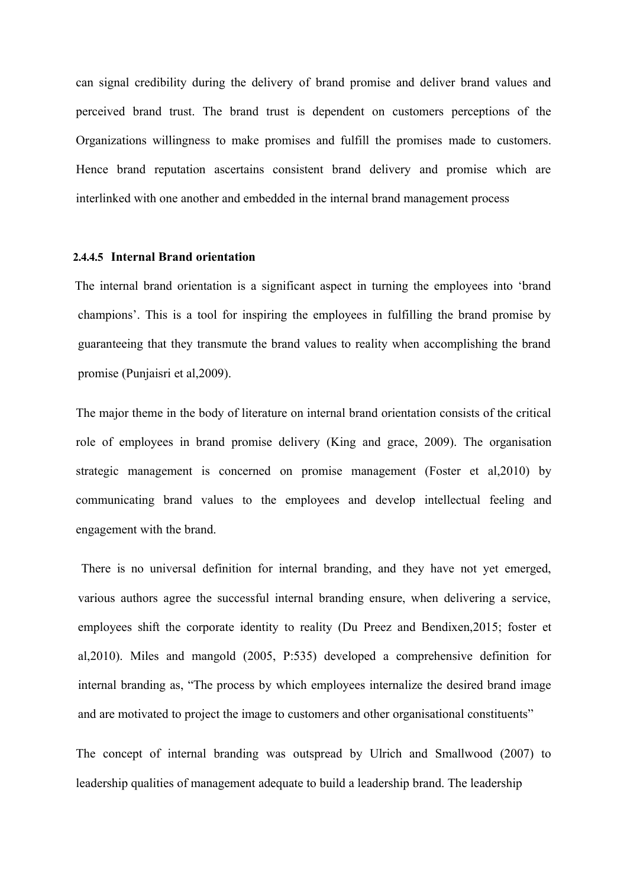can signal credibility during the delivery of brand promise and deliver brand values and perceived brand trust. The brand trust is dependent on customers perceptions of the Organizations willingness to make promises and fulfill the promises made to customers. Hence brand reputation ascertains consistent brand delivery and promise which are interlinked with one another and embedded in the internal brand management process

#### 2.4.4.5 Internal Brand orientation

The internal brand orientation is a significant aspect in turning the employees into 'brand champions'. This is a tool for inspiring the employees in fulfilling the brand promise by guaranteeing that they transmute the brand values to reality when accomplishing the brand promise (Punjaisri et al,2009).

The major theme in the body of literature on internal brand orientation consists of the critical role of employees in brand promise delivery (King and grace, 2009). The organisation strategic management is concerned on promise management (Foster et al,2010) by communicating brand values to the employees and develop intellectual feeling and engagement with the brand.

There is no universal definition for internal branding, and they have not yet emerged, various authors agree the successful internal branding ensure, when delivering a service, employees shift the corporate identity to reality (Du Preez and Bendixen,2015; foster et al,2010). Miles and mangold (2005, P:535) developed a comprehensive definition for internal branding as, "The process by which employees internalize the desired brand image and are motivated to project the image to customers and other organisational constituents"

The concept of internal branding was outspread by Ulrich and Smallwood (2007) to leadership qualities of management adequate to build a leadership brand. The leadership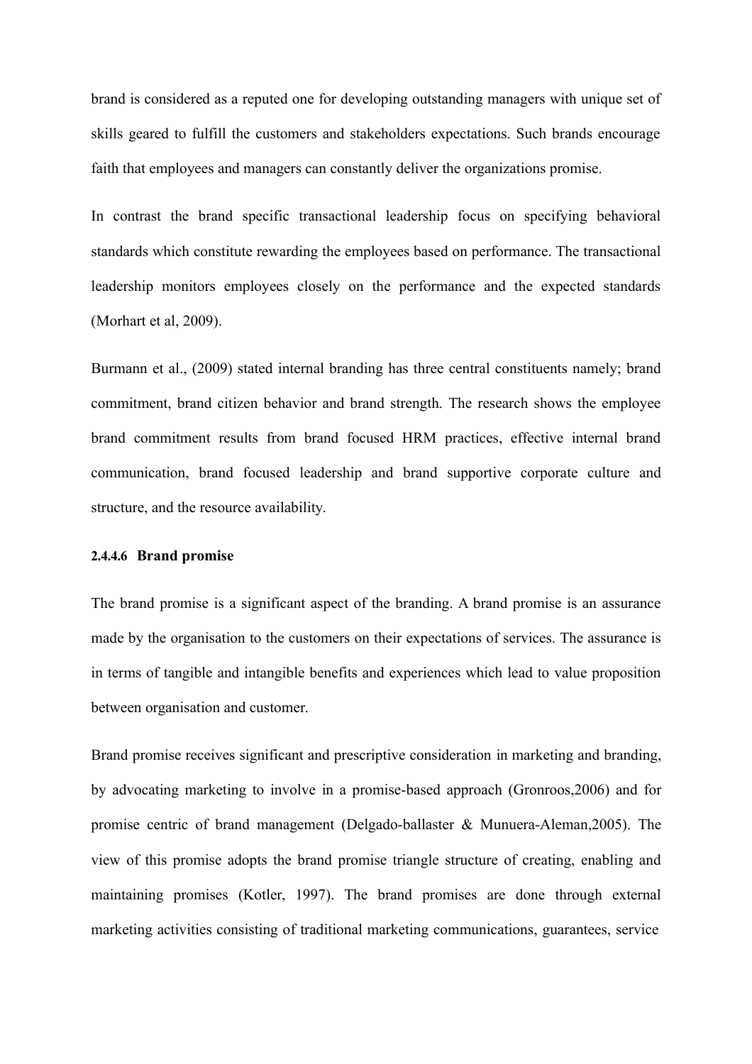brand is considered as a reputed one for developing outstanding managers with unique set of skills geared to fulfill the customers and stakeholders expectations. Such brands encourage faith that employees and managers can constantly deliver the organizations promise.

In contrast the brand specific transactional leadership focus on specifying behavioral standards which constitute rewarding the employees based on performance. The transactional leadership monitors employees closely on the performance and the expected standards (Morhart et al, 2009).

Burmann et al., (2009) stated internal branding has three central constituents namely; brand commitment, brand citizen behavior and brand strength. The research shows the employee brand commitment results from brand focused HRM practices, effective internal brand communication, brand focused leadership and brand supportive corporate culture and structure, and the resource availability.

#### 2.4.4.6 Brand promise

The brand promise is a significant aspect of the branding. A brand promise is an assurance made by the organisation to the customers on their expectations of services. The assurance is in terms of tangible and intangible benefits and experiences which lead to value proposition between organisation and customer.

Brand promise receives significant and prescriptive consideration in marketing and branding, by advocating marketing to involve in a promise-based approach (Gronroos,2006) and for promise centric of brand management (Delgado-ballaster & Munuera-Aleman,2005). The view of this promise adopts the brand promise triangle structure of creating, enabling and maintaining promises (Kotler, 1997). The brand promises are done through external marketing activities consisting of traditional marketing communications, guarantees, service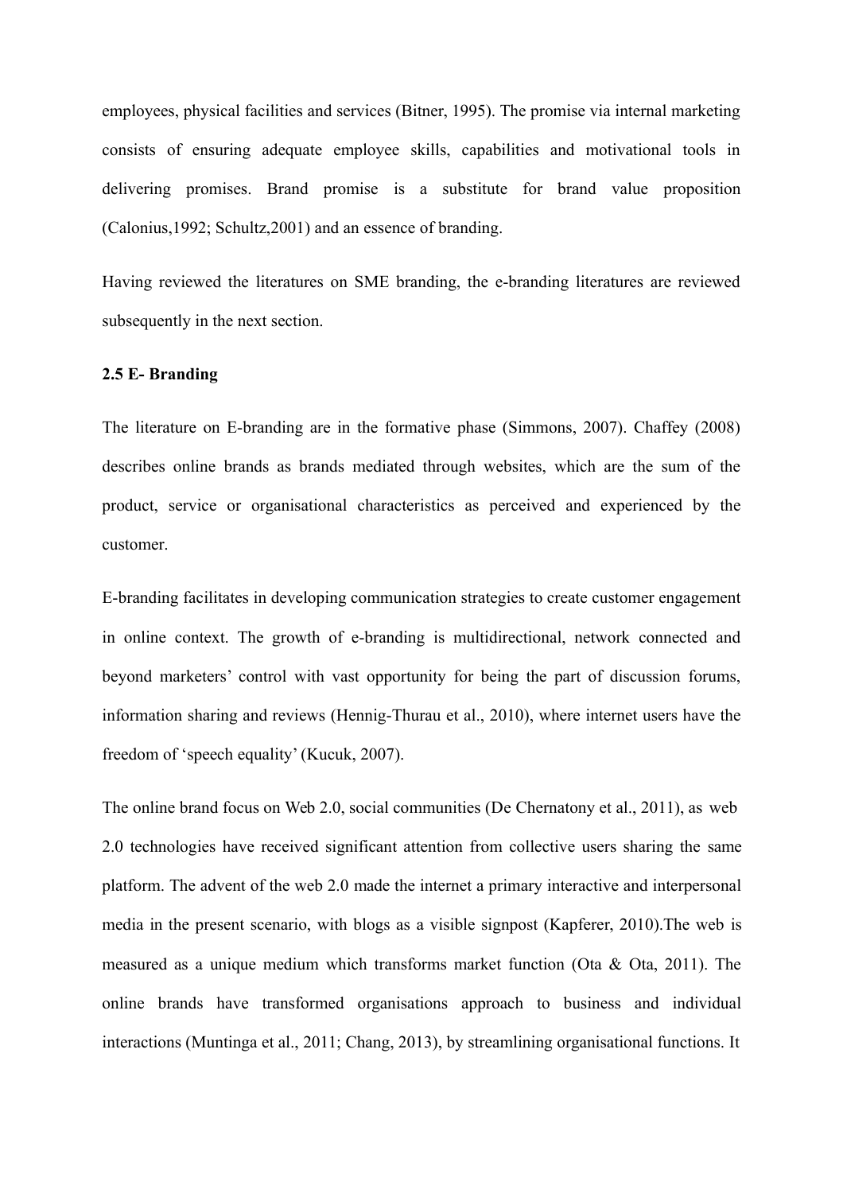employees, physical facilities and services (Bitner, 1995). The promise via internal marketing consists of ensuring adequate employee skills, capabilities and motivational tools in delivering promises. Brand promise is a substitute for brand value proposition (Calonius,1992; Schultz,2001) and an essence of branding.

Having reviewed the literatures on SME branding, the e-branding literatures are reviewed subsequently in the next section.

### 2.5 E- Branding

The literature on E-branding are in the formative phase (Simmons, 2007). Chaffey (2008) describes online brands as brands mediated through websites, which are the sum of the product, service or organisational characteristics as perceived and experienced by the customer.

E-branding facilitates in developing communication strategies to create customer engagement in online context. The growth of e-branding is multidirectional, network connected and beyond marketers' control with vast opportunity for being the part of discussion forums, information sharing and reviews (Hennig-Thurau et al., 2010), where internet users have the freedom of 'speech equality' (Kucuk, 2007).

The online brand focus on Web 2.0, social communities (De Chernatony et al., 2011), as web 2.0 technologies have received significant attention from collective users sharing the same platform. The advent of the web 2.0 made the internet a primary interactive and interpersonal media in the present scenario, with blogs as a visible signpost (Kapferer, 2010).The web is measured as a unique medium which transforms market function (Ota & Ota, 2011). The online brands have transformed organisations approach to business and individual interactions (Muntinga et al., 2011; Chang, 2013), by streamlining organisational functions. It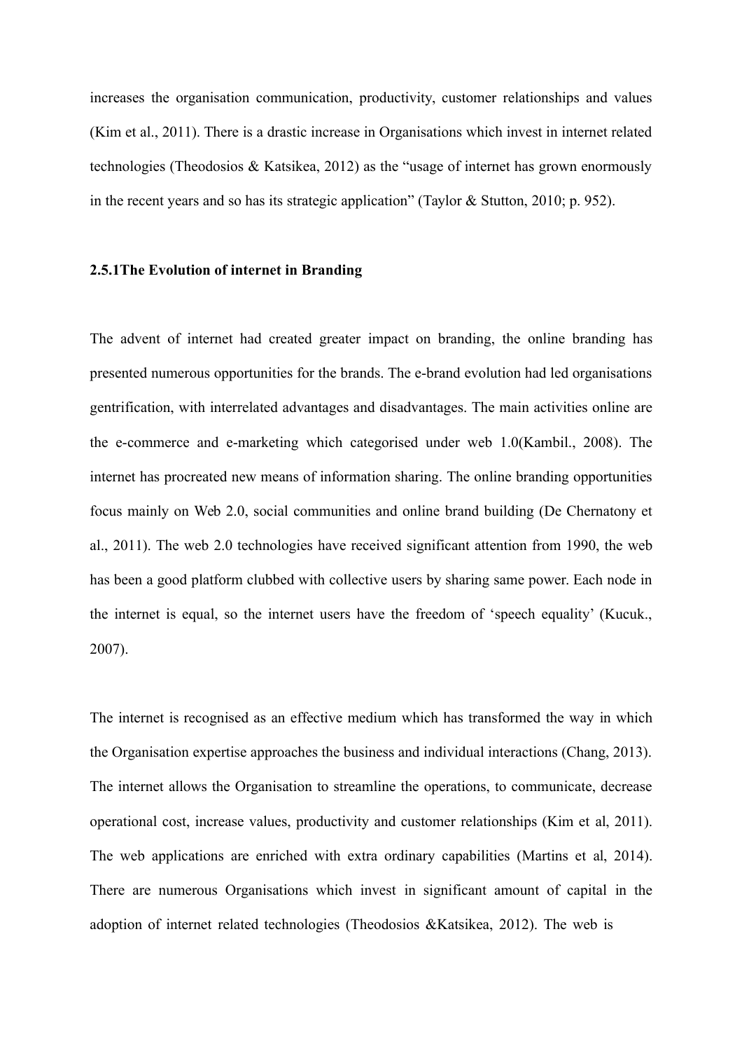increases the organisation communication, productivity, customer relationships and values (Kim et al., 2011). There is a drastic increase in Organisations which invest in internet related technologies (Theodosios & Katsikea, 2012) as the "usage of internet has grown enormously in the recent years and so has its strategic application" (Taylor & Stutton, 2010; p. 952).

### 2.5.1The Evolution of internet in Branding

The advent of internet had created greater impact on branding, the online branding has presented numerous opportunities for the brands. The e-brand evolution had led organisations gentrification, with interrelated advantages and disadvantages. The main activities online are the e-commerce and e-marketing which categorised under web 1.0(Kambil., 2008). The internet has procreated new means of information sharing. The online branding opportunities focus mainly on Web 2.0, social communities and online brand building (De Chernatony et al., 2011). The web 2.0 technologies have received significant attention from 1990, the web has been a good platform clubbed with collective users by sharing same power. Each node in the internet is equal, so the internet users have the freedom of 'speech equality' (Kucuk., 2007).

The internet is recognised as an effective medium which has transformed the way in which the Organisation expertise approaches the business and individual interactions (Chang, 2013). The internet allows the Organisation to streamline the operations, to communicate, decrease operational cost, increase values, productivity and customer relationships (Kim et al, 2011). The web applications are enriched with extra ordinary capabilities (Martins et al, 2014). There are numerous Organisations which invest in significant amount of capital in the adoption of internet related technologies (Theodosios &Katsikea, 2012). The web is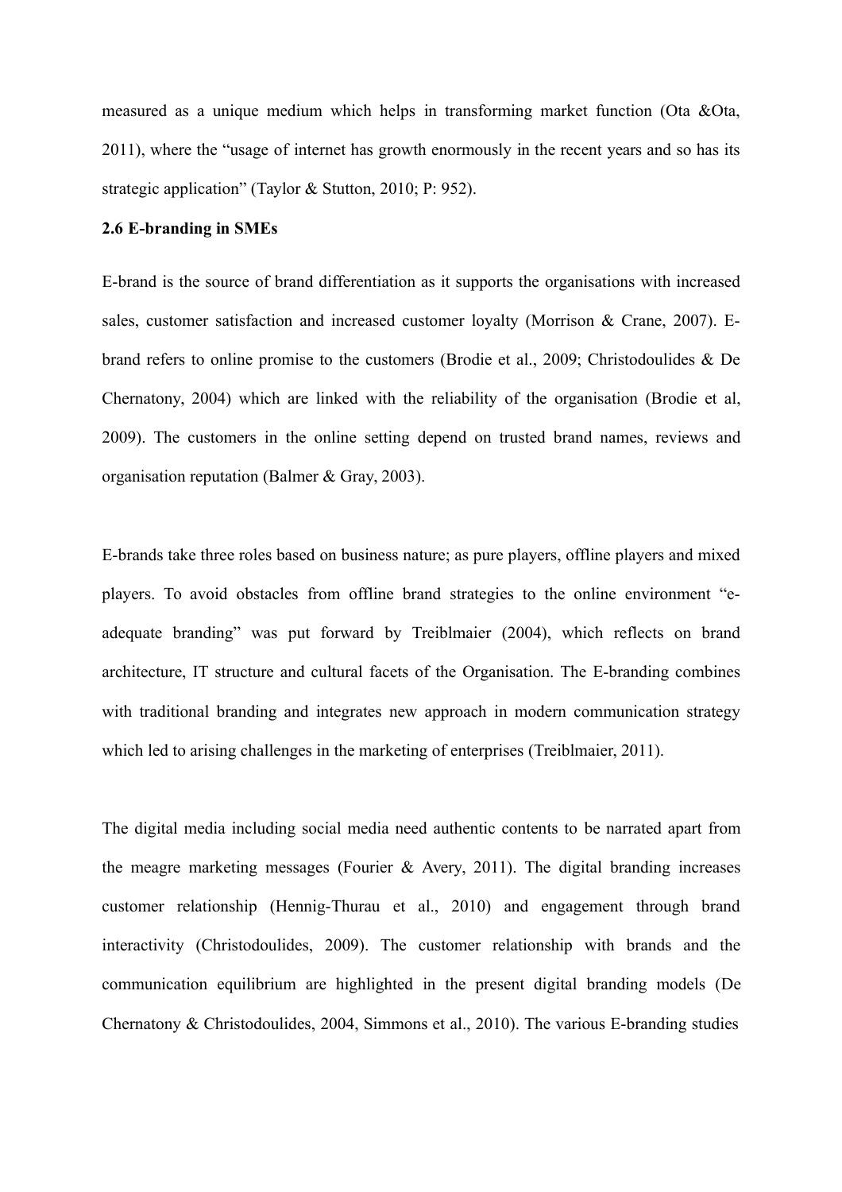measured as a unique medium which helps in transforming market function (Ota &Ota, 2011), where the "usage of internet has growth enormously in the recent years and so has its strategic application" (Taylor & Stutton, 2010; P: 952).

**2.6 E-branding in SMEs**

E-brand is the source of brand differentiation as it supports the organisations with increased sales, customer satisfaction and increased customer loyalty (Morrison & Crane, 2007). E-brand refers to online promise to the customers (Brodie et al., 2009; Christodoulides & De Chernatony, 2004) which are linked with the reliability of the organisation (Brodie et al, 2009). The customers in the online setting depend on trusted brand names, reviews and organisation reputation (Balmer & Gray, 2003).

E-brands take three roles based on business nature; as pure players, offline players and mixed players. To avoid obstacles from offline brand strategies to the online environment "e-adequate branding" was put forward by Treiblmaier (2004), which reflects on brand architecture, IT structure and cultural facets of the Organisation. The E-branding combines with traditional branding and integrates new approach in modern communication strategy which led to arising challenges in the marketing of enterprises (Treiblmaier, 2011).

The digital media including social media need authentic contents to be narrated apart from the meagre marketing messages (Fourier & Avery, 2011). The digital branding increases customer relationship (Hennig-Thurau et al., 2010) and engagement through brand interactivity (Christodoulides, 2009). The customer relationship with brands and the communication equilibrium are highlighted in the present digital branding models (De Chernatony & Christodoulides, 2004, Simmons et al., 2010). The various E-branding studies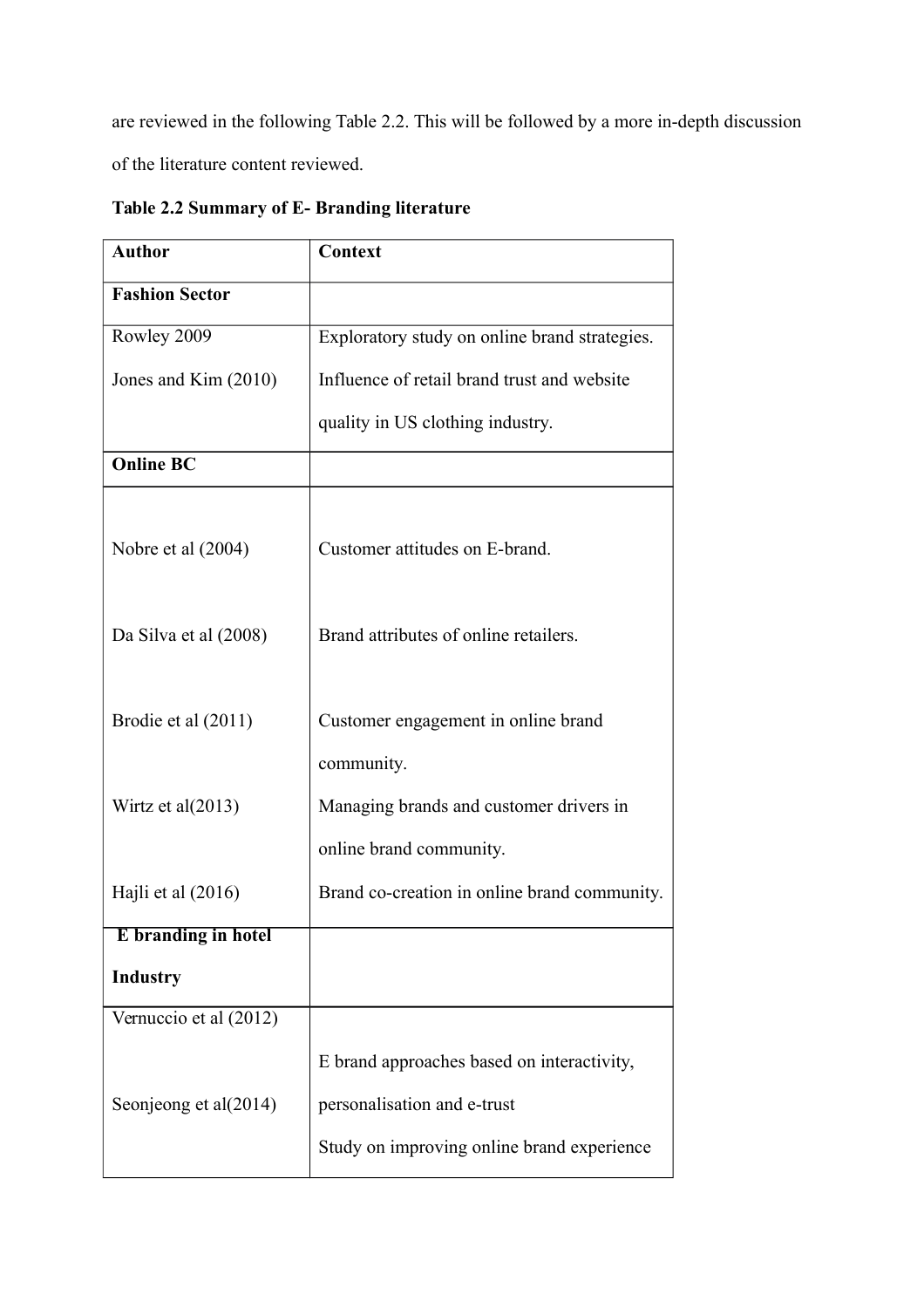are reviewed in the following Table 2.2. This will be followed by a more in-depth discussion of the literature content reviewed.

**Table 2.2 Summary of E- Branding literature**

| **Author** | **Context** |
|---|---|
| **Fashion Sector** | |
| Rowley 2009 | Exploratory study on online brand strategies. |
| Jones and Kim (2010) | Influence of retail brand trust and website quality in US clothing industry. |
| **Online BC** | |
| Nobre et al (2004) | Customer attitudes on E-brand. |
| Da Silva et al (2008) | Brand attributes of online retailers. |
| Brodie et al (2011) | Customer engagement in online brand community. |
| Wirtz et al(2013) | Managing brands and customer drivers in online brand community. |
| Hajli et al (2016) | Brand co-creation in online brand community. |
| **E branding in hotel Industry** | |
| Vernuccio et al (2012) | E brand approaches based on interactivity, personalisation and e-trust |
| Seonjeong et al(2014) | Study on improving online brand experience |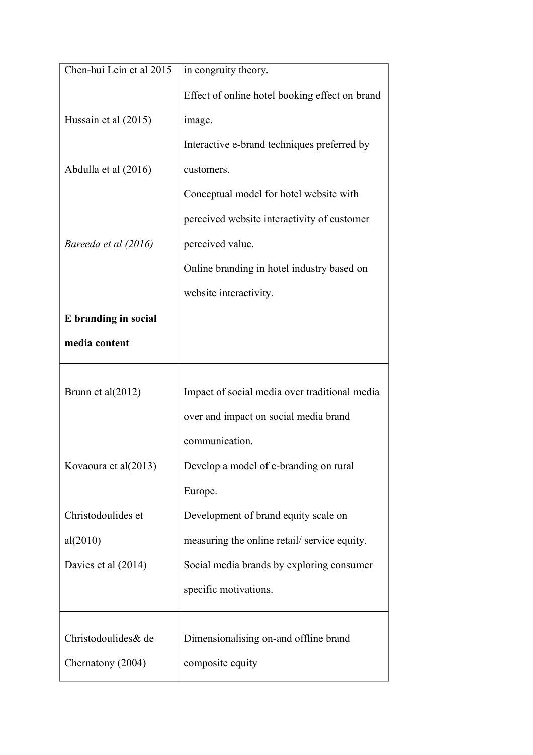| | |
|---|---|
| Chen-hui Lein et al 2015 | in congruity theory. |
| Hussain et al (2015) | Effect of online hotel booking effect on brand image. |
| Abdulla et al (2016) | Interactive e-brand techniques preferred by customers. |
| *Bareeda et al (2016)* | Conceptual model for hotel website with perceived website interactivity of customer perceived value. |
| | Online branding in hotel industry based on website interactivity. |
| **E branding in social media content** | |
| Brunn et al(2012) | Impact of social media over traditional media over and impact on social media brand communication. |
| Kovaoura et al(2013) | Develop a model of e-branding on rural Europe. |
| Christodoulides et al(2010) | Development of brand equity scale on measuring the online retail/ service equity. |
| Davies et al (2014) | Social media brands by exploring consumer specific motivations. |
| Christodoulides& de Chernatony (2004) | Dimensionalising on-and offline brand composite equity |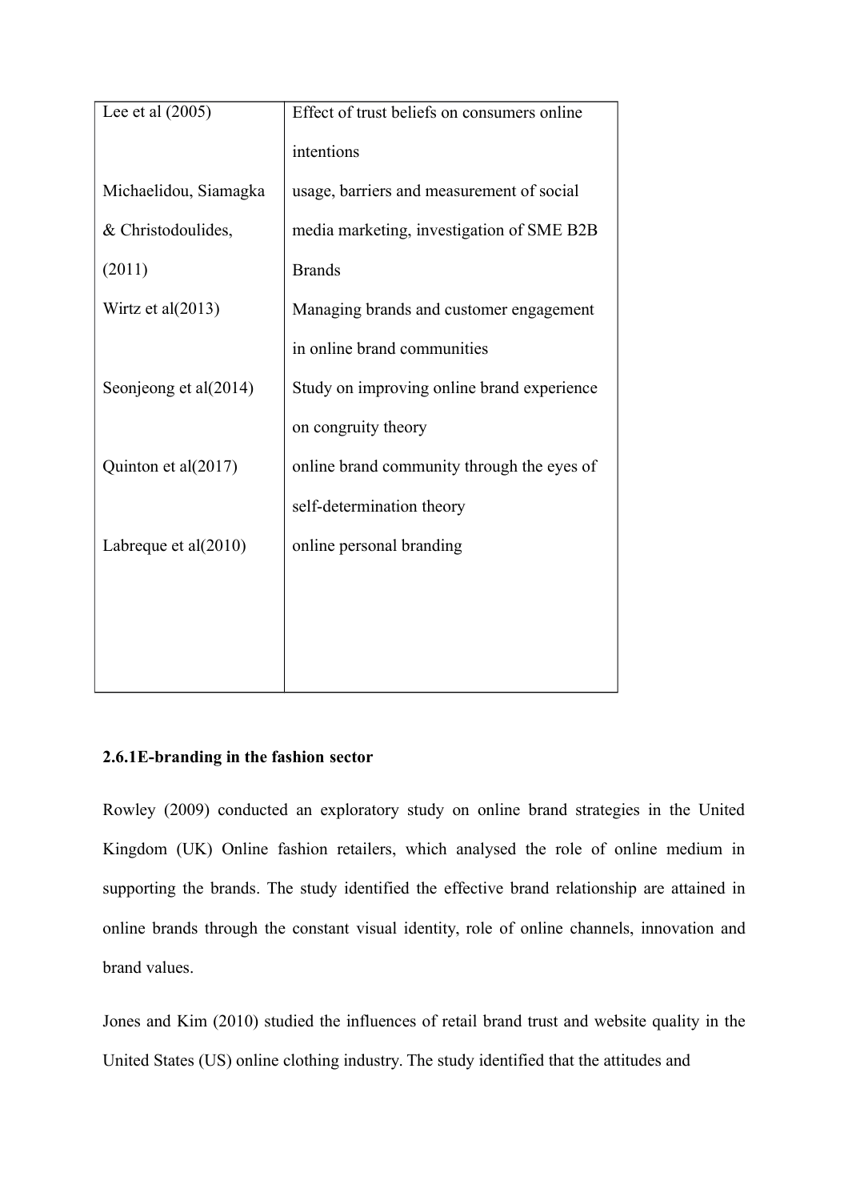| Lee et al (2005) | Effect of trust beliefs on consumers online intentions |
|---|---|
| Michaelidou, Siamagka & Christodoulides, (2011) | usage, barriers and measurement of social media marketing, investigation of SME B2B Brands |
| Wirtz et al(2013) | Managing brands and customer engagement in online brand communities |
| Seonjeong et al(2014) | Study on improving online brand experience on congruity theory |
| Quinton et al(2017) | online brand community through the eyes of self-determination theory |
| Labreque et al(2010) | online personal branding |

**2.6.1E-branding in the fashion sector**

Rowley (2009) conducted an exploratory study on online brand strategies in the United Kingdom (UK) Online fashion retailers, which analysed the role of online medium in supporting the brands. The study identified the effective brand relationship are attained in online brands through the constant visual identity, role of online channels, innovation and brand values.

Jones and Kim (2010) studied the influences of retail brand trust and website quality in the United States (US) online clothing industry. The study identified that the attitudes and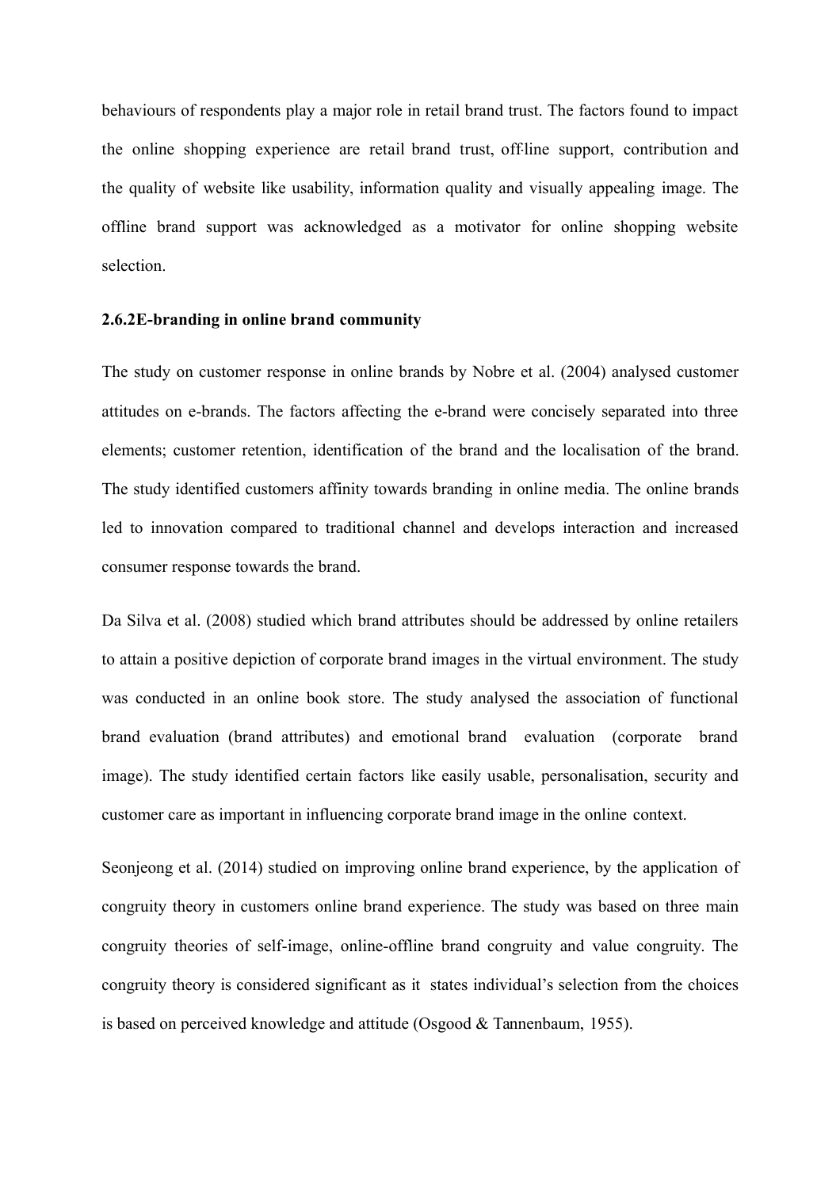behaviours of respondents play a major role in retail brand trust. The factors found to impact the online shopping experience are retail brand trust, off-line support, contribution and the quality of website like usability, information quality and visually appealing image. The offline brand support was acknowledged as a motivator for online shopping website selection.

#### 2.6.2E-branding in online brand community

The study on customer response in online brands by Nobre et al. (2004) analysed customer attitudes on e-brands. The factors affecting the e-brand were concisely separated into three elements; customer retention, identification of the brand and the localisation of the brand. The study identified customers affinity towards branding in online media. The online brands led to innovation compared to traditional channel and develops interaction and increased consumer response towards the brand.

Da Silva et al. (2008) studied which brand attributes should be addressed by online retailers to attain a positive depiction of corporate brand images in the virtual environment. The study was conducted in an online book store. The study analysed the association of functional brand evaluation (brand attributes) and emotional brand evaluation (corporate brand image). The study identified certain factors like easily usable, personalisation, security and customer care as important in influencing corporate brand image in the online context.

Seonjeong et al. (2014) studied on improving online brand experience, by the application of congruity theory in customers online brand experience. The study was based on three main congruity theories of self-image, online-offline brand congruity and value congruity. The congruity theory is considered significant as it states individual's selection from the choices is based on perceived knowledge and attitude (Osgood & Tannenbaum, 1955).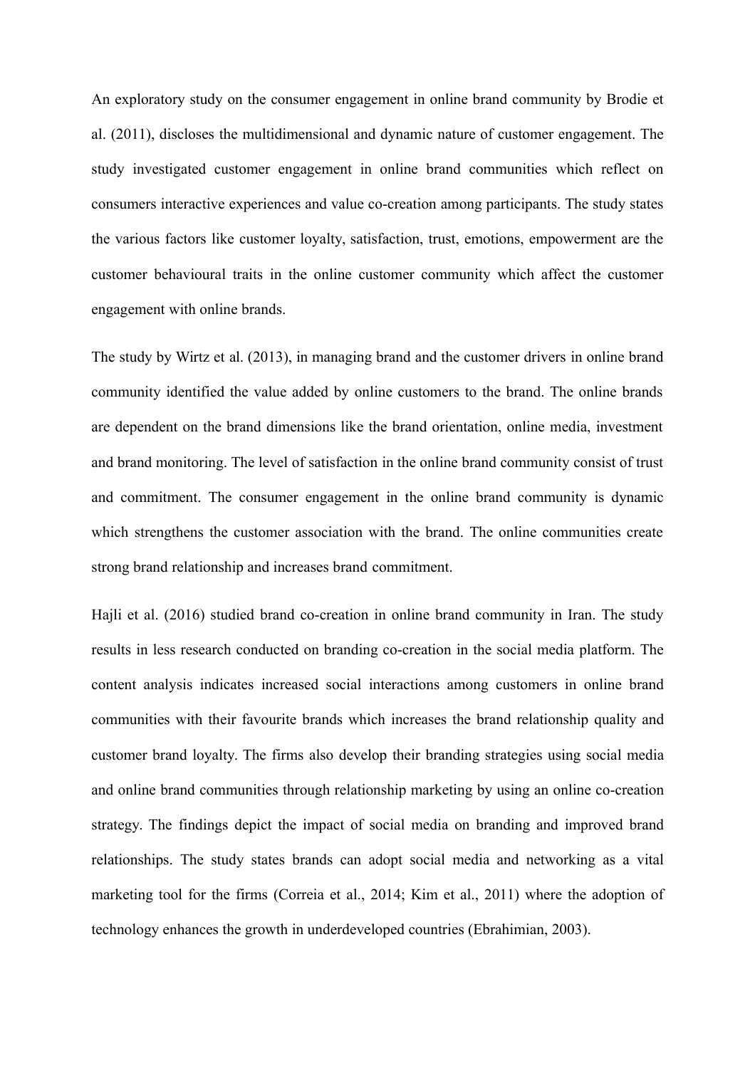An exploratory study on the consumer engagement in online brand community by Brodie et al. (2011), discloses the multidimensional and dynamic nature of customer engagement. The study investigated customer engagement in online brand communities which reflect on consumers interactive experiences and value co-creation among participants. The study states the various factors like customer loyalty, satisfaction, trust, emotions, empowerment are the customer behavioural traits in the online customer community which affect the customer engagement with online brands.

The study by Wirtz et al. (2013), in managing brand and the customer drivers in online brand community identified the value added by online customers to the brand. The online brands are dependent on the brand dimensions like the brand orientation, online media, investment and brand monitoring. The level of satisfaction in the online brand community consist of trust and commitment. The consumer engagement in the online brand community is dynamic which strengthens the customer association with the brand. The online communities create strong brand relationship and increases brand commitment.

Hajli et al. (2016) studied brand co-creation in online brand community in Iran. The study results in less research conducted on branding co-creation in the social media platform. The content analysis indicates increased social interactions among customers in online brand communities with their favourite brands which increases the brand relationship quality and customer brand loyalty. The firms also develop their branding strategies using social media and online brand communities through relationship marketing by using an online co-creation strategy. The findings depict the impact of social media on branding and improved brand relationships. The study states brands can adopt social media and networking as a vital marketing tool for the firms (Correia et al., 2014; Kim et al., 2011) where the adoption of technology enhances the growth in underdeveloped countries (Ebrahimian, 2003).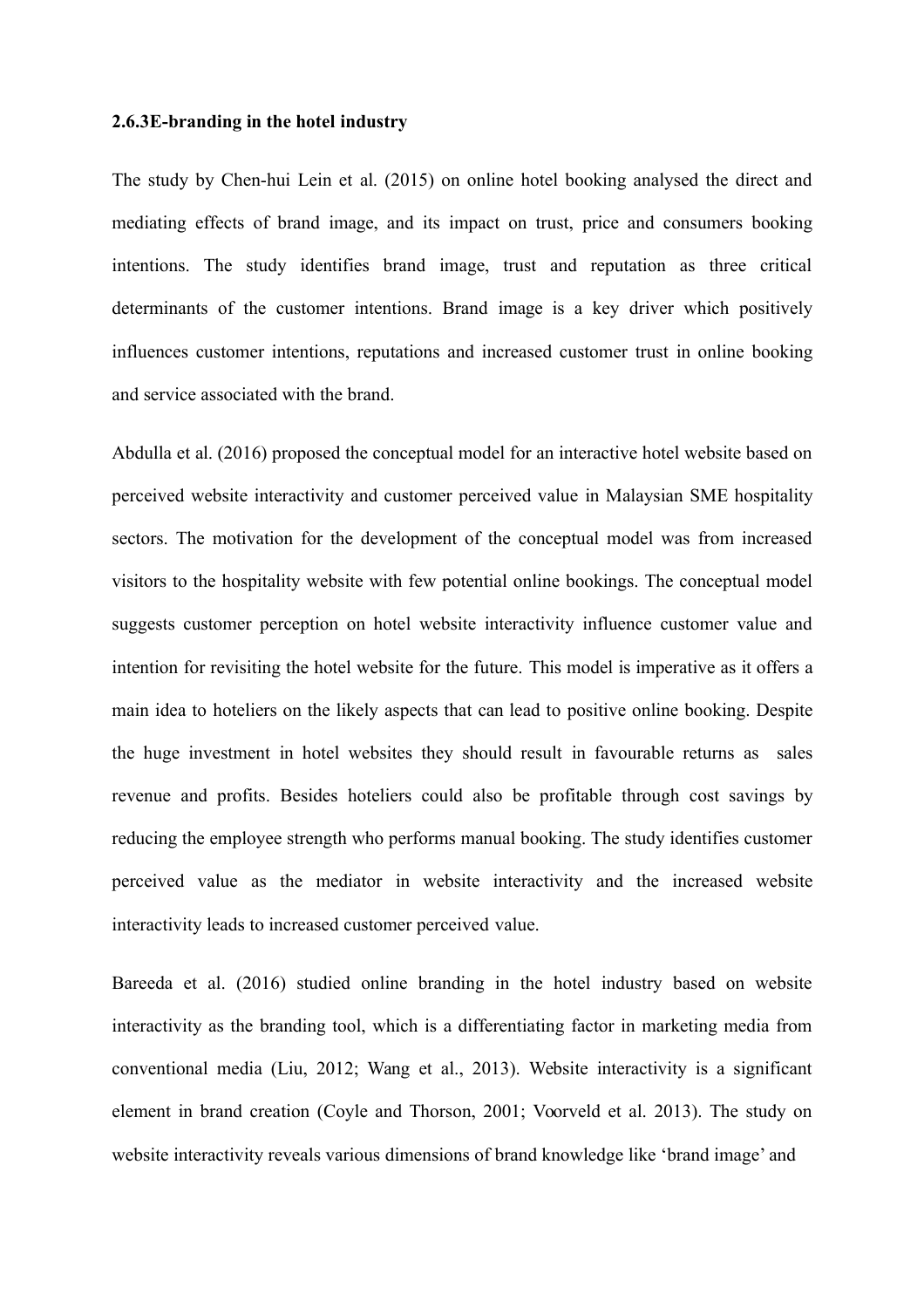### 2.6.3E-branding in the hotel industry

The study by Chen-hui Lein et al. (2015) on online hotel booking analysed the direct and mediating effects of brand image, and its impact on trust, price and consumers booking intentions. The study identifies brand image, trust and reputation as three critical determinants of the customer intentions. Brand image is a key driver which positively influences customer intentions, reputations and increased customer trust in online booking and service associated with the brand.

Abdulla et al. (2016) proposed the conceptual model for an interactive hotel website based on perceived website interactivity and customer perceived value in Malaysian SME hospitality sectors. The motivation for the development of the conceptual model was from increased visitors to the hospitality website with few potential online bookings. The conceptual model suggests customer perception on hotel website interactivity influence customer value and intention for revisiting the hotel website for the future. This model is imperative as it offers a main idea to hoteliers on the likely aspects that can lead to positive online booking. Despite the huge investment in hotel websites they should result in favourable returns as sales revenue and profits. Besides hoteliers could also be profitable through cost savings by reducing the employee strength who performs manual booking. The study identifies customer perceived value as the mediator in website interactivity and the increased website interactivity leads to increased customer perceived value.

Bareeda et al. (2016) studied online branding in the hotel industry based on website interactivity as the branding tool, which is a differentiating factor in marketing media from conventional media (Liu, 2012; Wang et al., 2013). Website interactivity is a significant element in brand creation (Coyle and Thorson, 2001; Voorveld et al. 2013). The study on website interactivity reveals various dimensions of brand knowledge like 'brand image' and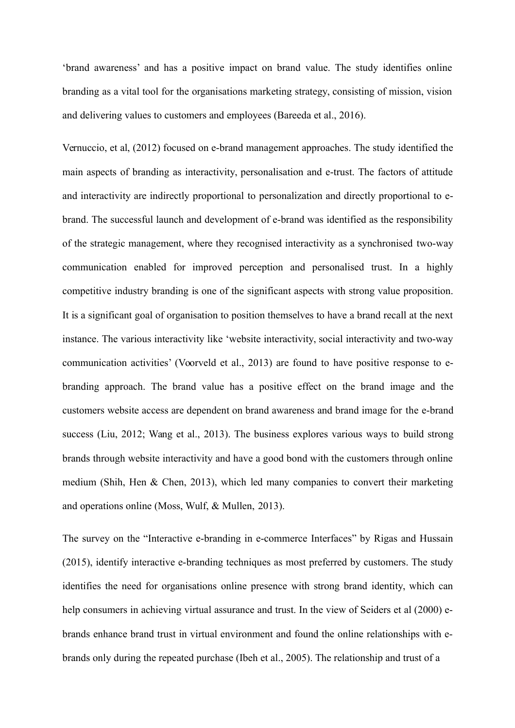'brand awareness' and has a positive impact on brand value. The study identifies online branding as a vital tool for the organisations marketing strategy, consisting of mission, vision and delivering values to customers and employees (Bareeda et al., 2016).

Vernuccio, et al, (2012) focused on e-brand management approaches. The study identified the main aspects of branding as interactivity, personalisation and e-trust. The factors of attitude and interactivity are indirectly proportional to personalization and directly proportional to e-brand. The successful launch and development of e-brand was identified as the responsibility of the strategic management, where they recognised interactivity as a synchronised two-way communication enabled for improved perception and personalised trust. In a highly competitive industry branding is one of the significant aspects with strong value proposition. It is a significant goal of organisation to position themselves to have a brand recall at the next instance. The various interactivity like 'website interactivity, social interactivity and two-way communication activities' (Voorveld et al., 2013) are found to have positive response to e-branding approach. The brand value has a positive effect on the brand image and the customers website access are dependent on brand awareness and brand image for the e-brand success (Liu, 2012; Wang et al., 2013). The business explores various ways to build strong brands through website interactivity and have a good bond with the customers through online medium (Shih, Hen & Chen, 2013), which led many companies to convert their marketing and operations online (Moss, Wulf, & Mullen, 2013).

The survey on the "Interactive e-branding in e-commerce Interfaces" by Rigas and Hussain (2015), identify interactive e-branding techniques as most preferred by customers. The study identifies the need for organisations online presence with strong brand identity, which can help consumers in achieving virtual assurance and trust. In the view of Seiders et al (2000) e-brands enhance brand trust in virtual environment and found the online relationships with e-brands only during the repeated purchase (Ibeh et al., 2005). The relationship and trust of a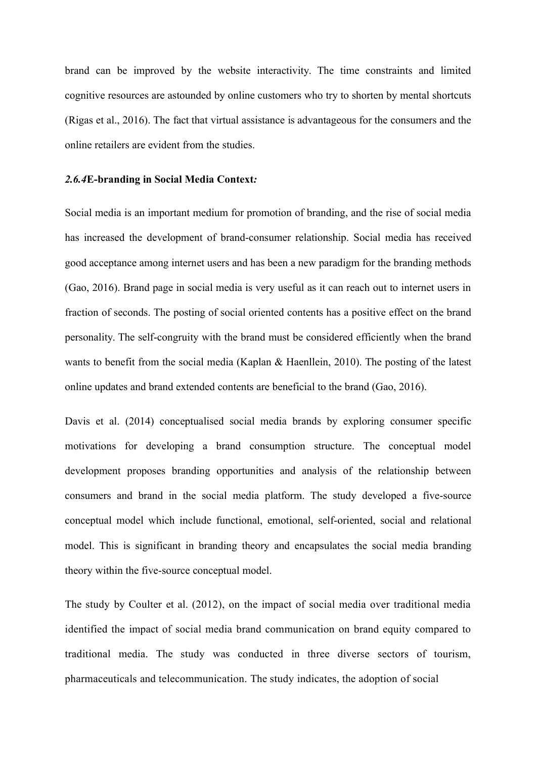brand can be improved by the website interactivity. The time constraints and limited cognitive resources are astounded by online customers who try to shorten by mental shortcuts (Rigas et al., 2016). The fact that virtual assistance is advantageous for the consumers and the online retailers are evident from the studies.

#### *2.6.4* E-branding in Social Media Context*:*

Social media is an important medium for promotion of branding, and the rise of social media has increased the development of brand-consumer relationship. Social media has received good acceptance among internet users and has been a new paradigm for the branding methods (Gao, 2016). Brand page in social media is very useful as it can reach out to internet users in fraction of seconds. The posting of social oriented contents has a positive effect on the brand personality. The self-congruity with the brand must be considered efficiently when the brand wants to benefit from the social media (Kaplan & Haenllein, 2010). The posting of the latest online updates and brand extended contents are beneficial to the brand (Gao, 2016).

Davis et al. (2014) conceptualised social media brands by exploring consumer specific motivations for developing a brand consumption structure. The conceptual model development proposes branding opportunities and analysis of the relationship between consumers and brand in the social media platform. The study developed a five-source conceptual model which include functional, emotional, self-oriented, social and relational model. This is significant in branding theory and encapsulates the social media branding theory within the five-source conceptual model.

The study by Coulter et al. (2012), on the impact of social media over traditional media identified the impact of social media brand communication on brand equity compared to traditional media. The study was conducted in three diverse sectors of tourism, pharmaceuticals and telecommunication. The study indicates, the adoption of social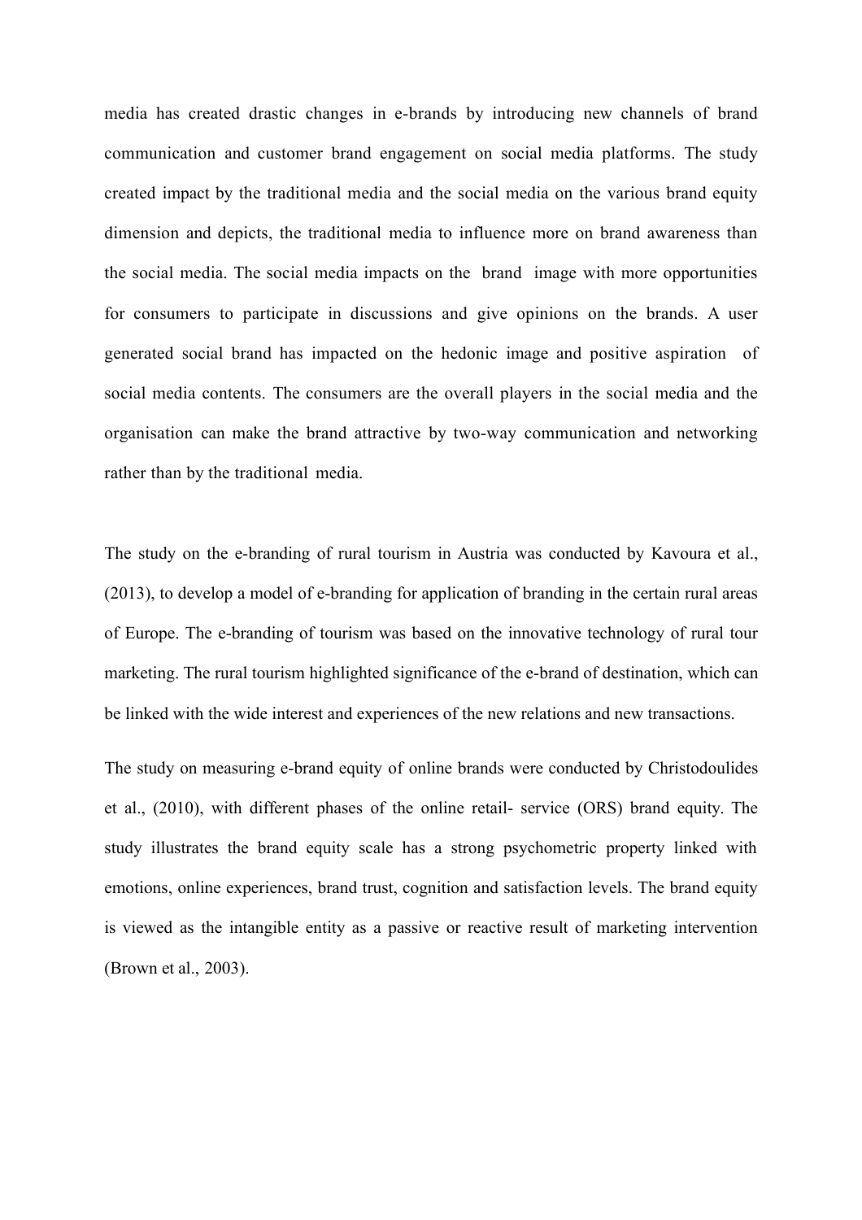media has created drastic changes in e-brands by introducing new channels of brand communication and customer brand engagement on social media platforms. The study created impact by the traditional media and the social media on the various brand equity dimension and depicts, the traditional media to influence more on brand awareness than the social media. The social media impacts on the brand image with more opportunities for consumers to participate in discussions and give opinions on the brands. A user generated social brand has impacted on the hedonic image and positive aspiration of social media contents. The consumers are the overall players in the social media and the organisation can make the brand attractive by two-way communication and networking rather than by the traditional media.

The study on the e-branding of rural tourism in Austria was conducted by Kavoura et al., (2013), to develop a model of e-branding for application of branding in the certain rural areas of Europe. The e-branding of tourism was based on the innovative technology of rural tour marketing. The rural tourism highlighted significance of the e-brand of destination, which can be linked with the wide interest and experiences of the new relations and new transactions.

The study on measuring e-brand equity of online brands were conducted by Christodoulides et al., (2010), with different phases of the online retail- service (ORS) brand equity. The study illustrates the brand equity scale has a strong psychometric property linked with emotions, online experiences, brand trust, cognition and satisfaction levels. The brand equity is viewed as the intangible entity as a passive or reactive result of marketing intervention (Brown et al., 2003).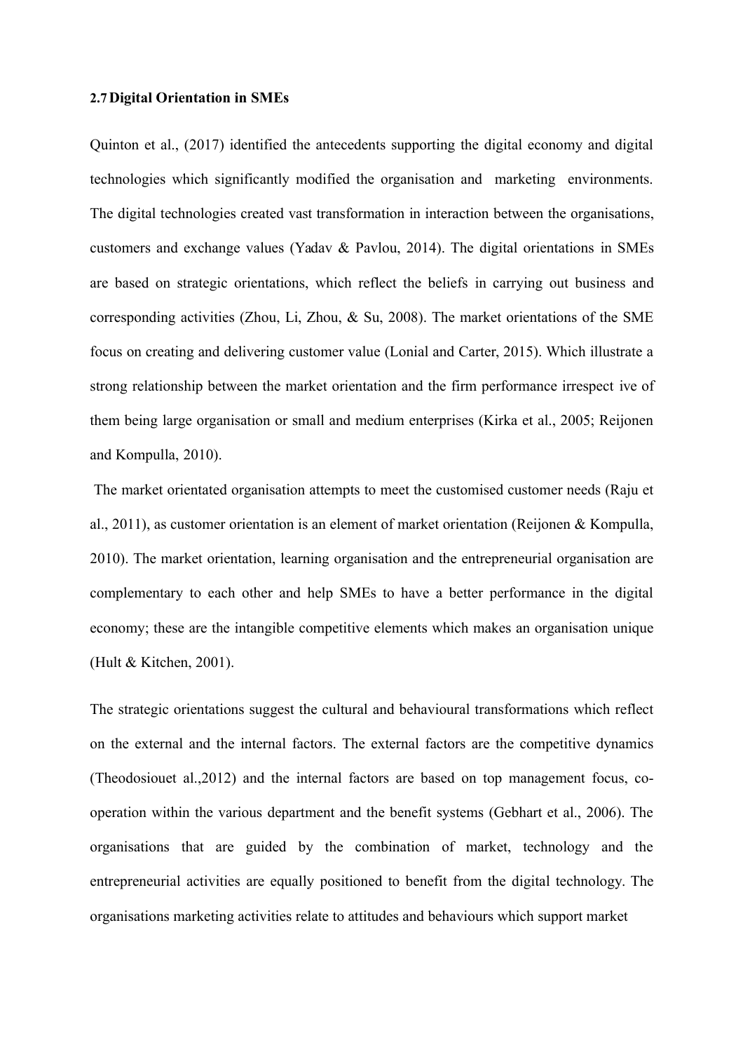### 2.7 Digital Orientation in SMEs

Quinton et al., (2017) identified the antecedents supporting the digital economy and digital technologies which significantly modified the organisation and marketing environments. The digital technologies created vast transformation in interaction between the organisations, customers and exchange values (Yadav & Pavlou, 2014). The digital orientations in SMEs are based on strategic orientations, which reflect the beliefs in carrying out business and corresponding activities (Zhou, Li, Zhou, & Su, 2008). The market orientations of the SME focus on creating and delivering customer value (Lonial and Carter, 2015). Which illustrate a strong relationship between the market orientation and the firm performance irrespect ive of them being large organisation or small and medium enterprises (Kirka et al., 2005; Reijonen and Kompulla, 2010).

The market orientated organisation attempts to meet the customised customer needs (Raju et al., 2011), as customer orientation is an element of market orientation (Reijonen & Kompulla, 2010). The market orientation, learning organisation and the entrepreneurial organisation are complementary to each other and help SMEs to have a better performance in the digital economy; these are the intangible competitive elements which makes an organisation unique (Hult & Kitchen, 2001).

The strategic orientations suggest the cultural and behavioural transformations which reflect on the external and the internal factors. The external factors are the competitive dynamics (Theodosiouet al.,2012) and the internal factors are based on top management focus, co-operation within the various department and the benefit systems (Gebhart et al., 2006). The organisations that are guided by the combination of market, technology and the entrepreneurial activities are equally positioned to benefit from the digital technology. The organisations marketing activities relate to attitudes and behaviours which support market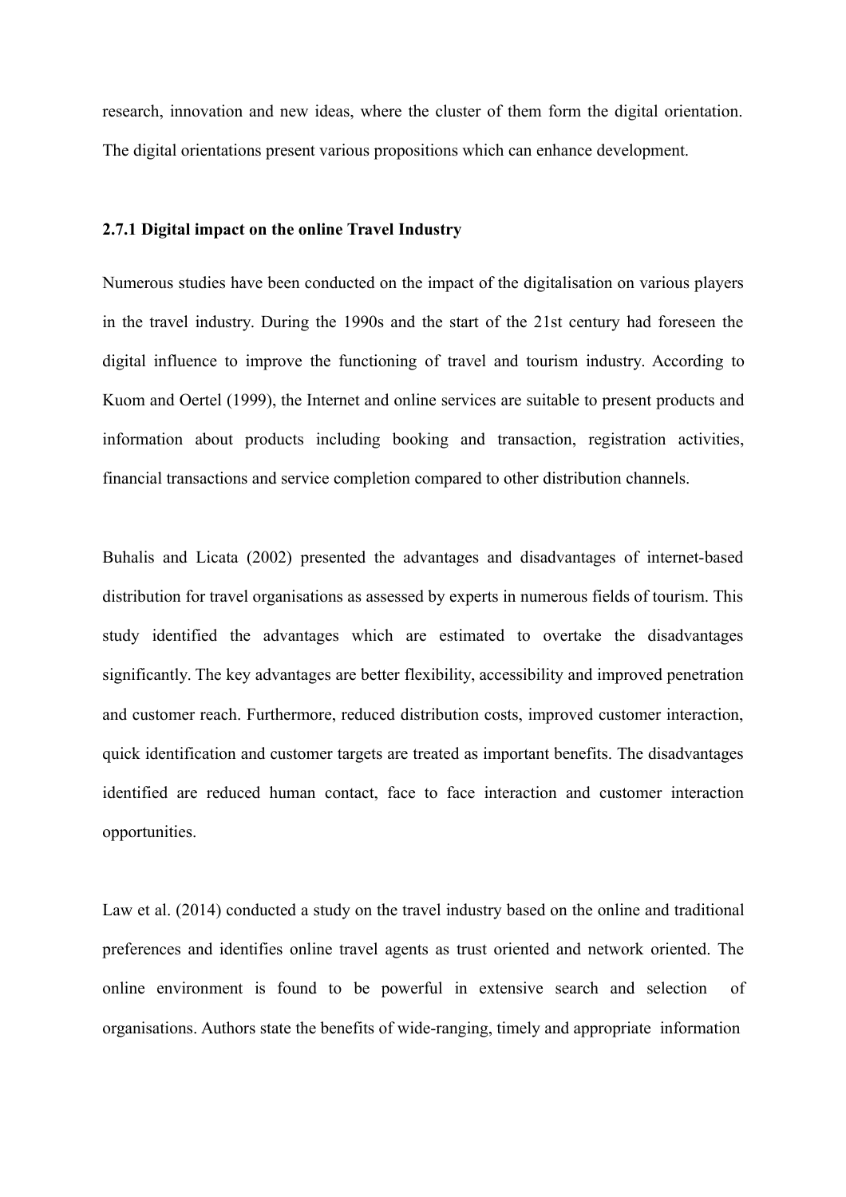research, innovation and new ideas, where the cluster of them form the digital orientation. The digital orientations present various propositions which can enhance development.

### 2.7.1 Digital impact on the online Travel Industry

Numerous studies have been conducted on the impact of the digitalisation on various players in the travel industry. During the 1990s and the start of the 21st century had foreseen the digital influence to improve the functioning of travel and tourism industry. According to Kuom and Oertel (1999), the Internet and online services are suitable to present products and information about products including booking and transaction, registration activities, financial transactions and service completion compared to other distribution channels.

Buhalis and Licata (2002) presented the advantages and disadvantages of internet-based distribution for travel organisations as assessed by experts in numerous fields of tourism. This study identified the advantages which are estimated to overtake the disadvantages significantly. The key advantages are better flexibility, accessibility and improved penetration and customer reach. Furthermore, reduced distribution costs, improved customer interaction, quick identification and customer targets are treated as important benefits. The disadvantages identified are reduced human contact, face to face interaction and customer interaction opportunities.

Law et al. (2014) conducted a study on the travel industry based on the online and traditional preferences and identifies online travel agents as trust oriented and network oriented. The online environment is found to be powerful in extensive search and selection of organisations. Authors state the benefits of wide-ranging, timely and appropriate information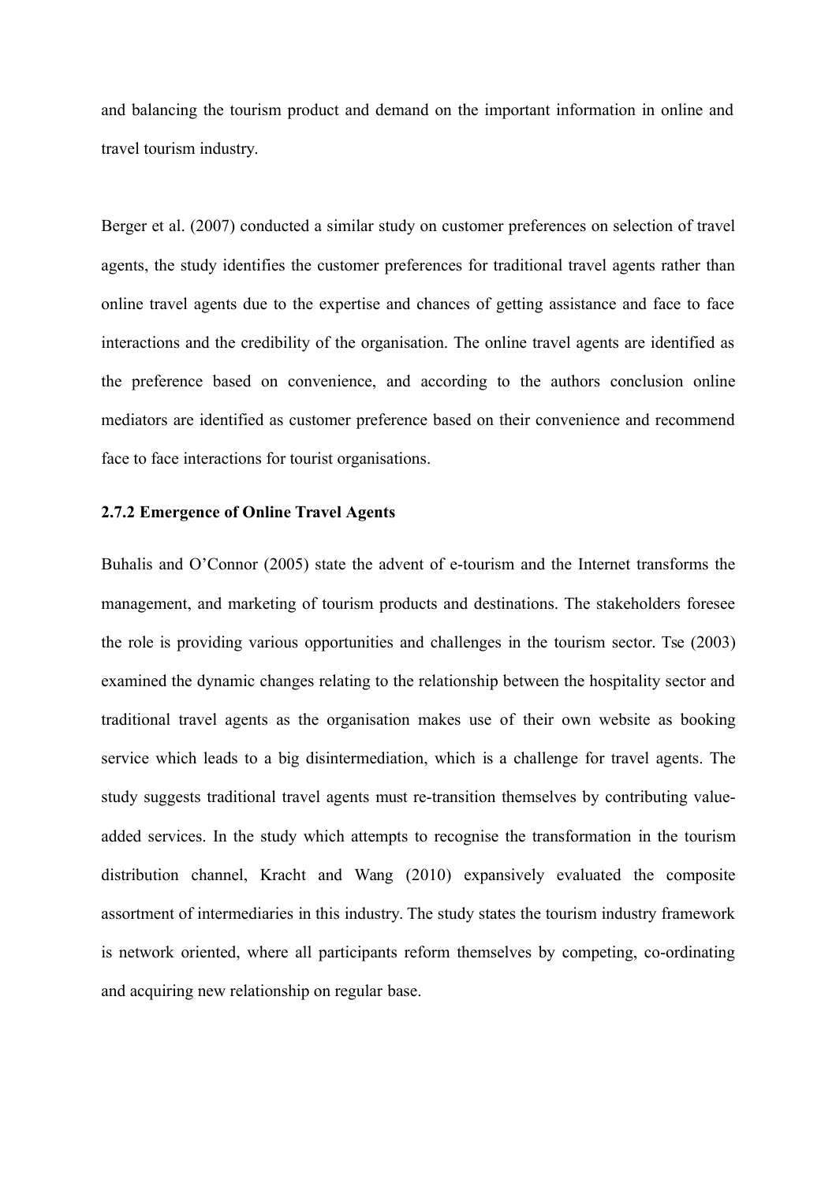and balancing the tourism product and demand on the important information in online and travel tourism industry.

Berger et al. (2007) conducted a similar study on customer preferences on selection of travel agents, the study identifies the customer preferences for traditional travel agents rather than online travel agents due to the expertise and chances of getting assistance and face to face interactions and the credibility of the organisation. The online travel agents are identified as the preference based on convenience, and according to the authors conclusion online mediators are identified as customer preference based on their convenience and recommend face to face interactions for tourist organisations.

### 2.7.2 Emergence of Online Travel Agents

Buhalis and O'Connor (2005) state the advent of e-tourism and the Internet transforms the management, and marketing of tourism products and destinations. The stakeholders foresee the role is providing various opportunities and challenges in the tourism sector. Tse (2003) examined the dynamic changes relating to the relationship between the hospitality sector and traditional travel agents as the organisation makes use of their own website as booking service which leads to a big disintermediation, which is a challenge for travel agents. The study suggests traditional travel agents must re-transition themselves by contributing value-added services. In the study which attempts to recognise the transformation in the tourism distribution channel, Kracht and Wang (2010) expansively evaluated the composite assortment of intermediaries in this industry. The study states the tourism industry framework is network oriented, where all participants reform themselves by competing, co-ordinating and acquiring new relationship on regular base.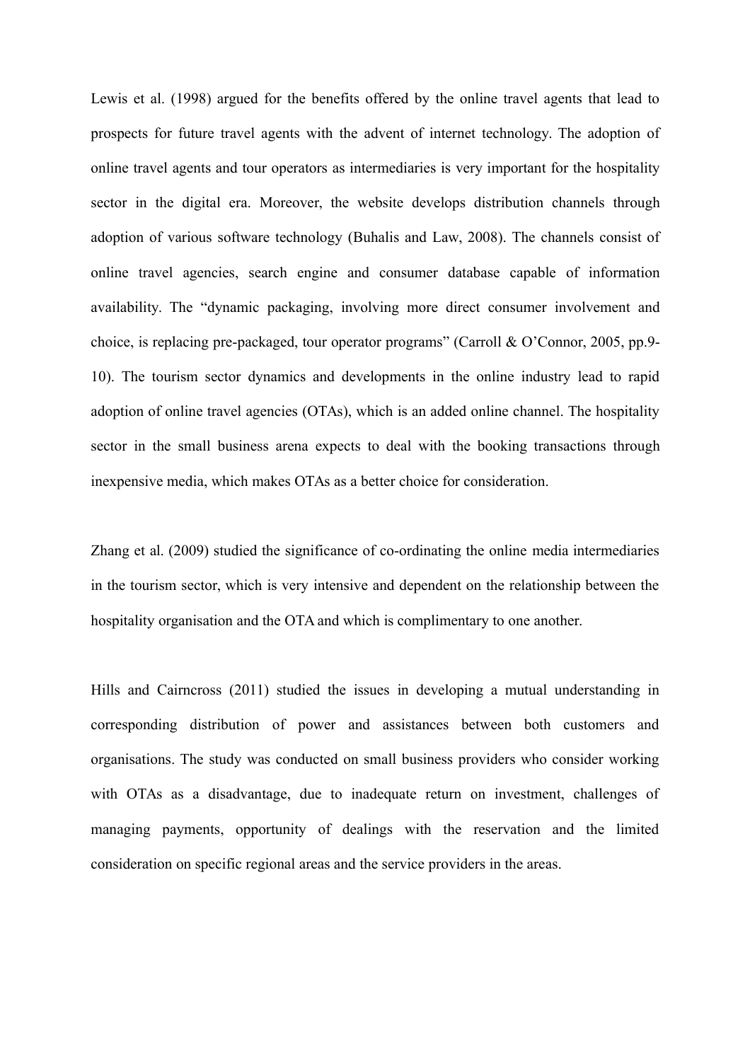Lewis et al. (1998) argued for the benefits offered by the online travel agents that lead to prospects for future travel agents with the advent of internet technology. The adoption of online travel agents and tour operators as intermediaries is very important for the hospitality sector in the digital era. Moreover, the website develops distribution channels through adoption of various software technology (Buhalis and Law, 2008). The channels consist of online travel agencies, search engine and consumer database capable of information availability. The "dynamic packaging, involving more direct consumer involvement and choice, is replacing pre-packaged, tour operator programs" (Carroll & O'Connor, 2005, pp.9-10). The tourism sector dynamics and developments in the online industry lead to rapid adoption of online travel agencies (OTAs), which is an added online channel. The hospitality sector in the small business arena expects to deal with the booking transactions through inexpensive media, which makes OTAs as a better choice for consideration.

Zhang et al. (2009) studied the significance of co-ordinating the online media intermediaries in the tourism sector, which is very intensive and dependent on the relationship between the hospitality organisation and the OTA and which is complimentary to one another.

Hills and Cairncross (2011) studied the issues in developing a mutual understanding in corresponding distribution of power and assistances between both customers and organisations. The study was conducted on small business providers who consider working with OTAs as a disadvantage, due to inadequate return on investment, challenges of managing payments, opportunity of dealings with the reservation and the limited consideration on specific regional areas and the service providers in the areas.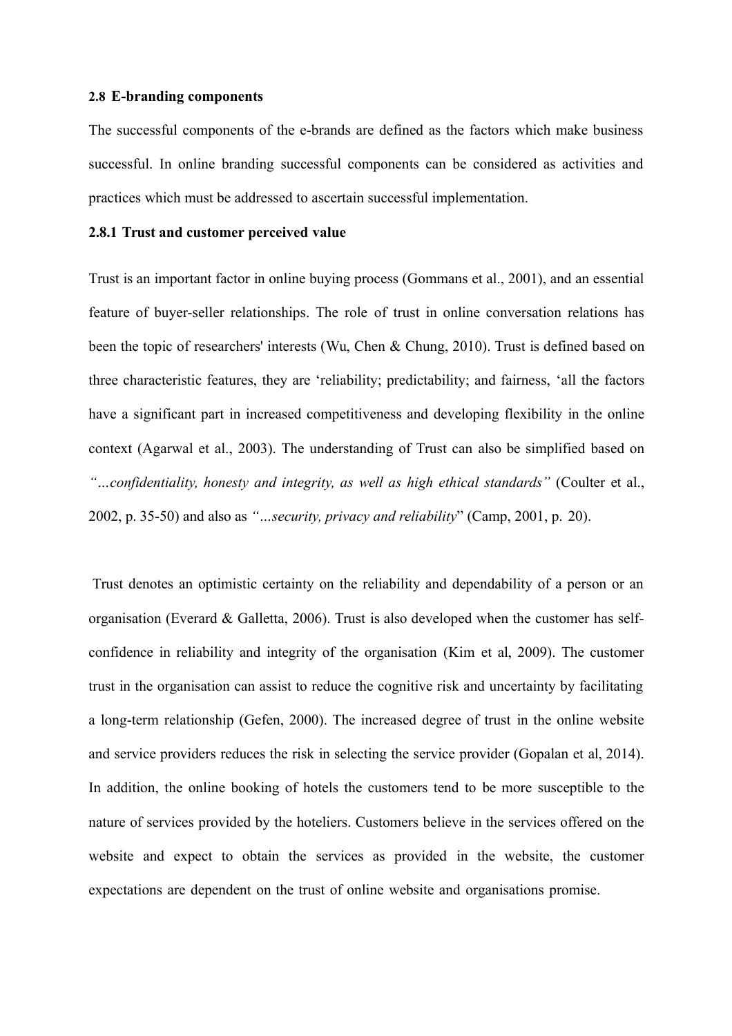### 2.8 E-branding components

The successful components of the e-brands are defined as the factors which make business successful. In online branding successful components can be considered as activities and practices which must be addressed to ascertain successful implementation.

#### 2.8.1 Trust and customer perceived value

Trust is an important factor in online buying process (Gommans et al., 2001), and an essential feature of buyer-seller relationships. The role of trust in online conversation relations has been the topic of researchers' interests (Wu, Chen & Chung, 2010). Trust is defined based on three characteristic features, they are 'reliability; predictability; and fairness, 'all the factors have a significant part in increased competitiveness and developing flexibility in the online context (Agarwal et al., 2003). The understanding of Trust can also be simplified based on *"…confidentiality, honesty and integrity, as well as high ethical standards"* (Coulter et al., 2002, p. 35-50) and also as *"…security, privacy and reliability*" (Camp, 2001, p. 20).

Trust denotes an optimistic certainty on the reliability and dependability of a person or an organisation (Everard & Galletta, 2006). Trust is also developed when the customer has self-confidence in reliability and integrity of the organisation (Kim et al, 2009). The customer trust in the organisation can assist to reduce the cognitive risk and uncertainty by facilitating a long-term relationship (Gefen, 2000). The increased degree of trust in the online website and service providers reduces the risk in selecting the service provider (Gopalan et al, 2014). In addition, the online booking of hotels the customers tend to be more susceptible to the nature of services provided by the hoteliers. Customers believe in the services offered on the website and expect to obtain the services as provided in the website, the customer expectations are dependent on the trust of online website and organisations promise.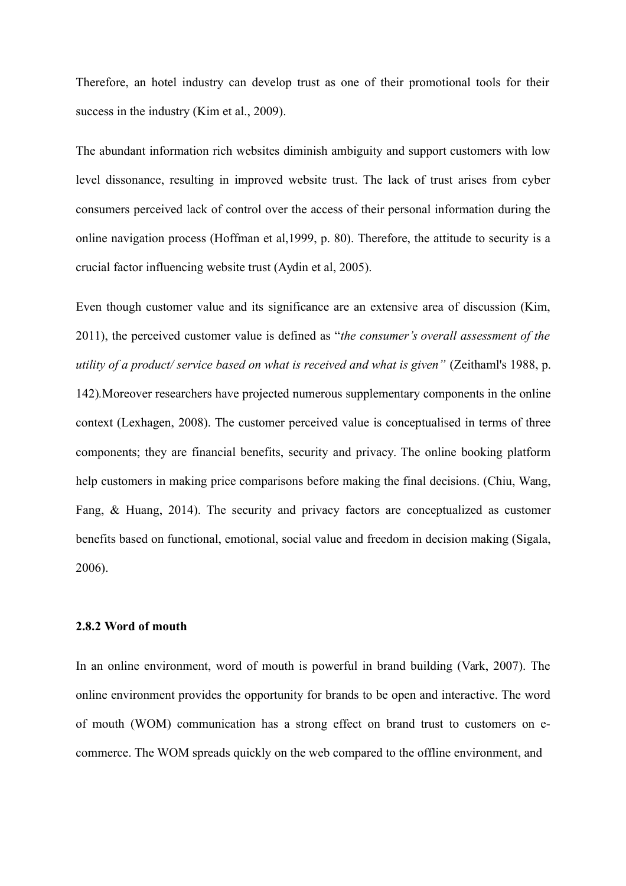Therefore, an hotel industry can develop trust as one of their promotional tools for their success in the industry (Kim et al., 2009).

The abundant information rich websites diminish ambiguity and support customers with low level dissonance, resulting in improved website trust. The lack of trust arises from cyber consumers perceived lack of control over the access of their personal information during the online navigation process (Hoffman et al,1999, p. 80). Therefore, the attitude to security is a crucial factor influencing website trust (Aydin et al, 2005).

Even though customer value and its significance are an extensive area of discussion (Kim, 2011), the perceived customer value is defined as "*the consumer's overall assessment of the utility of a product/ service based on what is received and what is given"* (Zeithaml's 1988, p. 142).Moreover researchers have projected numerous supplementary components in the online context (Lexhagen, 2008). The customer perceived value is conceptualised in terms of three components; they are financial benefits, security and privacy. The online booking platform help customers in making price comparisons before making the final decisions. (Chiu, Wang, Fang, & Huang, 2014). The security and privacy factors are conceptualized as customer benefits based on functional, emotional, social value and freedom in decision making (Sigala, 2006).

### 2.8.2 Word of mouth

In an online environment, word of mouth is powerful in brand building (Vark, 2007). The online environment provides the opportunity for brands to be open and interactive. The word of mouth (WOM) communication has a strong effect on brand trust to customers on e-commerce. The WOM spreads quickly on the web compared to the offline environment, and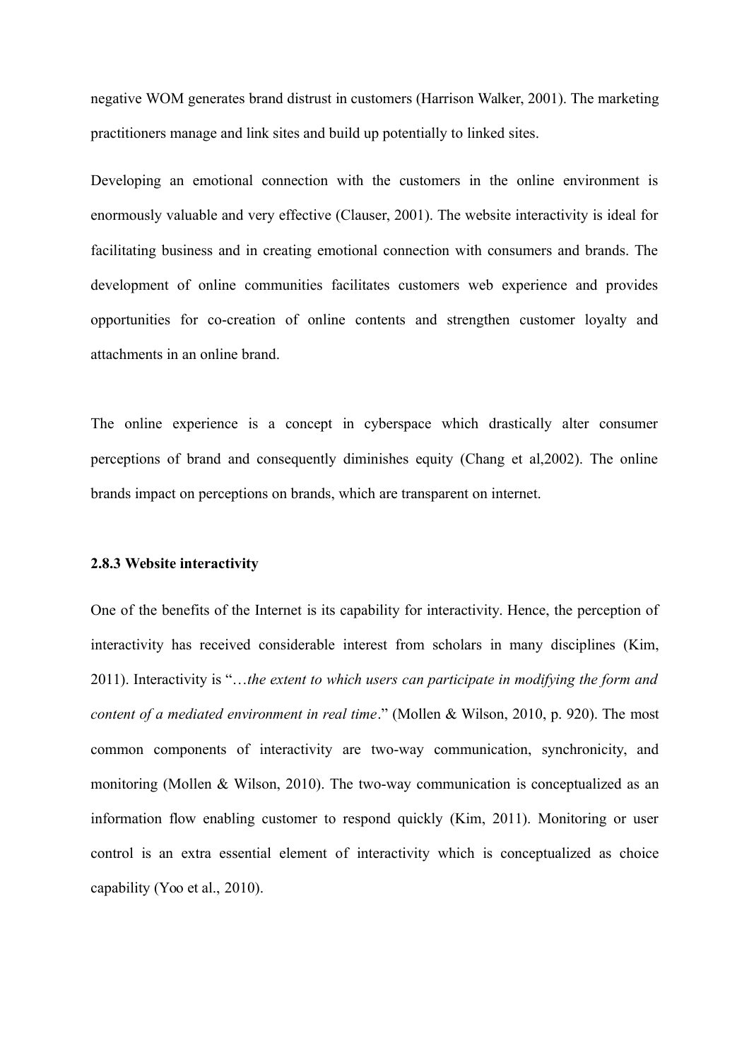negative WOM generates brand distrust in customers (Harrison Walker, 2001). The marketing practitioners manage and link sites and build up potentially to linked sites.

Developing an emotional connection with the customers in the online environment is enormously valuable and very effective (Clauser, 2001). The website interactivity is ideal for facilitating business and in creating emotional connection with consumers and brands. The development of online communities facilitates customers web experience and provides opportunities for co-creation of online contents and strengthen customer loyalty and attachments in an online brand.

The online experience is a concept in cyberspace which drastically alter consumer perceptions of brand and consequently diminishes equity (Chang et al,2002). The online brands impact on perceptions on brands, which are transparent on internet.

### 2.8.3 Website interactivity

One of the benefits of the Internet is its capability for interactivity. Hence, the perception of interactivity has received considerable interest from scholars in many disciplines (Kim, 2011). Interactivity is "…*the extent to which users can participate in modifying the form and content of a mediated environment in real time*." (Mollen & Wilson, 2010, p. 920). The most common components of interactivity are two-way communication, synchronicity, and monitoring (Mollen & Wilson, 2010). The two-way communication is conceptualized as an information flow enabling customer to respond quickly (Kim, 2011). Monitoring or user control is an extra essential element of interactivity which is conceptualized as choice capability (Yoo et al., 2010).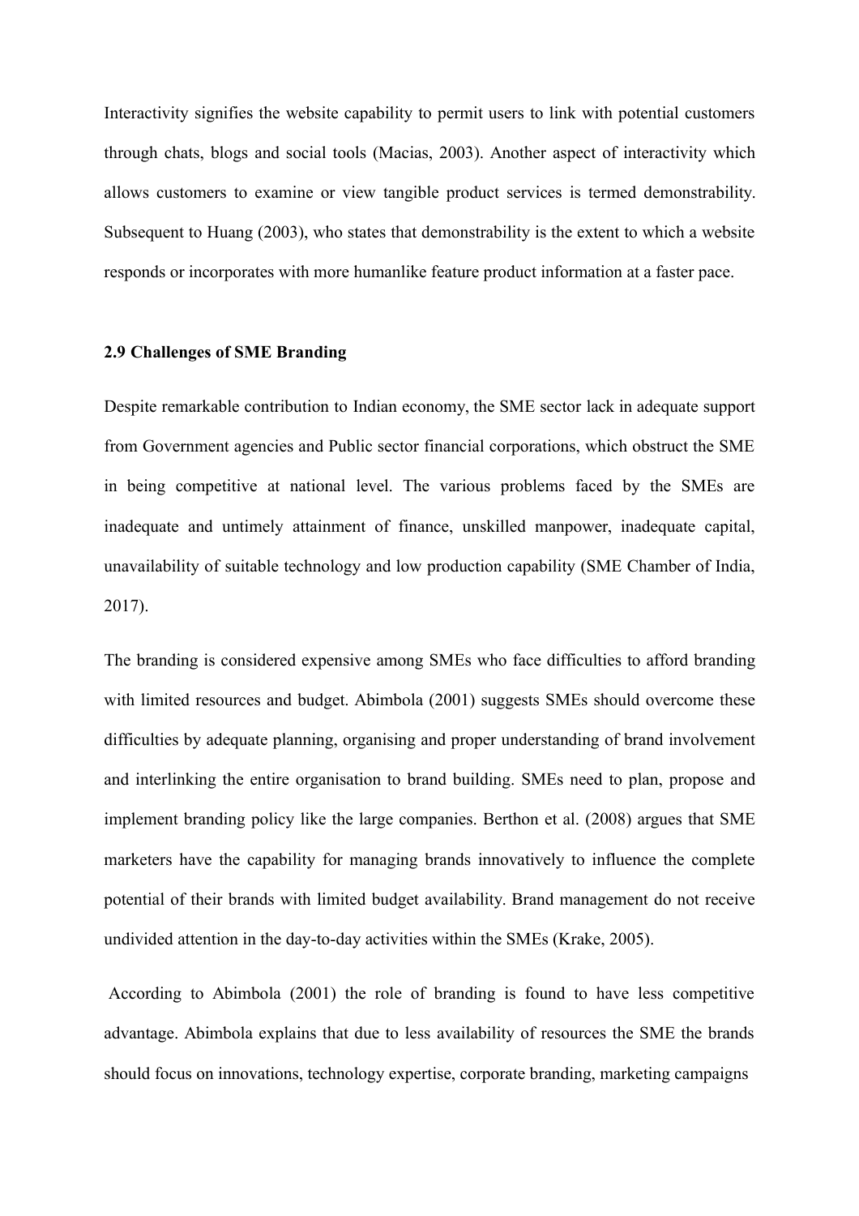Interactivity signifies the website capability to permit users to link with potential customers through chats, blogs and social tools (Macias, 2003). Another aspect of interactivity which allows customers to examine or view tangible product services is termed demonstrability. Subsequent to Huang (2003), who states that demonstrability is the extent to which a website responds or incorporates with more humanlike feature product information at a faster pace.

### 2.9 Challenges of SME Branding

Despite remarkable contribution to Indian economy, the SME sector lack in adequate support from Government agencies and Public sector financial corporations, which obstruct the SME in being competitive at national level. The various problems faced by the SMEs are inadequate and untimely attainment of finance, unskilled manpower, inadequate capital, unavailability of suitable technology and low production capability (SME Chamber of India, 2017).

The branding is considered expensive among SMEs who face difficulties to afford branding with limited resources and budget. Abimbola (2001) suggests SMEs should overcome these difficulties by adequate planning, organising and proper understanding of brand involvement and interlinking the entire organisation to brand building. SMEs need to plan, propose and implement branding policy like the large companies. Berthon et al. (2008) argues that SME marketers have the capability for managing brands innovatively to influence the complete potential of their brands with limited budget availability. Brand management do not receive undivided attention in the day-to-day activities within the SMEs (Krake, 2005).

According to Abimbola (2001) the role of branding is found to have less competitive advantage. Abimbola explains that due to less availability of resources the SME the brands should focus on innovations, technology expertise, corporate branding, marketing campaigns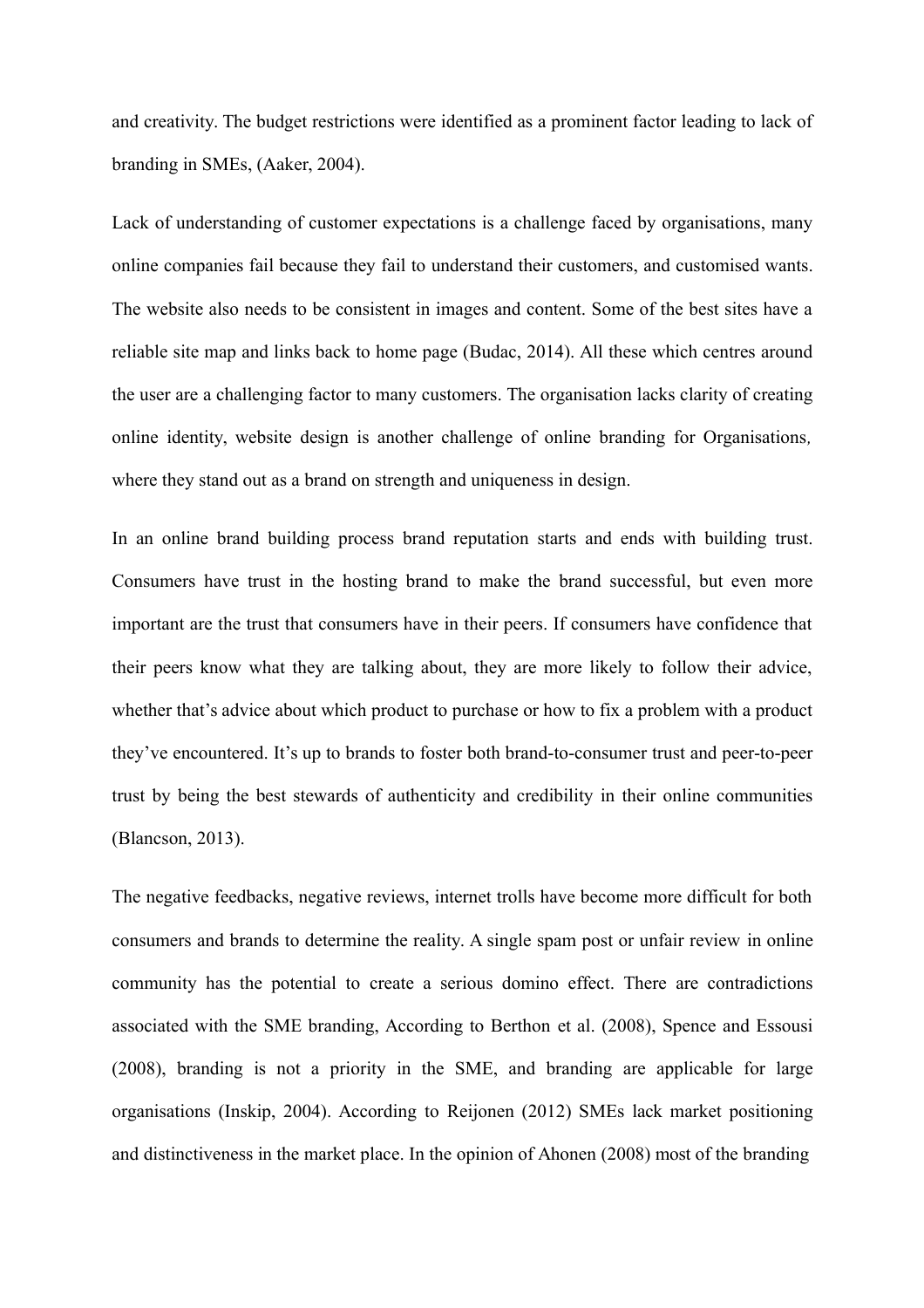and creativity. The budget restrictions were identified as a prominent factor leading to lack of branding in SMEs, (Aaker, 2004).

Lack of understanding of customer expectations is a challenge faced by organisations, many online companies fail because they fail to understand their customers, and customised wants. The website also needs to be consistent in images and content. Some of the best sites have a reliable site map and links back to home page (Budac, 2014). All these which centres around the user are a challenging factor to many customers. The organisation lacks clarity of creating online identity, website design is another challenge of online branding for Organisations, where they stand out as a brand on strength and uniqueness in design.

In an online brand building process brand reputation starts and ends with building trust. Consumers have trust in the hosting brand to make the brand successful, but even more important are the trust that consumers have in their peers. If consumers have confidence that their peers know what they are talking about, they are more likely to follow their advice, whether that's advice about which product to purchase or how to fix a problem with a product they've encountered. It's up to brands to foster both brand-to-consumer trust and peer-to-peer trust by being the best stewards of authenticity and credibility in their online communities (Blancson, 2013).

The negative feedbacks, negative reviews, internet trolls have become more difficult for both consumers and brands to determine the reality. A single spam post or unfair review in online community has the potential to create a serious domino effect. There are contradictions associated with the SME branding, According to Berthon et al. (2008), Spence and Essousi (2008), branding is not a priority in the SME, and branding are applicable for large organisations (Inskip, 2004). According to Reijonen (2012) SMEs lack market positioning and distinctiveness in the market place. In the opinion of Ahonen (2008) most of the branding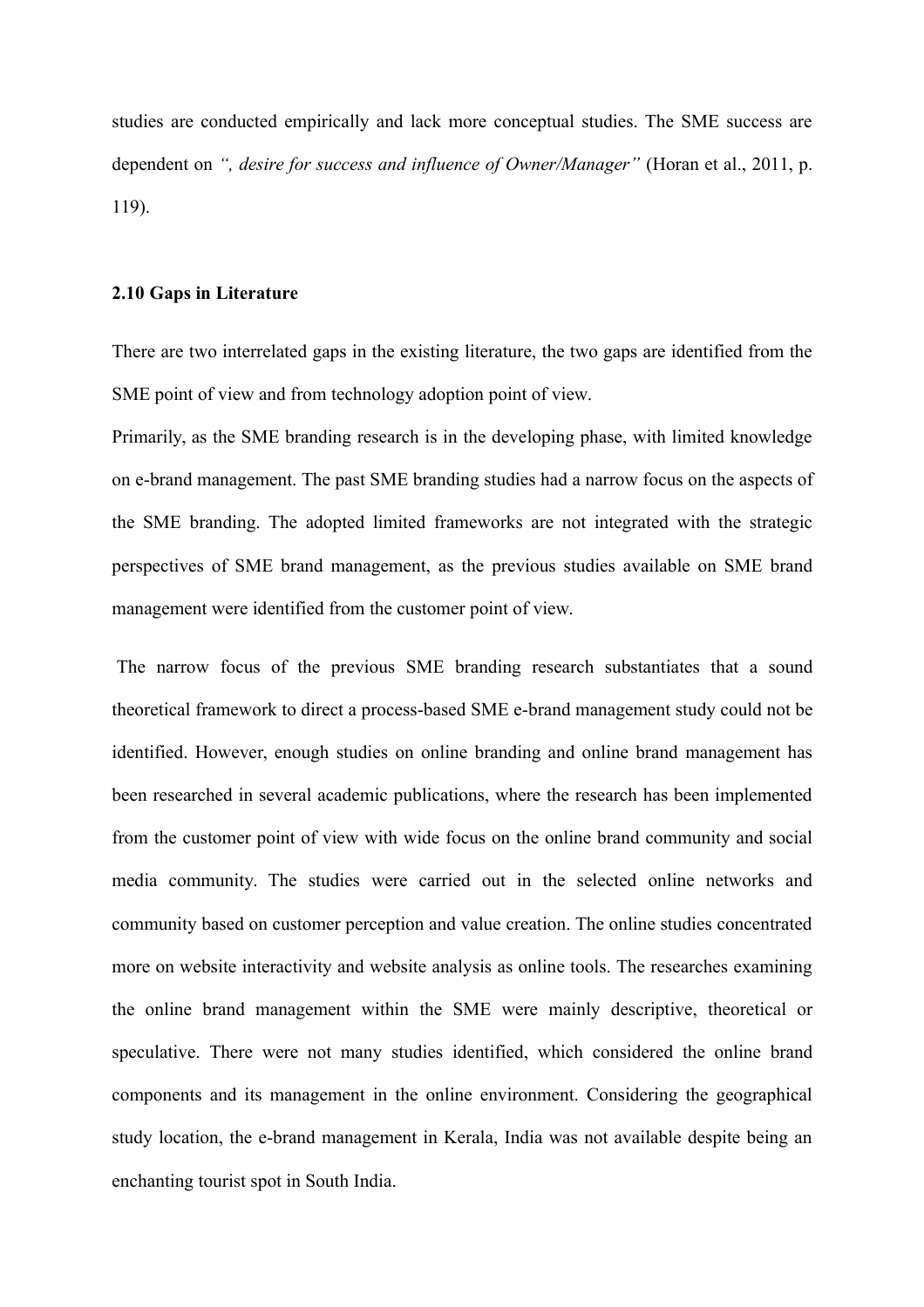studies are conducted empirically and lack more conceptual studies. The SME success are dependent on *", desire for success and influence of Owner/Manager"* (Horan et al., 2011, p. 119).

### 2.10 Gaps in Literature

There are two interrelated gaps in the existing literature, the two gaps are identified from the SME point of view and from technology adoption point of view.

Primarily, as the SME branding research is in the developing phase, with limited knowledge on e-brand management. The past SME branding studies had a narrow focus on the aspects of the SME branding. The adopted limited frameworks are not integrated with the strategic perspectives of SME brand management, as the previous studies available on SME brand management were identified from the customer point of view.

The narrow focus of the previous SME branding research substantiates that a sound theoretical framework to direct a process-based SME e-brand management study could not be identified. However, enough studies on online branding and online brand management has been researched in several academic publications, where the research has been implemented from the customer point of view with wide focus on the online brand community and social media community. The studies were carried out in the selected online networks and community based on customer perception and value creation. The online studies concentrated more on website interactivity and website analysis as online tools. The researches examining the online brand management within the SME were mainly descriptive, theoretical or speculative. There were not many studies identified, which considered the online brand components and its management in the online environment. Considering the geographical study location, the e-brand management in Kerala, India was not available despite being an enchanting tourist spot in South India.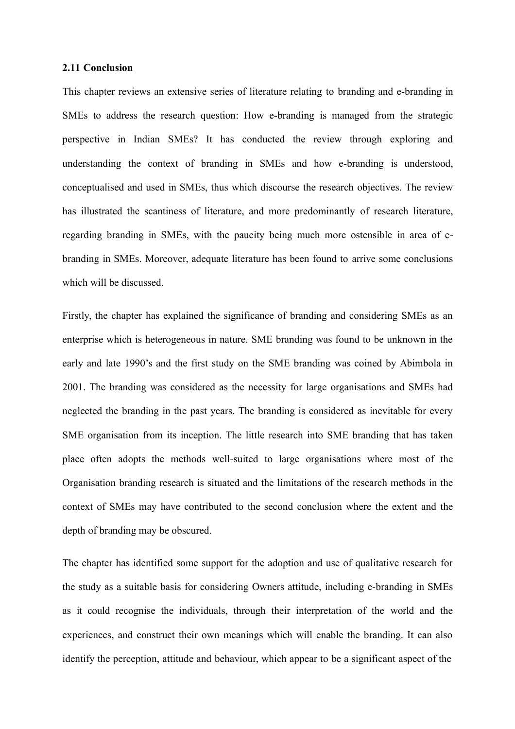### 2.11 Conclusion

This chapter reviews an extensive series of literature relating to branding and e-branding in SMEs to address the research question: How e-branding is managed from the strategic perspective in Indian SMEs? It has conducted the review through exploring and understanding the context of branding in SMEs and how e-branding is understood, conceptualised and used in SMEs, thus which discourse the research objectives. The review has illustrated the scantiness of literature, and more predominantly of research literature, regarding branding in SMEs, with the paucity being much more ostensible in area of e-branding in SMEs. Moreover, adequate literature has been found to arrive some conclusions which will be discussed.

Firstly, the chapter has explained the significance of branding and considering SMEs as an enterprise which is heterogeneous in nature. SME branding was found to be unknown in the early and late 1990's and the first study on the SME branding was coined by Abimbola in 2001. The branding was considered as the necessity for large organisations and SMEs had neglected the branding in the past years. The branding is considered as inevitable for every SME organisation from its inception. The little research into SME branding that has taken place often adopts the methods well-suited to large organisations where most of the Organisation branding research is situated and the limitations of the research methods in the context of SMEs may have contributed to the second conclusion where the extent and the depth of branding may be obscured.

The chapter has identified some support for the adoption and use of qualitative research for the study as a suitable basis for considering Owners attitude, including e-branding in SMEs as it could recognise the individuals, through their interpretation of the world and the experiences, and construct their own meanings which will enable the branding. It can also identify the perception, attitude and behaviour, which appear to be a significant aspect of the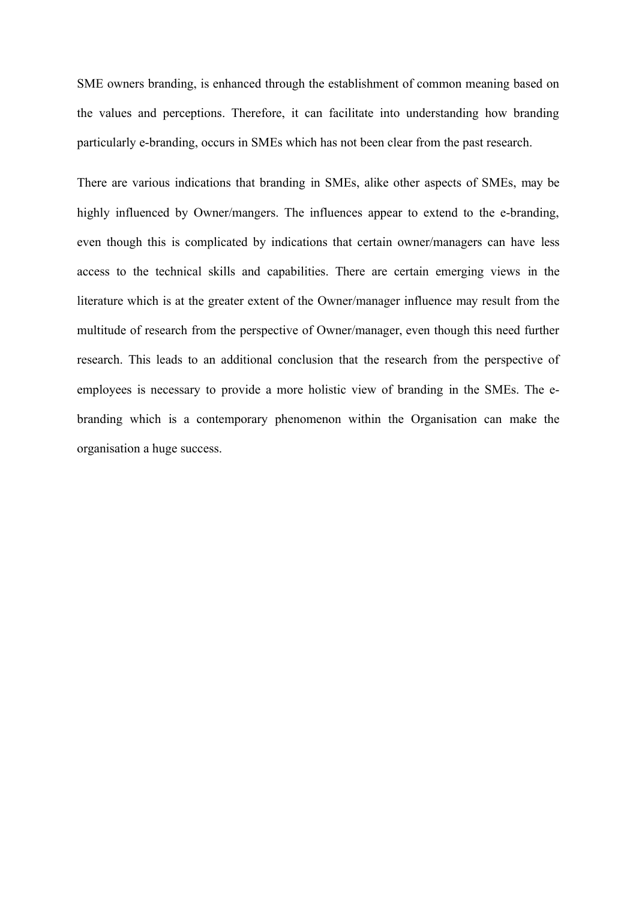SME owners branding, is enhanced through the establishment of common meaning based on the values and perceptions. Therefore, it can facilitate into understanding how branding particularly e-branding, occurs in SMEs which has not been clear from the past research.

There are various indications that branding in SMEs, alike other aspects of SMEs, may be highly influenced by Owner/mangers. The influences appear to extend to the e-branding, even though this is complicated by indications that certain owner/managers can have less access to the technical skills and capabilities. There are certain emerging views in the literature which is at the greater extent of the Owner/manager influence may result from the multitude of research from the perspective of Owner/manager, even though this need further research. This leads to an additional conclusion that the research from the perspective of employees is necessary to provide a more holistic view of branding in the SMEs. The e-branding which is a contemporary phenomenon within the Organisation can make the organisation a huge success.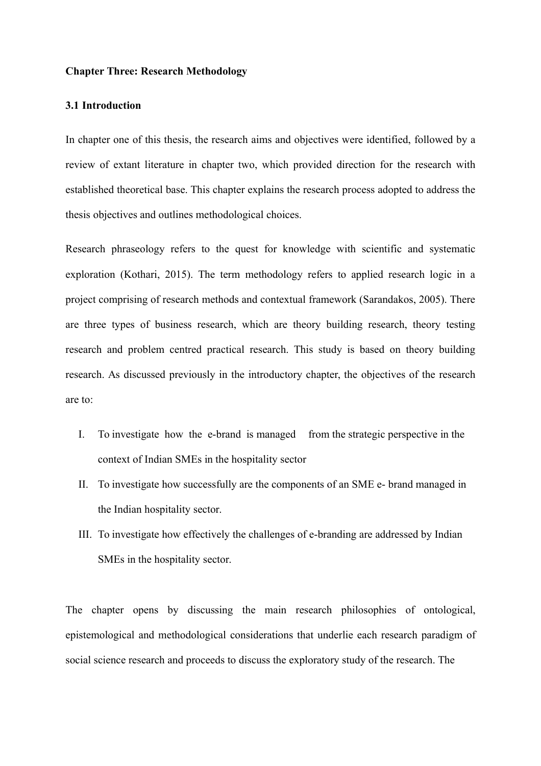**Chapter Three: Research Methodology**

**3.1 Introduction**

In chapter one of this thesis, the research aims and objectives were identified, followed by a review of extant literature in chapter two, which provided direction for the research with established theoretical base. This chapter explains the research process adopted to address the thesis objectives and outlines methodological choices.

Research phraseology refers to the quest for knowledge with scientific and systematic exploration (Kothari, 2015). The term methodology refers to applied research logic in a project comprising of research methods and contextual framework (Sarandakos, 2005). There are three types of business research, which are theory building research, theory testing research and problem centred practical research. This study is based on theory building research. As discussed previously in the introductory chapter, the objectives of the research are to:

I. To investigate how the e-brand is managed from the strategic perspective in the context of Indian SMEs in the hospitality sector
II. To investigate how successfully are the components of an SME e- brand managed in the Indian hospitality sector.
III. To investigate how effectively the challenges of e-branding are addressed by Indian SMEs in the hospitality sector.

The chapter opens by discussing the main research philosophies of ontological, epistemological and methodological considerations that underlie each research paradigm of social science research and proceeds to discuss the exploratory study of the research. The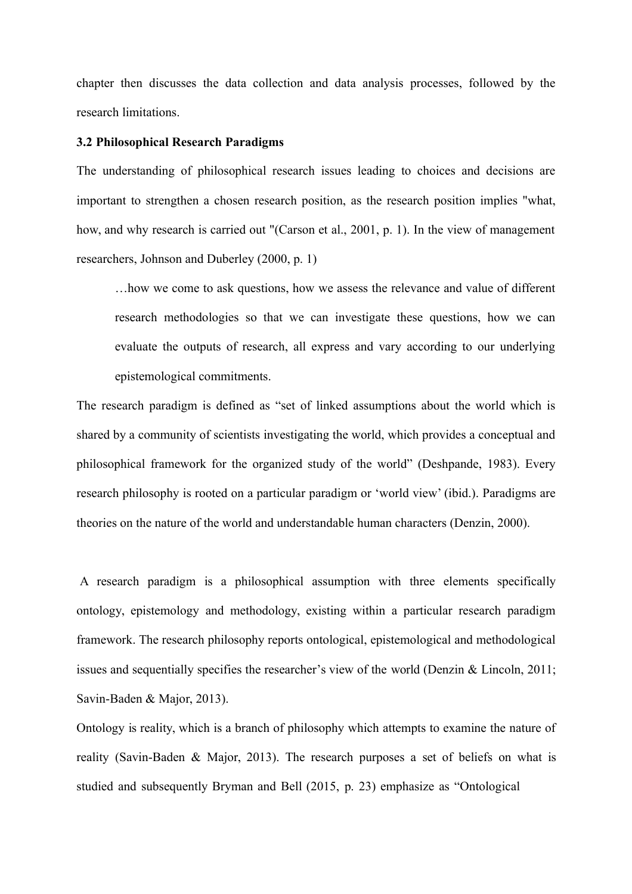chapter then discusses the data collection and data analysis processes, followed by the research limitations.

**3.2 Philosophical Research Paradigms**

The understanding of philosophical research issues leading to choices and decisions are important to strengthen a chosen research position, as the research position implies "what, how, and why research is carried out "(Carson et al., 2001, p. 1). In the view of management researchers, Johnson and Duberley (2000, p. 1)

> …how we come to ask questions, how we assess the relevance and value of different research methodologies so that we can investigate these questions, how we can evaluate the outputs of research, all express and vary according to our underlying epistemological commitments.

The research paradigm is defined as "set of linked assumptions about the world which is shared by a community of scientists investigating the world, which provides a conceptual and philosophical framework for the organized study of the world" (Deshpande, 1983). Every research philosophy is rooted on a particular paradigm or 'world view' (ibid.). Paradigms are theories on the nature of the world and understandable human characters (Denzin, 2000).

A research paradigm is a philosophical assumption with three elements specifically ontology, epistemology and methodology, existing within a particular research paradigm framework. The research philosophy reports ontological, epistemological and methodological issues and sequentially specifies the researcher's view of the world (Denzin & Lincoln, 2011; Savin-Baden & Major, 2013).

Ontology is reality, which is a branch of philosophy which attempts to examine the nature of reality (Savin-Baden & Major, 2013). The research purposes a set of beliefs on what is studied and subsequently Bryman and Bell (2015, p. 23) emphasize as "Ontological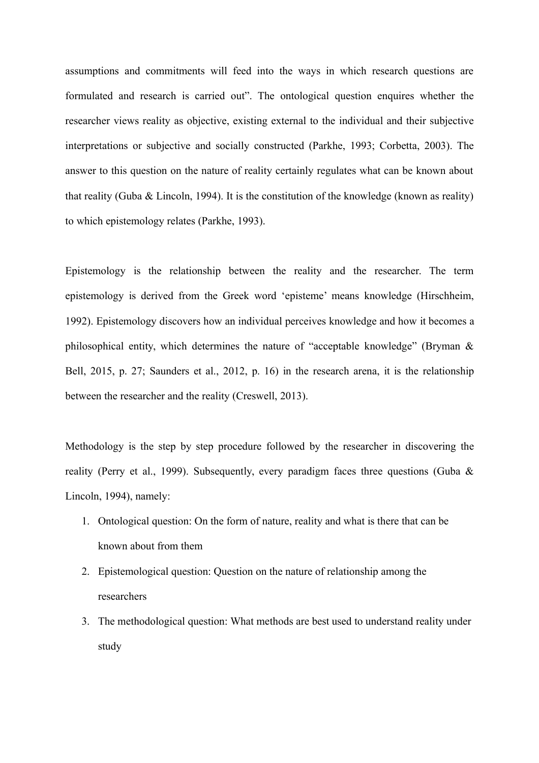assumptions and commitments will feed into the ways in which research questions are formulated and research is carried out". The ontological question enquires whether the researcher views reality as objective, existing external to the individual and their subjective interpretations or subjective and socially constructed (Parkhe, 1993; Corbetta, 2003). The answer to this question on the nature of reality certainly regulates what can be known about that reality (Guba & Lincoln, 1994). It is the constitution of the knowledge (known as reality) to which epistemology relates (Parkhe, 1993).

Epistemology is the relationship between the reality and the researcher. The term epistemology is derived from the Greek word 'episteme' means knowledge (Hirschheim, 1992). Epistemology discovers how an individual perceives knowledge and how it becomes a philosophical entity, which determines the nature of "acceptable knowledge" (Bryman & Bell, 2015, p. 27; Saunders et al., 2012, p. 16) in the research arena, it is the relationship between the researcher and the reality (Creswell, 2013).

Methodology is the step by step procedure followed by the researcher in discovering the reality (Perry et al., 1999). Subsequently, every paradigm faces three questions (Guba & Lincoln, 1994), namely:

1. Ontological question: On the form of nature, reality and what is there that can be known about from them
2. Epistemological question: Question on the nature of relationship among the researchers
3. The methodological question: What methods are best used to understand reality under study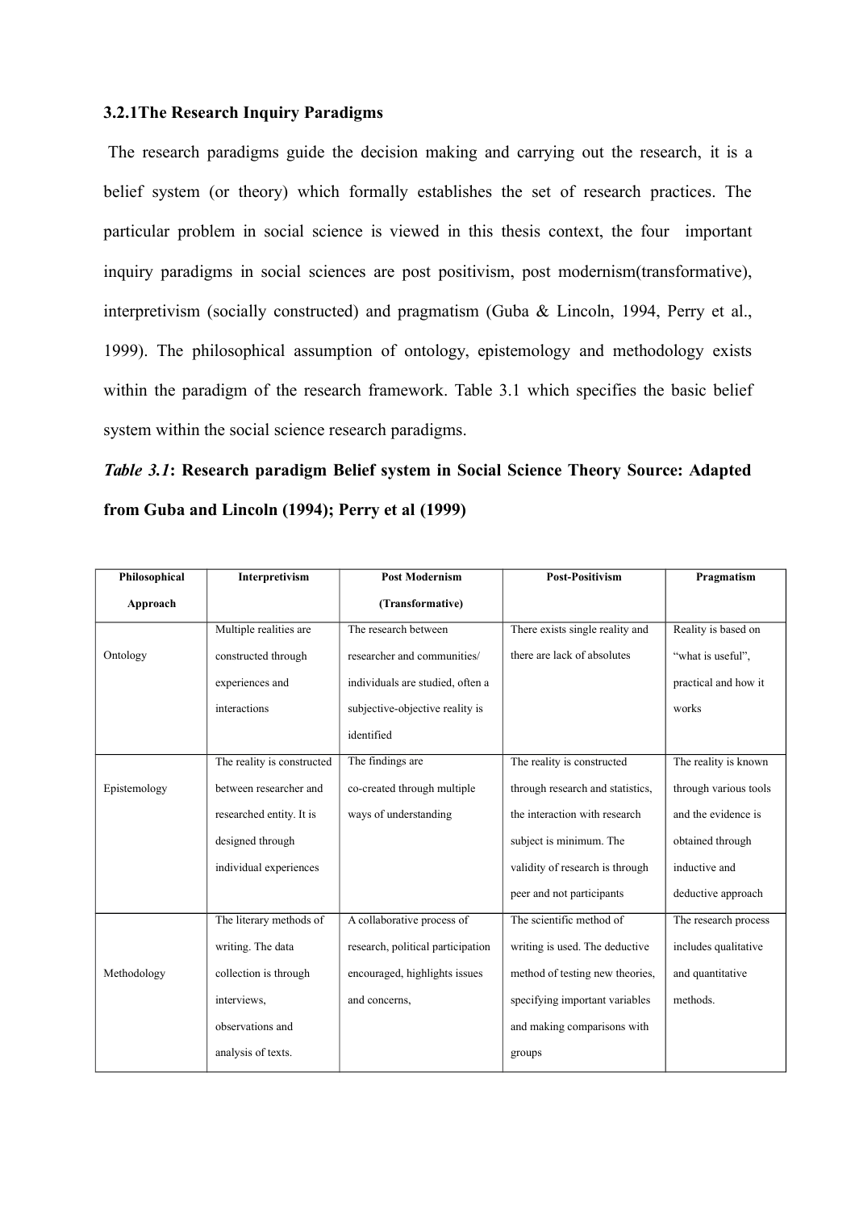### 3.2.1The Research Inquiry Paradigms

The research paradigms guide the decision making and carrying out the research, it is a belief system (or theory) which formally establishes the set of research practices. The particular problem in social science is viewed in this thesis context, the four important inquiry paradigms in social sciences are post positivism, post modernism(transformative), interpretivism (socially constructed) and pragmatism (Guba & Lincoln, 1994, Perry et al., 1999). The philosophical assumption of ontology, epistemology and methodology exists within the paradigm of the research framework. Table 3.1 which specifies the basic belief system within the social science research paradigms.

***Table 3.1*: Research paradigm Belief system in Social Science Theory Source: Adapted from Guba and Lincoln (1994); Perry et al (1999)**

| Philosophical Approach | Interpretivism | Post Modernism (Transformative) | Post-Positivism | Pragmatism |
|---|---|---|---|---|
| Ontology | Multiple realities are constructed through experiences and interactions | The research between researcher and communities/ individuals are studied, often a subjective-objective reality is identified | There exists single reality and there are lack of absolutes | Reality is based on "what is useful", practical and how it works |
| Epistemology | The reality is constructed between researcher and researched entity. It is designed through individual experiences | The findings are co-created through multiple ways of understanding | The reality is constructed through research and statistics, the interaction with research subject is minimum. The validity of research is through peer and not participants | The reality is known through various tools and the evidence is obtained through inductive and deductive approach |
| Methodology | The literary methods of writing. The data collection is through interviews, observations and analysis of texts. | A collaborative process of research, political participation encouraged, highlights issues and concerns, | The scientific method of writing is used. The deductive method of testing new theories, specifying important variables and making comparisons with groups | The research process includes qualitative and quantitative methods. |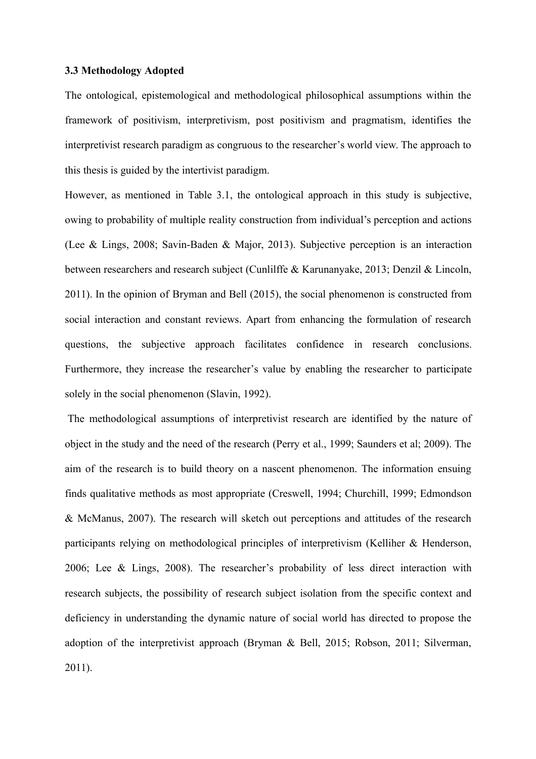### 3.3 Methodology Adopted

The ontological, epistemological and methodological philosophical assumptions within the framework of positivism, interpretivism, post positivism and pragmatism, identifies the interpretivist research paradigm as congruous to the researcher's world view. The approach to this thesis is guided by the intertivist paradigm.

However, as mentioned in Table 3.1, the ontological approach in this study is subjective, owing to probability of multiple reality construction from individual's perception and actions (Lee & Lings, 2008; Savin-Baden & Major, 2013). Subjective perception is an interaction between researchers and research subject (Cunlilffe & Karunanyake, 2013; Denzil & Lincoln, 2011). In the opinion of Bryman and Bell (2015), the social phenomenon is constructed from social interaction and constant reviews. Apart from enhancing the formulation of research questions, the subjective approach facilitates confidence in research conclusions. Furthermore, they increase the researcher's value by enabling the researcher to participate solely in the social phenomenon (Slavin, 1992).

The methodological assumptions of interpretivist research are identified by the nature of object in the study and the need of the research (Perry et al., 1999; Saunders et al; 2009). The aim of the research is to build theory on a nascent phenomenon. The information ensuing finds qualitative methods as most appropriate (Creswell, 1994; Churchill, 1999; Edmondson & McManus, 2007). The research will sketch out perceptions and attitudes of the research participants relying on methodological principles of interpretivism (Kelliher & Henderson, 2006; Lee & Lings, 2008). The researcher's probability of less direct interaction with research subjects, the possibility of research subject isolation from the specific context and deficiency in understanding the dynamic nature of social world has directed to propose the adoption of the interpretivist approach (Bryman & Bell, 2015; Robson, 2011; Silverman, 2011).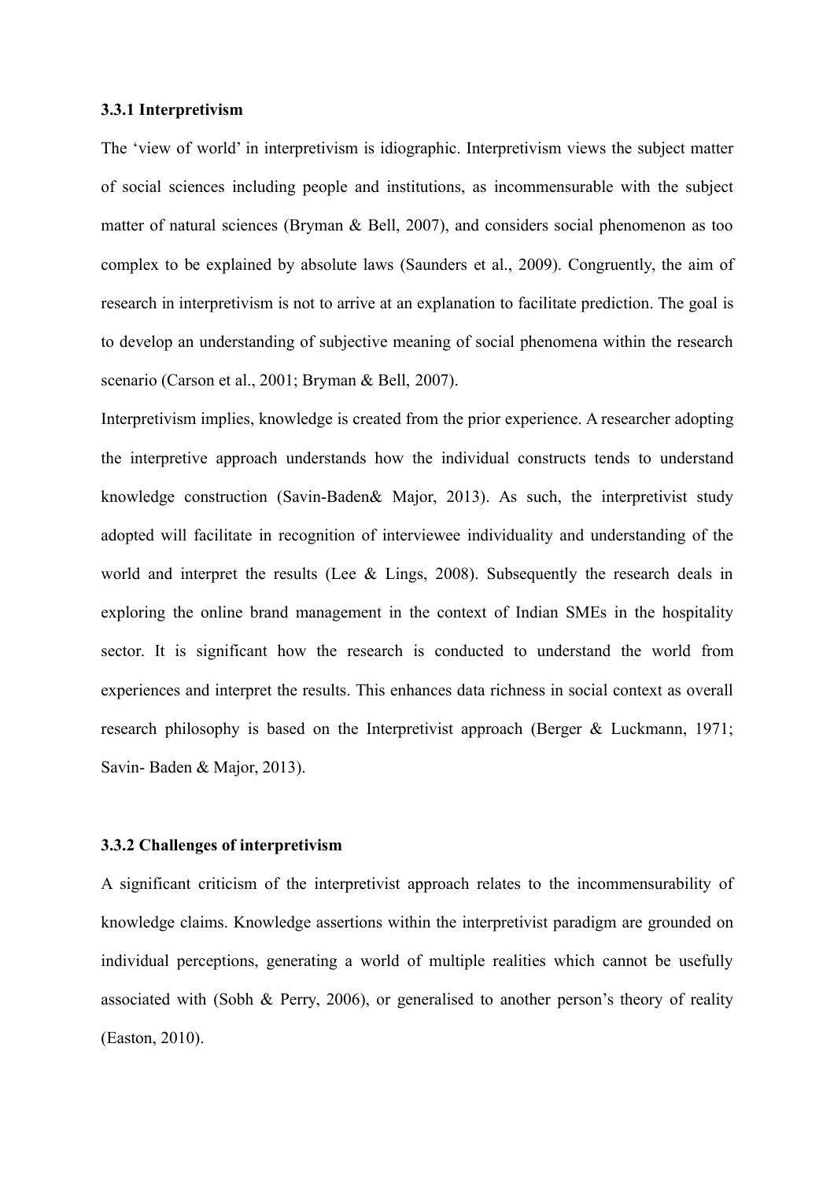### 3.3.1 Interpretivism

The 'view of world' in interpretivism is idiographic. Interpretivism views the subject matter of social sciences including people and institutions, as incommensurable with the subject matter of natural sciences (Bryman & Bell, 2007), and considers social phenomenon as too complex to be explained by absolute laws (Saunders et al., 2009). Congruently, the aim of research in interpretivism is not to arrive at an explanation to facilitate prediction. The goal is to develop an understanding of subjective meaning of social phenomena within the research scenario (Carson et al., 2001; Bryman & Bell, 2007).

Interpretivism implies, knowledge is created from the prior experience. A researcher adopting the interpretive approach understands how the individual constructs tends to understand knowledge construction (Savin-Baden& Major, 2013). As such, the interpretivist study adopted will facilitate in recognition of interviewee individuality and understanding of the world and interpret the results (Lee & Lings, 2008). Subsequently the research deals in exploring the online brand management in the context of Indian SMEs in the hospitality sector. It is significant how the research is conducted to understand the world from experiences and interpret the results. This enhances data richness in social context as overall research philosophy is based on the Interpretivist approach (Berger & Luckmann, 1971; Savin- Baden & Major, 2013).

### 3.3.2 Challenges of interpretivism

A significant criticism of the interpretivist approach relates to the incommensurability of knowledge claims. Knowledge assertions within the interpretivist paradigm are grounded on individual perceptions, generating a world of multiple realities which cannot be usefully associated with (Sobh & Perry, 2006), or generalised to another person's theory of reality (Easton, 2010).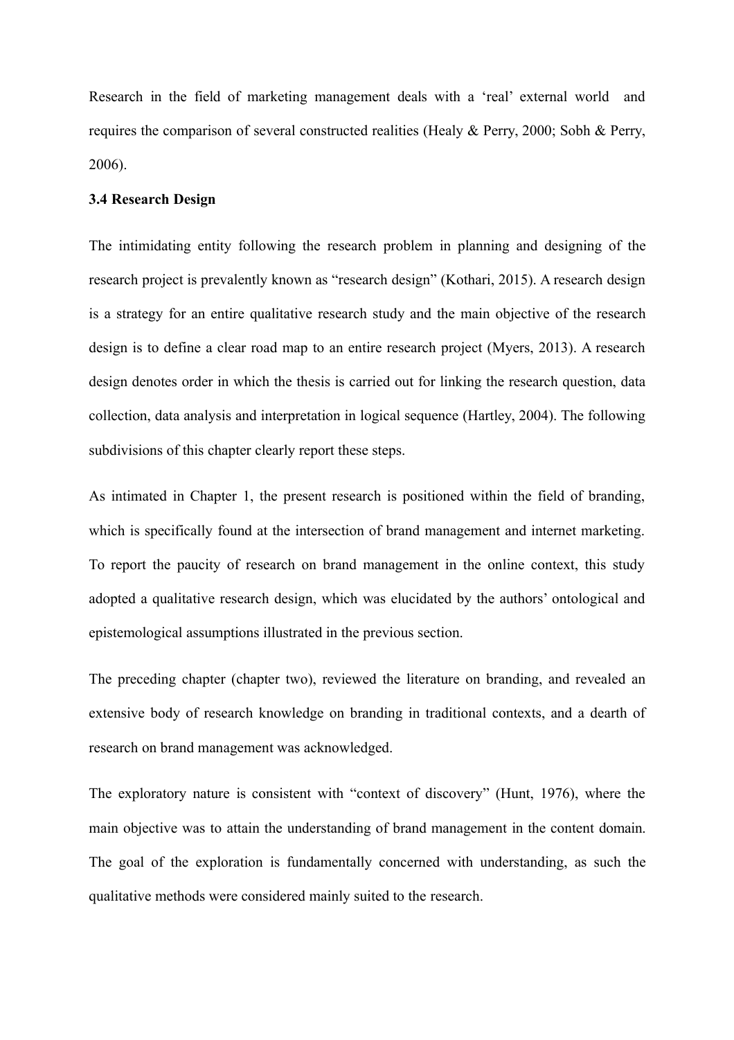Research in the field of marketing management deals with a 'real' external world and requires the comparison of several constructed realities (Healy & Perry, 2000; Sobh & Perry, 2006).

### 3.4 Research Design

The intimidating entity following the research problem in planning and designing of the research project is prevalently known as "research design" (Kothari, 2015). A research design is a strategy for an entire qualitative research study and the main objective of the research design is to define a clear road map to an entire research project (Myers, 2013). A research design denotes order in which the thesis is carried out for linking the research question, data collection, data analysis and interpretation in logical sequence (Hartley, 2004). The following subdivisions of this chapter clearly report these steps.

As intimated in Chapter 1, the present research is positioned within the field of branding, which is specifically found at the intersection of brand management and internet marketing. To report the paucity of research on brand management in the online context, this study adopted a qualitative research design, which was elucidated by the authors' ontological and epistemological assumptions illustrated in the previous section.

The preceding chapter (chapter two), reviewed the literature on branding, and revealed an extensive body of research knowledge on branding in traditional contexts, and a dearth of research on brand management was acknowledged.

The exploratory nature is consistent with "context of discovery" (Hunt, 1976), where the main objective was to attain the understanding of brand management in the content domain. The goal of the exploration is fundamentally concerned with understanding, as such the qualitative methods were considered mainly suited to the research.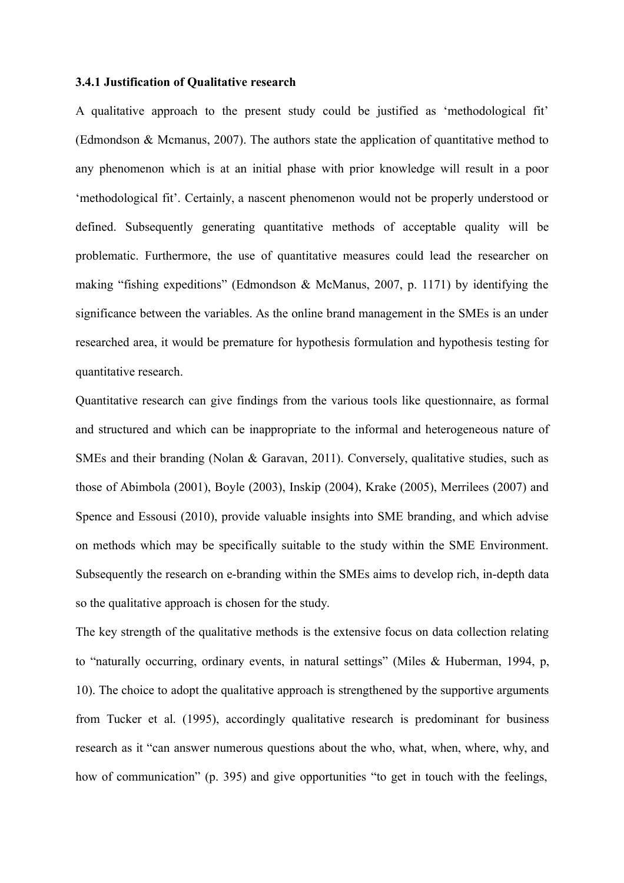### 3.4.1 Justification of Qualitative research

A qualitative approach to the present study could be justified as 'methodological fit' (Edmondson & Mcmanus, 2007). The authors state the application of quantitative method to any phenomenon which is at an initial phase with prior knowledge will result in a poor 'methodological fit'. Certainly, a nascent phenomenon would not be properly understood or defined. Subsequently generating quantitative methods of acceptable quality will be problematic. Furthermore, the use of quantitative measures could lead the researcher on making "fishing expeditions" (Edmondson & McManus, 2007, p. 1171) by identifying the significance between the variables. As the online brand management in the SMEs is an under researched area, it would be premature for hypothesis formulation and hypothesis testing for quantitative research.

Quantitative research can give findings from the various tools like questionnaire, as formal and structured and which can be inappropriate to the informal and heterogeneous nature of SMEs and their branding (Nolan & Garavan, 2011). Conversely, qualitative studies, such as those of Abimbola (2001), Boyle (2003), Inskip (2004), Krake (2005), Merrilees (2007) and Spence and Essousi (2010), provide valuable insights into SME branding, and which advise on methods which may be specifically suitable to the study within the SME Environment. Subsequently the research on e-branding within the SMEs aims to develop rich, in-depth data so the qualitative approach is chosen for the study.

The key strength of the qualitative methods is the extensive focus on data collection relating to "naturally occurring, ordinary events, in natural settings" (Miles & Huberman, 1994, p, 10). The choice to adopt the qualitative approach is strengthened by the supportive arguments from Tucker et al. (1995), accordingly qualitative research is predominant for business research as it "can answer numerous questions about the who, what, when, where, why, and how of communication" (p. 395) and give opportunities "to get in touch with the feelings,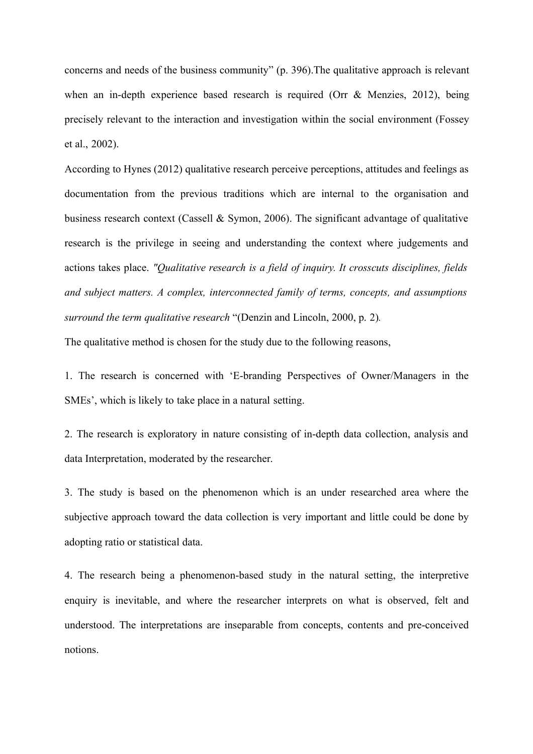concerns and needs of the business community" (p. 396).The qualitative approach is relevant when an in-depth experience based research is required (Orr & Menzies, 2012), being precisely relevant to the interaction and investigation within the social environment (Fossey et al., 2002).

According to Hynes (2012) qualitative research perceive perceptions, attitudes and feelings as documentation from the previous traditions which are internal to the organisation and business research context (Cassell & Symon, 2006). The significant advantage of qualitative research is the privilege in seeing and understanding the context where judgements and actions takes place. *"Qualitative research is a field of inquiry. It crosscuts disciplines, fields and subject matters. A complex, interconnected family of terms, concepts, and assumptions surround the term qualitative research* "(Denzin and Lincoln, 2000, p. 2).

The qualitative method is chosen for the study due to the following reasons,

1. The research is concerned with 'E-branding Perspectives of Owner/Managers in the SMEs', which is likely to take place in a natural setting.

2. The research is exploratory in nature consisting of in-depth data collection, analysis and data Interpretation, moderated by the researcher.

3. The study is based on the phenomenon which is an under researched area where the subjective approach toward the data collection is very important and little could be done by adopting ratio or statistical data.

4. The research being a phenomenon-based study in the natural setting, the interpretive enquiry is inevitable, and where the researcher interprets on what is observed, felt and understood. The interpretations are inseparable from concepts, contents and pre-conceived notions.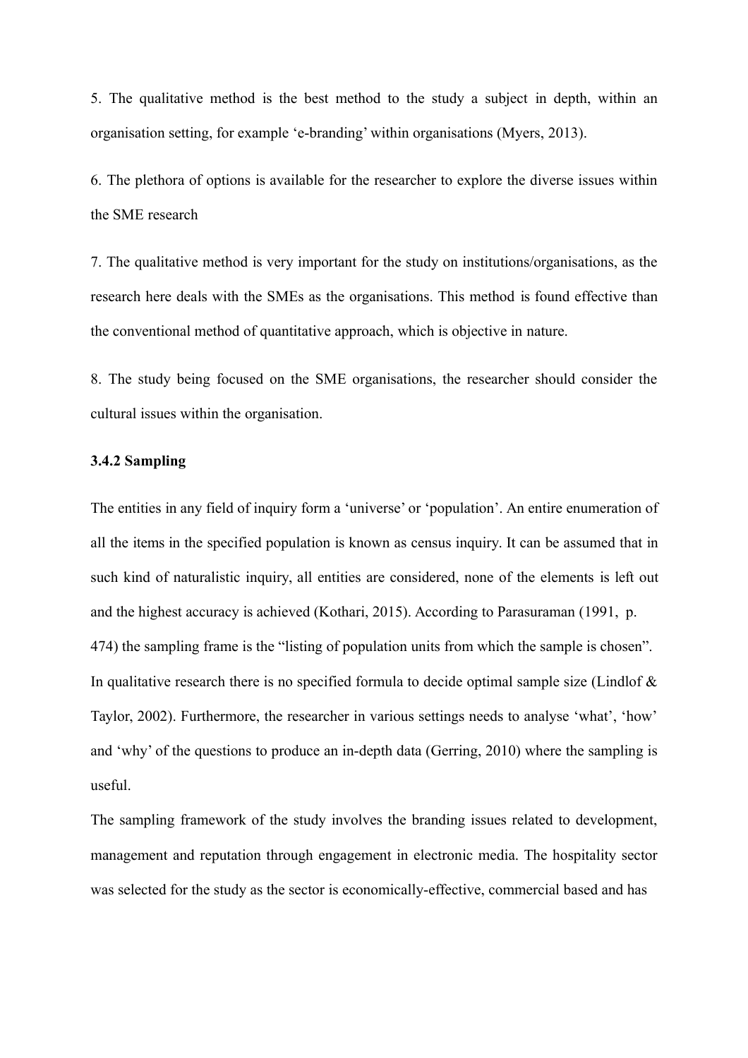5. The qualitative method is the best method to the study a subject in depth, within an organisation setting, for example 'e-branding' within organisations (Myers, 2013).

6. The plethora of options is available for the researcher to explore the diverse issues within the SME research

7. The qualitative method is very important for the study on institutions/organisations, as the research here deals with the SMEs as the organisations. This method is found effective than the conventional method of quantitative approach, which is objective in nature.

8. The study being focused on the SME organisations, the researcher should consider the cultural issues within the organisation.

### 3.4.2 Sampling

The entities in any field of inquiry form a 'universe' or 'population'. An entire enumeration of all the items in the specified population is known as census inquiry. It can be assumed that in such kind of naturalistic inquiry, all entities are considered, none of the elements is left out and the highest accuracy is achieved (Kothari, 2015). According to Parasuraman (1991, p. 474) the sampling frame is the "listing of population units from which the sample is chosen". In qualitative research there is no specified formula to decide optimal sample size (Lindlof & Taylor, 2002). Furthermore, the researcher in various settings needs to analyse 'what', 'how' and 'why' of the questions to produce an in-depth data (Gerring, 2010) where the sampling is useful.

The sampling framework of the study involves the branding issues related to development, management and reputation through engagement in electronic media. The hospitality sector was selected for the study as the sector is economically-effective, commercial based and has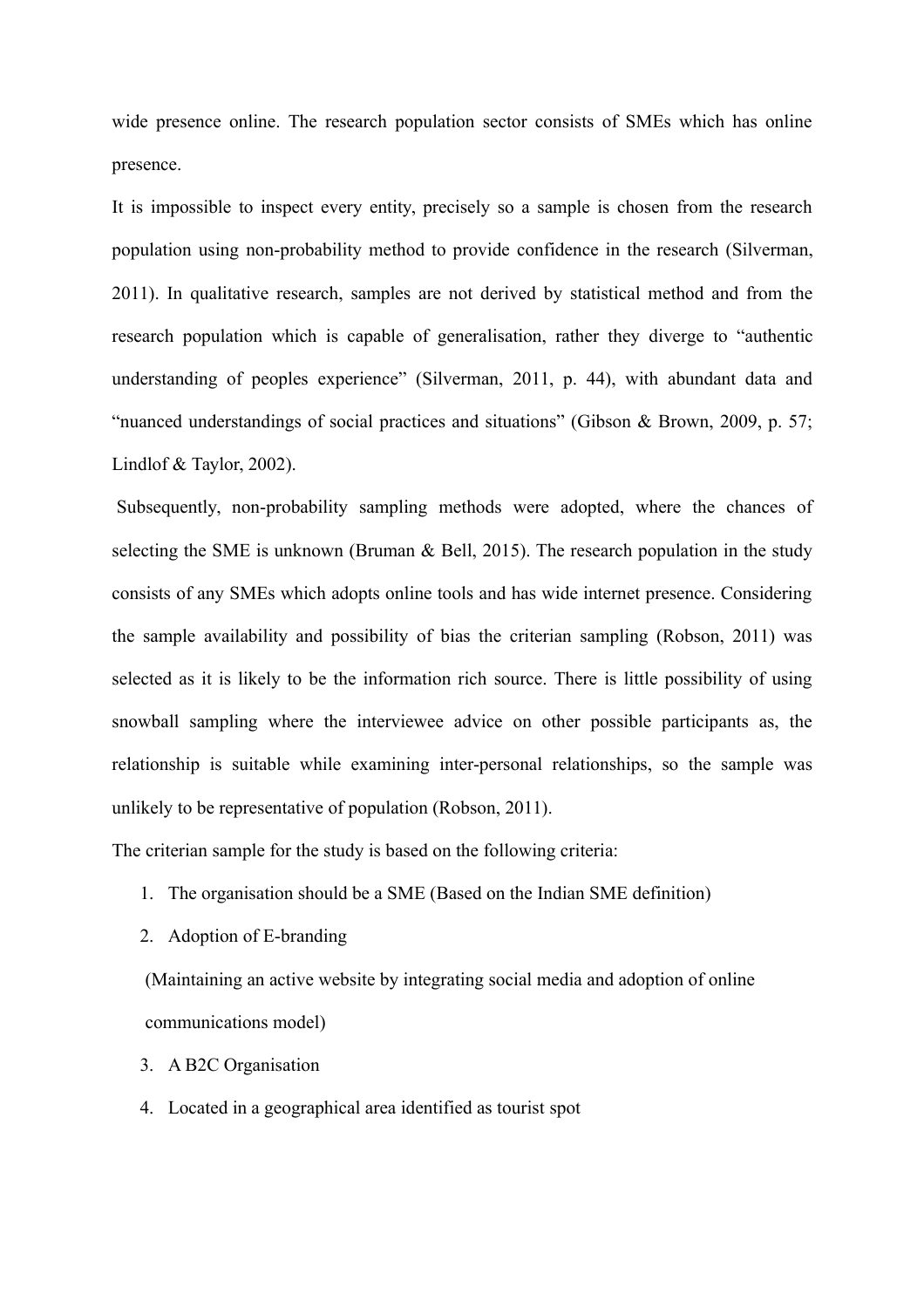wide presence online. The research population sector consists of SMEs which has online presence.

It is impossible to inspect every entity, precisely so a sample is chosen from the research population using non-probability method to provide confidence in the research (Silverman, 2011). In qualitative research, samples are not derived by statistical method and from the research population which is capable of generalisation, rather they diverge to "authentic understanding of peoples experience" (Silverman, 2011, p. 44), with abundant data and "nuanced understandings of social practices and situations" (Gibson & Brown, 2009, p. 57; Lindlof & Taylor, 2002).

Subsequently, non-probability sampling methods were adopted, where the chances of selecting the SME is unknown (Bruman & Bell, 2015). The research population in the study consists of any SMEs which adopts online tools and has wide internet presence. Considering the sample availability and possibility of bias the criterian sampling (Robson, 2011) was selected as it is likely to be the information rich source. There is little possibility of using snowball sampling where the interviewee advice on other possible participants as, the relationship is suitable while examining inter-personal relationships, so the sample was unlikely to be representative of population (Robson, 2011).

The criterian sample for the study is based on the following criteria:

1. The organisation should be a SME (Based on the Indian SME definition)
2. Adoption of E-branding

   (Maintaining an active website by integrating social media and adoption of online communications model)
3. A B2C Organisation
4. Located in a geographical area identified as tourist spot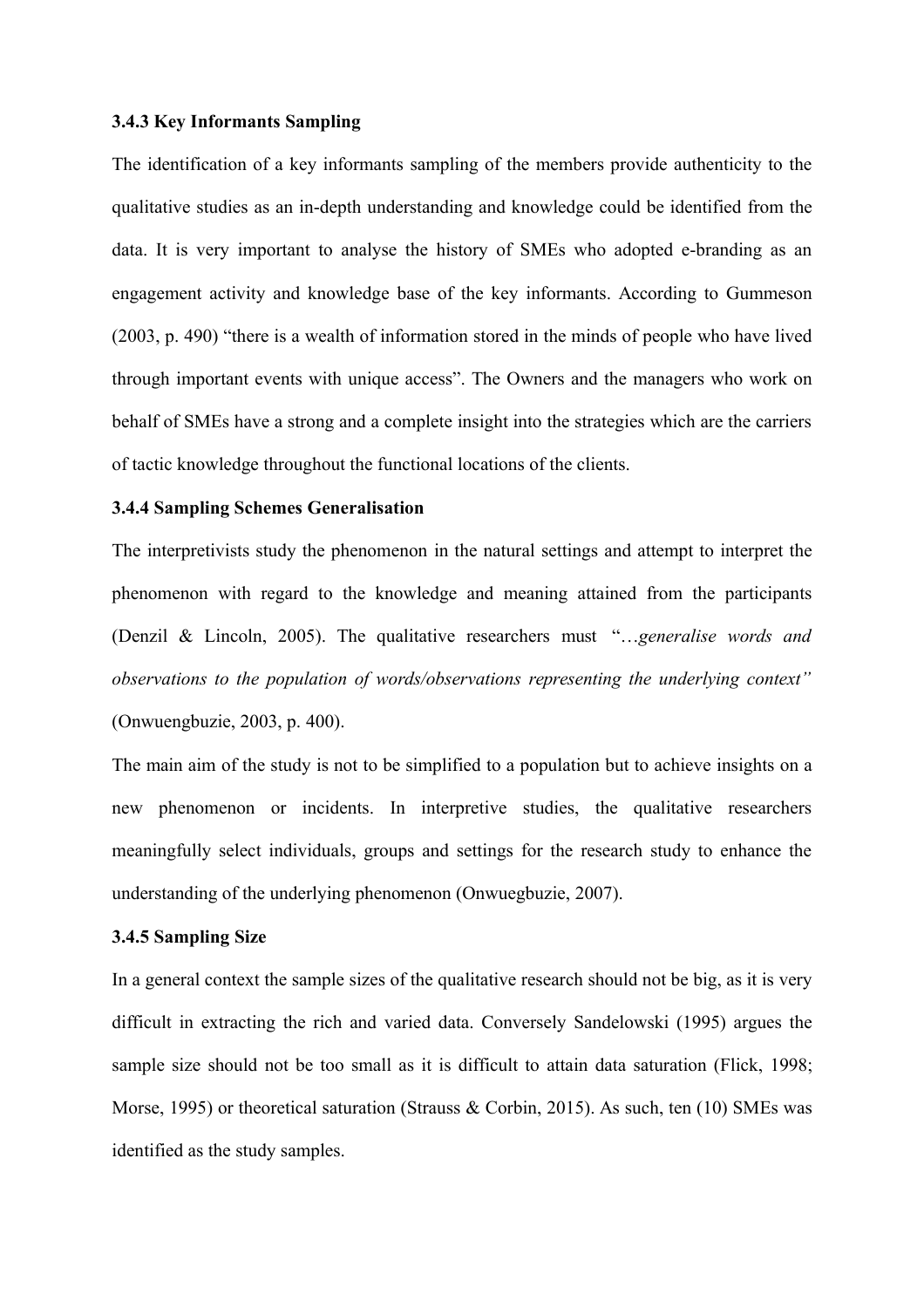### 3.4.3 Key Informants Sampling

The identification of a key informants sampling of the members provide authenticity to the qualitative studies as an in-depth understanding and knowledge could be identified from the data. It is very important to analyse the history of SMEs who adopted e-branding as an engagement activity and knowledge base of the key informants. According to Gummeson (2003, p. 490) "there is a wealth of information stored in the minds of people who have lived through important events with unique access". The Owners and the managers who work on behalf of SMEs have a strong and a complete insight into the strategies which are the carriers of tactic knowledge throughout the functional locations of the clients.

### 3.4.4 Sampling Schemes Generalisation

The interpretivists study the phenomenon in the natural settings and attempt to interpret the phenomenon with regard to the knowledge and meaning attained from the participants (Denzil & Lincoln, 2005). The qualitative researchers must "…*generalise words and observations to the population of words/observations representing the underlying context"* (Onwuengbuzie, 2003, p. 400).

The main aim of the study is not to be simplified to a population but to achieve insights on a new phenomenon or incidents. In interpretive studies, the qualitative researchers meaningfully select individuals, groups and settings for the research study to enhance the understanding of the underlying phenomenon (Onwuegbuzie, 2007).

### 3.4.5 Sampling Size

In a general context the sample sizes of the qualitative research should not be big, as it is very difficult in extracting the rich and varied data. Conversely Sandelowski (1995) argues the sample size should not be too small as it is difficult to attain data saturation (Flick, 1998; Morse, 1995) or theoretical saturation (Strauss & Corbin, 2015). As such, ten (10) SMEs was identified as the study samples.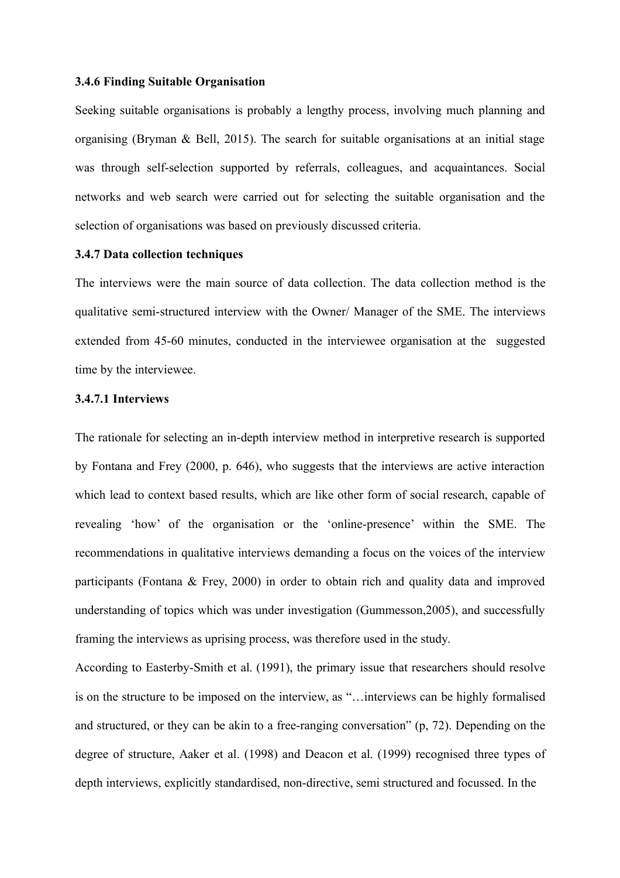### 3.4.6 Finding Suitable Organisation

Seeking suitable organisations is probably a lengthy process, involving much planning and organising (Bryman & Bell, 2015). The search for suitable organisations at an initial stage was through self-selection supported by referrals, colleagues, and acquaintances. Social networks and web search were carried out for selecting the suitable organisation and the selection of organisations was based on previously discussed criteria.

### 3.4.7 Data collection techniques

The interviews were the main source of data collection. The data collection method is the qualitative semi-structured interview with the Owner/ Manager of the SME. The interviews extended from 45-60 minutes, conducted in the interviewee organisation at the suggested time by the interviewee.

#### 3.4.7.1 Interviews

The rationale for selecting an in-depth interview method in interpretive research is supported by Fontana and Frey (2000, p. 646), who suggests that the interviews are active interaction which lead to context based results, which are like other form of social research, capable of revealing 'how' of the organisation or the 'online-presence' within the SME. The recommendations in qualitative interviews demanding a focus on the voices of the interview participants (Fontana & Frey, 2000) in order to obtain rich and quality data and improved understanding of topics which was under investigation (Gummesson,2005), and successfully framing the interviews as uprising process, was therefore used in the study.

According to Easterby-Smith et al. (1991), the primary issue that researchers should resolve is on the structure to be imposed on the interview, as "…interviews can be highly formalised and structured, or they can be akin to a free-ranging conversation" (p, 72). Depending on the degree of structure, Aaker et al. (1998) and Deacon et al. (1999) recognised three types of depth interviews, explicitly standardised, non-directive, semi structured and focussed. In the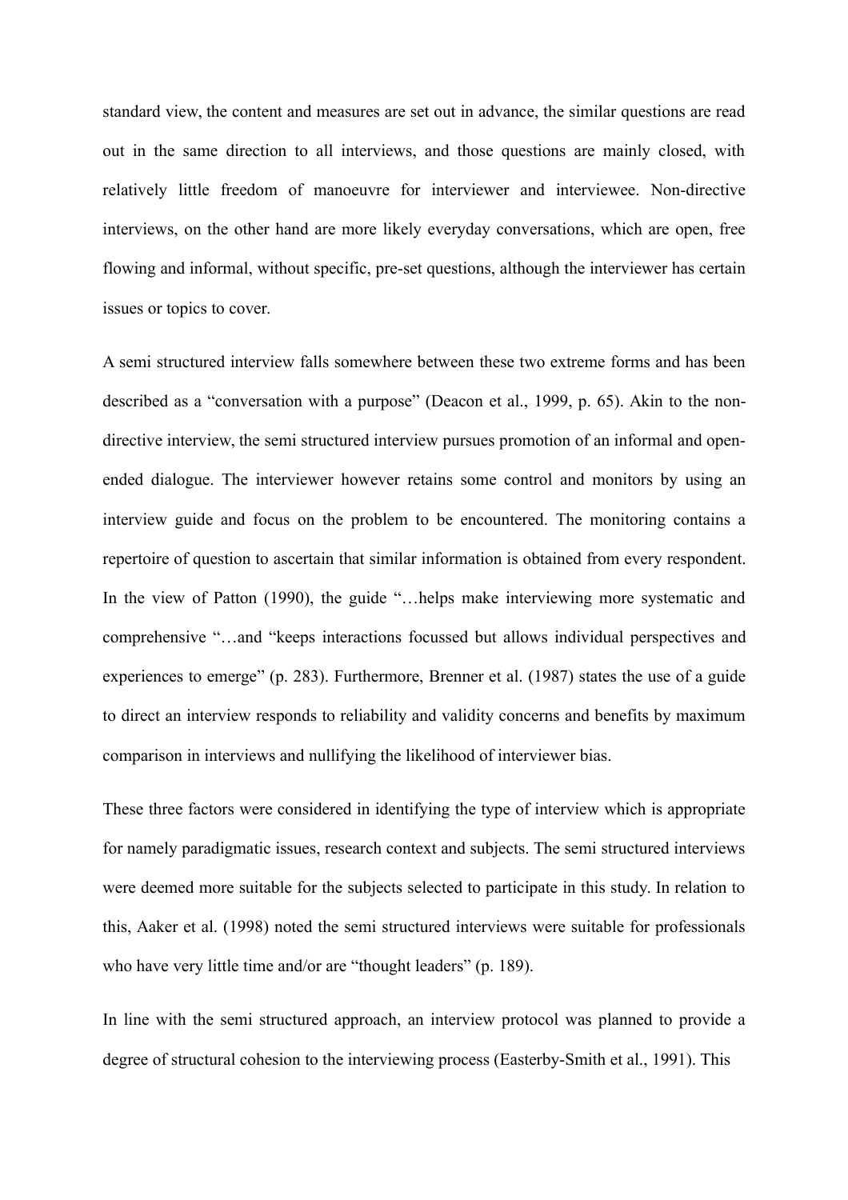standard view, the content and measures are set out in advance, the similar questions are read out in the same direction to all interviews, and those questions are mainly closed, with relatively little freedom of manoeuvre for interviewer and interviewee. Non-directive interviews, on the other hand are more likely everyday conversations, which are open, free flowing and informal, without specific, pre-set questions, although the interviewer has certain issues or topics to cover.

A semi structured interview falls somewhere between these two extreme forms and has been described as a "conversation with a purpose" (Deacon et al., 1999, p. 65). Akin to the non-directive interview, the semi structured interview pursues promotion of an informal and open-ended dialogue. The interviewer however retains some control and monitors by using an interview guide and focus on the problem to be encountered. The monitoring contains a repertoire of question to ascertain that similar information is obtained from every respondent. In the view of Patton (1990), the guide "…helps make interviewing more systematic and comprehensive "…and "keeps interactions focussed but allows individual perspectives and experiences to emerge" (p. 283). Furthermore, Brenner et al. (1987) states the use of a guide to direct an interview responds to reliability and validity concerns and benefits by maximum comparison in interviews and nullifying the likelihood of interviewer bias.

These three factors were considered in identifying the type of interview which is appropriate for namely paradigmatic issues, research context and subjects. The semi structured interviews were deemed more suitable for the subjects selected to participate in this study. In relation to this, Aaker et al. (1998) noted the semi structured interviews were suitable for professionals who have very little time and/or are "thought leaders" (p. 189).

In line with the semi structured approach, an interview protocol was planned to provide a degree of structural cohesion to the interviewing process (Easterby-Smith et al., 1991). This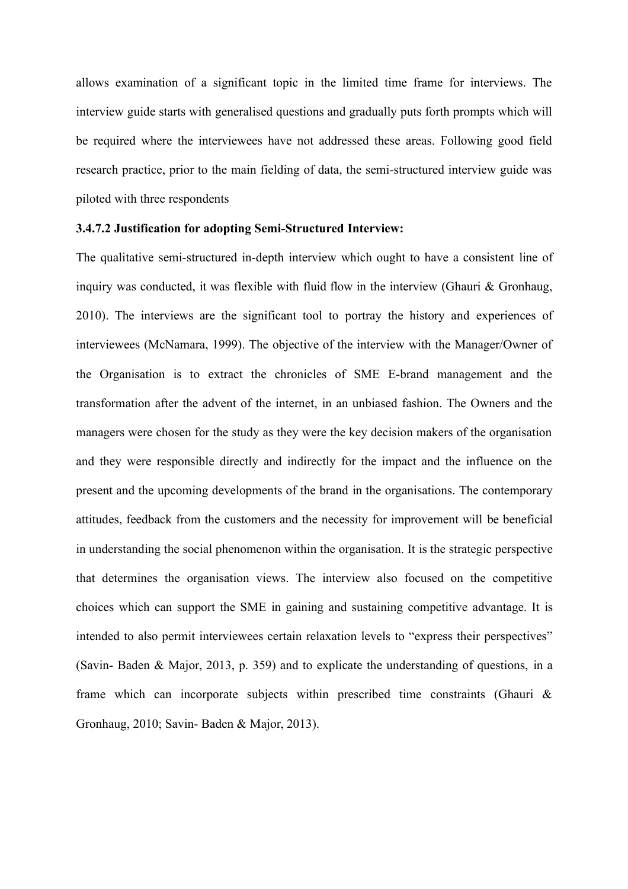allows examination of a significant topic in the limited time frame for interviews. The interview guide starts with generalised questions and gradually puts forth prompts which will be required where the interviewees have not addressed these areas. Following good field research practice, prior to the main fielding of data, the semi-structured interview guide was piloted with three respondents

#### 3.4.7.2 Justification for adopting Semi-Structured Interview:

The qualitative semi-structured in-depth interview which ought to have a consistent line of inquiry was conducted, it was flexible with fluid flow in the interview (Ghauri & Gronhaug, 2010). The interviews are the significant tool to portray the history and experiences of interviewees (McNamara, 1999). The objective of the interview with the Manager/Owner of the Organisation is to extract the chronicles of SME E-brand management and the transformation after the advent of the internet, in an unbiased fashion. The Owners and the managers were chosen for the study as they were the key decision makers of the organisation and they were responsible directly and indirectly for the impact and the influence on the present and the upcoming developments of the brand in the organisations. The contemporary attitudes, feedback from the customers and the necessity for improvement will be beneficial in understanding the social phenomenon within the organisation. It is the strategic perspective that determines the organisation views. The interview also focused on the competitive choices which can support the SME in gaining and sustaining competitive advantage. It is intended to also permit interviewees certain relaxation levels to "express their perspectives" (Savin- Baden & Major, 2013, p. 359) and to explicate the understanding of questions, in a frame which can incorporate subjects within prescribed time constraints (Ghauri & Gronhaug, 2010; Savin- Baden & Major, 2013).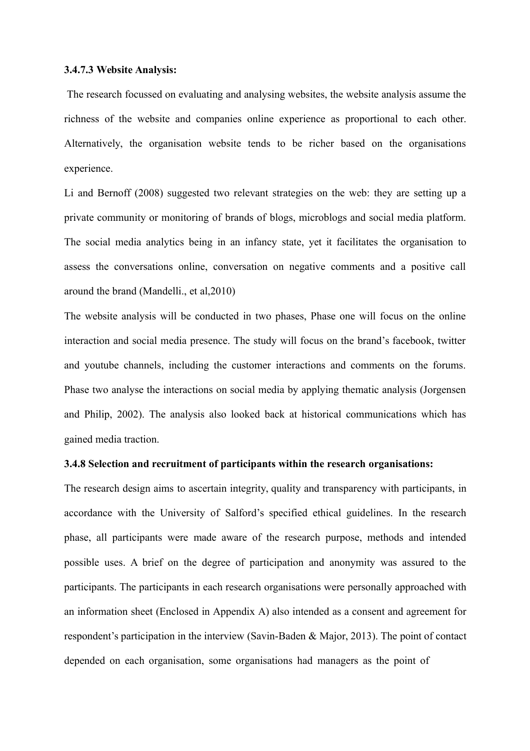**3.4.7.3 Website Analysis:**

The research focussed on evaluating and analysing websites, the website analysis assume the richness of the website and companies online experience as proportional to each other. Alternatively, the organisation website tends to be richer based on the organisations experience.

Li and Bernoff (2008) suggested two relevant strategies on the web: they are setting up a private community or monitoring of brands of blogs, microblogs and social media platform. The social media analytics being in an infancy state, yet it facilitates the organisation to assess the conversations online, conversation on negative comments and a positive call around the brand (Mandelli., et al,2010)

The website analysis will be conducted in two phases, Phase one will focus on the online interaction and social media presence. The study will focus on the brand's facebook, twitter and youtube channels, including the customer interactions and comments on the forums. Phase two analyse the interactions on social media by applying thematic analysis (Jorgensen and Philip, 2002). The analysis also looked back at historical communications which has gained media traction.

**3.4.8 Selection and recruitment of participants within the research organisations:**

The research design aims to ascertain integrity, quality and transparency with participants, in accordance with the University of Salford's specified ethical guidelines. In the research phase, all participants were made aware of the research purpose, methods and intended possible uses. A brief on the degree of participation and anonymity was assured to the participants. The participants in each research organisations were personally approached with an information sheet (Enclosed in Appendix A) also intended as a consent and agreement for respondent's participation in the interview (Savin-Baden & Major, 2013). The point of contact depended on each organisation, some organisations had managers as the point of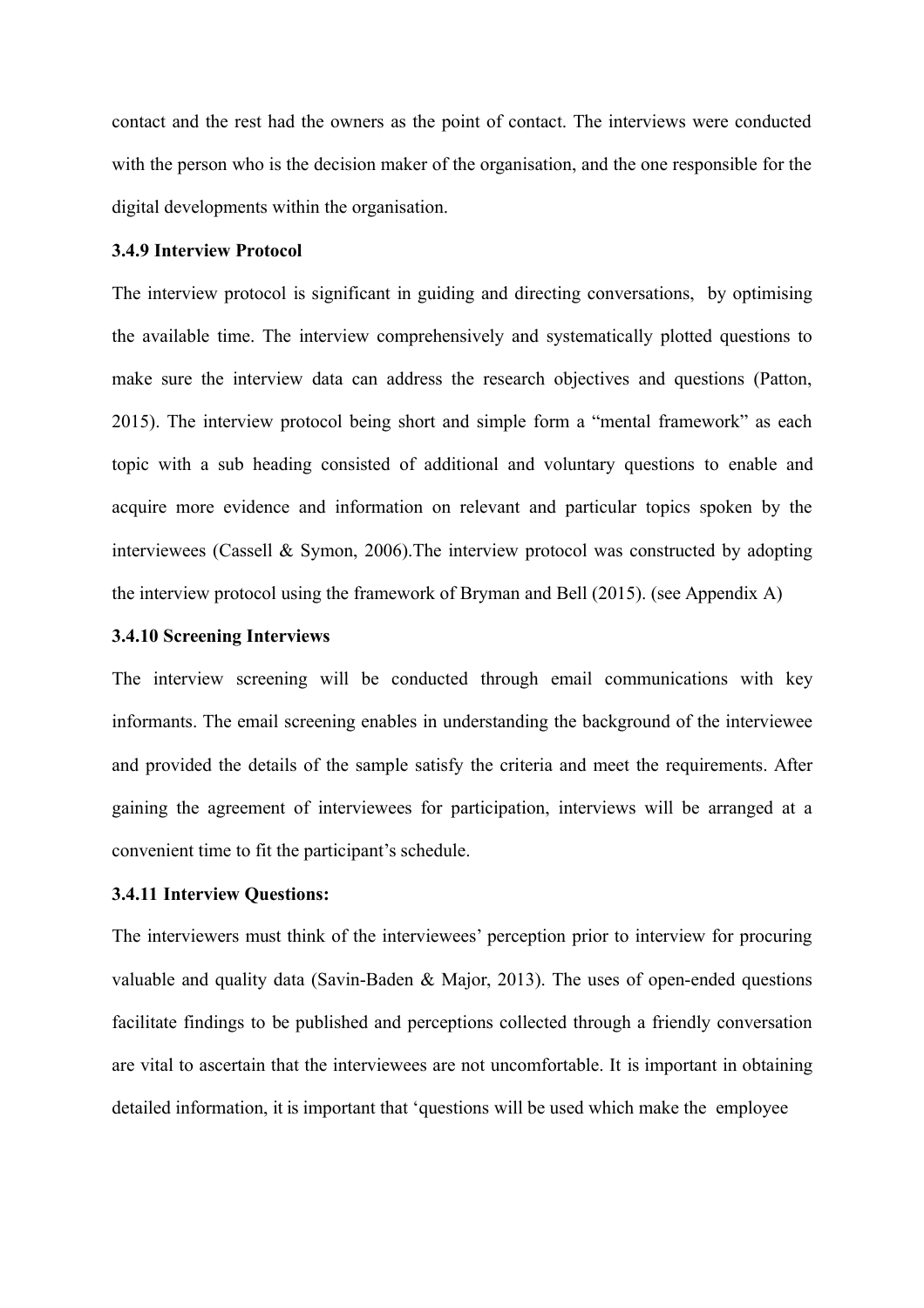contact and the rest had the owners as the point of contact. The interviews were conducted with the person who is the decision maker of the organisation, and the one responsible for the digital developments within the organisation.

### 3.4.9 Interview Protocol

The interview protocol is significant in guiding and directing conversations, by optimising the available time. The interview comprehensively and systematically plotted questions to make sure the interview data can address the research objectives and questions (Patton, 2015). The interview protocol being short and simple form a "mental framework" as each topic with a sub heading consisted of additional and voluntary questions to enable and acquire more evidence and information on relevant and particular topics spoken by the interviewees (Cassell & Symon, 2006).The interview protocol was constructed by adopting the interview protocol using the framework of Bryman and Bell (2015). (see Appendix A)

### 3.4.10 Screening Interviews

The interview screening will be conducted through email communications with key informants. The email screening enables in understanding the background of the interviewee and provided the details of the sample satisfy the criteria and meet the requirements. After gaining the agreement of interviewees for participation, interviews will be arranged at a convenient time to fit the participant's schedule.

### 3.4.11 Interview Questions:

The interviewers must think of the interviewees' perception prior to interview for procuring valuable and quality data (Savin-Baden & Major, 2013). The uses of open-ended questions facilitate findings to be published and perceptions collected through a friendly conversation are vital to ascertain that the interviewees are not uncomfortable. It is important in obtaining detailed information, it is important that 'questions will be used which make the employee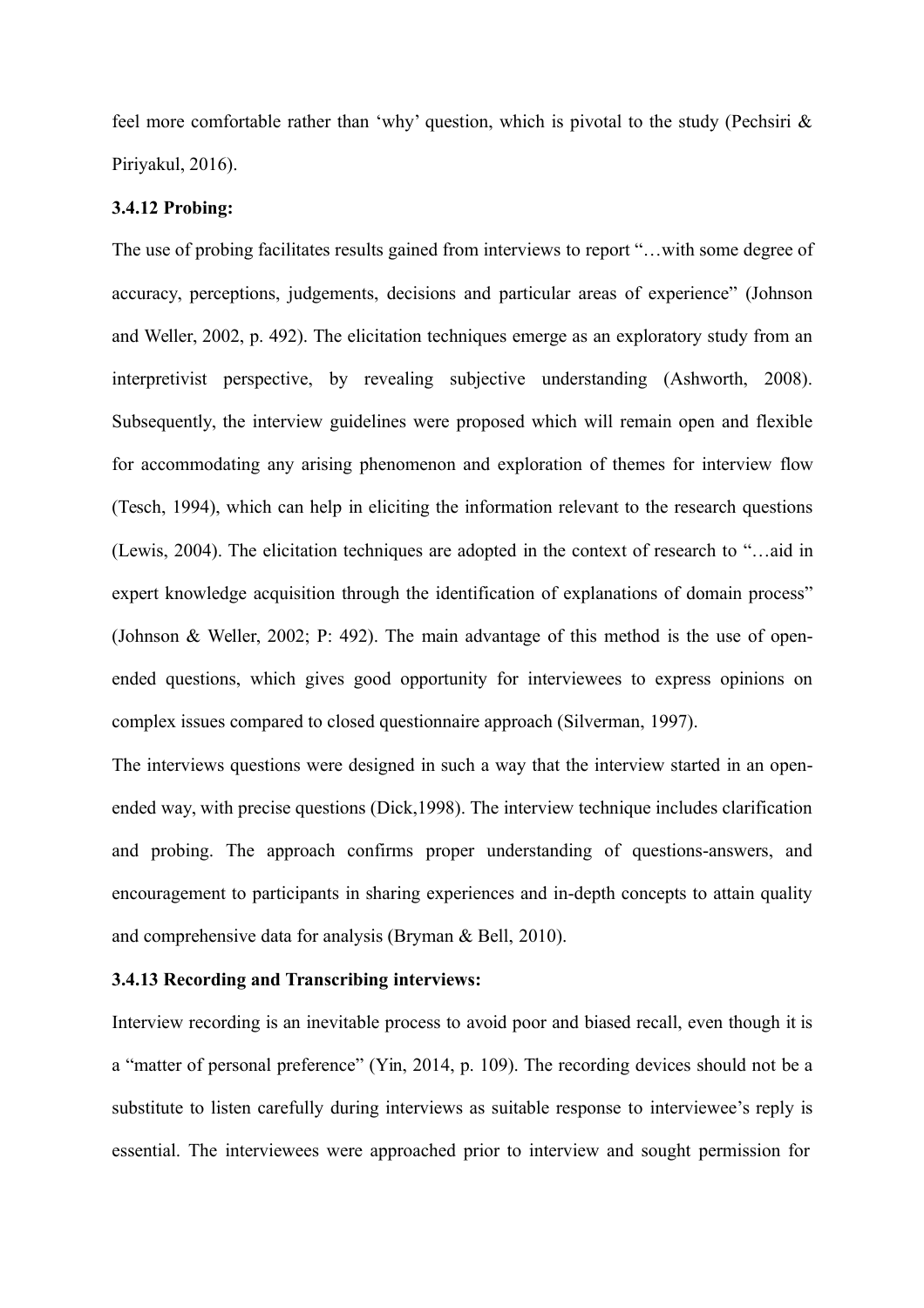feel more comfortable rather than 'why' question, which is pivotal to the study (Pechsiri & Piriyakul, 2016).

**3.4.12 Probing:**

The use of probing facilitates results gained from interviews to report "…with some degree of accuracy, perceptions, judgements, decisions and particular areas of experience" (Johnson and Weller, 2002, p. 492). The elicitation techniques emerge as an exploratory study from an interpretivist perspective, by revealing subjective understanding (Ashworth, 2008). Subsequently, the interview guidelines were proposed which will remain open and flexible for accommodating any arising phenomenon and exploration of themes for interview flow (Tesch, 1994), which can help in eliciting the information relevant to the research questions (Lewis, 2004). The elicitation techniques are adopted in the context of research to "…aid in expert knowledge acquisition through the identification of explanations of domain process" (Johnson & Weller, 2002; P: 492). The main advantage of this method is the use of open-ended questions, which gives good opportunity for interviewees to express opinions on complex issues compared to closed questionnaire approach (Silverman, 1997).

The interviews questions were designed in such a way that the interview started in an open-ended way, with precise questions (Dick,1998). The interview technique includes clarification and probing. The approach confirms proper understanding of questions-answers, and encouragement to participants in sharing experiences and in-depth concepts to attain quality and comprehensive data for analysis (Bryman & Bell, 2010).

**3.4.13 Recording and Transcribing interviews:**

Interview recording is an inevitable process to avoid poor and biased recall, even though it is a "matter of personal preference" (Yin, 2014, p. 109). The recording devices should not be a substitute to listen carefully during interviews as suitable response to interviewee's reply is essential. The interviewees were approached prior to interview and sought permission for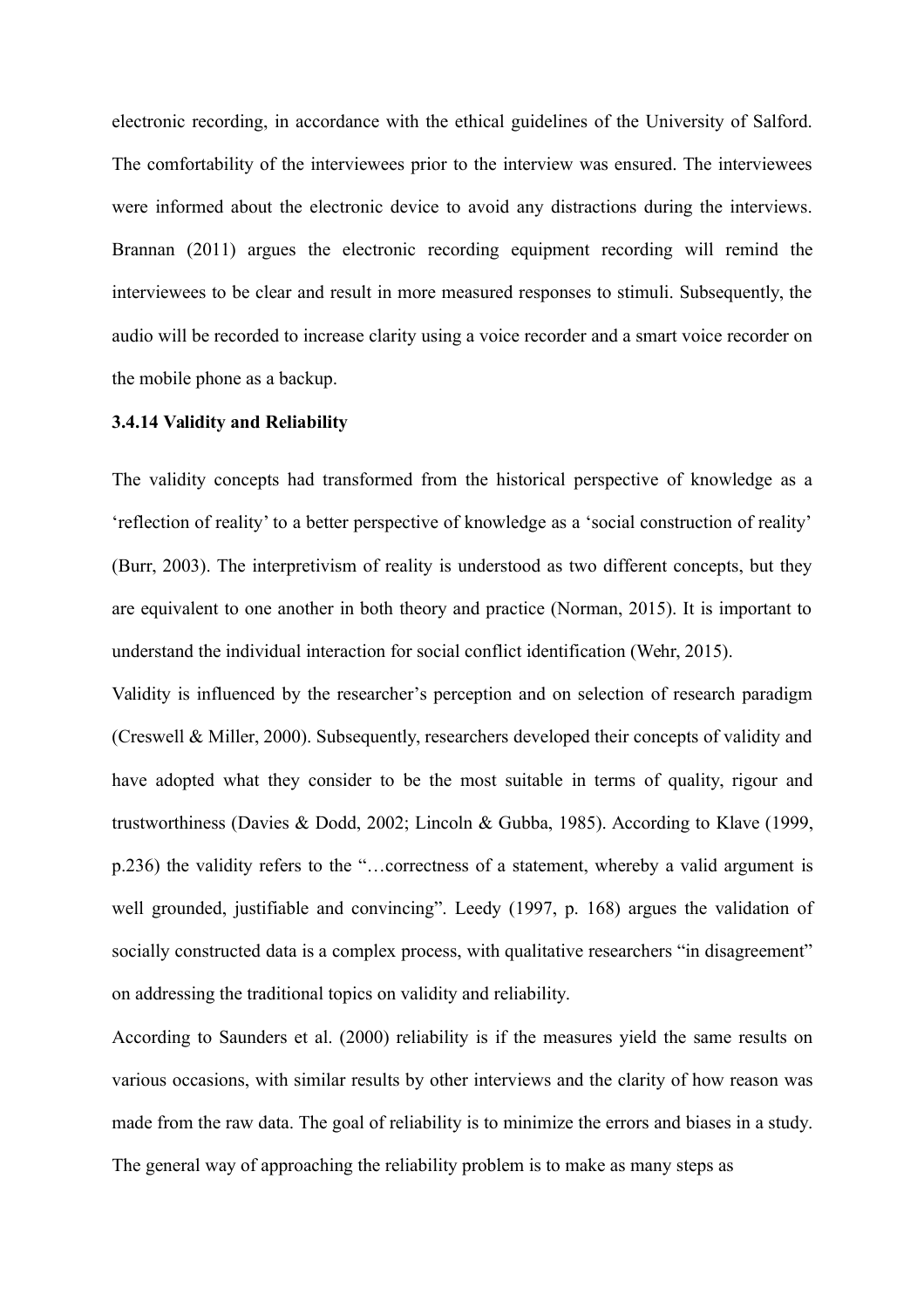electronic recording, in accordance with the ethical guidelines of the University of Salford. The comfortability of the interviewees prior to the interview was ensured. The interviewees were informed about the electronic device to avoid any distractions during the interviews. Brannan (2011) argues the electronic recording equipment recording will remind the interviewees to be clear and result in more measured responses to stimuli. Subsequently, the audio will be recorded to increase clarity using a voice recorder and a smart voice recorder on the mobile phone as a backup.

**3.4.14 Validity and Reliability**

The validity concepts had transformed from the historical perspective of knowledge as a 'reflection of reality' to a better perspective of knowledge as a 'social construction of reality' (Burr, 2003). The interpretivism of reality is understood as two different concepts, but they are equivalent to one another in both theory and practice (Norman, 2015). It is important to understand the individual interaction for social conflict identification (Wehr, 2015).

Validity is influenced by the researcher's perception and on selection of research paradigm (Creswell & Miller, 2000). Subsequently, researchers developed their concepts of validity and have adopted what they consider to be the most suitable in terms of quality, rigour and trustworthiness (Davies & Dodd, 2002; Lincoln & Gubba, 1985). According to Klave (1999, p.236) the validity refers to the "…correctness of a statement, whereby a valid argument is well grounded, justifiable and convincing". Leedy (1997, p. 168) argues the validation of socially constructed data is a complex process, with qualitative researchers "in disagreement" on addressing the traditional topics on validity and reliability.

According to Saunders et al. (2000) reliability is if the measures yield the same results on various occasions, with similar results by other interviews and the clarity of how reason was made from the raw data. The goal of reliability is to minimize the errors and biases in a study. The general way of approaching the reliability problem is to make as many steps as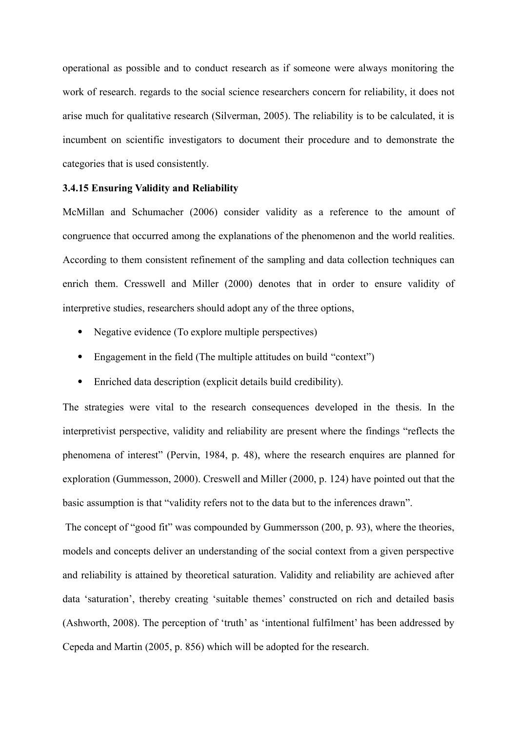operational as possible and to conduct research as if someone were always monitoring the work of research. regards to the social science researchers concern for reliability, it does not arise much for qualitative research (Silverman, 2005). The reliability is to be calculated, it is incumbent on scientific investigators to document their procedure and to demonstrate the categories that is used consistently.

### 3.4.15 Ensuring Validity and Reliability

McMillan and Schumacher (2006) consider validity as a reference to the amount of congruence that occurred among the explanations of the phenomenon and the world realities. According to them consistent refinement of the sampling and data collection techniques can enrich them. Cresswell and Miller (2000) denotes that in order to ensure validity of interpretive studies, researchers should adopt any of the three options,

- Negative evidence (To explore multiple perspectives)
- Engagement in the field (The multiple attitudes on build “context”)
- Enriched data description (explicit details build credibility).

The strategies were vital to the research consequences developed in the thesis. In the interpretivist perspective, validity and reliability are present where the findings “reflects the phenomena of interest” (Pervin, 1984, p. 48), where the research enquires are planned for exploration (Gummesson, 2000). Creswell and Miller (2000, p. 124) have pointed out that the basic assumption is that “validity refers not to the data but to the inferences drawn”.

The concept of “good fit” was compounded by Gummersson (200, p. 93), where the theories, models and concepts deliver an understanding of the social context from a given perspective and reliability is attained by theoretical saturation. Validity and reliability are achieved after data ‘saturation’, thereby creating ‘suitable themes’ constructed on rich and detailed basis (Ashworth, 2008). The perception of ‘truth’ as ‘intentional fulfilment’ has been addressed by Cepeda and Martin (2005, p. 856) which will be adopted for the research.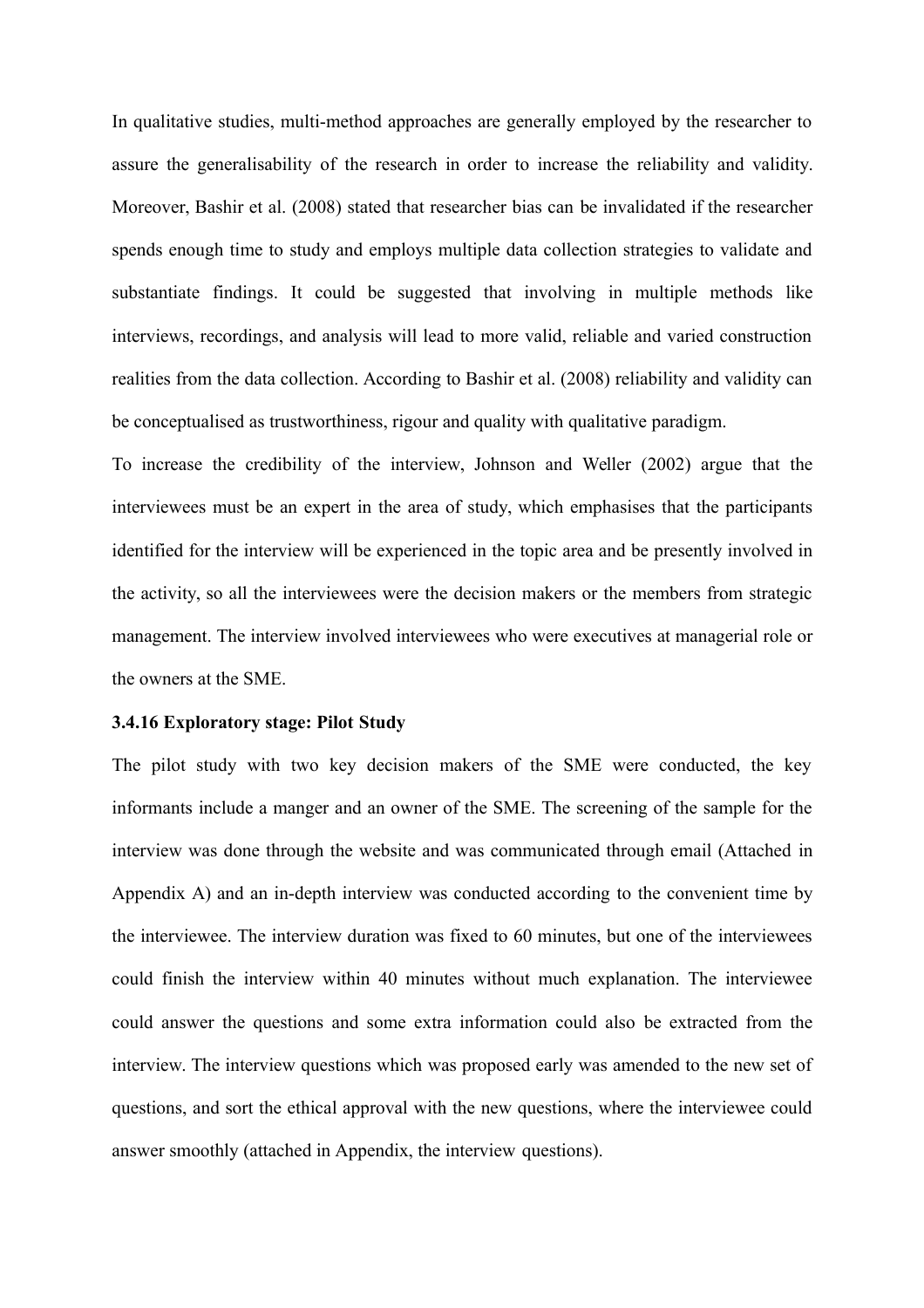In qualitative studies, multi-method approaches are generally employed by the researcher to assure the generalisability of the research in order to increase the reliability and validity. Moreover, Bashir et al. (2008) stated that researcher bias can be invalidated if the researcher spends enough time to study and employs multiple data collection strategies to validate and substantiate findings. It could be suggested that involving in multiple methods like interviews, recordings, and analysis will lead to more valid, reliable and varied construction realities from the data collection. According to Bashir et al. (2008) reliability and validity can be conceptualised as trustworthiness, rigour and quality with qualitative paradigm.

To increase the credibility of the interview, Johnson and Weller (2002) argue that the interviewees must be an expert in the area of study, which emphasises that the participants identified for the interview will be experienced in the topic area and be presently involved in the activity, so all the interviewees were the decision makers or the members from strategic management. The interview involved interviewees who were executives at managerial role or the owners at the SME.

### 3.4.16 Exploratory stage: Pilot Study

The pilot study with two key decision makers of the SME were conducted, the key informants include a manger and an owner of the SME. The screening of the sample for the interview was done through the website and was communicated through email (Attached in Appendix A) and an in-depth interview was conducted according to the convenient time by the interviewee. The interview duration was fixed to 60 minutes, but one of the interviewees could finish the interview within 40 minutes without much explanation. The interviewee could answer the questions and some extra information could also be extracted from the interview. The interview questions which was proposed early was amended to the new set of questions, and sort the ethical approval with the new questions, where the interviewee could answer smoothly (attached in Appendix, the interview questions).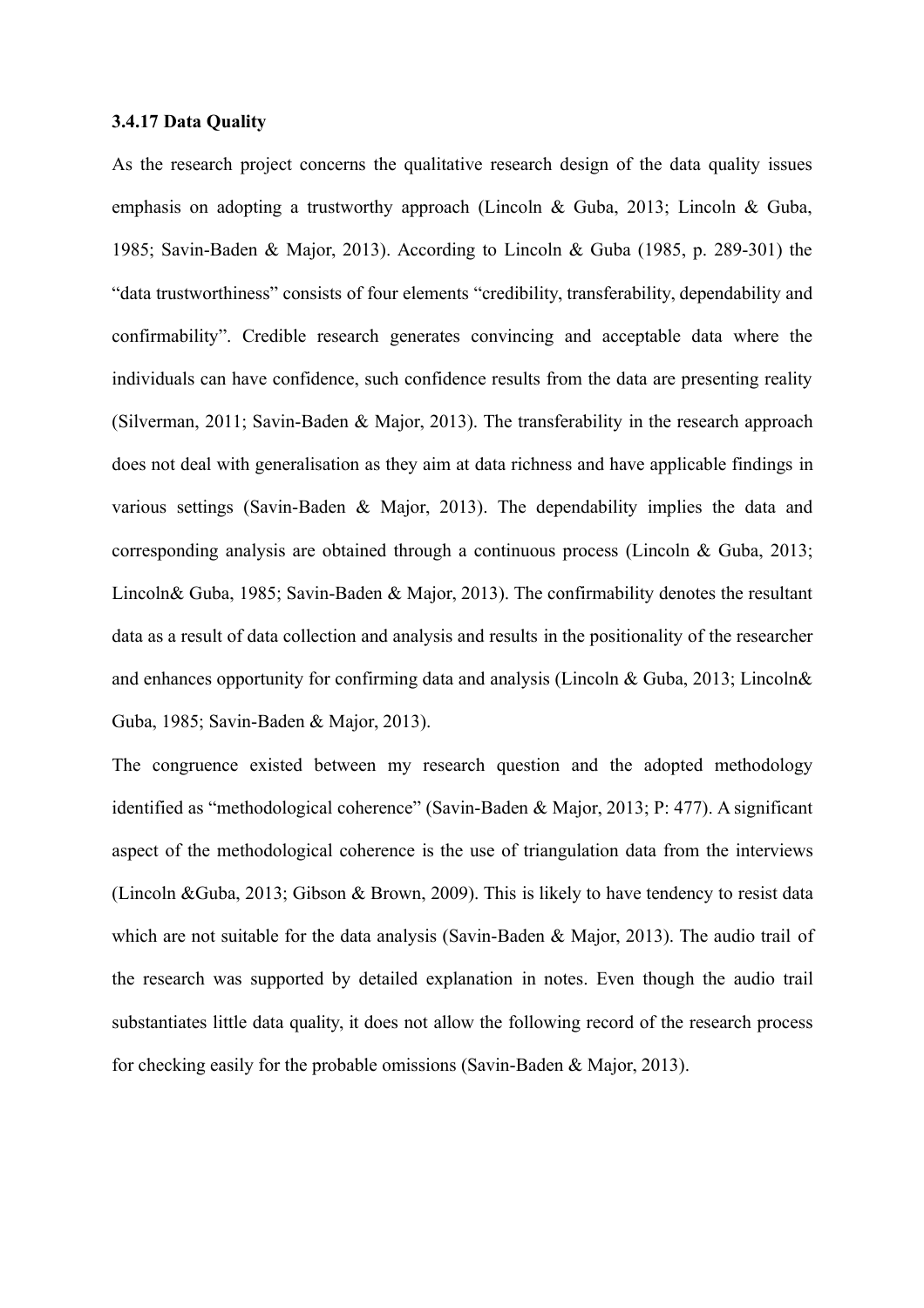**3.4.17 Data Quality**

As the research project concerns the qualitative research design of the data quality issues emphasis on adopting a trustworthy approach (Lincoln & Guba, 2013; Lincoln & Guba, 1985; Savin-Baden & Major, 2013). According to Lincoln & Guba (1985, p. 289-301) the "data trustworthiness" consists of four elements "credibility, transferability, dependability and confirmability". Credible research generates convincing and acceptable data where the individuals can have confidence, such confidence results from the data are presenting reality (Silverman, 2011; Savin-Baden & Major, 2013). The transferability in the research approach does not deal with generalisation as they aim at data richness and have applicable findings in various settings (Savin-Baden & Major, 2013). The dependability implies the data and corresponding analysis are obtained through a continuous process (Lincoln & Guba, 2013; Lincoln& Guba, 1985; Savin-Baden & Major, 2013). The confirmability denotes the resultant data as a result of data collection and analysis and results in the positionality of the researcher and enhances opportunity for confirming data and analysis (Lincoln & Guba, 2013; Lincoln& Guba, 1985; Savin-Baden & Major, 2013).

The congruence existed between my research question and the adopted methodology identified as "methodological coherence" (Savin-Baden & Major, 2013; P: 477). A significant aspect of the methodological coherence is the use of triangulation data from the interviews (Lincoln &Guba, 2013; Gibson & Brown, 2009). This is likely to have tendency to resist data which are not suitable for the data analysis (Savin-Baden & Major, 2013). The audio trail of the research was supported by detailed explanation in notes. Even though the audio trail substantiates little data quality, it does not allow the following record of the research process for checking easily for the probable omissions (Savin-Baden & Major, 2013).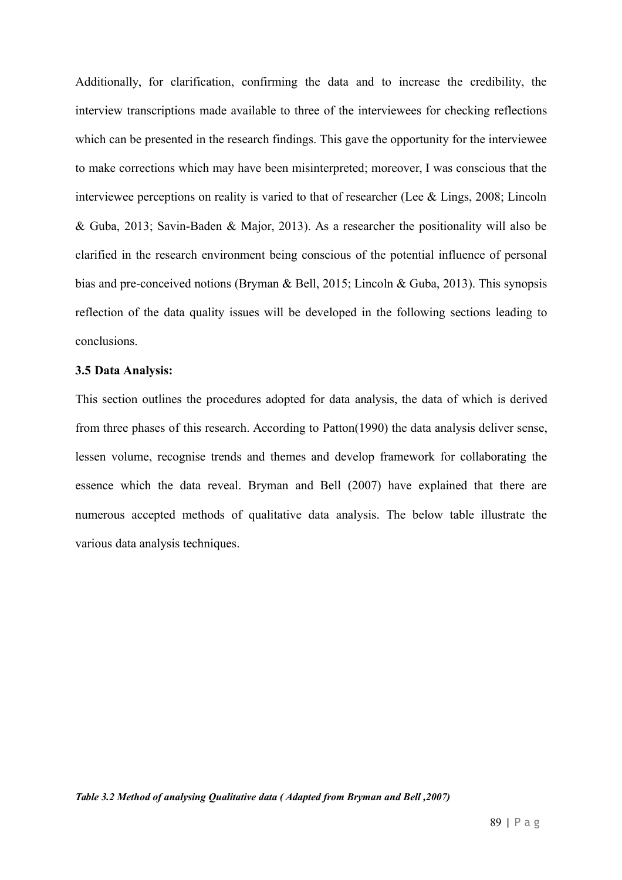Additionally, for clarification, confirming the data and to increase the credibility, the interview transcriptions made available to three of the interviewees for checking reflections which can be presented in the research findings. This gave the opportunity for the interviewee to make corrections which may have been misinterpreted; moreover, I was conscious that the interviewee perceptions on reality is varied to that of researcher (Lee & Lings, 2008; Lincoln & Guba, 2013; Savin-Baden & Major, 2013). As a researcher the positionality will also be clarified in the research environment being conscious of the potential influence of personal bias and pre-conceived notions (Bryman & Bell, 2015; Lincoln & Guba, 2013). This synopsis reflection of the data quality issues will be developed in the following sections leading to conclusions.

### 3.5 Data Analysis:

This section outlines the procedures adopted for data analysis, the data of which is derived from three phases of this research. According to Patton(1990) the data analysis deliver sense, lessen volume, recognise trends and themes and develop framework for collaborating the essence which the data reveal. Bryman and Bell (2007) have explained that there are numerous accepted methods of qualitative data analysis. The below table illustrate the various data analysis techniques.

***Table 3.2 Method of analysing Qualitative data ( Adapted from Bryman and Bell ,2007)***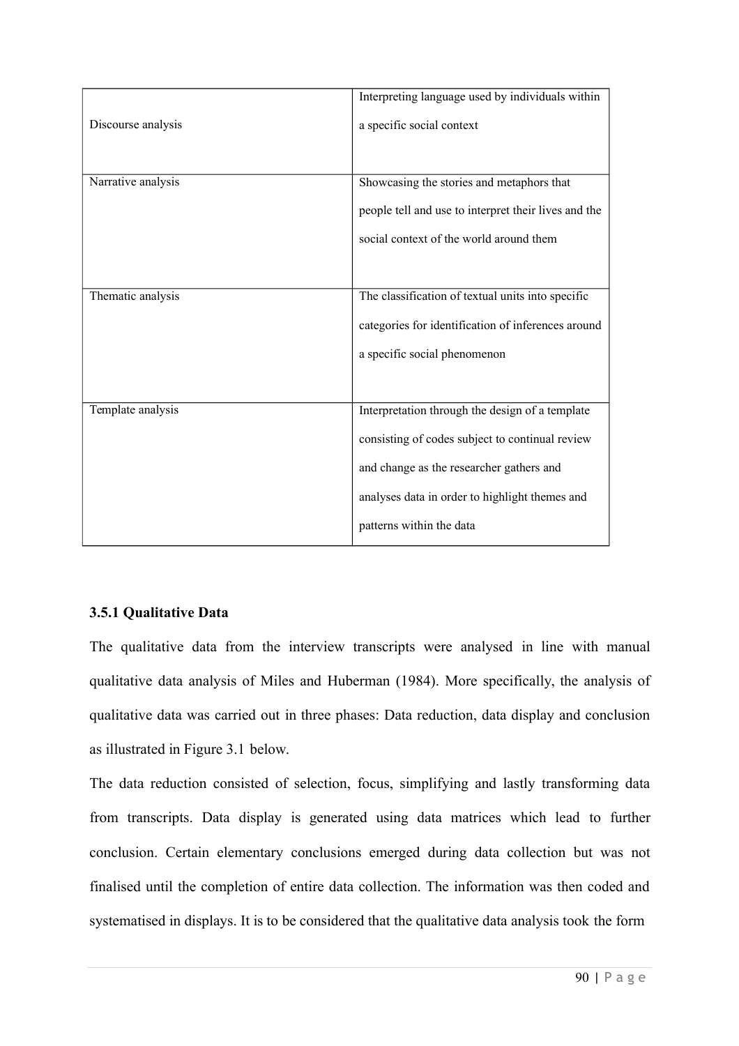| | |
|---|---|
| Discourse analysis | Interpreting language used by individuals within a specific social context |
| Narrative analysis | Showcasing the stories and metaphors that people tell and use to interpret their lives and the social context of the world around them |
| Thematic analysis | The classification of textual units into specific categories for identification of inferences around a specific social phenomenon |
| Template analysis | Interpretation through the design of a template consisting of codes subject to continual review and change as the researcher gathers and analyses data in order to highlight themes and patterns within the data |

### 3.5.1 Qualitative Data

The qualitative data from the interview transcripts were analysed in line with manual qualitative data analysis of Miles and Huberman (1984). More specifically, the analysis of qualitative data was carried out in three phases: Data reduction, data display and conclusion as illustrated in Figure 3.1 below.

The data reduction consisted of selection, focus, simplifying and lastly transforming data from transcripts. Data display is generated using data matrices which lead to further conclusion. Certain elementary conclusions emerged during data collection but was not finalised until the completion of entire data collection. The information was then coded and systematised in displays. It is to be considered that the qualitative data analysis took the form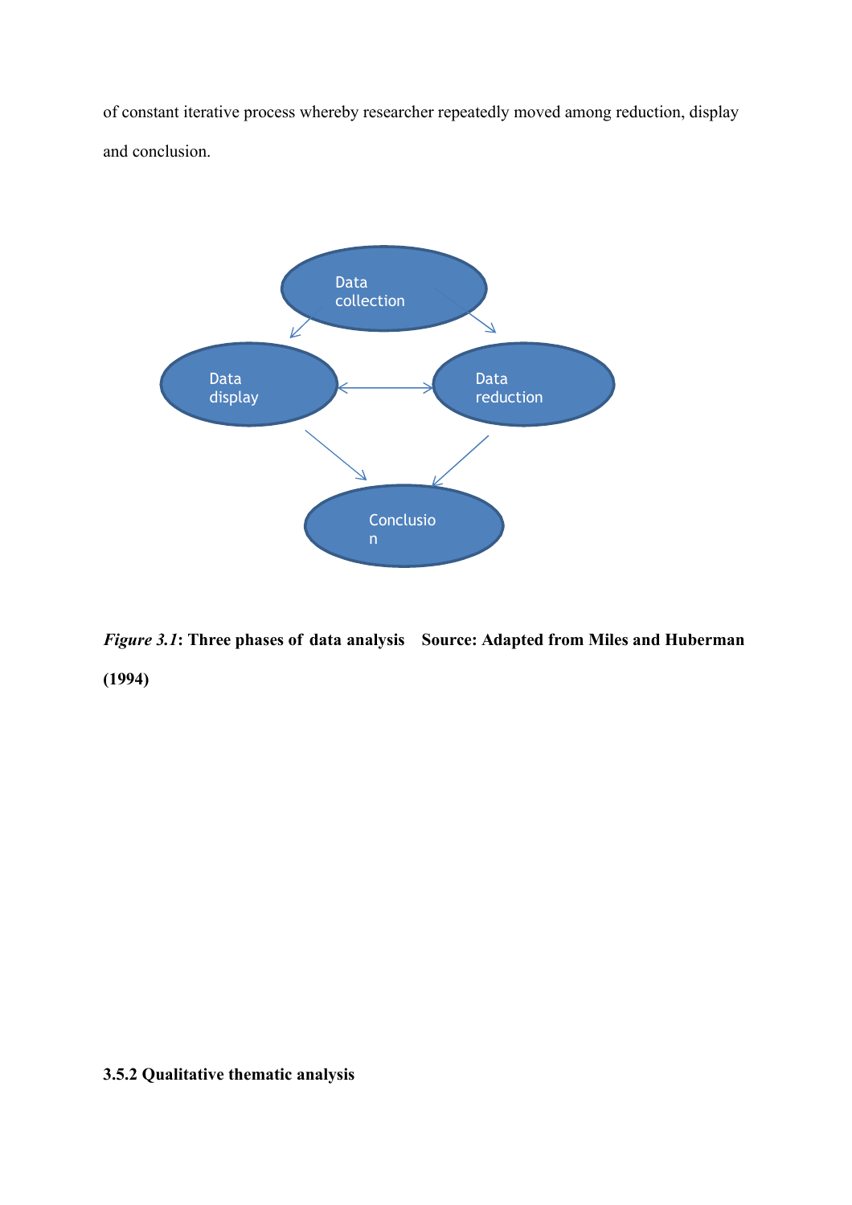of constant iterative process whereby researcher repeatedly moved among reduction, display and conclusion.

*Figure 3.1*: **Three phases of data analysis    Source: Adapted from Miles and Huberman (1994)**

### 3.5.2 Qualitative thematic analysis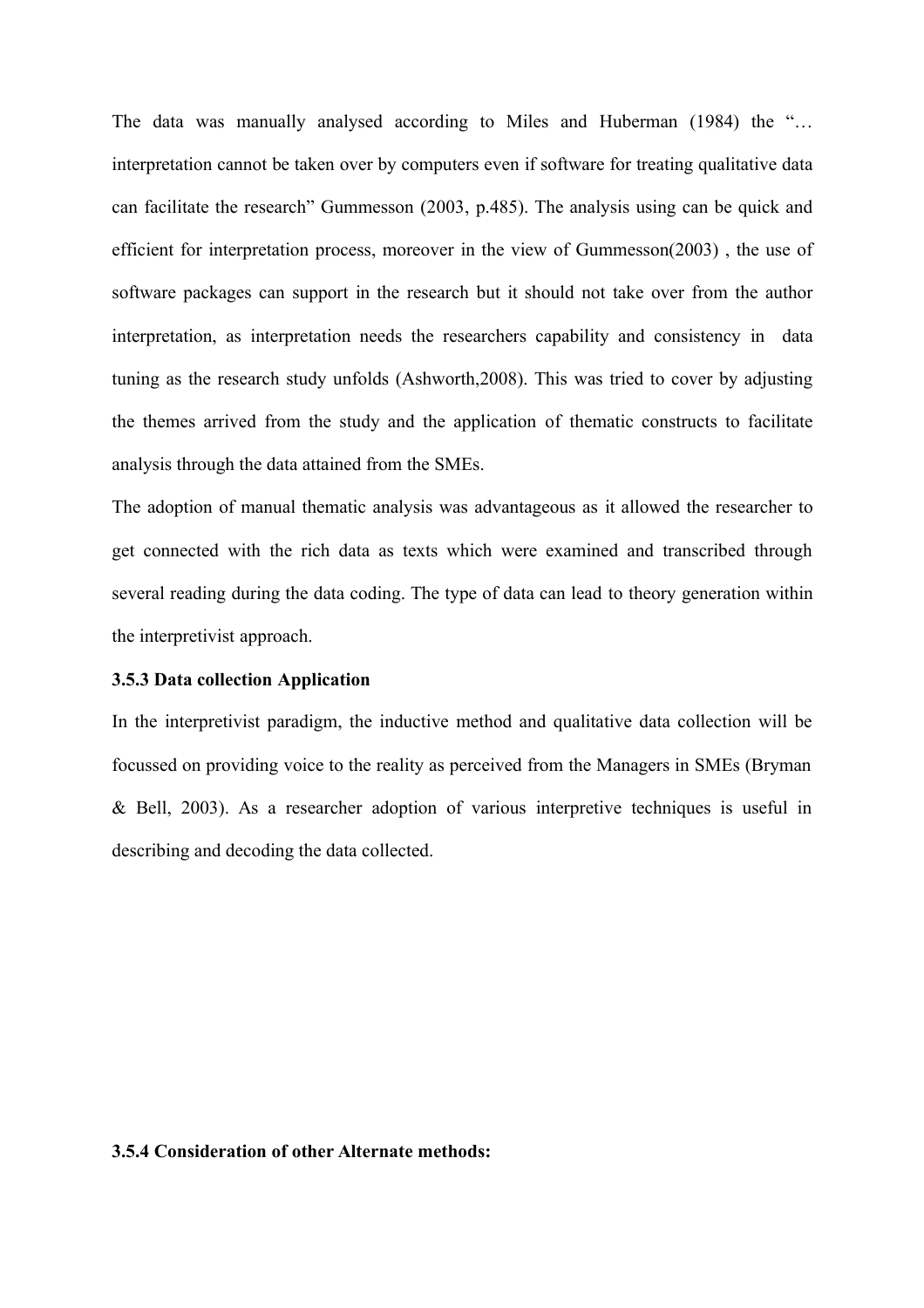The data was manually analysed according to Miles and Huberman (1984) the "… interpretation cannot be taken over by computers even if software for treating qualitative data can facilitate the research" Gummesson (2003, p.485). The analysis using can be quick and efficient for interpretation process, moreover in the view of Gummesson(2003) , the use of software packages can support in the research but it should not take over from the author interpretation, as interpretation needs the researchers capability and consistency in data tuning as the research study unfolds (Ashworth,2008). This was tried to cover by adjusting the themes arrived from the study and the application of thematic constructs to facilitate analysis through the data attained from the SMEs.

The adoption of manual thematic analysis was advantageous as it allowed the researcher to get connected with the rich data as texts which were examined and transcribed through several reading during the data coding. The type of data can lead to theory generation within the interpretivist approach.

### 3.5.3 Data collection Application

In the interpretivist paradigm, the inductive method and qualitative data collection will be focussed on providing voice to the reality as perceived from the Managers in SMEs (Bryman & Bell, 2003). As a researcher adoption of various interpretive techniques is useful in describing and decoding the data collected.

### 3.5.4 Consideration of other Alternate methods: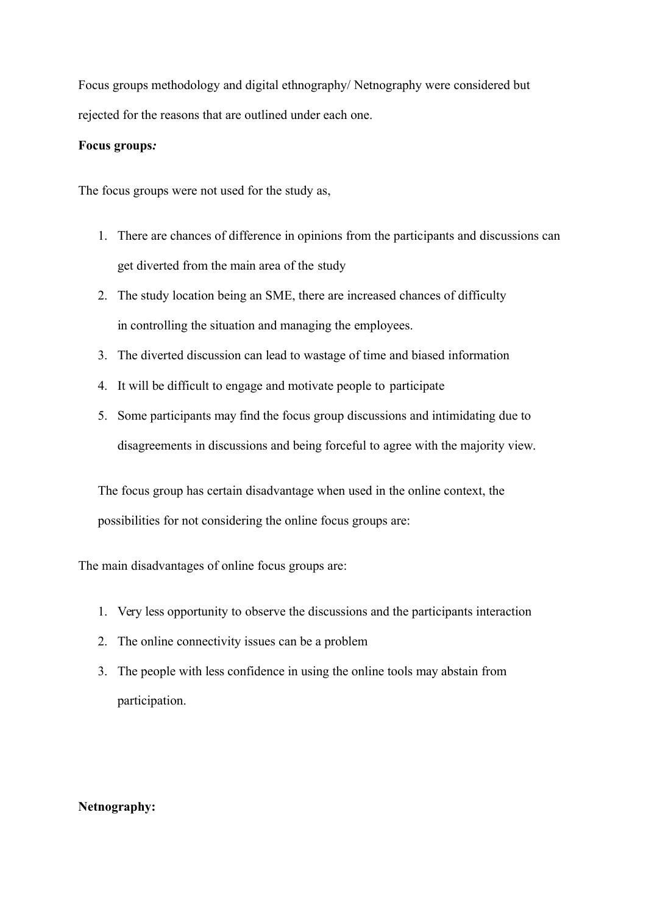Focus groups methodology and digital ethnography/ Netnography were considered but rejected for the reasons that are outlined under each one.

**Focus groups*:***

The focus groups were not used for the study as,

1. There are chances of difference in opinions from the participants and discussions can get diverted from the main area of the study
2. The study location being an SME, there are increased chances of difficulty in controlling the situation and managing the employees.
3. The diverted discussion can lead to wastage of time and biased information
4. It will be difficult to engage and motivate people to participate
5. Some participants may find the focus group discussions and intimidating due to disagreements in discussions and being forceful to agree with the majority view.

The focus group has certain disadvantage when used in the online context, the possibilities for not considering the online focus groups are:

The main disadvantages of online focus groups are:

1. Very less opportunity to observe the discussions and the participants interaction
2. The online connectivity issues can be a problem
3. The people with less confidence in using the online tools may abstain from participation.

**Netnography:**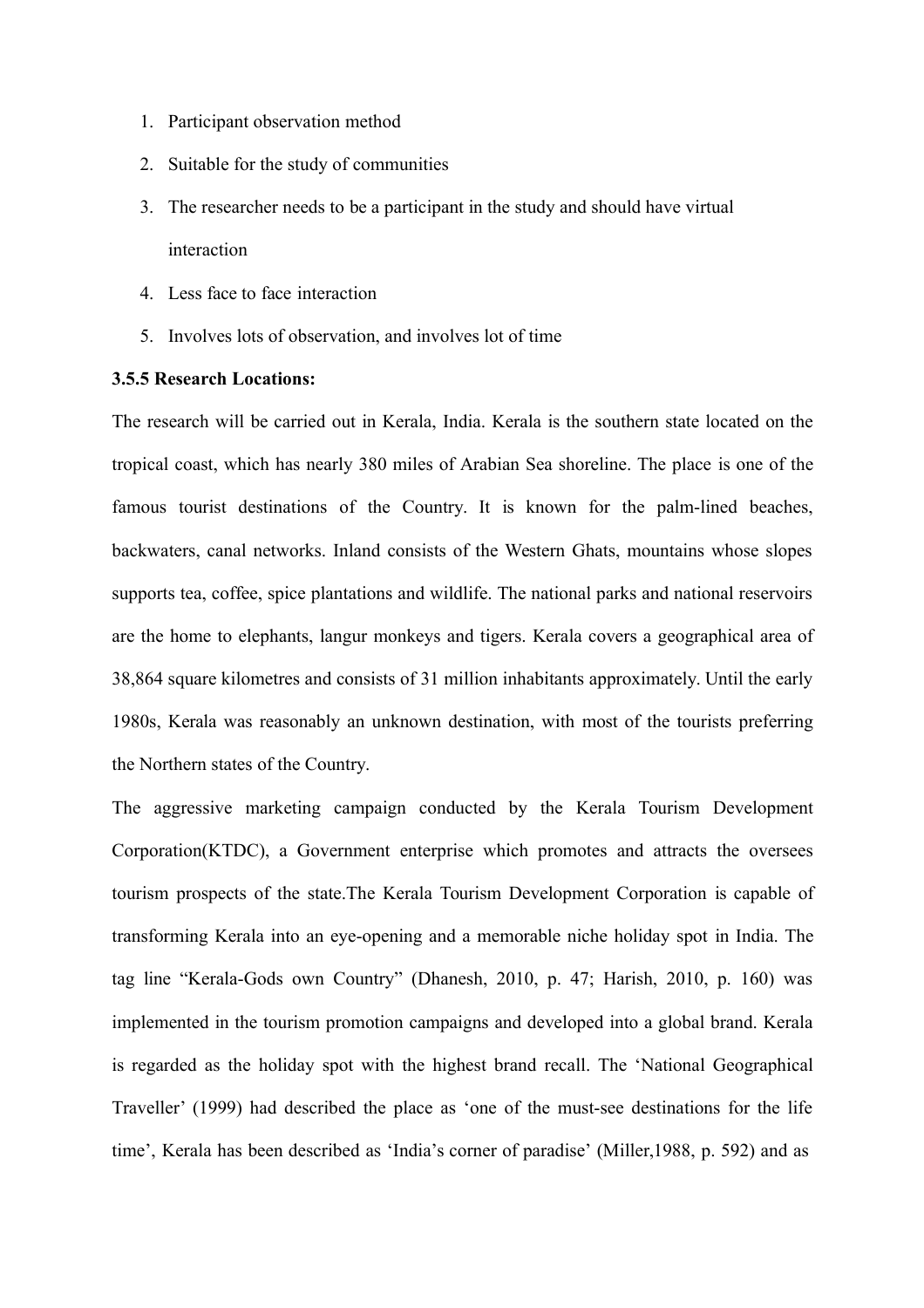1. Participant observation method
2. Suitable for the study of communities
3. The researcher needs to be a participant in the study and should have virtual interaction
4. Less face to face interaction
5. Involves lots of observation, and involves lot of time

**3.5.5 Research Locations:**

The research will be carried out in Kerala, India. Kerala is the southern state located on the tropical coast, which has nearly 380 miles of Arabian Sea shoreline. The place is one of the famous tourist destinations of the Country. It is known for the palm-lined beaches, backwaters, canal networks. Inland consists of the Western Ghats, mountains whose slopes supports tea, coffee, spice plantations and wildlife. The national parks and national reservoirs are the home to elephants, langur monkeys and tigers. Kerala covers a geographical area of 38,864 square kilometres and consists of 31 million inhabitants approximately. Until the early 1980s, Kerala was reasonably an unknown destination, with most of the tourists preferring the Northern states of the Country.

The aggressive marketing campaign conducted by the Kerala Tourism Development Corporation(KTDC), a Government enterprise which promotes and attracts the oversees tourism prospects of the state.The Kerala Tourism Development Corporation is capable of transforming Kerala into an eye-opening and a memorable niche holiday spot in India. The tag line "Kerala-Gods own Country" (Dhanesh, 2010, p. 47; Harish, 2010, p. 160) was implemented in the tourism promotion campaigns and developed into a global brand. Kerala is regarded as the holiday spot with the highest brand recall. The 'National Geographical Traveller' (1999) had described the place as 'one of the must-see destinations for the life time', Kerala has been described as 'India's corner of paradise' (Miller,1988, p. 592) and as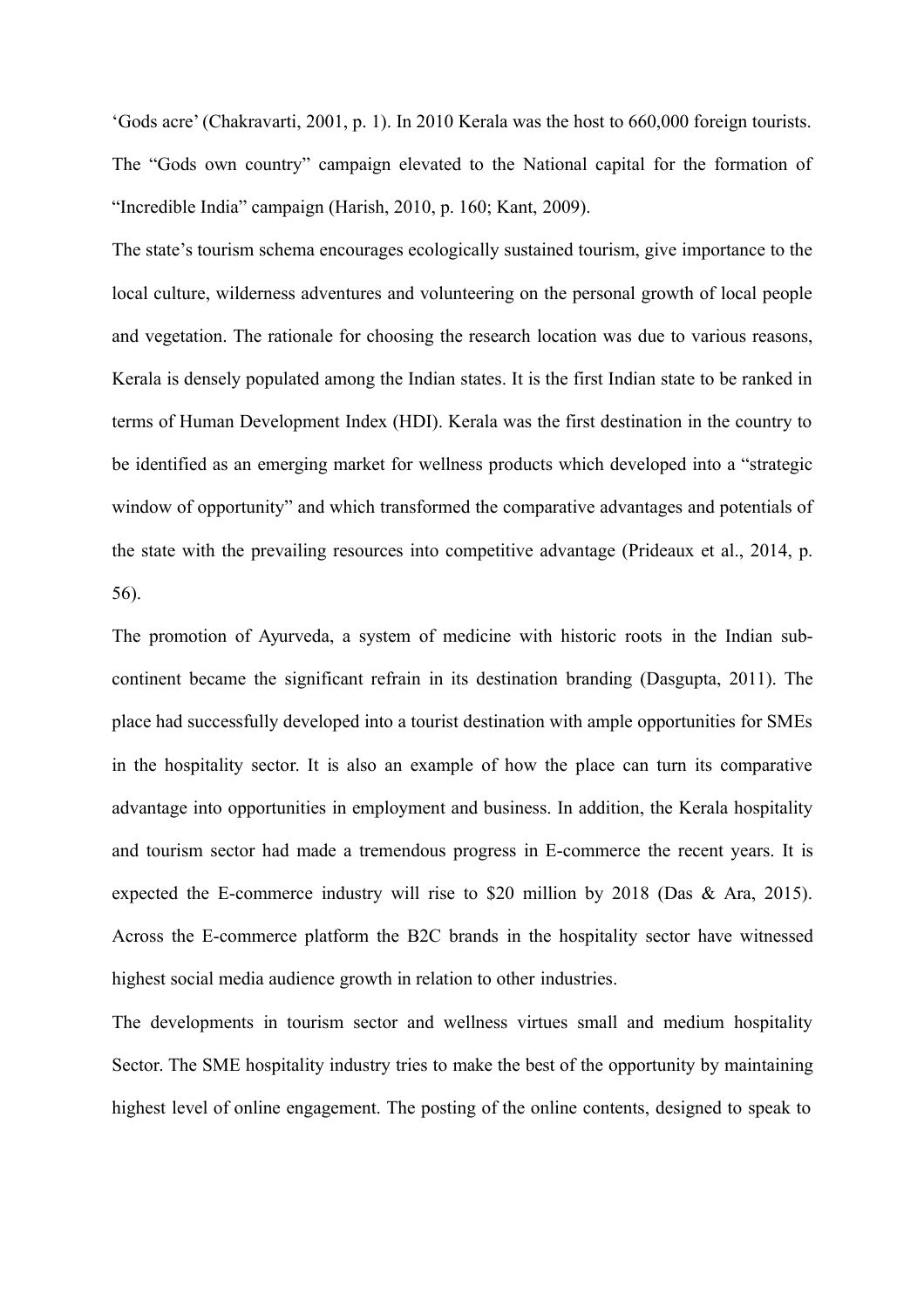‘Gods acre’ (Chakravarti, 2001, p. 1). In 2010 Kerala was the host to 660,000 foreign tourists. The “Gods own country” campaign elevated to the National capital for the formation of “Incredible India” campaign (Harish, 2010, p. 160; Kant, 2009).

The state’s tourism schema encourages ecologically sustained tourism, give importance to the local culture, wilderness adventures and volunteering on the personal growth of local people and vegetation. The rationale for choosing the research location was due to various reasons, Kerala is densely populated among the Indian states. It is the first Indian state to be ranked in terms of Human Development Index (HDI). Kerala was the first destination in the country to be identified as an emerging market for wellness products which developed into a “strategic window of opportunity” and which transformed the comparative advantages and potentials of the state with the prevailing resources into competitive advantage (Prideaux et al., 2014, p. 56).

The promotion of Ayurveda, a system of medicine with historic roots in the Indian sub-continent became the significant refrain in its destination branding (Dasgupta, 2011). The place had successfully developed into a tourist destination with ample opportunities for SMEs in the hospitality sector. It is also an example of how the place can turn its comparative advantage into opportunities in employment and business. In addition, the Kerala hospitality and tourism sector had made a tremendous progress in E-commerce the recent years. It is expected the E-commerce industry will rise to $20 million by 2018 (Das & Ara, 2015). Across the E-commerce platform the B2C brands in the hospitality sector have witnessed highest social media audience growth in relation to other industries.

The developments in tourism sector and wellness virtues small and medium hospitality Sector. The SME hospitality industry tries to make the best of the opportunity by maintaining highest level of online engagement. The posting of the online contents, designed to speak to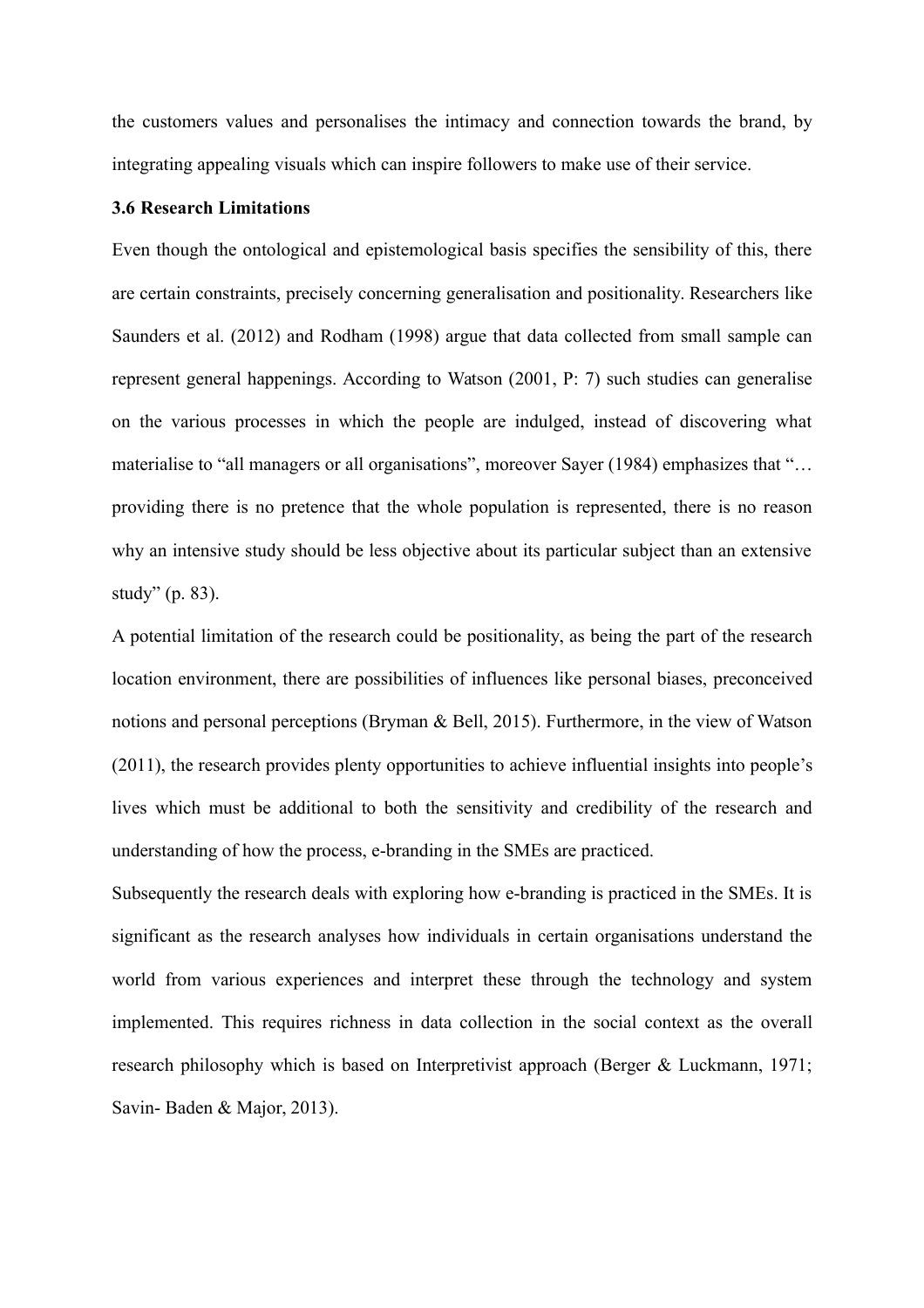the customers values and personalises the intimacy and connection towards the brand, by integrating appealing visuals which can inspire followers to make use of their service.

### 3.6 Research Limitations

Even though the ontological and epistemological basis specifies the sensibility of this, there are certain constraints, precisely concerning generalisation and positionality. Researchers like Saunders et al. (2012) and Rodham (1998) argue that data collected from small sample can represent general happenings. According to Watson (2001, P: 7) such studies can generalise on the various processes in which the people are indulged, instead of discovering what materialise to "all managers or all organisations", moreover Sayer (1984) emphasizes that "… providing there is no pretence that the whole population is represented, there is no reason why an intensive study should be less objective about its particular subject than an extensive study" (p. 83).

A potential limitation of the research could be positionality, as being the part of the research location environment, there are possibilities of influences like personal biases, preconceived notions and personal perceptions (Bryman & Bell, 2015). Furthermore, in the view of Watson (2011), the research provides plenty opportunities to achieve influential insights into people's lives which must be additional to both the sensitivity and credibility of the research and understanding of how the process, e-branding in the SMEs are practiced.

Subsequently the research deals with exploring how e-branding is practiced in the SMEs. It is significant as the research analyses how individuals in certain organisations understand the world from various experiences and interpret these through the technology and system implemented. This requires richness in data collection in the social context as the overall research philosophy which is based on Interpretivist approach (Berger & Luckmann, 1971; Savin- Baden & Major, 2013).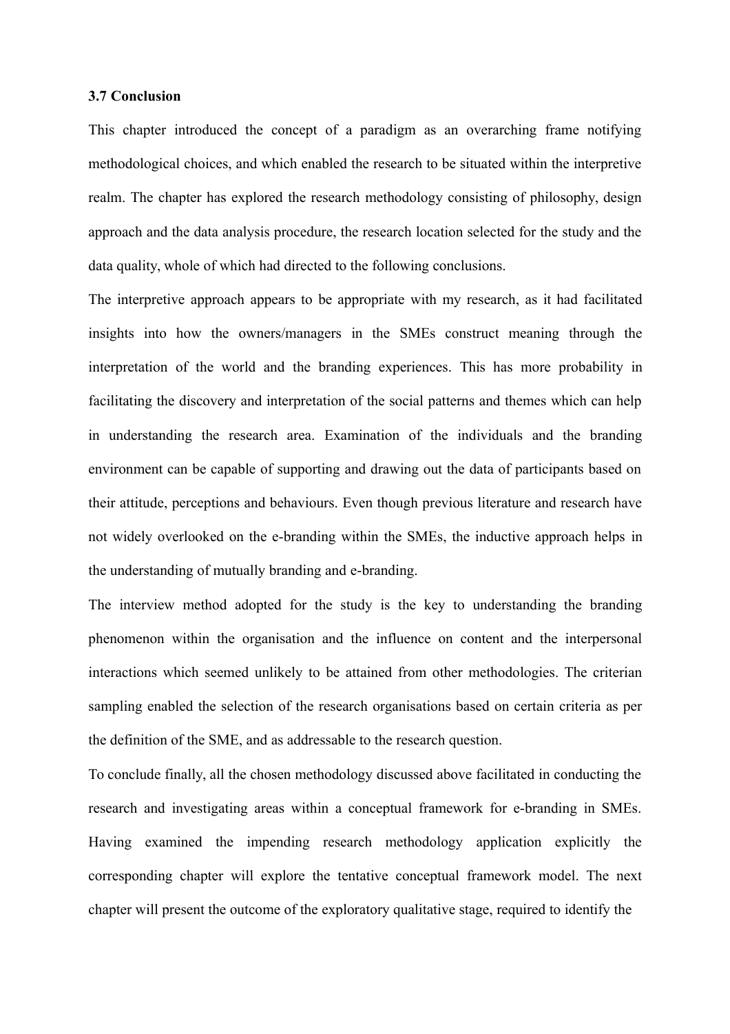### 3.7 Conclusion

This chapter introduced the concept of a paradigm as an overarching frame notifying methodological choices, and which enabled the research to be situated within the interpretive realm. The chapter has explored the research methodology consisting of philosophy, design approach and the data analysis procedure, the research location selected for the study and the data quality, whole of which had directed to the following conclusions.

The interpretive approach appears to be appropriate with my research, as it had facilitated insights into how the owners/managers in the SMEs construct meaning through the interpretation of the world and the branding experiences. This has more probability in facilitating the discovery and interpretation of the social patterns and themes which can help in understanding the research area. Examination of the individuals and the branding environment can be capable of supporting and drawing out the data of participants based on their attitude, perceptions and behaviours. Even though previous literature and research have not widely overlooked on the e-branding within the SMEs, the inductive approach helps in the understanding of mutually branding and e-branding.

The interview method adopted for the study is the key to understanding the branding phenomenon within the organisation and the influence on content and the interpersonal interactions which seemed unlikely to be attained from other methodologies. The criterian sampling enabled the selection of the research organisations based on certain criteria as per the definition of the SME, and as addressable to the research question.

To conclude finally, all the chosen methodology discussed above facilitated in conducting the research and investigating areas within a conceptual framework for e-branding in SMEs. Having examined the impending research methodology application explicitly the corresponding chapter will explore the tentative conceptual framework model. The next chapter will present the outcome of the exploratory qualitative stage, required to identify the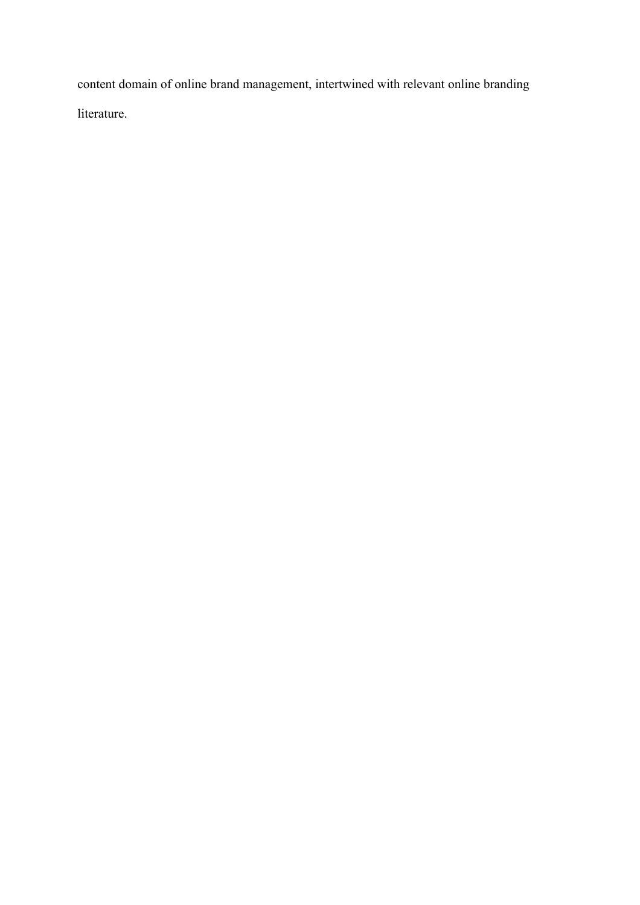content domain of online brand management, intertwined with relevant online branding literature.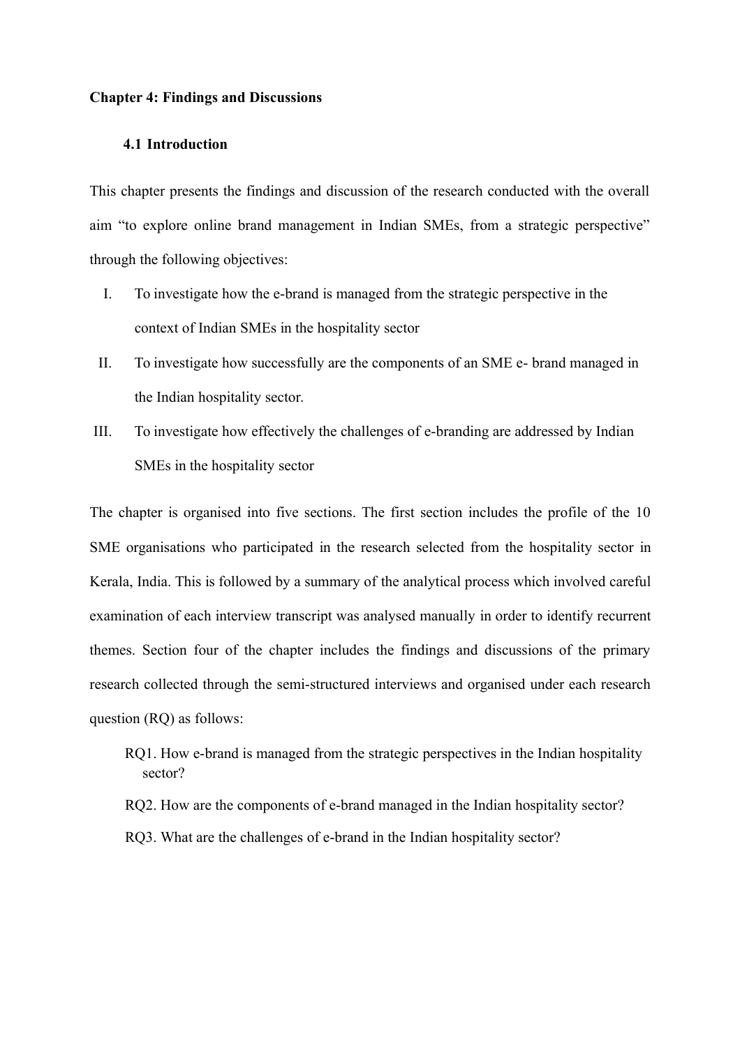# Chapter 4: Findings and Discussions

## 4.1 Introduction

This chapter presents the findings and discussion of the research conducted with the overall aim "to explore online brand management in Indian SMEs, from a strategic perspective" through the following objectives:

I. To investigate how the e-brand is managed from the strategic perspective in the context of Indian SMEs in the hospitality sector

II. To investigate how successfully are the components of an SME e- brand managed in the Indian hospitality sector.

III. To investigate how effectively the challenges of e-branding are addressed by Indian SMEs in the hospitality sector

The chapter is organised into five sections. The first section includes the profile of the 10 SME organisations who participated in the research selected from the hospitality sector in Kerala, India. This is followed by a summary of the analytical process which involved careful examination of each interview transcript was analysed manually in order to identify recurrent themes. Section four of the chapter includes the findings and discussions of the primary research collected through the semi-structured interviews and organised under each research question (RQ) as follows:

RQ1. How e-brand is managed from the strategic perspectives in the Indian hospitality sector?

RQ2. How are the components of e-brand managed in the Indian hospitality sector?

RQ3. What are the challenges of e-brand in the Indian hospitality sector?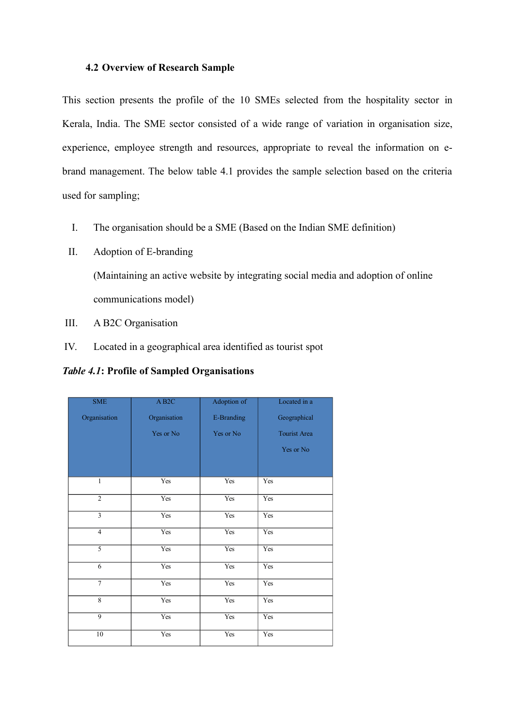### 4.2 Overview of Research Sample

This section presents the profile of the 10 SMEs selected from the hospitality sector in Kerala, India. The SME sector consisted of a wide range of variation in organisation size, experience, employee strength and resources, appropriate to reveal the information on e-brand management. The below table 4.1 provides the sample selection based on the criteria used for sampling;

I. The organisation should be a SME (Based on the Indian SME definition)

II. Adoption of E-branding

   (Maintaining an active website by integrating social media and adoption of online communications model)

III. A B2C Organisation

IV. Located in a geographical area identified as tourist spot

***Table 4.1*: Profile of Sampled Organisations**

| SME Organisation | A B2C Organisation Yes or No | Adoption of E-Branding Yes or No | Located in a Geographical Tourist Area Yes or No |
|---|---|---|---|
| 1 | Yes | Yes | Yes |
| 2 | Yes | Yes | Yes |
| 3 | Yes | Yes | Yes |
| 4 | Yes | Yes | Yes |
| 5 | Yes | Yes | Yes |
| 6 | Yes | Yes | Yes |
| 7 | Yes | Yes | Yes |
| 8 | Yes | Yes | Yes |
| 9 | Yes | Yes | Yes |
| 10 | Yes | Yes | Yes |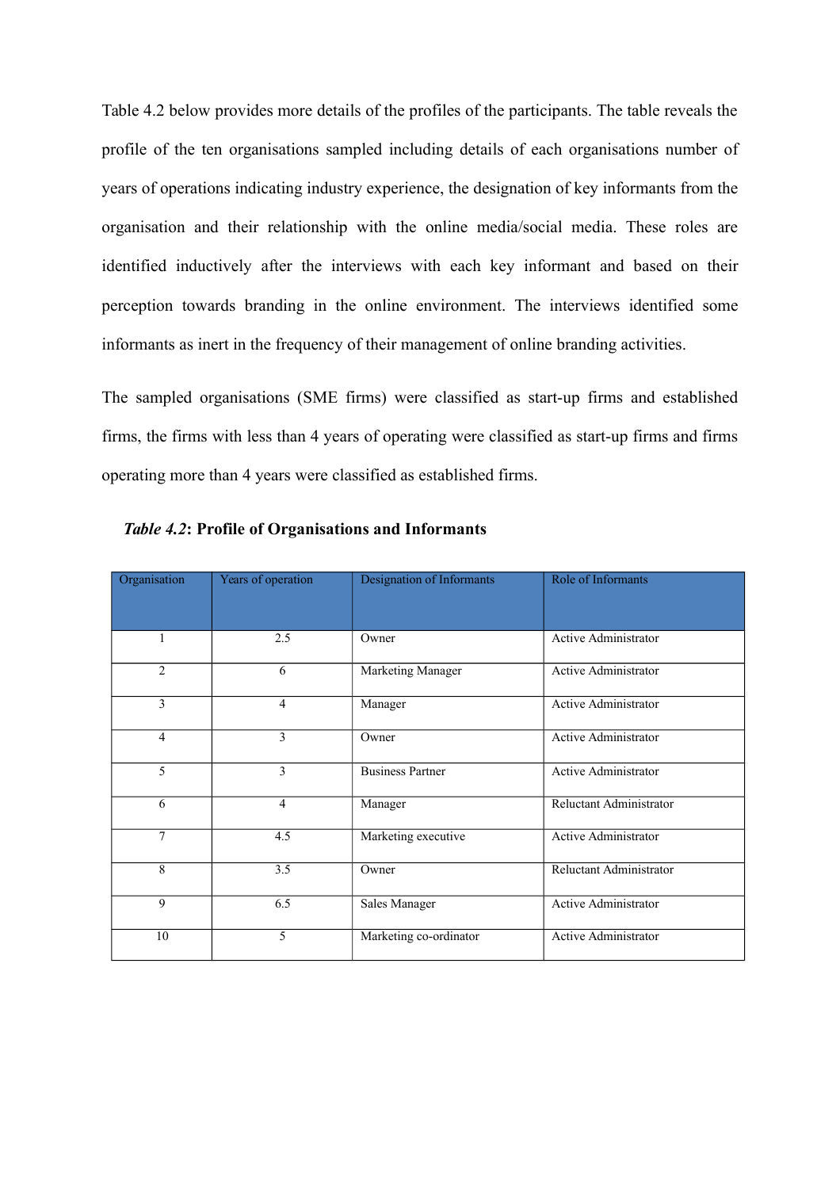Table 4.2 below provides more details of the profiles of the participants. The table reveals the profile of the ten organisations sampled including details of each organisations number of years of operations indicating industry experience, the designation of key informants from the organisation and their relationship with the online media/social media. These roles are identified inductively after the interviews with each key informant and based on their perception towards branding in the online environment. The interviews identified some informants as inert in the frequency of their management of online branding activities.

The sampled organisations (SME firms) were classified as start-up firms and established firms, the firms with less than 4 years of operating were classified as start-up firms and firms operating more than 4 years were classified as established firms.

***Table 4.2*: Profile of Organisations and Informants**

| Organisation | Years of operation | Designation of Informants | Role of Informants |
|---|---|---|---|
| 1 | 2.5 | Owner | Active Administrator |
| 2 | 6 | Marketing Manager | Active Administrator |
| 3 | 4 | Manager | Active Administrator |
| 4 | 3 | Owner | Active Administrator |
| 5 | 3 | Business Partner | Active Administrator |
| 6 | 4 | Manager | Reluctant Administrator |
| 7 | 4.5 | Marketing executive | Active Administrator |
| 8 | 3.5 | Owner | Reluctant Administrator |
| 9 | 6.5 | Sales Manager | Active Administrator |
| 10 | 5 | Marketing co-ordinator | Active Administrator |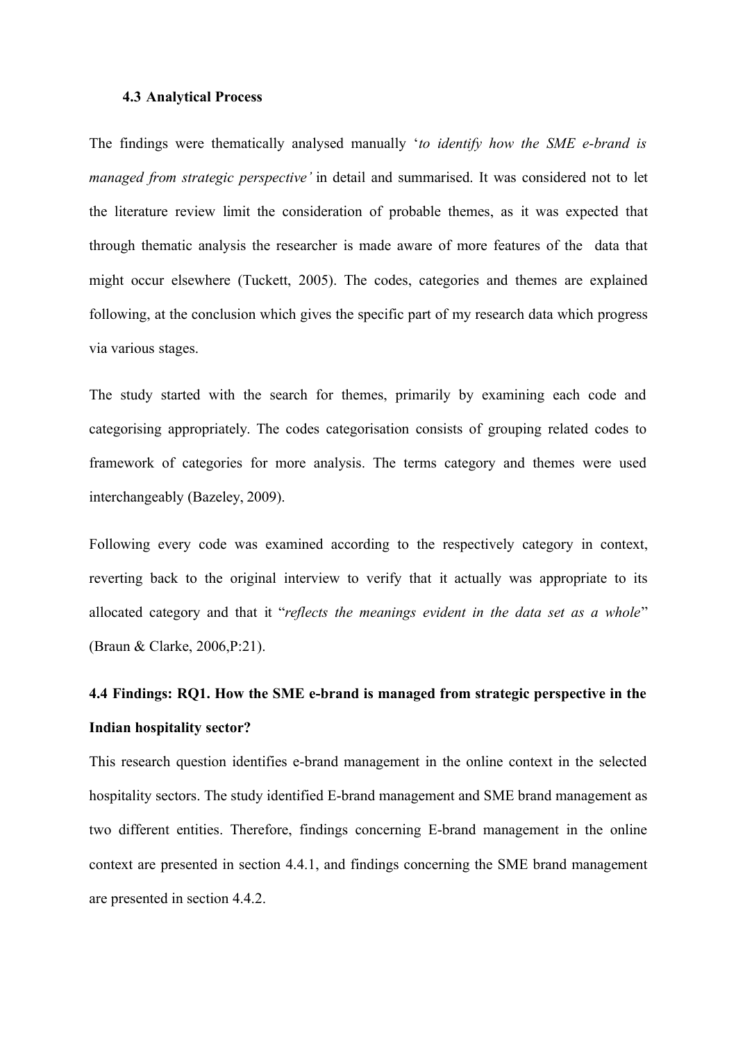### 4.3 Analytical Process

The findings were thematically analysed manually '*to identify how the SME e-brand is managed from strategic perspective'* in detail and summarised. It was considered not to let the literature review limit the consideration of probable themes, as it was expected that through thematic analysis the researcher is made aware of more features of the data that might occur elsewhere (Tuckett, 2005). The codes, categories and themes are explained following, at the conclusion which gives the specific part of my research data which progress via various stages.

The study started with the search for themes, primarily by examining each code and categorising appropriately. The codes categorisation consists of grouping related codes to framework of categories for more analysis. The terms category and themes were used interchangeably (Bazeley, 2009).

Following every code was examined according to the respectively category in context, reverting back to the original interview to verify that it actually was appropriate to its allocated category and that it "*reflects the meanings evident in the data set as a whole*" (Braun & Clarke, 2006,P:21).

### 4.4 Findings: RQ1. How the SME e-brand is managed from strategic perspective in the Indian hospitality sector?

This research question identifies e-brand management in the online context in the selected hospitality sectors. The study identified E-brand management and SME brand management as two different entities. Therefore, findings concerning E-brand management in the online context are presented in section 4.4.1, and findings concerning the SME brand management are presented in section 4.4.2.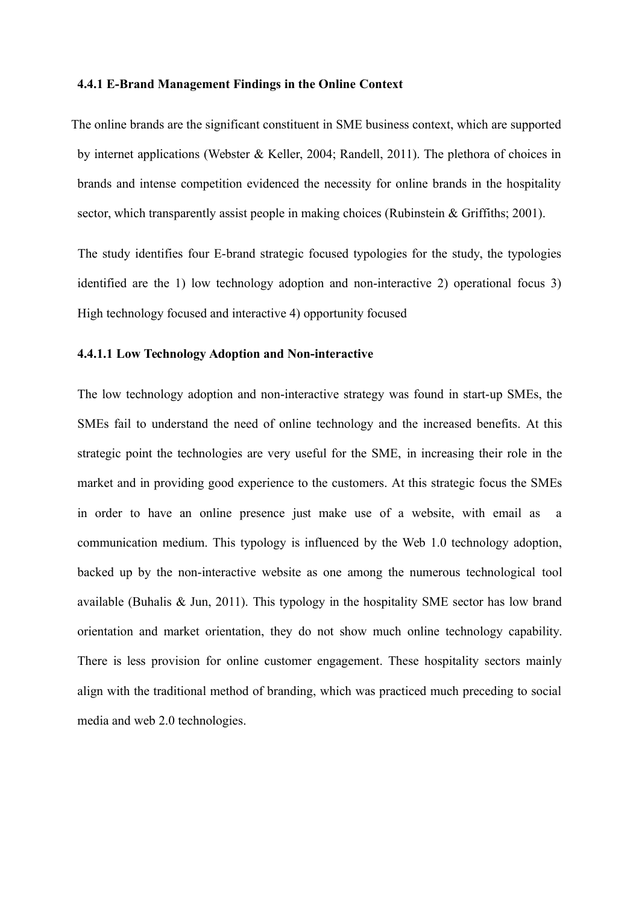#### 4.4.1 E-Brand Management Findings in the Online Context

The online brands are the significant constituent in SME business context, which are supported by internet applications (Webster & Keller, 2004; Randell, 2011). The plethora of choices in brands and intense competition evidenced the necessity for online brands in the hospitality sector, which transparently assist people in making choices (Rubinstein & Griffiths; 2001).

The study identifies four E-brand strategic focused typologies for the study, the typologies identified are the 1) low technology adoption and non-interactive 2) operational focus 3) High technology focused and interactive 4) opportunity focused

##### 4.4.1.1 Low Technology Adoption and Non-interactive

The low technology adoption and non-interactive strategy was found in start-up SMEs, the SMEs fail to understand the need of online technology and the increased benefits. At this strategic point the technologies are very useful for the SME, in increasing their role in the market and in providing good experience to the customers. At this strategic focus the SMEs in order to have an online presence just make use of a website, with email as a communication medium. This typology is influenced by the Web 1.0 technology adoption, backed up by the non-interactive website as one among the numerous technological tool available (Buhalis & Jun, 2011). This typology in the hospitality SME sector has low brand orientation and market orientation, they do not show much online technology capability. There is less provision for online customer engagement. These hospitality sectors mainly align with the traditional method of branding, which was practiced much preceding to social media and web 2.0 technologies.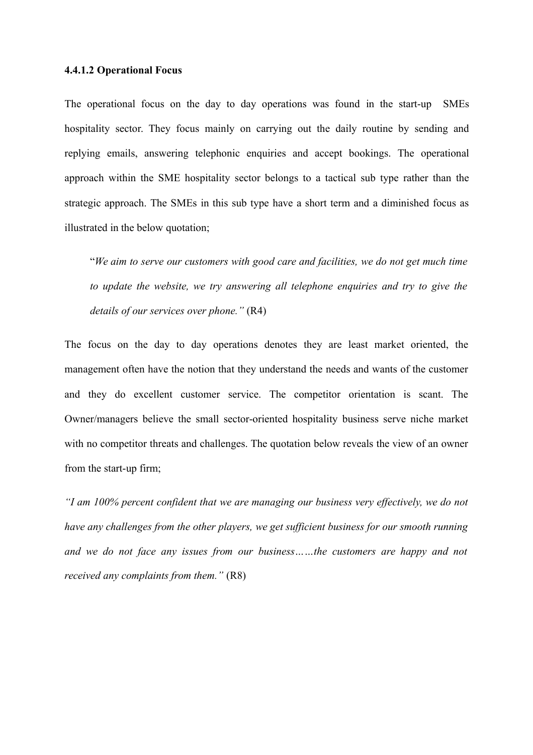#### 4.4.1.2 Operational Focus

The operational focus on the day to day operations was found in the start-up SMEs hospitality sector. They focus mainly on carrying out the daily routine by sending and replying emails, answering telephonic enquiries and accept bookings. The operational approach within the SME hospitality sector belongs to a tactical sub type rather than the strategic approach. The SMEs in this sub type have a short term and a diminished focus as illustrated in the below quotation;

> "*We aim to serve our customers with good care and facilities, we do not get much time to update the website, we try answering all telephone enquiries and try to give the details of our services over phone."* (R4)

The focus on the day to day operations denotes they are least market oriented, the management often have the notion that they understand the needs and wants of the customer and they do excellent customer service. The competitor orientation is scant. The Owner/managers believe the small sector-oriented hospitality business serve niche market with no competitor threats and challenges. The quotation below reveals the view of an owner from the start-up firm;

*"I am 100% percent confident that we are managing our business very effectively, we do not have any challenges from the other players, we get sufficient business for our smooth running and we do not face any issues from our business……the customers are happy and not received any complaints from them."* (R8)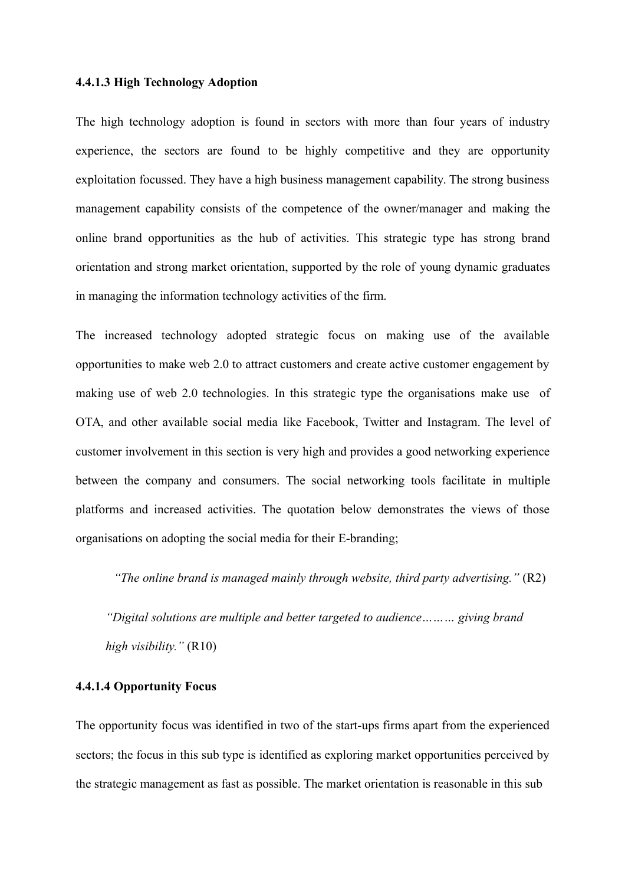#### 4.4.1.3 High Technology Adoption

The high technology adoption is found in sectors with more than four years of industry experience, the sectors are found to be highly competitive and they are opportunity exploitation focussed. They have a high business management capability. The strong business management capability consists of the competence of the owner/manager and making the online brand opportunities as the hub of activities. This strategic type has strong brand orientation and strong market orientation, supported by the role of young dynamic graduates in managing the information technology activities of the firm.

The increased technology adopted strategic focus on making use of the available opportunities to make web 2.0 to attract customers and create active customer engagement by making use of web 2.0 technologies. In this strategic type the organisations make use of OTA, and other available social media like Facebook, Twitter and Instagram. The level of customer involvement in this section is very high and provides a good networking experience between the company and consumers. The social networking tools facilitate in multiple platforms and increased activities. The quotation below demonstrates the views of those organisations on adopting the social media for their E-branding;

> *"The online brand is managed mainly through website, third party advertising."* (R2)

> *"Digital solutions are multiple and better targeted to audience……… giving brand high visibility."* (R10)

#### 4.4.1.4 Opportunity Focus

The opportunity focus was identified in two of the start-ups firms apart from the experienced sectors; the focus in this sub type is identified as exploring market opportunities perceived by the strategic management as fast as possible. The market orientation is reasonable in this sub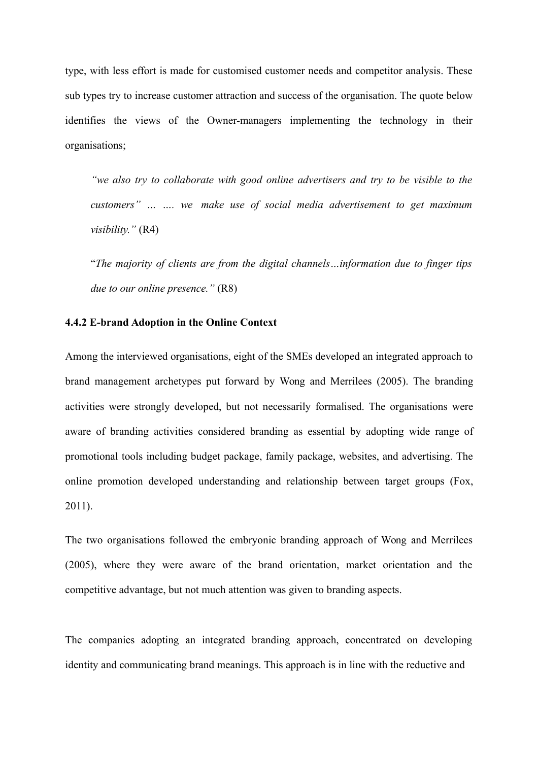type, with less effort is made for customised customer needs and competitor analysis. These sub types try to increase customer attraction and success of the organisation. The quote below identifies the views of the Owner-managers implementing the technology in their organisations;

> *"we also try to collaborate with good online advertisers and try to be visible to the customers" … …. we make use of social media advertisement to get maximum visibility."* (R4)

> "*The majority of clients are from the digital channels…information due to finger tips due to our online presence."* (R8)

#### 4.4.2 E-brand Adoption in the Online Context

Among the interviewed organisations, eight of the SMEs developed an integrated approach to brand management archetypes put forward by Wong and Merrilees (2005). The branding activities were strongly developed, but not necessarily formalised. The organisations were aware of branding activities considered branding as essential by adopting wide range of promotional tools including budget package, family package, websites, and advertising. The online promotion developed understanding and relationship between target groups (Fox, 2011).

The two organisations followed the embryonic branding approach of Wong and Merrilees (2005), where they were aware of the brand orientation, market orientation and the competitive advantage, but not much attention was given to branding aspects.

The companies adopting an integrated branding approach, concentrated on developing identity and communicating brand meanings. This approach is in line with the reductive and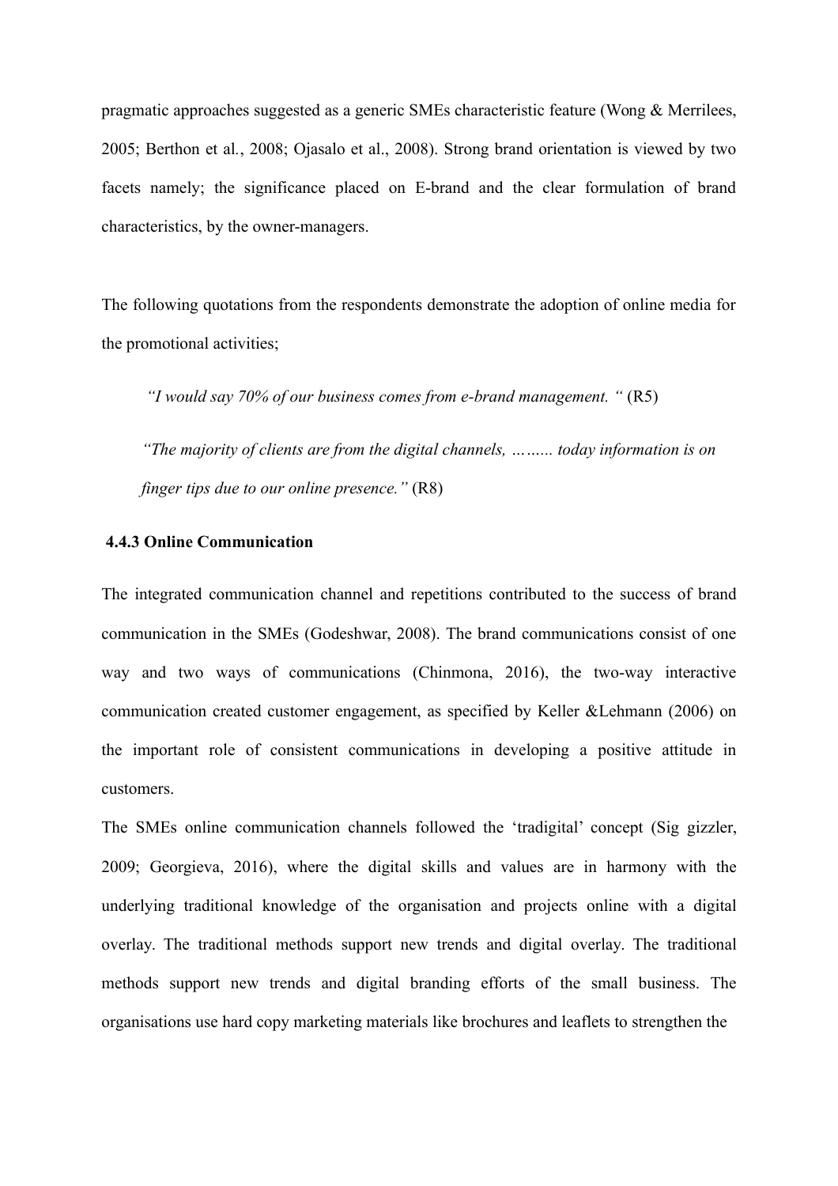pragmatic approaches suggested as a generic SMEs characteristic feature (Wong & Merrilees, 2005; Berthon et al., 2008; Ojasalo et al., 2008). Strong brand orientation is viewed by two facets namely; the significance placed on E-brand and the clear formulation of brand characteristics, by the owner-managers.

The following quotations from the respondents demonstrate the adoption of online media for the promotional activities;

> *"I would say 70% of our business comes from e-brand management. "* (R5)
>
> *"The majority of clients are from the digital channels, ……... today information is on finger tips due to our online presence."* (R8)

### 4.4.3 Online Communication

The integrated communication channel and repetitions contributed to the success of brand communication in the SMEs (Godeshwar, 2008). The brand communications consist of one way and two ways of communications (Chinmona, 2016), the two-way interactive communication created customer engagement, as specified by Keller &Lehmann (2006) on the important role of consistent communications in developing a positive attitude in customers.

The SMEs online communication channels followed the 'tradigital' concept (Sig gizzler, 2009; Georgieva, 2016), where the digital skills and values are in harmony with the underlying traditional knowledge of the organisation and projects online with a digital overlay. The traditional methods support new trends and digital overlay. The traditional methods support new trends and digital branding efforts of the small business. The organisations use hard copy marketing materials like brochures and leaflets to strengthen the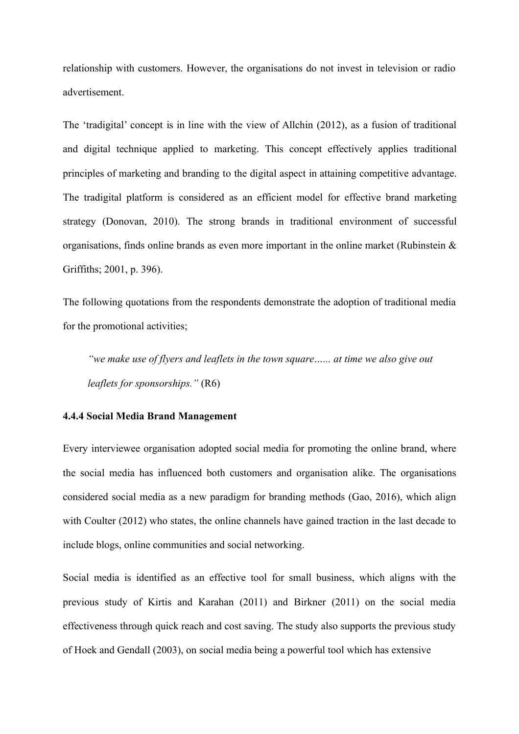relationship with customers. However, the organisations do not invest in television or radio advertisement.

The 'tradigital' concept is in line with the view of Allchin (2012), as a fusion of traditional and digital technique applied to marketing. This concept effectively applies traditional principles of marketing and branding to the digital aspect in attaining competitive advantage. The tradigital platform is considered as an efficient model for effective brand marketing strategy (Donovan, 2010). The strong brands in traditional environment of successful organisations, finds online brands as even more important in the online market (Rubinstein & Griffiths; 2001, p. 396).

The following quotations from the respondents demonstrate the adoption of traditional media for the promotional activities;

> *"we make use of flyers and leaflets in the town square…… at time we also give out leaflets for sponsorships."* (R6)

#### 4.4.4 Social Media Brand Management

Every interviewee organisation adopted social media for promoting the online brand, where the social media has influenced both customers and organisation alike. The organisations considered social media as a new paradigm for branding methods (Gao, 2016), which align with Coulter (2012) who states, the online channels have gained traction in the last decade to include blogs, online communities and social networking.

Social media is identified as an effective tool for small business, which aligns with the previous study of Kirtis and Karahan (2011) and Birkner (2011) on the social media effectiveness through quick reach and cost saving. The study also supports the previous study of Hoek and Gendall (2003), on social media being a powerful tool which has extensive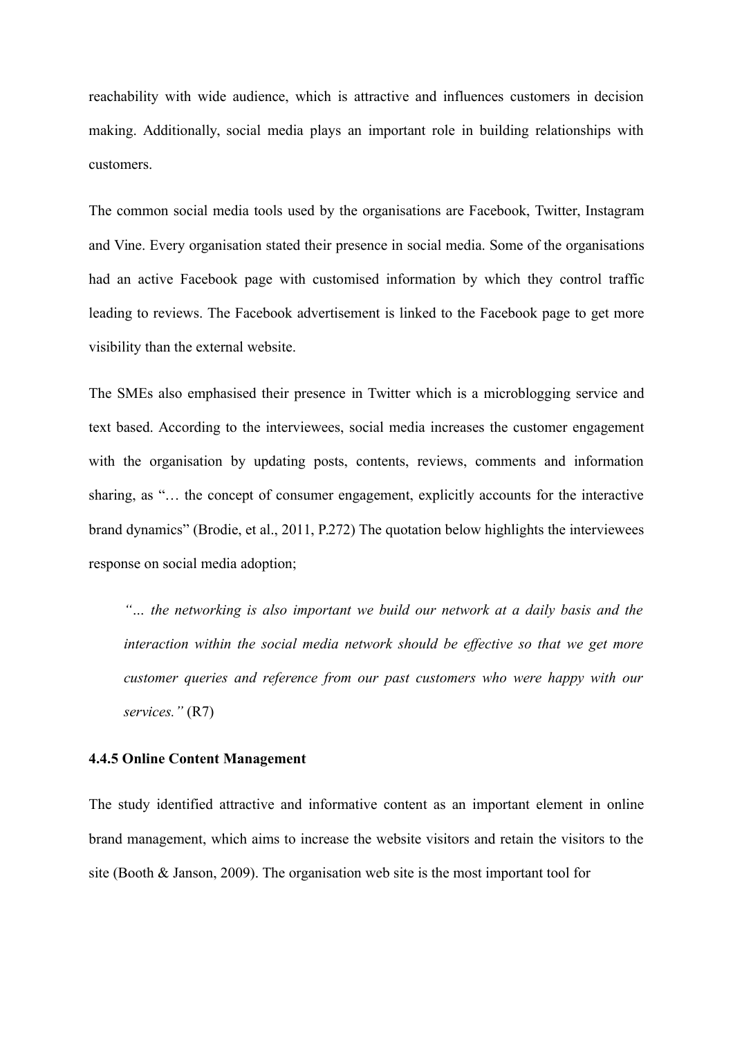reachability with wide audience, which is attractive and influences customers in decision making. Additionally, social media plays an important role in building relationships with customers.

The common social media tools used by the organisations are Facebook, Twitter, Instagram and Vine. Every organisation stated their presence in social media. Some of the organisations had an active Facebook page with customised information by which they control traffic leading to reviews. The Facebook advertisement is linked to the Facebook page to get more visibility than the external website.

The SMEs also emphasised their presence in Twitter which is a microblogging service and text based. According to the interviewees, social media increases the customer engagement with the organisation by updating posts, contents, reviews, comments and information sharing, as "… the concept of consumer engagement, explicitly accounts for the interactive brand dynamics" (Brodie, et al., 2011, P.272) The quotation below highlights the interviewees response on social media adoption;

> *"… the networking is also important we build our network at a daily basis and the interaction within the social media network should be effective so that we get more customer queries and reference from our past customers who were happy with our services."* (R7)

### 4.4.5 Online Content Management

The study identified attractive and informative content as an important element in online brand management, which aims to increase the website visitors and retain the visitors to the site (Booth & Janson, 2009). The organisation web site is the most important tool for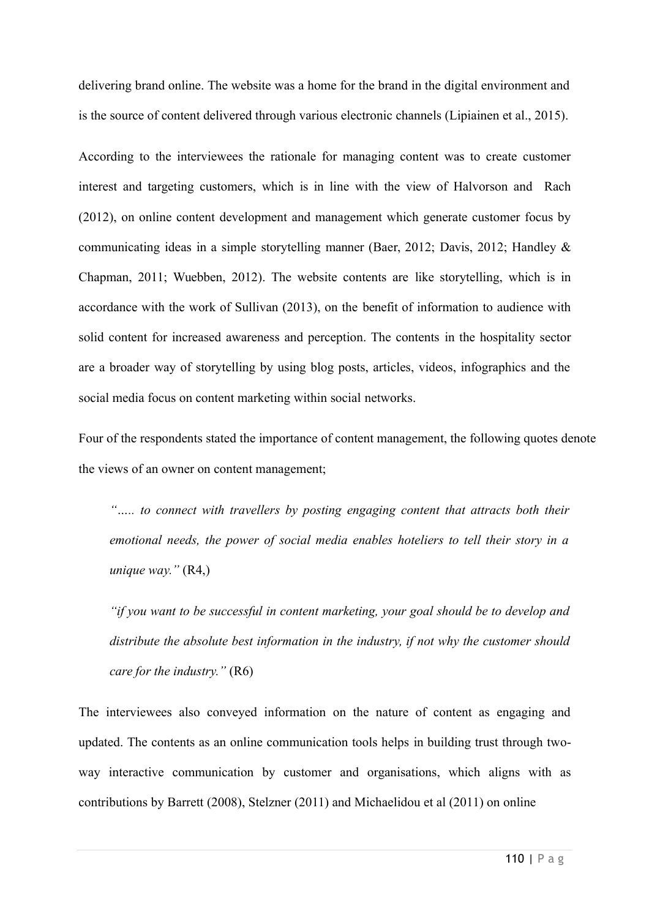delivering brand online. The website was a home for the brand in the digital environment and is the source of content delivered through various electronic channels (Lipiainen et al., 2015).

According to the interviewees the rationale for managing content was to create customer interest and targeting customers, which is in line with the view of Halvorson and Rach (2012), on online content development and management which generate customer focus by communicating ideas in a simple storytelling manner (Baer, 2012; Davis, 2012; Handley & Chapman, 2011; Wuebben, 2012). The website contents are like storytelling, which is in accordance with the work of Sullivan (2013), on the benefit of information to audience with solid content for increased awareness and perception. The contents in the hospitality sector are a broader way of storytelling by using blog posts, articles, videos, infographics and the social media focus on content marketing within social networks.

Four of the respondents stated the importance of content management, the following quotes denote the views of an owner on content management;

> *"….. to connect with travellers by posting engaging content that attracts both their emotional needs, the power of social media enables hoteliers to tell their story in a unique way."* (R4,)

> *"if you want to be successful in content marketing, your goal should be to develop and distribute the absolute best information in the industry, if not why the customer should care for the industry."* (R6)

The interviewees also conveyed information on the nature of content as engaging and updated. The contents as an online communication tools helps in building trust through two-way interactive communication by customer and organisations, which aligns with as contributions by Barrett (2008), Stelzner (2011) and Michaelidou et al (2011) on online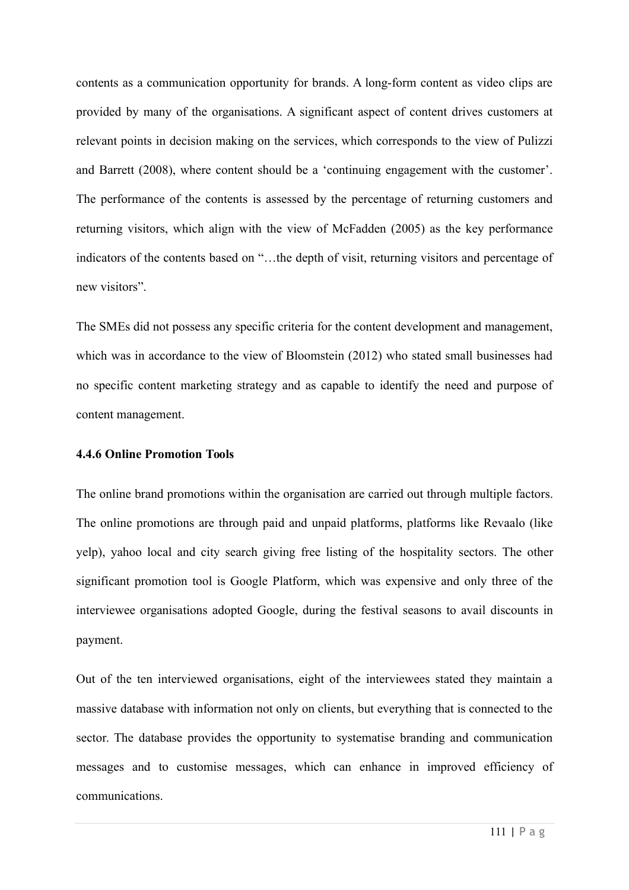contents as a communication opportunity for brands. A long-form content as video clips are provided by many of the organisations. A significant aspect of content drives customers at relevant points in decision making on the services, which corresponds to the view of Pulizzi and Barrett (2008), where content should be a 'continuing engagement with the customer'. The performance of the contents is assessed by the percentage of returning customers and returning visitors, which align with the view of McFadden (2005) as the key performance indicators of the contents based on "…the depth of visit, returning visitors and percentage of new visitors".

The SMEs did not possess any specific criteria for the content development and management, which was in accordance to the view of Bloomstein (2012) who stated small businesses had no specific content marketing strategy and as capable to identify the need and purpose of content management.

#### 4.4.6 Online Promotion Tools

The online brand promotions within the organisation are carried out through multiple factors. The online promotions are through paid and unpaid platforms, platforms like Revaalo (like yelp), yahoo local and city search giving free listing of the hospitality sectors. The other significant promotion tool is Google Platform, which was expensive and only three of the interviewee organisations adopted Google, during the festival seasons to avail discounts in payment.

Out of the ten interviewed organisations, eight of the interviewees stated they maintain a massive database with information not only on clients, but everything that is connected to the sector. The database provides the opportunity to systematise branding and communication messages and to customise messages, which can enhance in improved efficiency of communications.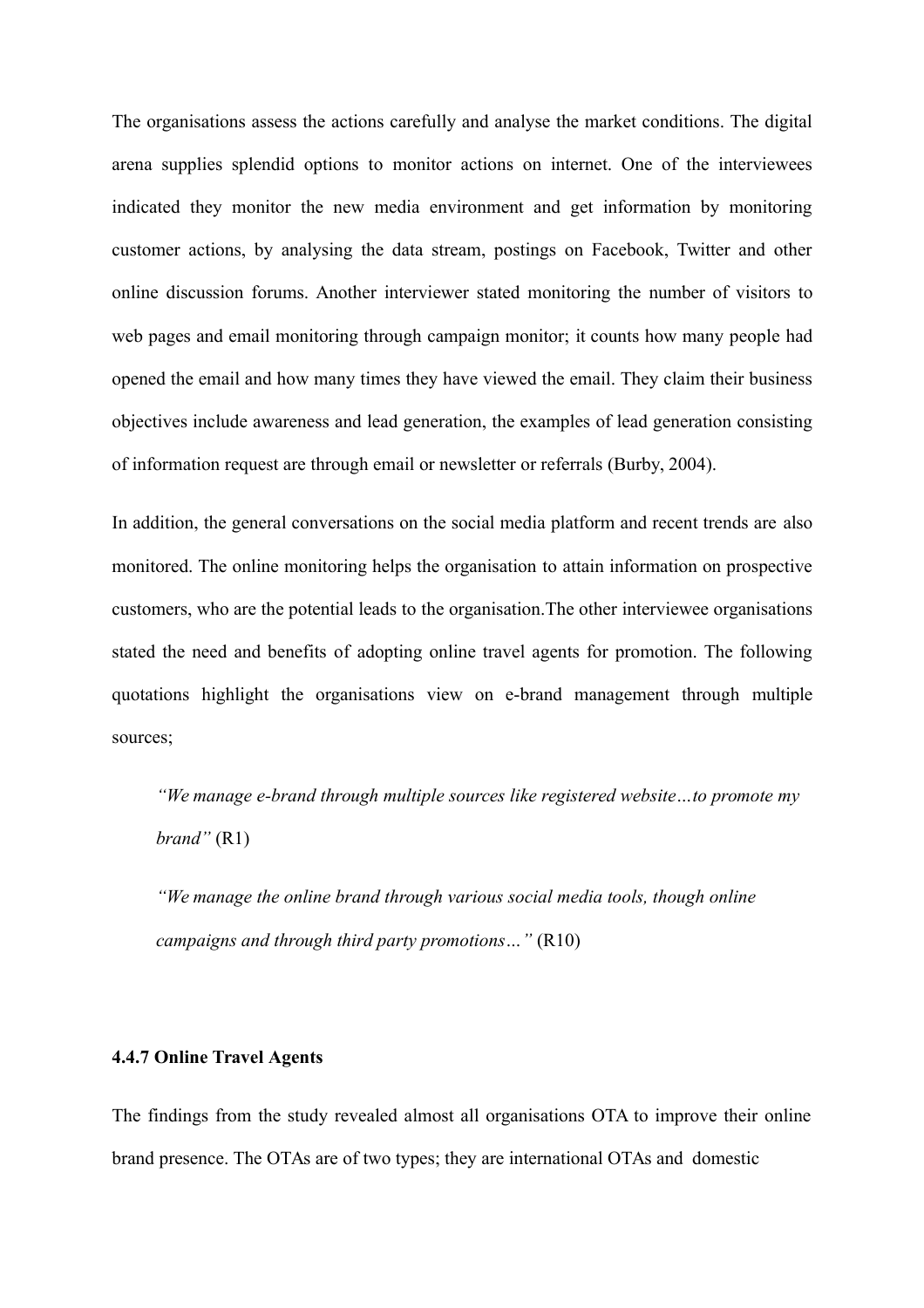The organisations assess the actions carefully and analyse the market conditions. The digital arena supplies splendid options to monitor actions on internet. One of the interviewees indicated they monitor the new media environment and get information by monitoring customer actions, by analysing the data stream, postings on Facebook, Twitter and other online discussion forums. Another interviewer stated monitoring the number of visitors to web pages and email monitoring through campaign monitor; it counts how many people had opened the email and how many times they have viewed the email. They claim their business objectives include awareness and lead generation, the examples of lead generation consisting of information request are through email or newsletter or referrals (Burby, 2004).

In addition, the general conversations on the social media platform and recent trends are also monitored. The online monitoring helps the organisation to attain information on prospective customers, who are the potential leads to the organisation.The other interviewee organisations stated the need and benefits of adopting online travel agents for promotion. The following quotations highlight the organisations view on e-brand management through multiple sources;

> *"We manage e-brand through multiple sources like registered website…to promote my brand"* (R1)
>
> *"We manage the online brand through various social media tools, though online campaigns and through third party promotions…"* (R10)

#### 4.4.7 Online Travel Agents

The findings from the study revealed almost all organisations OTA to improve their online brand presence. The OTAs are of two types; they are international OTAs and domestic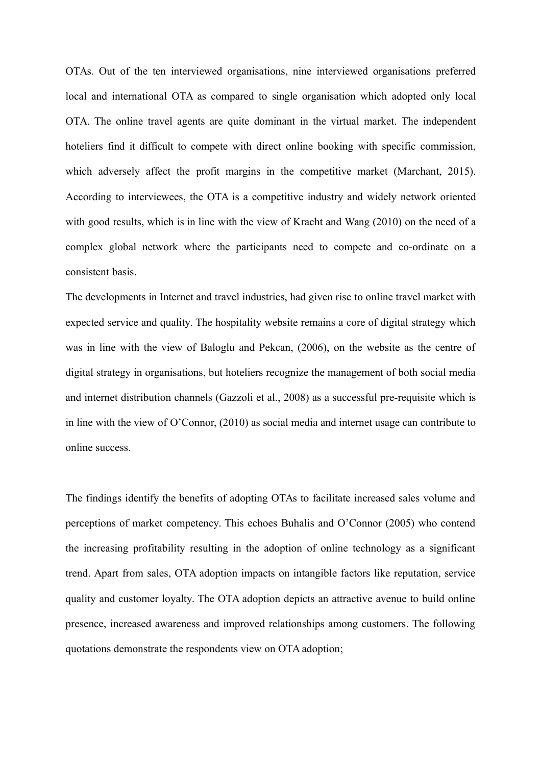OTAs. Out of the ten interviewed organisations, nine interviewed organisations preferred local and international OTA as compared to single organisation which adopted only local OTA. The online travel agents are quite dominant in the virtual market. The independent hoteliers find it difficult to compete with direct online booking with specific commission, which adversely affect the profit margins in the competitive market (Marchant, 2015). According to interviewees, the OTA is a competitive industry and widely network oriented with good results, which is in line with the view of Kracht and Wang (2010) on the need of a complex global network where the participants need to compete and co-ordinate on a consistent basis.

The developments in Internet and travel industries, had given rise to online travel market with expected service and quality. The hospitality website remains a core of digital strategy which was in line with the view of Baloglu and Pekcan, (2006), on the website as the centre of digital strategy in organisations, but hoteliers recognize the management of both social media and internet distribution channels (Gazzoli et al., 2008) as a successful pre-requisite which is in line with the view of O'Connor, (2010) as social media and internet usage can contribute to online success.

The findings identify the benefits of adopting OTAs to facilitate increased sales volume and perceptions of market competency. This echoes Buhalis and O'Connor (2005) who contend the increasing profitability resulting in the adoption of online technology as a significant trend. Apart from sales, OTA adoption impacts on intangible factors like reputation, service quality and customer loyalty. The OTA adoption depicts an attractive avenue to build online presence, increased awareness and improved relationships among customers. The following quotations demonstrate the respondents view on OTA adoption;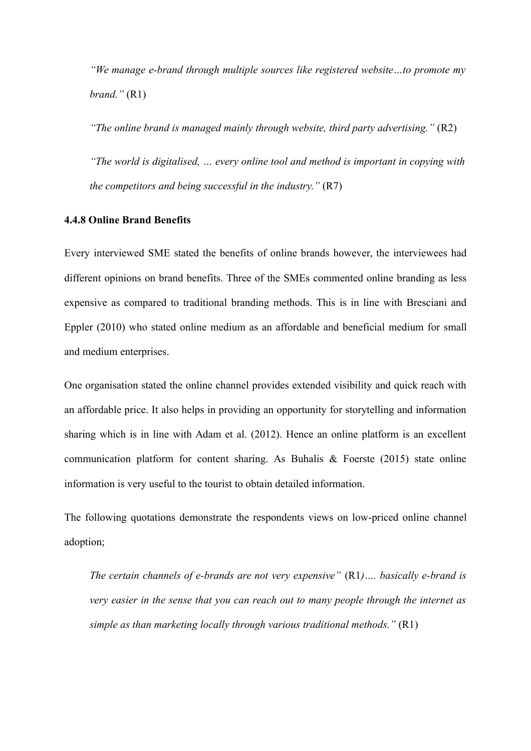> *"We manage e-brand through multiple sources like registered website…to promote my brand."* (R1)
>
> *"The online brand is managed mainly through website, third party advertising."* (R2)
>
> *"The world is digitalised, … every online tool and method is important in copying with the competitors and being successful in the industry."* (R7)

**4.4.8 Online Brand Benefits**

Every interviewed SME stated the benefits of online brands however, the interviewees had different opinions on brand benefits. Three of the SMEs commented online branding as less expensive as compared to traditional branding methods. This is in line with Bresciani and Eppler (2010) who stated online medium as an affordable and beneficial medium for small and medium enterprises.

One organisation stated the online channel provides extended visibility and quick reach with an affordable price. It also helps in providing an opportunity for storytelling and information sharing which is in line with Adam et al. (2012). Hence an online platform is an excellent communication platform for content sharing. As Buhalis & Foerste (2015) state online information is very useful to the tourist to obtain detailed information.

The following quotations demonstrate the respondents views on low-priced online channel adoption;

> *The certain channels of e-brands are not very expensive"* (R1*)…. basically e-brand is very easier in the sense that you can reach out to many people through the internet as simple as than marketing locally through various traditional methods."* (R1)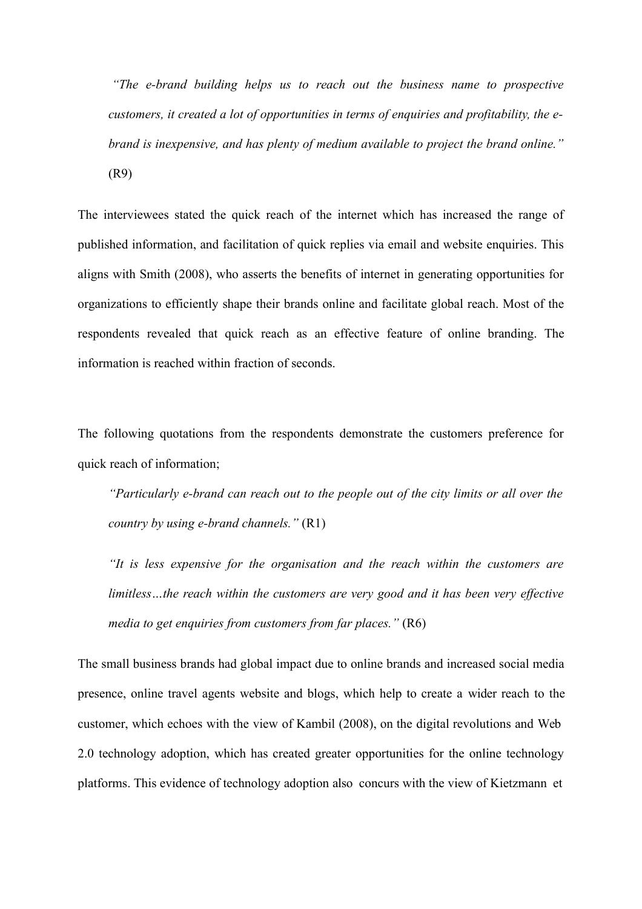> *"The e-brand building helps us to reach out the business name to prospective customers, it created a lot of opportunities in terms of enquiries and profitability, the e-brand is inexpensive, and has plenty of medium available to project the brand online."* (R9)

The interviewees stated the quick reach of the internet which has increased the range of published information, and facilitation of quick replies via email and website enquiries. This aligns with Smith (2008), who asserts the benefits of internet in generating opportunities for organizations to efficiently shape their brands online and facilitate global reach. Most of the respondents revealed that quick reach as an effective feature of online branding. The information is reached within fraction of seconds.

The following quotations from the respondents demonstrate the customers preference for quick reach of information;

> *"Particularly e-brand can reach out to the people out of the city limits or all over the country by using e-brand channels."* (R1)

> *"It is less expensive for the organisation and the reach within the customers are limitless…the reach within the customers are very good and it has been very effective media to get enquiries from customers from far places."* (R6)

The small business brands had global impact due to online brands and increased social media presence, online travel agents website and blogs, which help to create a wider reach to the customer, which echoes with the view of Kambil (2008), on the digital revolutions and Web 2.0 technology adoption, which has created greater opportunities for the online technology platforms. This evidence of technology adoption also concurs with the view of Kietzmann et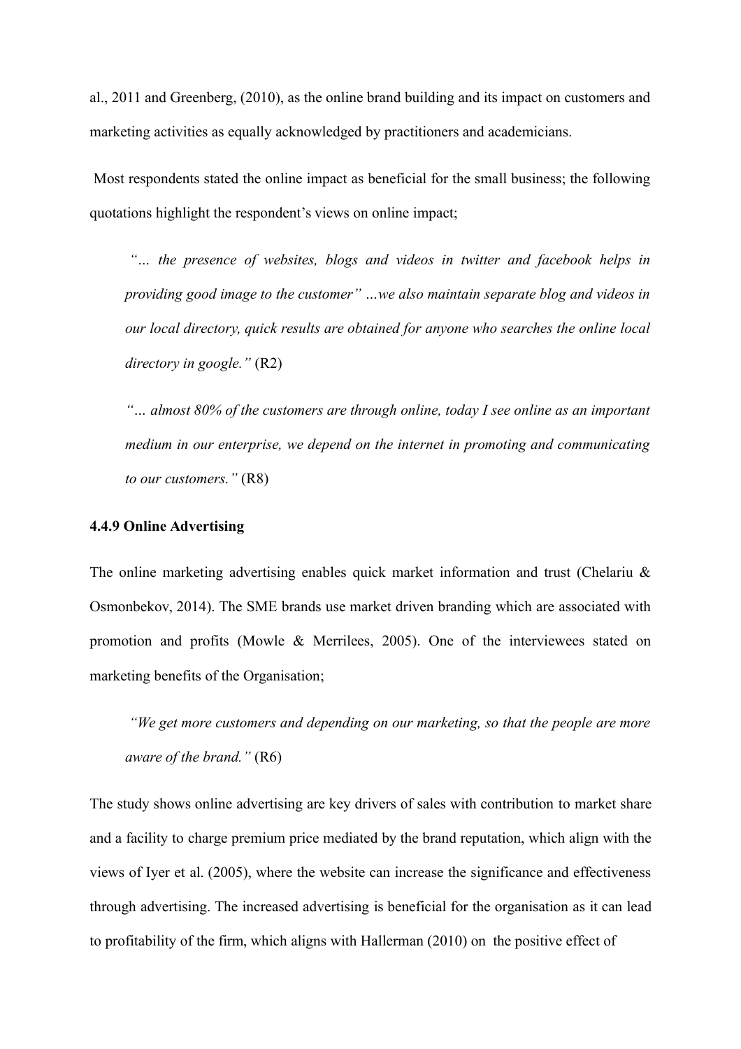al., 2011 and Greenberg, (2010), as the online brand building and its impact on customers and marketing activities as equally acknowledged by practitioners and academicians.

Most respondents stated the online impact as beneficial for the small business; the following quotations highlight the respondent's views on online impact;

> *"… the presence of websites, blogs and videos in twitter and facebook helps in providing good image to the customer" …we also maintain separate blog and videos in our local directory, quick results are obtained for anyone who searches the online local directory in google."* (R2)

> *"… almost 80% of the customers are through online, today I see online as an important medium in our enterprise, we depend on the internet in promoting and communicating to our customers."* (R8)

#### 4.4.9 Online Advertising

The online marketing advertising enables quick market information and trust (Chelariu & Osmonbekov, 2014). The SME brands use market driven branding which are associated with promotion and profits (Mowle & Merrilees, 2005). One of the interviewees stated on marketing benefits of the Organisation;

> *"We get more customers and depending on our marketing, so that the people are more aware of the brand."* (R6)

The study shows online advertising are key drivers of sales with contribution to market share and a facility to charge premium price mediated by the brand reputation, which align with the views of Iyer et al. (2005), where the website can increase the significance and effectiveness through advertising. The increased advertising is beneficial for the organisation as it can lead to profitability of the firm, which aligns with Hallerman (2010) on the positive effect of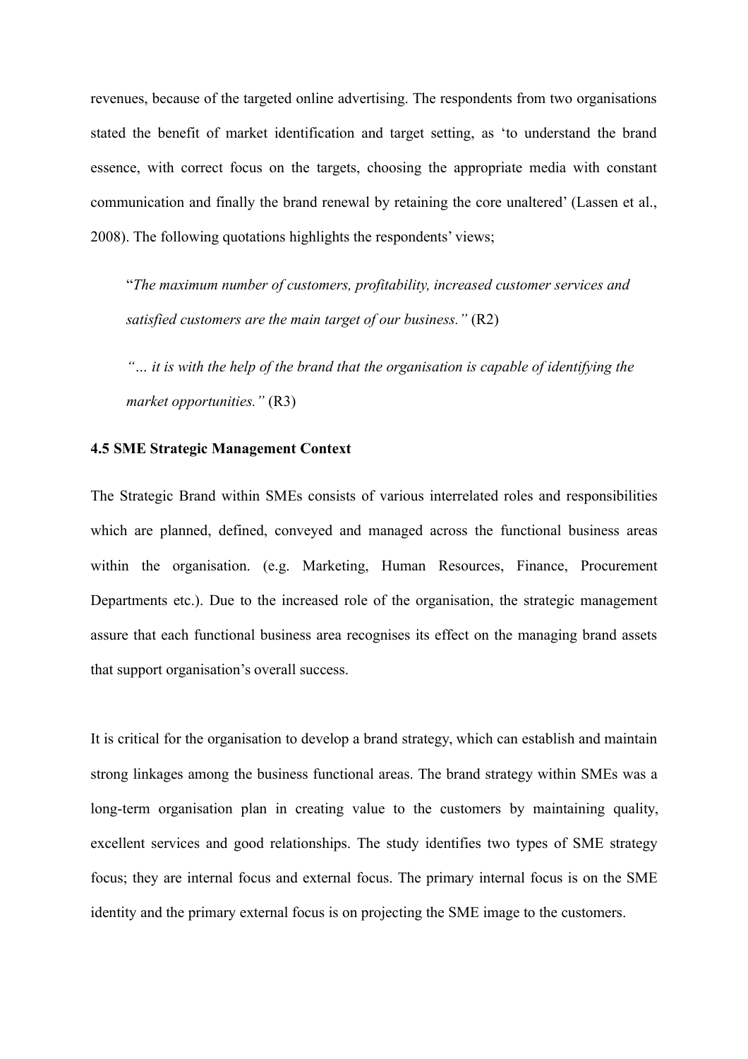revenues, because of the targeted online advertising. The respondents from two organisations stated the benefit of market identification and target setting, as 'to understand the brand essence, with correct focus on the targets, choosing the appropriate media with constant communication and finally the brand renewal by retaining the core unaltered' (Lassen et al., 2008). The following quotations highlights the respondents' views;

> "*The maximum number of customers, profitability, increased customer services and satisfied customers are the main target of our business.*" (R2)
>
> *"… it is with the help of the brand that the organisation is capable of identifying the market opportunities."* (R3)

**4.5 SME Strategic Management Context**

The Strategic Brand within SMEs consists of various interrelated roles and responsibilities which are planned, defined, conveyed and managed across the functional business areas within the organisation. (e.g. Marketing, Human Resources, Finance, Procurement Departments etc.). Due to the increased role of the organisation, the strategic management assure that each functional business area recognises its effect on the managing brand assets that support organisation's overall success.

It is critical for the organisation to develop a brand strategy, which can establish and maintain strong linkages among the business functional areas. The brand strategy within SMEs was a long-term organisation plan in creating value to the customers by maintaining quality, excellent services and good relationships. The study identifies two types of SME strategy focus; they are internal focus and external focus. The primary internal focus is on the SME identity and the primary external focus is on projecting the SME image to the customers.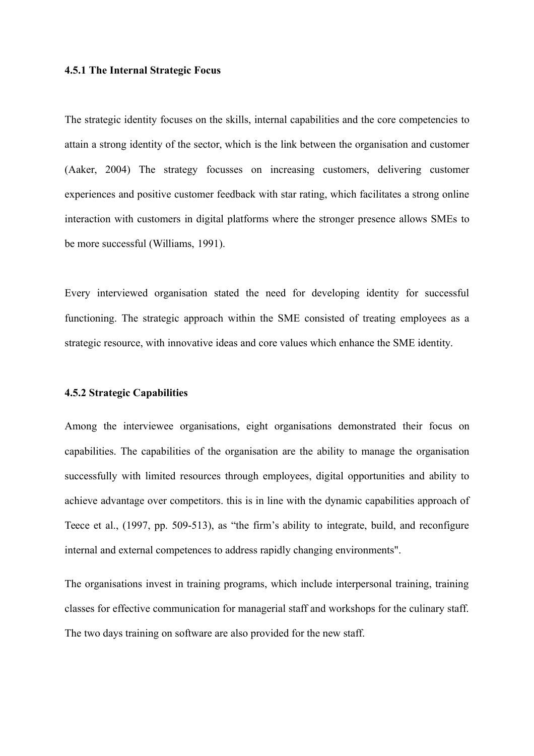### 4.5.1 The Internal Strategic Focus

The strategic identity focuses on the skills, internal capabilities and the core competencies to attain a strong identity of the sector, which is the link between the organisation and customer (Aaker, 2004) The strategy focusses on increasing customers, delivering customer experiences and positive customer feedback with star rating, which facilitates a strong online interaction with customers in digital platforms where the stronger presence allows SMEs to be more successful (Williams, 1991).

Every interviewed organisation stated the need for developing identity for successful functioning. The strategic approach within the SME consisted of treating employees as a strategic resource, with innovative ideas and core values which enhance the SME identity.

### 4.5.2 Strategic Capabilities

Among the interviewee organisations, eight organisations demonstrated their focus on capabilities. The capabilities of the organisation are the ability to manage the organisation successfully with limited resources through employees, digital opportunities and ability to achieve advantage over competitors. this is in line with the dynamic capabilities approach of Teece et al., (1997, pp. 509-513), as "the firm's ability to integrate, build, and reconfigure internal and external competences to address rapidly changing environments".

The organisations invest in training programs, which include interpersonal training, training classes for effective communication for managerial staff and workshops for the culinary staff. The two days training on software are also provided for the new staff.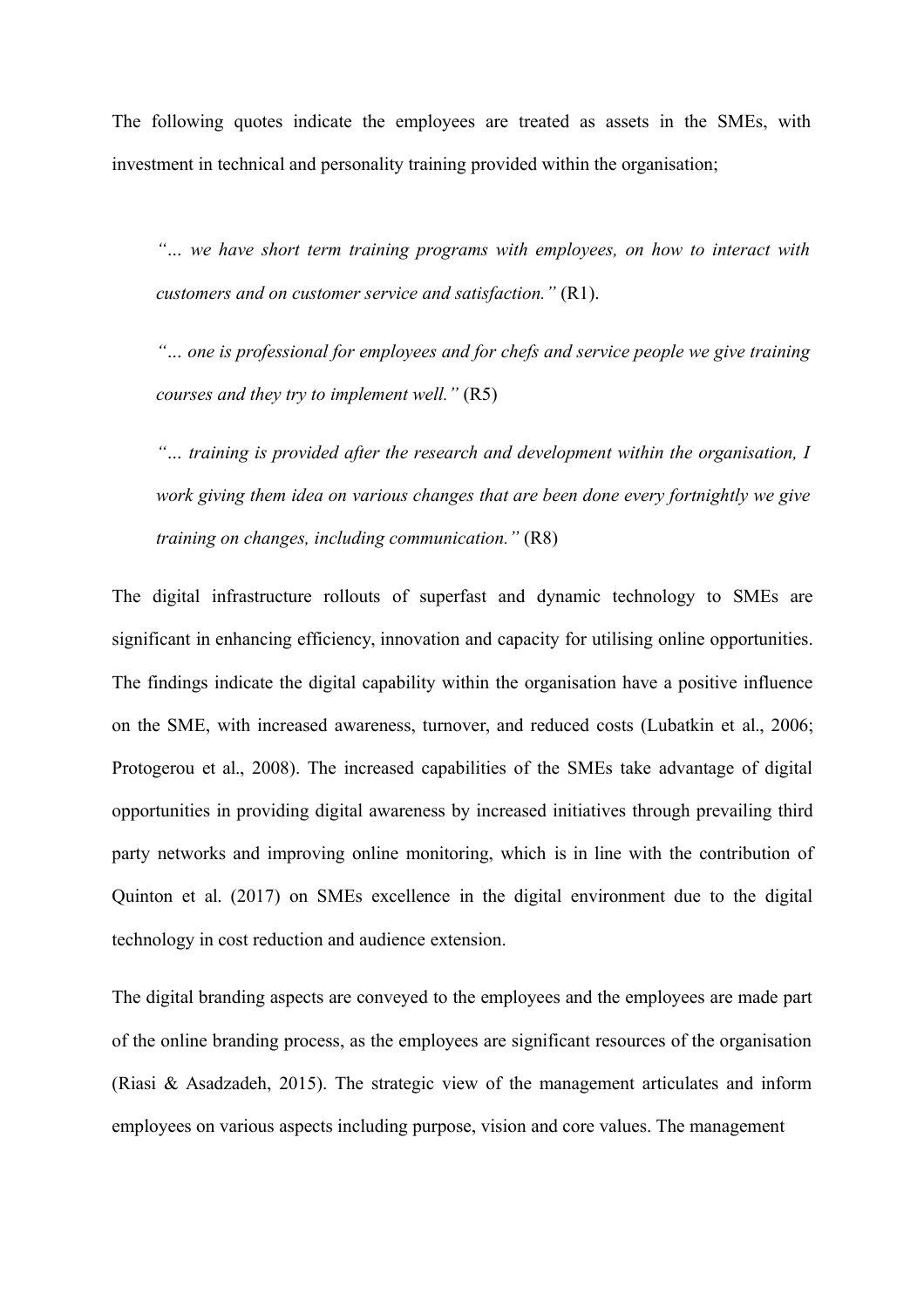The following quotes indicate the employees are treated as assets in the SMEs, with investment in technical and personality training provided within the organisation;

> *"… we have short term training programs with employees, on how to interact with customers and on customer service and satisfaction."* (R1).
>
> *"… one is professional for employees and for chefs and service people we give training courses and they try to implement well."* (R5)
>
> *"… training is provided after the research and development within the organisation, I work giving them idea on various changes that are been done every fortnightly we give training on changes, including communication."* (R8)

The digital infrastructure rollouts of superfast and dynamic technology to SMEs are significant in enhancing efficiency, innovation and capacity for utilising online opportunities. The findings indicate the digital capability within the organisation have a positive influence on the SME, with increased awareness, turnover, and reduced costs (Lubatkin et al., 2006; Protogerou et al., 2008). The increased capabilities of the SMEs take advantage of digital opportunities in providing digital awareness by increased initiatives through prevailing third party networks and improving online monitoring, which is in line with the contribution of Quinton et al. (2017) on SMEs excellence in the digital environment due to the digital technology in cost reduction and audience extension.

The digital branding aspects are conveyed to the employees and the employees are made part of the online branding process, as the employees are significant resources of the organisation (Riasi & Asadzadeh, 2015). The strategic view of the management articulates and inform employees on various aspects including purpose, vision and core values. The management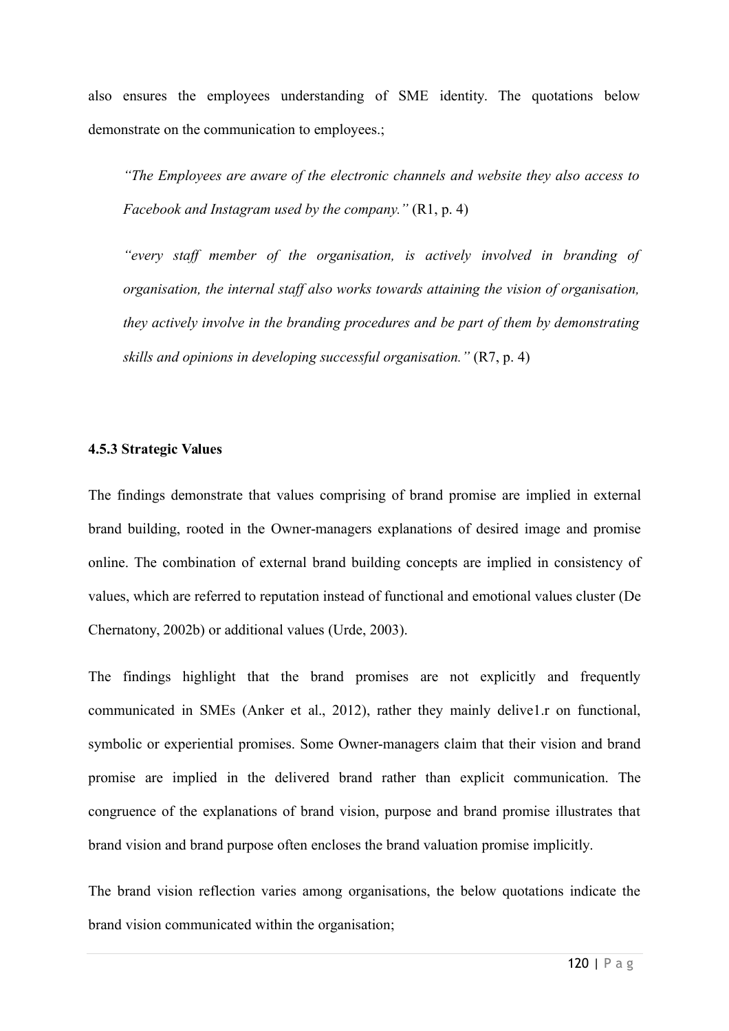also ensures the employees understanding of SME identity. The quotations below demonstrate on the communication to employees.;

*"The Employees are aware of the electronic channels and website they also access to Facebook and Instagram used by the company."* (R1, p. 4)

*"every staff member of the organisation, is actively involved in branding of organisation, the internal staff also works towards attaining the vision of organisation, they actively involve in the branding procedures and be part of them by demonstrating skills and opinions in developing successful organisation."* (R7, p. 4)

### 4.5.3 Strategic Values

The findings demonstrate that values comprising of brand promise are implied in external brand building, rooted in the Owner-managers explanations of desired image and promise online. The combination of external brand building concepts are implied in consistency of values, which are referred to reputation instead of functional and emotional values cluster (De Chernatony, 2002b) or additional values (Urde, 2003).

The findings highlight that the brand promises are not explicitly and frequently communicated in SMEs (Anker et al., 2012), rather they mainly delive1.r on functional, symbolic or experiential promises. Some Owner-managers claim that their vision and brand promise are implied in the delivered brand rather than explicit communication. The congruence of the explanations of brand vision, purpose and brand promise illustrates that brand vision and brand purpose often encloses the brand valuation promise implicitly.

The brand vision reflection varies among organisations, the below quotations indicate the brand vision communicated within the organisation;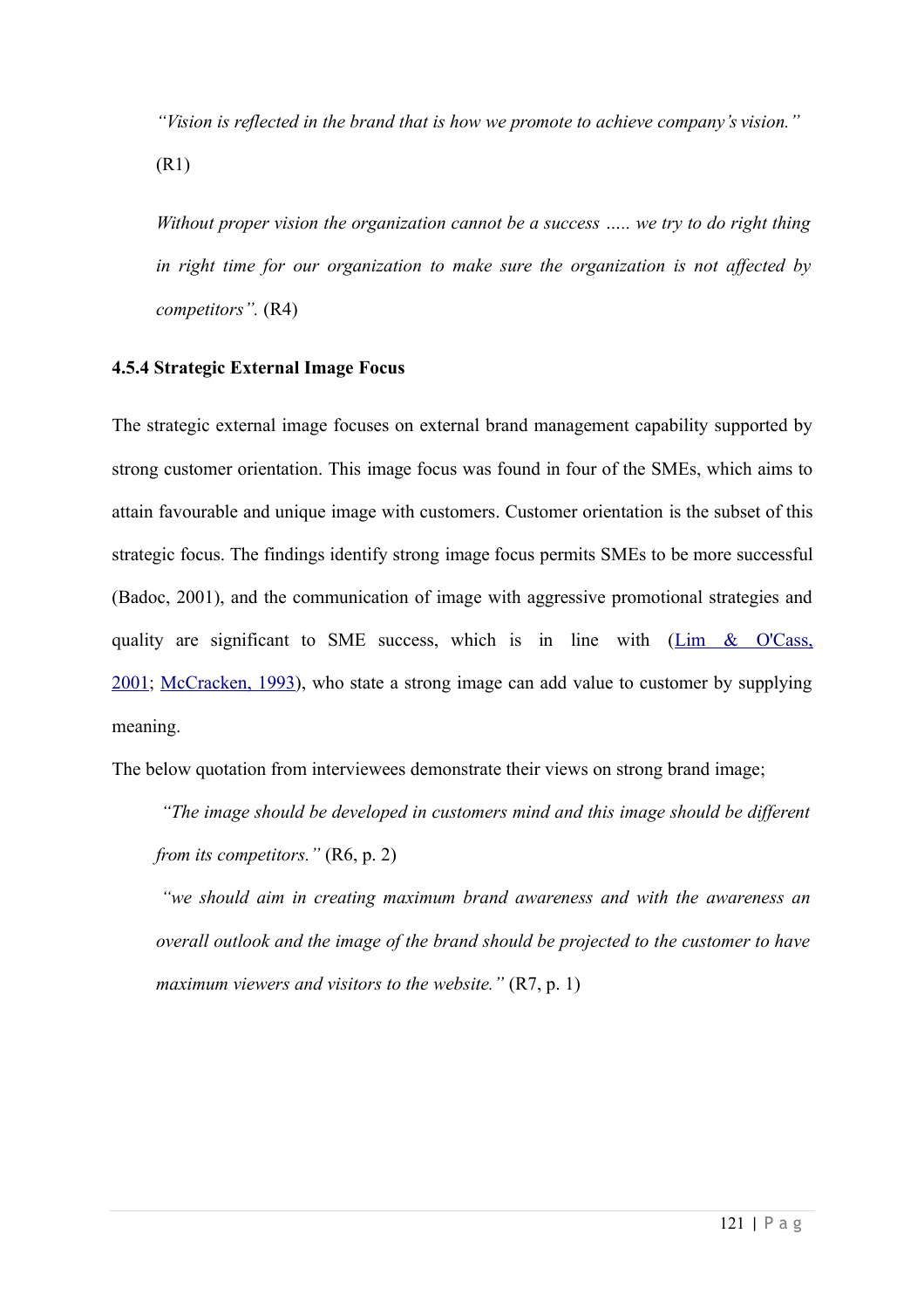*"Vision is reflected in the brand that is how we promote to achieve company's vision."* (R1)

*Without proper vision the organization cannot be a success ..... we try to do right thing in right time for our organization to make sure the organization is not affected by competitors".* (R4)

**4.5.4 Strategic External Image Focus**

The strategic external image focuses on external brand management capability supported by strong customer orientation. This image focus was found in four of the SMEs, which aims to attain favourable and unique image with customers. Customer orientation is the subset of this strategic focus. The findings identify strong image focus permits SMEs to be more successful (Badoc, 2001), and the communication of image with aggressive promotional strategies and quality are significant to SME success, which is in line with (Lim & O'Cass, 2001; McCracken, 1993), who state a strong image can add value to customer by supplying meaning.

The below quotation from interviewees demonstrate their views on strong brand image;

*"The image should be developed in customers mind and this image should be different from its competitors."* (R6, p. 2)

*"we should aim in creating maximum brand awareness and with the awareness an overall outlook and the image of the brand should be projected to the customer to have maximum viewers and visitors to the website."* (R7, p. 1)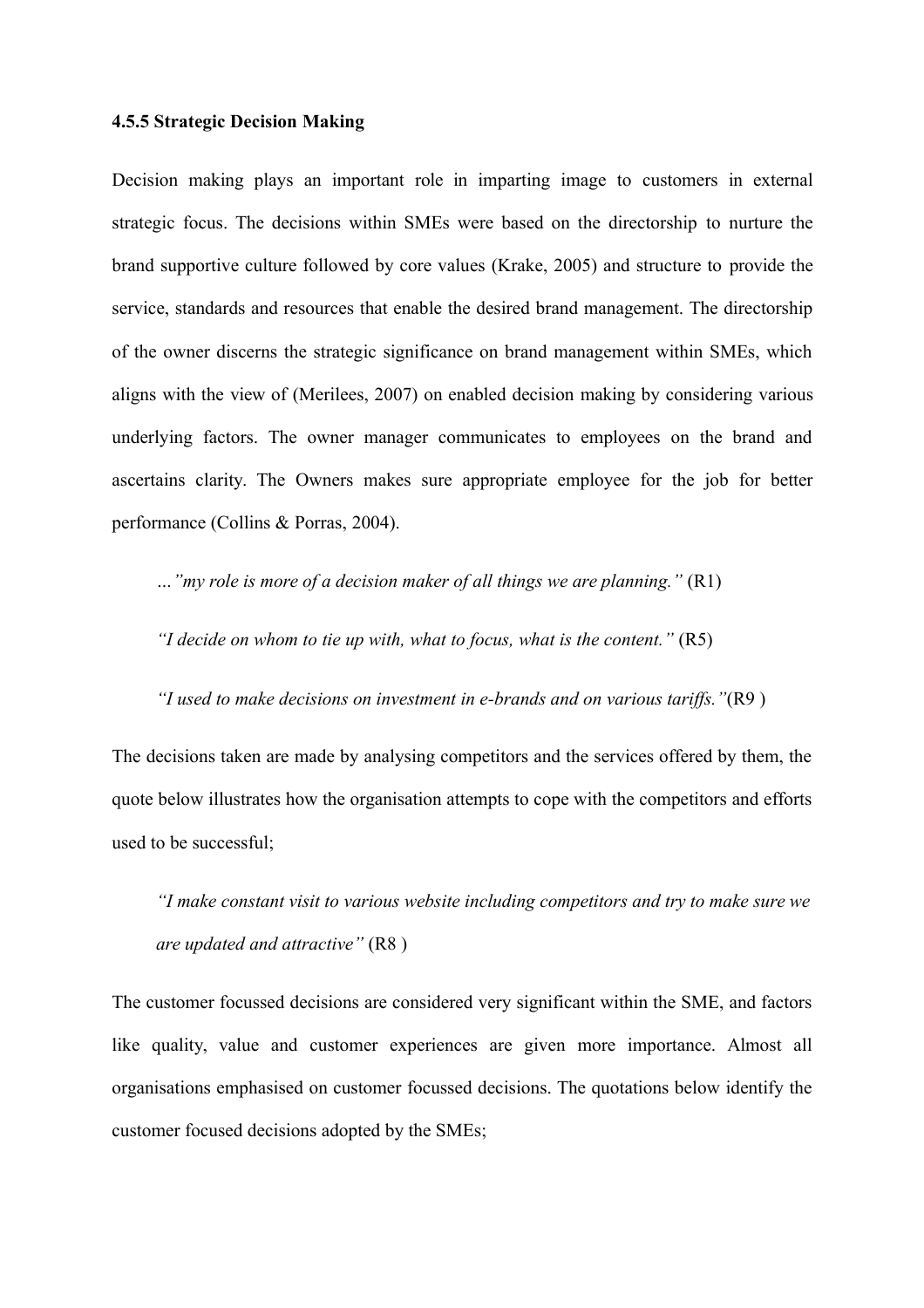#### 4.5.5 Strategic Decision Making

Decision making plays an important role in imparting image to customers in external strategic focus. The decisions within SMEs were based on the directorship to nurture the brand supportive culture followed by core values (Krake, 2005) and structure to provide the service, standards and resources that enable the desired brand management. The directorship of the owner discerns the strategic significance on brand management within SMEs, which aligns with the view of (Merilees, 2007) on enabled decision making by considering various underlying factors. The owner manager communicates to employees on the brand and ascertains clarity. The Owners makes sure appropriate employee for the job for better performance (Collins & Porras, 2004).

> *…"my role is more of a decision maker of all things we are planning."* (R1)

> *"I decide on whom to tie up with, what to focus, what is the content."* (R5)

> *"I used to make decisions on investment in e-brands and on various tariffs."*(R9 )

The decisions taken are made by analysing competitors and the services offered by them, the quote below illustrates how the organisation attempts to cope with the competitors and efforts used to be successful;

> *"I make constant visit to various website including competitors and try to make sure we are updated and attractive"* (R8 )

The customer focussed decisions are considered very significant within the SME, and factors like quality, value and customer experiences are given more importance. Almost all organisations emphasised on customer focussed decisions. The quotations below identify the customer focused decisions adopted by the SMEs;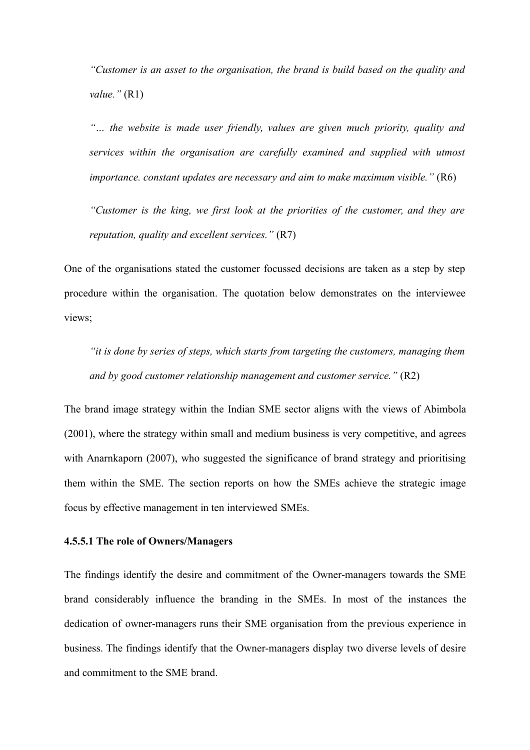> *"Customer is an asset to the organisation, the brand is build based on the quality and value."* (R1)

> *"… the website is made user friendly, values are given much priority, quality and services within the organisation are carefully examined and supplied with utmost importance. constant updates are necessary and aim to make maximum visible."* (R6)

> *"Customer is the king, we first look at the priorities of the customer, and they are reputation, quality and excellent services."* (R7)

One of the organisations stated the customer focussed decisions are taken as a step by step procedure within the organisation. The quotation below demonstrates on the interviewee views;

> *"it is done by series of steps, which starts from targeting the customers, managing them and by good customer relationship management and customer service."* (R2)

The brand image strategy within the Indian SME sector aligns with the views of Abimbola (2001), where the strategy within small and medium business is very competitive, and agrees with Anarnkaporn (2007), who suggested the significance of brand strategy and prioritising them within the SME. The section reports on how the SMEs achieve the strategic image focus by effective management in ten interviewed SMEs.

#### 4.5.5.1 The role of Owners/Managers

The findings identify the desire and commitment of the Owner-managers towards the SME brand considerably influence the branding in the SMEs. In most of the instances the dedication of owner-managers runs their SME organisation from the previous experience in business. The findings identify that the Owner-managers display two diverse levels of desire and commitment to the SME brand.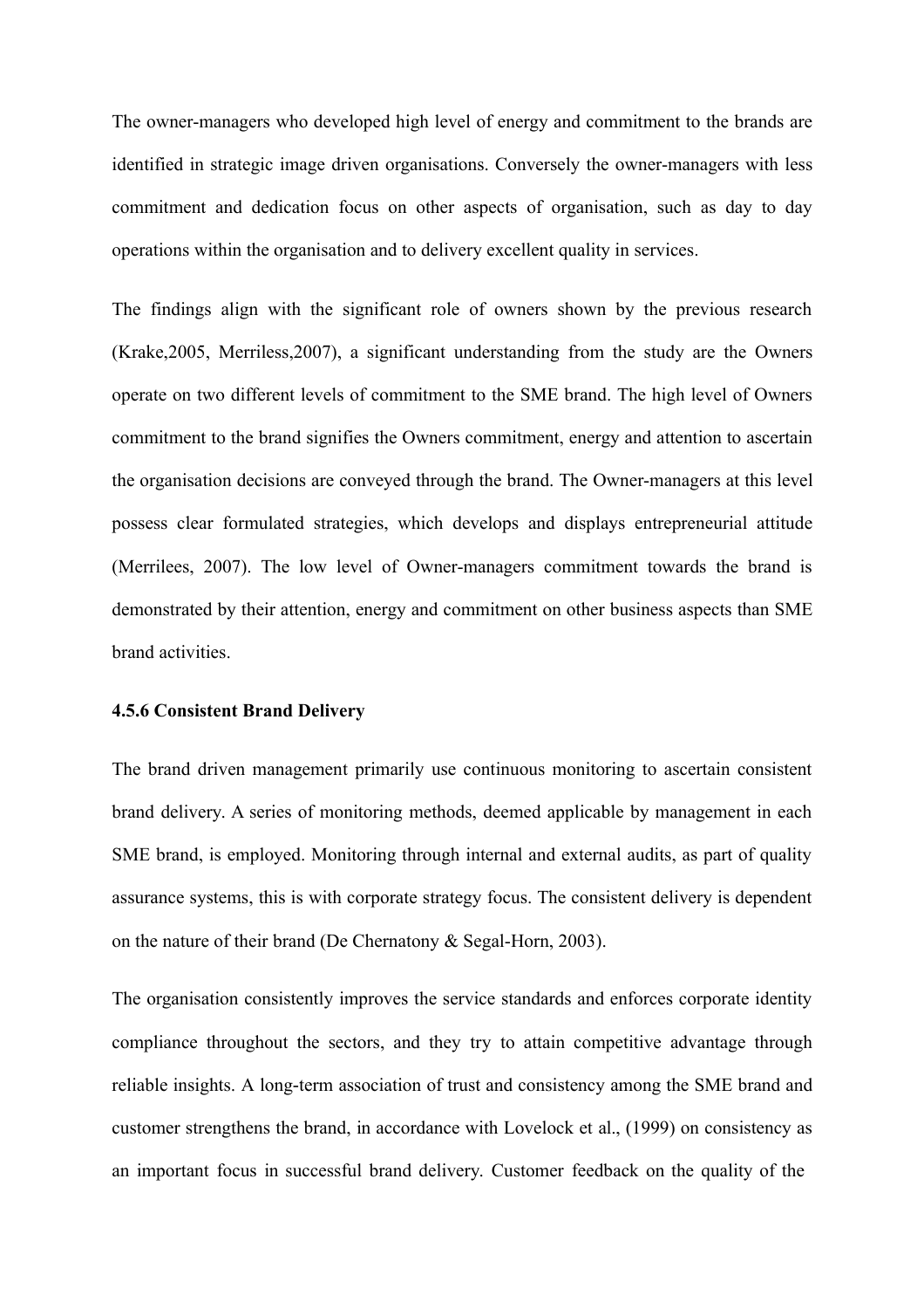The owner-managers who developed high level of energy and commitment to the brands are identified in strategic image driven organisations. Conversely the owner-managers with less commitment and dedication focus on other aspects of organisation, such as day to day operations within the organisation and to delivery excellent quality in services.

The findings align with the significant role of owners shown by the previous research (Krake,2005, Merriless,2007), a significant understanding from the study are the Owners operate on two different levels of commitment to the SME brand. The high level of Owners commitment to the brand signifies the Owners commitment, energy and attention to ascertain the organisation decisions are conveyed through the brand. The Owner-managers at this level possess clear formulated strategies, which develops and displays entrepreneurial attitude (Merrilees, 2007). The low level of Owner-managers commitment towards the brand is demonstrated by their attention, energy and commitment on other business aspects than SME brand activities.

#### 4.5.6 Consistent Brand Delivery

The brand driven management primarily use continuous monitoring to ascertain consistent brand delivery. A series of monitoring methods, deemed applicable by management in each SME brand, is employed. Monitoring through internal and external audits, as part of quality assurance systems, this is with corporate strategy focus. The consistent delivery is dependent on the nature of their brand (De Chernatony & Segal-Horn, 2003).

The organisation consistently improves the service standards and enforces corporate identity compliance throughout the sectors, and they try to attain competitive advantage through reliable insights. A long-term association of trust and consistency among the SME brand and customer strengthens the brand, in accordance with Lovelock et al., (1999) on consistency as an important focus in successful brand delivery. Customer feedback on the quality of the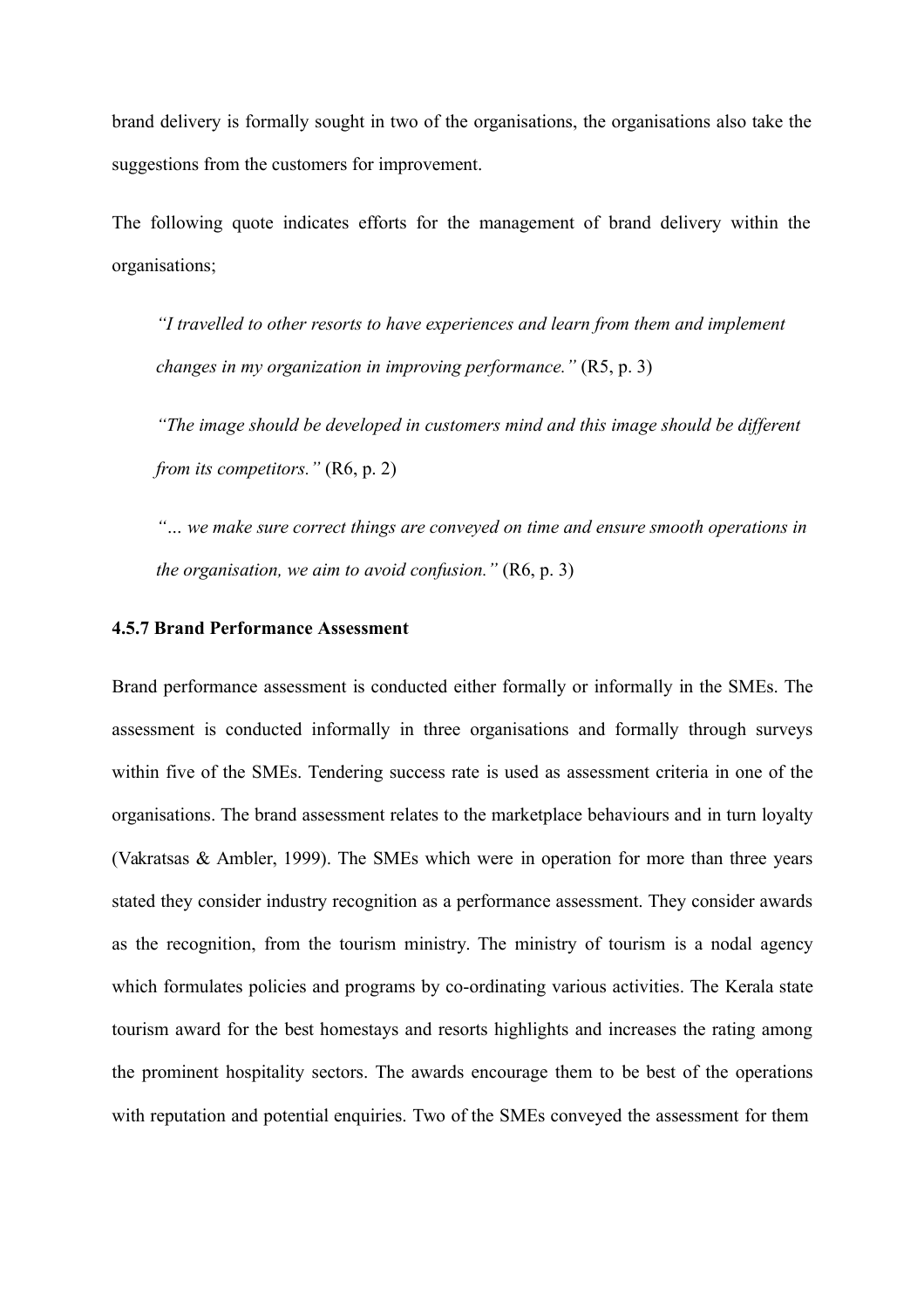brand delivery is formally sought in two of the organisations, the organisations also take the suggestions from the customers for improvement.

The following quote indicates efforts for the management of brand delivery within the organisations;

> *"I travelled to other resorts to have experiences and learn from them and implement changes in my organization in improving performance."* (R5, p. 3)
>
> *"The image should be developed in customers mind and this image should be different from its competitors."* (R6, p. 2)
>
> *"… we make sure correct things are conveyed on time and ensure smooth operations in the organisation, we aim to avoid confusion."* (R6, p. 3)

### 4.5.7 Brand Performance Assessment

Brand performance assessment is conducted either formally or informally in the SMEs. The assessment is conducted informally in three organisations and formally through surveys within five of the SMEs. Tendering success rate is used as assessment criteria in one of the organisations. The brand assessment relates to the marketplace behaviours and in turn loyalty (Vakratsas & Ambler, 1999). The SMEs which were in operation for more than three years stated they consider industry recognition as a performance assessment. They consider awards as the recognition, from the tourism ministry. The ministry of tourism is a nodal agency which formulates policies and programs by co-ordinating various activities. The Kerala state tourism award for the best homestays and resorts highlights and increases the rating among the prominent hospitality sectors. The awards encourage them to be best of the operations with reputation and potential enquiries. Two of the SMEs conveyed the assessment for them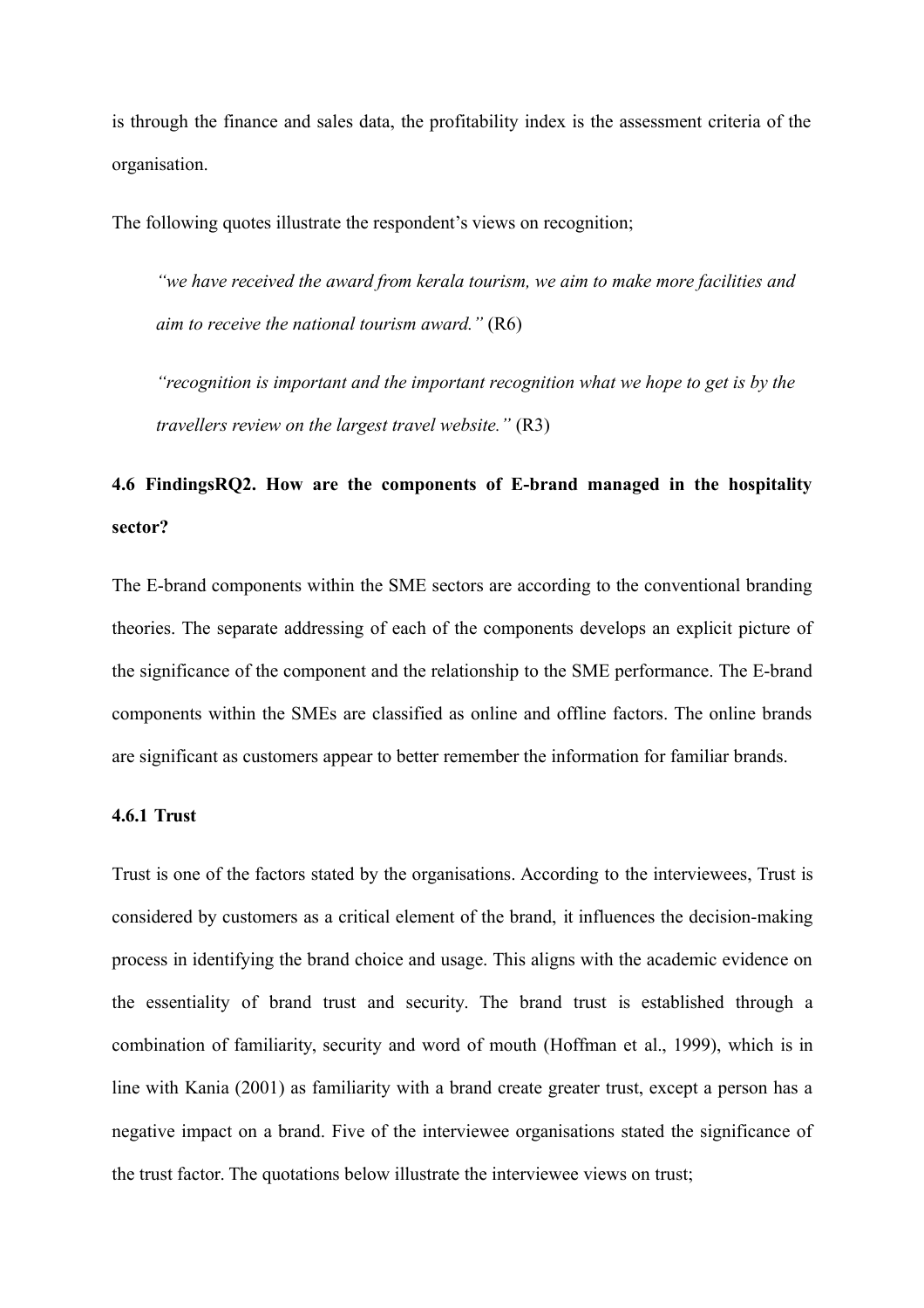is through the finance and sales data, the profitability index is the assessment criteria of the organisation.

The following quotes illustrate the respondent's views on recognition;

> *"we have received the award from kerala tourism, we aim to make more facilities and aim to receive the national tourism award."* (R6)
>
> *"recognition is important and the important recognition what we hope to get is by the travellers review on the largest travel website."* (R3)

## 4.6 FindingsRQ2. How are the components of E-brand managed in the hospitality sector?

The E-brand components within the SME sectors are according to the conventional branding theories. The separate addressing of each of the components develops an explicit picture of the significance of the component and the relationship to the SME performance. The E-brand components within the SMEs are classified as online and offline factors. The online brands are significant as customers appear to better remember the information for familiar brands.

### 4.6.1 Trust

Trust is one of the factors stated by the organisations. According to the interviewees, Trust is considered by customers as a critical element of the brand, it influences the decision-making process in identifying the brand choice and usage. This aligns with the academic evidence on the essentiality of brand trust and security. The brand trust is established through a combination of familiarity, security and word of mouth (Hoffman et al., 1999), which is in line with Kania (2001) as familiarity with a brand create greater trust, except a person has a negative impact on a brand. Five of the interviewee organisations stated the significance of the trust factor. The quotations below illustrate the interviewee views on trust;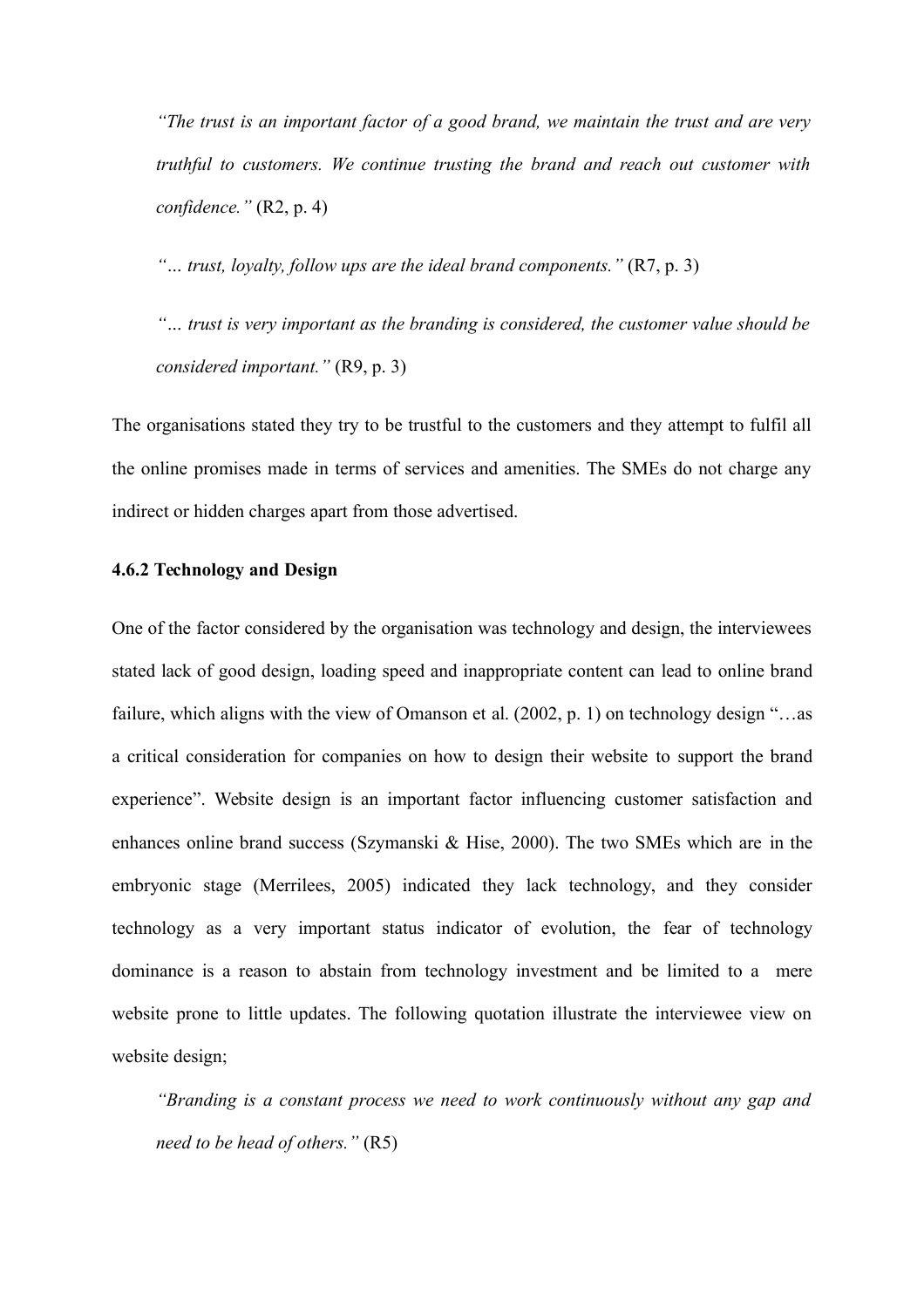> *"The trust is an important factor of a good brand, we maintain the trust and are very truthful to customers. We continue trusting the brand and reach out customer with confidence."* (R2, p. 4)

> *"… trust, loyalty, follow ups are the ideal brand components."* (R7, p. 3)

> *"… trust is very important as the branding is considered, the customer value should be considered important."* (R9, p. 3)

The organisations stated they try to be trustful to the customers and they attempt to fulfil all the online promises made in terms of services and amenities. The SMEs do not charge any indirect or hidden charges apart from those advertised.

#### 4.6.2 Technology and Design

One of the factor considered by the organisation was technology and design, the interviewees stated lack of good design, loading speed and inappropriate content can lead to online brand failure, which aligns with the view of Omanson et al. (2002, p. 1) on technology design "…as a critical consideration for companies on how to design their website to support the brand experience". Website design is an important factor influencing customer satisfaction and enhances online brand success (Szymanski & Hise, 2000). The two SMEs which are in the embryonic stage (Merrilees, 2005) indicated they lack technology, and they consider technology as a very important status indicator of evolution, the fear of technology dominance is a reason to abstain from technology investment and be limited to a mere website prone to little updates. The following quotation illustrate the interviewee view on website design;

> *"Branding is a constant process we need to work continuously without any gap and need to be head of others."* (R5)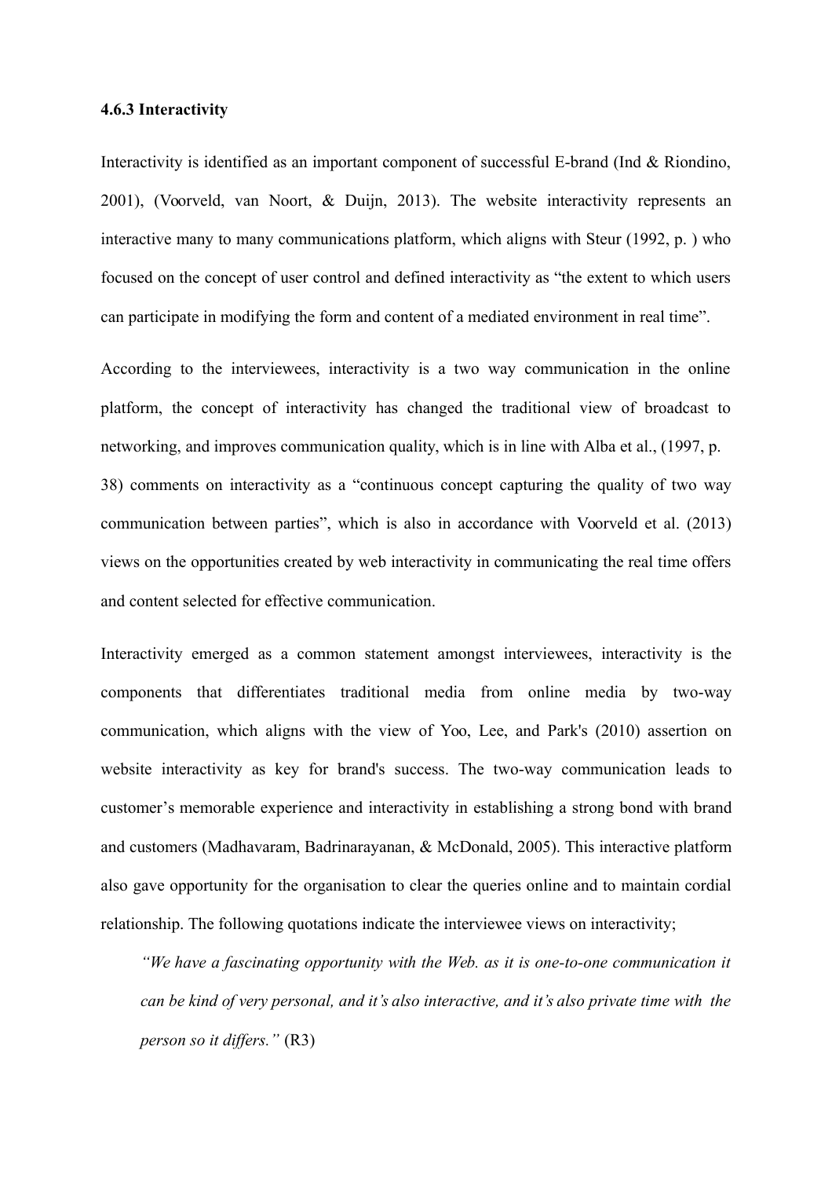### 4.6.3 Interactivity

Interactivity is identified as an important component of successful E-brand (Ind & Riondino, 2001), (Voorveld, van Noort, & Duijn, 2013). The website interactivity represents an interactive many to many communications platform, which aligns with Steur (1992, p. ) who focused on the concept of user control and defined interactivity as "the extent to which users can participate in modifying the form and content of a mediated environment in real time".

According to the interviewees, interactivity is a two way communication in the online platform, the concept of interactivity has changed the traditional view of broadcast to networking, and improves communication quality, which is in line with Alba et al., (1997, p. 38) comments on interactivity as a "continuous concept capturing the quality of two way communication between parties", which is also in accordance with Voorveld et al. (2013) views on the opportunities created by web interactivity in communicating the real time offers and content selected for effective communication.

Interactivity emerged as a common statement amongst interviewees, interactivity is the components that differentiates traditional media from online media by two-way communication, which aligns with the view of Yoo, Lee, and Park's (2010) assertion on website interactivity as key for brand's success. The two-way communication leads to customer's memorable experience and interactivity in establishing a strong bond with brand and customers (Madhavaram, Badrinarayanan, & McDonald, 2005). This interactive platform also gave opportunity for the organisation to clear the queries online and to maintain cordial relationship. The following quotations indicate the interviewee views on interactivity;

> *"We have a fascinating opportunity with the Web. as it is one-to-one communication it can be kind of very personal, and it's also interactive, and it's also private time with the person so it differs."* (R3)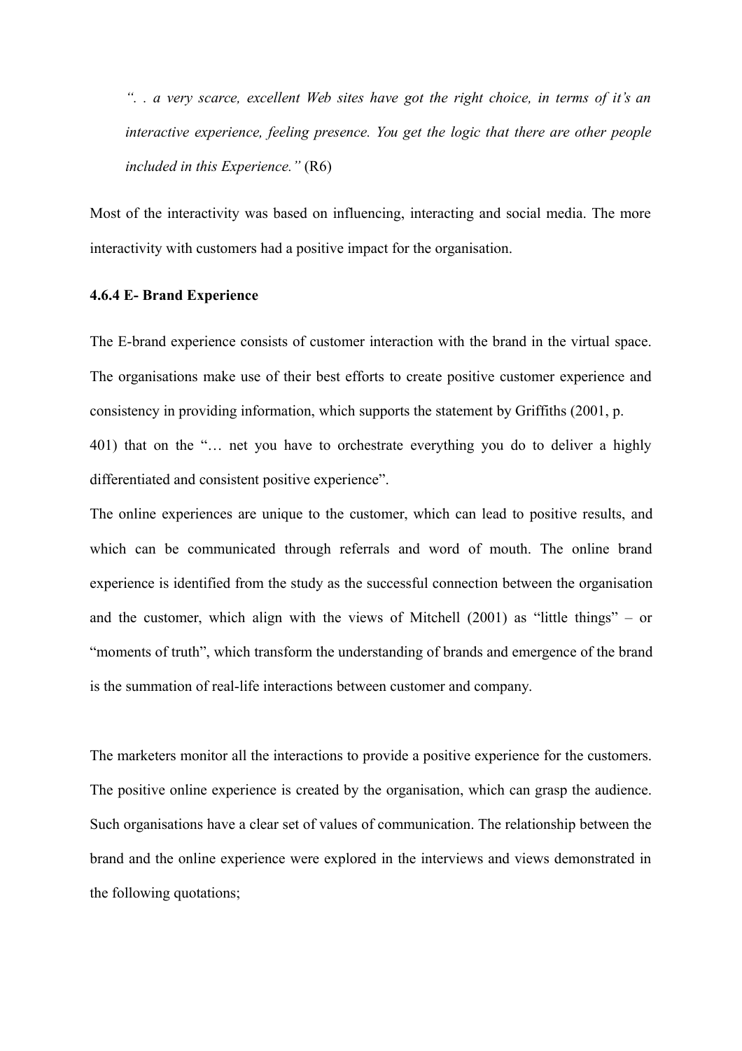*". . a very scarce, excellent Web sites have got the right choice, in terms of it's an interactive experience, feeling presence. You get the logic that there are other people included in this Experience."* (R6)

Most of the interactivity was based on influencing, interacting and social media. The more interactivity with customers had a positive impact for the organisation.

#### 4.6.4 E- Brand Experience

The E-brand experience consists of customer interaction with the brand in the virtual space. The organisations make use of their best efforts to create positive customer experience and consistency in providing information, which supports the statement by Griffiths (2001, p. 401) that on the "… net you have to orchestrate everything you do to deliver a highly differentiated and consistent positive experience".

The online experiences are unique to the customer, which can lead to positive results, and which can be communicated through referrals and word of mouth. The online brand experience is identified from the study as the successful connection between the organisation and the customer, which align with the views of Mitchell (2001) as "little things" – or "moments of truth", which transform the understanding of brands and emergence of the brand is the summation of real-life interactions between customer and company.

The marketers monitor all the interactions to provide a positive experience for the customers. The positive online experience is created by the organisation, which can grasp the audience. Such organisations have a clear set of values of communication. The relationship between the brand and the online experience were explored in the interviews and views demonstrated in the following quotations;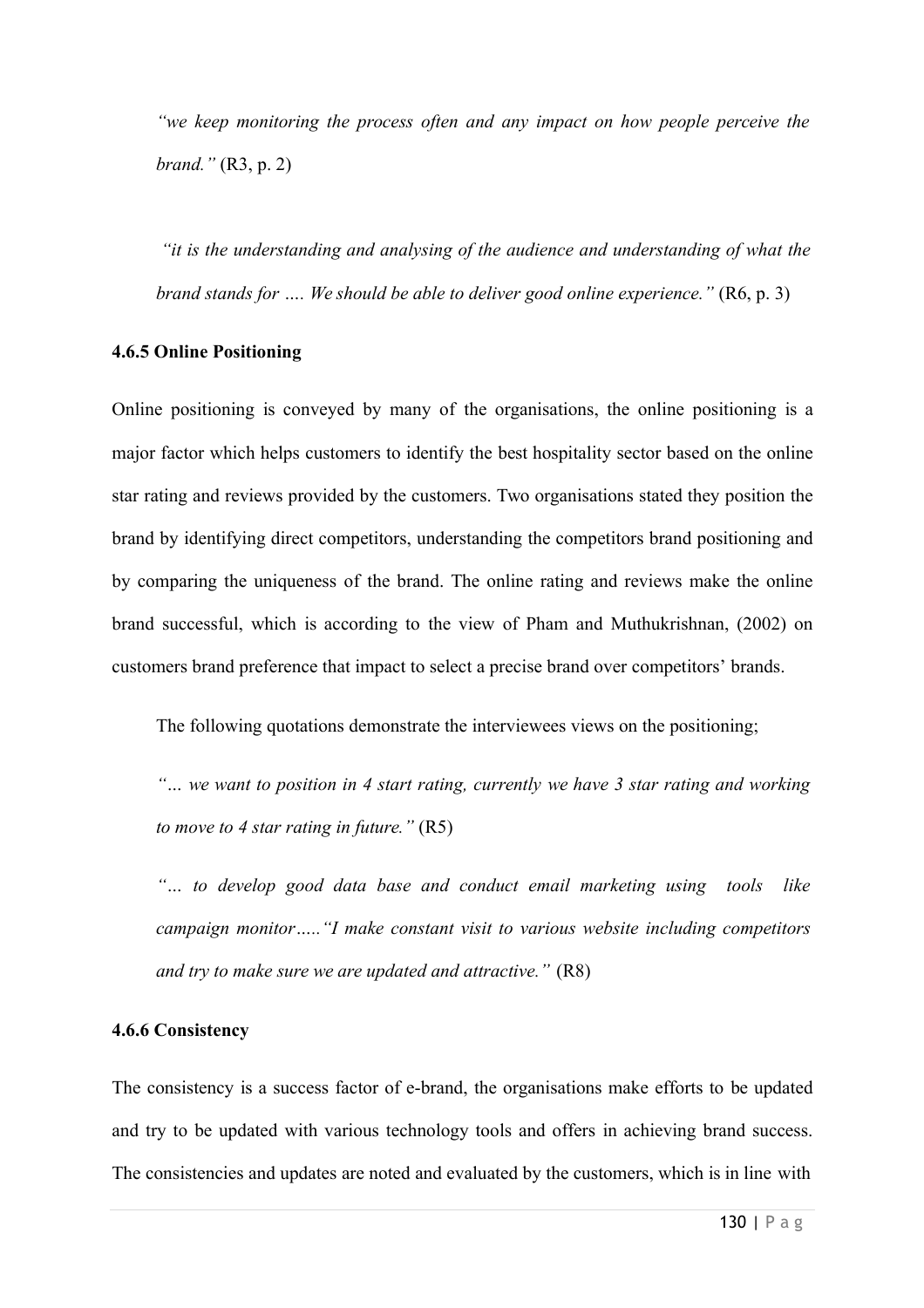*"we keep monitoring the process often and any impact on how people perceive the brand."* (R3, p. 2)

*"it is the understanding and analysing of the audience and understanding of what the brand stands for …. We should be able to deliver good online experience."* (R6, p. 3)

### 4.6.5 Online Positioning

Online positioning is conveyed by many of the organisations, the online positioning is a major factor which helps customers to identify the best hospitality sector based on the online star rating and reviews provided by the customers. Two organisations stated they position the brand by identifying direct competitors, understanding the competitors brand positioning and by comparing the uniqueness of the brand. The online rating and reviews make the online brand successful, which is according to the view of Pham and Muthukrishnan, (2002) on customers brand preference that impact to select a precise brand over competitors' brands.

The following quotations demonstrate the interviewees views on the positioning;

*"… we want to position in 4 start rating, currently we have 3 star rating and working to move to 4 star rating in future."* (R5)

*"… to develop good data base and conduct email marketing using tools like campaign monitor….."I make constant visit to various website including competitors and try to make sure we are updated and attractive."* (R8)

### 4.6.6 Consistency

The consistency is a success factor of e-brand, the organisations make efforts to be updated and try to be updated with various technology tools and offers in achieving brand success. The consistencies and updates are noted and evaluated by the customers, which is in line with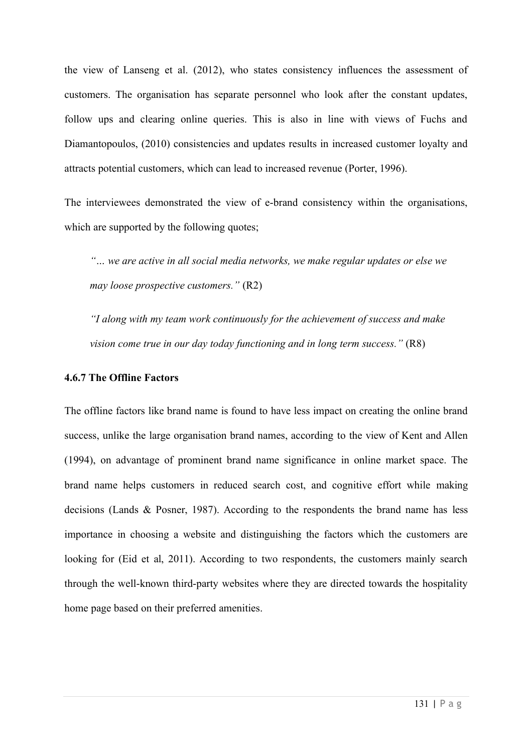the view of Lanseng et al. (2012), who states consistency influences the assessment of customers. The organisation has separate personnel who look after the constant updates, follow ups and clearing online queries. This is also in line with views of Fuchs and Diamantopoulos, (2010) consistencies and updates results in increased customer loyalty and attracts potential customers, which can lead to increased revenue (Porter, 1996).

The interviewees demonstrated the view of e-brand consistency within the organisations, which are supported by the following quotes;

> *"… we are active in all social media networks, we make regular updates or else we may loose prospective customers."* (R2)

> *"I along with my team work continuously for the achievement of success and make vision come true in our day today functioning and in long term success."* (R8)

#### 4.6.7 The Offline Factors

The offline factors like brand name is found to have less impact on creating the online brand success, unlike the large organisation brand names, according to the view of Kent and Allen (1994), on advantage of prominent brand name significance in online market space. The brand name helps customers in reduced search cost, and cognitive effort while making decisions (Lands & Posner, 1987). According to the respondents the brand name has less importance in choosing a website and distinguishing the factors which the customers are looking for (Eid et al, 2011). According to two respondents, the customers mainly search through the well-known third-party websites where they are directed towards the hospitality home page based on their preferred amenities.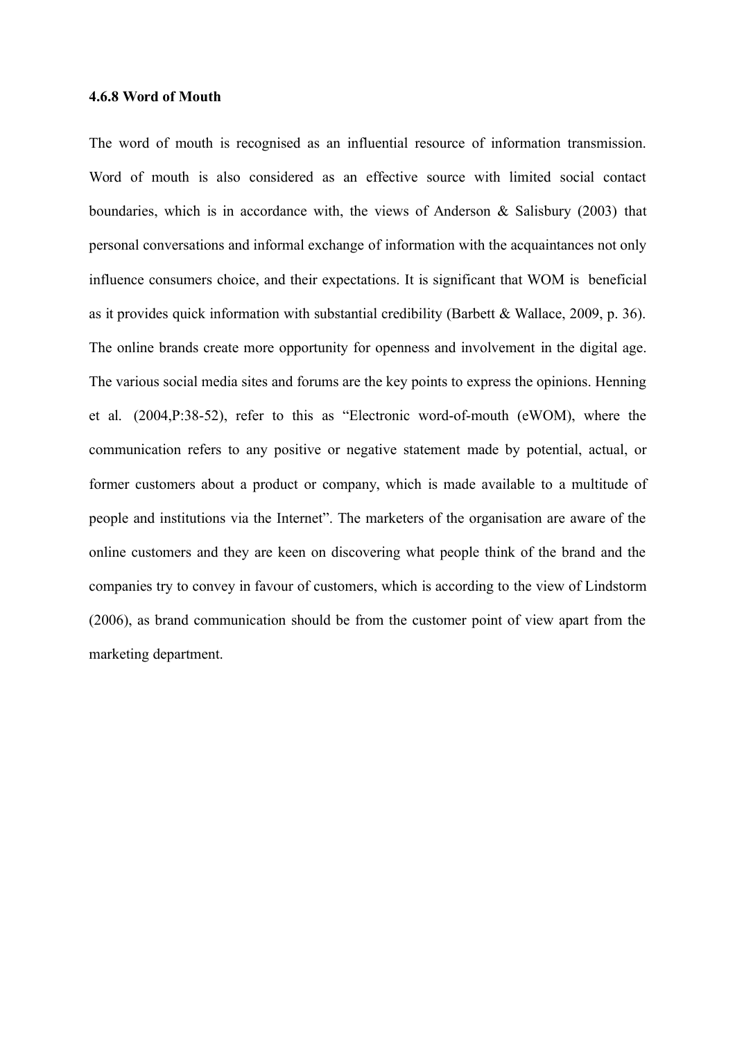#### 4.6.8 Word of Mouth

The word of mouth is recognised as an influential resource of information transmission. Word of mouth is also considered as an effective source with limited social contact boundaries, which is in accordance with, the views of Anderson & Salisbury (2003) that personal conversations and informal exchange of information with the acquaintances not only influence consumers choice, and their expectations. It is significant that WOM is beneficial as it provides quick information with substantial credibility (Barbett & Wallace, 2009, p. 36). The online brands create more opportunity for openness and involvement in the digital age. The various social media sites and forums are the key points to express the opinions. Henning et al. (2004,P:38-52), refer to this as "Electronic word-of-mouth (eWOM), where the communication refers to any positive or negative statement made by potential, actual, or former customers about a product or company, which is made available to a multitude of people and institutions via the Internet". The marketers of the organisation are aware of the online customers and they are keen on discovering what people think of the brand and the companies try to convey in favour of customers, which is according to the view of Lindstorm (2006), as brand communication should be from the customer point of view apart from the marketing department.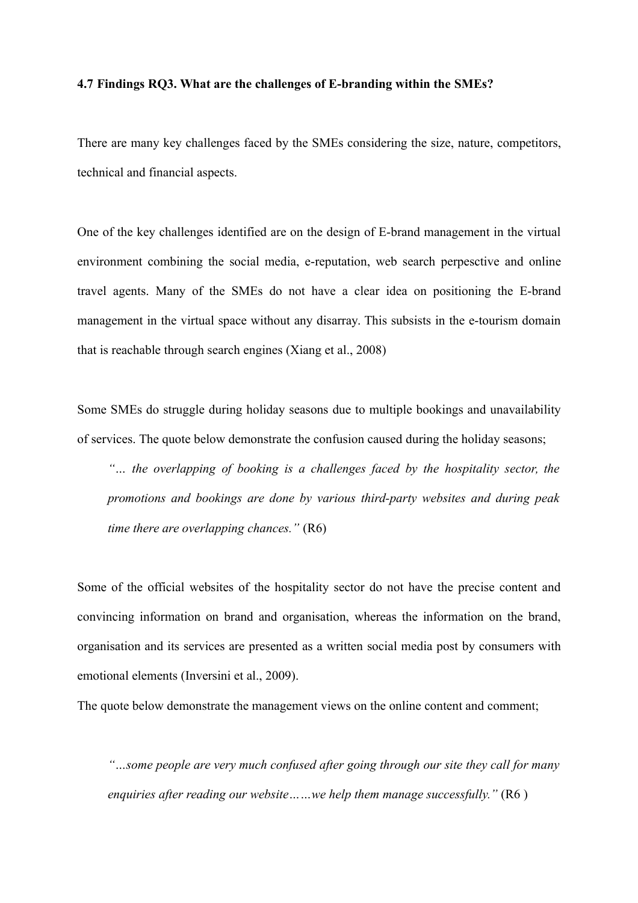**4.7 Findings RQ3. What are the challenges of E-branding within the SMEs?**

There are many key challenges faced by the SMEs considering the size, nature, competitors, technical and financial aspects.

One of the key challenges identified are on the design of E-brand management in the virtual environment combining the social media, e-reputation, web search perpesctive and online travel agents. Many of the SMEs do not have a clear idea on positioning the E-brand management in the virtual space without any disarray. This subsists in the e-tourism domain that is reachable through search engines (Xiang et al., 2008)

Some SMEs do struggle during holiday seasons due to multiple bookings and unavailability of services. The quote below demonstrate the confusion caused during the holiday seasons;

> *"… the overlapping of booking is a challenges faced by the hospitality sector, the promotions and bookings are done by various third-party websites and during peak time there are overlapping chances."* (R6)

Some of the official websites of the hospitality sector do not have the precise content and convincing information on brand and organisation, whereas the information on the brand, organisation and its services are presented as a written social media post by consumers with emotional elements (Inversini et al., 2009).

The quote below demonstrate the management views on the online content and comment;

> *"…some people are very much confused after going through our site they call for many enquiries after reading our website……we help them manage successfully."* (R6 )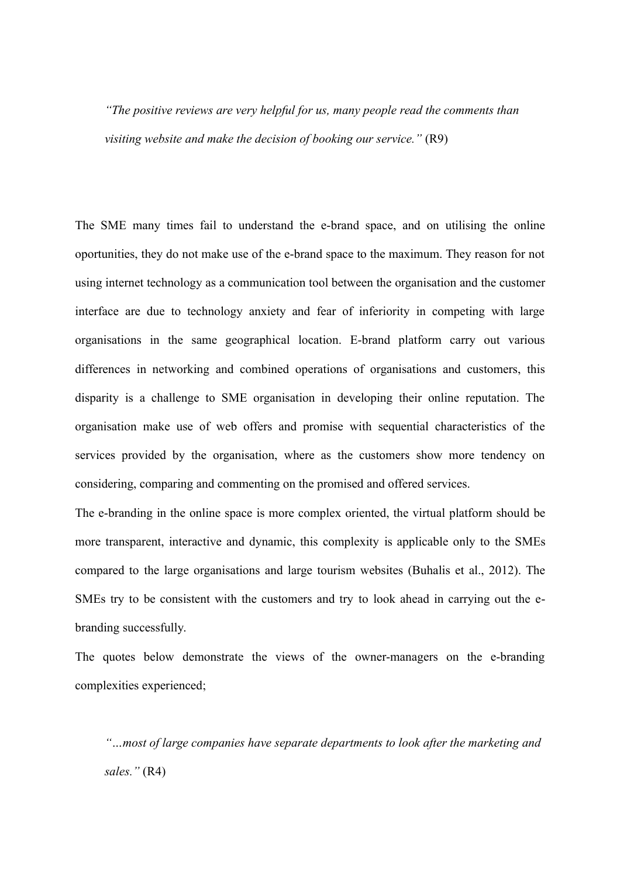> *"The positive reviews are very helpful for us, many people read the comments than visiting website and make the decision of booking our service."* (R9)

The SME many times fail to understand the e-brand space, and on utilising the online oportunities, they do not make use of the e-brand space to the maximum. They reason for not using internet technology as a communication tool between the organisation and the customer interface are due to technology anxiety and fear of inferiority in competing with large organisations in the same geographical location. E-brand platform carry out various differences in networking and combined operations of organisations and customers, this disparity is a challenge to SME organisation in developing their online reputation. The organisation make use of web offers and promise with sequential characteristics of the services provided by the organisation, where as the customers show more tendency on considering, comparing and commenting on the promised and offered services.

The e-branding in the online space is more complex oriented, the virtual platform should be more transparent, interactive and dynamic, this complexity is applicable only to the SMEs compared to the large organisations and large tourism websites (Buhalis et al., 2012). The SMEs try to be consistent with the customers and try to look ahead in carrying out the e-branding successfully.

The quotes below demonstrate the views of the owner-managers on the e-branding complexities experienced;

> *"…most of large companies have separate departments to look after the marketing and sales."* (R4)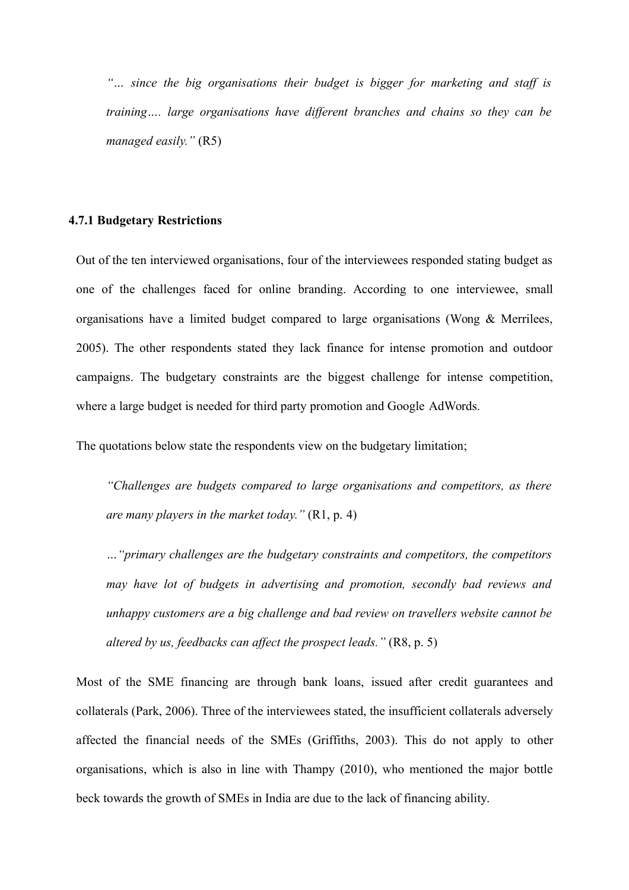*"… since the big organisations their budget is bigger for marketing and staff is training…. large organisations have different branches and chains so they can be managed easily."* (R5)

### 4.7.1 Budgetary Restrictions

Out of the ten interviewed organisations, four of the interviewees responded stating budget as one of the challenges faced for online branding. According to one interviewee, small organisations have a limited budget compared to large organisations (Wong & Merrilees, 2005). The other respondents stated they lack finance for intense promotion and outdoor campaigns. The budgetary constraints are the biggest challenge for intense competition, where a large budget is needed for third party promotion and Google AdWords.

The quotations below state the respondents view on the budgetary limitation;

*"Challenges are budgets compared to large organisations and competitors, as there are many players in the market today."* (R1, p. 4)

*…"primary challenges are the budgetary constraints and competitors, the competitors may have lot of budgets in advertising and promotion, secondly bad reviews and unhappy customers are a big challenge and bad review on travellers website cannot be altered by us, feedbacks can affect the prospect leads."* (R8, p. 5)

Most of the SME financing are through bank loans, issued after credit guarantees and collaterals (Park, 2006). Three of the interviewees stated, the insufficient collaterals adversely affected the financial needs of the SMEs (Griffiths, 2003). This do not apply to other organisations, which is also in line with Thampy (2010), who mentioned the major bottle beck towards the growth of SMEs in India are due to the lack of financing ability.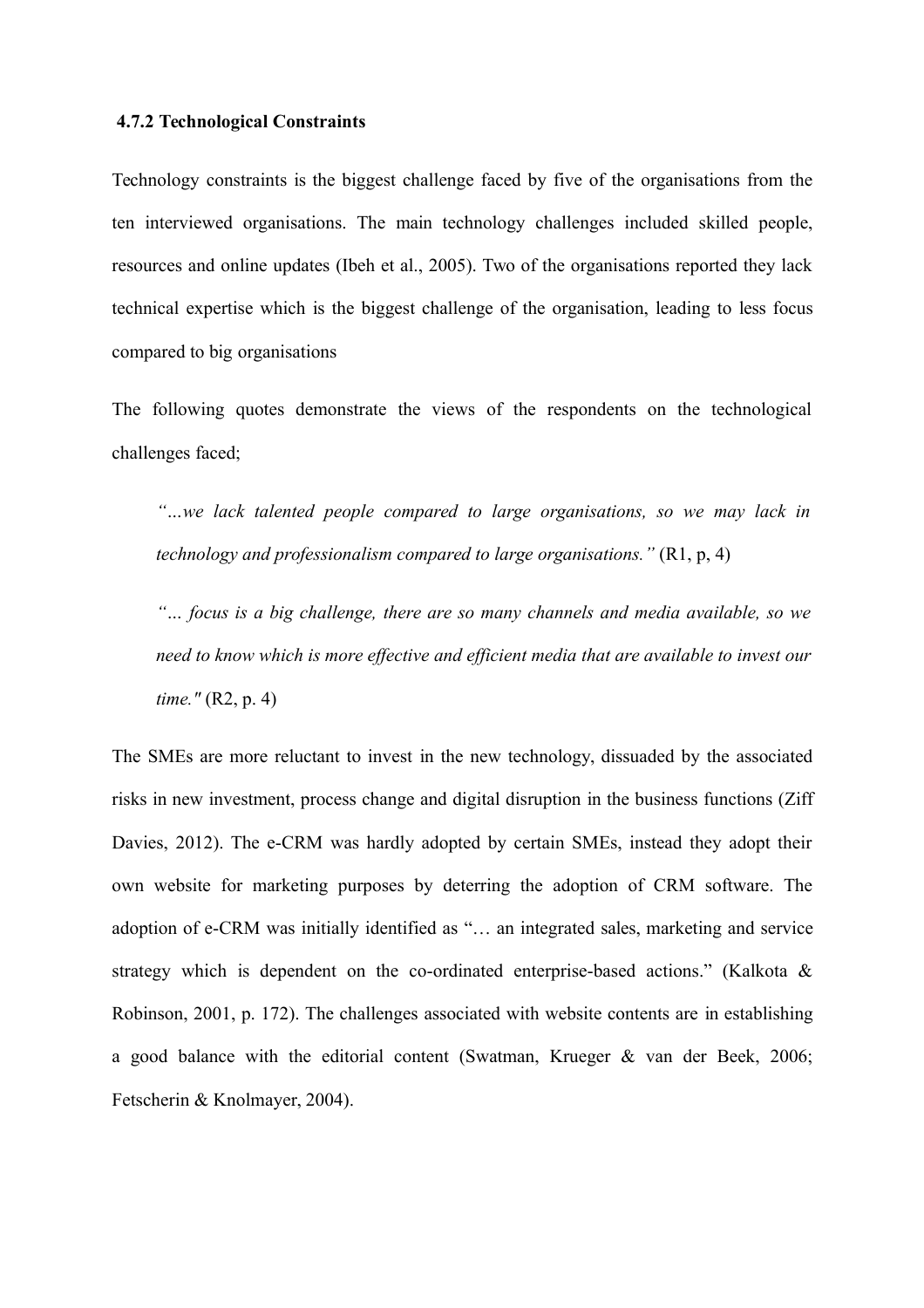### 4.7.2 Technological Constraints

Technology constraints is the biggest challenge faced by five of the organisations from the ten interviewed organisations. The main technology challenges included skilled people, resources and online updates (Ibeh et al., 2005). Two of the organisations reported they lack technical expertise which is the biggest challenge of the organisation, leading to less focus compared to big organisations

The following quotes demonstrate the views of the respondents on the technological challenges faced;

> *"…we lack talented people compared to large organisations, so we may lack in technology and professionalism compared to large organisations."* (R1, p, 4)
>
> *"… focus is a big challenge, there are so many channels and media available, so we need to know which is more effective and efficient media that are available to invest our time."* (R2, p. 4)

The SMEs are more reluctant to invest in the new technology, dissuaded by the associated risks in new investment, process change and digital disruption in the business functions (Ziff Davies, 2012). The e-CRM was hardly adopted by certain SMEs, instead they adopt their own website for marketing purposes by deterring the adoption of CRM software. The adoption of e-CRM was initially identified as "… an integrated sales, marketing and service strategy which is dependent on the co-ordinated enterprise-based actions." (Kalkota & Robinson, 2001, p. 172). The challenges associated with website contents are in establishing a good balance with the editorial content (Swatman, Krueger & van der Beek, 2006; Fetscherin & Knolmayer, 2004).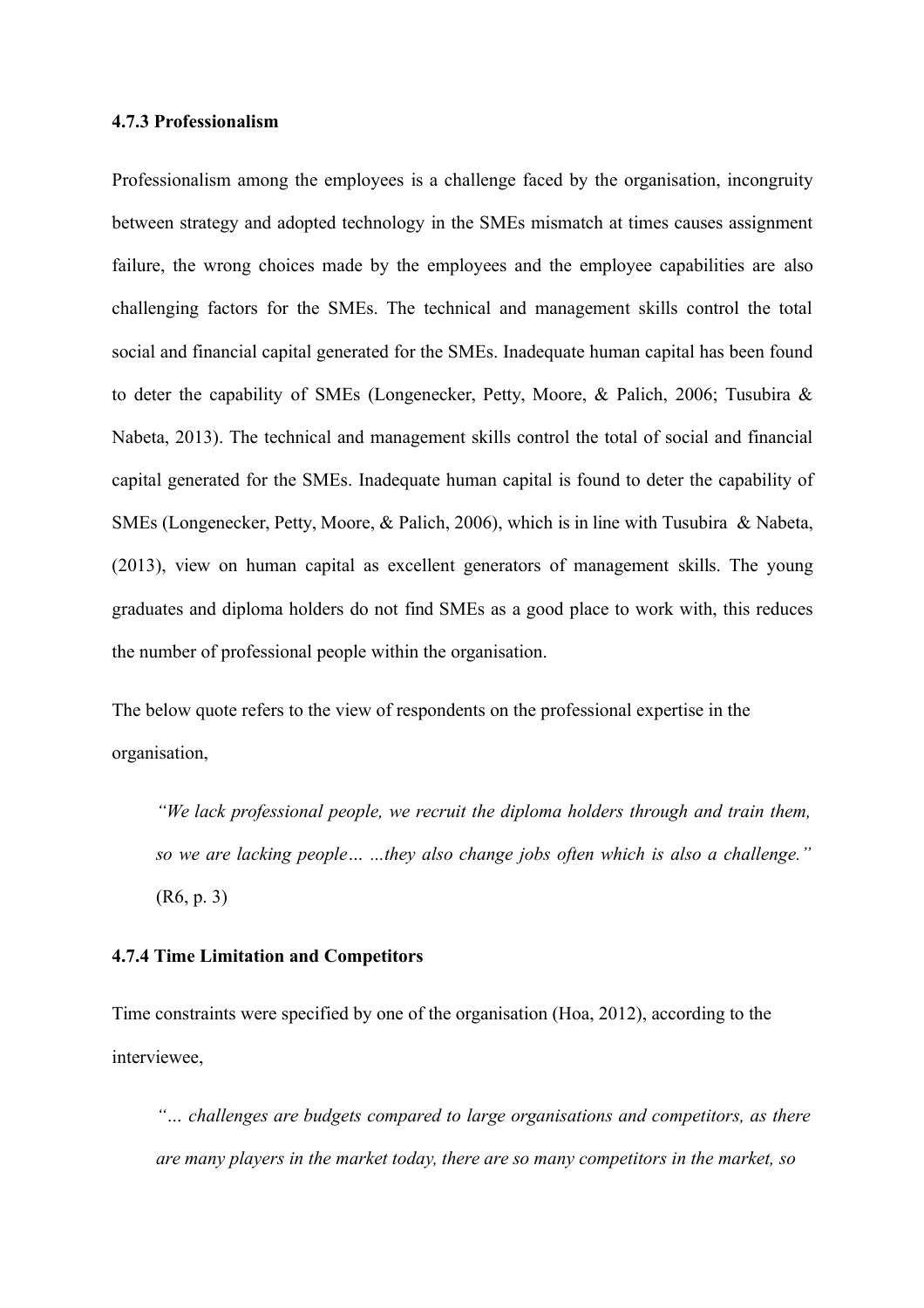### 4.7.3 Professionalism

Professionalism among the employees is a challenge faced by the organisation, incongruity between strategy and adopted technology in the SMEs mismatch at times causes assignment failure, the wrong choices made by the employees and the employee capabilities are also challenging factors for the SMEs. The technical and management skills control the total social and financial capital generated for the SMEs. Inadequate human capital has been found to deter the capability of SMEs (Longenecker, Petty, Moore, & Palich, 2006; Tusubira & Nabeta, 2013). The technical and management skills control the total of social and financial capital generated for the SMEs. Inadequate human capital is found to deter the capability of SMEs (Longenecker, Petty, Moore, & Palich, 2006), which is in line with Tusubira & Nabeta, (2013), view on human capital as excellent generators of management skills. The young graduates and diploma holders do not find SMEs as a good place to work with, this reduces the number of professional people within the organisation.

The below quote refers to the view of respondents on the professional expertise in the organisation,

> *"We lack professional people, we recruit the diploma holders through and train them, so we are lacking people… …they also change jobs often which is also a challenge."* (R6, p. 3)

### 4.7.4 Time Limitation and Competitors

Time constraints were specified by one of the organisation (Hoa, 2012), according to the interviewee,

> *"… challenges are budgets compared to large organisations and competitors, as there are many players in the market today, there are so many competitors in the market, so*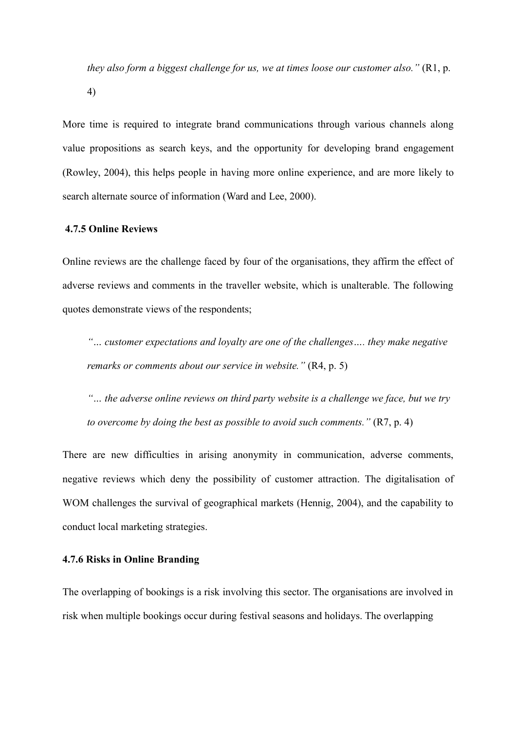> *they also form a biggest challenge for us, we at times loose our customer also."* (R1, p. 4)

More time is required to integrate brand communications through various channels along value propositions as search keys, and the opportunity for developing brand engagement (Rowley, 2004), this helps people in having more online experience, and are more likely to search alternate source of information (Ward and Lee, 2000).

#### 4.7.5 Online Reviews

Online reviews are the challenge faced by four of the organisations, they affirm the effect of adverse reviews and comments in the traveller website, which is unalterable. The following quotes demonstrate views of the respondents;

> *"… customer expectations and loyalty are one of the challenges…. they make negative remarks or comments about our service in website."* (R4, p. 5)

> *"… the adverse online reviews on third party website is a challenge we face, but we try to overcome by doing the best as possible to avoid such comments."* (R7, p. 4)

There are new difficulties in arising anonymity in communication, adverse comments, negative reviews which deny the possibility of customer attraction. The digitalisation of WOM challenges the survival of geographical markets (Hennig, 2004), and the capability to conduct local marketing strategies.

#### 4.7.6 Risks in Online Branding

The overlapping of bookings is a risk involving this sector. The organisations are involved in risk when multiple bookings occur during festival seasons and holidays. The overlapping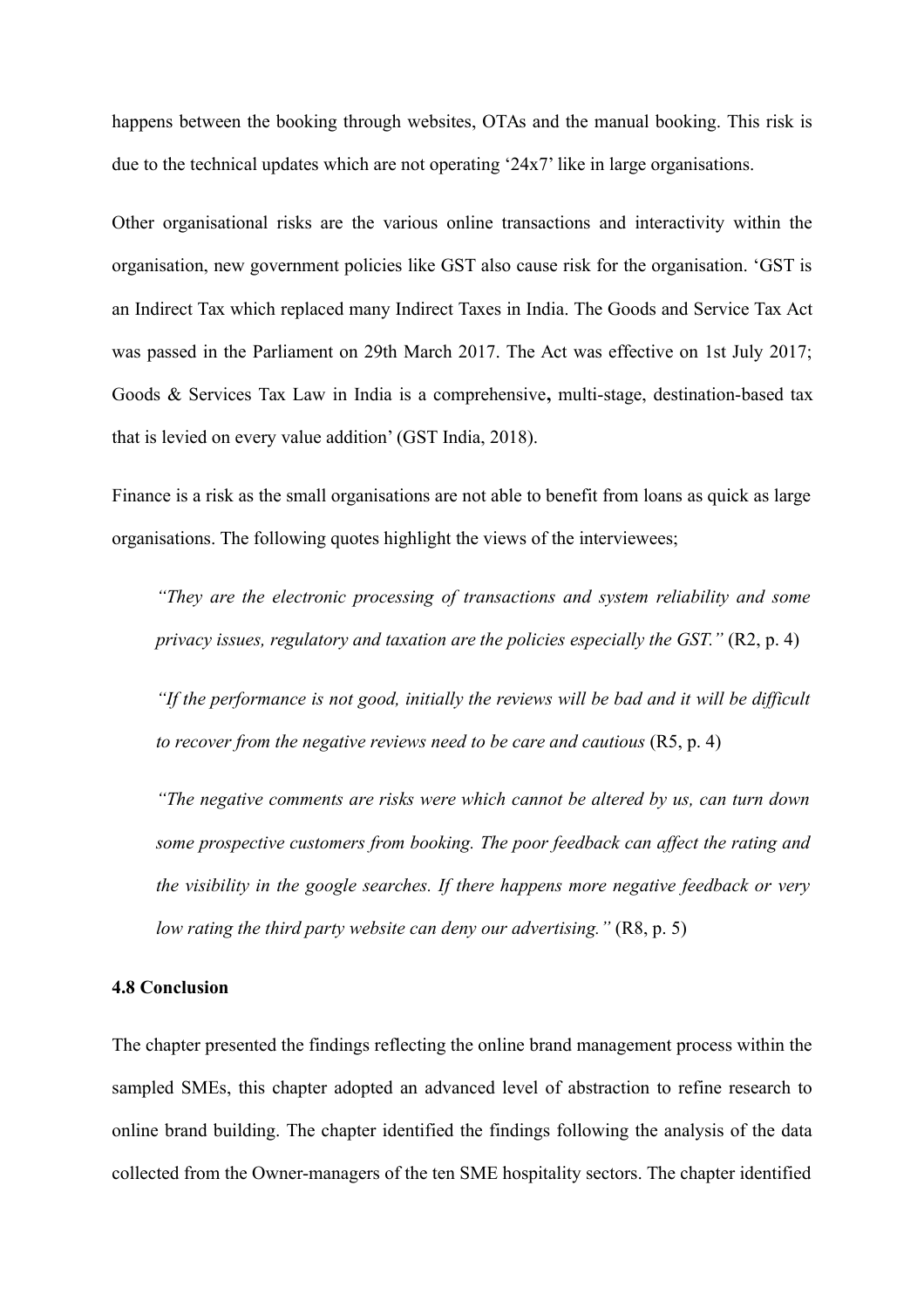happens between the booking through websites, OTAs and the manual booking. This risk is due to the technical updates which are not operating '24x7' like in large organisations.

Other organisational risks are the various online transactions and interactivity within the organisation, new government policies like GST also cause risk for the organisation. 'GST is an Indirect Tax which replaced many Indirect Taxes in India. The Goods and Service Tax Act was passed in the Parliament on 29th March 2017. The Act was effective on 1st July 2017; Goods & Services Tax Law in India is a comprehensive**,** multi-stage, destination-based tax that is levied on every value addition' (GST India, 2018).

Finance is a risk as the small organisations are not able to benefit from loans as quick as large organisations. The following quotes highlight the views of the interviewees;

> *"They are the electronic processing of transactions and system reliability and some privacy issues, regulatory and taxation are the policies especially the GST."* (R2, p. 4)
>
> *"If the performance is not good, initially the reviews will be bad and it will be difficult to recover from the negative reviews need to be care and cautious* (R5, p. 4)
>
> *"The negative comments are risks were which cannot be altered by us, can turn down some prospective customers from booking. The poor feedback can affect the rating and the visibility in the google searches. If there happens more negative feedback or very low rating the third party website can deny our advertising."* (R8, p. 5)

### 4.8 Conclusion

The chapter presented the findings reflecting the online brand management process within the sampled SMEs, this chapter adopted an advanced level of abstraction to refine research to online brand building. The chapter identified the findings following the analysis of the data collected from the Owner-managers of the ten SME hospitality sectors. The chapter identified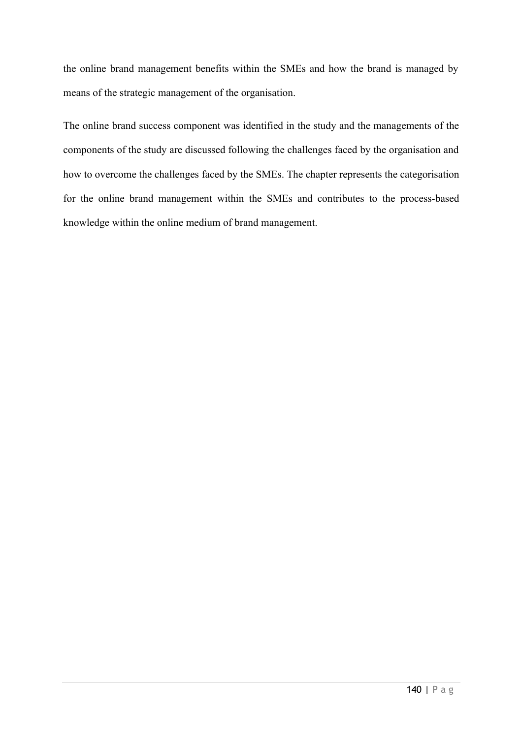the online brand management benefits within the SMEs and how the brand is managed by means of the strategic management of the organisation.

The online brand success component was identified in the study and the managements of the components of the study are discussed following the challenges faced by the organisation and how to overcome the challenges faced by the SMEs. The chapter represents the categorisation for the online brand management within the SMEs and contributes to the process-based knowledge within the online medium of brand management.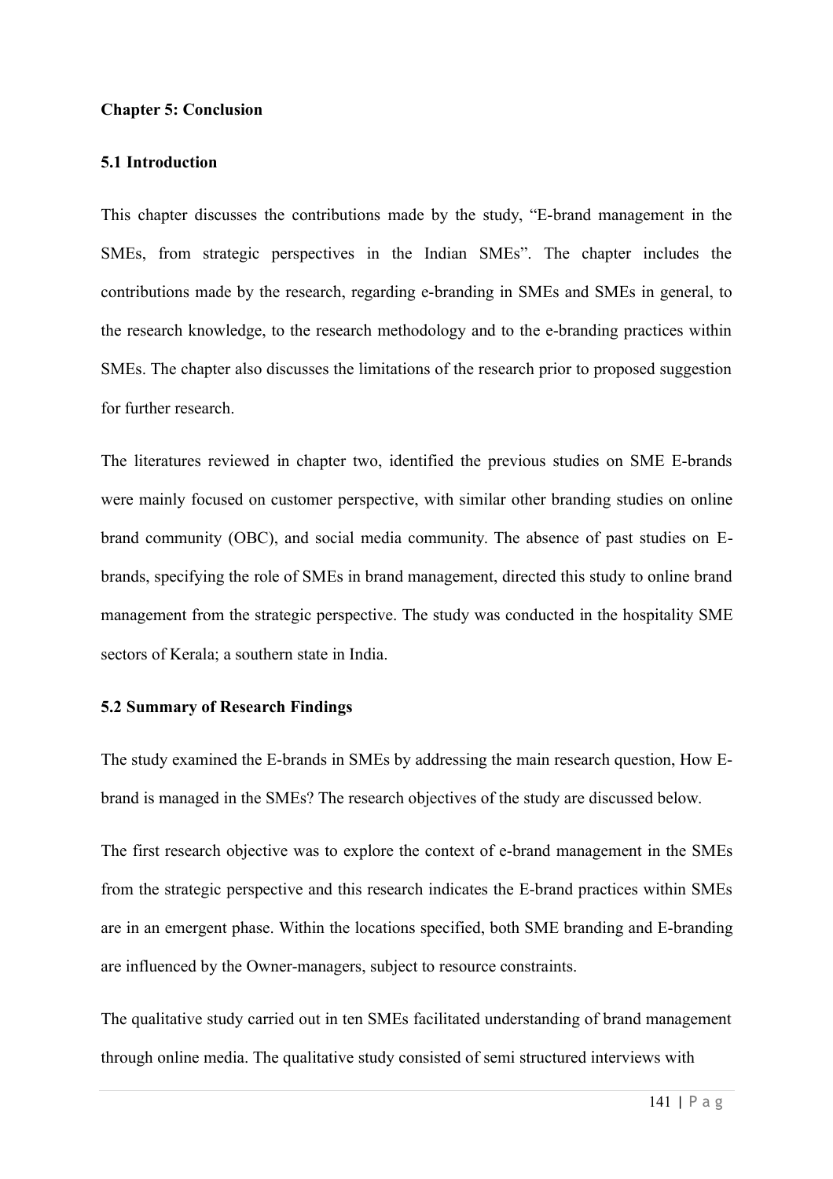## Chapter 5: Conclusion

### 5.1 Introduction

This chapter discusses the contributions made by the study, "E-brand management in the SMEs, from strategic perspectives in the Indian SMEs". The chapter includes the contributions made by the research, regarding e-branding in SMEs and SMEs in general, to the research knowledge, to the research methodology and to the e-branding practices within SMEs. The chapter also discusses the limitations of the research prior to proposed suggestion for further research.

The literatures reviewed in chapter two, identified the previous studies on SME E-brands were mainly focused on customer perspective, with similar other branding studies on online brand community (OBC), and social media community. The absence of past studies on E-brands, specifying the role of SMEs in brand management, directed this study to online brand management from the strategic perspective. The study was conducted in the hospitality SME sectors of Kerala; a southern state in India.

### 5.2 Summary of Research Findings

The study examined the E-brands in SMEs by addressing the main research question, How E-brand is managed in the SMEs? The research objectives of the study are discussed below.

The first research objective was to explore the context of e-brand management in the SMEs from the strategic perspective and this research indicates the E-brand practices within SMEs are in an emergent phase. Within the locations specified, both SME branding and E-branding are influenced by the Owner-managers, subject to resource constraints.

The qualitative study carried out in ten SMEs facilitated understanding of brand management through online media. The qualitative study consisted of semi structured interviews with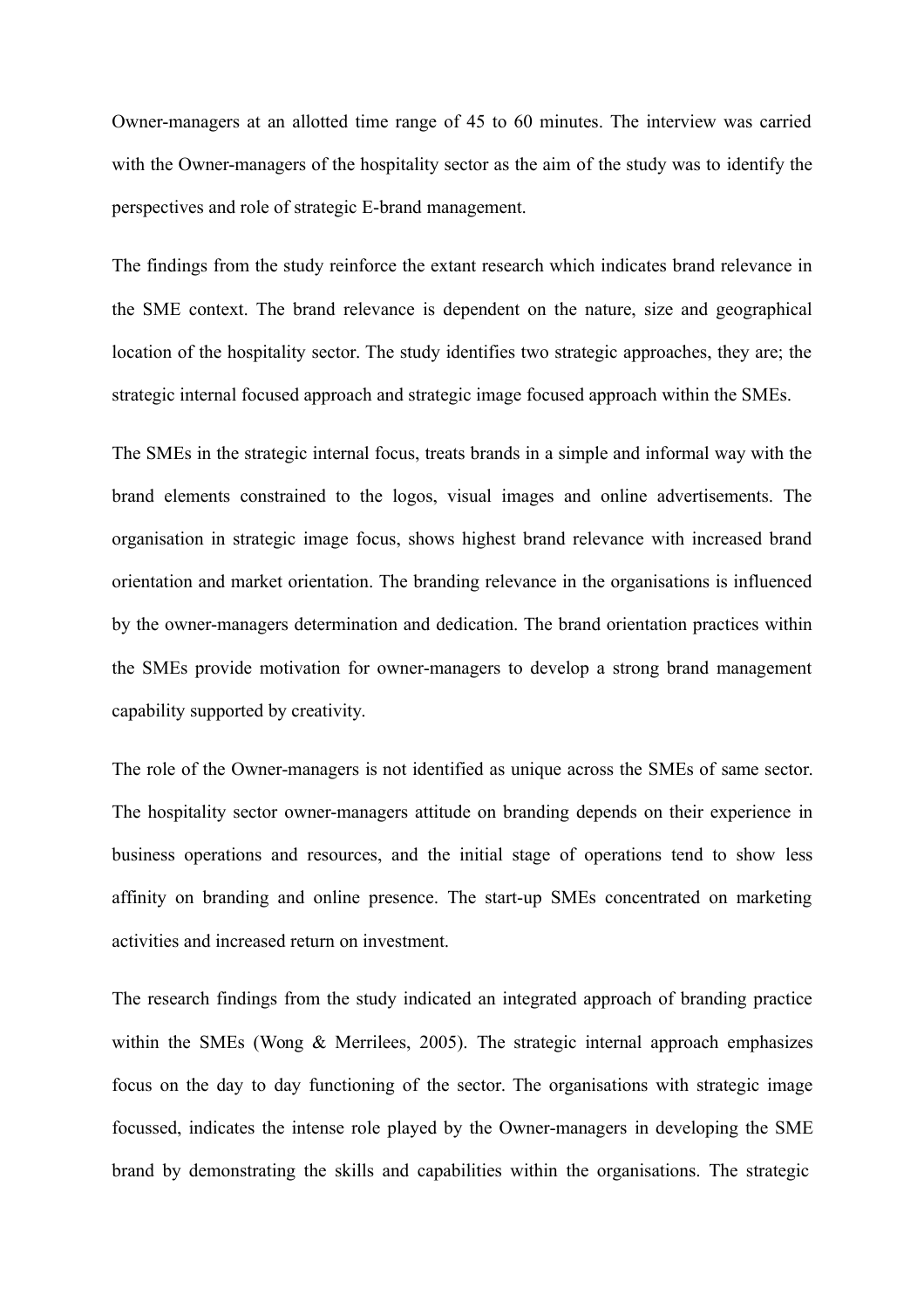Owner-managers at an allotted time range of 45 to 60 minutes. The interview was carried with the Owner-managers of the hospitality sector as the aim of the study was to identify the perspectives and role of strategic E-brand management.

The findings from the study reinforce the extant research which indicates brand relevance in the SME context. The brand relevance is dependent on the nature, size and geographical location of the hospitality sector. The study identifies two strategic approaches, they are; the strategic internal focused approach and strategic image focused approach within the SMEs.

The SMEs in the strategic internal focus, treats brands in a simple and informal way with the brand elements constrained to the logos, visual images and online advertisements. The organisation in strategic image focus, shows highest brand relevance with increased brand orientation and market orientation. The branding relevance in the organisations is influenced by the owner-managers determination and dedication. The brand orientation practices within the SMEs provide motivation for owner-managers to develop a strong brand management capability supported by creativity.

The role of the Owner-managers is not identified as unique across the SMEs of same sector. The hospitality sector owner-managers attitude on branding depends on their experience in business operations and resources, and the initial stage of operations tend to show less affinity on branding and online presence. The start-up SMEs concentrated on marketing activities and increased return on investment.

The research findings from the study indicated an integrated approach of branding practice within the SMEs (Wong & Merrilees, 2005). The strategic internal approach emphasizes focus on the day to day functioning of the sector. The organisations with strategic image focussed, indicates the intense role played by the Owner-managers in developing the SME brand by demonstrating the skills and capabilities within the organisations. The strategic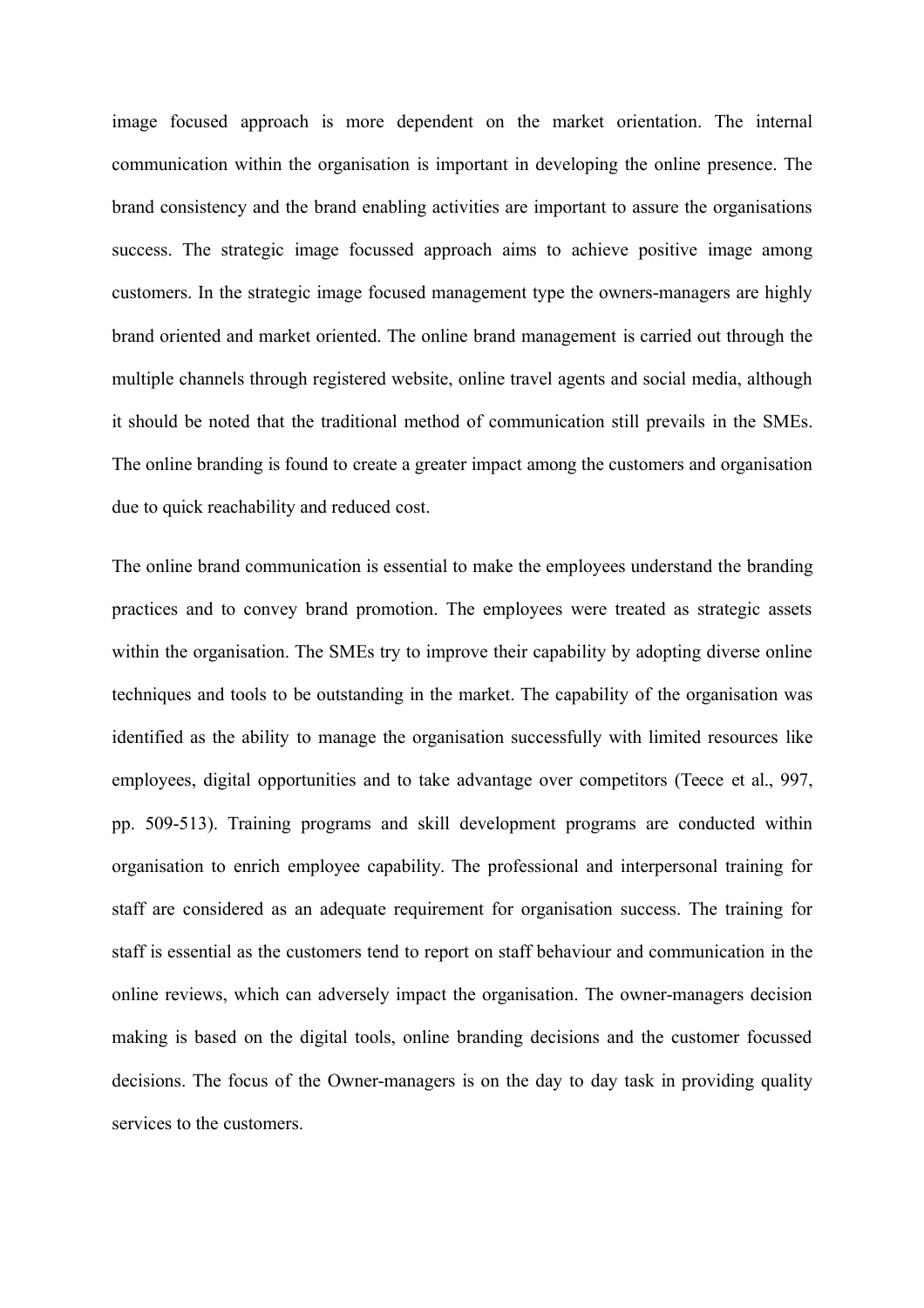image focused approach is more dependent on the market orientation. The internal communication within the organisation is important in developing the online presence. The brand consistency and the brand enabling activities are important to assure the organisations success. The strategic image focussed approach aims to achieve positive image among customers. In the strategic image focused management type the owners-managers are highly brand oriented and market oriented. The online brand management is carried out through the multiple channels through registered website, online travel agents and social media, although it should be noted that the traditional method of communication still prevails in the SMEs. The online branding is found to create a greater impact among the customers and organisation due to quick reachability and reduced cost.

The online brand communication is essential to make the employees understand the branding practices and to convey brand promotion. The employees were treated as strategic assets within the organisation. The SMEs try to improve their capability by adopting diverse online techniques and tools to be outstanding in the market. The capability of the organisation was identified as the ability to manage the organisation successfully with limited resources like employees, digital opportunities and to take advantage over competitors (Teece et al., 997, pp. 509-513). Training programs and skill development programs are conducted within organisation to enrich employee capability. The professional and interpersonal training for staff are considered as an adequate requirement for organisation success. The training for staff is essential as the customers tend to report on staff behaviour and communication in the online reviews, which can adversely impact the organisation. The owner-managers decision making is based on the digital tools, online branding decisions and the customer focussed decisions. The focus of the Owner-managers is on the day to day task in providing quality services to the customers.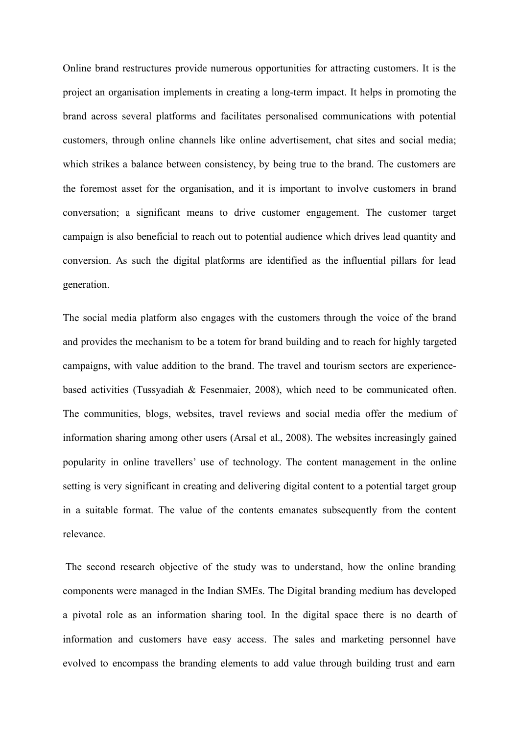Online brand restructures provide numerous opportunities for attracting customers. It is the project an organisation implements in creating a long-term impact. It helps in promoting the brand across several platforms and facilitates personalised communications with potential customers, through online channels like online advertisement, chat sites and social media; which strikes a balance between consistency, by being true to the brand. The customers are the foremost asset for the organisation, and it is important to involve customers in brand conversation; a significant means to drive customer engagement. The customer target campaign is also beneficial to reach out to potential audience which drives lead quantity and conversion. As such the digital platforms are identified as the influential pillars for lead generation.

The social media platform also engages with the customers through the voice of the brand and provides the mechanism to be a totem for brand building and to reach for highly targeted campaigns, with value addition to the brand. The travel and tourism sectors are experience-based activities (Tussyadiah & Fesenmaier, 2008), which need to be communicated often. The communities, blogs, websites, travel reviews and social media offer the medium of information sharing among other users (Arsal et al., 2008). The websites increasingly gained popularity in online travellers' use of technology. The content management in the online setting is very significant in creating and delivering digital content to a potential target group in a suitable format. The value of the contents emanates subsequently from the content relevance.

The second research objective of the study was to understand, how the online branding components were managed in the Indian SMEs. The Digital branding medium has developed a pivotal role as an information sharing tool. In the digital space there is no dearth of information and customers have easy access. The sales and marketing personnel have evolved to encompass the branding elements to add value through building trust and earn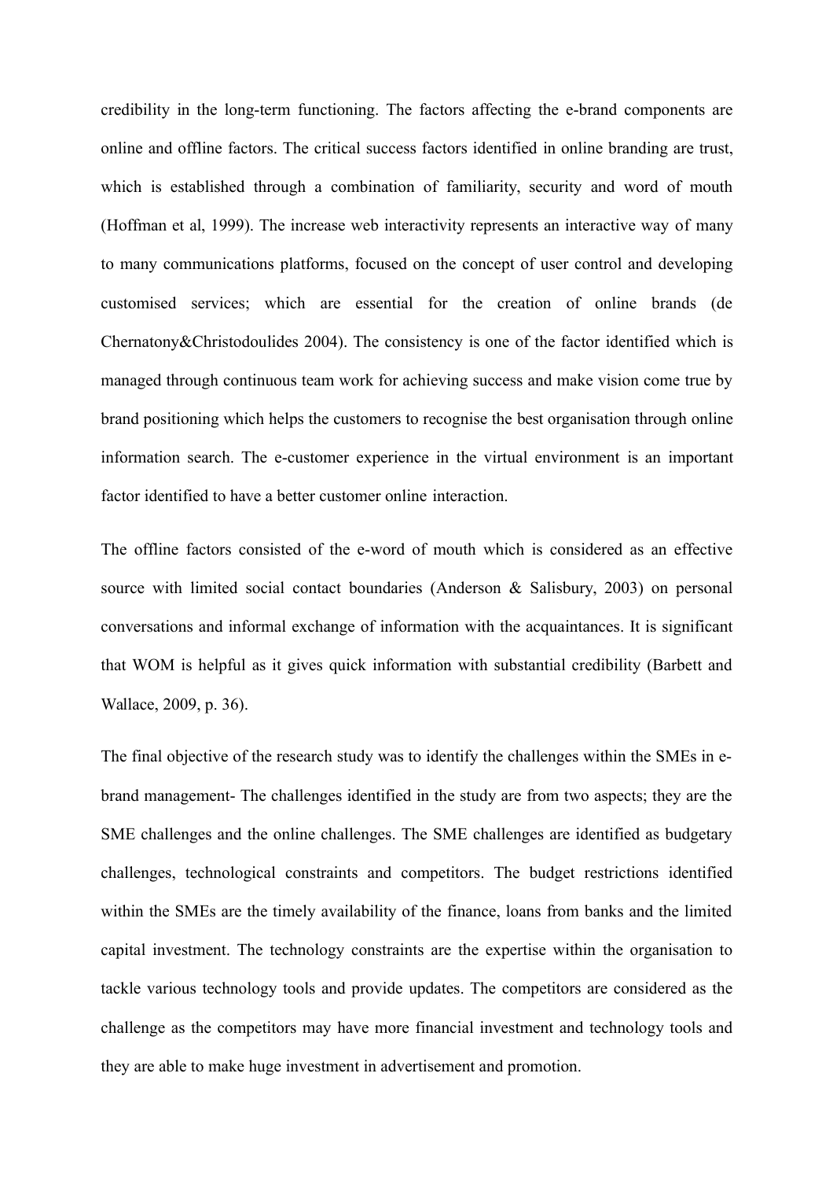credibility in the long-term functioning. The factors affecting the e-brand components are online and offline factors. The critical success factors identified in online branding are trust, which is established through a combination of familiarity, security and word of mouth (Hoffman et al, 1999). The increase web interactivity represents an interactive way of many to many communications platforms, focused on the concept of user control and developing customised services; which are essential for the creation of online brands (de Chernatony&Christodoulides 2004). The consistency is one of the factor identified which is managed through continuous team work for achieving success and make vision come true by brand positioning which helps the customers to recognise the best organisation through online information search. The e-customer experience in the virtual environment is an important factor identified to have a better customer online interaction.

The offline factors consisted of the e-word of mouth which is considered as an effective source with limited social contact boundaries (Anderson & Salisbury, 2003) on personal conversations and informal exchange of information with the acquaintances. It is significant that WOM is helpful as it gives quick information with substantial credibility (Barbett and Wallace, 2009, p. 36).

The final objective of the research study was to identify the challenges within the SMEs in e-brand management- The challenges identified in the study are from two aspects; they are the SME challenges and the online challenges. The SME challenges are identified as budgetary challenges, technological constraints and competitors. The budget restrictions identified within the SMEs are the timely availability of the finance, loans from banks and the limited capital investment. The technology constraints are the expertise within the organisation to tackle various technology tools and provide updates. The competitors are considered as the challenge as the competitors may have more financial investment and technology tools and they are able to make huge investment in advertisement and promotion.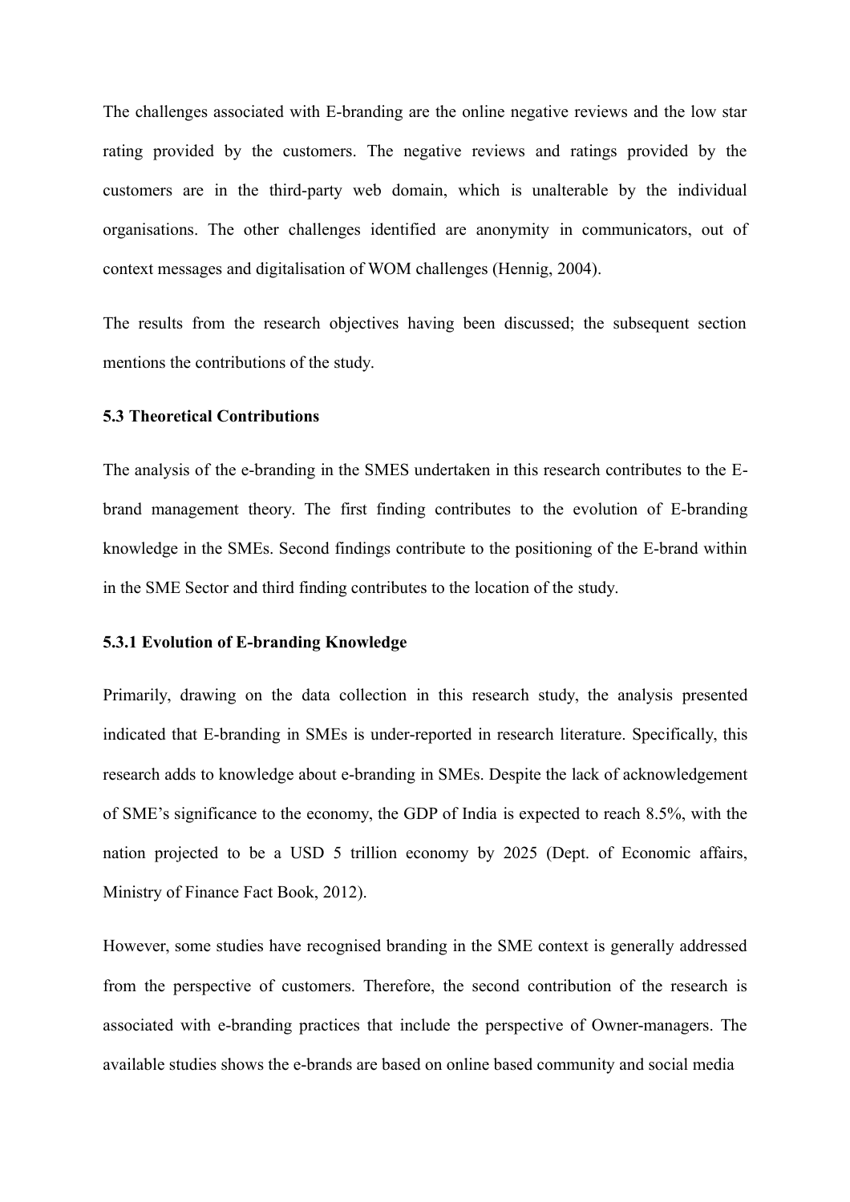The challenges associated with E-branding are the online negative reviews and the low star rating provided by the customers. The negative reviews and ratings provided by the customers are in the third-party web domain, which is unalterable by the individual organisations. The other challenges identified are anonymity in communicators, out of context messages and digitalisation of WOM challenges (Hennig, 2004).

The results from the research objectives having been discussed; the subsequent section mentions the contributions of the study.

### 5.3 Theoretical Contributions

The analysis of the e-branding in the SMES undertaken in this research contributes to the E-brand management theory. The first finding contributes to the evolution of E-branding knowledge in the SMEs. Second findings contribute to the positioning of the E-brand within in the SME Sector and third finding contributes to the location of the study.

#### 5.3.1 Evolution of E-branding Knowledge

Primarily, drawing on the data collection in this research study, the analysis presented indicated that E-branding in SMEs is under-reported in research literature. Specifically, this research adds to knowledge about e-branding in SMEs. Despite the lack of acknowledgement of SME's significance to the economy, the GDP of India is expected to reach 8.5%, with the nation projected to be a USD 5 trillion economy by 2025 (Dept. of Economic affairs, Ministry of Finance Fact Book, 2012).

However, some studies have recognised branding in the SME context is generally addressed from the perspective of customers. Therefore, the second contribution of the research is associated with e-branding practices that include the perspective of Owner-managers. The available studies shows the e-brands are based on online based community and social media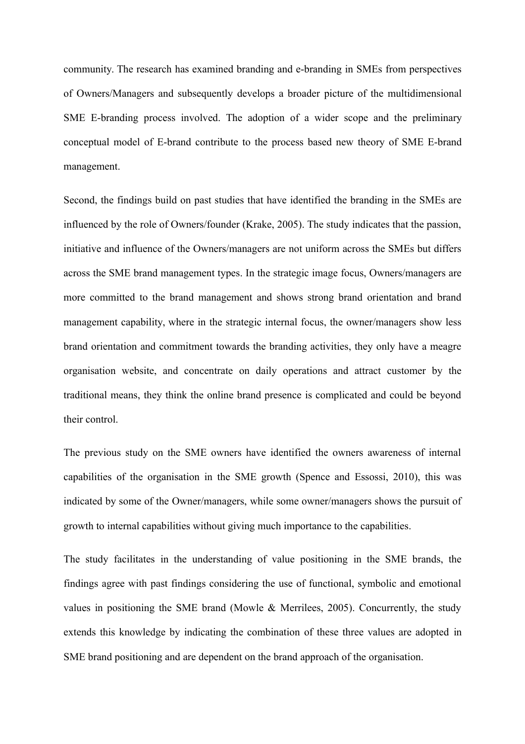community. The research has examined branding and e-branding in SMEs from perspectives of Owners/Managers and subsequently develops a broader picture of the multidimensional SME E-branding process involved. The adoption of a wider scope and the preliminary conceptual model of E-brand contribute to the process based new theory of SME E-brand management.

Second, the findings build on past studies that have identified the branding in the SMEs are influenced by the role of Owners/founder (Krake, 2005). The study indicates that the passion, initiative and influence of the Owners/managers are not uniform across the SMEs but differs across the SME brand management types. In the strategic image focus, Owners/managers are more committed to the brand management and shows strong brand orientation and brand management capability, where in the strategic internal focus, the owner/managers show less brand orientation and commitment towards the branding activities, they only have a meagre organisation website, and concentrate on daily operations and attract customer by the traditional means, they think the online brand presence is complicated and could be beyond their control.

The previous study on the SME owners have identified the owners awareness of internal capabilities of the organisation in the SME growth (Spence and Essossi, 2010), this was indicated by some of the Owner/managers, while some owner/managers shows the pursuit of growth to internal capabilities without giving much importance to the capabilities.

The study facilitates in the understanding of value positioning in the SME brands, the findings agree with past findings considering the use of functional, symbolic and emotional values in positioning the SME brand (Mowle & Merrilees, 2005). Concurrently, the study extends this knowledge by indicating the combination of these three values are adopted in SME brand positioning and are dependent on the brand approach of the organisation.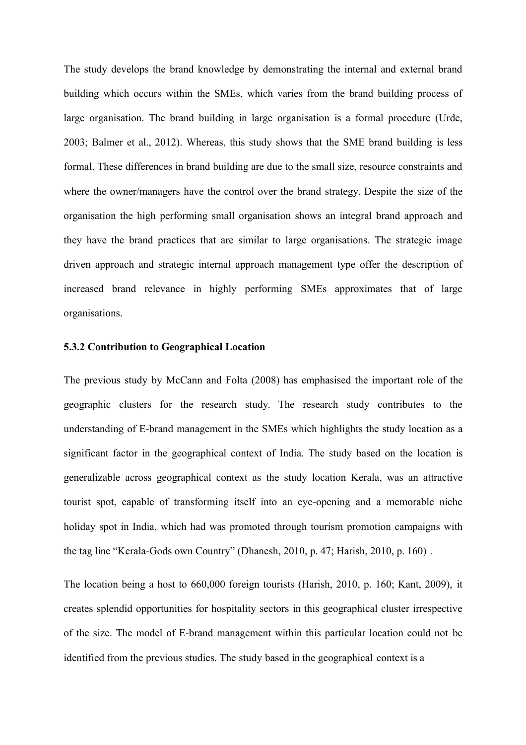The study develops the brand knowledge by demonstrating the internal and external brand building which occurs within the SMEs, which varies from the brand building process of large organisation. The brand building in large organisation is a formal procedure (Urde, 2003; Balmer et al., 2012). Whereas, this study shows that the SME brand building is less formal. These differences in brand building are due to the small size, resource constraints and where the owner/managers have the control over the brand strategy. Despite the size of the organisation the high performing small organisation shows an integral brand approach and they have the brand practices that are similar to large organisations. The strategic image driven approach and strategic internal approach management type offer the description of increased brand relevance in highly performing SMEs approximates that of large organisations.

### 5.3.2 Contribution to Geographical Location

The previous study by McCann and Folta (2008) has emphasised the important role of the geographic clusters for the research study. The research study contributes to the understanding of E-brand management in the SMEs which highlights the study location as a significant factor in the geographical context of India. The study based on the location is generalizable across geographical context as the study location Kerala, was an attractive tourist spot, capable of transforming itself into an eye-opening and a memorable niche holiday spot in India, which had was promoted through tourism promotion campaigns with the tag line "Kerala-Gods own Country" (Dhanesh, 2010, p. 47; Harish, 2010, p. 160) .

The location being a host to 660,000 foreign tourists (Harish, 2010, p. 160; Kant, 2009), it creates splendid opportunities for hospitality sectors in this geographical cluster irrespective of the size. The model of E-brand management within this particular location could not be identified from the previous studies. The study based in the geographical context is a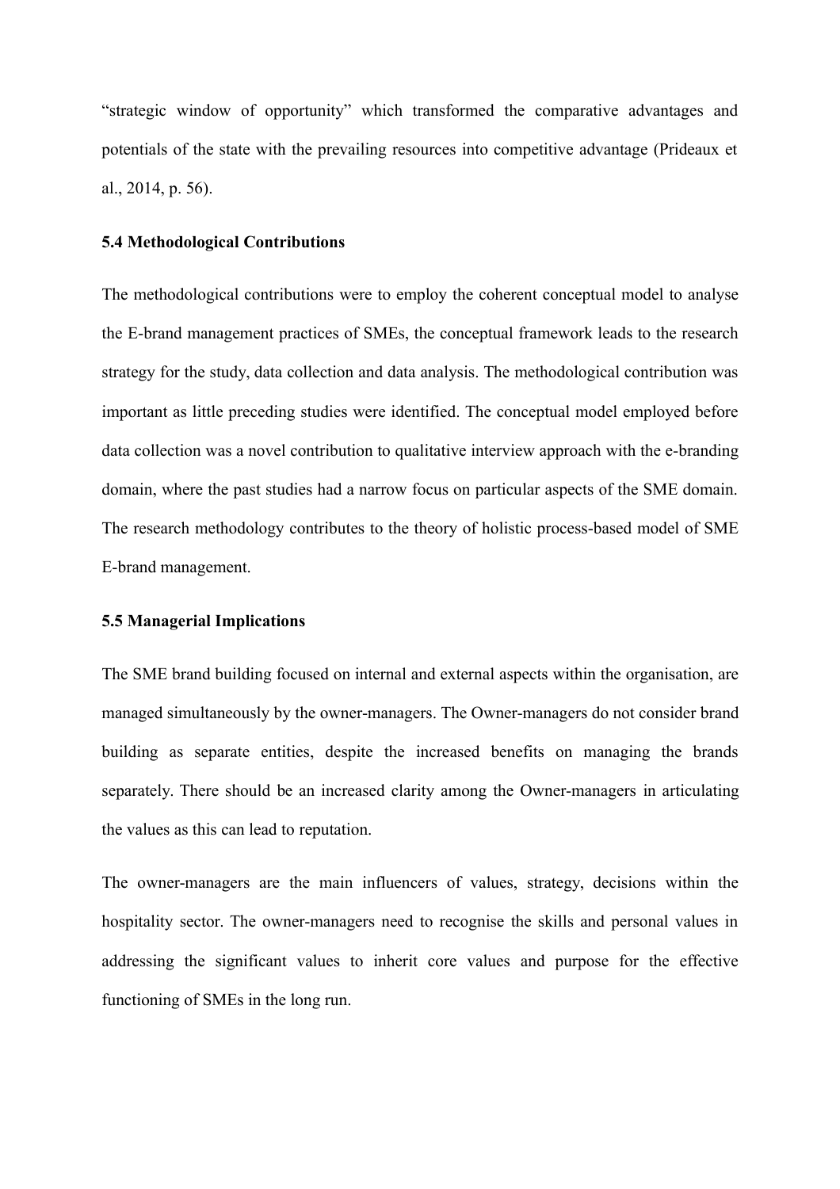"strategic window of opportunity" which transformed the comparative advantages and potentials of the state with the prevailing resources into competitive advantage (Prideaux et al., 2014, p. 56).

### 5.4 Methodological Contributions

The methodological contributions were to employ the coherent conceptual model to analyse the E-brand management practices of SMEs, the conceptual framework leads to the research strategy for the study, data collection and data analysis. The methodological contribution was important as little preceding studies were identified. The conceptual model employed before data collection was a novel contribution to qualitative interview approach with the e-branding domain, where the past studies had a narrow focus on particular aspects of the SME domain. The research methodology contributes to the theory of holistic process-based model of SME E-brand management.

### 5.5 Managerial Implications

The SME brand building focused on internal and external aspects within the organisation, are managed simultaneously by the owner-managers. The Owner-managers do not consider brand building as separate entities, despite the increased benefits on managing the brands separately. There should be an increased clarity among the Owner-managers in articulating the values as this can lead to reputation.

The owner-managers are the main influencers of values, strategy, decisions within the hospitality sector. The owner-managers need to recognise the skills and personal values in addressing the significant values to inherit core values and purpose for the effective functioning of SMEs in the long run.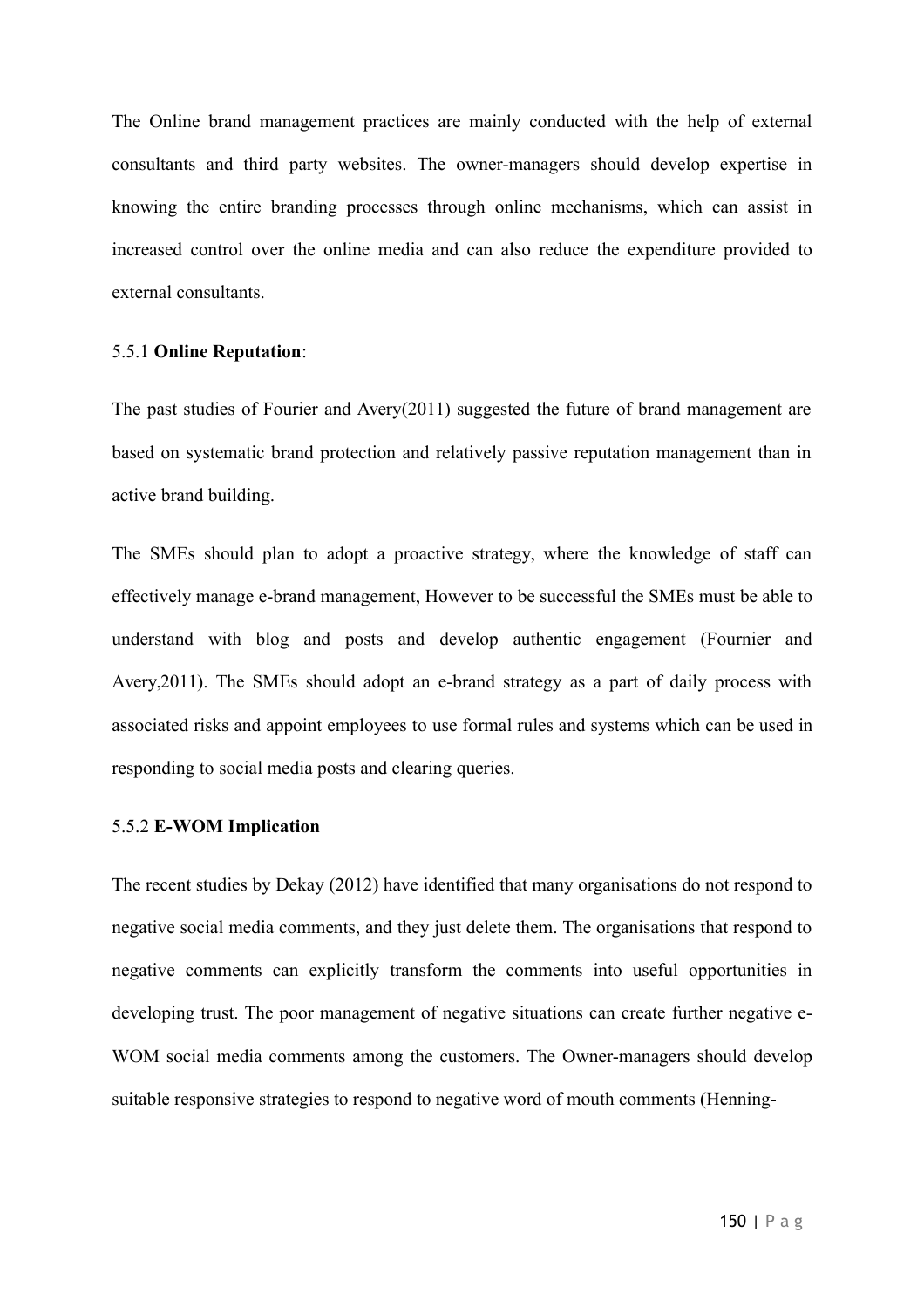The Online brand management practices are mainly conducted with the help of external consultants and third party websites. The owner-managers should develop expertise in knowing the entire branding processes through online mechanisms, which can assist in increased control over the online media and can also reduce the expenditure provided to external consultants.

### 5.5.1 **Online Reputation**:

The past studies of Fourier and Avery(2011) suggested the future of brand management are based on systematic brand protection and relatively passive reputation management than in active brand building.

The SMEs should plan to adopt a proactive strategy, where the knowledge of staff can effectively manage e-brand management, However to be successful the SMEs must be able to understand with blog and posts and develop authentic engagement (Fournier and Avery,2011). The SMEs should adopt an e-brand strategy as a part of daily process with associated risks and appoint employees to use formal rules and systems which can be used in responding to social media posts and clearing queries.

### 5.5.2 **E-WOM Implication**

The recent studies by Dekay (2012) have identified that many organisations do not respond to negative social media comments, and they just delete them. The organisations that respond to negative comments can explicitly transform the comments into useful opportunities in developing trust. The poor management of negative situations can create further negative e-WOM social media comments among the customers. The Owner-managers should develop suitable responsive strategies to respond to negative word of mouth comments (Henning-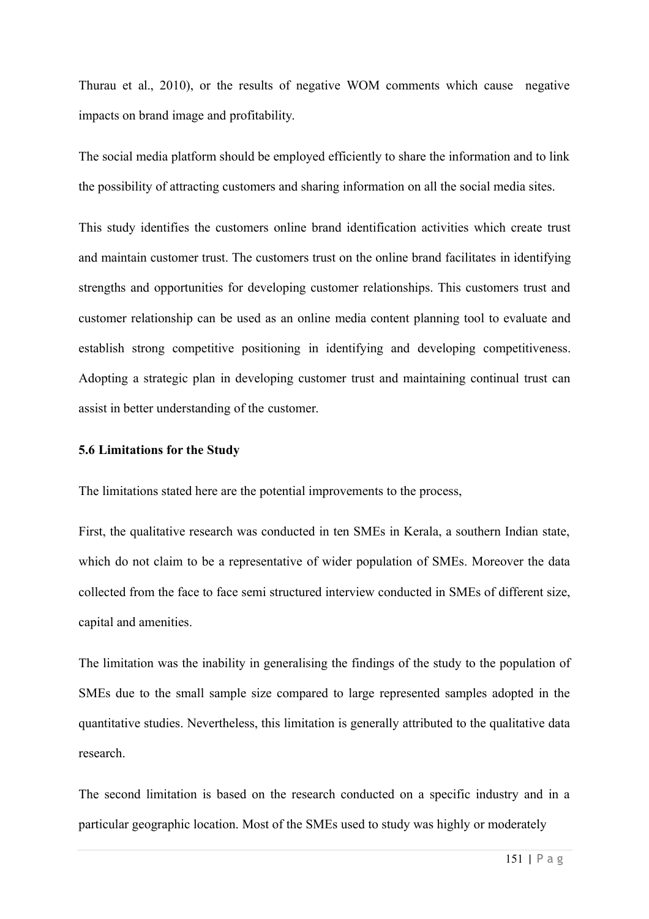Thurau et al., 2010), or the results of negative WOM comments which cause negative impacts on brand image and profitability.

The social media platform should be employed efficiently to share the information and to link the possibility of attracting customers and sharing information on all the social media sites.

This study identifies the customers online brand identification activities which create trust and maintain customer trust. The customers trust on the online brand facilitates in identifying strengths and opportunities for developing customer relationships. This customers trust and customer relationship can be used as an online media content planning tool to evaluate and establish strong competitive positioning in identifying and developing competitiveness. Adopting a strategic plan in developing customer trust and maintaining continual trust can assist in better understanding of the customer.

### 5.6 Limitations for the Study

The limitations stated here are the potential improvements to the process,

First, the qualitative research was conducted in ten SMEs in Kerala, a southern Indian state, which do not claim to be a representative of wider population of SMEs. Moreover the data collected from the face to face semi structured interview conducted in SMEs of different size, capital and amenities.

The limitation was the inability in generalising the findings of the study to the population of SMEs due to the small sample size compared to large represented samples adopted in the quantitative studies. Nevertheless, this limitation is generally attributed to the qualitative data research.

The second limitation is based on the research conducted on a specific industry and in a particular geographic location. Most of the SMEs used to study was highly or moderately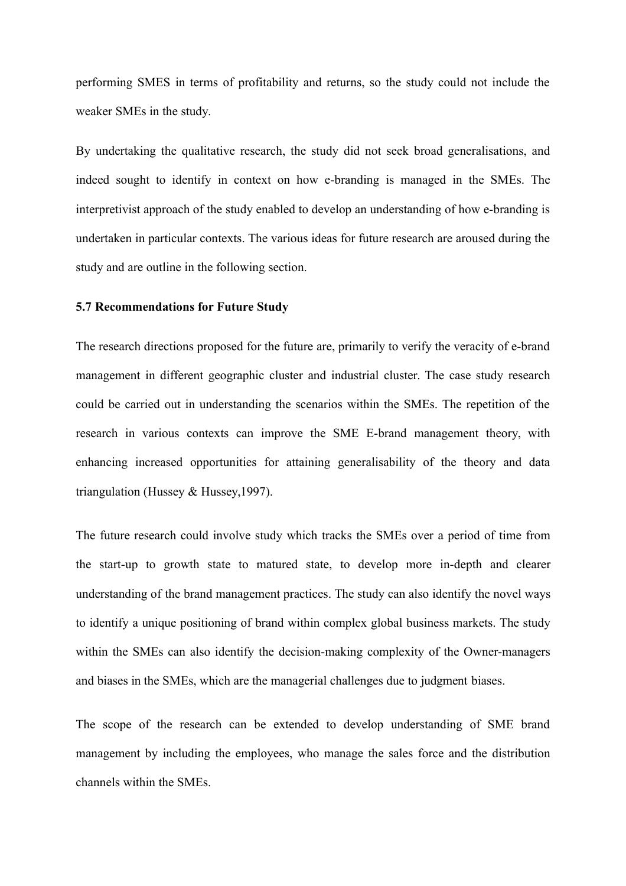performing SMES in terms of profitability and returns, so the study could not include the weaker SMEs in the study.

By undertaking the qualitative research, the study did not seek broad generalisations, and indeed sought to identify in context on how e-branding is managed in the SMEs. The interpretivist approach of the study enabled to develop an understanding of how e-branding is undertaken in particular contexts. The various ideas for future research are aroused during the study and are outline in the following section.

### 5.7 Recommendations for Future Study

The research directions proposed for the future are, primarily to verify the veracity of e-brand management in different geographic cluster and industrial cluster. The case study research could be carried out in understanding the scenarios within the SMEs. The repetition of the research in various contexts can improve the SME E-brand management theory, with enhancing increased opportunities for attaining generalisability of the theory and data triangulation (Hussey & Hussey,1997).

The future research could involve study which tracks the SMEs over a period of time from the start-up to growth state to matured state, to develop more in-depth and clearer understanding of the brand management practices. The study can also identify the novel ways to identify a unique positioning of brand within complex global business markets. The study within the SMEs can also identify the decision-making complexity of the Owner-managers and biases in the SMEs, which are the managerial challenges due to judgment biases.

The scope of the research can be extended to develop understanding of SME brand management by including the employees, who manage the sales force and the distribution channels within the SMEs.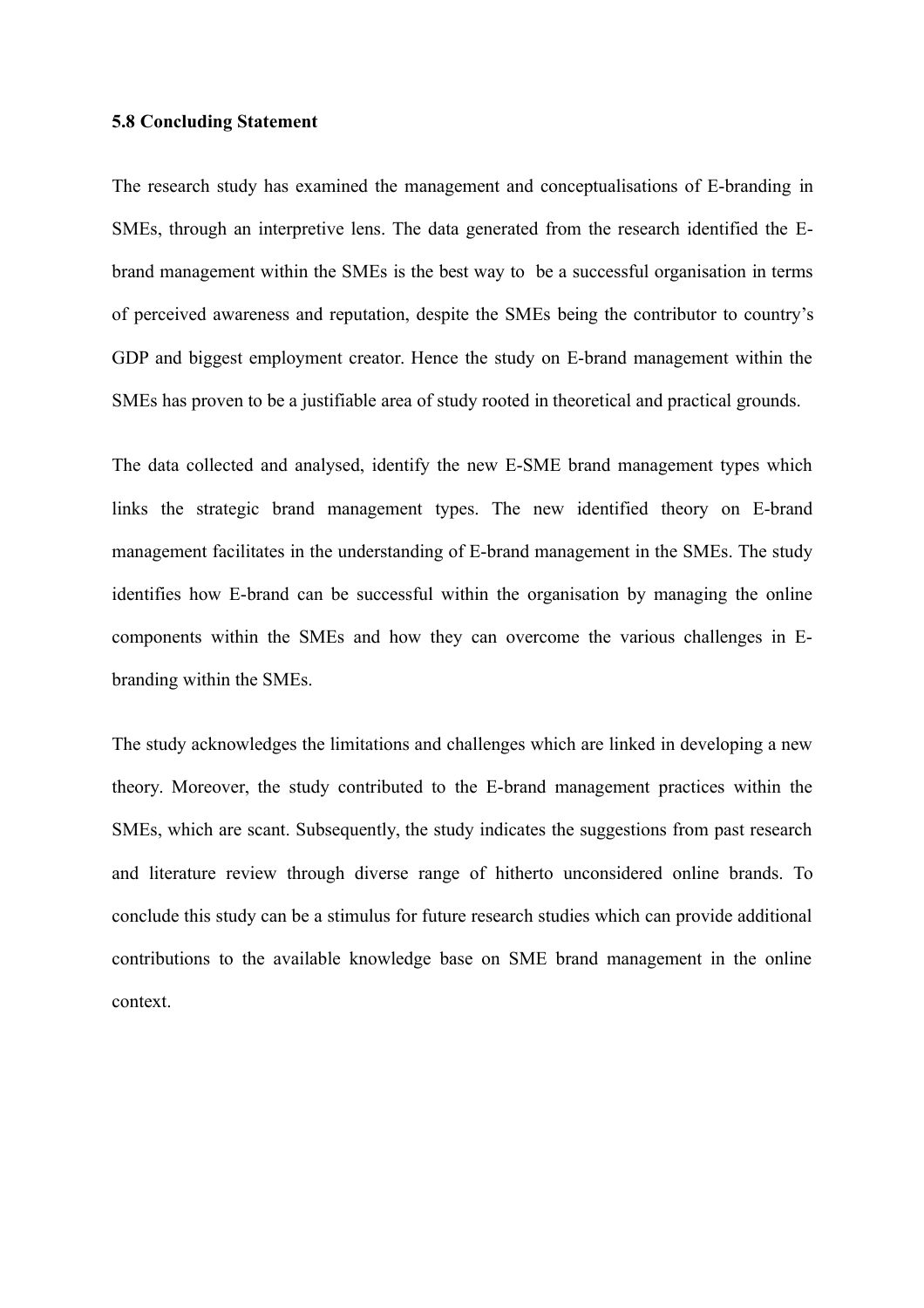### 5.8 Concluding Statement

The research study has examined the management and conceptualisations of E-branding in SMEs, through an interpretive lens. The data generated from the research identified the E-brand management within the SMEs is the best way to be a successful organisation in terms of perceived awareness and reputation, despite the SMEs being the contributor to country's GDP and biggest employment creator. Hence the study on E-brand management within the SMEs has proven to be a justifiable area of study rooted in theoretical and practical grounds.

The data collected and analysed, identify the new E-SME brand management types which links the strategic brand management types. The new identified theory on E-brand management facilitates in the understanding of E-brand management in the SMEs. The study identifies how E-brand can be successful within the organisation by managing the online components within the SMEs and how they can overcome the various challenges in E-branding within the SMEs.

The study acknowledges the limitations and challenges which are linked in developing a new theory. Moreover, the study contributed to the E-brand management practices within the SMEs, which are scant. Subsequently, the study indicates the suggestions from past research and literature review through diverse range of hitherto unconsidered online brands. To conclude this study can be a stimulus for future research studies which can provide additional contributions to the available knowledge base on SME brand management in the online context.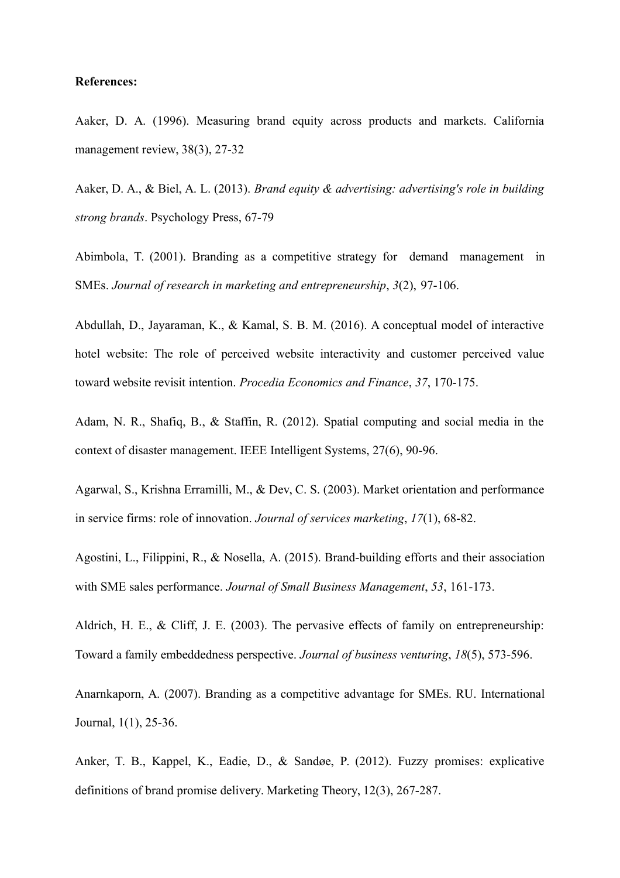**References:**

Aaker, D. A. (1996). Measuring brand equity across products and markets. California management review, 38(3), 27-32

Aaker, D. A., & Biel, A. L. (2013). *Brand equity & advertising: advertising's role in building strong brands*. Psychology Press, 67-79

Abimbola, T. (2001). Branding as a competitive strategy for demand management in SMEs. *Journal of research in marketing and entrepreneurship*, *3*(2), 97-106.

Abdullah, D., Jayaraman, K., & Kamal, S. B. M. (2016). A conceptual model of interactive hotel website: The role of perceived website interactivity and customer perceived value toward website revisit intention. *Procedia Economics and Finance*, *37*, 170-175.

Adam, N. R., Shafiq, B., & Staffin, R. (2012). Spatial computing and social media in the context of disaster management. IEEE Intelligent Systems, 27(6), 90-96.

Agarwal, S., Krishna Erramilli, M., & Dev, C. S. (2003). Market orientation and performance in service firms: role of innovation. *Journal of services marketing*, *17*(1), 68-82.

Agostini, L., Filippini, R., & Nosella, A. (2015). Brand-building efforts and their association with SME sales performance. *Journal of Small Business Management*, *53*, 161-173.

Aldrich, H. E., & Cliff, J. E. (2003). The pervasive effects of family on entrepreneurship: Toward a family embeddedness perspective. *Journal of business venturing*, *18*(5), 573-596.

Anarnkaporn, A. (2007). Branding as a competitive advantage for SMEs. RU. International Journal, 1(1), 25-36.

Anker, T. B., Kappel, K., Eadie, D., & Sandøe, P. (2012). Fuzzy promises: explicative definitions of brand promise delivery. Marketing Theory, 12(3), 267-287.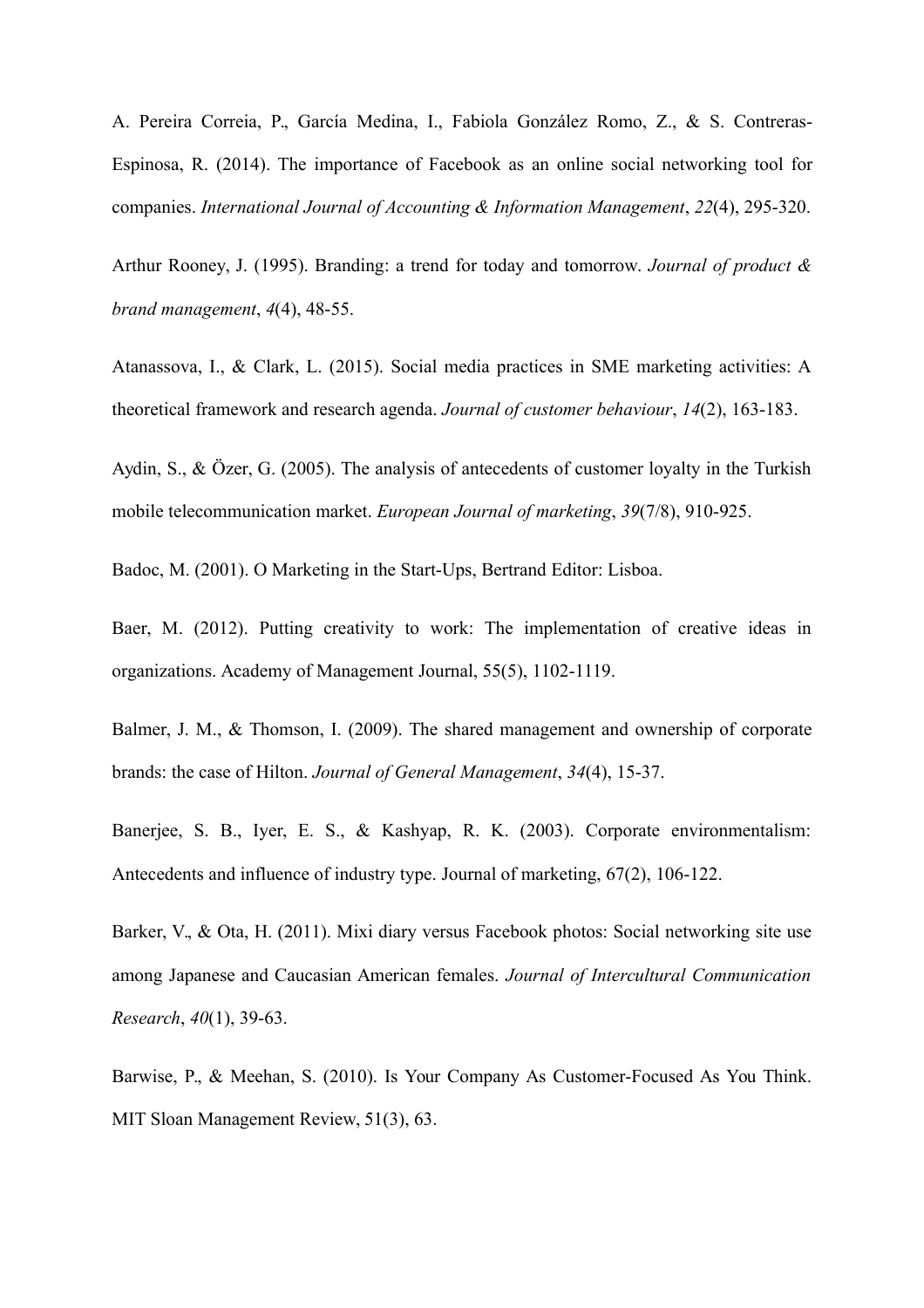A. Pereira Correia, P., García Medina, I., Fabiola González Romo, Z., & S. Contreras-Espinosa, R. (2014). The importance of Facebook as an online social networking tool for companies. *International Journal of Accounting & Information Management*, *22*(4), 295-320.

Arthur Rooney, J. (1995). Branding: a trend for today and tomorrow. *Journal of product & brand management*, *4*(4), 48-55.

Atanassova, I., & Clark, L. (2015). Social media practices in SME marketing activities: A theoretical framework and research agenda. *Journal of customer behaviour*, *14*(2), 163-183.

Aydin, S., & Özer, G. (2005). The analysis of antecedents of customer loyalty in the Turkish mobile telecommunication market. *European Journal of marketing*, *39*(7/8), 910-925.

Badoc, M. (2001). O Marketing in the Start-Ups, Bertrand Editor: Lisboa.

Baer, M. (2012). Putting creativity to work: The implementation of creative ideas in organizations. Academy of Management Journal, 55(5), 1102-1119.

Balmer, J. M., & Thomson, I. (2009). The shared management and ownership of corporate brands: the case of Hilton. *Journal of General Management*, *34*(4), 15-37.

Banerjee, S. B., Iyer, E. S., & Kashyap, R. K. (2003). Corporate environmentalism: Antecedents and influence of industry type. Journal of marketing, 67(2), 106-122.

Barker, V., & Ota, H. (2011). Mixi diary versus Facebook photos: Social networking site use among Japanese and Caucasian American females. *Journal of Intercultural Communication Research*, *40*(1), 39-63.

Barwise, P., & Meehan, S. (2010). Is Your Company As Customer-Focused As You Think. MIT Sloan Management Review, 51(3), 63.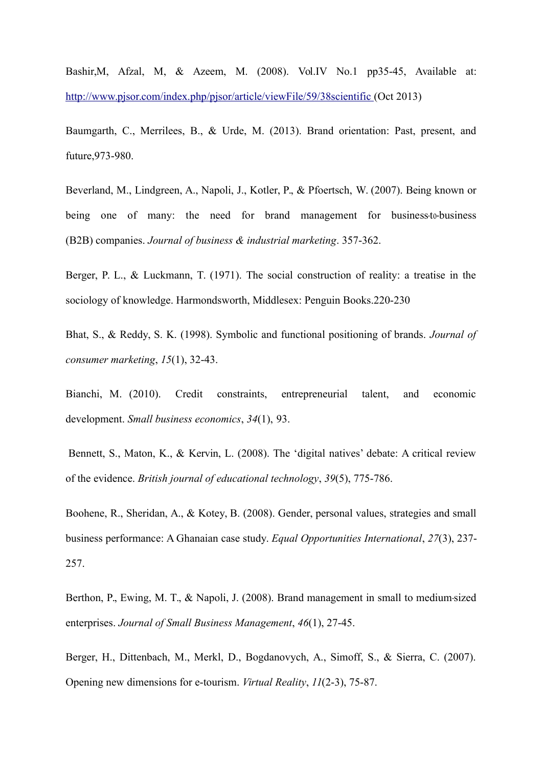Bashir,M, Afzal, M, & Azeem, M. (2008). Vol.IV No.1 pp35-45, Available at: http://www.pjsor.com/index.php/pjsor/article/viewFile/59/38scientific (Oct 2013)

Baumgarth, C., Merrilees, B., & Urde, M. (2013). Brand orientation: Past, present, and future,973-980.

Beverland, M., Lindgreen, A., Napoli, J., Kotler, P., & Pfoertsch, W. (2007). Being known or being one of many: the need for brand management for business-to-business (B2B) companies. *Journal of business & industrial marketing*. 357-362.

Berger, P. L., & Luckmann, T. (1971). The social construction of reality: a treatise in the sociology of knowledge. Harmondsworth, Middlesex: Penguin Books.220-230

Bhat, S., & Reddy, S. K. (1998). Symbolic and functional positioning of brands. *Journal of consumer marketing*, *15*(1), 32-43.

Bianchi, M. (2010). Credit constraints, entrepreneurial talent, and economic development. *Small business economics*, *34*(1), 93.

Bennett, S., Maton, K., & Kervin, L. (2008). The 'digital natives' debate: A critical review of the evidence. *British journal of educational technology*, *39*(5), 775-786.

Boohene, R., Sheridan, A., & Kotey, B. (2008). Gender, personal values, strategies and small business performance: A Ghanaian case study. *Equal Opportunities International*, *27*(3), 237-257.

Berthon, P., Ewing, M. T., & Napoli, J. (2008). Brand management in small to medium-sized enterprises. *Journal of Small Business Management*, *46*(1), 27-45.

Berger, H., Dittenbach, M., Merkl, D., Bogdanovych, A., Simoff, S., & Sierra, C. (2007). Opening new dimensions for e-tourism. *Virtual Reality*, *11*(2-3), 75-87.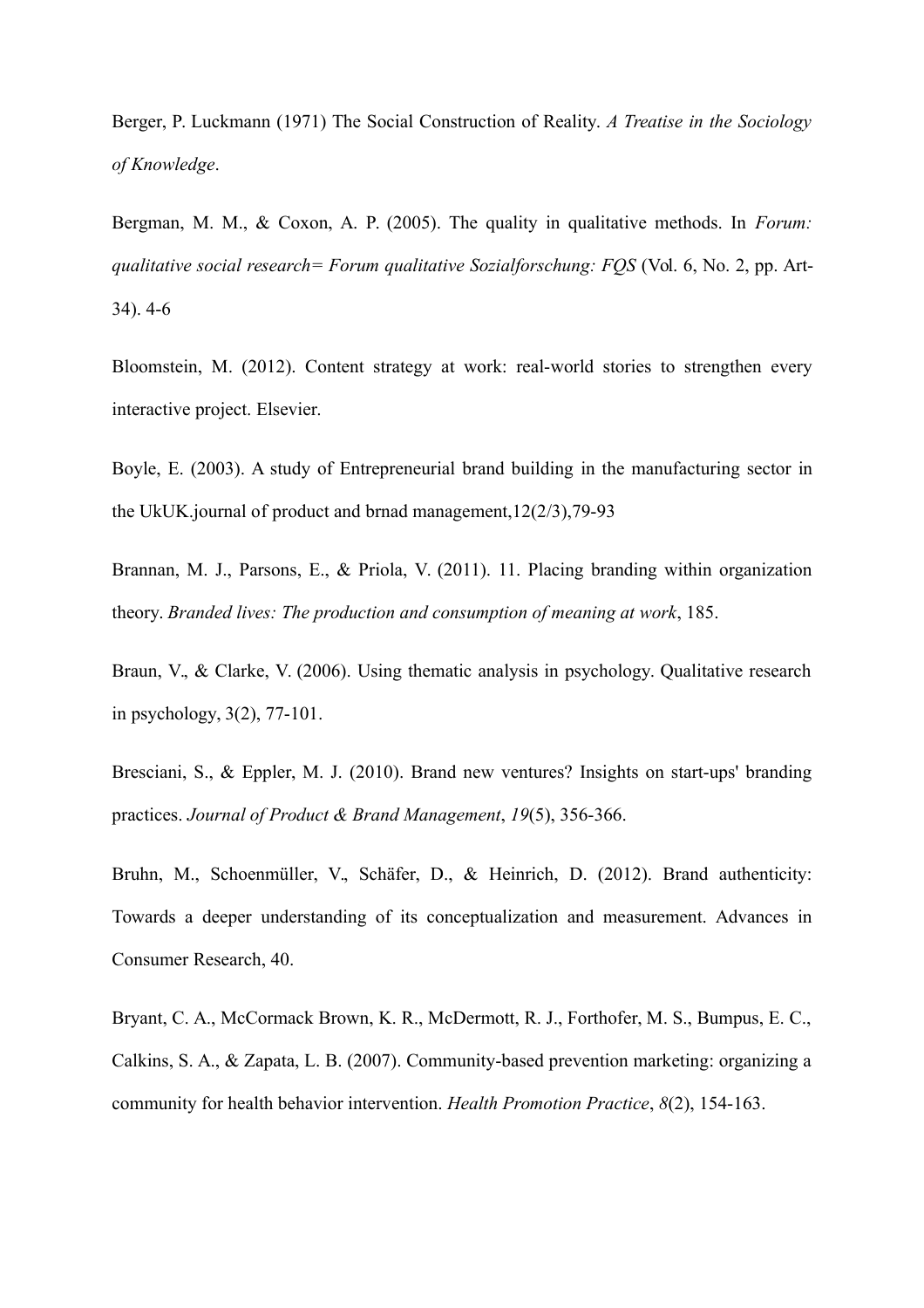Berger, P. Luckmann (1971) The Social Construction of Reality. *A Treatise in the Sociology of Knowledge*.

Bergman, M. M., & Coxon, A. P. (2005). The quality in qualitative methods. In *Forum: qualitative social research= Forum qualitative Sozialforschung: FQS* (Vol. 6, No. 2, pp. Art-34). 4-6

Bloomstein, M. (2012). Content strategy at work: real-world stories to strengthen every interactive project. Elsevier.

Boyle, E. (2003). A study of Entrepreneurial brand building in the manufacturing sector in the UkUK.journal of product and brnad management,12(2/3),79-93

Brannan, M. J., Parsons, E., & Priola, V. (2011). 11. Placing branding within organization theory. *Branded lives: The production and consumption of meaning at work*, 185.

Braun, V., & Clarke, V. (2006). Using thematic analysis in psychology. Qualitative research in psychology, 3(2), 77-101.

Bresciani, S., & Eppler, M. J. (2010). Brand new ventures? Insights on start-ups' branding practices. *Journal of Product & Brand Management*, *19*(5), 356-366.

Bruhn, M., Schoenmüller, V., Schäfer, D., & Heinrich, D. (2012). Brand authenticity: Towards a deeper understanding of its conceptualization and measurement. Advances in Consumer Research, 40.

Bryant, C. A., McCormack Brown, K. R., McDermott, R. J., Forthofer, M. S., Bumpus, E. C., Calkins, S. A., & Zapata, L. B. (2007). Community-based prevention marketing: organizing a community for health behavior intervention. *Health Promotion Practice*, *8*(2), 154-163.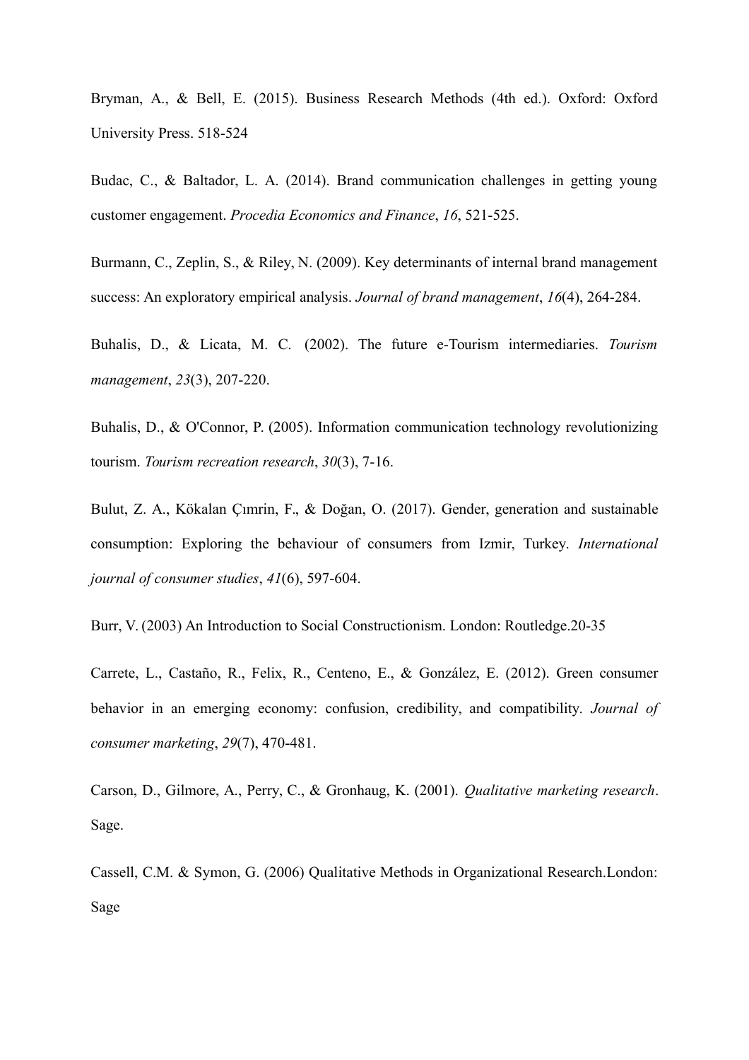Bryman, A., & Bell, E. (2015). Business Research Methods (4th ed.). Oxford: Oxford University Press. 518-524

Budac, C., & Baltador, L. A. (2014). Brand communication challenges in getting young customer engagement. *Procedia Economics and Finance*, *16*, 521-525.

Burmann, C., Zeplin, S., & Riley, N. (2009). Key determinants of internal brand management success: An exploratory empirical analysis. *Journal of brand management*, *16*(4), 264-284.

Buhalis, D., & Licata, M. C. (2002). The future e-Tourism intermediaries. *Tourism management*, *23*(3), 207-220.

Buhalis, D., & O'Connor, P. (2005). Information communication technology revolutionizing tourism. *Tourism recreation research*, *30*(3), 7-16.

Bulut, Z. A., Kökalan Çımrin, F., & Doğan, O. (2017). Gender, generation and sustainable consumption: Exploring the behaviour of consumers from Izmir, Turkey. *International journal of consumer studies*, *41*(6), 597-604.

Burr, V. (2003) An Introduction to Social Constructionism. London: Routledge.20-35

Carrete, L., Castaño, R., Felix, R., Centeno, E., & González, E. (2012). Green consumer behavior in an emerging economy: confusion, credibility, and compatibility. *Journal of consumer marketing*, *29*(7), 470-481.

Carson, D., Gilmore, A., Perry, C., & Gronhaug, K. (2001). *Qualitative marketing research*. Sage.

Cassell, C.M. & Symon, G. (2006) Qualitative Methods in Organizational Research.London: Sage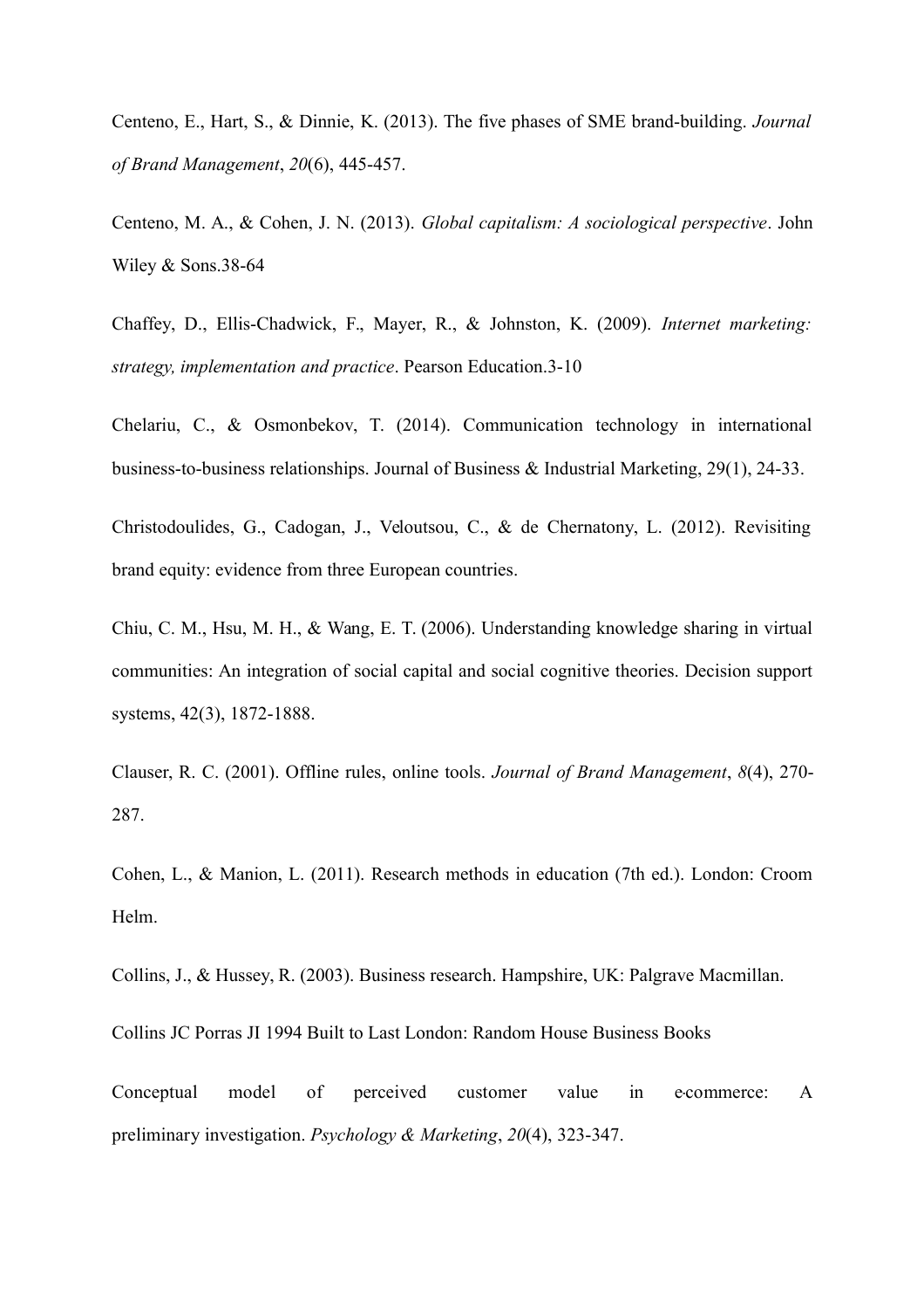Centeno, E., Hart, S., & Dinnie, K. (2013). The five phases of SME brand-building. *Journal of Brand Management*, *20*(6), 445-457.

Centeno, M. A., & Cohen, J. N. (2013). *Global capitalism: A sociological perspective*. John Wiley & Sons.38-64

Chaffey, D., Ellis-Chadwick, F., Mayer, R., & Johnston, K. (2009). *Internet marketing: strategy, implementation and practice*. Pearson Education.3-10

Chelariu, C., & Osmonbekov, T. (2014). Communication technology in international business-to-business relationships. Journal of Business & Industrial Marketing, 29(1), 24-33.

Christodoulides, G., Cadogan, J., Veloutsou, C., & de Chernatony, L. (2012). Revisiting brand equity: evidence from three European countries.

Chiu, C. M., Hsu, M. H., & Wang, E. T. (2006). Understanding knowledge sharing in virtual communities: An integration of social capital and social cognitive theories. Decision support systems, 42(3), 1872-1888.

Clauser, R. C. (2001). Offline rules, online tools. *Journal of Brand Management*, *8*(4), 270-287.

Cohen, L., & Manion, L. (2011). Research methods in education (7th ed.). London: Croom Helm.

Collins, J., & Hussey, R. (2003). Business research. Hampshire, UK: Palgrave Macmillan.

Collins JC Porras JI 1994 Built to Last London: Random House Business Books

Conceptual model of perceived customer value in e‐commerce: A preliminary investigation. *Psychology & Marketing*, *20*(4), 323-347.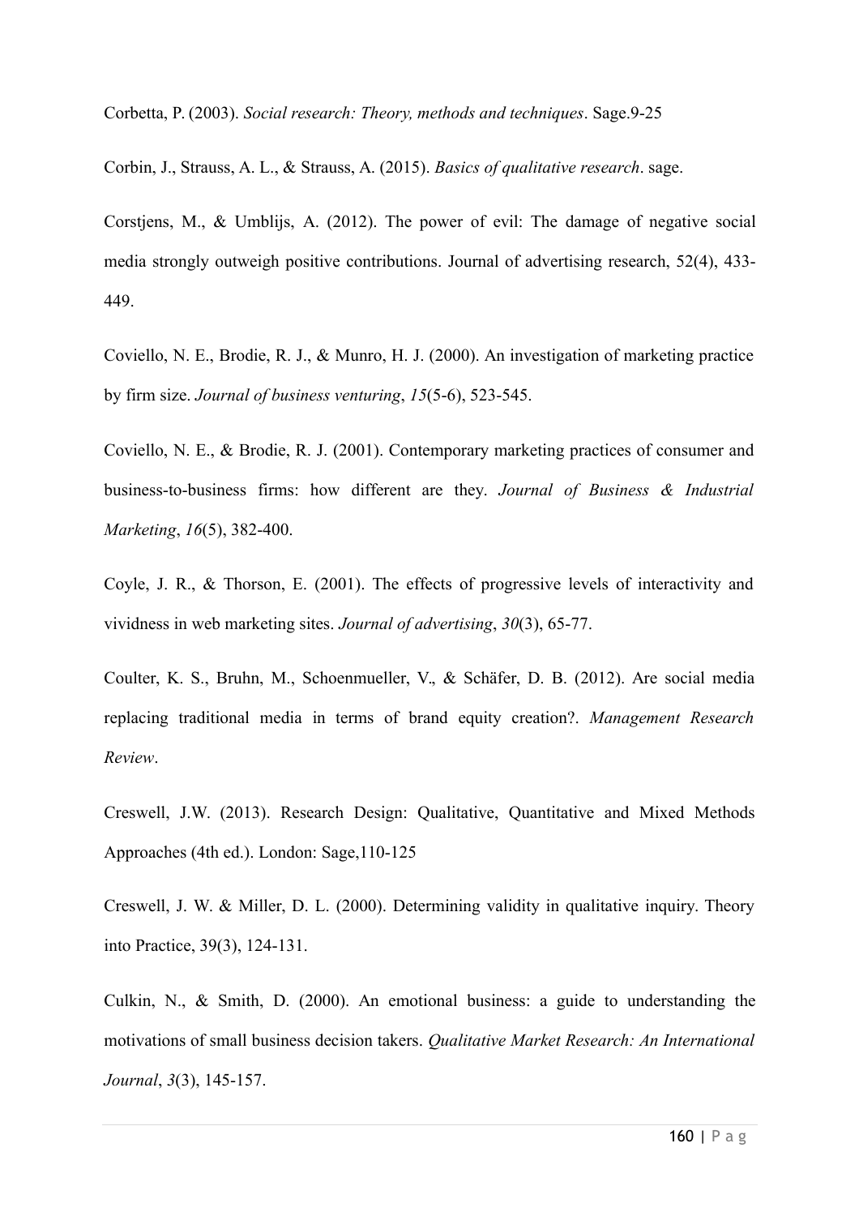Corbetta, P. (2003). *Social research: Theory, methods and techniques*. Sage.9-25

Corbin, J., Strauss, A. L., & Strauss, A. (2015). *Basics of qualitative research*. sage.

Corstjens, M., & Umblijs, A. (2012). The power of evil: The damage of negative social media strongly outweigh positive contributions. Journal of advertising research, 52(4), 433-449.

Coviello, N. E., Brodie, R. J., & Munro, H. J. (2000). An investigation of marketing practice by firm size. *Journal of business venturing*, *15*(5-6), 523-545.

Coviello, N. E., & Brodie, R. J. (2001). Contemporary marketing practices of consumer and business-to-business firms: how different are they. *Journal of Business & Industrial Marketing*, *16*(5), 382-400.

Coyle, J. R., & Thorson, E. (2001). The effects of progressive levels of interactivity and vividness in web marketing sites. *Journal of advertising*, *30*(3), 65-77.

Coulter, K. S., Bruhn, M., Schoenmueller, V., & Schäfer, D. B. (2012). Are social media replacing traditional media in terms of brand equity creation?. *Management Research Review*.

Creswell, J.W. (2013). Research Design: Qualitative, Quantitative and Mixed Methods Approaches (4th ed.). London: Sage,110-125

Creswell, J. W. & Miller, D. L. (2000). Determining validity in qualitative inquiry. Theory into Practice, 39(3), 124-131.

Culkin, N., & Smith, D. (2000). An emotional business: a guide to understanding the motivations of small business decision takers. *Qualitative Market Research: An International Journal*, *3*(3), 145-157.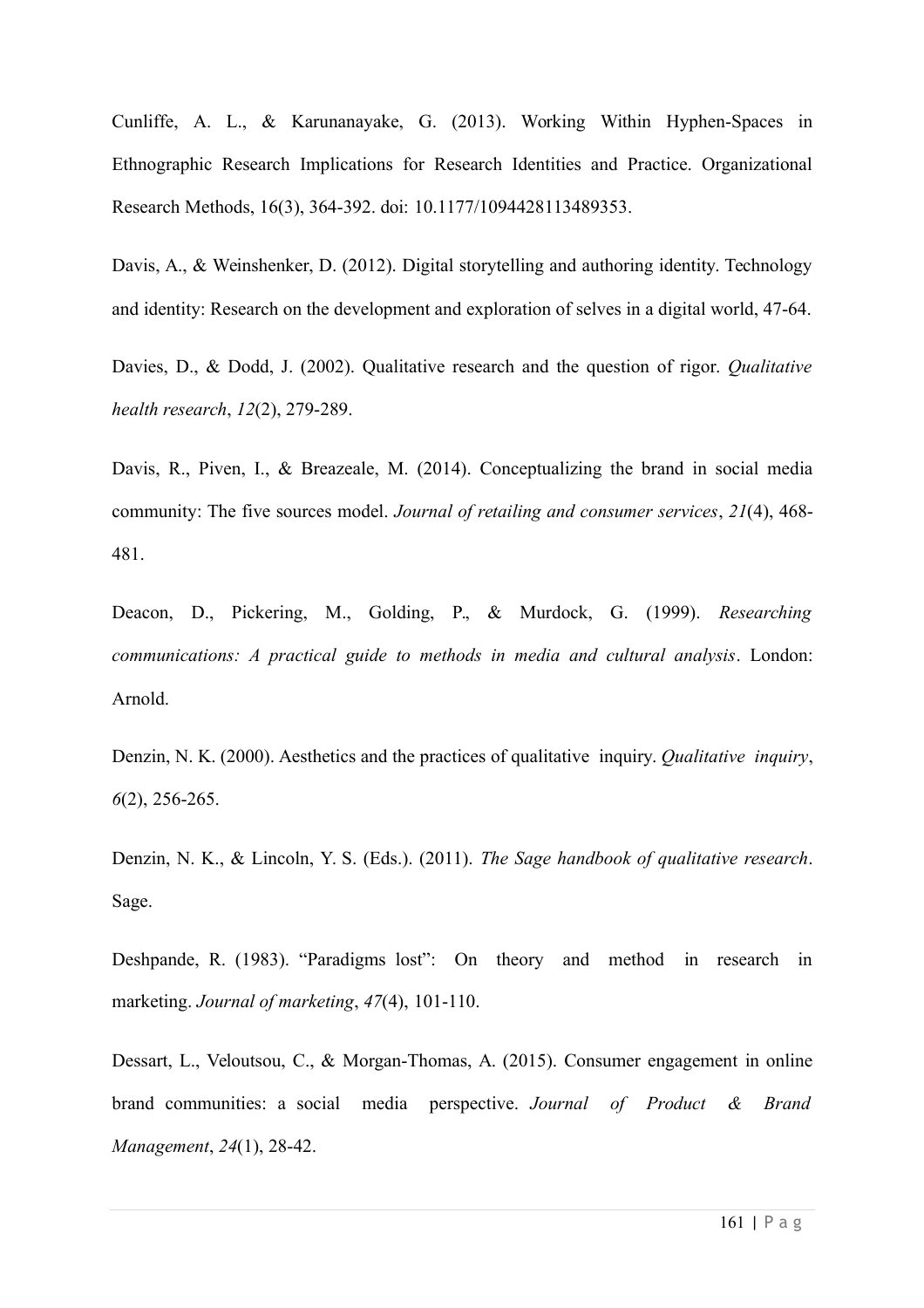Cunliffe, A. L., & Karunanayake, G. (2013). Working Within Hyphen-Spaces in Ethnographic Research Implications for Research Identities and Practice. Organizational Research Methods, 16(3), 364-392. doi: 10.1177/1094428113489353.

Davis, A., & Weinshenker, D. (2012). Digital storytelling and authoring identity. Technology and identity: Research on the development and exploration of selves in a digital world, 47-64.

Davies, D., & Dodd, J. (2002). Qualitative research and the question of rigor. *Qualitative health research*, *12*(2), 279-289.

Davis, R., Piven, I., & Breazeale, M. (2014). Conceptualizing the brand in social media community: The five sources model. *Journal of retailing and consumer services*, *21*(4), 468-481.

Deacon, D., Pickering, M., Golding, P., & Murdock, G. (1999). *Researching communications: A practical guide to methods in media and cultural analysis*. London: Arnold.

Denzin, N. K. (2000). Aesthetics and the practices of qualitative inquiry. *Qualitative inquiry*, *6*(2), 256-265.

Denzin, N. K., & Lincoln, Y. S. (Eds.). (2011). *The Sage handbook of qualitative research*. Sage.

Deshpande, R. (1983). "Paradigms lost": On theory and method in research in marketing. *Journal of marketing*, *47*(4), 101-110.

Dessart, L., Veloutsou, C., & Morgan-Thomas, A. (2015). Consumer engagement in online brand communities: a social media perspective. *Journal of Product & Brand Management*, *24*(1), 28-42.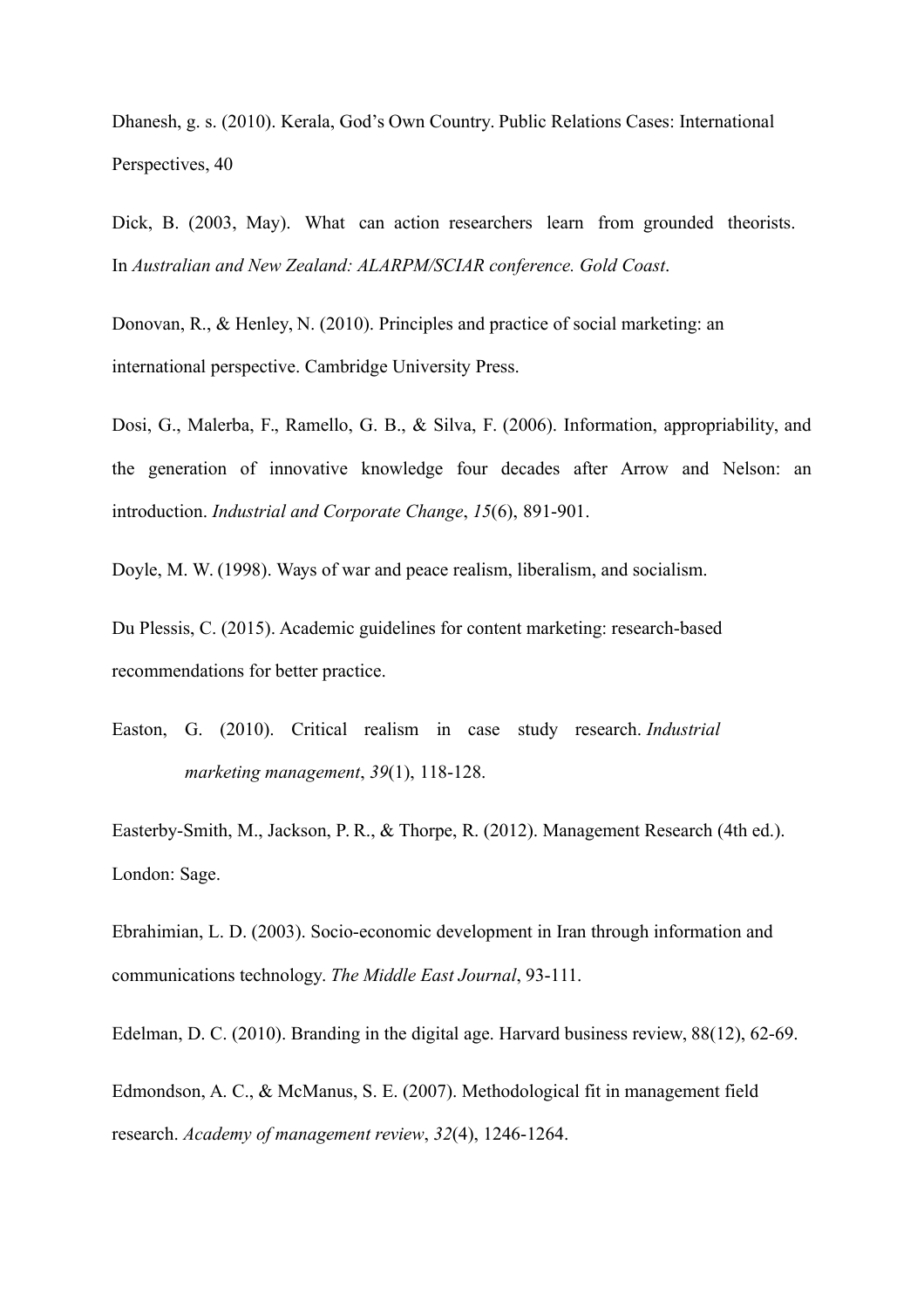Dhanesh, g. s. (2010). Kerala, God's Own Country. Public Relations Cases: International Perspectives, 40

Dick, B. (2003, May). What can action researchers learn from grounded theorists. In *Australian and New Zealand: ALARPM/SCIAR conference. Gold Coast*.

Donovan, R., & Henley, N. (2010). Principles and practice of social marketing: an international perspective. Cambridge University Press.

Dosi, G., Malerba, F., Ramello, G. B., & Silva, F. (2006). Information, appropriability, and the generation of innovative knowledge four decades after Arrow and Nelson: an introduction. *Industrial and Corporate Change*, *15*(6), 891-901.

Doyle, M. W. (1998). Ways of war and peace realism, liberalism, and socialism.

Du Plessis, C. (2015). Academic guidelines for content marketing: research-based recommendations for better practice.

Easton, G. (2010). Critical realism in case study research. *Industrial marketing management*, *39*(1), 118-128.

Easterby-Smith, M., Jackson, P. R., & Thorpe, R. (2012). Management Research (4th ed.). London: Sage.

Ebrahimian, L. D. (2003). Socio-economic development in Iran through information and communications technology. *The Middle East Journal*, 93-111.

Edelman, D. C. (2010). Branding in the digital age. Harvard business review, 88(12), 62-69.

Edmondson, A. C., & McManus, S. E. (2007). Methodological fit in management field research. *Academy of management review*, *32*(4), 1246-1264.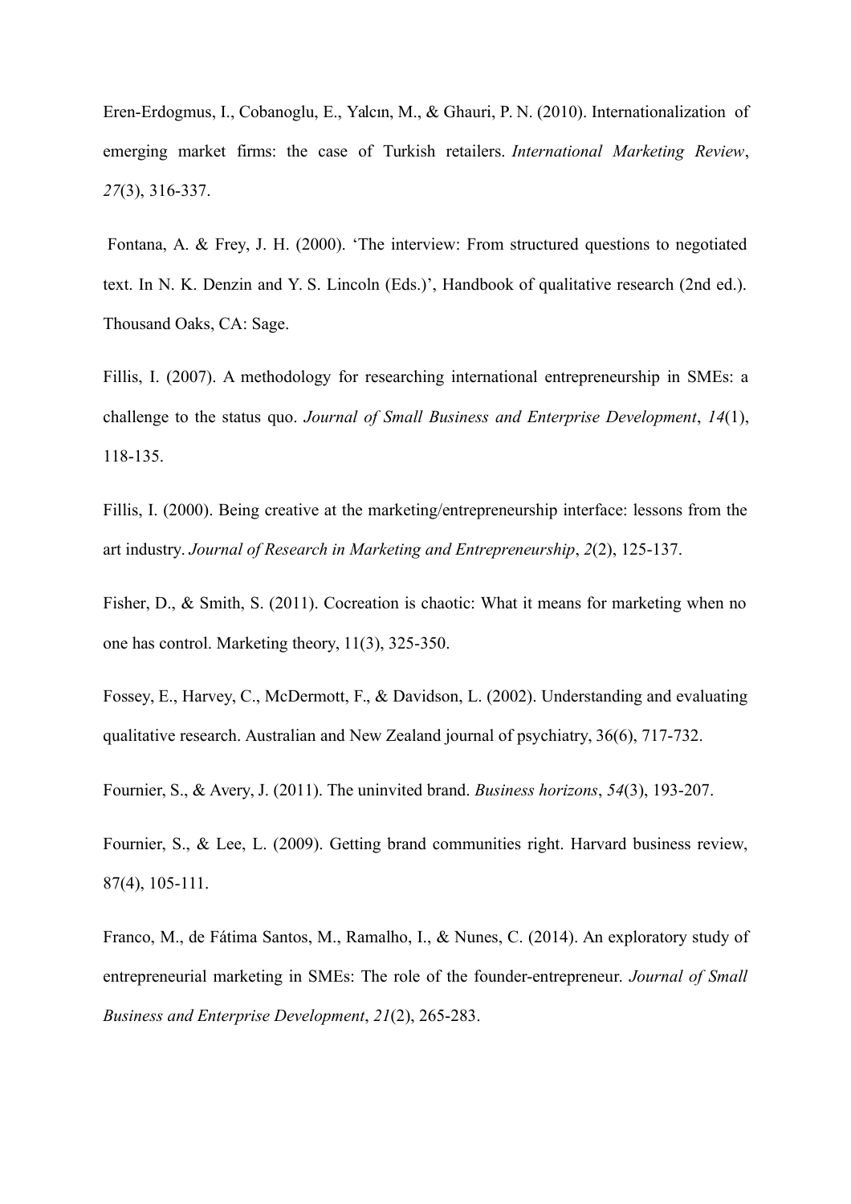Eren-Erdogmus, I., Cobanoglu, E., Yalcın, M., & Ghauri, P. N. (2010). Internationalization of emerging market firms: the case of Turkish retailers. *International Marketing Review*, *27*(3), 316-337.

Fontana, A. & Frey, J. H. (2000). 'The interview: From structured questions to negotiated text. In N. K. Denzin and Y. S. Lincoln (Eds.)', Handbook of qualitative research (2nd ed.). Thousand Oaks, CA: Sage.

Fillis, I. (2007). A methodology for researching international entrepreneurship in SMEs: a challenge to the status quo. *Journal of Small Business and Enterprise Development*, *14*(1), 118-135.

Fillis, I. (2000). Being creative at the marketing/entrepreneurship interface: lessons from the art industry. *Journal of Research in Marketing and Entrepreneurship*, *2*(2), 125-137.

Fisher, D., & Smith, S. (2011). Cocreation is chaotic: What it means for marketing when no one has control. Marketing theory, 11(3), 325-350.

Fossey, E., Harvey, C., McDermott, F., & Davidson, L. (2002). Understanding and evaluating qualitative research. Australian and New Zealand journal of psychiatry, 36(6), 717-732.

Fournier, S., & Avery, J. (2011). The uninvited brand. *Business horizons*, *54*(3), 193-207.

Fournier, S., & Lee, L. (2009). Getting brand communities right. Harvard business review, 87(4), 105-111.

Franco, M., de Fátima Santos, M., Ramalho, I., & Nunes, C. (2014). An exploratory study of entrepreneurial marketing in SMEs: The role of the founder-entrepreneur. *Journal of Small Business and Enterprise Development*, *21*(2), 265-283.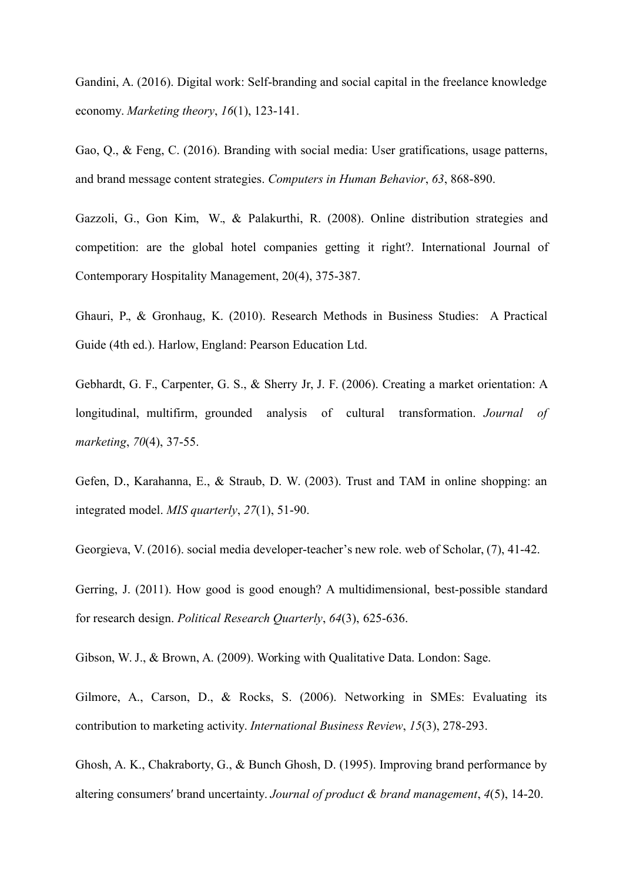Gandini, A. (2016). Digital work: Self-branding and social capital in the freelance knowledge economy. *Marketing theory*, *16*(1), 123-141.

Gao, Q., & Feng, C. (2016). Branding with social media: User gratifications, usage patterns, and brand message content strategies. *Computers in Human Behavior*, *63*, 868-890.

Gazzoli, G., Gon Kim, W., & Palakurthi, R. (2008). Online distribution strategies and competition: are the global hotel companies getting it right?. International Journal of Contemporary Hospitality Management, 20(4), 375-387.

Ghauri, P., & Gronhaug, K. (2010). Research Methods in Business Studies: A Practical Guide (4th ed.). Harlow, England: Pearson Education Ltd.

Gebhardt, G. F., Carpenter, G. S., & Sherry Jr, J. F. (2006). Creating a market orientation: A longitudinal, multifirm, grounded analysis of cultural transformation. *Journal of marketing*, *70*(4), 37-55.

Gefen, D., Karahanna, E., & Straub, D. W. (2003). Trust and TAM in online shopping: an integrated model. *MIS quarterly*, *27*(1), 51-90.

Georgieva, V. (2016). social media developer-teacher's new role. web of Scholar, (7), 41-42.

Gerring, J. (2011). How good is good enough? A multidimensional, best-possible standard for research design. *Political Research Quarterly*, *64*(3), 625-636.

Gibson, W. J., & Brown, A. (2009). Working with Qualitative Data. London: Sage.

Gilmore, A., Carson, D., & Rocks, S. (2006). Networking in SMEs: Evaluating its contribution to marketing activity. *International Business Review*, *15*(3), 278-293.

Ghosh, A. K., Chakraborty, G., & Bunch Ghosh, D. (1995). Improving brand performance by altering consumers′ brand uncertainty. *Journal of product & brand management*, *4*(5), 14-20.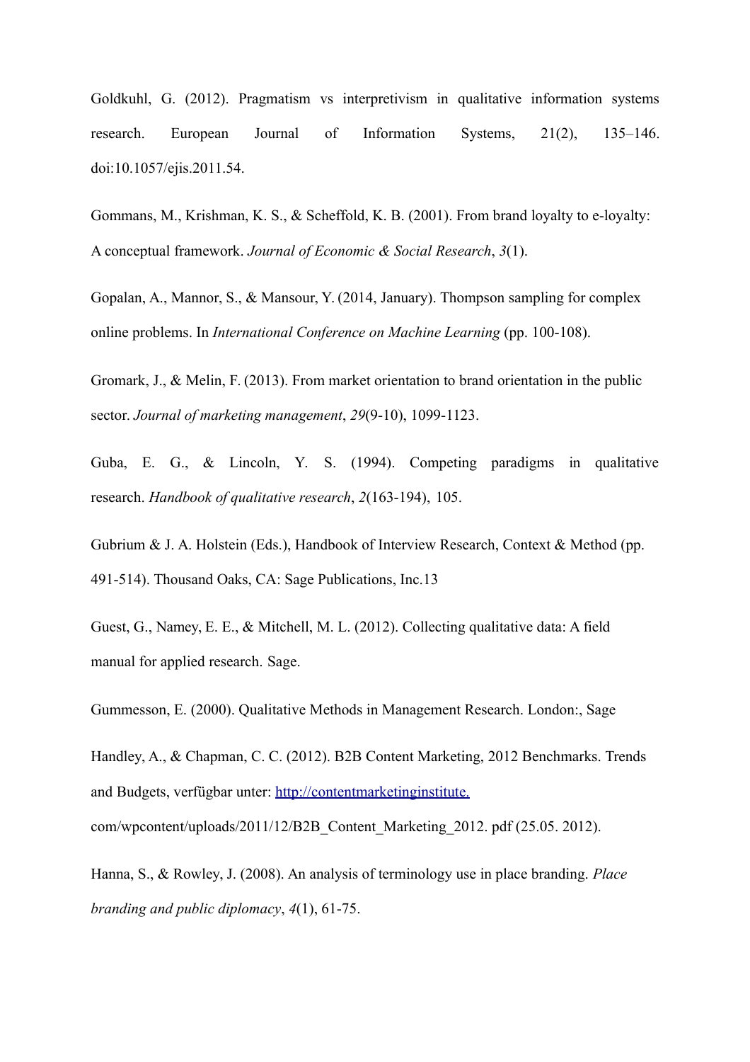Goldkuhl, G. (2012). Pragmatism vs interpretivism in qualitative information systems research. European Journal of Information Systems, 21(2), 135–146. doi:10.1057/ejis.2011.54.

Gommans, M., Krishman, K. S., & Scheffold, K. B. (2001). From brand loyalty to e-loyalty: A conceptual framework. *Journal of Economic & Social Research*, *3*(1).

Gopalan, A., Mannor, S., & Mansour, Y. (2014, January). Thompson sampling for complex online problems. In *International Conference on Machine Learning* (pp. 100-108).

Gromark, J., & Melin, F. (2013). From market orientation to brand orientation in the public sector. *Journal of marketing management*, *29*(9-10), 1099-1123.

Guba, E. G., & Lincoln, Y. S. (1994). Competing paradigms in qualitative research. *Handbook of qualitative research*, *2*(163-194), 105.

Gubrium & J. A. Holstein (Eds.), Handbook of Interview Research, Context & Method (pp. 491-514). Thousand Oaks, CA: Sage Publications, Inc.13

Guest, G., Namey, E. E., & Mitchell, M. L. (2012). Collecting qualitative data: A field manual for applied research. Sage.

Gummesson, E. (2000). Qualitative Methods in Management Research. London:, Sage

Handley, A., & Chapman, C. C. (2012). B2B Content Marketing, 2012 Benchmarks. Trends and Budgets, verfügbar unter: http://contentmarketinginstitute.com/wpcontent/uploads/2011/12/B2B_Content_Marketing_2012. pdf (25.05. 2012).

Hanna, S., & Rowley, J. (2008). An analysis of terminology use in place branding. *Place branding and public diplomacy*, *4*(1), 61-75.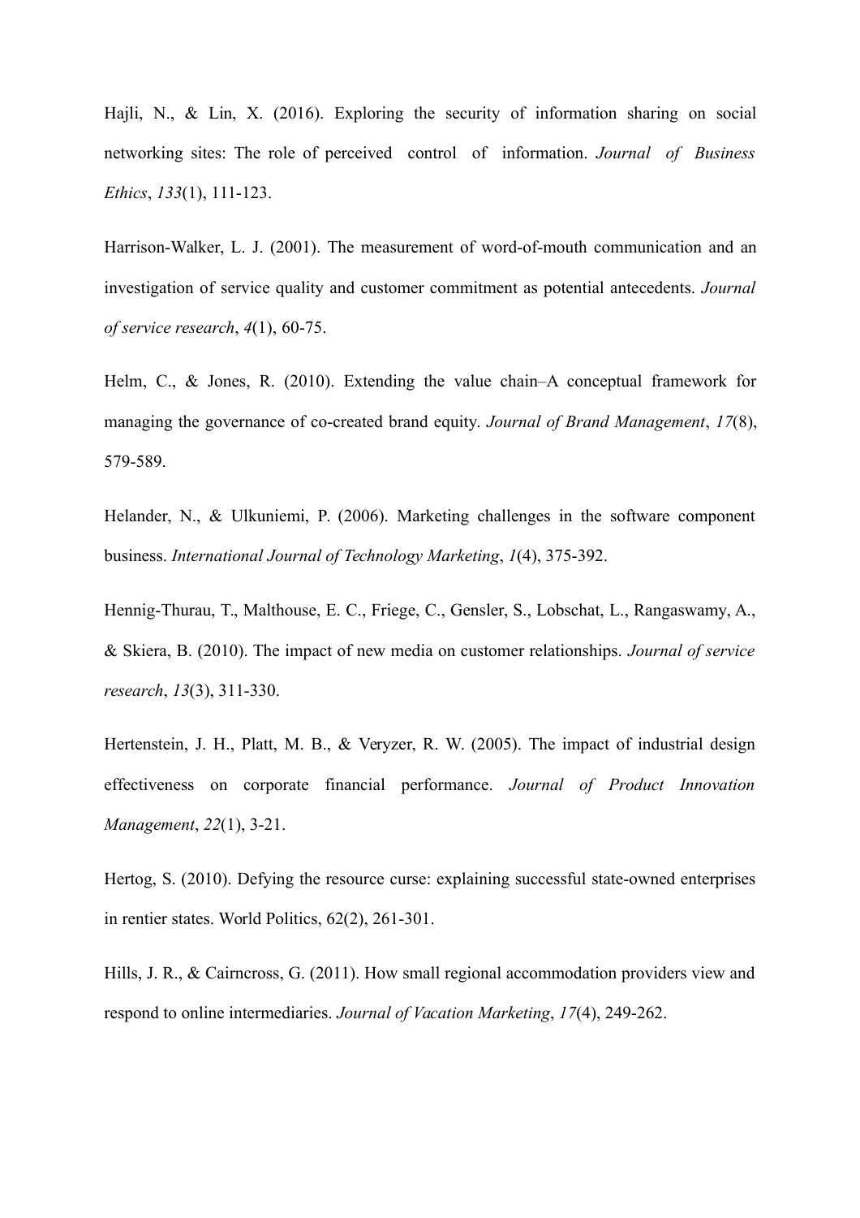Hajli, N., & Lin, X. (2016). Exploring the security of information sharing on social networking sites: The role of perceived control of information. *Journal of Business Ethics*, *133*(1), 111-123.

Harrison-Walker, L. J. (2001). The measurement of word-of-mouth communication and an investigation of service quality and customer commitment as potential antecedents. *Journal of service research*, *4*(1), 60-75.

Helm, C., & Jones, R. (2010). Extending the value chain–A conceptual framework for managing the governance of co-created brand equity. *Journal of Brand Management*, *17*(8), 579-589.

Helander, N., & Ulkuniemi, P. (2006). Marketing challenges in the software component business. *International Journal of Technology Marketing*, *1*(4), 375-392.

Hennig-Thurau, T., Malthouse, E. C., Friege, C., Gensler, S., Lobschat, L., Rangaswamy, A., & Skiera, B. (2010). The impact of new media on customer relationships. *Journal of service research*, *13*(3), 311-330.

Hertenstein, J. H., Platt, M. B., & Veryzer, R. W. (2005). The impact of industrial design effectiveness on corporate financial performance. *Journal of Product Innovation Management*, *22*(1), 3-21.

Hertog, S. (2010). Defying the resource curse: explaining successful state-owned enterprises in rentier states. World Politics, 62(2), 261-301.

Hills, J. R., & Cairncross, G. (2011). How small regional accommodation providers view and respond to online intermediaries. *Journal of Vacation Marketing*, *17*(4), 249-262.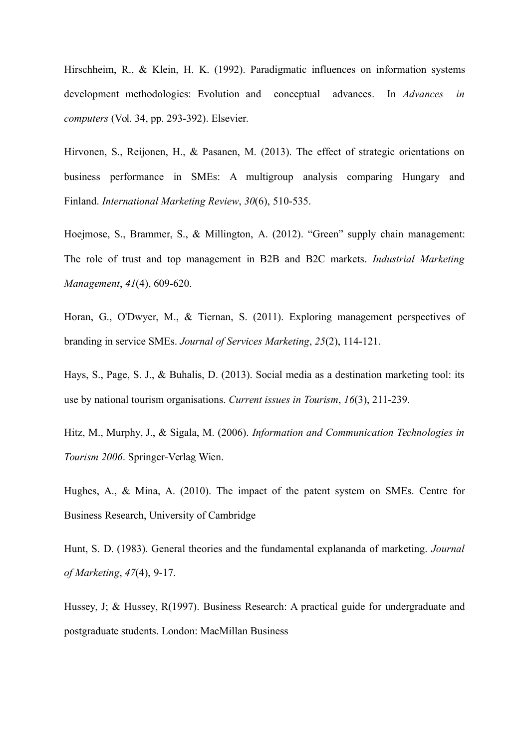Hirschheim, R., & Klein, H. K. (1992). Paradigmatic influences on information systems development methodologies: Evolution and conceptual advances. In *Advances in computers* (Vol. 34, pp. 293-392). Elsevier.

Hirvonen, S., Reijonen, H., & Pasanen, M. (2013). The effect of strategic orientations on business performance in SMEs: A multigroup analysis comparing Hungary and Finland. *International Marketing Review*, *30*(6), 510-535.

Hoejmose, S., Brammer, S., & Millington, A. (2012). "Green" supply chain management: The role of trust and top management in B2B and B2C markets. *Industrial Marketing Management*, *41*(4), 609-620.

Horan, G., O'Dwyer, M., & Tiernan, S. (2011). Exploring management perspectives of branding in service SMEs. *Journal of Services Marketing*, *25*(2), 114-121.

Hays, S., Page, S. J., & Buhalis, D. (2013). Social media as a destination marketing tool: its use by national tourism organisations. *Current issues in Tourism*, *16*(3), 211-239.

Hitz, M., Murphy, J., & Sigala, M. (2006). *Information and Communication Technologies in Tourism 2006*. Springer-Verlag Wien.

Hughes, A., & Mina, A. (2010). The impact of the patent system on SMEs. Centre for Business Research, University of Cambridge

Hunt, S. D. (1983). General theories and the fundamental explananda of marketing. *Journal of Marketing*, *47*(4), 9-17.

Hussey, J; & Hussey, R(1997). Business Research: A practical guide for undergraduate and postgraduate students. London: MacMillan Business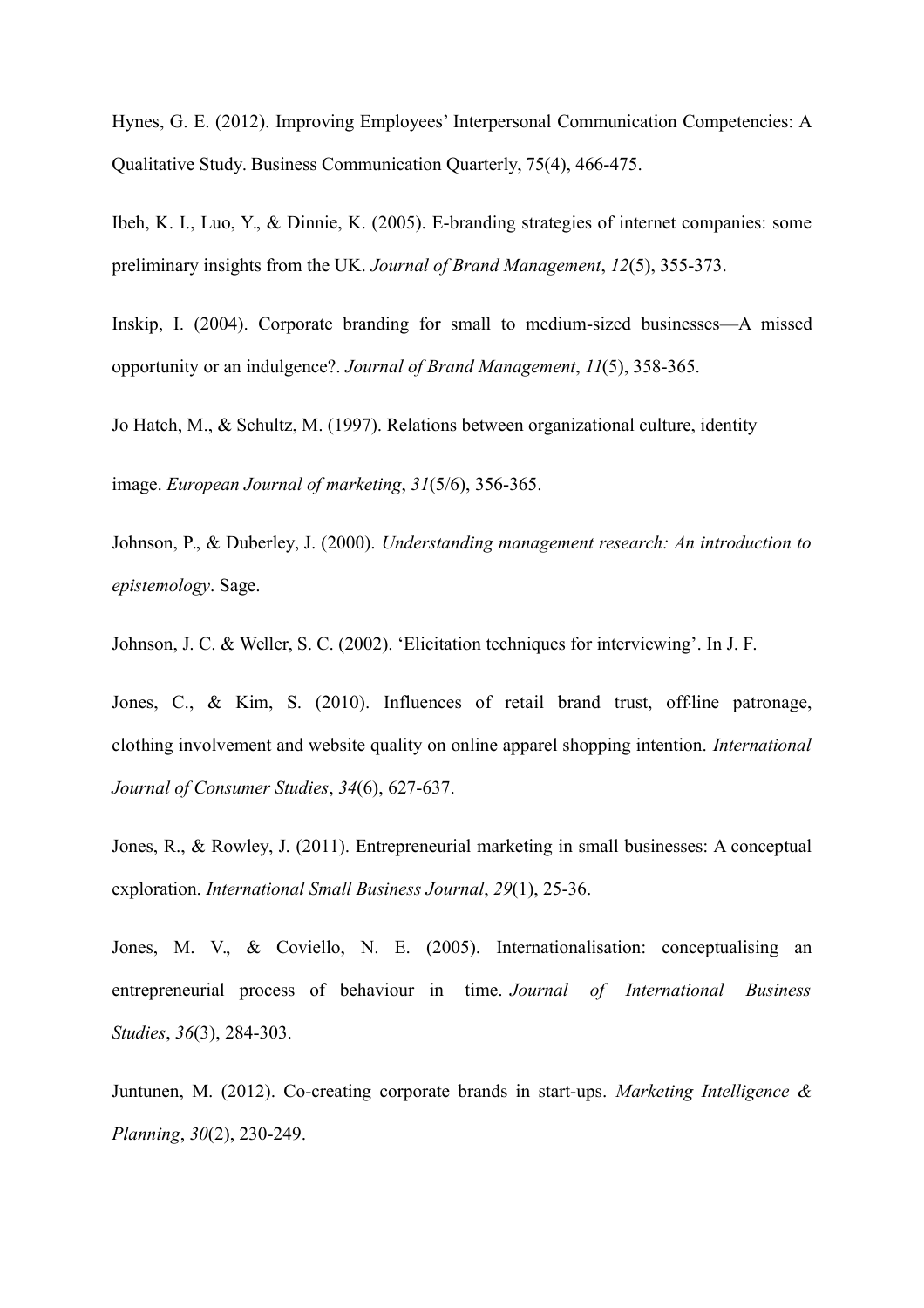Hynes, G. E. (2012). Improving Employees' Interpersonal Communication Competencies: A Qualitative Study. Business Communication Quarterly, 75(4), 466-475.

Ibeh, K. I., Luo, Y., & Dinnie, K. (2005). E-branding strategies of internet companies: some preliminary insights from the UK. *Journal of Brand Management*, *12*(5), 355-373.

Inskip, I. (2004). Corporate branding for small to medium-sized businesses—A missed opportunity or an indulgence?. *Journal of Brand Management*, *11*(5), 358-365.

Jo Hatch, M., & Schultz, M. (1997). Relations between organizational culture, identity

image. *European Journal of marketing*, *31*(5/6), 356-365.

Johnson, P., & Duberley, J. (2000). *Understanding management research: An introduction to epistemology*. Sage.

Johnson, J. C. & Weller, S. C. (2002). 'Elicitation techniques for interviewing'. In J. F.

Jones, C., & Kim, S. (2010). Influences of retail brand trust, off‐line patronage, clothing involvement and website quality on online apparel shopping intention. *International Journal of Consumer Studies*, *34*(6), 627-637.

Jones, R., & Rowley, J. (2011). Entrepreneurial marketing in small businesses: A conceptual exploration. *International Small Business Journal*, *29*(1), 25-36.

Jones, M. V., & Coviello, N. E. (2005). Internationalisation: conceptualising an entrepreneurial process of behaviour in time. *Journal of International Business Studies*, *36*(3), 284-303.

Juntunen, M. (2012). Co-creating corporate brands in start-ups. *Marketing Intelligence & Planning*, *30*(2), 230-249.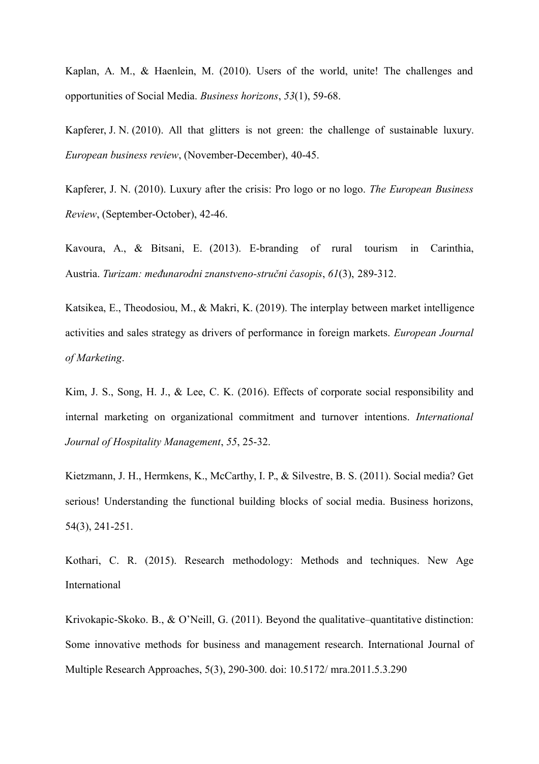Kaplan, A. M., & Haenlein, M. (2010). Users of the world, unite! The challenges and opportunities of Social Media. *Business horizons*, *53*(1), 59-68.

Kapferer, J. N. (2010). All that glitters is not green: the challenge of sustainable luxury. *European business review*, (November-December), 40-45.

Kapferer, J. N. (2010). Luxury after the crisis: Pro logo or no logo. *The European Business Review*, (September-October), 42-46.

Kavoura, A., & Bitsani, E. (2013). E-branding of rural tourism in Carinthia, Austria. *Turizam: međunarodni znanstveno-stručni časopis*, *61*(3), 289-312.

Katsikea, E., Theodosiou, M., & Makri, K. (2019). The interplay between market intelligence activities and sales strategy as drivers of performance in foreign markets. *European Journal of Marketing*.

Kim, J. S., Song, H. J., & Lee, C. K. (2016). Effects of corporate social responsibility and internal marketing on organizational commitment and turnover intentions. *International Journal of Hospitality Management*, *55*, 25-32.

Kietzmann, J. H., Hermkens, K., McCarthy, I. P., & Silvestre, B. S. (2011). Social media? Get serious! Understanding the functional building blocks of social media. Business horizons, 54(3), 241-251.

Kothari, C. R. (2015). Research methodology: Methods and techniques. New Age International

Krivokapic-Skoko. B., & O'Neill, G. (2011). Beyond the qualitative–quantitative distinction: Some innovative methods for business and management research. International Journal of Multiple Research Approaches, 5(3), 290-300. doi: 10.5172/ mra.2011.5.3.290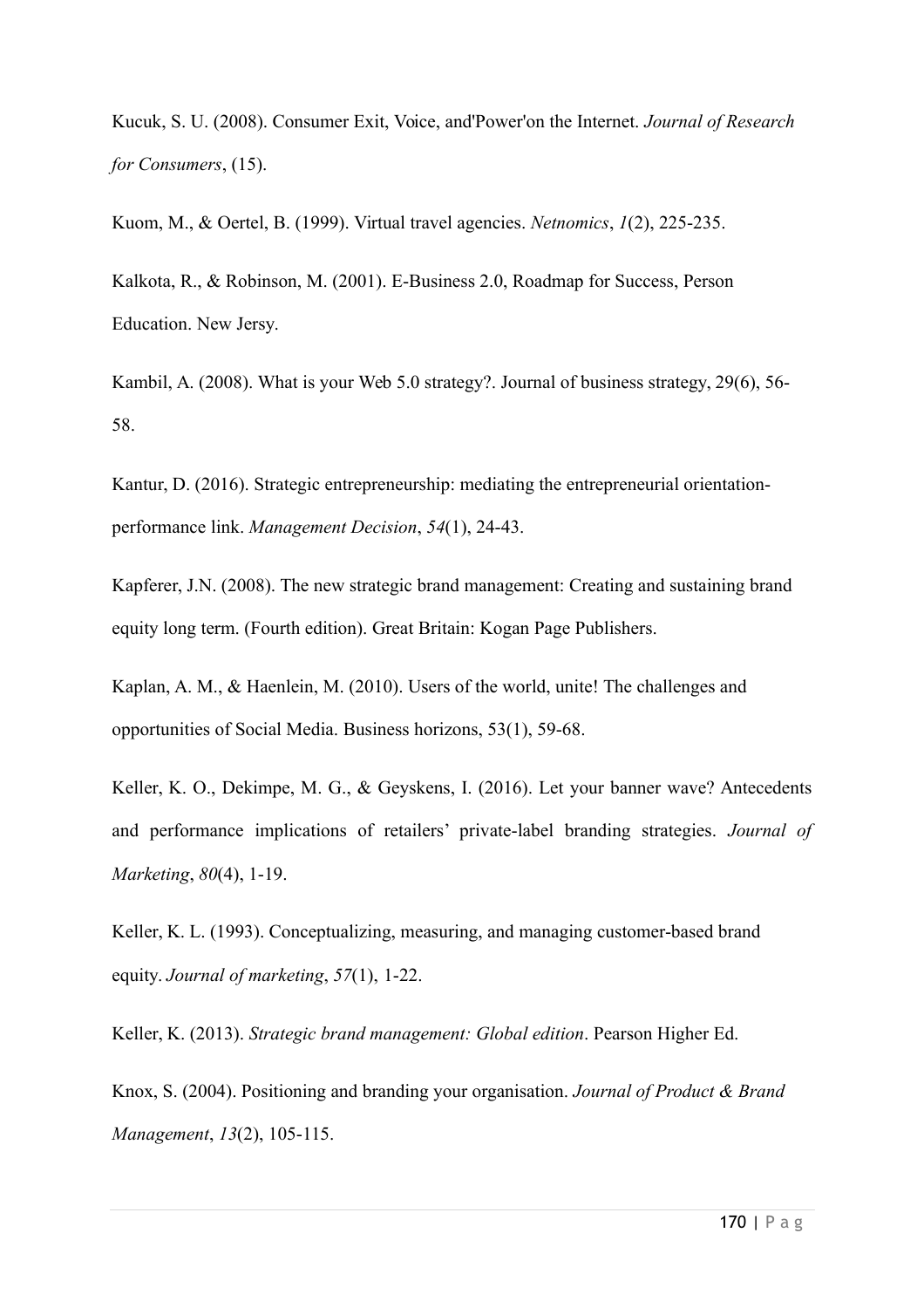Kucuk, S. U. (2008). Consumer Exit, Voice, and'Power'on the Internet. *Journal of Research for Consumers*, (15).

Kuom, M., & Oertel, B. (1999). Virtual travel agencies. *Netnomics*, *1*(2), 225-235.

Kalkota, R., & Robinson, M. (2001). E-Business 2.0, Roadmap for Success, Person Education. New Jersy.

Kambil, A. (2008). What is your Web 5.0 strategy?. Journal of business strategy, 29(6), 56-58.

Kantur, D. (2016). Strategic entrepreneurship: mediating the entrepreneurial orientation-performance link. *Management Decision*, *54*(1), 24-43.

Kapferer, J.N. (2008). The new strategic brand management: Creating and sustaining brand equity long term. (Fourth edition). Great Britain: Kogan Page Publishers.

Kaplan, A. M., & Haenlein, M. (2010). Users of the world, unite! The challenges and opportunities of Social Media. Business horizons, 53(1), 59-68.

Keller, K. O., Dekimpe, M. G., & Geyskens, I. (2016). Let your banner wave? Antecedents and performance implications of retailers' private-label branding strategies. *Journal of Marketing*, *80*(4), 1-19.

Keller, K. L. (1993). Conceptualizing, measuring, and managing customer-based brand equity. *Journal of marketing*, *57*(1), 1-22.

Keller, K. (2013). *Strategic brand management: Global edition*. Pearson Higher Ed.

Knox, S. (2004). Positioning and branding your organisation. *Journal of Product & Brand Management*, *13*(2), 105-115.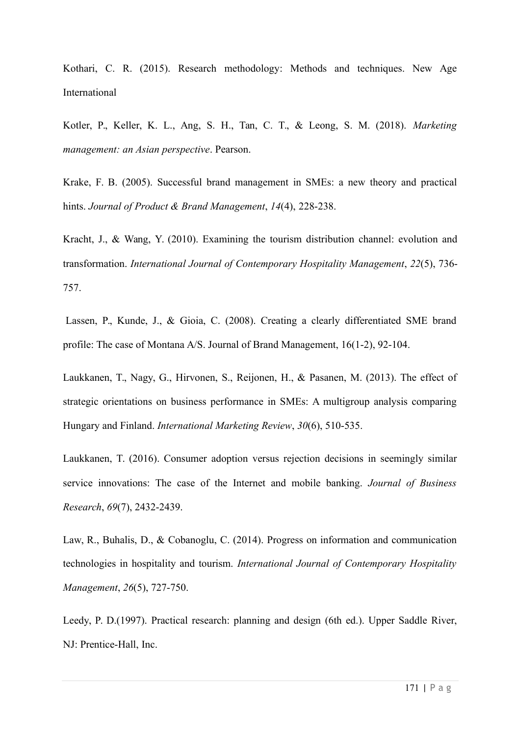Kothari, C. R. (2015). Research methodology: Methods and techniques. New Age International

Kotler, P., Keller, K. L., Ang, S. H., Tan, C. T., & Leong, S. M. (2018). *Marketing management: an Asian perspective*. Pearson.

Krake, F. B. (2005). Successful brand management in SMEs: a new theory and practical hints. *Journal of Product & Brand Management*, *14*(4), 228-238.

Kracht, J., & Wang, Y. (2010). Examining the tourism distribution channel: evolution and transformation. *International Journal of Contemporary Hospitality Management*, *22*(5), 736-757.

Lassen, P., Kunde, J., & Gioia, C. (2008). Creating a clearly differentiated SME brand profile: The case of Montana A/S. Journal of Brand Management, 16(1-2), 92-104.

Laukkanen, T., Nagy, G., Hirvonen, S., Reijonen, H., & Pasanen, M. (2013). The effect of strategic orientations on business performance in SMEs: A multigroup analysis comparing Hungary and Finland. *International Marketing Review*, *30*(6), 510-535.

Laukkanen, T. (2016). Consumer adoption versus rejection decisions in seemingly similar service innovations: The case of the Internet and mobile banking. *Journal of Business Research*, *69*(7), 2432-2439.

Law, R., Buhalis, D., & Cobanoglu, C. (2014). Progress on information and communication technologies in hospitality and tourism. *International Journal of Contemporary Hospitality Management*, *26*(5), 727-750.

Leedy, P. D.(1997). Practical research: planning and design (6th ed.). Upper Saddle River, NJ: Prentice-Hall, Inc.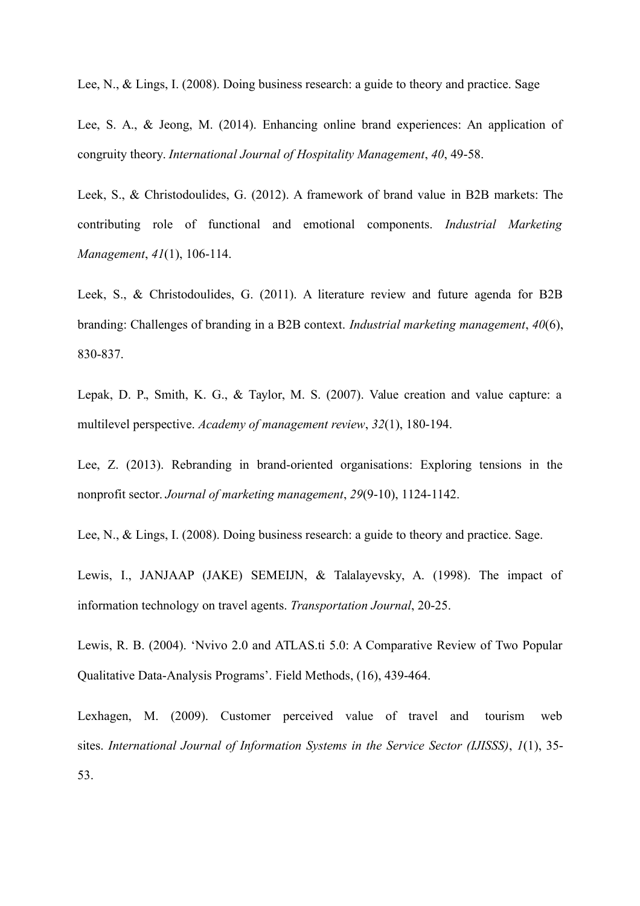Lee, N., & Lings, I. (2008). Doing business research: a guide to theory and practice. Sage

Lee, S. A., & Jeong, M. (2014). Enhancing online brand experiences: An application of congruity theory. *International Journal of Hospitality Management*, *40*, 49-58.

Leek, S., & Christodoulides, G. (2012). A framework of brand value in B2B markets: The contributing role of functional and emotional components. *Industrial Marketing Management*, *41*(1), 106-114.

Leek, S., & Christodoulides, G. (2011). A literature review and future agenda for B2B branding: Challenges of branding in a B2B context. *Industrial marketing management*, *40*(6), 830-837.

Lepak, D. P., Smith, K. G., & Taylor, M. S. (2007). Value creation and value capture: a multilevel perspective. *Academy of management review*, *32*(1), 180-194.

Lee, Z. (2013). Rebranding in brand-oriented organisations: Exploring tensions in the nonprofit sector. *Journal of marketing management*, *29*(9-10), 1124-1142.

Lee, N., & Lings, I. (2008). Doing business research: a guide to theory and practice. Sage.

Lewis, I., JANJAAP (JAKE) SEMEIJN, & Talalayevsky, A. (1998). The impact of information technology on travel agents. *Transportation Journal*, 20-25.

Lewis, R. B. (2004). 'Nvivo 2.0 and ATLAS.ti 5.0: A Comparative Review of Two Popular Qualitative Data-Analysis Programs'. Field Methods, (16), 439-464.

Lexhagen, M. (2009). Customer perceived value of travel and tourism web sites. *International Journal of Information Systems in the Service Sector (IJISSS)*, *1*(1), 35-53.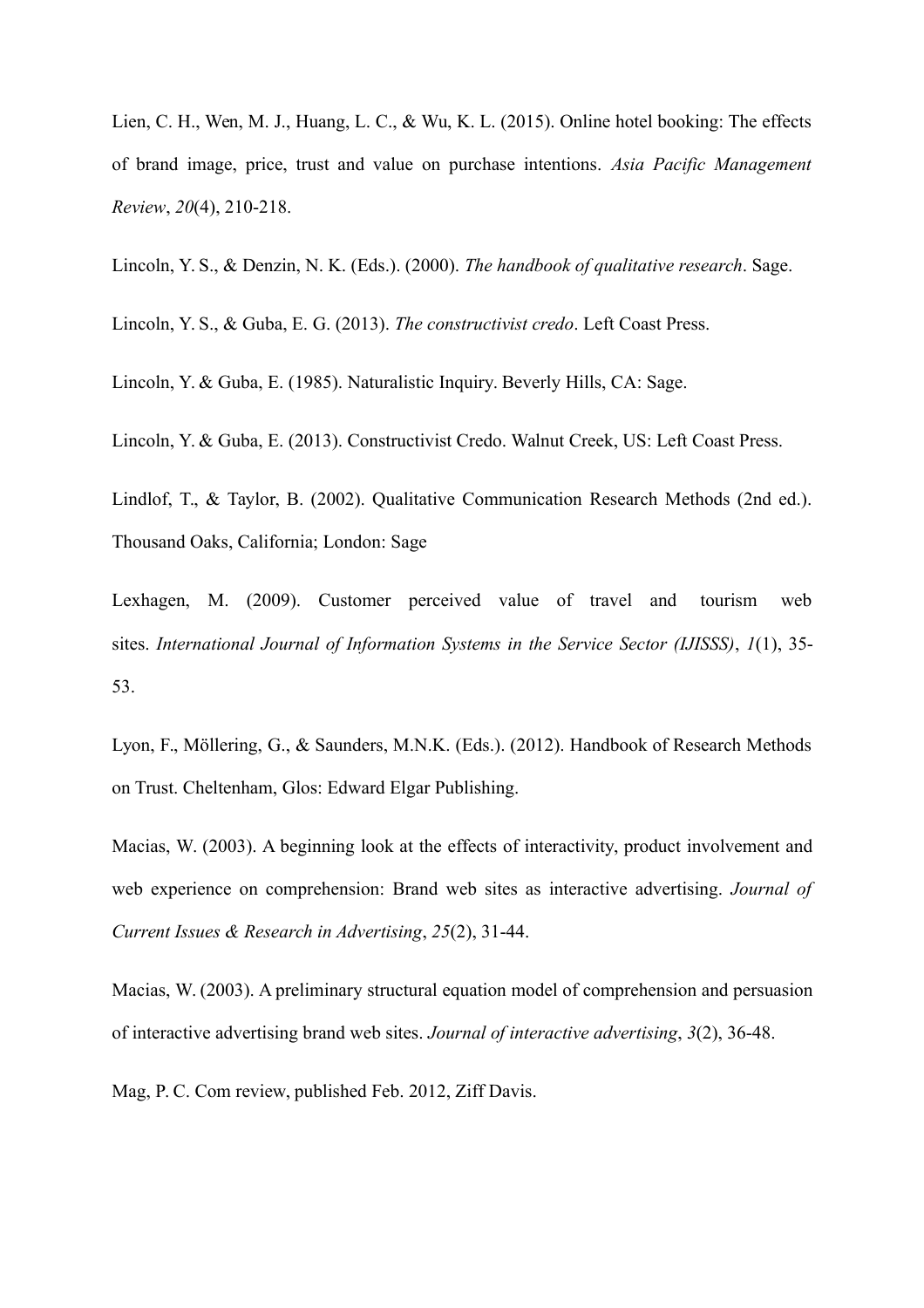Lien, C. H., Wen, M. J., Huang, L. C., & Wu, K. L. (2015). Online hotel booking: The effects of brand image, price, trust and value on purchase intentions. *Asia Pacific Management Review*, *20*(4), 210-218.

Lincoln, Y. S., & Denzin, N. K. (Eds.). (2000). *The handbook of qualitative research*. Sage.

Lincoln, Y. S., & Guba, E. G. (2013). *The constructivist credo*. Left Coast Press.

Lincoln, Y. & Guba, E. (1985). Naturalistic Inquiry. Beverly Hills, CA: Sage.

Lincoln, Y. & Guba, E. (2013). Constructivist Credo. Walnut Creek, US: Left Coast Press.

Lindlof, T., & Taylor, B. (2002). Qualitative Communication Research Methods (2nd ed.). Thousand Oaks, California; London: Sage

Lexhagen, M. (2009). Customer perceived value of travel and tourism web sites. *International Journal of Information Systems in the Service Sector (IJISSS)*, *1*(1), 35-53.

Lyon, F., Möllering, G., & Saunders, M.N.K. (Eds.). (2012). Handbook of Research Methods on Trust. Cheltenham, Glos: Edward Elgar Publishing.

Macias, W. (2003). A beginning look at the effects of interactivity, product involvement and web experience on comprehension: Brand web sites as interactive advertising. *Journal of Current Issues & Research in Advertising*, *25*(2), 31-44.

Macias, W. (2003). A preliminary structural equation model of comprehension and persuasion of interactive advertising brand web sites. *Journal of interactive advertising*, *3*(2), 36-48.

Mag, P. C. Com review, published Feb. 2012, Ziff Davis.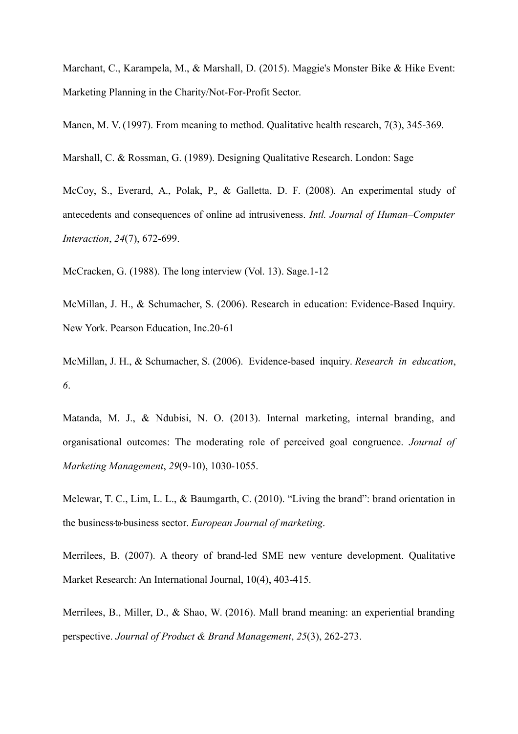Marchant, C., Karampela, M., & Marshall, D. (2015). Maggie's Monster Bike & Hike Event: Marketing Planning in the Charity/Not-For-Profit Sector.

Manen, M. V. (1997). From meaning to method. Qualitative health research, 7(3), 345-369.

Marshall, C. & Rossman, G. (1989). Designing Qualitative Research. London: Sage

McCoy, S., Everard, A., Polak, P., & Galletta, D. F. (2008). An experimental study of antecedents and consequences of online ad intrusiveness. *Intl. Journal of Human–Computer Interaction*, *24*(7), 672-699.

McCracken, G. (1988). The long interview (Vol. 13). Sage.1-12

McMillan, J. H., & Schumacher, S. (2006). Research in education: Evidence-Based Inquiry. New York. Pearson Education, Inc.20-61

McMillan, J. H., & Schumacher, S. (2006). Evidence-based inquiry. *Research in education*, *6*.

Matanda, M. J., & Ndubisi, N. O. (2013). Internal marketing, internal branding, and organisational outcomes: The moderating role of perceived goal congruence. *Journal of Marketing Management*, *29*(9-10), 1030-1055.

Melewar, T. C., Lim, L. L., & Baumgarth, C. (2010). "Living the brand": brand orientation in the business-to-business sector. *European Journal of marketing*.

Merrilees, B. (2007). A theory of brand-led SME new venture development. Qualitative Market Research: An International Journal, 10(4), 403-415.

Merrilees, B., Miller, D., & Shao, W. (2016). Mall brand meaning: an experiential branding perspective. *Journal of Product & Brand Management*, *25*(3), 262-273.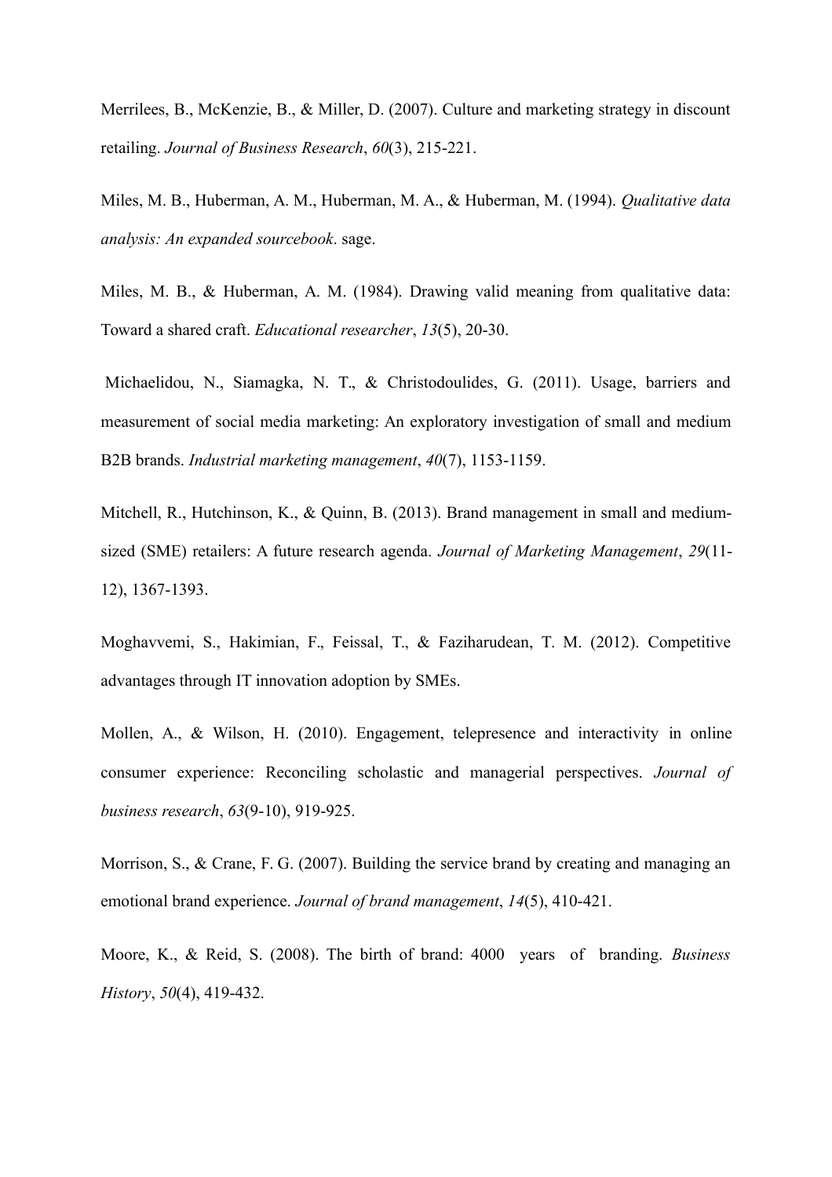Merrilees, B., McKenzie, B., & Miller, D. (2007). Culture and marketing strategy in discount retailing. *Journal of Business Research*, *60*(3), 215-221.

Miles, M. B., Huberman, A. M., Huberman, M. A., & Huberman, M. (1994). *Qualitative data analysis: An expanded sourcebook*. sage.

Miles, M. B., & Huberman, A. M. (1984). Drawing valid meaning from qualitative data: Toward a shared craft. *Educational researcher*, *13*(5), 20-30.

Michaelidou, N., Siamagka, N. T., & Christodoulides, G. (2011). Usage, barriers and measurement of social media marketing: An exploratory investigation of small and medium B2B brands. *Industrial marketing management*, *40*(7), 1153-1159.

Mitchell, R., Hutchinson, K., & Quinn, B. (2013). Brand management in small and medium-sized (SME) retailers: A future research agenda. *Journal of Marketing Management*, *29*(11-12), 1367-1393.

Moghavvemi, S., Hakimian, F., Feissal, T., & Faziharudean, T. M. (2012). Competitive advantages through IT innovation adoption by SMEs.

Mollen, A., & Wilson, H. (2010). Engagement, telepresence and interactivity in online consumer experience: Reconciling scholastic and managerial perspectives. *Journal of business research*, *63*(9-10), 919-925.

Morrison, S., & Crane, F. G. (2007). Building the service brand by creating and managing an emotional brand experience. *Journal of brand management*, *14*(5), 410-421.

Moore, K., & Reid, S. (2008). The birth of brand: 4000 years of branding. *Business History*, *50*(4), 419-432.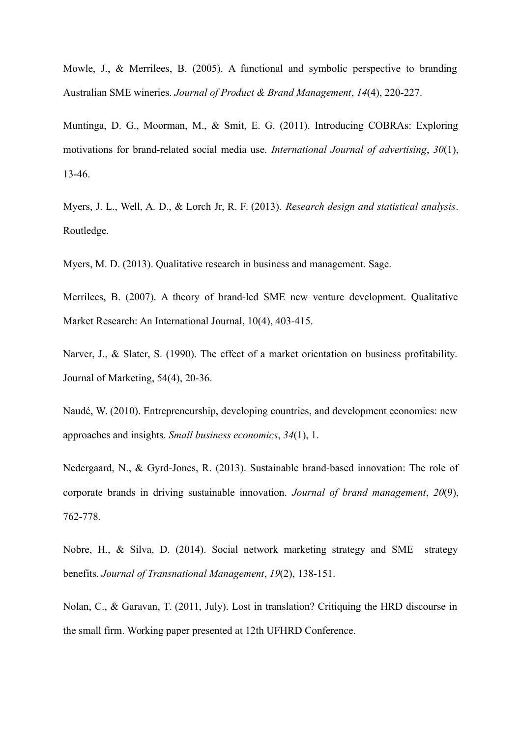Mowle, J., & Merrilees, B. (2005). A functional and symbolic perspective to branding Australian SME wineries. *Journal of Product & Brand Management*, *14*(4), 220-227.

Muntinga, D. G., Moorman, M., & Smit, E. G. (2011). Introducing COBRAs: Exploring motivations for brand-related social media use. *International Journal of advertising*, *30*(1), 13-46.

Myers, J. L., Well, A. D., & Lorch Jr, R. F. (2013). *Research design and statistical analysis*. Routledge.

Myers, M. D. (2013). Qualitative research in business and management. Sage.

Merrilees, B. (2007). A theory of brand-led SME new venture development. Qualitative Market Research: An International Journal, 10(4), 403-415.

Narver, J., & Slater, S. (1990). The effect of a market orientation on business profitability. Journal of Marketing, 54(4), 20-36.

Naudé, W. (2010). Entrepreneurship, developing countries, and development economics: new approaches and insights. *Small business economics*, *34*(1), 1.

Nedergaard, N., & Gyrd-Jones, R. (2013). Sustainable brand-based innovation: The role of corporate brands in driving sustainable innovation. *Journal of brand management*, *20*(9), 762-778.

Nobre, H., & Silva, D. (2014). Social network marketing strategy and SME strategy benefits. *Journal of Transnational Management*, *19*(2), 138-151.

Nolan, C., & Garavan, T. (2011, July). Lost in translation? Critiquing the HRD discourse in the small firm. Working paper presented at 12th UFHRD Conference.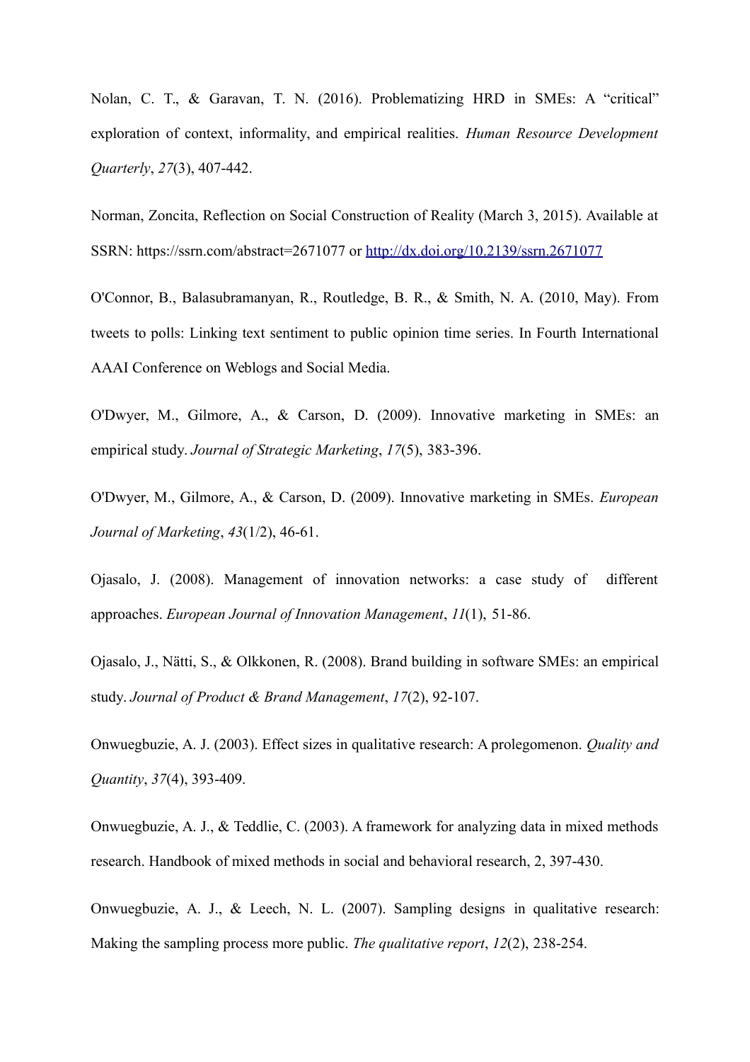Nolan, C. T., & Garavan, T. N. (2016). Problematizing HRD in SMEs: A "critical" exploration of context, informality, and empirical realities. *Human Resource Development Quarterly*, *27*(3), 407-442.

Norman, Zoncita, Reflection on Social Construction of Reality (March 3, 2015). Available at SSRN: https://ssrn.com/abstract=2671077 or http://dx.doi.org/10.2139/ssrn.2671077

O'Connor, B., Balasubramanyan, R., Routledge, B. R., & Smith, N. A. (2010, May). From tweets to polls: Linking text sentiment to public opinion time series. In Fourth International AAAI Conference on Weblogs and Social Media.

O'Dwyer, M., Gilmore, A., & Carson, D. (2009). Innovative marketing in SMEs: an empirical study. *Journal of Strategic Marketing*, *17*(5), 383-396.

O'Dwyer, M., Gilmore, A., & Carson, D. (2009). Innovative marketing in SMEs. *European Journal of Marketing*, *43*(1/2), 46-61.

Ojasalo, J. (2008). Management of innovation networks: a case study of different approaches. *European Journal of Innovation Management*, *11*(1), 51-86.

Ojasalo, J., Nätti, S., & Olkkonen, R. (2008). Brand building in software SMEs: an empirical study. *Journal of Product & Brand Management*, *17*(2), 92-107.

Onwuegbuzie, A. J. (2003). Effect sizes in qualitative research: A prolegomenon. *Quality and Quantity*, *37*(4), 393-409.

Onwuegbuzie, A. J., & Teddlie, C. (2003). A framework for analyzing data in mixed methods research. Handbook of mixed methods in social and behavioral research, 2, 397-430.

Onwuegbuzie, A. J., & Leech, N. L. (2007). Sampling designs in qualitative research: Making the sampling process more public. *The qualitative report*, *12*(2), 238-254.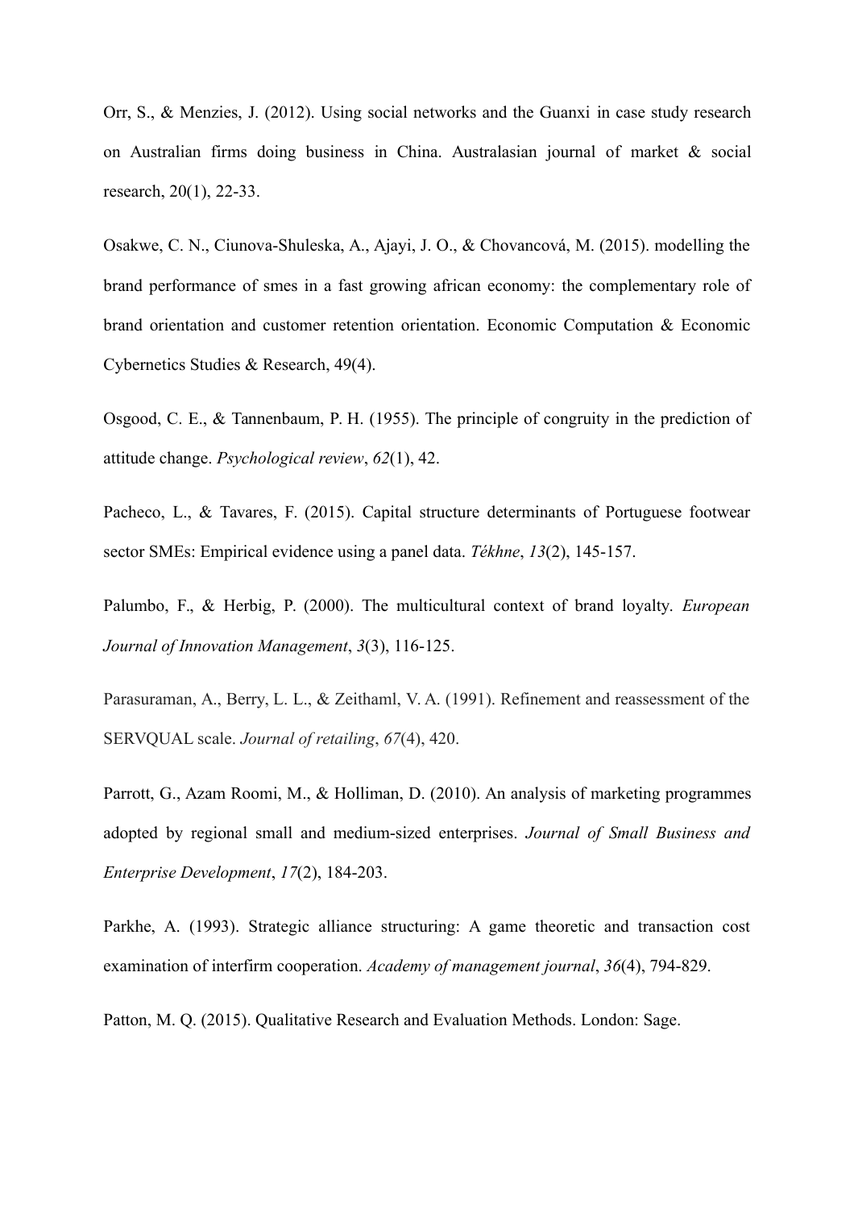Orr, S., & Menzies, J. (2012). Using social networks and the Guanxi in case study research on Australian firms doing business in China. Australasian journal of market & social research, 20(1), 22-33.

Osakwe, C. N., Ciunova-Shuleska, A., Ajayi, J. O., & Chovancová, M. (2015). modelling the brand performance of smes in a fast growing african economy: the complementary role of brand orientation and customer retention orientation. Economic Computation & Economic Cybernetics Studies & Research, 49(4).

Osgood, C. E., & Tannenbaum, P. H. (1955). The principle of congruity in the prediction of attitude change. *Psychological review*, *62*(1), 42.

Pacheco, L., & Tavares, F. (2015). Capital structure determinants of Portuguese footwear sector SMEs: Empirical evidence using a panel data. *Tékhne*, *13*(2), 145-157.

Palumbo, F., & Herbig, P. (2000). The multicultural context of brand loyalty. *European Journal of Innovation Management*, *3*(3), 116-125.

Parasuraman, A., Berry, L. L., & Zeithaml, V. A. (1991). Refinement and reassessment of the SERVQUAL scale. *Journal of retailing*, *67*(4), 420.

Parrott, G., Azam Roomi, M., & Holliman, D. (2010). An analysis of marketing programmes adopted by regional small and medium-sized enterprises. *Journal of Small Business and Enterprise Development*, *17*(2), 184-203.

Parkhe, A. (1993). Strategic alliance structuring: A game theoretic and transaction cost examination of interfirm cooperation. *Academy of management journal*, *36*(4), 794-829.

Patton, M. Q. (2015). Qualitative Research and Evaluation Methods. London: Sage.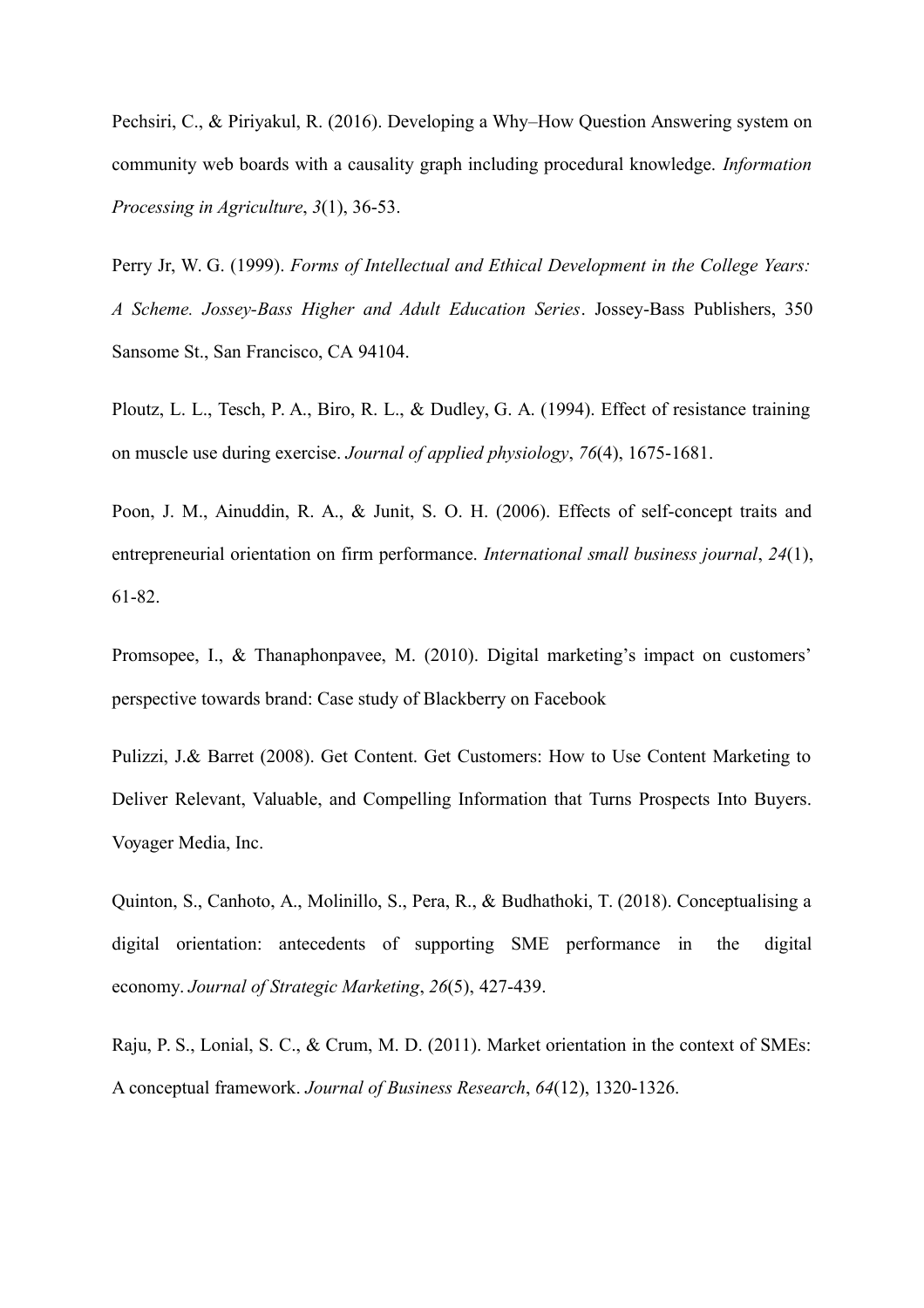Pechsiri, C., & Piriyakul, R. (2016). Developing a Why–How Question Answering system on community web boards with a causality graph including procedural knowledge. *Information Processing in Agriculture*, *3*(1), 36-53.

Perry Jr, W. G. (1999). *Forms of Intellectual and Ethical Development in the College Years: A Scheme. Jossey-Bass Higher and Adult Education Series*. Jossey-Bass Publishers, 350 Sansome St., San Francisco, CA 94104.

Ploutz, L. L., Tesch, P. A., Biro, R. L., & Dudley, G. A. (1994). Effect of resistance training on muscle use during exercise. *Journal of applied physiology*, *76*(4), 1675-1681.

Poon, J. M., Ainuddin, R. A., & Junit, S. O. H. (2006). Effects of self-concept traits and entrepreneurial orientation on firm performance. *International small business journal*, *24*(1), 61-82.

Promsopee, I., & Thanaphonpavee, M. (2010). Digital marketing's impact on customers' perspective towards brand: Case study of Blackberry on Facebook

Pulizzi, J.& Barret (2008). Get Content. Get Customers: How to Use Content Marketing to Deliver Relevant, Valuable, and Compelling Information that Turns Prospects Into Buyers. Voyager Media, Inc.

Quinton, S., Canhoto, A., Molinillo, S., Pera, R., & Budhathoki, T. (2018). Conceptualising a digital orientation: antecedents of supporting SME performance in the digital economy. *Journal of Strategic Marketing*, *26*(5), 427-439.

Raju, P. S., Lonial, S. C., & Crum, M. D. (2011). Market orientation in the context of SMEs: A conceptual framework. *Journal of Business Research*, *64*(12), 1320-1326.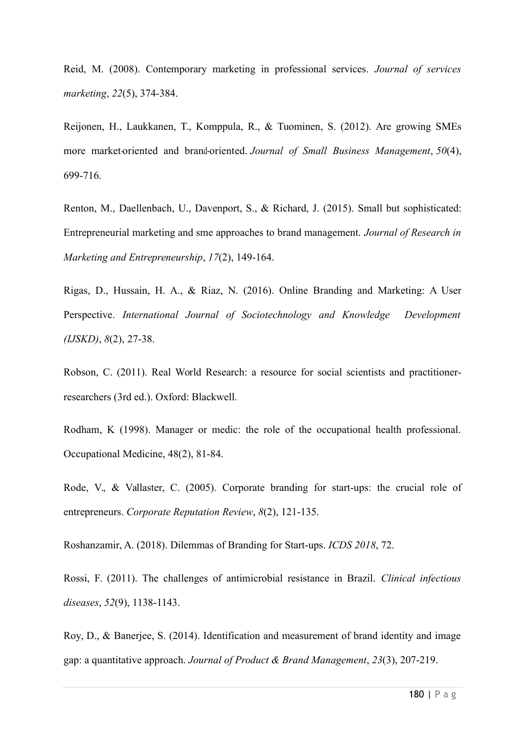Reid, M. (2008). Contemporary marketing in professional services. *Journal of services marketing*, *22*(5), 374-384.

Reijonen, H., Laukkanen, T., Komppula, R., & Tuominen, S. (2012). Are growing SMEs more market‐oriented and brand‐oriented. *Journal of Small Business Management*, *50*(4), 699-716.

Renton, M., Daellenbach, U., Davenport, S., & Richard, J. (2015). Small but sophisticated: Entrepreneurial marketing and sme approaches to brand management. *Journal of Research in Marketing and Entrepreneurship*, *17*(2), 149-164.

Rigas, D., Hussain, H. A., & Riaz, N. (2016). Online Branding and Marketing: A User Perspective. *International Journal of Sociotechnology and Knowledge Development (IJSKD)*, *8*(2), 27-38.

Robson, C. (2011). Real World Research: a resource for social scientists and practitioner-researchers (3rd ed.). Oxford: Blackwell.

Rodham, K (1998). Manager or medic: the role of the occupational health professional. Occupational Medicine, 48(2), 81-84.

Rode, V., & Vallaster, C. (2005). Corporate branding for start-ups: the crucial role of entrepreneurs. *Corporate Reputation Review*, *8*(2), 121-135.

Roshanzamir, A. (2018). Dilemmas of Branding for Start-ups. *ICDS 2018*, 72.

Rossi, F. (2011). The challenges of antimicrobial resistance in Brazil. *Clinical infectious diseases*, *52*(9), 1138-1143.

Roy, D., & Banerjee, S. (2014). Identification and measurement of brand identity and image gap: a quantitative approach. *Journal of Product & Brand Management*, *23*(3), 207-219.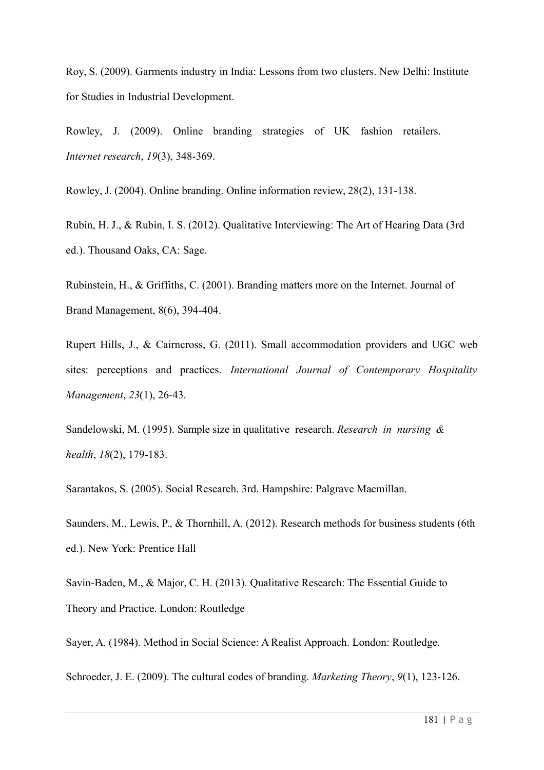Roy, S. (2009). Garments industry in India: Lessons from two clusters. New Delhi: Institute for Studies in Industrial Development.

Rowley, J. (2009). Online branding strategies of UK fashion retailers. *Internet research*, *19*(3), 348-369.

Rowley, J. (2004). Online branding. Online information review, 28(2), 131-138.

Rubin, H. J., & Rubin, I. S. (2012). Qualitative Interviewing: The Art of Hearing Data (3rd ed.). Thousand Oaks, CA: Sage.

Rubinstein, H., & Griffiths, C. (2001). Branding matters more on the Internet. Journal of Brand Management, 8(6), 394-404.

Rupert Hills, J., & Cairncross, G. (2011). Small accommodation providers and UGC web sites: perceptions and practices. *International Journal of Contemporary Hospitality Management*, *23*(1), 26-43.

Sandelowski, M. (1995). Sample size in qualitative research. *Research in nursing & health*, *18*(2), 179-183.

Sarantakos, S. (2005). Social Research. 3rd. Hampshire: Palgrave Macmillan.

Saunders, M., Lewis, P., & Thornhill, A. (2012). Research methods for business students (6th ed.). New York: Prentice Hall

Savin-Baden, M., & Major, C. H. (2013). Qualitative Research: The Essential Guide to Theory and Practice. London: Routledge

Sayer, A. (1984). Method in Social Science: A Realist Approach. London: Routledge.

Schroeder, J. E. (2009). The cultural codes of branding. *Marketing Theory*, *9*(1), 123-126.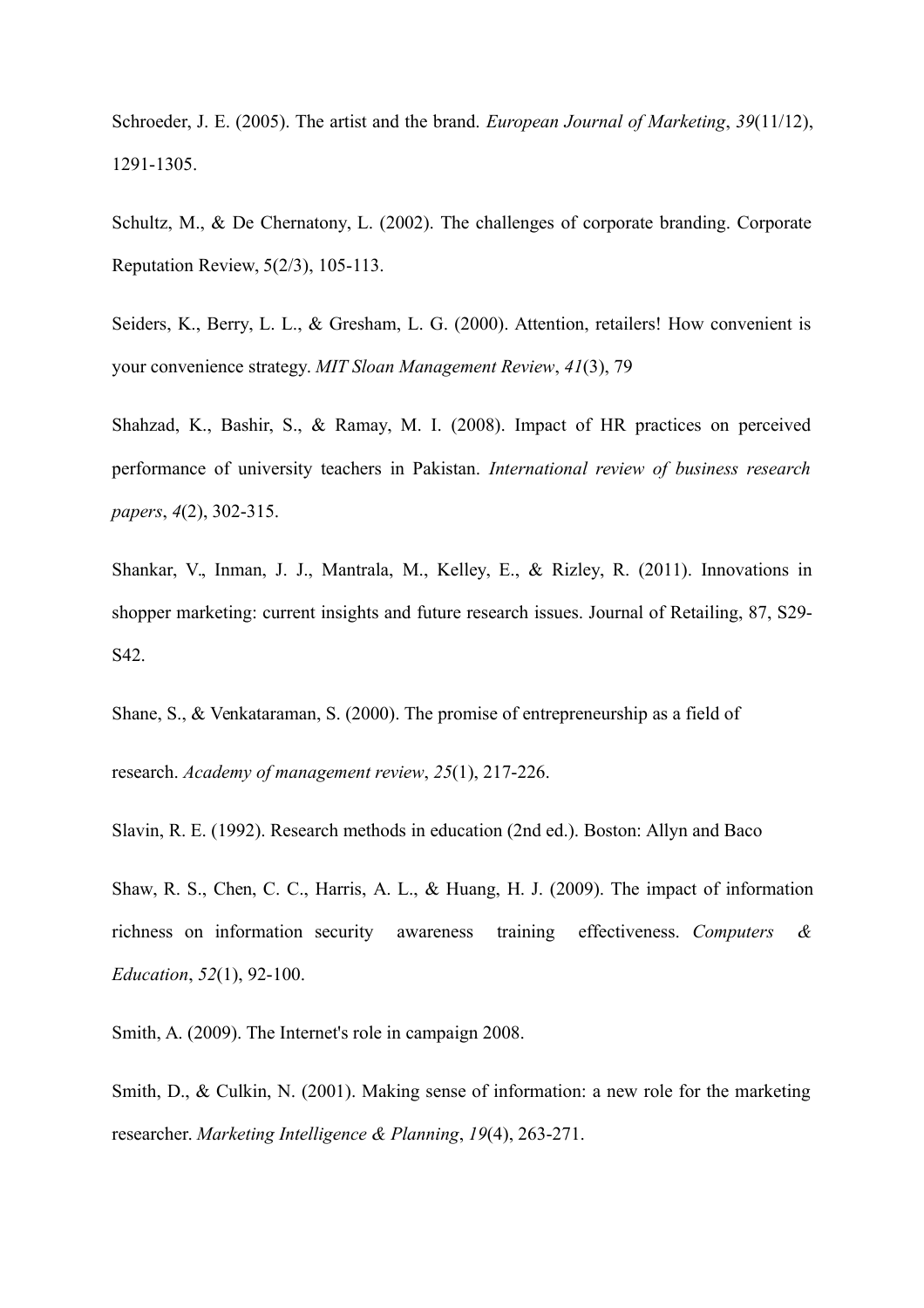Schroeder, J. E. (2005). The artist and the brand. *European Journal of Marketing*, *39*(11/12), 1291-1305.

Schultz, M., & De Chernatony, L. (2002). The challenges of corporate branding. Corporate Reputation Review, 5(2/3), 105-113.

Seiders, K., Berry, L. L., & Gresham, L. G. (2000). Attention, retailers! How convenient is your convenience strategy. *MIT Sloan Management Review*, *41*(3), 79

Shahzad, K., Bashir, S., & Ramay, M. I. (2008). Impact of HR practices on perceived performance of university teachers in Pakistan. *International review of business research papers*, *4*(2), 302-315.

Shankar, V., Inman, J. J., Mantrala, M., Kelley, E., & Rizley, R. (2011). Innovations in shopper marketing: current insights and future research issues. Journal of Retailing, 87, S29-S42.

Shane, S., & Venkataraman, S. (2000). The promise of entrepreneurship as a field of research. *Academy of management review*, *25*(1), 217-226.

Slavin, R. E. (1992). Research methods in education (2nd ed.). Boston: Allyn and Baco

Shaw, R. S., Chen, C. C., Harris, A. L., & Huang, H. J. (2009). The impact of information richness on information security awareness training effectiveness. *Computers & Education*, *52*(1), 92-100.

Smith, A. (2009). The Internet's role in campaign 2008.

Smith, D., & Culkin, N. (2001). Making sense of information: a new role for the marketing researcher. *Marketing Intelligence & Planning*, *19*(4), 263-271.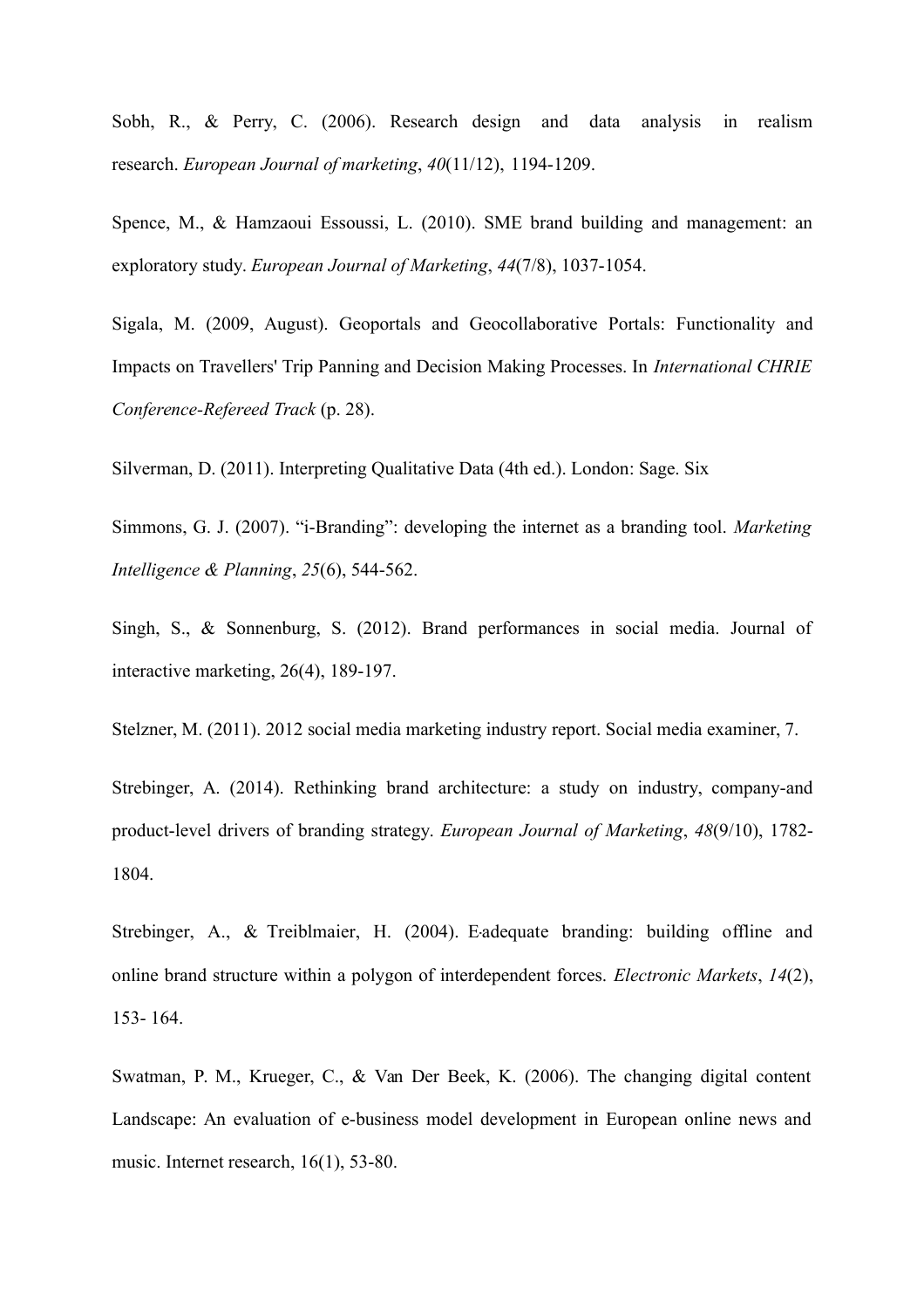Sobh, R., & Perry, C. (2006). Research design and data analysis in realism research. *European Journal of marketing*, *40*(11/12), 1194-1209.

Spence, M., & Hamzaoui Essoussi, L. (2010). SME brand building and management: an exploratory study. *European Journal of Marketing*, *44*(7/8), 1037-1054.

Sigala, M. (2009, August). Geoportals and Geocollaborative Portals: Functionality and Impacts on Travellers' Trip Panning and Decision Making Processes. In *International CHRIE Conference-Refereed Track* (p. 28).

Silverman, D. (2011). Interpreting Qualitative Data (4th ed.). London: Sage. Six

Simmons, G. J. (2007). "i-Branding": developing the internet as a branding tool. *Marketing Intelligence & Planning*, *25*(6), 544-562.

Singh, S., & Sonnenburg, S. (2012). Brand performances in social media. Journal of interactive marketing, 26(4), 189-197.

Stelzner, M. (2011). 2012 social media marketing industry report. Social media examiner, 7.

Strebinger, A. (2014). Rethinking brand architecture: a study on industry, company-and product-level drivers of branding strategy. *European Journal of Marketing*, *48*(9/10), 1782-1804.

Strebinger, A., & Treiblmaier, H. (2004). E-adequate branding: building offline and online brand structure within a polygon of interdependent forces. *Electronic Markets*, *14*(2), 153- 164.

Swatman, P. M., Krueger, C., & Van Der Beek, K. (2006). The changing digital content Landscape: An evaluation of e-business model development in European online news and music. Internet research, 16(1), 53-80.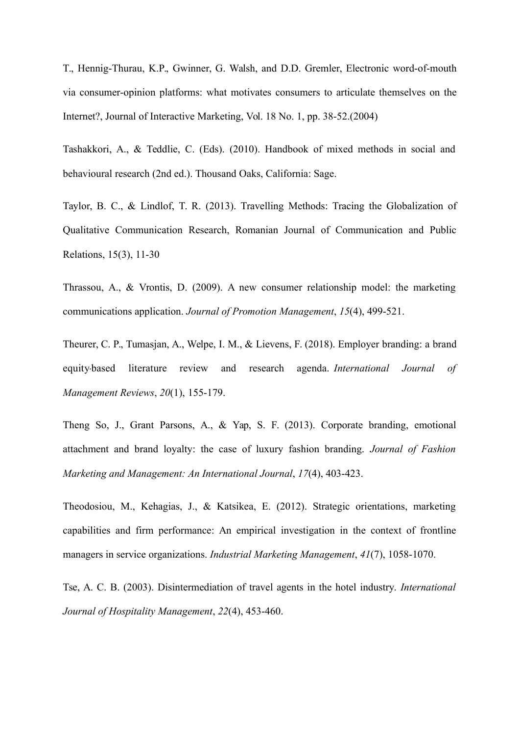T., Hennig-Thurau, K.P., Gwinner, G. Walsh, and D.D. Gremler, Electronic word-of-mouth via consumer-opinion platforms: what motivates consumers to articulate themselves on the Internet?, Journal of Interactive Marketing, Vol. 18 No. 1, pp. 38-52.(2004)

Tashakkori, A., & Teddlie, C. (Eds). (2010). Handbook of mixed methods in social and behavioural research (2nd ed.). Thousand Oaks, California: Sage.

Taylor, B. C., & Lindlof, T. R. (2013). Travelling Methods: Tracing the Globalization of Qualitative Communication Research, Romanian Journal of Communication and Public Relations, 15(3), 11-30

Thrassou, A., & Vrontis, D. (2009). A new consumer relationship model: the marketing communications application. *Journal of Promotion Management*, *15*(4), 499-521.

Theurer, C. P., Tumasjan, A., Welpe, I. M., & Lievens, F. (2018). Employer branding: a brand equity‐based literature review and research agenda. *International Journal of Management Reviews*, *20*(1), 155-179.

Theng So, J., Grant Parsons, A., & Yap, S. F. (2013). Corporate branding, emotional attachment and brand loyalty: the case of luxury fashion branding. *Journal of Fashion Marketing and Management: An International Journal*, *17*(4), 403-423.

Theodosiou, M., Kehagias, J., & Katsikea, E. (2012). Strategic orientations, marketing capabilities and firm performance: An empirical investigation in the context of frontline managers in service organizations. *Industrial Marketing Management*, *41*(7), 1058-1070.

Tse, A. C. B. (2003). Disintermediation of travel agents in the hotel industry. *International Journal of Hospitality Management*, *22*(4), 453-460.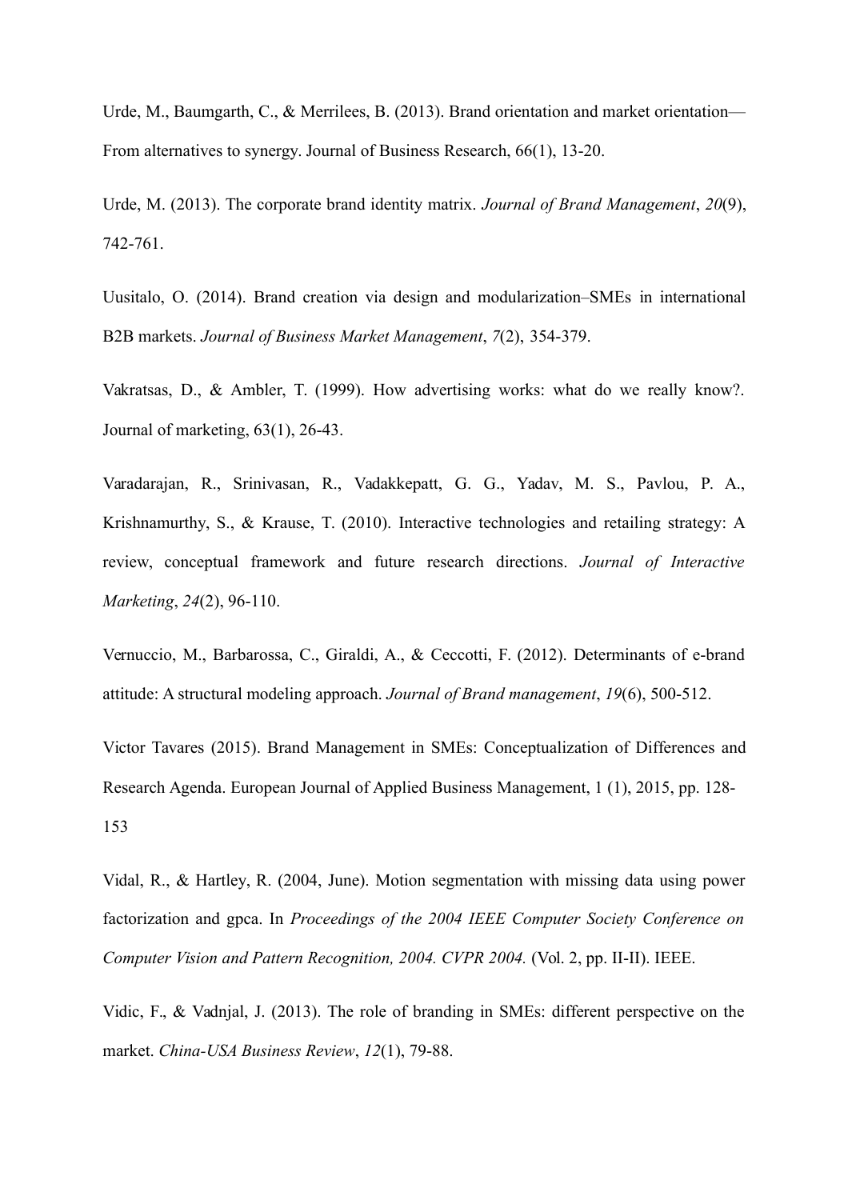Urde, M., Baumgarth, C., & Merrilees, B. (2013). Brand orientation and market orientation—From alternatives to synergy. Journal of Business Research, 66(1), 13-20.

Urde, M. (2013). The corporate brand identity matrix. *Journal of Brand Management*, *20*(9), 742-761.

Uusitalo, O. (2014). Brand creation via design and modularization–SMEs in international B2B markets. *Journal of Business Market Management*, *7*(2), 354-379.

Vakratsas, D., & Ambler, T. (1999). How advertising works: what do we really know?. Journal of marketing, 63(1), 26-43.

Varadarajan, R., Srinivasan, R., Vadakkepatt, G. G., Yadav, M. S., Pavlou, P. A., Krishnamurthy, S., & Krause, T. (2010). Interactive technologies and retailing strategy: A review, conceptual framework and future research directions. *Journal of Interactive Marketing*, *24*(2), 96-110.

Vernuccio, M., Barbarossa, C., Giraldi, A., & Ceccotti, F. (2012). Determinants of e-brand attitude: A structural modeling approach. *Journal of Brand management*, *19*(6), 500-512.

Victor Tavares (2015). Brand Management in SMEs: Conceptualization of Differences and Research Agenda. European Journal of Applied Business Management, 1 (1), 2015, pp. 128-153

Vidal, R., & Hartley, R. (2004, June). Motion segmentation with missing data using power factorization and gpca. In *Proceedings of the 2004 IEEE Computer Society Conference on Computer Vision and Pattern Recognition, 2004. CVPR 2004.* (Vol. 2, pp. II-II). IEEE.

Vidic, F., & Vadnjal, J. (2013). The role of branding in SMEs: different perspective on the market. *China-USA Business Review*, *12*(1), 79-88.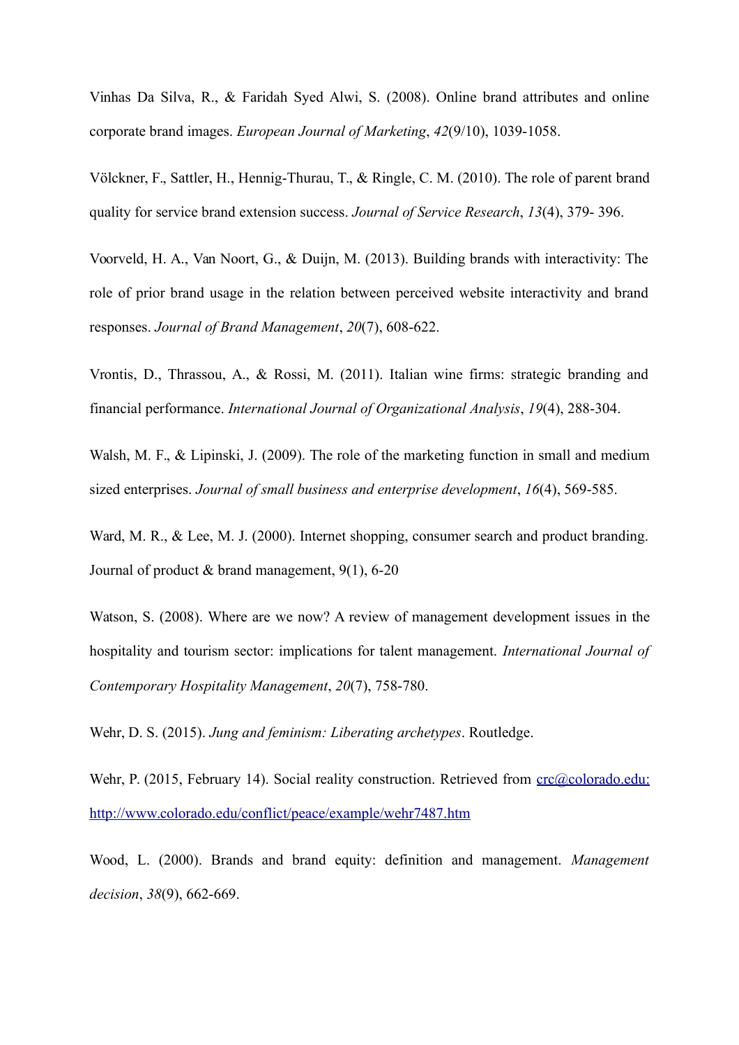Vinhas Da Silva, R., & Faridah Syed Alwi, S. (2008). Online brand attributes and online corporate brand images. *European Journal of Marketing*, *42*(9/10), 1039-1058.

Völckner, F., Sattler, H., Hennig-Thurau, T., & Ringle, C. M. (2010). The role of parent brand quality for service brand extension success. *Journal of Service Research*, *13*(4), 379- 396.

Voorveld, H. A., Van Noort, G., & Duijn, M. (2013). Building brands with interactivity: The role of prior brand usage in the relation between perceived website interactivity and brand responses. *Journal of Brand Management*, *20*(7), 608-622.

Vrontis, D., Thrassou, A., & Rossi, M. (2011). Italian wine firms: strategic branding and financial performance. *International Journal of Organizational Analysis*, *19*(4), 288-304.

Walsh, M. F., & Lipinski, J. (2009). The role of the marketing function in small and medium sized enterprises. *Journal of small business and enterprise development*, *16*(4), 569-585.

Ward, M. R., & Lee, M. J. (2000). Internet shopping, consumer search and product branding. Journal of product & brand management, 9(1), 6-20

Watson, S. (2008). Where are we now? A review of management development issues in the hospitality and tourism sector: implications for talent management. *International Journal of Contemporary Hospitality Management*, *20*(7), 758-780.

Wehr, D. S. (2015). *Jung and feminism: Liberating archetypes*. Routledge.

Wehr, P. (2015, February 14). Social reality construction. Retrieved from crc@colorado.edu: http://www.colorado.edu/conflict/peace/example/wehr7487.htm

Wood, L. (2000). Brands and brand equity: definition and management. *Management decision*, *38*(9), 662-669.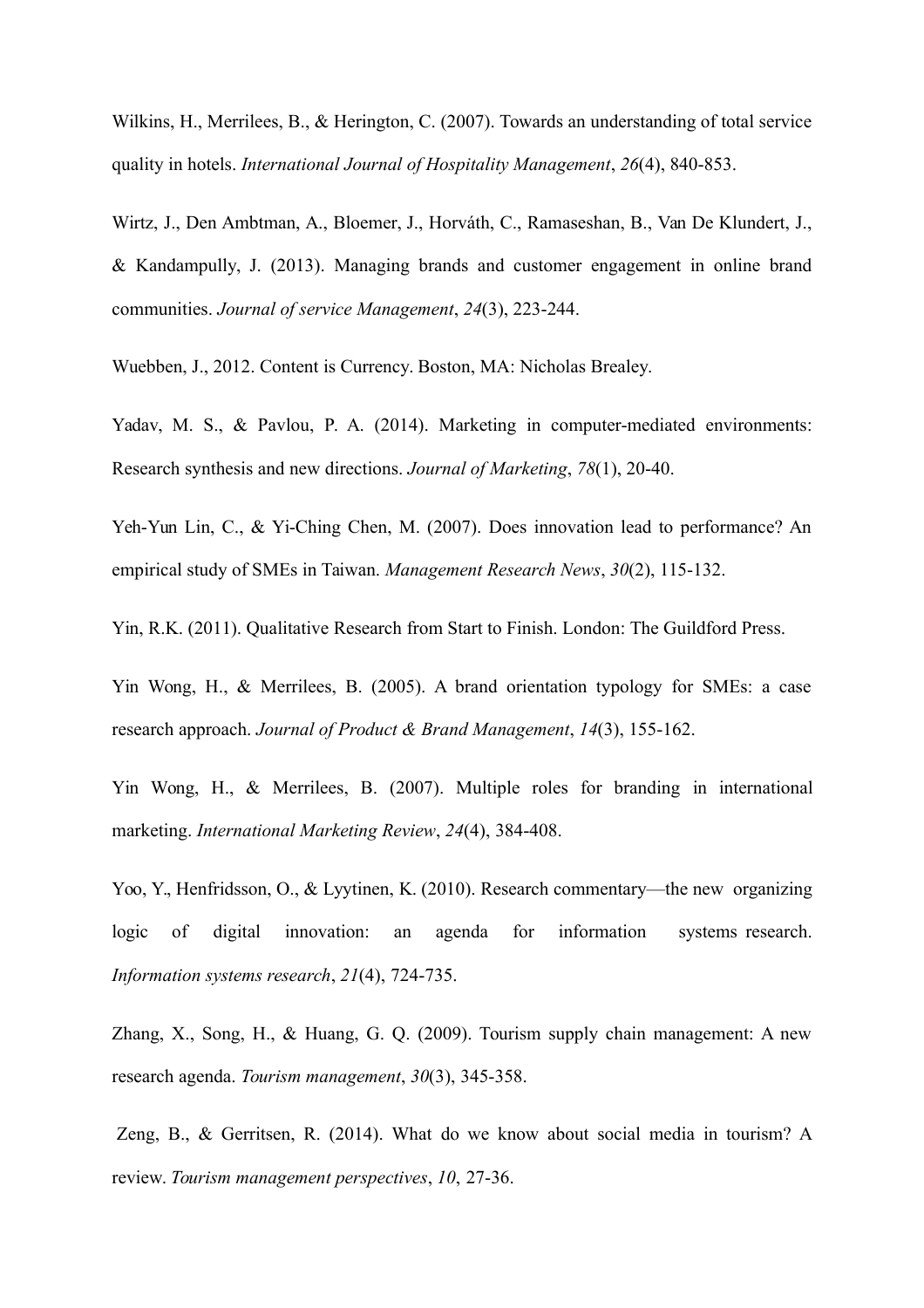Wilkins, H., Merrilees, B., & Herington, C. (2007). Towards an understanding of total service quality in hotels. *International Journal of Hospitality Management*, *26*(4), 840-853.

Wirtz, J., Den Ambtman, A., Bloemer, J., Horváth, C., Ramaseshan, B., Van De Klundert, J., & Kandampully, J. (2013). Managing brands and customer engagement in online brand communities. *Journal of service Management*, *24*(3), 223-244.

Wuebben, J., 2012. Content is Currency. Boston, MA: Nicholas Brealey.

Yadav, M. S., & Pavlou, P. A. (2014). Marketing in computer-mediated environments: Research synthesis and new directions. *Journal of Marketing*, *78*(1), 20-40.

Yeh-Yun Lin, C., & Yi-Ching Chen, M. (2007). Does innovation lead to performance? An empirical study of SMEs in Taiwan. *Management Research News*, *30*(2), 115-132.

Yin, R.K. (2011). Qualitative Research from Start to Finish. London: The Guildford Press.

Yin Wong, H., & Merrilees, B. (2005). A brand orientation typology for SMEs: a case research approach. *Journal of Product & Brand Management*, *14*(3), 155-162.

Yin Wong, H., & Merrilees, B. (2007). Multiple roles for branding in international marketing. *International Marketing Review*, *24*(4), 384-408.

Yoo, Y., Henfridsson, O., & Lyytinen, K. (2010). Research commentary—the new organizing logic of digital innovation: an agenda for information systems research. *Information systems research*, *21*(4), 724-735.

Zhang, X., Song, H., & Huang, G. Q. (2009). Tourism supply chain management: A new research agenda. *Tourism management*, *30*(3), 345-358.

Zeng, B., & Gerritsen, R. (2014). What do we know about social media in tourism? A review. *Tourism management perspectives*, *10*, 27-36.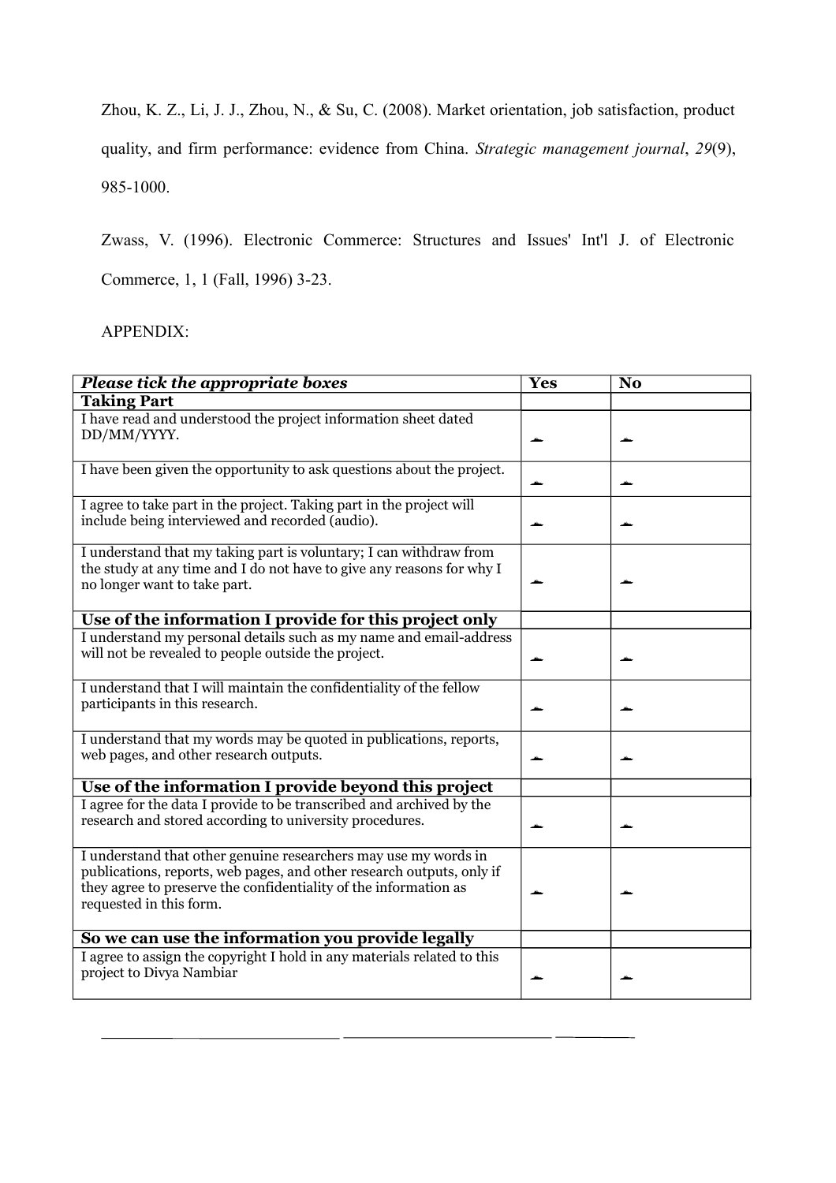Zhou, K. Z., Li, J. J., Zhou, N., & Su, C. (2008). Market orientation, job satisfaction, product quality, and firm performance: evidence from China. *Strategic management journal*, *29*(9), 985-1000.

Zwass, V. (1996). Electronic Commerce: Structures and Issues' Int'l J. of Electronic Commerce, 1, 1 (Fall, 1996) 3-23.

APPENDIX:

| ***Please tick the appropriate boxes*** | **Yes** | **No** |
|---|---|---|
| **Taking Part** | | |
| I have read and understood the project information sheet dated DD/MM/YYYY. | ☐ | ☐ |
| I have been given the opportunity to ask questions about the project. | ☐ | ☐ |
| I agree to take part in the project. Taking part in the project will include being interviewed and recorded (audio). | ☐ | ☐ |
| I understand that my taking part is voluntary; I can withdraw from the study at any time and I do not have to give any reasons for why I no longer want to take part. | ☐ | ☐ |
| **Use of the information I provide for this project only** | | |
| I understand my personal details such as my name and email-address will not be revealed to people outside the project. | ☐ | ☐ |
| I understand that I will maintain the confidentiality of the fellow participants in this research. | ☐ | ☐ |
| I understand that my words may be quoted in publications, reports, web pages, and other research outputs. | ☐ | ☐ |
| **Use of the information I provide beyond this project** | | |
| I agree for the data I provide to be transcribed and archived by the research and stored according to university procedures. | ☐ | ☐ |
| I understand that other genuine researchers may use my words in publications, reports, web pages, and other research outputs, only if they agree to preserve the confidentiality of the information as requested in this form. | ☐ | ☐ |
| **So we can use the information you provide legally** | | |
| I agree to assign the copyright I hold in any materials related to this project to Divya Nambiar | ☐ | ☐ |

\_\_\_\_\_\_\_\_\_\_\_\_\_\_\_\_\_\_\_\_\_\_\_\_\_\_\_\_\_\_ \_\_\_\_\_\_\_\_\_\_\_\_\_\_\_\_\_\_\_\_\_\_\_\_\_\_ \_\_\_\_\_\_\_\_\_\_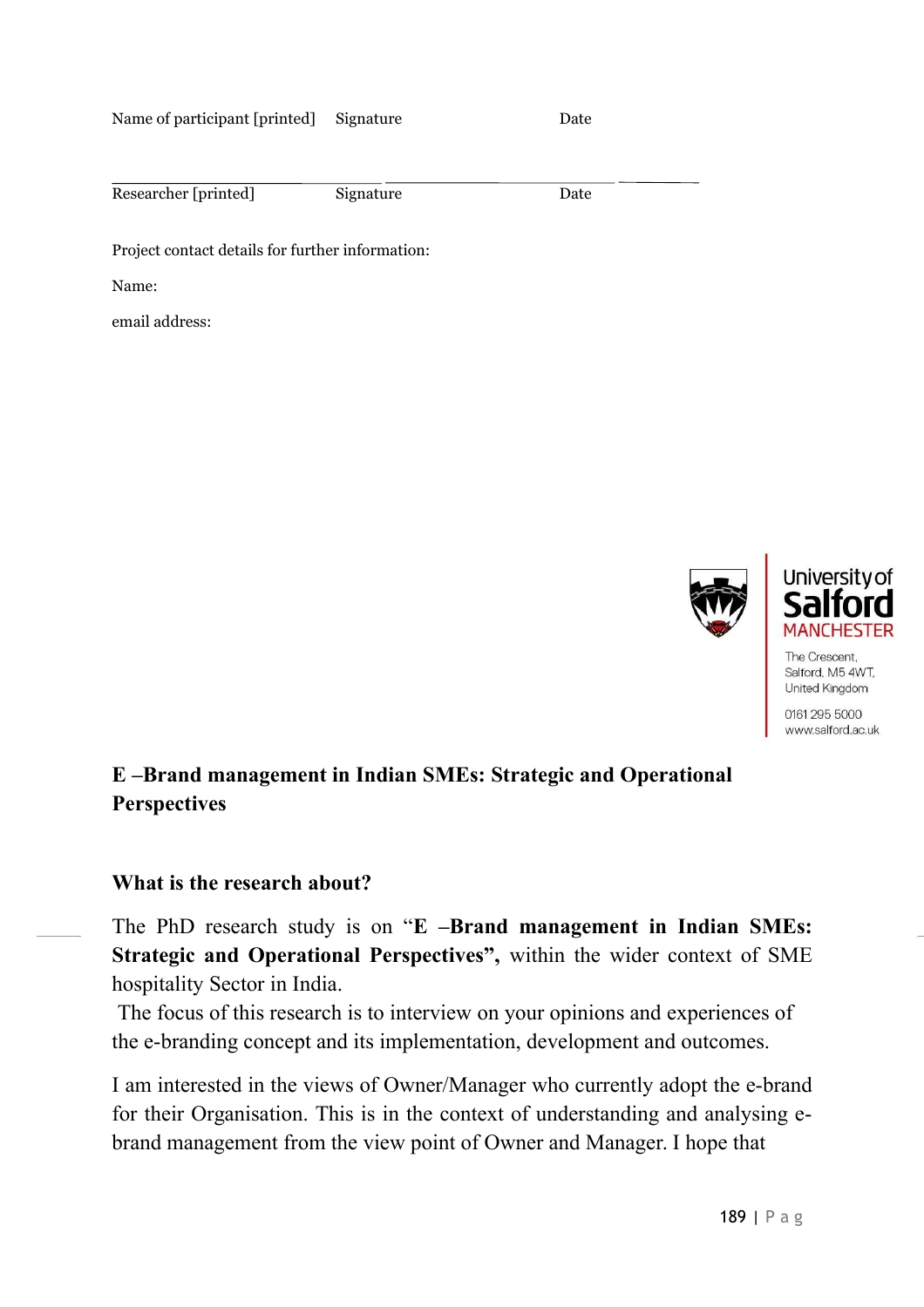Name of participant [printed]    Signature    Date

Researcher [printed]    Signature    Date

Project contact details for further information:

Name:

email address:

University of Salford MANCHESTER

The Crescent, Salford, M5 4WT, United Kingdom

0161 295 5000
www.salford.ac.uk

## E –Brand management in Indian SMEs: Strategic and Operational Perspectives

### What is the research about?

The PhD research study is on "**E –Brand management in Indian SMEs: Strategic and Operational Perspectives",** within the wider context of SME hospitality Sector in India.

The focus of this research is to interview on your opinions and experiences of the e-branding concept and its implementation, development and outcomes.

I am interested in the views of Owner/Manager who currently adopt the e-brand for their Organisation. This is in the context of understanding and analysing e-brand management from the view point of Owner and Manager. I hope that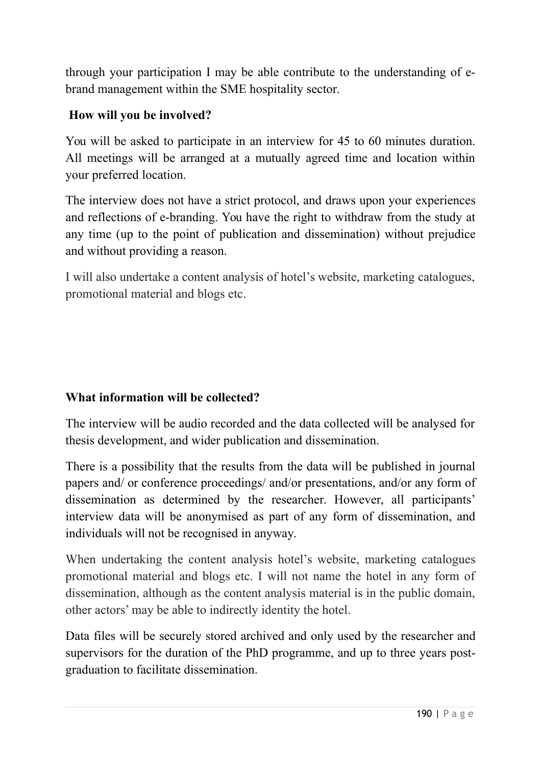through your participation I may be able contribute to the understanding of e-brand management within the SME hospitality sector.

**How will you be involved?**

You will be asked to participate in an interview for 45 to 60 minutes duration. All meetings will be arranged at a mutually agreed time and location within your preferred location.

The interview does not have a strict protocol, and draws upon your experiences and reflections of e-branding. You have the right to withdraw from the study at any time (up to the point of publication and dissemination) without prejudice and without providing a reason.

I will also undertake a content analysis of hotel's website, marketing catalogues, promotional material and blogs etc.

**What information will be collected?**

The interview will be audio recorded and the data collected will be analysed for thesis development, and wider publication and dissemination.

There is a possibility that the results from the data will be published in journal papers and/ or conference proceedings/ and/or presentations, and/or any form of dissemination as determined by the researcher. However, all participants' interview data will be anonymised as part of any form of dissemination, and individuals will not be recognised in anyway.

When undertaking the content analysis hotel's website, marketing catalogues promotional material and blogs etc. I will not name the hotel in any form of dissemination, although as the content analysis material is in the public domain, other actors' may be able to indirectly identity the hotel.

Data files will be securely stored archived and only used by the researcher and supervisors for the duration of the PhD programme, and up to three years post-graduation to facilitate dissemination.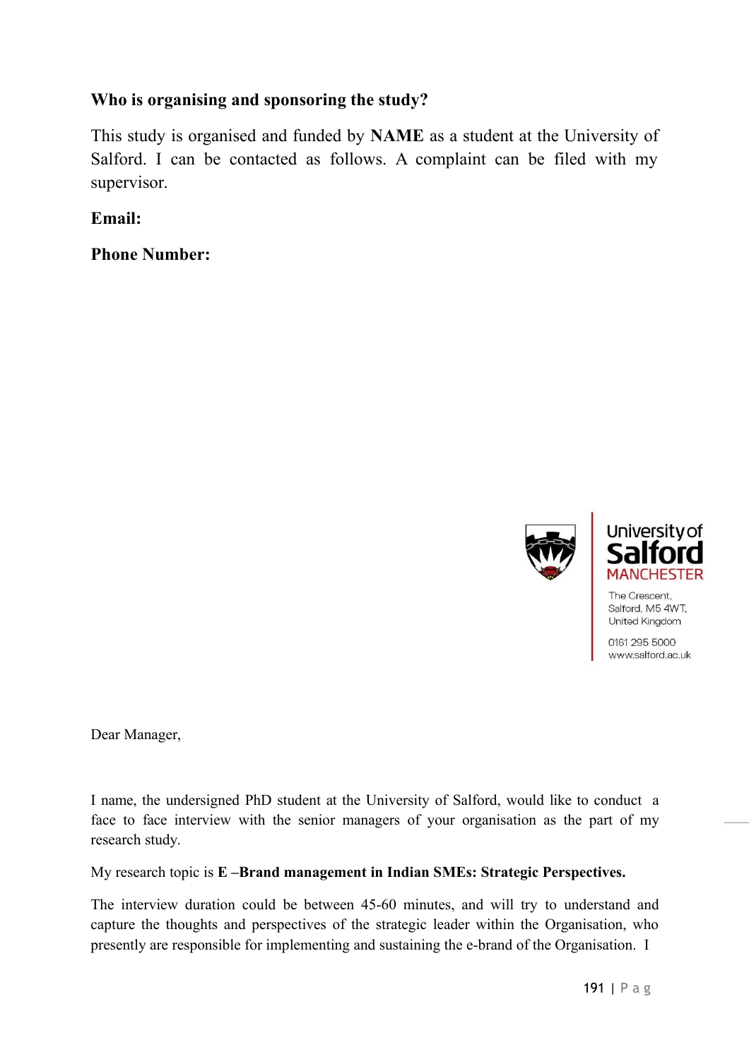**Who is organising and sponsoring the study?**

This study is organised and funded by **NAME** as a student at the University of Salford. I can be contacted as follows. A complaint can be filed with my supervisor.

**Email:**

**Phone Number:**

University of Salford
MANCHESTER

The Crescent,
Salford, M5 4WT,
United Kingdom

0161 295 5000
www.salford.ac.uk

Dear Manager,

I name, the undersigned PhD student at the University of Salford, would like to conduct a face to face interview with the senior managers of your organisation as the part of my research study.

My research topic is **E –Brand management in Indian SMEs: Strategic Perspectives.**

The interview duration could be between 45-60 minutes, and will try to understand and capture the thoughts and perspectives of the strategic leader within the Organisation, who presently are responsible for implementing and sustaining the e-brand of the Organisation. I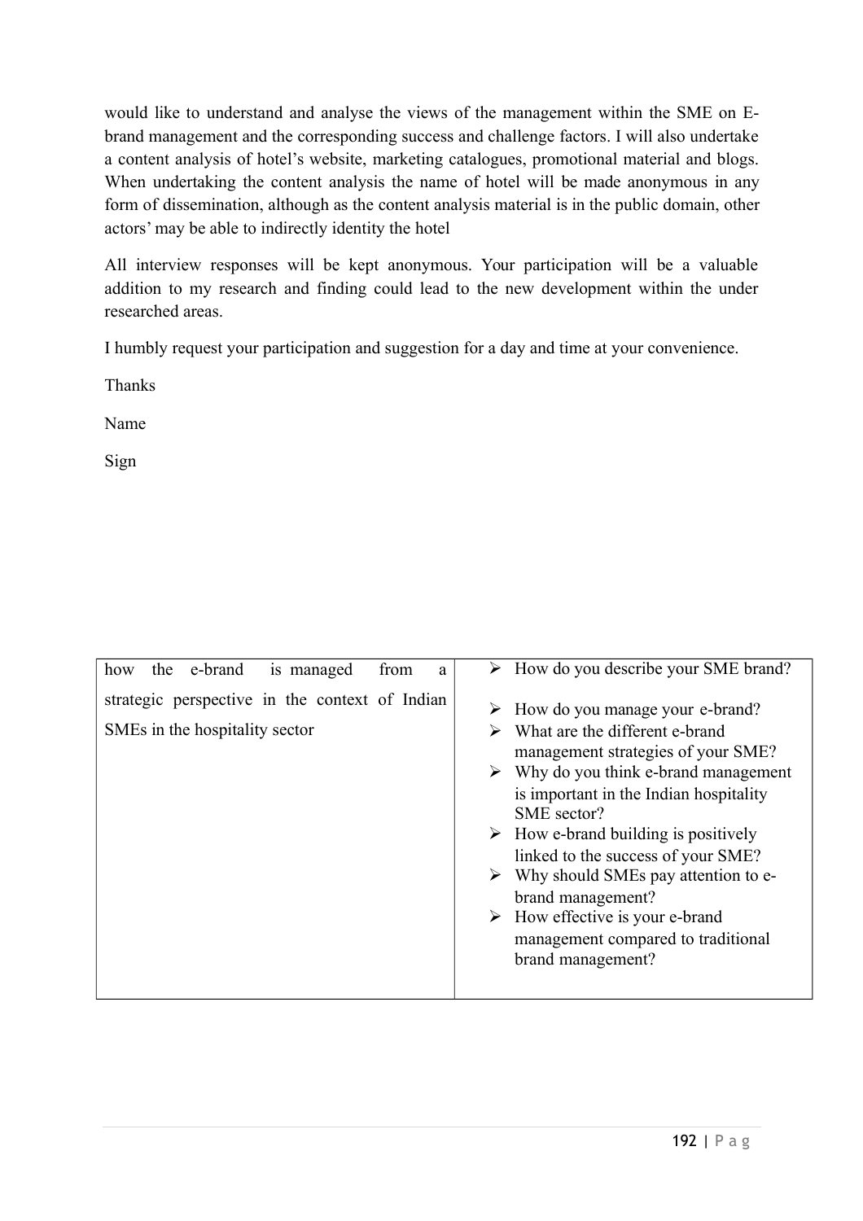would like to understand and analyse the views of the management within the SME on E-brand management and the corresponding success and challenge factors. I will also undertake a content analysis of hotel's website, marketing catalogues, promotional material and blogs. When undertaking the content analysis the name of hotel will be made anonymous in any form of dissemination, although as the content analysis material is in the public domain, other actors' may be able to indirectly identity the hotel

All interview responses will be kept anonymous. Your participation will be a valuable addition to my research and finding could lead to the new development within the under researched areas.

I humbly request your participation and suggestion for a day and time at your convenience.

Thanks

Name

Sign

| how the e-brand is managed from a strategic perspective in the context of Indian SMEs in the hospitality sector | ➢ How do you describe your SME brand?<br>➢ How do you manage your e-brand?<br>➢ What are the different e-brand management strategies of your SME?<br>➢ Why do you think e-brand management is important in the Indian hospitality SME sector?<br>➢ How e-brand building is positively linked to the success of your SME?<br>➢ Why should SMEs pay attention to e-brand management?<br>➢ How effective is your e-brand management compared to traditional brand management? |
|---|---|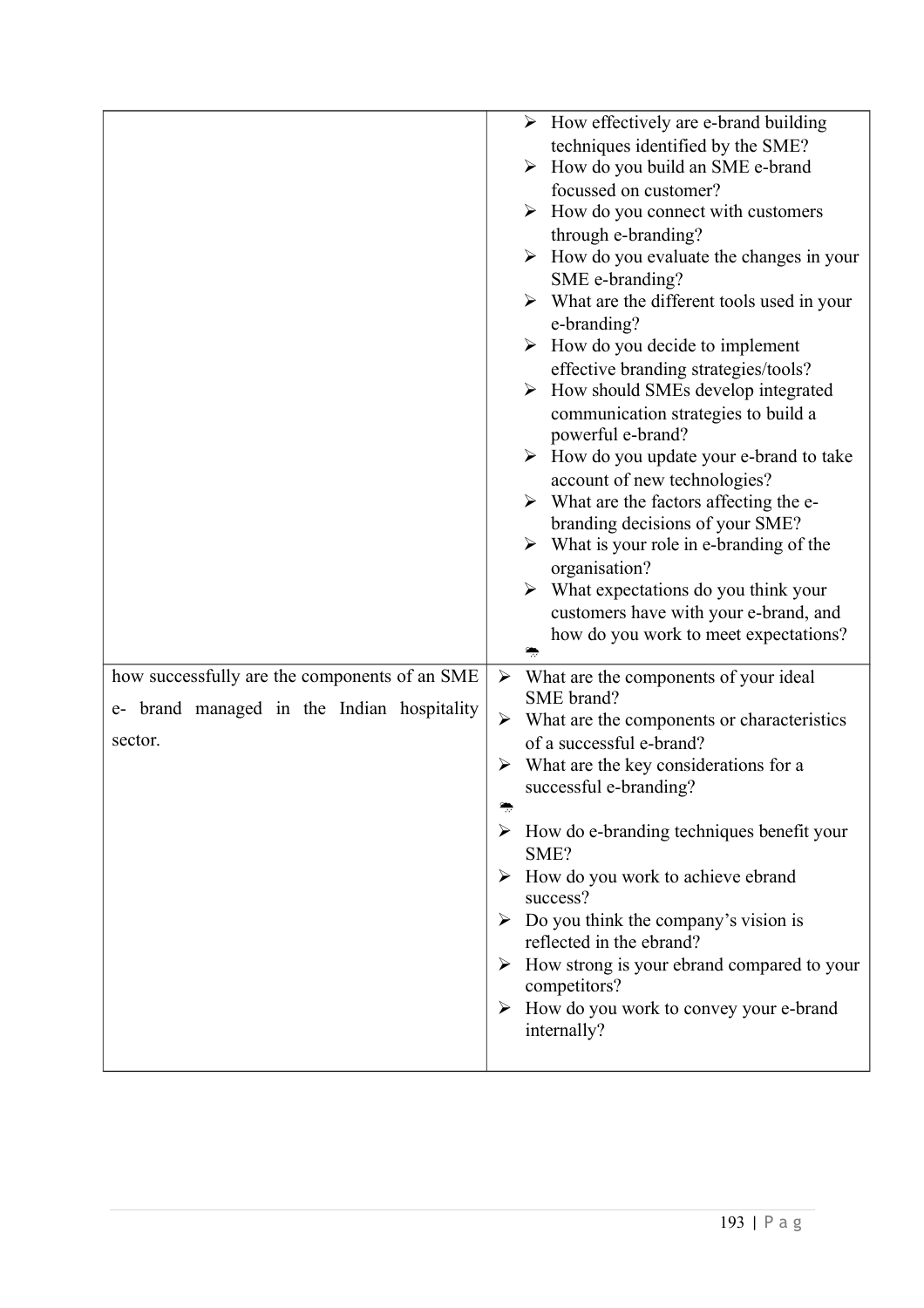| | |
|---|---|
| | ➢ How effectively are e-brand building techniques identified by the SME?<br>➢ How do you build an SME e-brand focussed on customer?<br>➢ How do you connect with customers through e-branding?<br>➢ How do you evaluate the changes in your SME e-branding?<br>➢ What are the different tools used in your e-branding?<br>➢ How do you decide to implement effective branding strategies/tools?<br>➢ How should SMEs develop integrated communication strategies to build a powerful e-brand?<br>➢ How do you update your e-brand to take account of new technologies?<br>➢ What are the factors affecting the e-branding decisions of your SME?<br>➢ What is your role in e-branding of the organisation?<br>➢ What expectations do you think your customers have with your e-brand, and how do you work to meet expectations? |
| how successfully are the components of an SME e- brand managed in the Indian hospitality sector. | ➢ What are the components of your ideal SME brand?<br>➢ What are the components or characteristics of a successful e-brand?<br>➢ What are the key considerations for a successful e-branding?<br>➢ How do e-branding techniques benefit your SME?<br>➢ How do you work to achieve ebrand success?<br>➢ Do you think the company's vision is reflected in the ebrand?<br>➢ How strong is your ebrand compared to your competitors?<br>➢ How do you work to convey your e-brand internally? |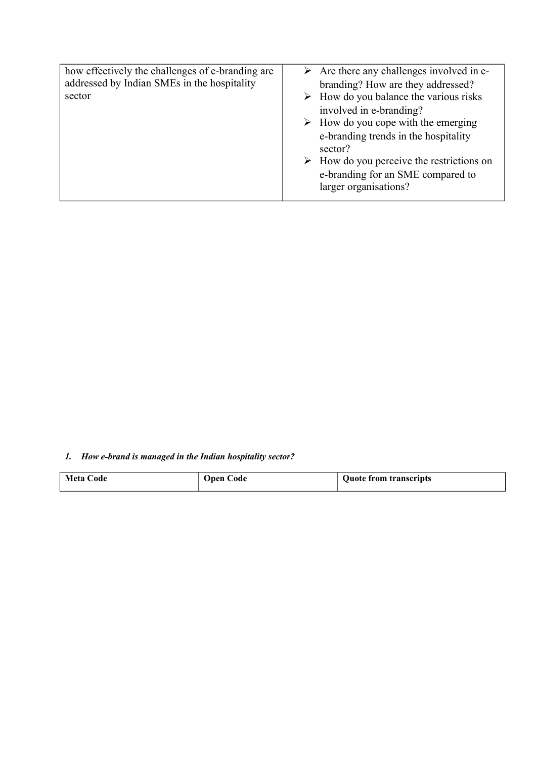| | |
|---|---|
| how effectively the challenges of e-branding are addressed by Indian SMEs in the hospitality sector | ➢ Are there any challenges involved in e-branding? How are they addressed?<br>➢ How do you balance the various risks involved in e-branding?<br>➢ How do you cope with the emerging e-branding trends in the hospitality sector?<br>➢ How do you perceive the restrictions on e-branding for an SME compared to larger organisations? |

***1. How e-brand is managed in the Indian hospitality sector?***

| Meta Code | Open Code | Quote from transcripts |
|---|---|---|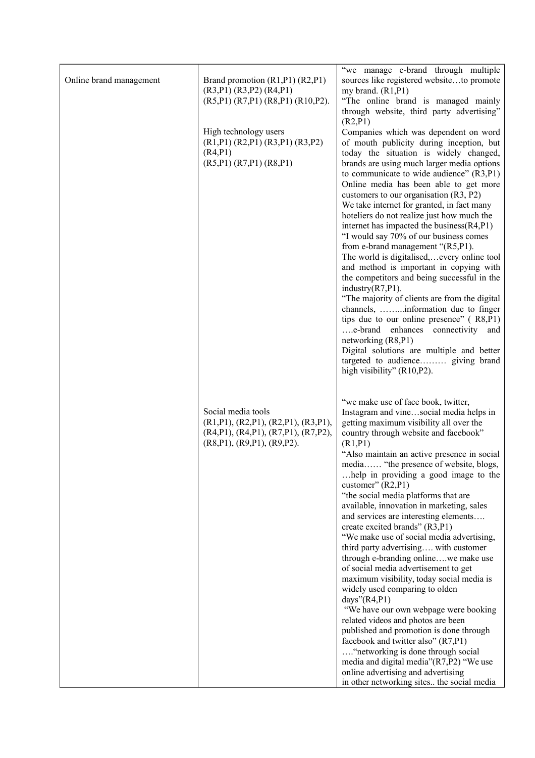| | | |
|---|---|---|
| Online brand management | Brand promotion (R1,P1) (R2,P1) (R3,P1) (R3,P2) (R4,P1) (R5,P1) (R7,P1) (R8,P1) (R10,P2).<br><br>High technology users (R1,P1) (R2,P1) (R3,P1) (R3,P2) (R4,P1) (R5,P1) (R7,P1) (R8,P1) | "we manage e-brand through multiple sources like registered website…to promote my brand. (R1,P1)<br>"The online brand is managed mainly through website, third party advertising" (R2,P1)<br>Companies which was dependent on word of mouth publicity during inception, but today the situation is widely changed, brands are using much larger media options to communicate to wide audience" (R3,P1)<br>Online media has been able to get more customers to our organisation (R3, P2)<br>We take internet for granted, in fact many hoteliers do not realize just how much the internet has impacted the business(R4,P1)<br>"I would say 70% of our business comes from e-brand management "(R5,P1).<br>The world is digitalised,…every online tool and method is important in copying with the competitors and being successful in the industry(R7,P1).<br>"The majority of clients are from the digital channels, ……...information due to finger tips due to our online presence" ( R8,P1) ….e-brand enhances connectivity and networking (R8,P1)<br>Digital solutions are multiple and better targeted to audience……… giving brand high visibility" (R10,P2). |
| | Social media tools (R1,P1), (R2,P1), (R2,P1), (R3,P1), (R4,P1), (R4,P1), (R7,P1), (R7,P2), (R8,P1), (R9,P1), (R9,P2). | "we make use of face book, twitter, Instagram and vine…social media helps in getting maximum visibility all over the country through website and facebook" (R1,P1)<br>"Also maintain an active presence in social media…… "the presence of website, blogs, …help in providing a good image to the customer" (R2,P1)<br>"the social media platforms that are available, innovation in marketing, sales and services are interesting elements…. create excited brands" (R3,P1)<br>"We make use of social media advertising, third party advertising…. with customer through e-branding online….we make use of social media advertisement to get maximum visibility, today social media is widely used comparing to olden days"(R4,P1)<br>"We have our own webpage were booking related videos and photos are been published and promotion is done through facebook and twitter also" (R7,P1)<br>…."networking is done through social media and digital media"(R7,P2) "We use online advertising and advertising in other networking sites.. the social media |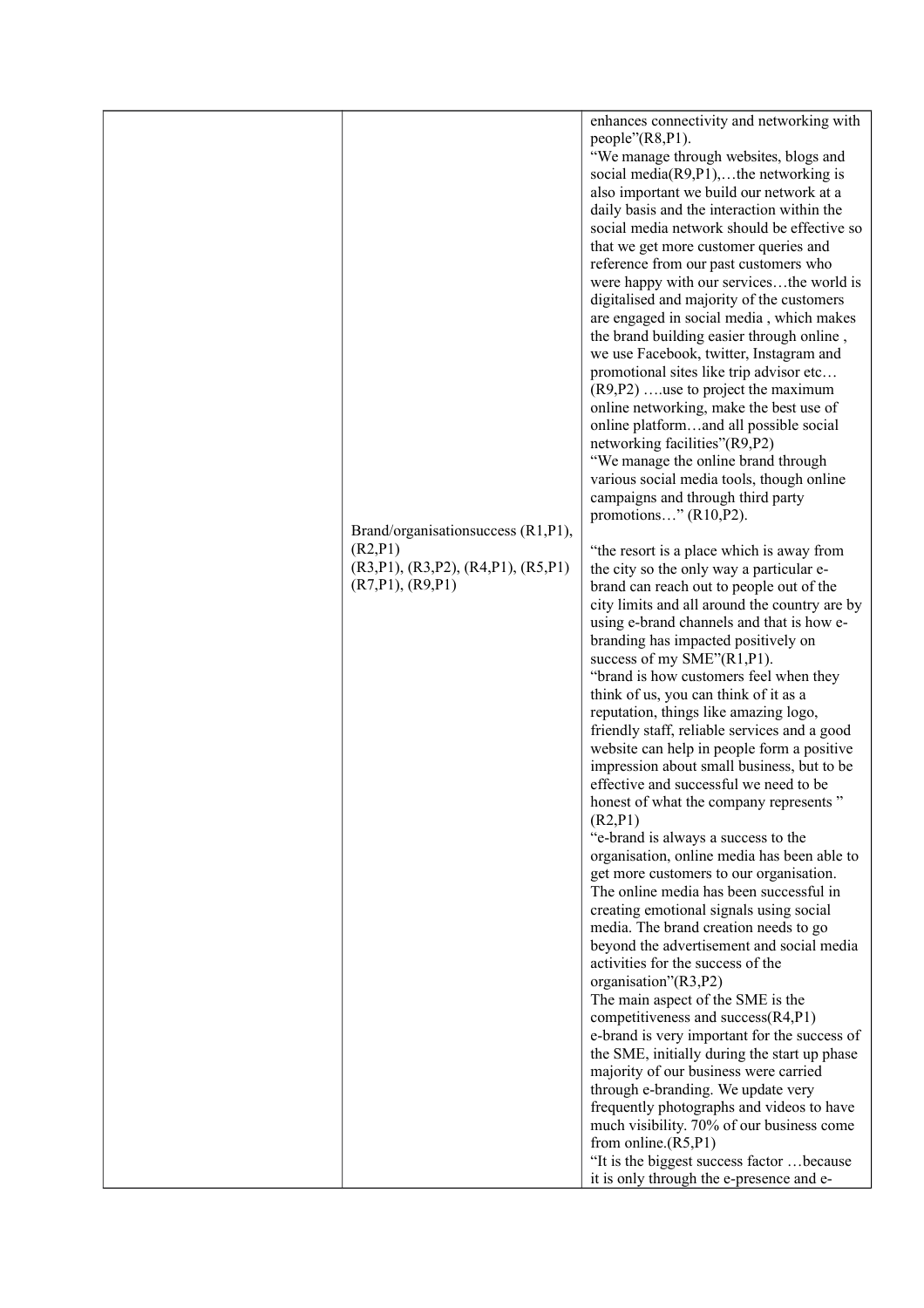|  |  |  |
|---|---|---|
|  |  | enhances connectivity and networking with people"(R8,P1). "We manage through websites, blogs and social media(R9,P1),…the networking is also important we build our network at a daily basis and the interaction within the social media network should be effective so that we get more customer queries and reference from our past customers who were happy with our services…the world is digitalised and majority of the customers are engaged in social media , which makes the brand building easier through online , we use Facebook, twitter, Instagram and promotional sites like trip advisor etc…(R9,P2) ….use to project the maximum online networking, make the best use of online platform…and all possible social networking facilities"(R9,P2) "We manage the online brand through various social media tools, though online campaigns and through third party promotions…" (R10,P2). |
|  | Brand/organisationsuccess (R1,P1), (R2,P1) (R3,P1), (R3,P2), (R4,P1), (R5,P1) (R7,P1), (R9,P1) | "the resort is a place which is away from the city so the only way a particular e-brand can reach out to people out of the city limits and all around the country are by using e-brand channels and that is how e-branding has impacted positively on success of my SME"(R1,P1). "brand is how customers feel when they think of us, you can think of it as a reputation, things like amazing logo, friendly staff, reliable services and a good website can help in people form a positive impression about small business, but to be effective and successful we need to be honest of what the company represents " (R2,P1) "e-brand is always a success to the organisation, online media has been able to get more customers to our organisation. The online media has been successful in creating emotional signals using social media. The brand creation needs to go beyond the advertisement and social media activities for the success of the organisation"(R3,P2) The main aspect of the SME is the competitiveness and success(R4,P1) e-brand is very important for the success of the SME, initially during the start up phase majority of our business were carried through e-branding. We update very frequently photographs and videos to have much visibility. 70% of our business come from online.(R5,P1) "It is the biggest success factor …because it is only through the e-presence and e- |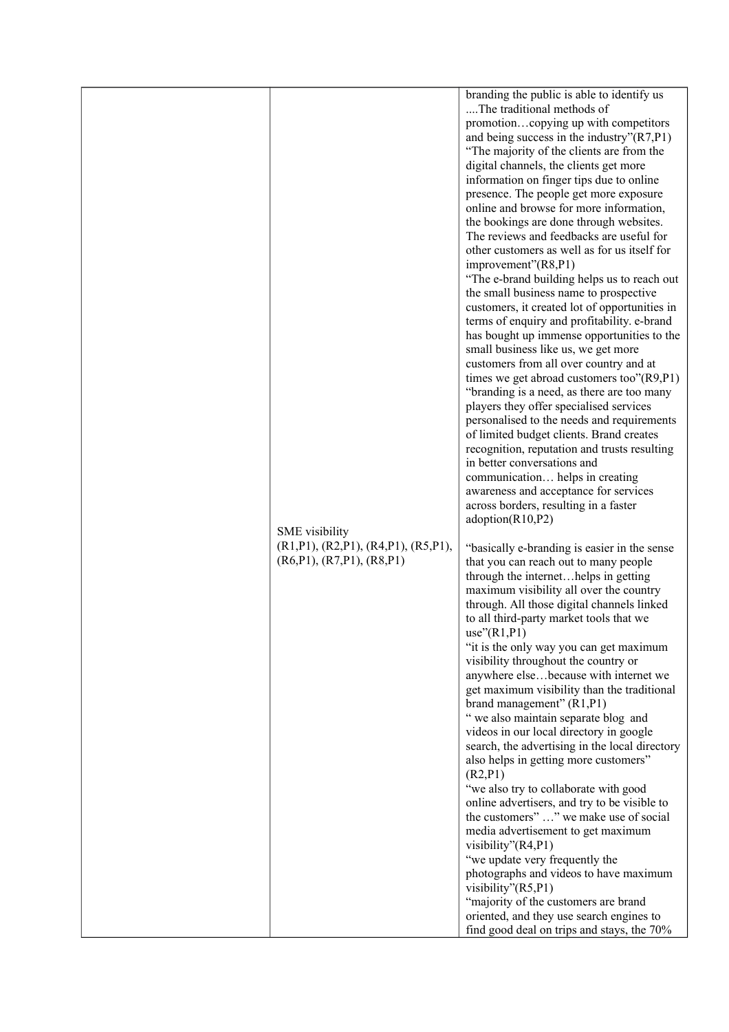| | | |
|---|---|---|
| | | branding the public is able to identify us ....The traditional methods of promotion…copying up with competitors and being success in the industry"(R7,P1)<br>"The majority of the clients are from the digital channels, the clients get more information on finger tips due to online presence. The people get more exposure online and browse for more information, the bookings are done through websites. The reviews and feedbacks are useful for other customers as well as for us itself for improvement"(R8,P1)<br>"The e-brand building helps us to reach out the small business name to prospective customers, it created lot of opportunities in terms of enquiry and profitability. e-brand has bought up immense opportunities to the small business like us, we get more customers from all over country and at times we get abroad customers too"(R9,P1)<br>"branding is a need, as there are too many players they offer specialised services personalised to the needs and requirements of limited budget clients. Brand creates recognition, reputation and trusts resulting in better conversations and communication… helps in creating awareness and acceptance for services across borders, resulting in a faster adoption(R10,P2) |
| | SME visibility<br>(R1,P1), (R2,P1), (R4,P1), (R5,P1), (R6,P1), (R7,P1), (R8,P1) | "basically e-branding is easier in the sense that you can reach out to many people through the internet…helps in getting maximum visibility all over the country through. All those digital channels linked to all third-party market tools that we use"(R1,P1)<br>"it is the only way you can get maximum visibility throughout the country or anywhere else…because with internet we get maximum visibility than the traditional brand management" (R1,P1)<br>" we also maintain separate blog and videos in our local directory in google search, the advertising in the local directory also helps in getting more customers" (R2,P1)<br>"we also try to collaborate with good online advertisers, and try to be visible to the customers" …" we make use of social media advertisement to get maximum visibility"(R4,P1)<br>"we update very frequently the photographs and videos to have maximum visibility"(R5,P1)<br>"majority of the customers are brand oriented, and they use search engines to find good deal on trips and stays, the 70% |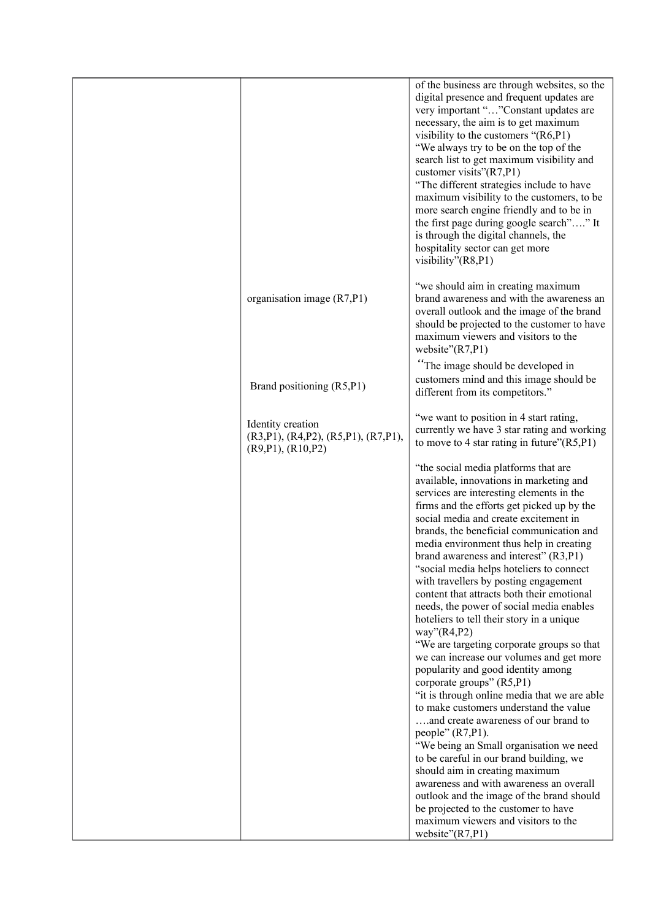| | | |
|---|---|---|
| | | of the business are through websites, so the digital presence and frequent updates are very important "…"Constant updates are necessary, the aim is to get maximum visibility to the customers "(R6,P1)<br>"We always try to be on the top of the search list to get maximum visibility and customer visits"(R7,P1)<br>"The different strategies include to have maximum visibility to the customers, to be more search engine friendly and to be in the first page during google search"…." It is through the digital channels, the hospitality sector can get more visibility"(R8,P1) |
| | organisation image (R7,P1) | "we should aim in creating maximum brand awareness and with the awareness an overall outlook and the image of the brand should be projected to the customer to have maximum viewers and visitors to the website"(R7,P1) |
| | Brand positioning (R5,P1) | "The image should be developed in customers mind and this image should be different from its competitors."<br><br>"we want to position in 4 start rating, currently we have 3 star rating and working to move to 4 star rating in future"(R5,P1) |
| | Identity creation (R3,P1), (R4,P2), (R5,P1), (R7,P1), (R9,P1), (R10,P2) | "the social media platforms that are available, innovations in marketing and services are interesting elements in the firms and the efforts get picked up by the social media and create excitement in brands, the beneficial communication and media environment thus help in creating brand awareness and interest" (R3,P1)<br>"social media helps hoteliers to connect with travellers by posting engagement content that attracts both their emotional needs, the power of social media enables hoteliers to tell their story in a unique way"(R4,P2)<br>"We are targeting corporate groups so that we can increase our volumes and get more popularity and good identity among corporate groups" (R5,P1)<br>"it is through online media that we are able to make customers understand the value ….and create awareness of our brand to people" (R7,P1).<br>"We being an Small organisation we need to be careful in our brand building, we should aim in creating maximum awareness and with awareness an overall outlook and the image of the brand should be projected to the customer to have maximum viewers and visitors to the website"(R7,P1) |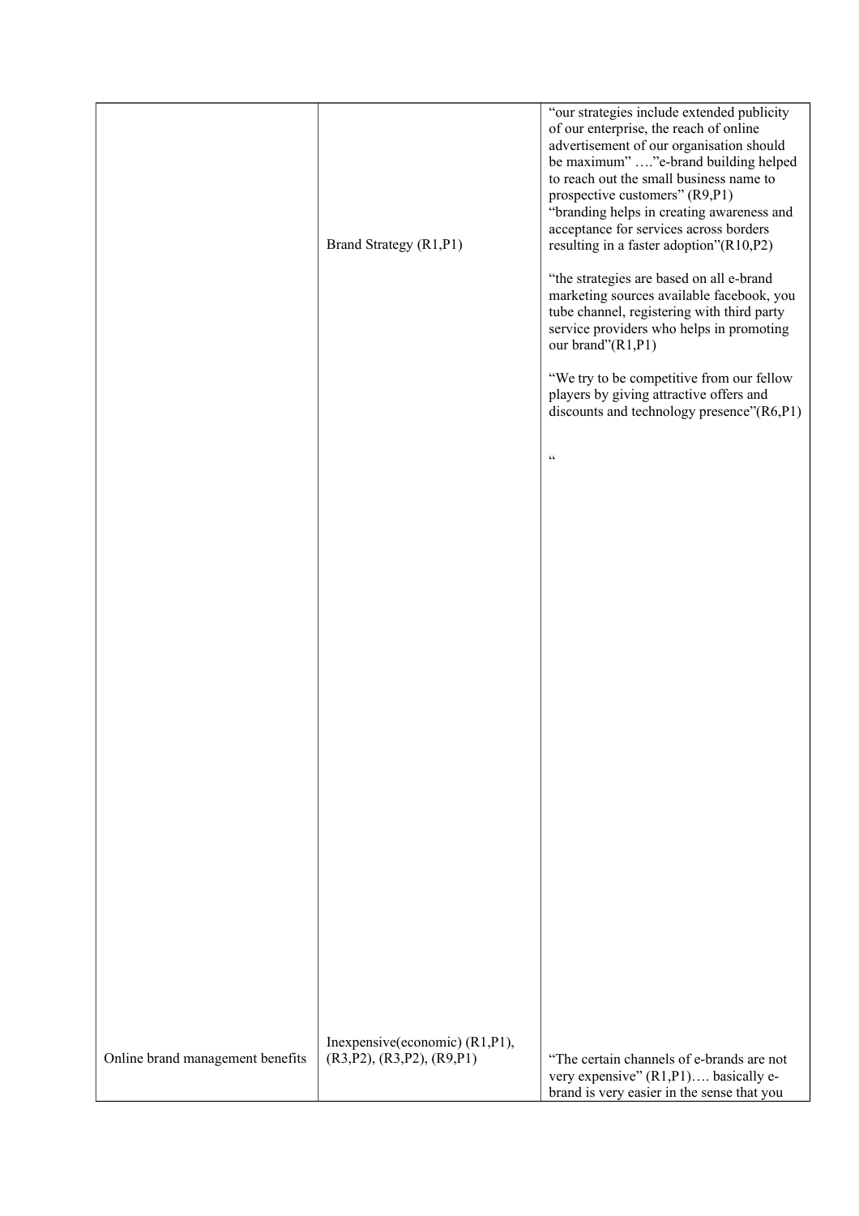| | | |
|---|---|---|
| | Brand Strategy (R1,P1) | "our strategies include extended publicity of our enterprise, the reach of online advertisement of our organisation should be maximum" …."e-brand building helped to reach out the small business name to prospective customers" (R9,P1) "branding helps in creating awareness and acceptance for services across borders resulting in a faster adoption"(R10,P2) <br><br> "the strategies are based on all e-brand marketing sources available facebook, you tube channel, registering with third party service providers who helps in promoting our brand"(R1,P1) <br><br> "We try to be competitive from our fellow players by giving attractive offers and discounts and technology presence"(R6,P1) <br><br> " |
| Online brand management benefits | Inexpensive(economic) (R1,P1), (R3,P2), (R3,P2), (R9,P1) | "The certain channels of e-brands are not very expensive" (R1,P1)…. basically e-brand is very easier in the sense that you |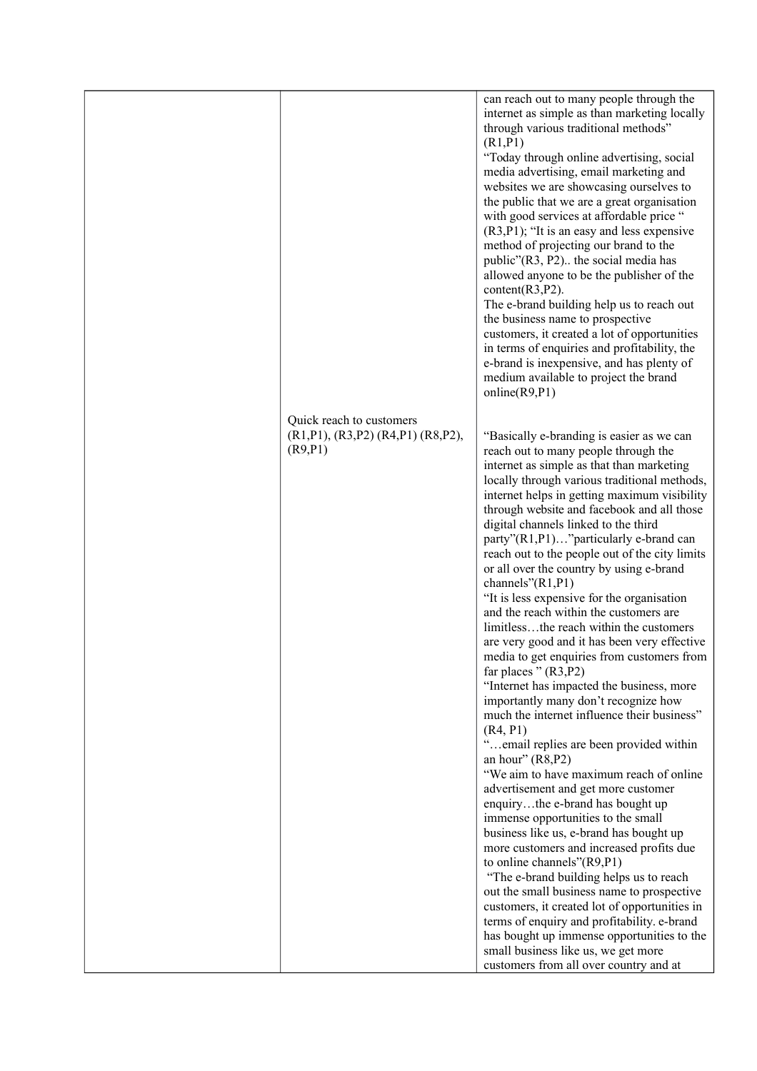| | | |
|---|---|---|
| | | can reach out to many people through the internet as simple as than marketing locally through various traditional methods" (R1,P1)<br>"Today through online advertising, social media advertising, email marketing and websites we are showcasing ourselves to the public that we are a great organisation with good services at affordable price " (R3,P1); "It is an easy and less expensive method of projecting our brand to the public"(R3, P2).. the social media has allowed anyone to be the publisher of the content(R3,P2).<br>The e-brand building help us to reach out the business name to prospective customers, it created a lot of opportunities in terms of enquiries and profitability, the e-brand is inexpensive, and has plenty of medium available to project the brand online(R9,P1) |
| | Quick reach to customers (R1,P1), (R3,P2) (R4,P1) (R8,P2), (R9,P1) | "Basically e-branding is easier as we can reach out to many people through the internet as simple as that than marketing locally through various traditional methods, internet helps in getting maximum visibility through website and facebook and all those digital channels linked to the third party"(R1,P1)…"particularly e-brand can reach out to the people out of the city limits or all over the country by using e-brand channels"(R1,P1)<br>"It is less expensive for the organisation and the reach within the customers are limitless…the reach within the customers are very good and it has been very effective media to get enquiries from customers from far places " (R3,P2)<br>"Internet has impacted the business, more importantly many don't recognize how much the internet influence their business" (R4, P1)<br>"…email replies are been provided within an hour" (R8,P2)<br>"We aim to have maximum reach of online advertisement and get more customer enquiry…the e-brand has bought up immense opportunities to the small business like us, e-brand has bought up more customers and increased profits due to online channels"(R9,P1)<br>"The e-brand building helps us to reach out the small business name to prospective customers, it created lot of opportunities in terms of enquiry and profitability. e-brand has bought up immense opportunities to the small business like us, we get more customers from all over country and at |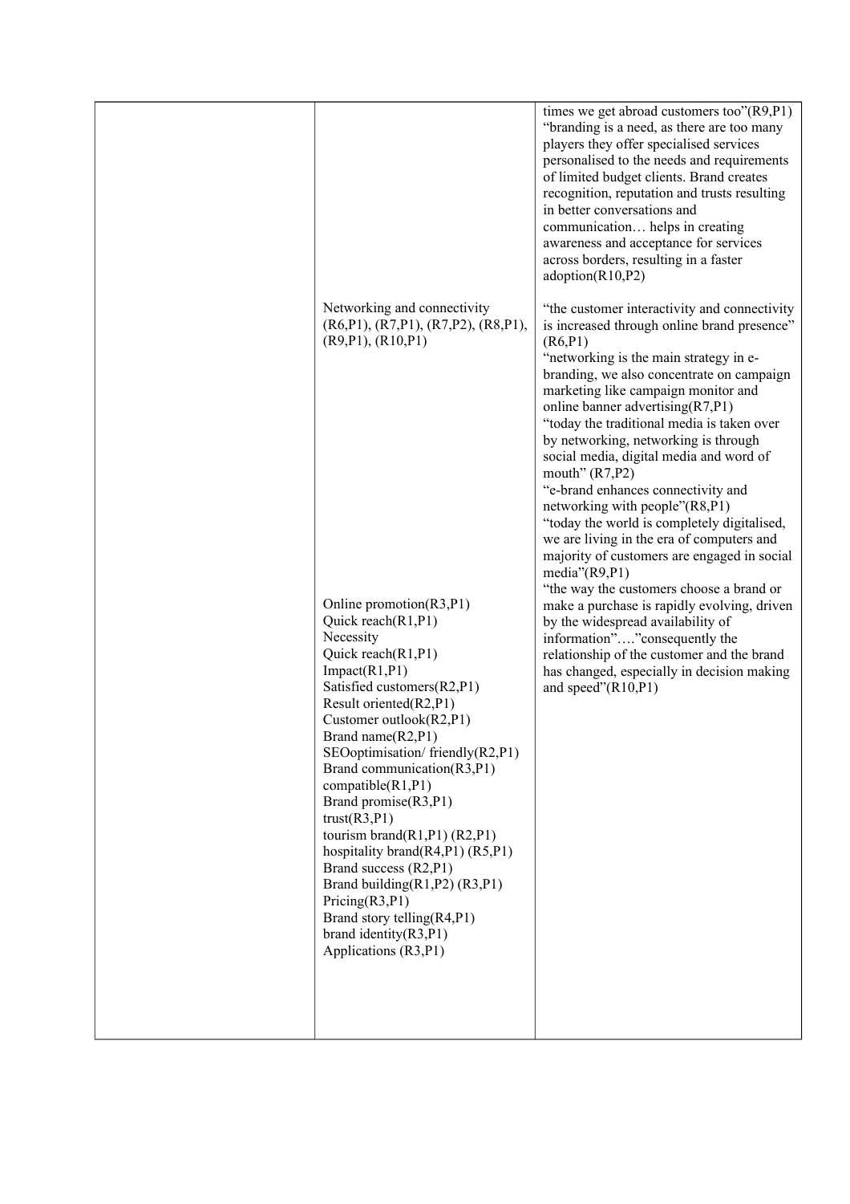| | | |
|---|---|---|
| | | times we get abroad customers too"(R9,P1) "branding is a need, as there are too many players they offer specialised services personalised to the needs and requirements of limited budget clients. Brand creates recognition, reputation and trusts resulting in better conversations and communication… helps in creating awareness and acceptance for services across borders, resulting in a faster adoption(R10,P2) |
| | Networking and connectivity (R6,P1), (R7,P1), (R7,P2), (R8,P1), (R9,P1), (R10,P1) | "the customer interactivity and connectivity is increased through online brand presence" (R6,P1) "networking is the main strategy in e-branding, we also concentrate on campaign marketing like campaign monitor and online banner advertising(R7,P1) "today the traditional media is taken over by networking, networking is through social media, digital media and word of mouth" (R7,P2) "e-brand enhances connectivity and networking with people"(R8,P1) "today the world is completely digitalised, we are living in the era of computers and majority of customers are engaged in social media"(R9,P1) "the way the customers choose a brand or make a purchase is rapidly evolving, driven by the widespread availability of information"…."consequently the relationship of the customer and the brand has changed, especially in decision making and speed"(R10,P1) |
| | Online promotion(R3,P1)<br>Quick reach(R1,P1)<br>Necessity<br>Quick reach(R1,P1)<br>Impact(R1,P1)<br>Satisfied customers(R2,P1)<br>Result oriented(R2,P1)<br>Customer outlook(R2,P1)<br>Brand name(R2,P1)<br>SEOoptimisation/ friendly(R2,P1)<br>Brand communication(R3,P1)<br>compatible(R1,P1)<br>Brand promise(R3,P1)<br>trust(R3,P1)<br>tourism brand(R1,P1) (R2,P1)<br>hospitality brand(R4,P1) (R5,P1)<br>Brand success (R2,P1)<br>Brand building(R1,P2) (R3,P1)<br>Pricing(R3,P1)<br>Brand story telling(R4,P1)<br>brand identity(R3,P1)<br>Applications (R3,P1) | |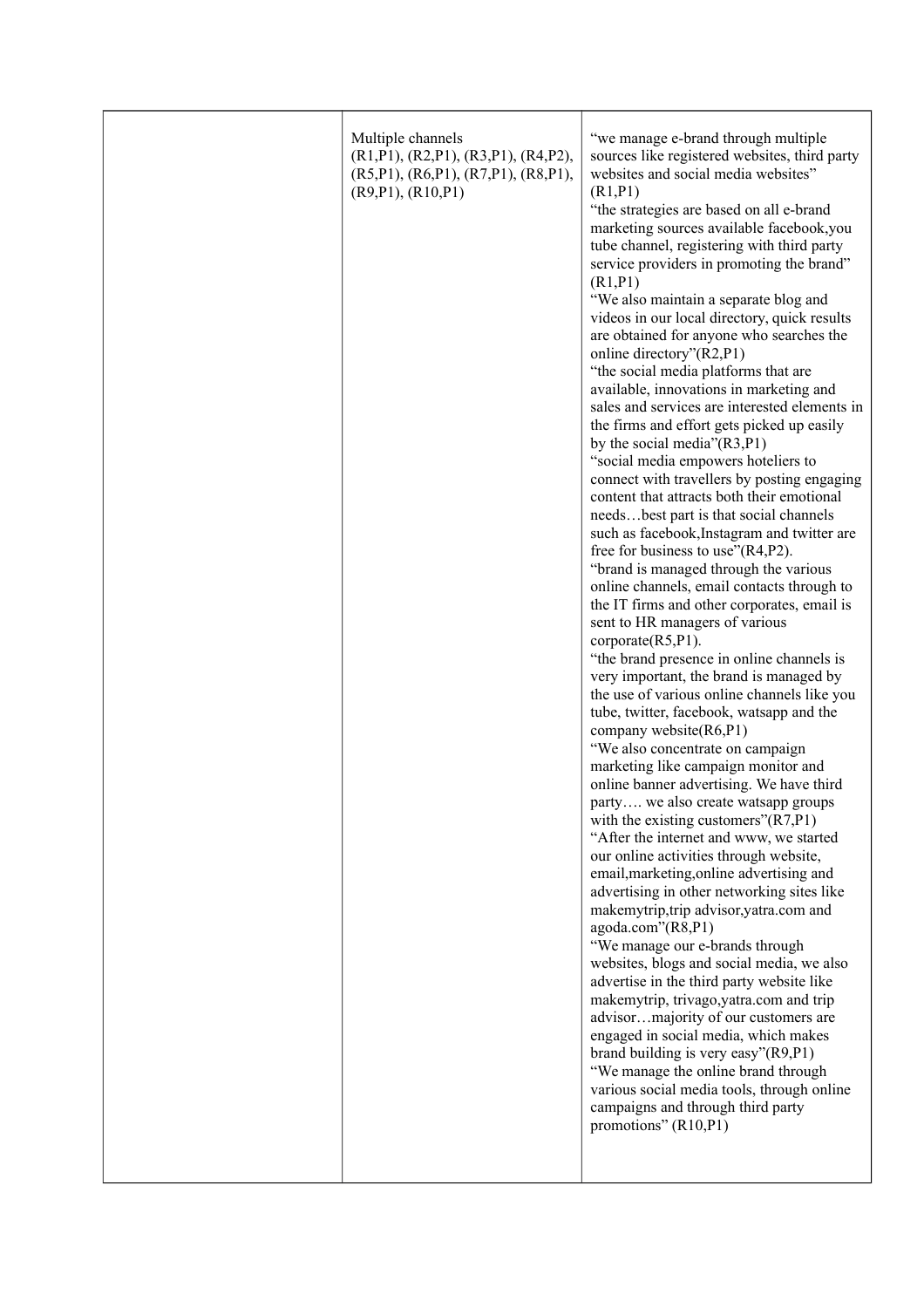|  |  |  |
|---|---|---|
|  | Multiple channels (R1,P1), (R2,P1), (R3,P1), (R4,P2), (R5,P1), (R6,P1), (R7,P1), (R8,P1), (R9,P1), (R10,P1) | "we manage e-brand through multiple sources like registered websites, third party websites and social media websites" (R1,P1)<br>"the strategies are based on all e-brand marketing sources available facebook,you tube channel, registering with third party service providers in promoting the brand" (R1,P1)<br>"We also maintain a separate blog and videos in our local directory, quick results are obtained for anyone who searches the online directory"(R2,P1)<br>"the social media platforms that are available, innovations in marketing and sales and services are interested elements in the firms and effort gets picked up easily by the social media"(R3,P1)<br>"social media empowers hoteliers to connect with travellers by posting engaging content that attracts both their emotional needs…best part is that social channels such as facebook,Instagram and twitter are free for business to use"(R4,P2).<br>"brand is managed through the various online channels, email contacts through to the IT firms and other corporates, email is sent to HR managers of various corporate(R5,P1).<br>"the brand presence in online channels is very important, the brand is managed by the use of various online channels like you tube, twitter, facebook, watsapp and the company website(R6,P1)<br>"We also concentrate on campaign marketing like campaign monitor and online banner advertising. We have third party…. we also create watsapp groups with the existing customers"(R7,P1)<br>"After the internet and www, we started our online activities through website, email,marketing,online advertising and advertising in other networking sites like makemytrip,trip advisor,yatra.com and agoda.com"(R8,P1)<br>"We manage our e-brands through websites, blogs and social media, we also advertise in the third party website like makemytrip, trivago,yatra.com and trip advisor…majority of our customers are engaged in social media, which makes brand building is very easy"(R9,P1)<br>"We manage the online brand through various social media tools, through online campaigns and through third party promotions" (R10,P1) |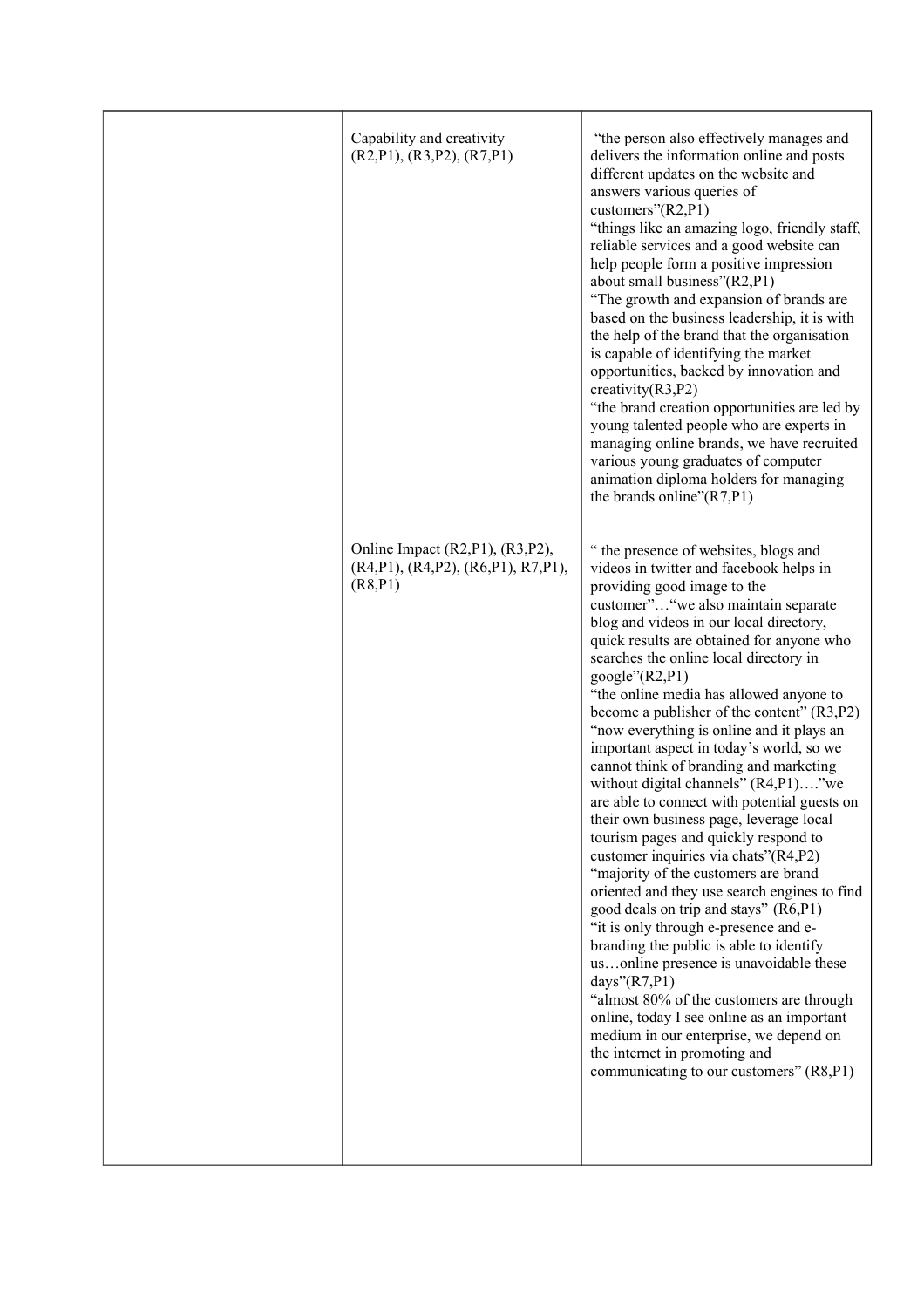|  |  |  |
|---|---|---|
|  | Capability and creativity (R2,P1), (R3,P2), (R7,P1) | "the person also effectively manages and delivers the information online and posts different updates on the website and answers various queries of customers"(R2,P1)<br>"things like an amazing logo, friendly staff, reliable services and a good website can help people form a positive impression about small business"(R2,P1)<br>"The growth and expansion of brands are based on the business leadership, it is with the help of the brand that the organisation is capable of identifying the market opportunities, backed by innovation and creativity(R3,P2)<br>"the brand creation opportunities are led by young talented people who are experts in managing online brands, we have recruited various young graduates of computer animation diploma holders for managing the brands online"(R7,P1) |
|  | Online Impact (R2,P1), (R3,P2), (R4,P1), (R4,P2), (R6,P1), R7,P1), (R8,P1) | " the presence of websites, blogs and videos in twitter and facebook helps in providing good image to the customer"…"we also maintain separate blog and videos in our local directory, quick results are obtained for anyone who searches the online local directory in google"(R2,P1)<br>"the online media has allowed anyone to become a publisher of the content" (R3,P2)<br>"now everything is online and it plays an important aspect in today's world, so we cannot think of branding and marketing without digital channels" (R4,P1)…."we are able to connect with potential guests on their own business page, leverage local tourism pages and quickly respond to customer inquiries via chats"(R4,P2)<br>"majority of the customers are brand oriented and they use search engines to find good deals on trip and stays" (R6,P1)<br>"it is only through e-presence and e-branding the public is able to identify us…online presence is unavoidable these days"(R7,P1)<br>"almost 80% of the customers are through online, today I see online as an important medium in our enterprise, we depend on the internet in promoting and communicating to our customers" (R8,P1) |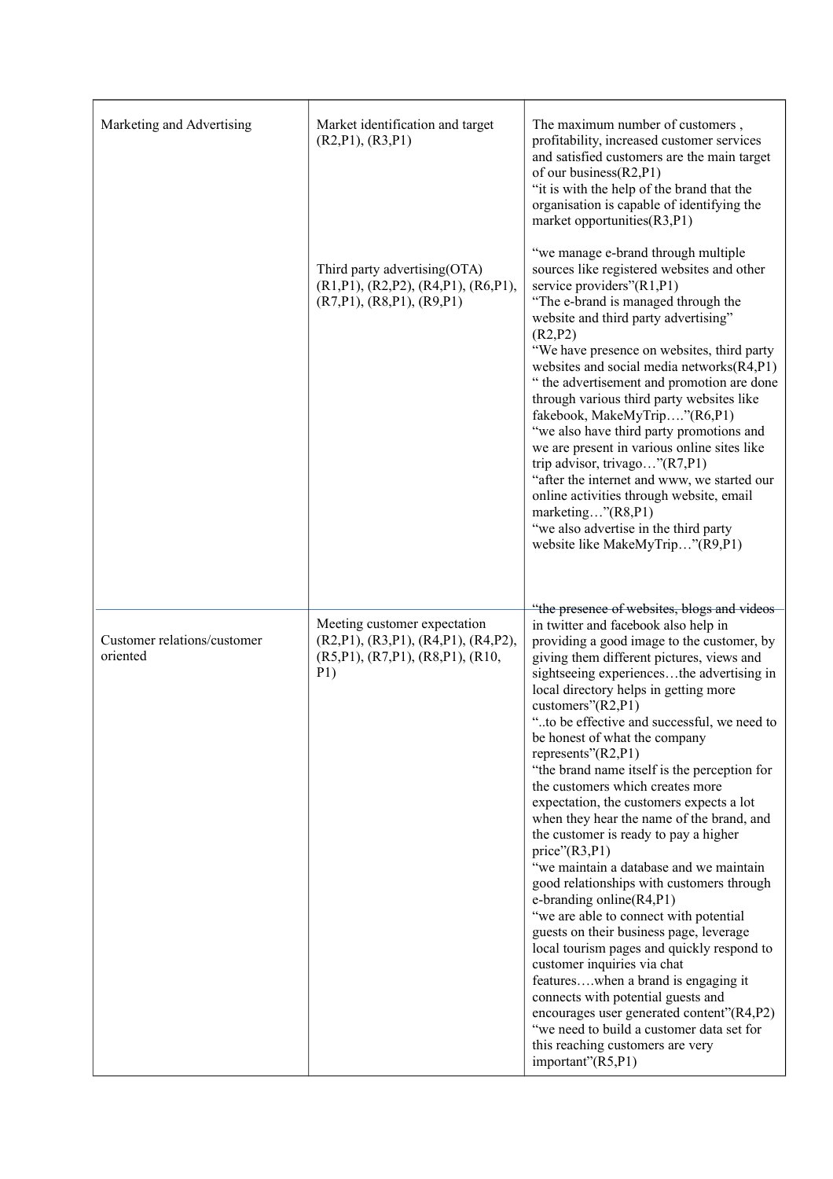| Marketing and Advertising | Market identification and target (R2,P1), (R3,P1) | The maximum number of customers , profitability, increased customer services and satisfied customers are the main target of our business(R2,P1)<br>"it is with the help of the brand that the organisation is capable of identifying the market opportunities(R3,P1) |
|---|---|---|
| | Third party advertising(OTA) (R1,P1), (R2,P2), (R4,P1), (R6,P1), (R7,P1), (R8,P1), (R9,P1) | "we manage e-brand through multiple sources like registered websites and other service providers"(R1,P1)<br>"The e-brand is managed through the website and third party advertising" (R2,P2)<br>"We have presence on websites, third party websites and social media networks(R4,P1)<br>" the advertisement and promotion are done through various third party websites like fakebook, MakeMyTrip…."(R6,P1)<br>"we also have third party promotions and we are present in various online sites like trip advisor, trivago…"(R7,P1)<br>"after the internet and www, we started our online activities through website, email marketing…"(R8,P1)<br>"we also advertise in the third party website like MakeMyTrip…"(R9,P1) |
| Customer relations/customer oriented | Meeting customer expectation (R2,P1), (R3,P1), (R4,P1), (R4,P2), (R5,P1), (R7,P1), (R8,P1), (R10, P1) | "the presence of websites, blogs and videos in twitter and facebook also help in providing a good image to the customer, by giving them different pictures, views and sightseeing experiences…the advertising in local directory helps in getting more customers"(R2,P1)<br>"..to be effective and successful, we need to be honest of what the company represents"(R2,P1)<br>"the brand name itself is the perception for the customers which creates more expectation, the customers expects a lot when they hear the name of the brand, and the customer is ready to pay a higher price"(R3,P1)<br>"we maintain a database and we maintain good relationships with customers through e-branding online(R4,P1)<br>"we are able to connect with potential guests on their business page, leverage local tourism pages and quickly respond to customer inquiries via chat features….when a brand is engaging it connects with potential guests and encourages user generated content"(R4,P2)<br>"we need to build a customer data set for this reaching customers are very important"(R5,P1) |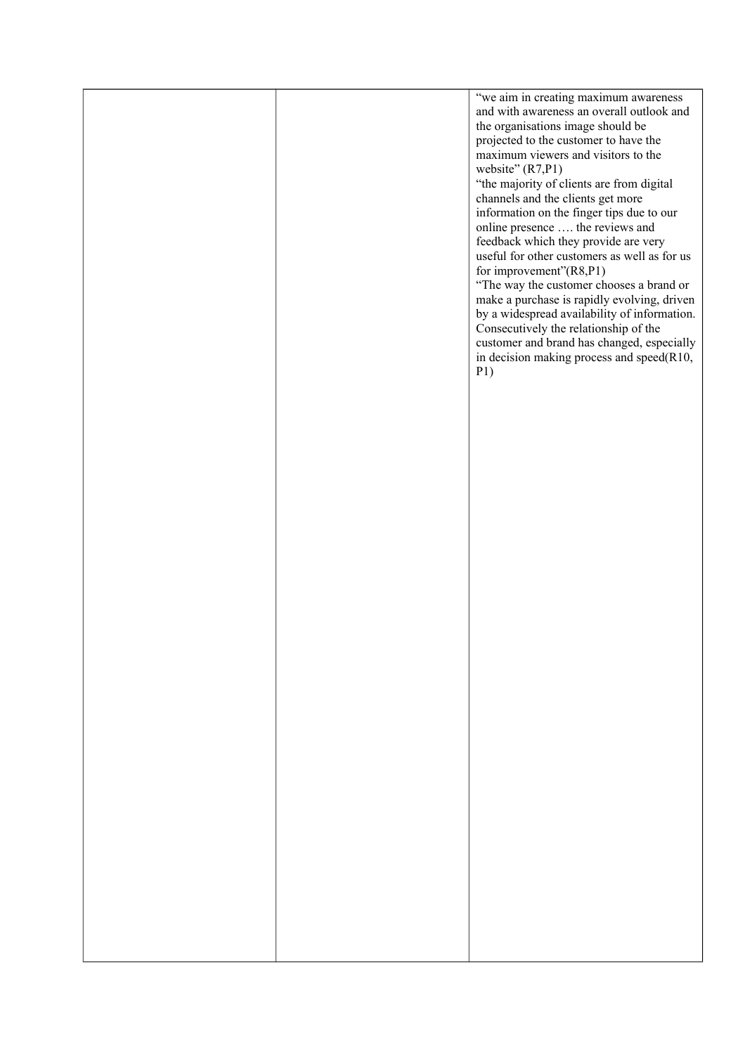|  |  | “we aim in creating maximum awareness and with awareness an overall outlook and the organisations image should be projected to the customer to have the maximum viewers and visitors to the website” (R7,P1)<br>“the majority of clients are from digital channels and the clients get more information on the finger tips due to our online presence …. the reviews and feedback which they provide are very useful for other customers as well as for us for improvement”(R8,P1)<br>“The way the customer chooses a brand or make a purchase is rapidly evolving, driven by a widespread availability of information. Consecutively the relationship of the customer and brand has changed, especially in decision making process and speed(R10, P1) |
|---|---|---|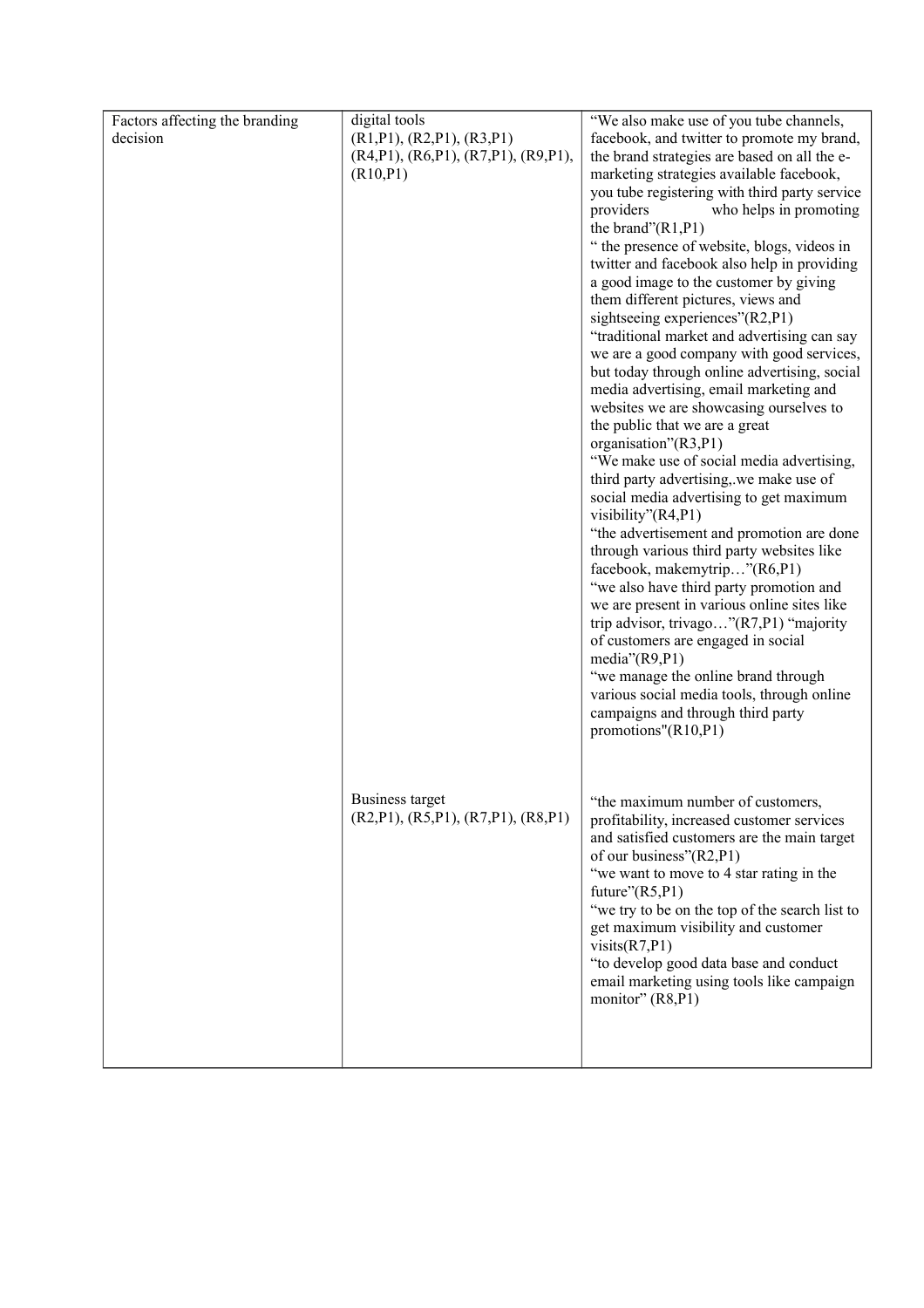| | | |
|---|---|---|
| Factors affecting the branding decision | digital tools (R1,P1), (R2,P1), (R3,P1) (R4,P1), (R6,P1), (R7,P1), (R9,P1), (R10,P1) | "We also make use of you tube channels, facebook, and twitter to promote my brand, the brand strategies are based on all the e-marketing strategies available facebook, you tube registering with third party service providers who helps in promoting the brand"(R1,P1)<br>" the presence of website, blogs, videos in twitter and facebook also help in providing a good image to the customer by giving them different pictures, views and sightseeing experiences"(R2,P1)<br>"traditional market and advertising can say we are a good company with good services, but today through online advertising, social media advertising, email marketing and websites we are showcasing ourselves to the public that we are a great organisation"(R3,P1)<br>"We make use of social media advertising, third party advertising,.we make use of social media advertising to get maximum visibility"(R4,P1)<br>"the advertisement and promotion are done through various third party websites like facebook, makemytrip…"(R6,P1)<br>"we also have third party promotion and we are present in various online sites like trip advisor, trivago…"(R7,P1) "majority of customers are engaged in social media"(R9,P1)<br>"we manage the online brand through various social media tools, through online campaigns and through third party promotions"(R10,P1) |
| | Business target (R2,P1), (R5,P1), (R7,P1), (R8,P1) | "the maximum number of customers, profitability, increased customer services and satisfied customers are the main target of our business"(R2,P1)<br>"we want to move to 4 star rating in the future"(R5,P1)<br>"we try to be on the top of the search list to get maximum visibility and customer visits(R7,P1)<br>"to develop good data base and conduct email marketing using tools like campaign monitor" (R8,P1) |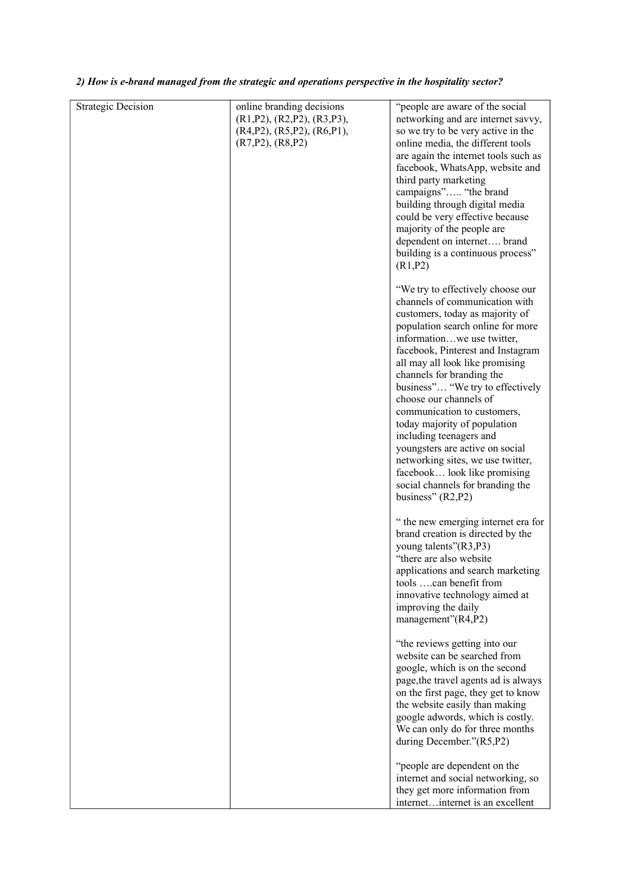***2) How is e-brand managed from the strategic and operations perspective in the hospitality sector?***

| | | |
|---|---|---|
| Strategic Decision | online branding decisions (R1,P2), (R2,P2), (R3,P3), (R4,P2), (R5,P2), (R6,P1), (R7,P2), (R8,P2) | "people are aware of the social networking and are internet savvy, so we try to be very active in the online media, the different tools are again the internet tools such as facebook, WhatsApp, website and third party marketing campaigns"….. "the brand building through digital media could be very effective because majority of the people are dependent on internet…. brand building is a continuous process" (R1,P2)<br><br>"We try to effectively choose our channels of communication with customers, today as majority of population search online for more information…we use twitter, facebook, Pinterest and Instagram all may all look like promising channels for branding the business"… "We try to effectively choose our channels of communication to customers, today majority of population including teenagers and youngsters are active on social networking sites, we use twitter, facebook… look like promising social channels for branding the business" (R2,P2)<br><br>" the new emerging internet era for brand creation is directed by the young talents"(R3,P3)<br>"there are also website applications and search marketing tools ….can benefit from innovative technology aimed at improving the daily management"(R4,P2)<br><br>"the reviews getting into our website can be searched from google, which is on the second page,the travel agents ad is always on the first page, they get to know the website easily than making google adwords, which is costly. We can only do for three months during December."(R5,P2)<br><br>"people are dependent on the internet and social networking, so they get more information from internet…internet is an excellent |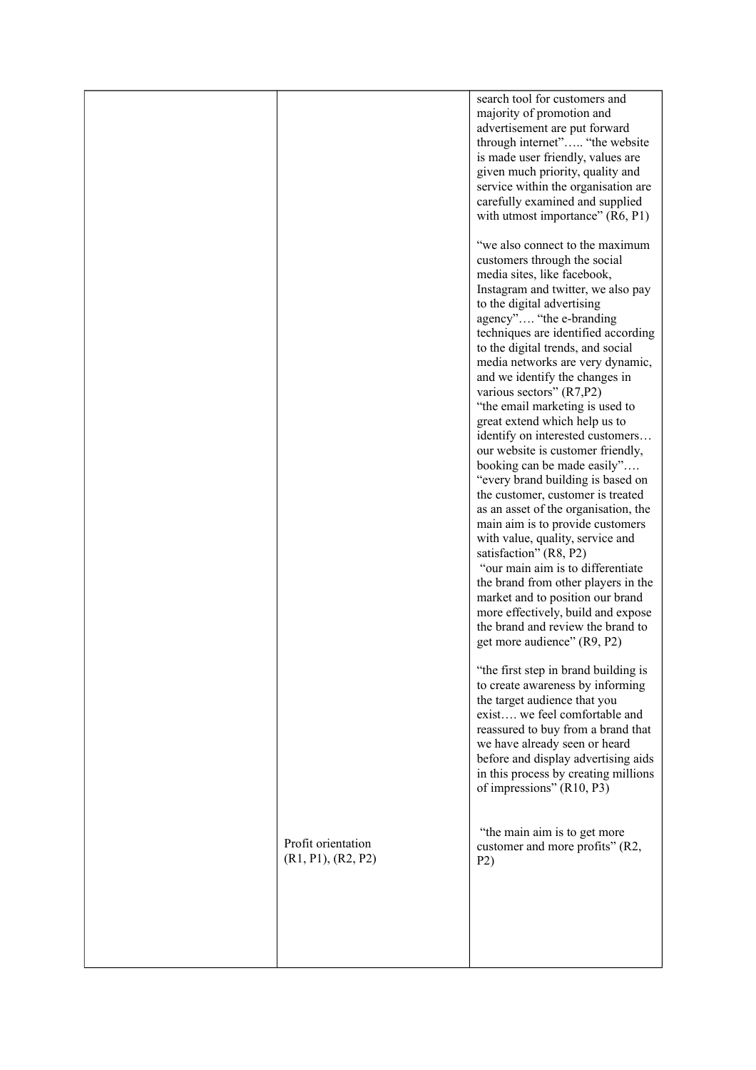|  |  |  |
|---|---|---|
|  |  | search tool for customers and majority of promotion and advertisement are put forward through internet"….. "the website is made user friendly, values are given much priority, quality and service within the organisation are carefully examined and supplied with utmost importance" (R6, P1)<br><br>"we also connect to the maximum customers through the social media sites, like facebook, Instagram and twitter, we also pay to the digital advertising agency"…. "the e-branding techniques are identified according to the digital trends, and social media networks are very dynamic, and we identify the changes in various sectors" (R7,P2)<br>"the email marketing is used to great extend which help us to identify on interested customers… our website is customer friendly, booking can be made easily"…. "every brand building is based on the customer, customer is treated as an asset of the organisation, the main aim is to provide customers with value, quality, service and satisfaction" (R8, P2)<br>"our main aim is to differentiate the brand from other players in the market and to position our brand more effectively, build and expose the brand and review the brand to get more audience" (R9, P2)<br><br>"the first step in brand building is to create awareness by informing the target audience that you exist…. we feel comfortable and reassured to buy from a brand that we have already seen or heard before and display advertising aids in this process by creating millions of impressions" (R10, P3) |
|  | Profit orientation<br>(R1, P1), (R2, P2) | "the main aim is to get more customer and more profits" (R2, P2) |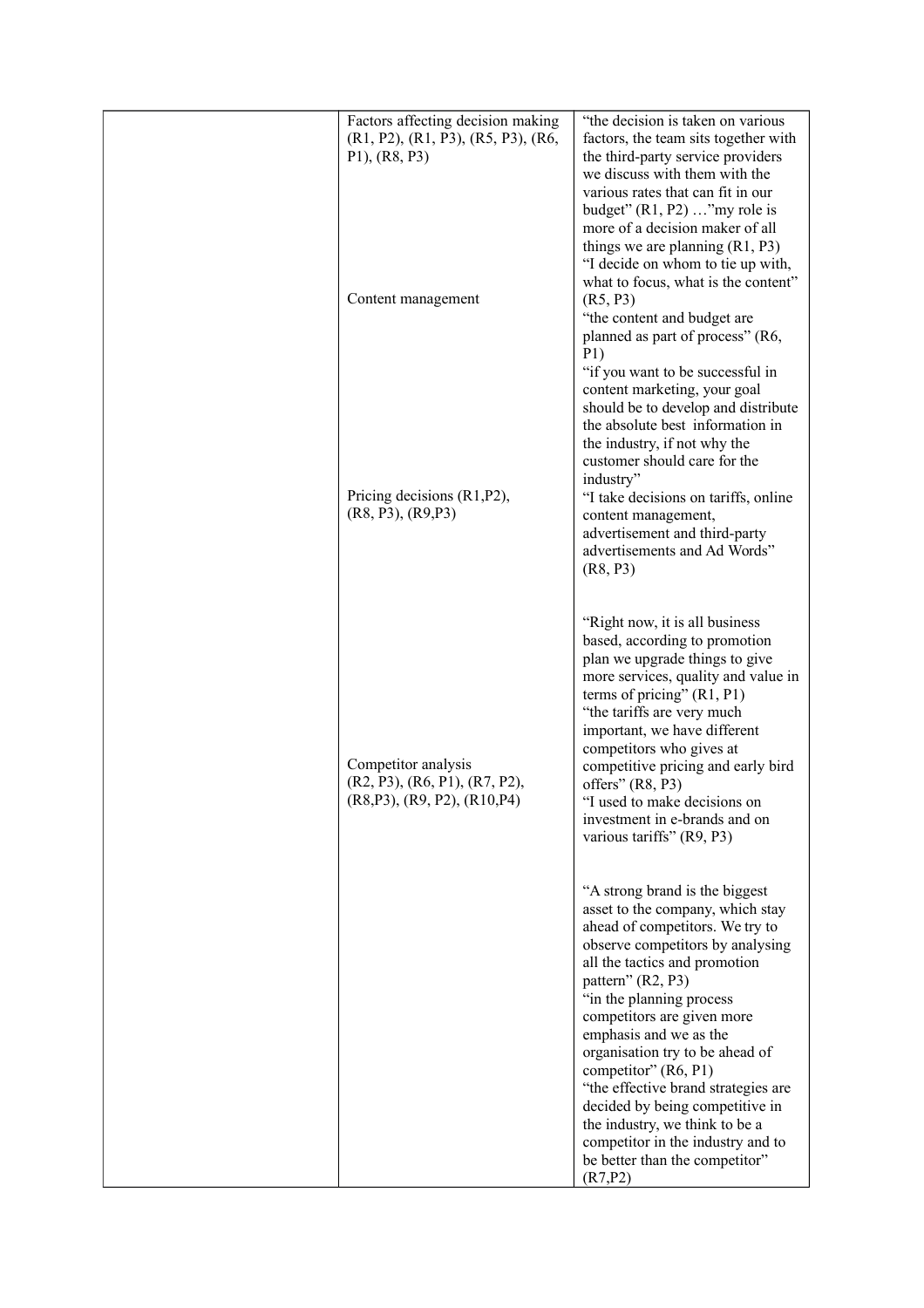| | | |
|---|---|---|
| | Factors affecting decision making (R1, P2), (R1, P3), (R5, P3), (R6, P1), (R8, P3) | "the decision is taken on various factors, the team sits together with the third-party service providers we discuss with them with the various rates that can fit in our budget" (R1, P2) …"my role is more of a decision maker of all things we are planning (R1, P3) "I decide on whom to tie up with, what to focus, what is the content" (R5, P3) "the content and budget are planned as part of process" (R6, P1) |
| | Content management | "if you want to be successful in content marketing, your goal should be to develop and distribute the absolute best information in the industry, if not why the customer should care for the industry" "I take decisions on tariffs, online content management, advertisement and third-party advertisements and Ad Words" (R8, P3) |
| | Pricing decisions (R1,P2), (R8, P3), (R9,P3) | "Right now, it is all business based, according to promotion plan we upgrade things to give more services, quality and value in terms of pricing" (R1, P1) "the tariffs are very much important, we have different competitors who gives at competitive pricing and early bird offers" (R8, P3) "I used to make decisions on investment in e-brands and on various tariffs" (R9, P3) |
| | Competitor analysis (R2, P3), (R6, P1), (R7, P2), (R8,P3), (R9, P2), (R10,P4) | "A strong brand is the biggest asset to the company, which stay ahead of competitors. We try to observe competitors by analysing all the tactics and promotion pattern" (R2, P3) "in the planning process competitors are given more emphasis and we as the organisation try to be ahead of competitor" (R6, P1) "the effective brand strategies are decided by being competitive in the industry, we think to be a competitor in the industry and to be better than the competitor" (R7,P2) |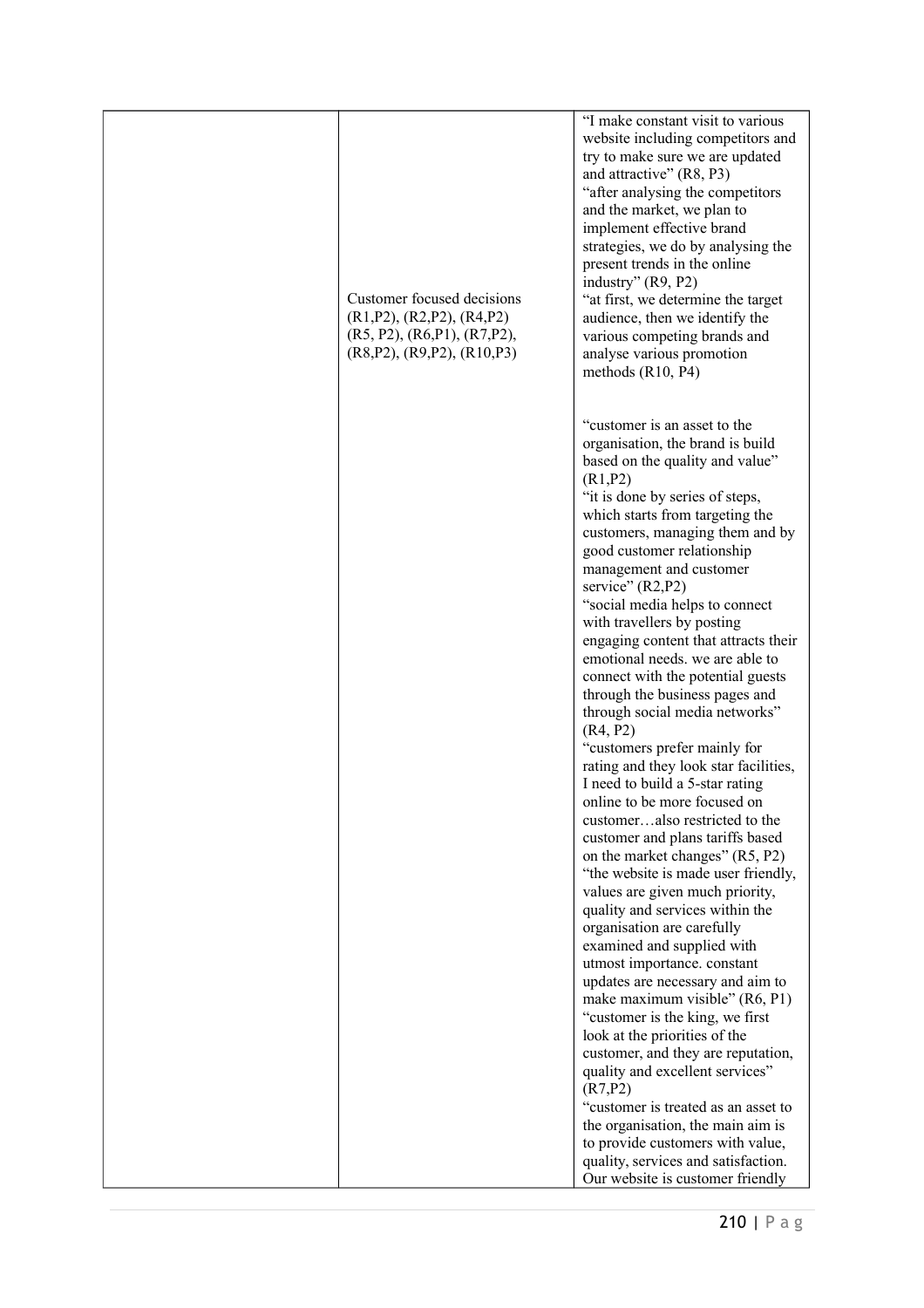| | | |
|---|---|---|
| | Customer focused decisions (R1,P2), (R2,P2), (R4,P2) (R5, P2), (R6,P1), (R7,P2), (R8,P2), (R9,P2), (R10,P3) | "I make constant visit to various website including competitors and try to make sure we are updated and attractive" (R8, P3) "after analysing the competitors and the market, we plan to implement effective brand strategies, we do by analysing the present trends in the online industry" (R9, P2) "at first, we determine the target audience, then we identify the various competing brands and analyse various promotion methods (R10, P4) "customer is an asset to the organisation, the brand is build based on the quality and value" (R1,P2) "it is done by series of steps, which starts from targeting the customers, managing them and by good customer relationship management and customer service" (R2,P2) "social media helps to connect with travellers by posting engaging content that attracts their emotional needs. we are able to connect with the potential guests through the business pages and through social media networks" (R4, P2) "customers prefer mainly for rating and they look star facilities, I need to build a 5-star rating online to be more focused on customer…also restricted to the customer and plans tariffs based on the market changes" (R5, P2) "the website is made user friendly, values are given much priority, quality and services within the organisation are carefully examined and supplied with utmost importance. constant updates are necessary and aim to make maximum visible" (R6, P1) "customer is the king, we first look at the priorities of the customer, and they are reputation, quality and excellent services" (R7,P2) "customer is treated as an asset to the organisation, the main aim is to provide customers with value, quality, services and satisfaction. Our website is customer friendly |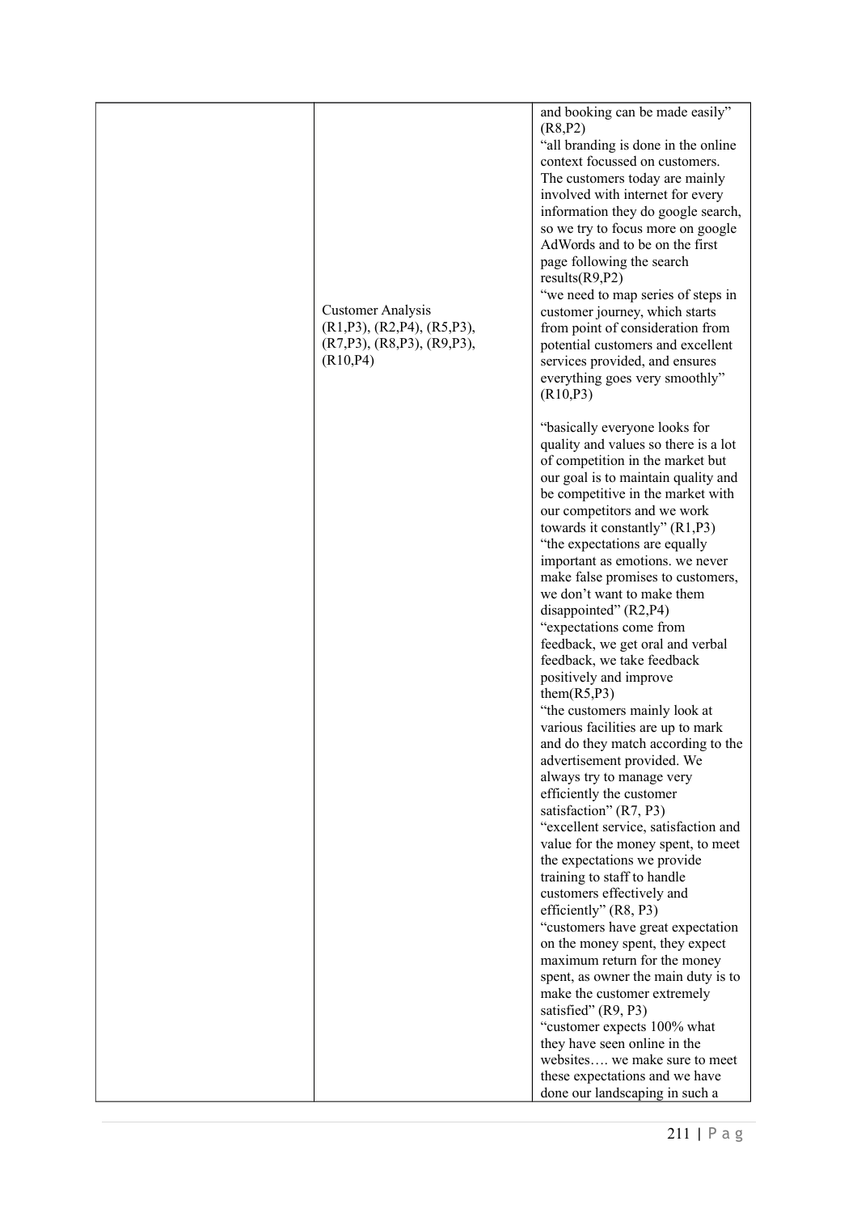|  |  |  |
|---|---|---|
|  |  | and booking can be made easily" (R8,P2) "all branding is done in the online context focussed on customers. The customers today are mainly involved with internet for every information they do google search, so we try to focus more on google AdWords and to be on the first page following the search results(R9,P2) "we need to map series of steps in customer journey, which starts from point of consideration from potential customers and excellent services provided, and ensures everything goes very smoothly" (R10,P3) |
|  | Customer Analysis (R1,P3), (R2,P4), (R5,P3), (R7,P3), (R8,P3), (R9,P3), (R10,P4) | "basically everyone looks for quality and values so there is a lot of competition in the market but our goal is to maintain quality and be competitive in the market with our competitors and we work towards it constantly" (R1,P3) "the expectations are equally important as emotions. we never make false promises to customers, we don't want to make them disappointed" (R2,P4) "expectations come from feedback, we get oral and verbal feedback, we take feedback positively and improve them(R5,P3) "the customers mainly look at various facilities are up to mark and do they match according to the advertisement provided. We always try to manage very efficiently the customer satisfaction" (R7, P3) "excellent service, satisfaction and value for the money spent, to meet the expectations we provide training to staff to handle customers effectively and efficiently" (R8, P3) "customers have great expectation on the money spent, they expect maximum return for the money spent, as owner the main duty is to make the customer extremely satisfied" (R9, P3) "customer expects 100% what they have seen online in the websites…. we make sure to meet these expectations and we have done our landscaping in such a |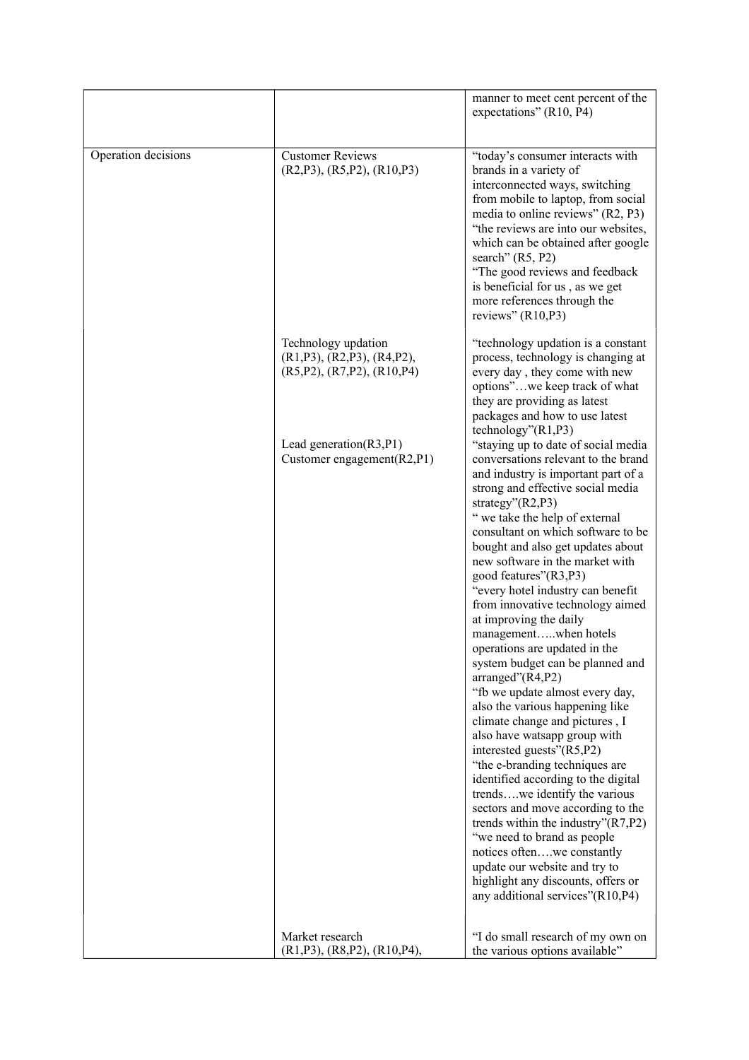| | | |
|---|---|---|
| | | manner to meet cent percent of the expectations" (R10, P4) |
| Operation decisions | Customer Reviews (R2,P3), (R5,P2), (R10,P3) | "today's consumer interacts with brands in a variety of interconnected ways, switching from mobile to laptop, from social media to online reviews" (R2, P3) "the reviews are into our websites, which can be obtained after google search" (R5, P2) "The good reviews and feedback is beneficial for us , as we get more references through the reviews" (R10,P3) |
| | Technology updation (R1,P3), (R2,P3), (R4,P2), (R5,P2), (R7,P2), (R10,P4) Lead generation(R3,P1) Customer engagement(R2,P1) | "technology updation is a constant process, technology is changing at every day , they come with new options"…we keep track of what they are providing as latest packages and how to use latest technology"(R1,P3) "staying up to date of social media conversations relevant to the brand and industry is important part of a strong and effective social media strategy"(R2,P3) " we take the help of external consultant on which software to be bought and also get updates about new software in the market with good features"(R3,P3) "every hotel industry can benefit from innovative technology aimed at improving the daily management…..when hotels operations are updated in the system budget can be planned and arranged"(R4,P2) "fb we update almost every day, also the various happening like climate change and pictures , I also have watsapp group with interested guests"(R5,P2) "the e-branding techniques are identified according to the digital trends….we identify the various sectors and move according to the trends within the industry"(R7,P2) "we need to brand as people notices often….we constantly update our website and try to highlight any discounts, offers or any additional services"(R10,P4) |
| | Market research (R1,P3), (R8,P2), (R10,P4), | "I do small research of my own on the various options available" |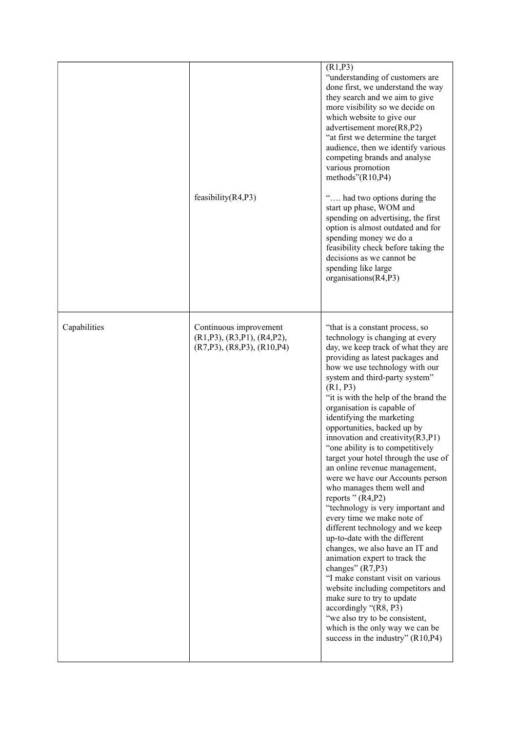| | | |
|---|---|---|
| | | (R1,P3)<br>"understanding of customers are done first, we understand the way they search and we aim to give more visibility so we decide on which website to give our advertisement more(R8,P2)<br>"at first we determine the target audience, then we identify various competing brands and analyse various promotion methods"(R10,P4) |
| | feasibility(R4,P3) | "…. had two options during the start up phase, WOM and spending on advertising, the first option is almost outdated and for spending money we do a feasibility check before taking the decisions as we cannot be spending like large organisations(R4,P3) |
| Capabilities | Continuous improvement (R1,P3), (R3,P1), (R4,P2), (R7,P3), (R8,P3), (R10,P4) | "that is a constant process, so technology is changing at every day, we keep track of what they are providing as latest packages and how we use technology with our system and third-party system" (R1, P3)<br>"it is with the help of the brand the organisation is capable of identifying the marketing opportunities, backed up by innovation and creativity(R3,P1)<br>"one ability is to competitively target your hotel through the use of an online revenue management, were we have our Accounts person who manages them well and reports " (R4,P2)<br>"technology is very important and every time we make note of different technology and we keep up-to-date with the different changes, we also have an IT and animation expert to track the changes" (R7,P3)<br>"I make constant visit on various website including competitors and make sure to try to update accordingly "(R8, P3)<br>"we also try to be consistent, which is the only way we can be success in the industry" (R10,P4) |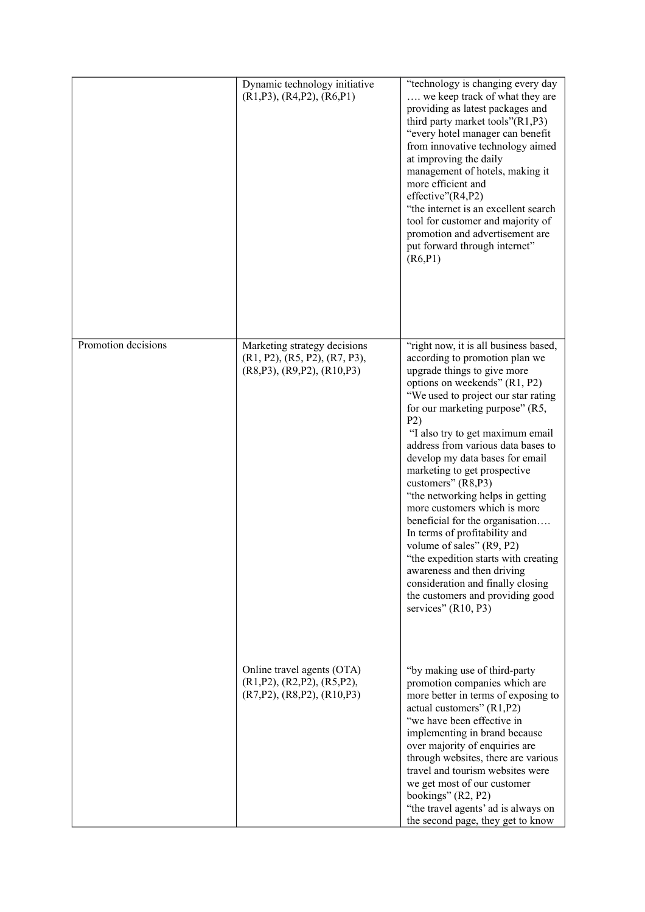| | | |
|---|---|---|
| | Dynamic technology initiative (R1,P3), (R4,P2), (R6,P1) | "technology is changing every day …. we keep track of what they are providing as latest packages and third party market tools"(R1,P3) "every hotel manager can benefit from innovative technology aimed at improving the daily management of hotels, making it more efficient and effective"(R4,P2) "the internet is an excellent search tool for customer and majority of promotion and advertisement are put forward through internet" (R6,P1) |
| Promotion decisions | Marketing strategy decisions (R1, P2), (R5, P2), (R7, P3), (R8,P3), (R9,P2), (R10,P3) | "right now, it is all business based, according to promotion plan we upgrade things to give more options on weekends" (R1, P2) "We used to project our star rating for our marketing purpose" (R5, P2) "I also try to get maximum email address from various data bases to develop my data bases for email marketing to get prospective customers" (R8,P3) "the networking helps in getting more customers which is more beneficial for the organisation…. In terms of profitability and volume of sales" (R9, P2) "the expedition starts with creating awareness and then driving consideration and finally closing the customers and providing good services" (R10, P3) |
| | Online travel agents (OTA) (R1,P2), (R2,P2), (R5,P2), (R7,P2), (R8,P2), (R10,P3) | "by making use of third-party promotion companies which are more better in terms of exposing to actual customers" (R1,P2) "we have been effective in implementing in brand because over majority of enquiries are through websites, there are various travel and tourism websites were we get most of our customer bookings" (R2, P2) "the travel agents' ad is always on the second page, they get to know |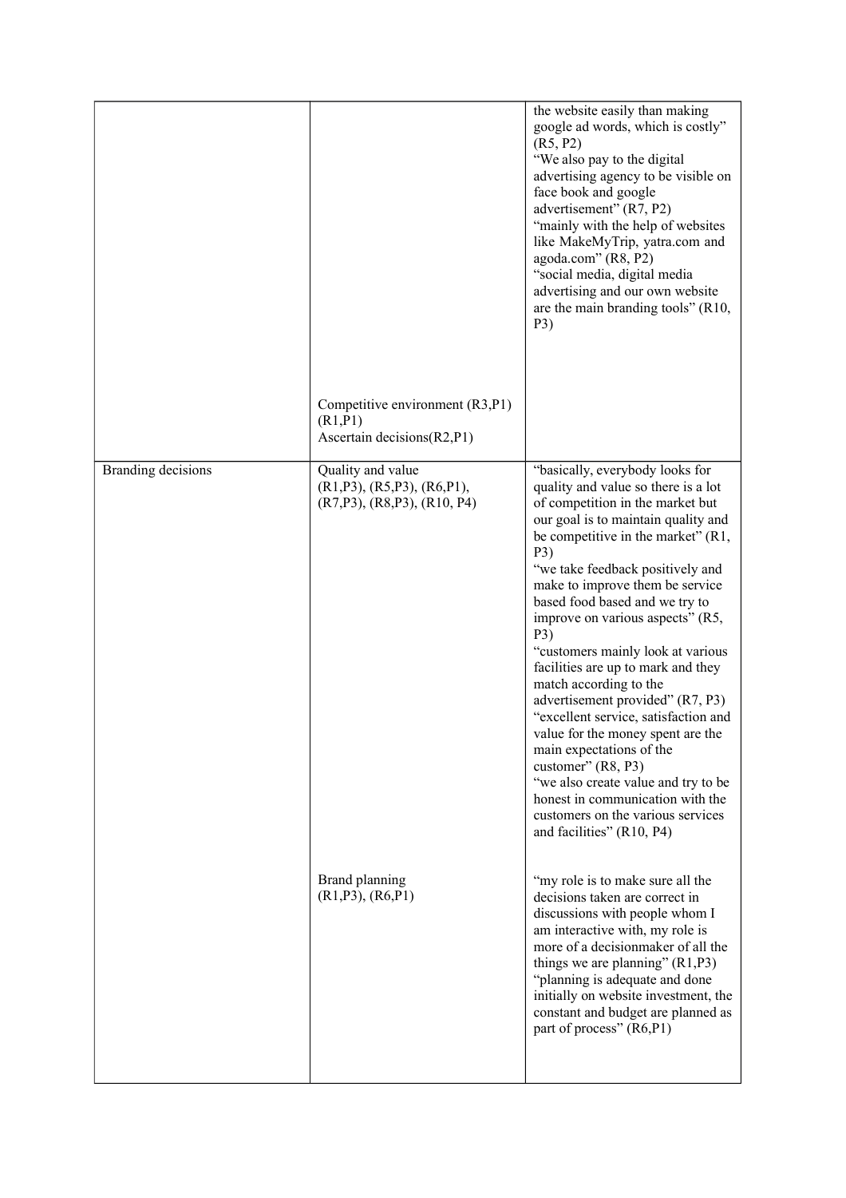|  |  |  |
|---|---|---|
|  |  | the website easily than making google ad words, which is costly" (R5, P2)<br>"We also pay to the digital advertising agency to be visible on face book and google advertisement" (R7, P2)<br>"mainly with the help of websites like MakeMyTrip, yatra.com and agoda.com" (R8, P2)<br>"social media, digital media advertising and our own website are the main branding tools" (R10, P3) |
|  | Competitive environment (R3,P1) (R1,P1)<br>Ascertain decisions(R2,P1) |  |
| Branding decisions | Quality and value (R1,P3), (R5,P3), (R6,P1), (R7,P3), (R8,P3), (R10, P4) | "basically, everybody looks for quality and value so there is a lot of competition in the market but our goal is to maintain quality and be competitive in the market" (R1, P3)<br>"we take feedback positively and make to improve them be service based food based and we try to improve on various aspects" (R5, P3)<br>"customers mainly look at various facilities are up to mark and they match according to the advertisement provided" (R7, P3)<br>"excellent service, satisfaction and value for the money spent are the main expectations of the customer" (R8, P3)<br>"we also create value and try to be honest in communication with the customers on the various services and facilities" (R10, P4) |
|  | Brand planning (R1,P3), (R6,P1) | "my role is to make sure all the decisions taken are correct in discussions with people whom I am interactive with, my role is more of a decisionmaker of all the things we are planning" (R1,P3)<br>"planning is adequate and done initially on website investment, the constant and budget are planned as part of process" (R6,P1) |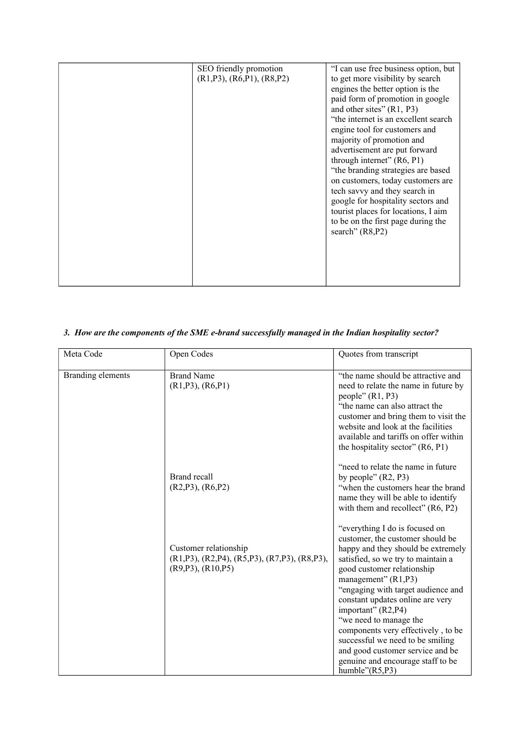| | | |
|---|---|---|
| | SEO friendly promotion (R1,P3), (R6,P1), (R8,P2) | "I can use free business option, but to get more visibility by search engines the better option is the paid form of promotion in google and other sites" (R1, P3) "the internet is an excellent search engine tool for customers and majority of promotion and advertisement are put forward through internet" (R6, P1) "the branding strategies are based on customers, today customers are tech savvy and they search in google for hospitality sectors and tourist places for locations, I aim to be on the first page during the search" (R8,P2) |

***3. How are the components of the SME e-brand successfully managed in the Indian hospitality sector?***

| Meta Code | Open Codes | Quotes from transcript |
|---|---|---|
| Branding elements | Brand Name (R1,P3), (R6,P1) | "the name should be attractive and need to relate the name in future by people" (R1, P3) "the name can also attract the customer and bring them to visit the website and look at the facilities available and tariffs on offer within the hospitality sector" (R6, P1) |
| | Brand recall (R2,P3), (R6,P2) | "need to relate the name in future by people" (R2, P3) "when the customers hear the brand name they will be able to identify with them and recollect" (R6, P2) |
| | Customer relationship (R1,P3), (R2,P4), (R5,P3), (R7,P3), (R8,P3), (R9,P3), (R10,P5) | "everything I do is focused on customer, the customer should be happy and they should be extremely satisfied, so we try to maintain a good customer relationship management" (R1,P3) "engaging with target audience and constant updates online are very important" (R2,P4) "we need to manage the components very effectively , to be successful we need to be smiling and good customer service and be genuine and encourage staff to be humble"(R5,P3) |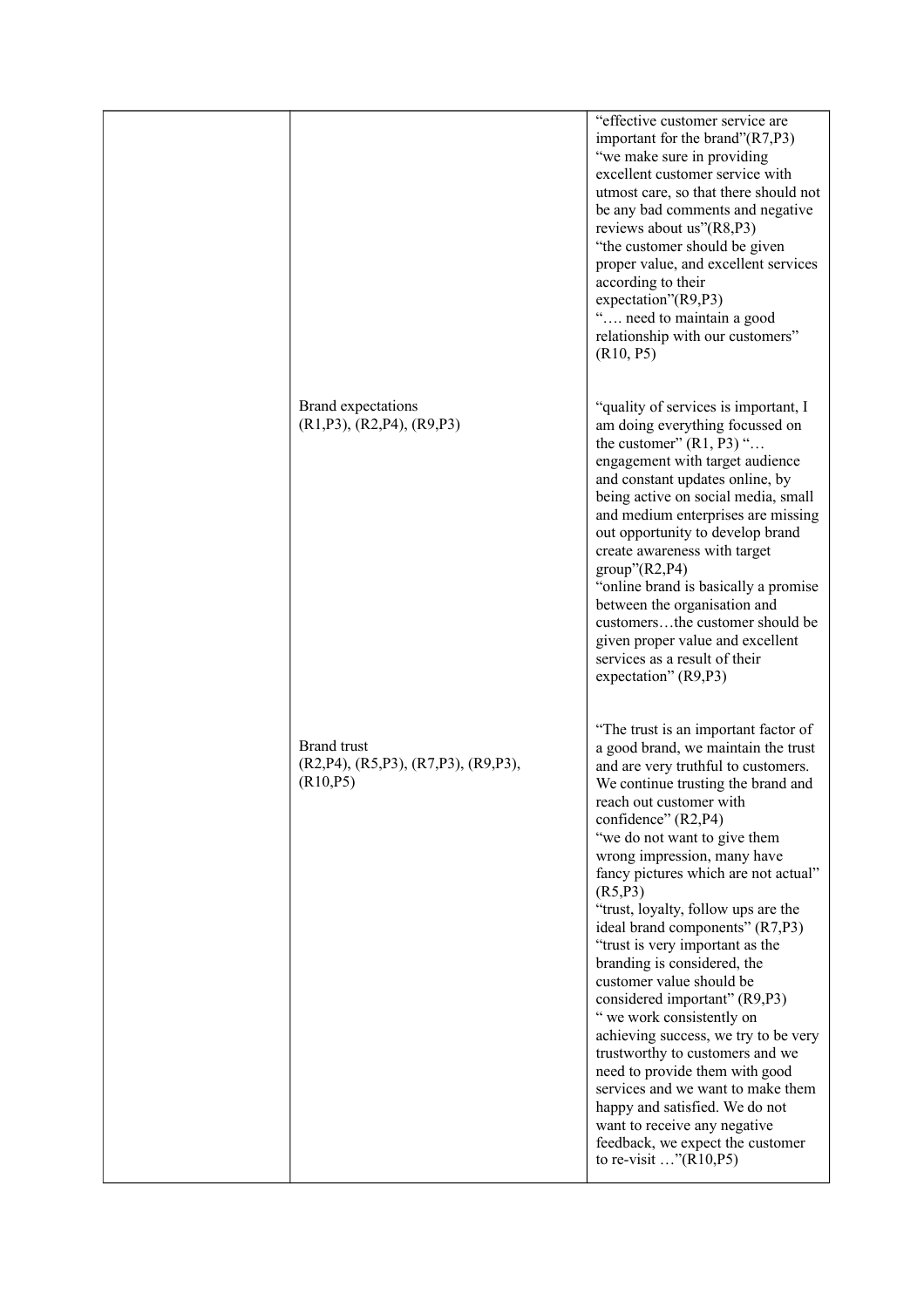| | | |
|---|---|---|
| | | "effective customer service are important for the brand"(R7,P3) "we make sure in providing excellent customer service with utmost care, so that there should not be any bad comments and negative reviews about us"(R8,P3) "the customer should be given proper value, and excellent services according to their expectation"(R9,P3) "…. need to maintain a good relationship with our customers" (R10, P5) |
| | Brand expectations (R1,P3), (R2,P4), (R9,P3) | "quality of services is important, I am doing everything focussed on the customer" (R1, P3) "… engagement with target audience and constant updates online, by being active on social media, small and medium enterprises are missing out opportunity to develop brand create awareness with target group"(R2,P4) "online brand is basically a promise between the organisation and customers…the customer should be given proper value and excellent services as a result of their expectation" (R9,P3) |
| | Brand trust (R2,P4), (R5,P3), (R7,P3), (R9,P3), (R10,P5) | "The trust is an important factor of a good brand, we maintain the trust and are very truthful to customers. We continue trusting the brand and reach out customer with confidence" (R2,P4) "we do not want to give them wrong impression, many have fancy pictures which are not actual" (R5,P3) "trust, loyalty, follow ups are the ideal brand components" (R7,P3) "trust is very important as the branding is considered, the customer value should be considered important" (R9,P3) " we work consistently on achieving success, we try to be very trustworthy to customers and we need to provide them with good services and we want to make them happy and satisfied. We do not want to receive any negative feedback, we expect the customer to re-visit …"(R10,P5) |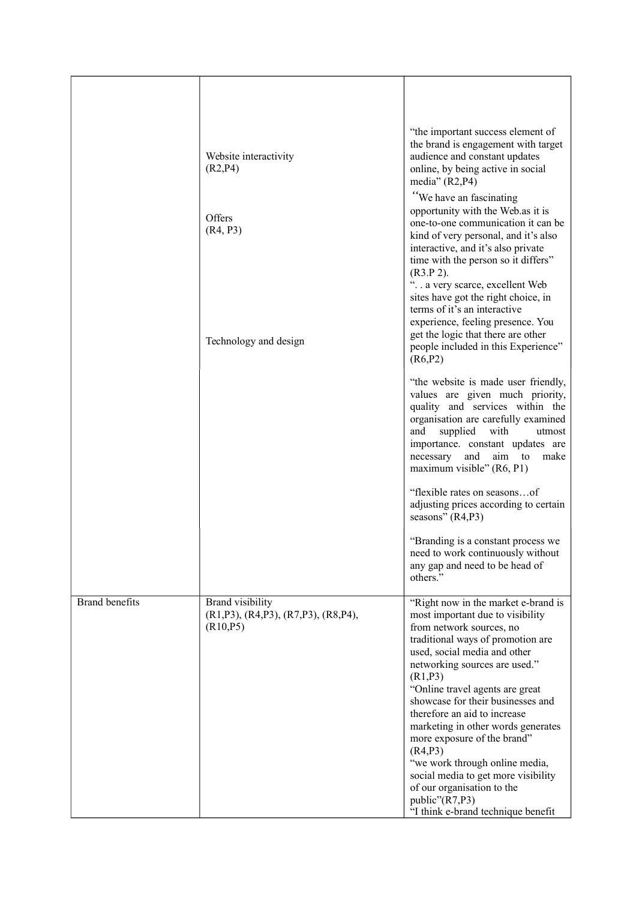| | | |
|---|---|---|
| | Website interactivity (R2,P4)<br><br>Offers (R4, P3)<br><br>Technology and design | "the important success element of the brand is engagement with target audience and constant updates online, by being active in social media" (R2,P4)<br>"We have an fascinating opportunity with the Web.as it is one-to-one communication it can be kind of very personal, and it's also interactive, and it's also private time with the person so it differs" (R3.P 2).<br>". . a very scarce, excellent Web sites have got the right choice, in terms of it's an interactive experience, feeling presence. You get the logic that there are other people included in this Experience" (R6,P2) |
| | | "the website is made user friendly, values are given much priority, quality and services within the organisation are carefully examined and supplied with utmost importance. constant updates are necessary and aim to make maximum visible" (R6, P1)<br><br>"flexible rates on seasons…of adjusting prices according to certain seasons" (R4,P3)<br><br>"Branding is a constant process we need to work continuously without any gap and need to be head of others." |
| Brand benefits | Brand visibility (R1,P3), (R4,P3), (R7,P3), (R8,P4), (R10,P5) | "Right now in the market e-brand is most important due to visibility from network sources, no traditional ways of promotion are used, social media and other networking sources are used." (R1,P3)<br>"Online travel agents are great showcase for their businesses and therefore an aid to increase marketing in other words generates more exposure of the brand" (R4,P3)<br>"we work through online media, social media to get more visibility of our organisation to the public"(R7,P3)<br>"I think e-brand technique benefit |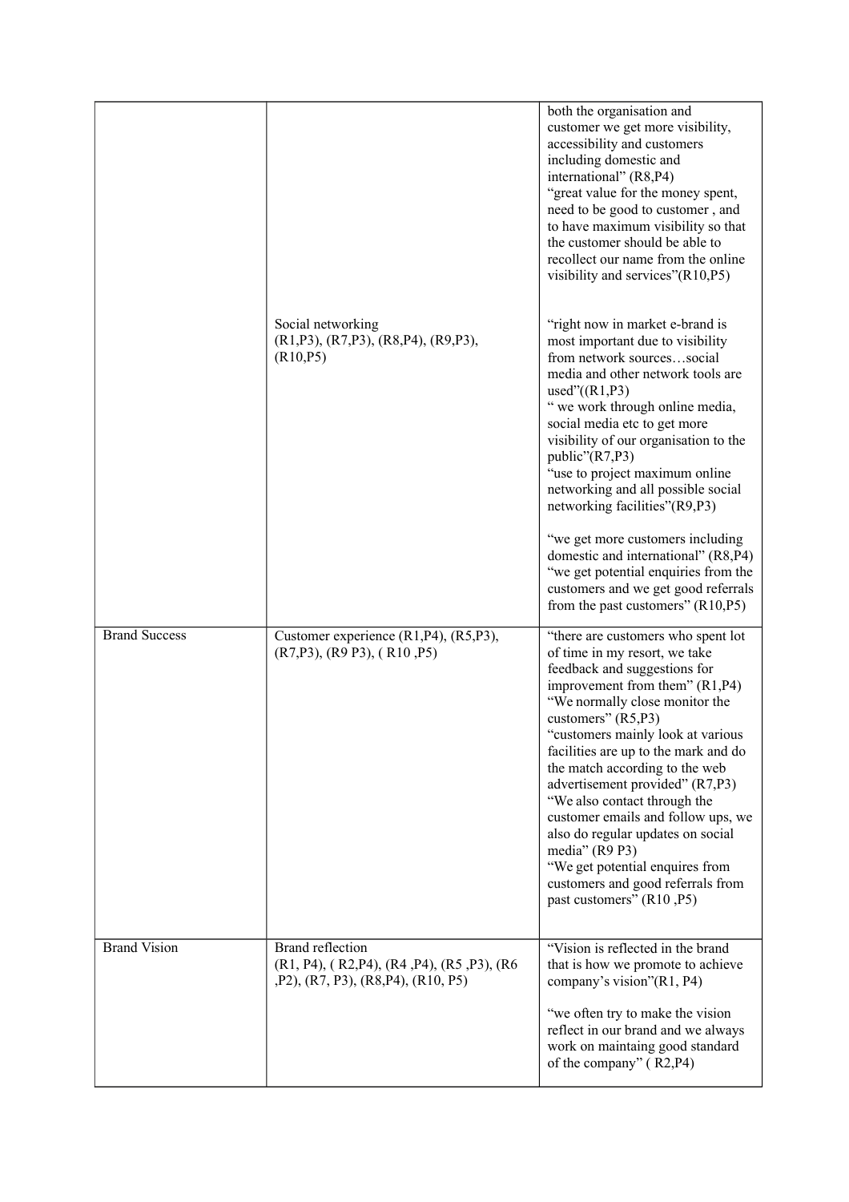| | | |
|---|---|---|
| | | both the organisation and customer we get more visibility, accessibility and customers including domestic and international" (R8,P4)<br>"great value for the money spent, need to be good to customer , and to have maximum visibility so that the customer should be able to recollect our name from the online visibility and services"(R10,P5) |
| | Social networking<br>(R1,P3), (R7,P3), (R8,P4), (R9,P3), (R10,P5) | "right now in market e-brand is most important due to visibility from network sources…social media and other network tools are used"((R1,P3)<br>" we work through online media, social media etc to get more visibility of our organisation to the public"(R7,P3)<br>"use to project maximum online networking and all possible social networking facilities"(R9,P3)<br><br>"we get more customers including domestic and international" (R8,P4)<br>"we get potential enquiries from the customers and we get good referrals from the past customers" (R10,P5) |
| Brand Success | Customer experience (R1,P4), (R5,P3), (R7,P3), (R9 P3), ( R10 ,P5) | "there are customers who spent lot of time in my resort, we take feedback and suggestions for improvement from them" (R1,P4)<br>"We normally close monitor the customers" (R5,P3)<br>"customers mainly look at various facilities are up to the mark and do the match according to the web advertisement provided" (R7,P3)<br>"We also contact through the customer emails and follow ups, we also do regular updates on social media" (R9 P3)<br>"We get potential enquires from customers and good referrals from past customers" (R10 ,P5) |
| Brand Vision | Brand reflection<br>(R1, P4), ( R2,P4), (R4 ,P4), (R5 ,P3), (R6 ,P2), (R7, P3), (R8,P4), (R10, P5) | "Vision is reflected in the brand that is how we promote to achieve company's vision"(R1, P4)<br><br>"we often try to make the vision reflect in our brand and we always work on maintaing good standard of the company" ( R2,P4) |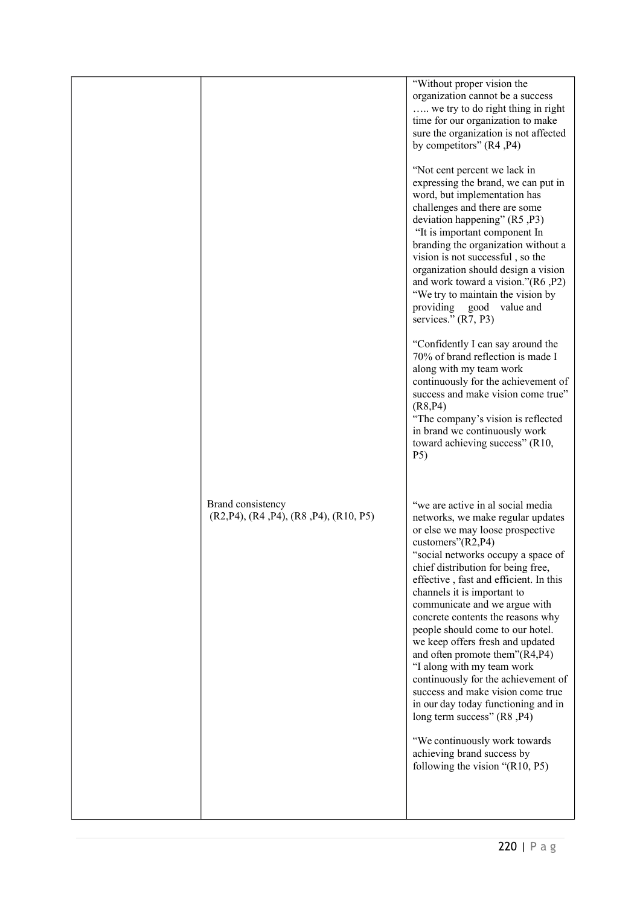| | | |
|---|---|---|
| | | "Without proper vision the organization cannot be a success ….. we try to do right thing in right time for our organization to make sure the organization is not affected by competitors" (R4 ,P4)<br><br>"Not cent percent we lack in expressing the brand, we can put in word, but implementation has challenges and there are some deviation happening" (R5 ,P3)<br>"It is important component In branding the organization without a vision is not successful , so the organization should design a vision and work toward a vision."(R6 ,P2)<br>"We try to maintain the vision by providing good value and services." (R7, P3)<br><br>"Confidently I can say around the 70% of brand reflection is made I along with my team work continuously for the achievement of success and make vision come true" (R8,P4)<br>"The company's vision is reflected in brand we continuously work toward achieving success" (R10, P5) |
| | Brand consistency<br>(R2,P4), (R4 ,P4), (R8 ,P4), (R10, P5) | "we are active in al social media networks, we make regular updates or else we may loose prospective customers"(R2,P4)<br>"social networks occupy a space of chief distribution for being free, effective , fast and efficient. In this channels it is important to communicate and we argue with concrete contents the reasons why people should come to our hotel. we keep offers fresh and updated and often promote them"(R4,P4)<br>"I along with my team work continuously for the achievement of success and make vision come true in our day today functioning and in long term success" (R8 ,P4)<br><br>"We continuously work towards achieving brand success by following the vision "(R10, P5) |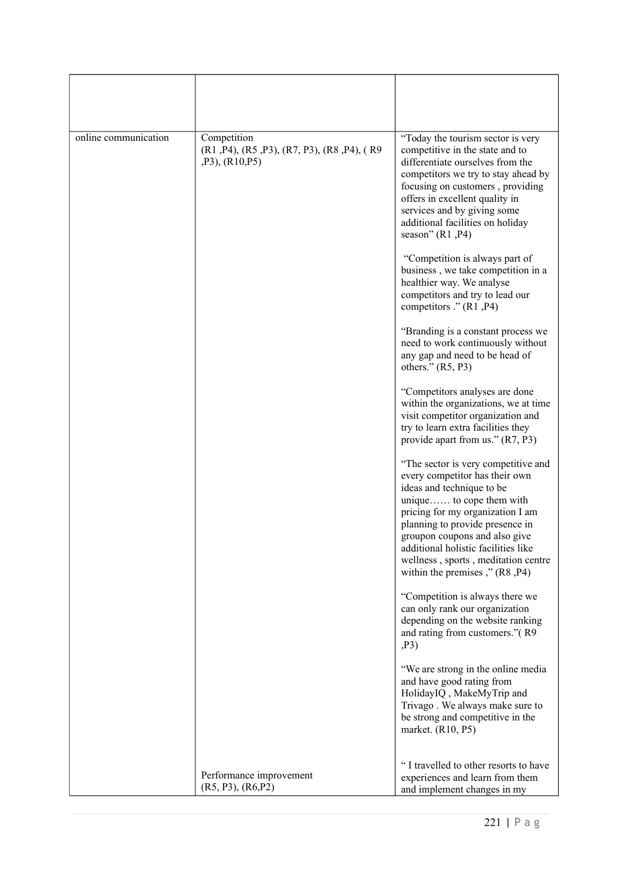| | | |
|---|---|---|
| online communication | Competition (R1 ,P4), (R5 ,P3), (R7, P3), (R8 ,P4), ( R9 ,P3), (R10,P5) | "Today the tourism sector is very competitive in the state and to differentiate ourselves from the competitors we try to stay ahead by focusing on customers , providing offers in excellent quality in services and by giving some additional facilities on holiday season" (R1 ,P4)<br><br>"Competition is always part of business , we take competition in a healthier way. We analyse competitors and try to lead our competitors ." (R1 ,P4)<br><br>"Branding is a constant process we need to work continuously without any gap and need to be head of others." (R5, P3)<br><br>"Competitors analyses are done within the organizations, we at time visit competitor organization and try to learn extra facilities they provide apart from us." (R7, P3)<br><br>"The sector is very competitive and every competitor has their own ideas and technique to be unique…… to cope them with pricing for my organization I am planning to provide presence in groupon coupons and also give additional holistic facilities like wellness , sports , meditation centre within the premises ," (R8 ,P4)<br><br>"Competition is always there we can only rank our organization depending on the website ranking and rating from customers."( R9 ,P3)<br><br>"We are strong in the online media and have good rating from HolidayIQ , MakeMyTrip and Trivago . We always make sure to be strong and competitive in the market. (R10, P5) |
| | Performance improvement (R5, P3), (R6,P2) | " I travelled to other resorts to have experiences and learn from them and implement changes in my |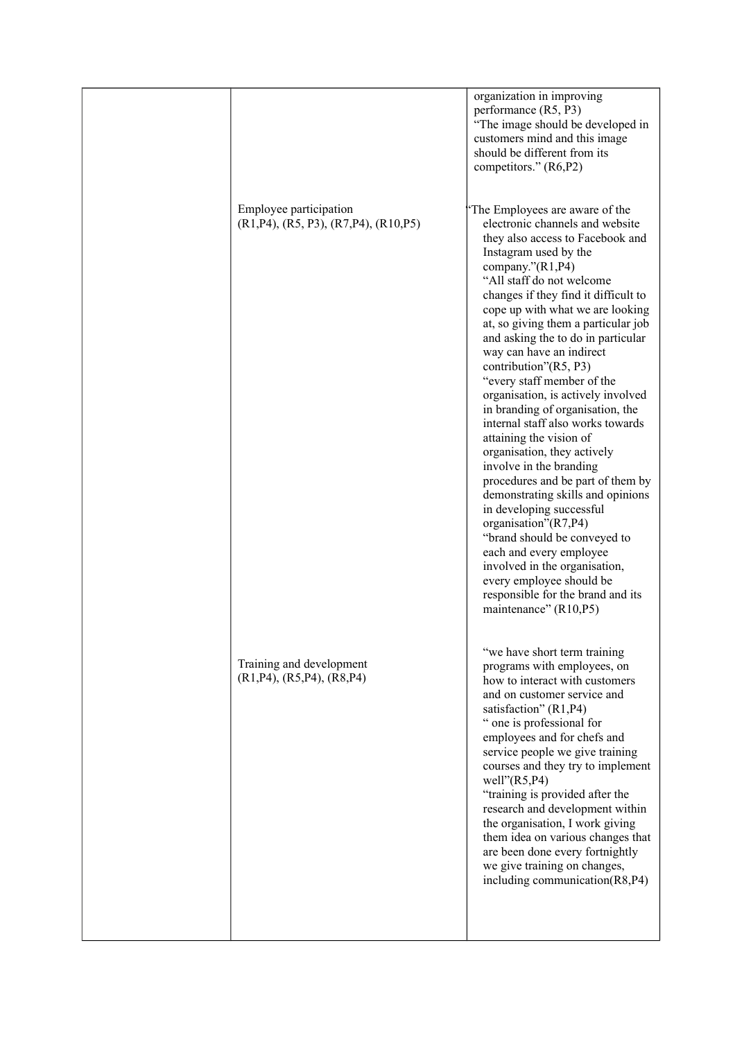| | | |
|---|---|---|
| | | organization in improving performance (R5, P3) “The image should be developed in customers mind and this image should be different from its competitors.” (R6,P2) |
| | Employee participation (R1,P4), (R5, P3), (R7,P4), (R10,P5) | “The Employees are aware of the electronic channels and website they also access to Facebook and Instagram used by the company.”(R1,P4) “All staff do not welcome changes if they find it difficult to cope up with what we are looking at, so giving them a particular job and asking the to do in particular way can have an indirect contribution”(R5, P3) “every staff member of the organisation, is actively involved in branding of organisation, the internal staff also works towards attaining the vision of organisation, they actively involve in the branding procedures and be part of them by demonstrating skills and opinions in developing successful organisation”(R7,P4) “brand should be conveyed to each and every employee involved in the organisation, every employee should be responsible for the brand and its maintenance” (R10,P5) |
| | Training and development (R1,P4), (R5,P4), (R8,P4) | “we have short term training programs with employees, on how to interact with customers and on customer service and satisfaction” (R1,P4) “ one is professional for employees and for chefs and service people we give training courses and they try to implement well”(R5,P4) “training is provided after the research and development within the organisation, I work giving them idea on various changes that are been done every fortnightly we give training on changes, including communication(R8,P4) |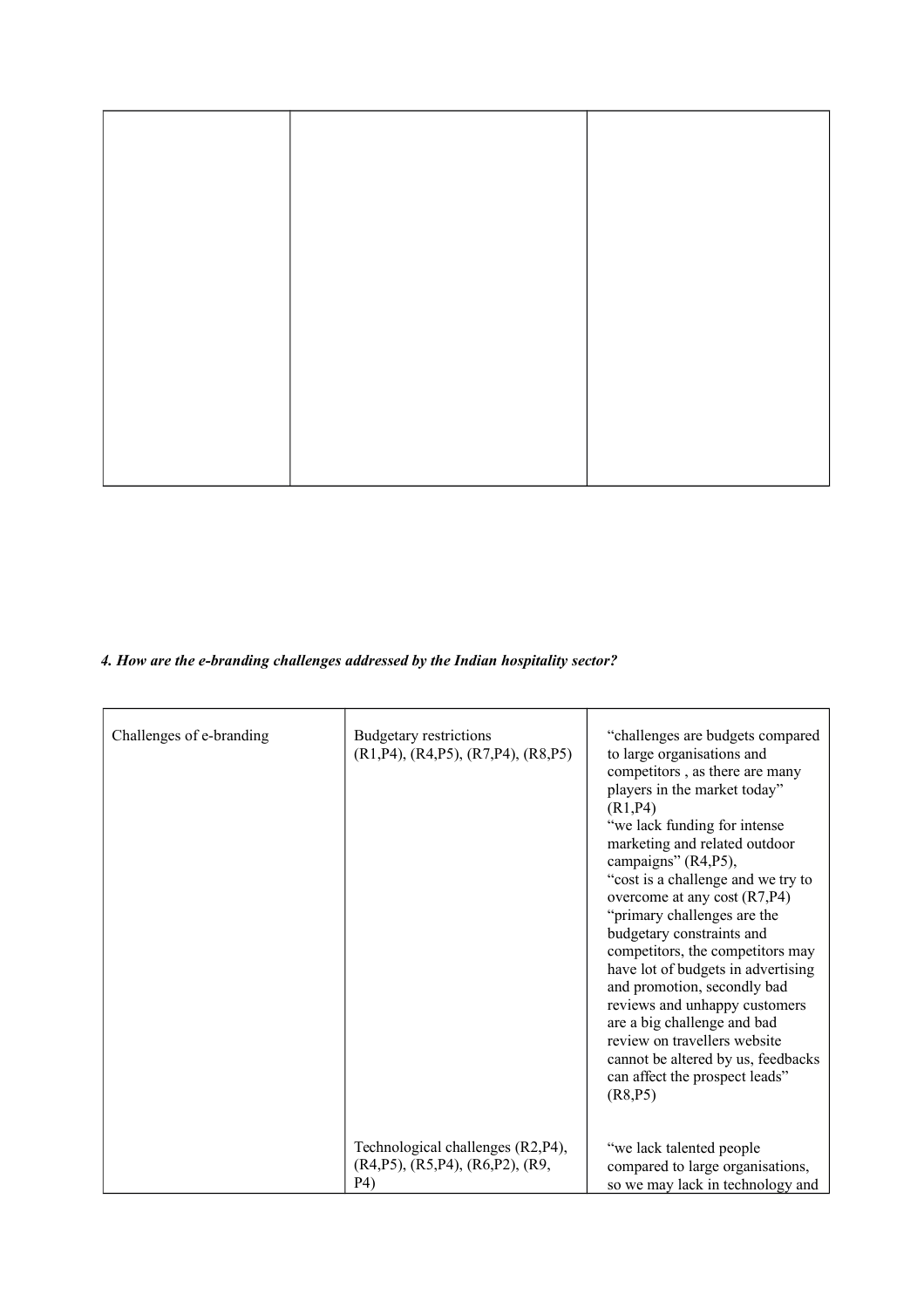|  |  |  |
|---|---|---|
|  |  |  |

*4. How are the e-branding challenges addressed by the Indian hospitality sector?*

|  |  |  |
|---|---|---|
| Challenges of e-branding | Budgetary restrictions (R1,P4), (R4,P5), (R7,P4), (R8,P5) | "challenges are budgets compared to large organisations and competitors , as there are many players in the market today" (R1,P4) "we lack funding for intense marketing and related outdoor campaigns" (R4,P5), "cost is a challenge and we try to overcome at any cost (R7,P4) "primary challenges are the budgetary constraints and competitors, the competitors may have lot of budgets in advertising and promotion, secondly bad reviews and unhappy customers are a big challenge and bad review on travellers website cannot be altered by us, feedbacks can affect the prospect leads" (R8,P5) |
|  | Technological challenges (R2,P4), (R4,P5), (R5,P4), (R6,P2), (R9, P4) | "we lack talented people compared to large organisations, so we may lack in technology and |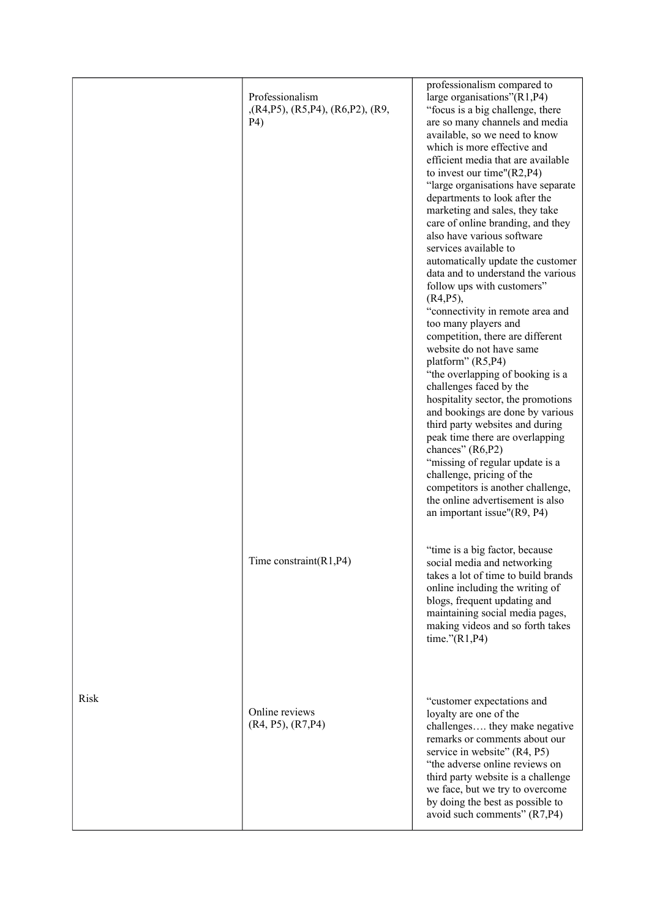| | | |
|---|---|---|
| | Professionalism ,(R4,P5), (R5,P4), (R6,P2), (R9, P4) | professionalism compared to large organisations”(R1,P4) “focus is a big challenge, there are so many channels and media available, so we need to know which is more effective and efficient media that are available to invest our time"(R2,P4) “large organisations have separate departments to look after the marketing and sales, they take care of online branding, and they also have various software services available to automatically update the customer data and to understand the various follow ups with customers” (R4,P5), “connectivity in remote area and too many players and competition, there are different website do not have same platform” (R5,P4) “the overlapping of booking is a challenges faced by the hospitality sector, the promotions and bookings are done by various third party websites and during peak time there are overlapping chances” (R6,P2) “missing of regular update is a challenge, pricing of the competitors is another challenge, the online advertisement is also an important issue"(R9, P4) |
| | Time constraint(R1,P4) | “time is a big factor, because social media and networking takes a lot of time to build brands online including the writing of blogs, frequent updating and maintaining social media pages, making videos and so forth takes time.”(R1,P4) |
| Risk | Online reviews (R4, P5), (R7,P4) | “customer expectations and loyalty are one of the challenges…. they make negative remarks or comments about our service in website” (R4, P5) “the adverse online reviews on third party website is a challenge we face, but we try to overcome by doing the best as possible to avoid such comments” (R7,P4) |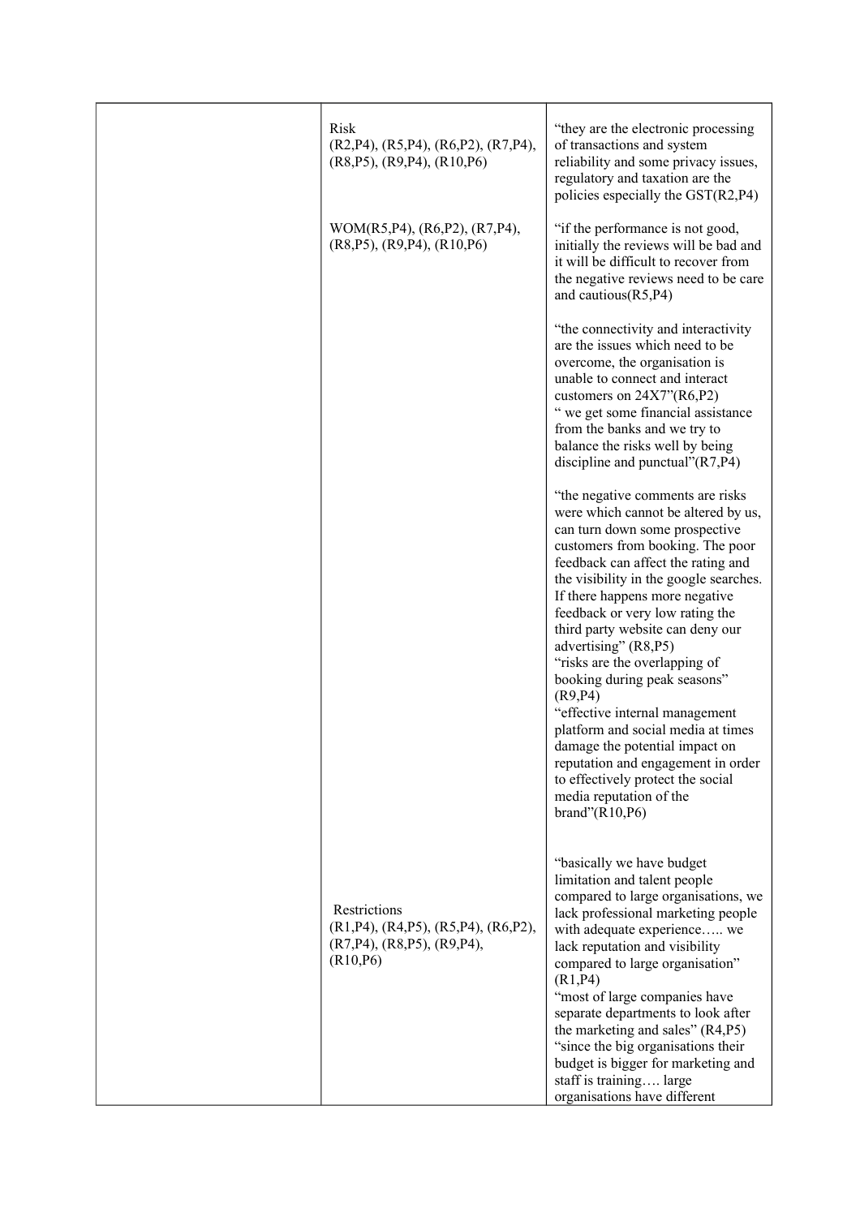| | | |
|---|---|---|
| | Risk<br>(R2,P4), (R5,P4), (R6,P2), (R7,P4), (R8,P5), (R9,P4), (R10,P6) | "they are the electronic processing of transactions and system reliability and some privacy issues, regulatory and taxation are the policies especially the GST(R2,P4) |
| | WOM(R5,P4), (R6,P2), (R7,P4), (R8,P5), (R9,P4), (R10,P6) | "if the performance is not good, initially the reviews will be bad and it will be difficult to recover from the negative reviews need to be care and cautious(R5,P4)<br><br>"the connectivity and interactivity are the issues which need to be overcome, the organisation is unable to connect and interact customers on 24X7"(R6,P2)<br>" we get some financial assistance from the banks and we try to balance the risks well by being discipline and punctual"(R7,P4)<br><br>"the negative comments are risks were which cannot be altered by us, can turn down some prospective customers from booking. The poor feedback can affect the rating and the visibility in the google searches. If there happens more negative feedback or very low rating the third party website can deny our advertising" (R8,P5)<br>"risks are the overlapping of booking during peak seasons" (R9,P4)<br>"effective internal management platform and social media at times damage the potential impact on reputation and engagement in order to effectively protect the social media reputation of the brand"(R10,P6) |
| | Restrictions<br>(R1,P4), (R4,P5), (R5,P4), (R6,P2), (R7,P4), (R8,P5), (R9,P4), (R10,P6) | "basically we have budget limitation and talent people compared to large organisations, we lack professional marketing people with adequate experience….. we lack reputation and visibility compared to large organisation" (R1,P4)<br>"most of large companies have separate departments to look after the marketing and sales" (R4,P5)<br>"since the big organisations their budget is bigger for marketing and staff is training…. large organisations have different |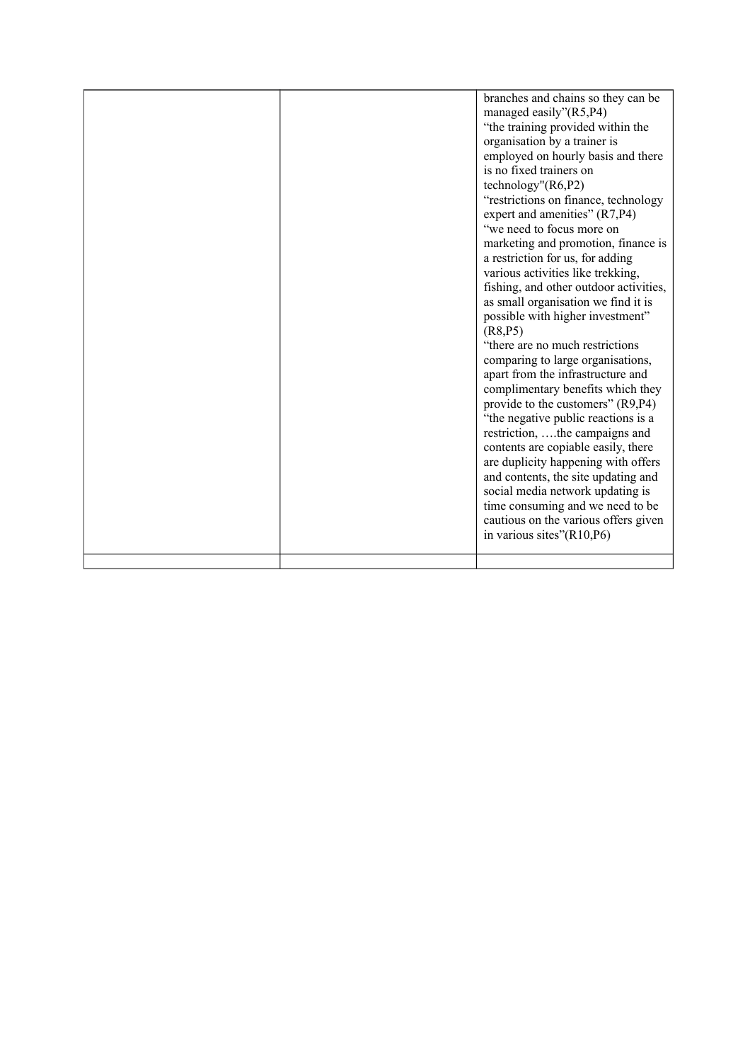| | | |
|---|---|---|
| | | branches and chains so they can be managed easily"(R5,P4)<br>"the training provided within the organisation by a trainer is employed on hourly basis and there is no fixed trainers on technology"(R6,P2)<br>"restrictions on finance, technology expert and amenities" (R7,P4)<br>"we need to focus more on marketing and promotion, finance is a restriction for us, for adding various activities like trekking, fishing, and other outdoor activities, as small organisation we find it is possible with higher investment" (R8,P5)<br>"there are no much restrictions comparing to large organisations, apart from the infrastructure and complimentary benefits which they provide to the customers" (R9,P4)<br>"the negative public reactions is a restriction, ….the campaigns and contents are copiable easily, there are duplicity happening with offers and contents, the site updating and social media network updating is time consuming and we need to be cautious on the various offers given in various sites"(R10,P6) |
| | | |